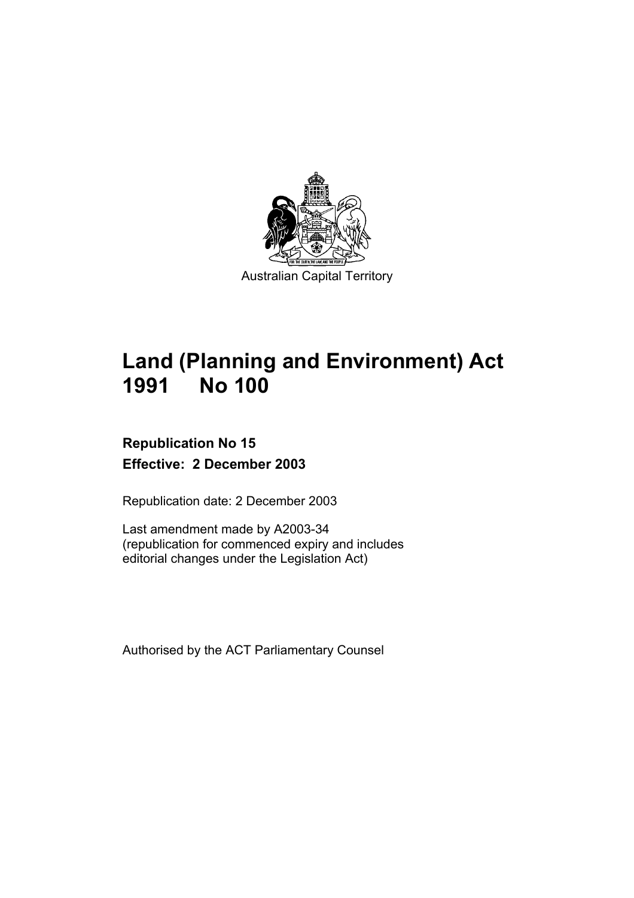Australian Capital Territory

# Land (Planning and Environment) Act 1991 No 100

**Republication No 15**

**Effective: 2 December 2003**

Republication date: 2 December 2003

Last amendment made by A2003-34
(republication for commenced expiry and includes editorial changes under the Legislation Act)

Authorised by the ACT Parliamentary Counsel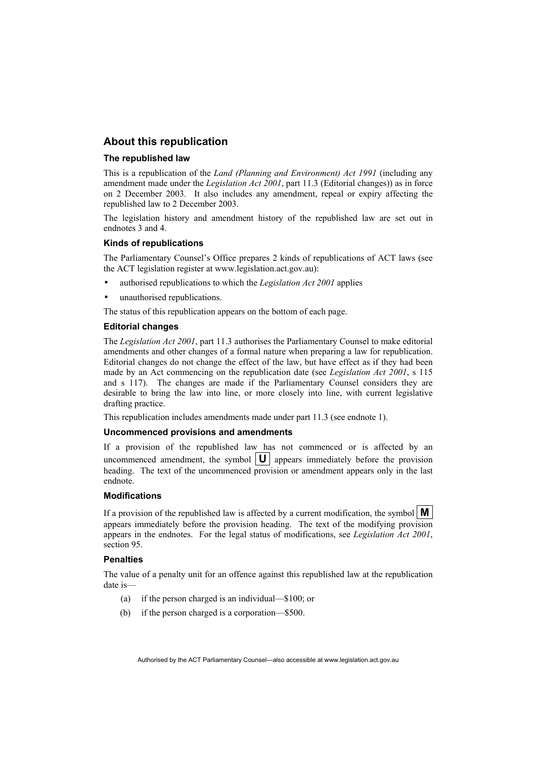## About this republication

### The republished law

This is a republication of the *Land (Planning and Environment) Act 1991* (including any amendment made under the *Legislation Act 2001*, part 11.3 (Editorial changes)) as in force on 2 December 2003. It also includes any amendment, repeal or expiry affecting the republished law to 2 December 2003.

The legislation history and amendment history of the republished law are set out in endnotes 3 and 4.

### Kinds of republications

The Parliamentary Counsel's Office prepares 2 kinds of republications of ACT laws (see the ACT legislation register at www.legislation.act.gov.au):

- authorised republications to which the *Legislation Act 2001* applies
- unauthorised republications.

The status of this republication appears on the bottom of each page.

### Editorial changes

The *Legislation Act 2001*, part 11.3 authorises the Parliamentary Counsel to make editorial amendments and other changes of a formal nature when preparing a law for republication. Editorial changes do not change the effect of the law, but have effect as if they had been made by an Act commencing on the republication date (see *Legislation Act 2001*, s 115 and s 117). The changes are made if the Parliamentary Counsel considers they are desirable to bring the law into line, or more closely into line, with current legislative drafting practice.

This republication includes amendments made under part 11.3 (see endnote 1).

### Uncommenced provisions and amendments

If a provision of the republished law has not commenced or is affected by an uncommenced amendment, the symbol **U** appears immediately before the provision heading. The text of the uncommenced provision or amendment appears only in the last endnote.

### Modifications

If a provision of the republished law is affected by a current modification, the symbol **M** appears immediately before the provision heading. The text of the modifying provision appears in the endnotes. For the legal status of modifications, see *Legislation Act 2001*, section 95.

### Penalties

The value of a penalty unit for an offence against this republished law at the republication date is—

(a) if the person charged is an individual—$100; or

(b) if the person charged is a corporation—$500.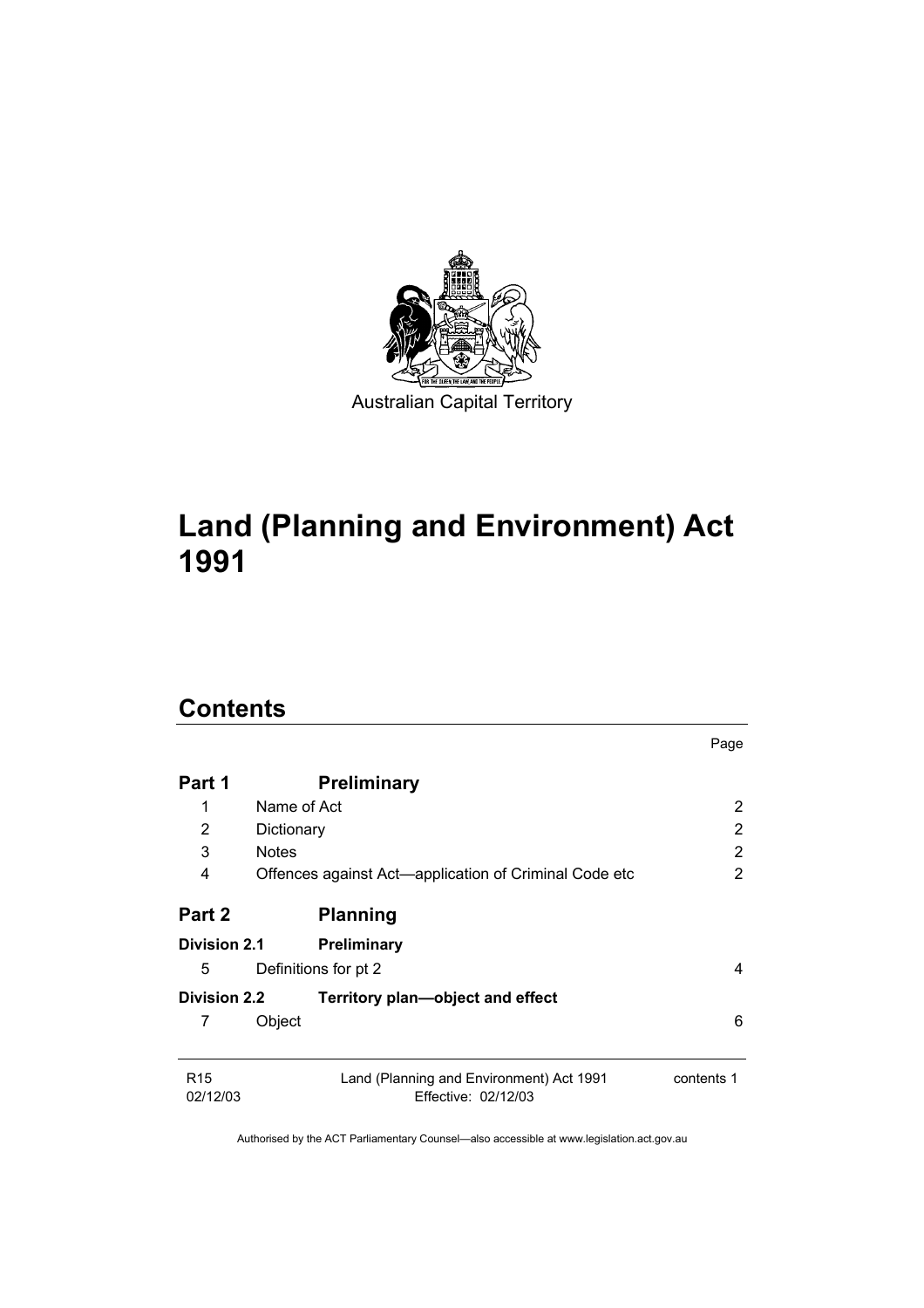Australian Capital Territory

# Land (Planning and Environment) Act 1991

## Contents

| | | Page |
|---|---|---|
| **Part 1** | **Preliminary** | |
| 1 | Name of Act | 2 |
| 2 | Dictionary | 2 |
| 3 | Notes | 2 |
| 4 | Offences against Act—application of Criminal Code etc | 2 |
| **Part 2** | **Planning** | |
| **Division 2.1** | **Preliminary** | |
| 5 | Definitions for pt 2 | 4 |
| **Division 2.2** | **Territory plan—object and effect** | |
| 7 | Object | 6 |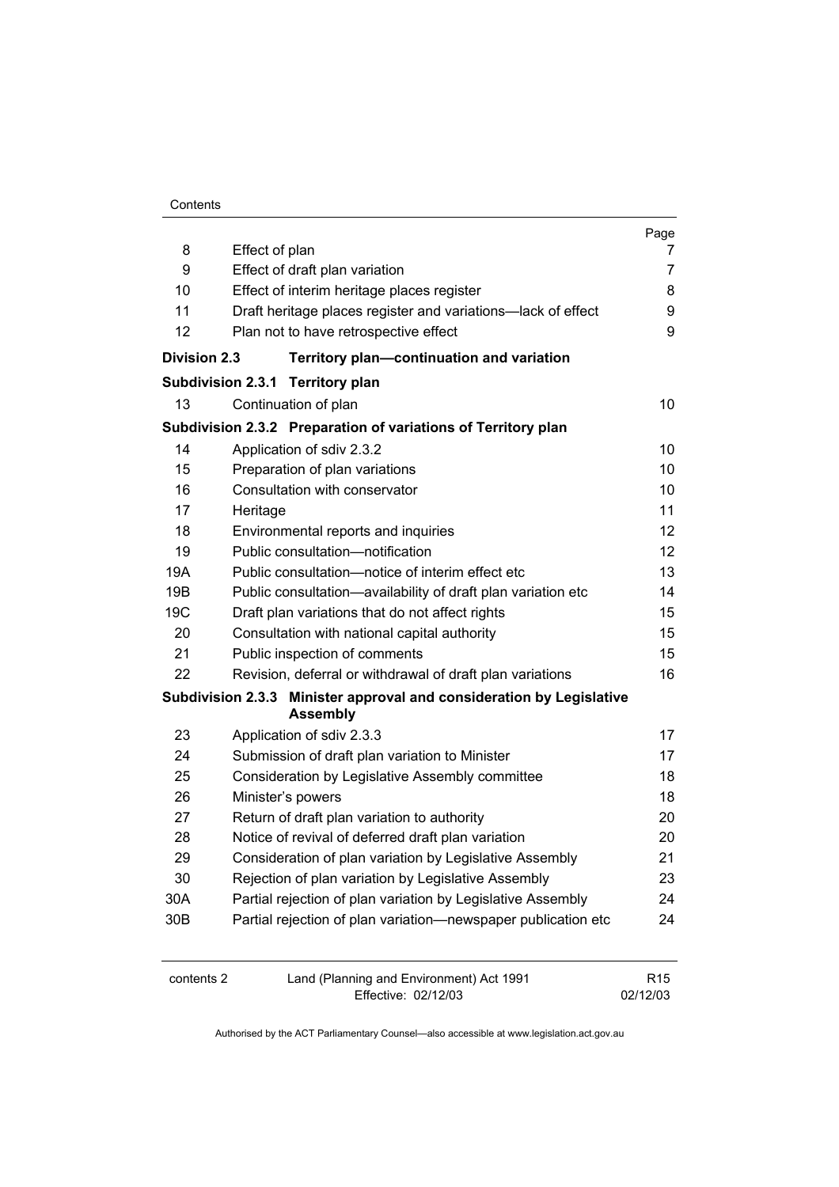| | | Page |
|---|---|---|
| 8 | Effect of plan | 7 |
| 9 | Effect of draft plan variation | 7 |
| 10 | Effect of interim heritage places register | 8 |
| 11 | Draft heritage places register and variations—lack of effect | 9 |
| 12 | Plan not to have retrospective effect | 9 |
| **Division 2.3** | **Territory plan—continuation and variation** | |
| **Subdivision 2.3.1** | **Territory plan** | |
| 13 | Continuation of plan | 10 |
| **Subdivision 2.3.2** | **Preparation of variations of Territory plan** | |
| 14 | Application of sdiv 2.3.2 | 10 |
| 15 | Preparation of plan variations | 10 |
| 16 | Consultation with conservator | 10 |
| 17 | Heritage | 11 |
| 18 | Environmental reports and inquiries | 12 |
| 19 | Public consultation—notification | 12 |
| 19A | Public consultation—notice of interim effect etc | 13 |
| 19B | Public consultation—availability of draft plan variation etc | 14 |
| 19C | Draft plan variations that do not affect rights | 15 |
| 20 | Consultation with national capital authority | 15 |
| 21 | Public inspection of comments | 15 |
| 22 | Revision, deferral or withdrawal of draft plan variations | 16 |
| **Subdivision 2.3.3** | **Minister approval and consideration by Legislative Assembly** | |
| 23 | Application of sdiv 2.3.3 | 17 |
| 24 | Submission of draft plan variation to Minister | 17 |
| 25 | Consideration by Legislative Assembly committee | 18 |
| 26 | Minister's powers | 18 |
| 27 | Return of draft plan variation to authority | 20 |
| 28 | Notice of revival of deferred draft plan variation | 20 |
| 29 | Consideration of plan variation by Legislative Assembly | 21 |
| 30 | Rejection of plan variation by Legislative Assembly | 23 |
| 30A | Partial rejection of plan variation by Legislative Assembly | 24 |
| 30B | Partial rejection of plan variation—newspaper publication etc | 24 |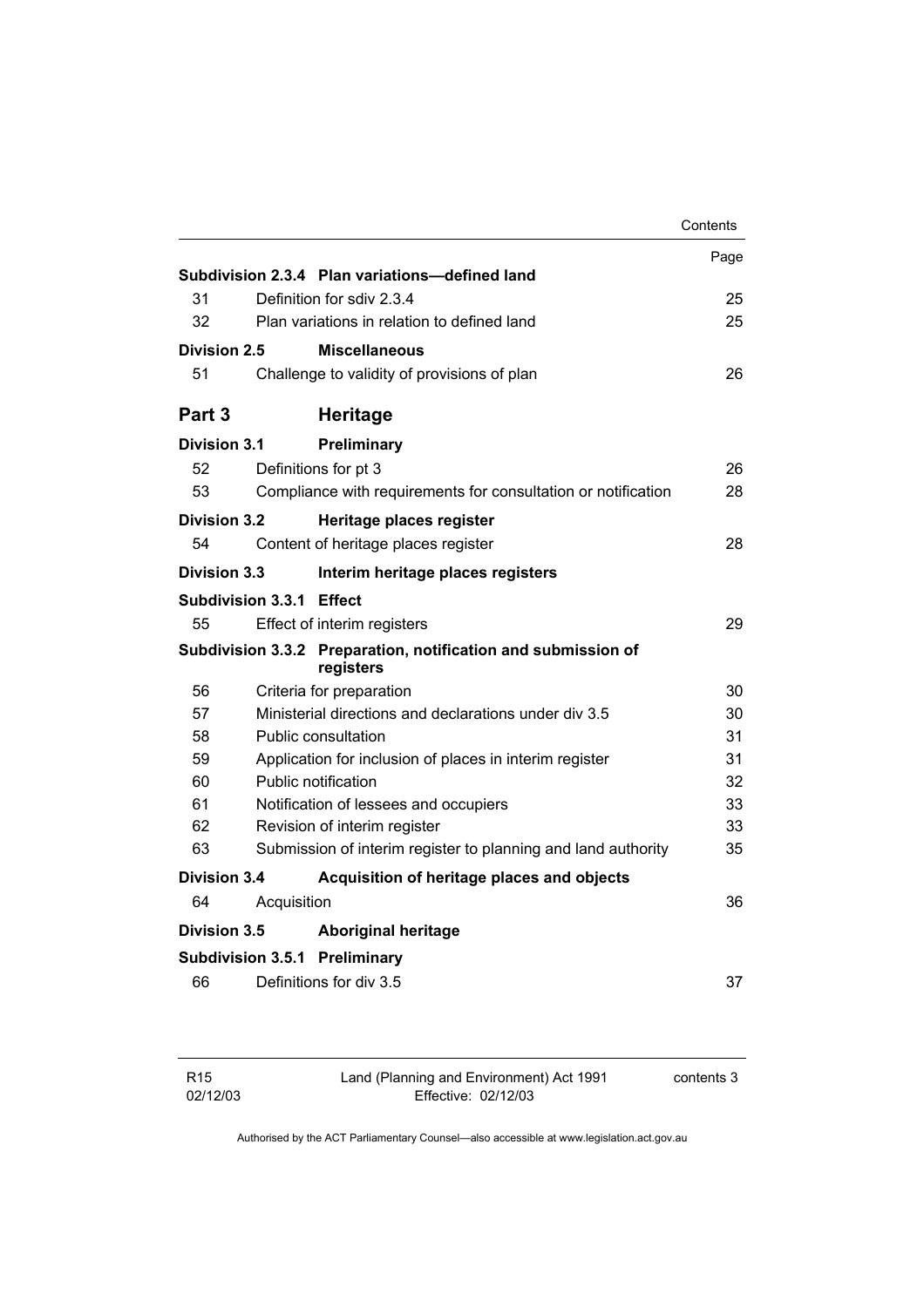| | | Page |
|---|---|---|
| **Subdivision 2.3.4** | **Plan variations—defined land** | |
| 31 | Definition for sdiv 2.3.4 | 25 |
| 32 | Plan variations in relation to defined land | 25 |
| **Division 2.5** | **Miscellaneous** | |
| 51 | Challenge to validity of provisions of plan | 26 |
| **Part 3** | **Heritage** | |
| **Division 3.1** | **Preliminary** | |
| 52 | Definitions for pt 3 | 26 |
| 53 | Compliance with requirements for consultation or notification | 28 |
| **Division 3.2** | **Heritage places register** | |
| 54 | Content of heritage places register | 28 |
| **Division 3.3** | **Interim heritage places registers** | |
| **Subdivision 3.3.1** | **Effect** | |
| 55 | Effect of interim registers | 29 |
| **Subdivision 3.3.2** | **Preparation, notification and submission of registers** | |
| 56 | Criteria for preparation | 30 |
| 57 | Ministerial directions and declarations under div 3.5 | 30 |
| 58 | Public consultation | 31 |
| 59 | Application for inclusion of places in interim register | 31 |
| 60 | Public notification | 32 |
| 61 | Notification of lessees and occupiers | 33 |
| 62 | Revision of interim register | 33 |
| 63 | Submission of interim register to planning and land authority | 35 |
| **Division 3.4** | **Acquisition of heritage places and objects** | |
| 64 | Acquisition | 36 |
| **Division 3.5** | **Aboriginal heritage** | |
| **Subdivision 3.5.1** | **Preliminary** | |
| 66 | Definitions for div 3.5 | 37 |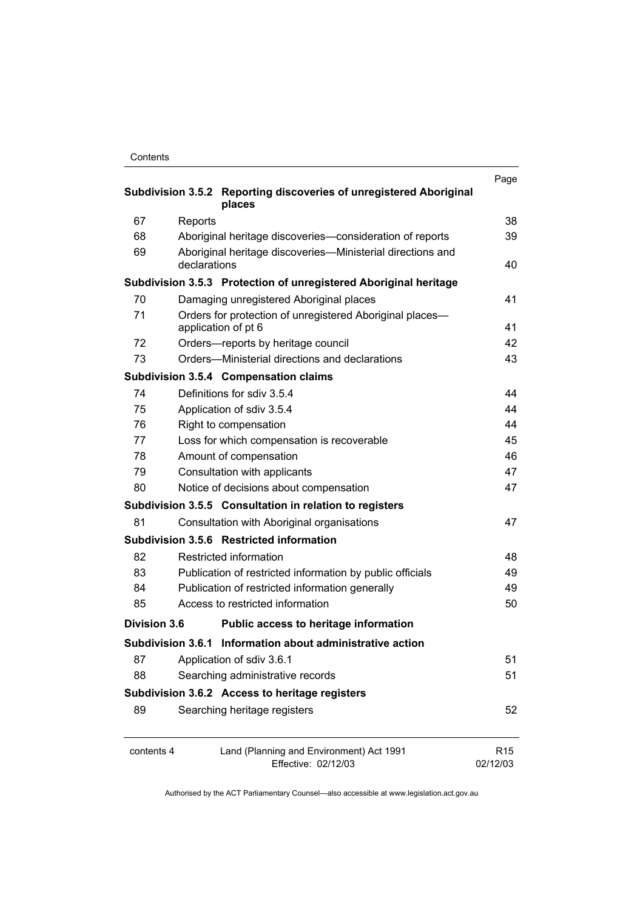| | | Page |
|---|---|---|
| **Subdivision 3.5.2** | **Reporting discoveries of unregistered Aboriginal places** | |
| 67 | Reports | 38 |
| 68 | Aboriginal heritage discoveries—consideration of reports | 39 |
| 69 | Aboriginal heritage discoveries—Ministerial directions and declarations | 40 |
| **Subdivision 3.5.3** | **Protection of unregistered Aboriginal heritage** | |
| 70 | Damaging unregistered Aboriginal places | 41 |
| 71 | Orders for protection of unregistered Aboriginal places—application of pt 6 | 41 |
| 72 | Orders—reports by heritage council | 42 |
| 73 | Orders—Ministerial directions and declarations | 43 |
| **Subdivision 3.5.4** | **Compensation claims** | |
| 74 | Definitions for sdiv 3.5.4 | 44 |
| 75 | Application of sdiv 3.5.4 | 44 |
| 76 | Right to compensation | 44 |
| 77 | Loss for which compensation is recoverable | 45 |
| 78 | Amount of compensation | 46 |
| 79 | Consultation with applicants | 47 |
| 80 | Notice of decisions about compensation | 47 |
| **Subdivision 3.5.5** | **Consultation in relation to registers** | |
| 81 | Consultation with Aboriginal organisations | 47 |
| **Subdivision 3.5.6** | **Restricted information** | |
| 82 | Restricted information | 48 |
| 83 | Publication of restricted information by public officials | 49 |
| 84 | Publication of restricted information generally | 49 |
| 85 | Access to restricted information | 50 |
| **Division 3.6** | **Public access to heritage information** | |
| **Subdivision 3.6.1** | **Information about administrative action** | |
| 87 | Application of sdiv 3.6.1 | 51 |
| 88 | Searching administrative records | 51 |
| **Subdivision 3.6.2** | **Access to heritage registers** | |
| 89 | Searching heritage registers | 52 |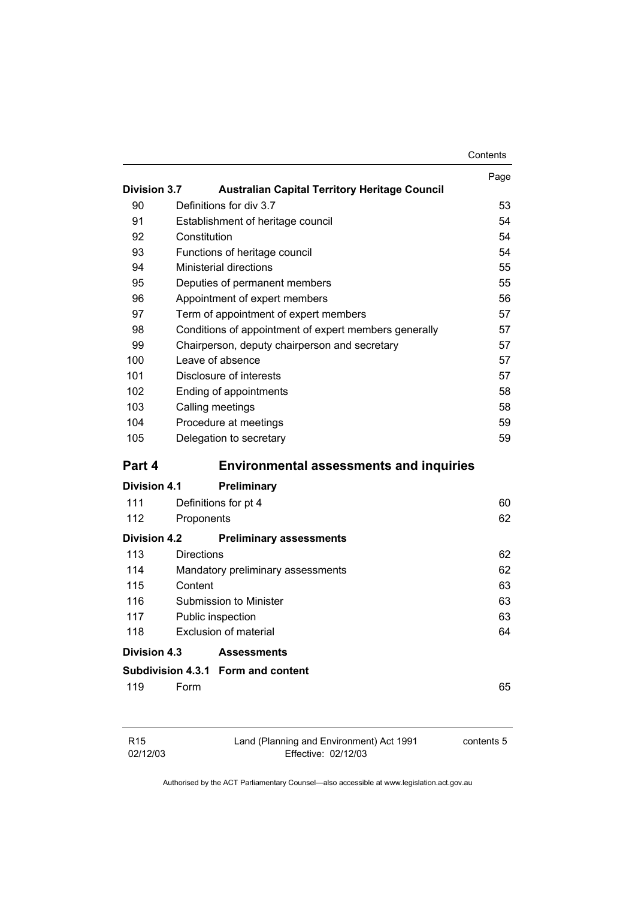| | | Page |
|---|---|---|
| **Division 3.7** | **Australian Capital Territory Heritage Council** | |
| 90 | Definitions for div 3.7 | 53 |
| 91 | Establishment of heritage council | 54 |
| 92 | Constitution | 54 |
| 93 | Functions of heritage council | 54 |
| 94 | Ministerial directions | 55 |
| 95 | Deputies of permanent members | 55 |
| 96 | Appointment of expert members | 56 |
| 97 | Term of appointment of expert members | 57 |
| 98 | Conditions of appointment of expert members generally | 57 |
| 99 | Chairperson, deputy chairperson and secretary | 57 |
| 100 | Leave of absence | 57 |
| 101 | Disclosure of interests | 57 |
| 102 | Ending of appointments | 58 |
| 103 | Calling meetings | 58 |
| 104 | Procedure at meetings | 59 |
| 105 | Delegation to secretary | 59 |
| **Part 4** | **Environmental assessments and inquiries** | |
| **Division 4.1** | **Preliminary** | |
| 111 | Definitions for pt 4 | 60 |
| 112 | Proponents | 62 |
| **Division 4.2** | **Preliminary assessments** | |
| 113 | Directions | 62 |
| 114 | Mandatory preliminary assessments | 62 |
| 115 | Content | 63 |
| 116 | Submission to Minister | 63 |
| 117 | Public inspection | 63 |
| 118 | Exclusion of material | 64 |
| **Division 4.3** | **Assessments** | |
| **Subdivision 4.3.1** | **Form and content** | |
| 119 | Form | 65 |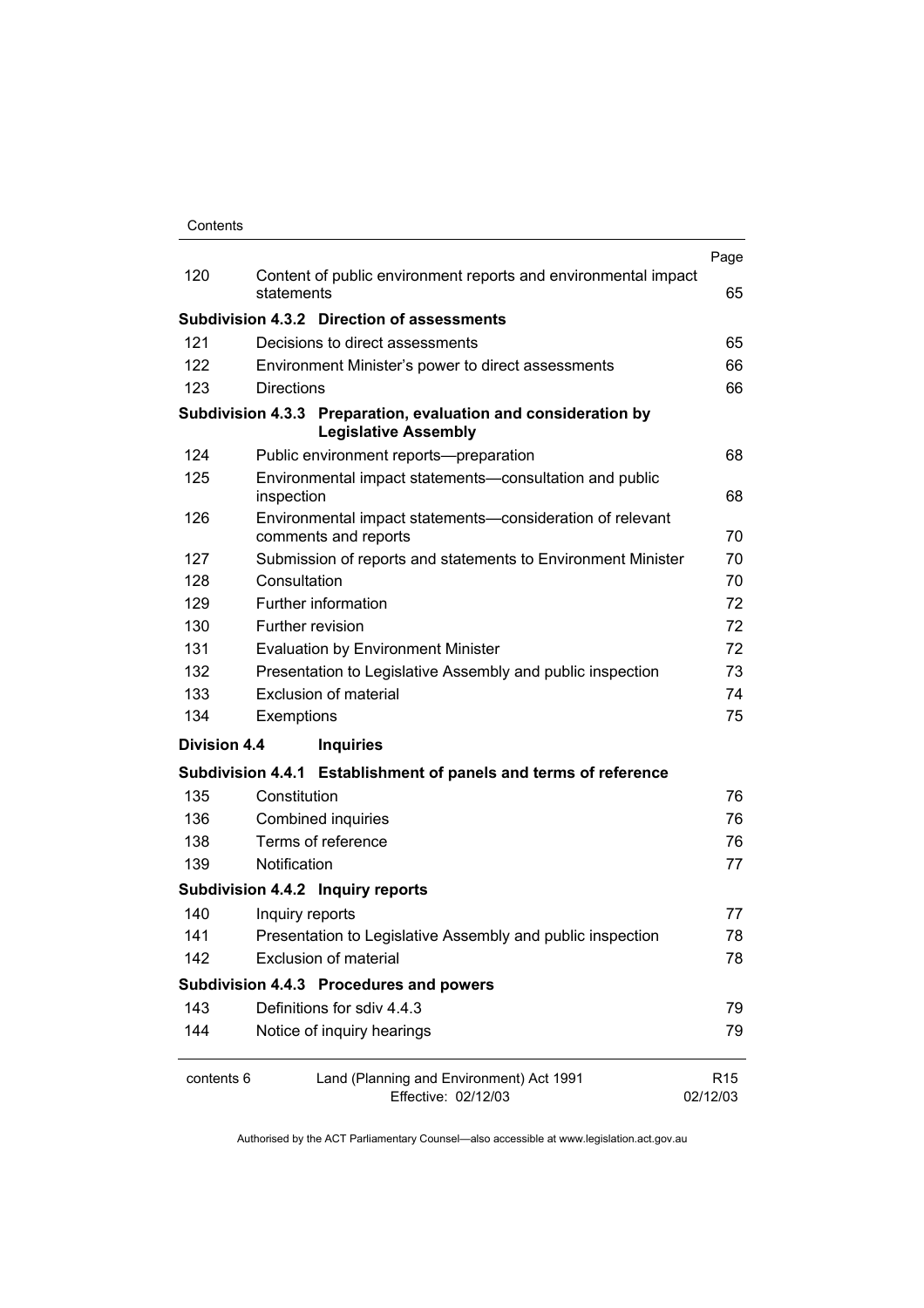| | | Page |
|---|---|---|
| 120 | Content of public environment reports and environmental impact statements | 65 |
| **Subdivision 4.3.2** | **Direction of assessments** | |
| 121 | Decisions to direct assessments | 65 |
| 122 | Environment Minister's power to direct assessments | 66 |
| 123 | Directions | 66 |
| **Subdivision 4.3.3** | **Preparation, evaluation and consideration by Legislative Assembly** | |
| 124 | Public environment reports—preparation | 68 |
| 125 | Environmental impact statements—consultation and public inspection | 68 |
| 126 | Environmental impact statements—consideration of relevant comments and reports | 70 |
| 127 | Submission of reports and statements to Environment Minister | 70 |
| 128 | Consultation | 70 |
| 129 | Further information | 72 |
| 130 | Further revision | 72 |
| 131 | Evaluation by Environment Minister | 72 |
| 132 | Presentation to Legislative Assembly and public inspection | 73 |
| 133 | Exclusion of material | 74 |
| 134 | Exemptions | 75 |
| **Division 4.4** | **Inquiries** | |
| **Subdivision 4.4.1** | **Establishment of panels and terms of reference** | |
| 135 | Constitution | 76 |
| 136 | Combined inquiries | 76 |
| 138 | Terms of reference | 76 |
| 139 | Notification | 77 |
| **Subdivision 4.4.2** | **Inquiry reports** | |
| 140 | Inquiry reports | 77 |
| 141 | Presentation to Legislative Assembly and public inspection | 78 |
| 142 | Exclusion of material | 78 |
| **Subdivision 4.4.3** | **Procedures and powers** | |
| 143 | Definitions for sdiv 4.4.3 | 79 |
| 144 | Notice of inquiry hearings | 79 |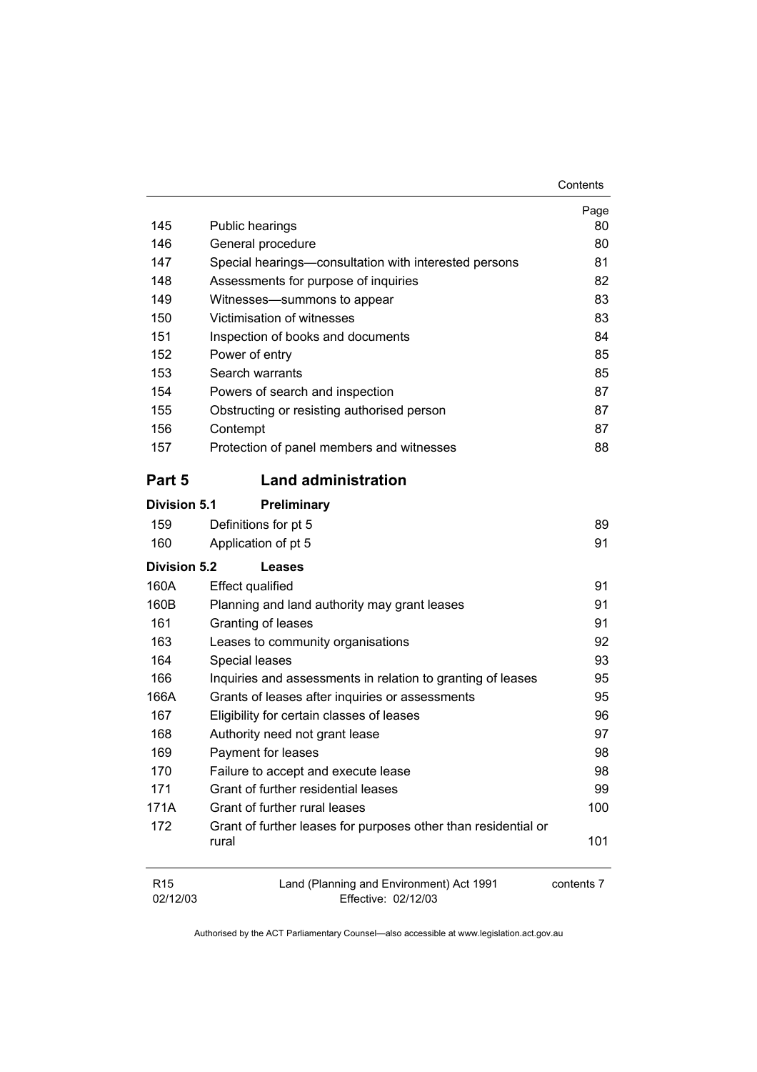| | | Page |
|---|---|---|
| 145 | Public hearings | 80 |
| 146 | General procedure | 80 |
| 147 | Special hearings—consultation with interested persons | 81 |
| 148 | Assessments for purpose of inquiries | 82 |
| 149 | Witnesses—summons to appear | 83 |
| 150 | Victimisation of witnesses | 83 |
| 151 | Inspection of books and documents | 84 |
| 152 | Power of entry | 85 |
| 153 | Search warrants | 85 |
| 154 | Powers of search and inspection | 87 |
| 155 | Obstructing or resisting authorised person | 87 |
| 156 | Contempt | 87 |
| 157 | Protection of panel members and witnesses | 88 |

## Part 5 Land administration

### Division 5.1 Preliminary

| | | |
|---|---|---|
| 159 | Definitions for pt 5 | 89 |
| 160 | Application of pt 5 | 91 |

### Division 5.2 Leases

| | | |
|---|---|---|
| 160A | Effect qualified | 91 |
| 160B | Planning and land authority may grant leases | 91 |
| 161 | Granting of leases | 91 |
| 163 | Leases to community organisations | 92 |
| 164 | Special leases | 93 |
| 166 | Inquiries and assessments in relation to granting of leases | 95 |
| 166A | Grants of leases after inquiries or assessments | 95 |
| 167 | Eligibility for certain classes of leases | 96 |
| 168 | Authority need not grant lease | 97 |
| 169 | Payment for leases | 98 |
| 170 | Failure to accept and execute lease | 98 |
| 171 | Grant of further residential leases | 99 |
| 171A | Grant of further rural leases | 100 |
| 172 | Grant of further leases for purposes other than residential or rural | 101 |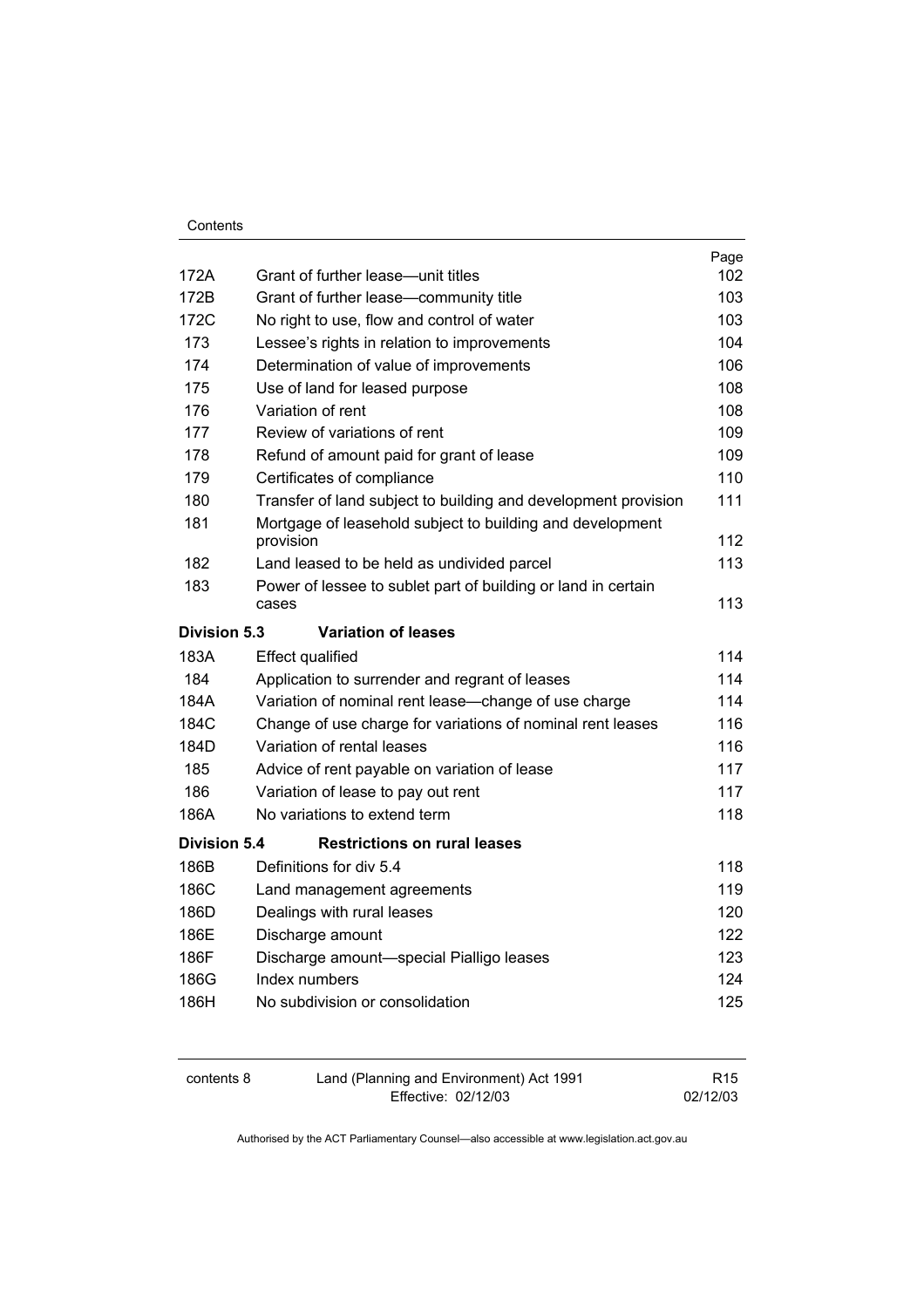| | | Page |
|---|---|---|
| 172A | Grant of further lease—unit titles | 102 |
| 172B | Grant of further lease—community title | 103 |
| 172C | No right to use, flow and control of water | 103 |
| 173 | Lessee's rights in relation to improvements | 104 |
| 174 | Determination of value of improvements | 106 |
| 175 | Use of land for leased purpose | 108 |
| 176 | Variation of rent | 108 |
| 177 | Review of variations of rent | 109 |
| 178 | Refund of amount paid for grant of lease | 109 |
| 179 | Certificates of compliance | 110 |
| 180 | Transfer of land subject to building and development provision | 111 |
| 181 | Mortgage of leasehold subject to building and development provision | 112 |
| 182 | Land leased to be held as undivided parcel | 113 |
| 183 | Power of lessee to sublet part of building or land in certain cases | 113 |
| **Division 5.3** | **Variation of leases** | |
| 183A | Effect qualified | 114 |
| 184 | Application to surrender and regrant of leases | 114 |
| 184A | Variation of nominal rent lease—change of use charge | 114 |
| 184C | Change of use charge for variations of nominal rent leases | 116 |
| 184D | Variation of rental leases | 116 |
| 185 | Advice of rent payable on variation of lease | 117 |
| 186 | Variation of lease to pay out rent | 117 |
| 186A | No variations to extend term | 118 |
| **Division 5.4** | **Restrictions on rural leases** | |
| 186B | Definitions for div 5.4 | 118 |
| 186C | Land management agreements | 119 |
| 186D | Dealings with rural leases | 120 |
| 186E | Discharge amount | 122 |
| 186F | Discharge amount—special Pialligo leases | 123 |
| 186G | Index numbers | 124 |
| 186H | No subdivision or consolidation | 125 |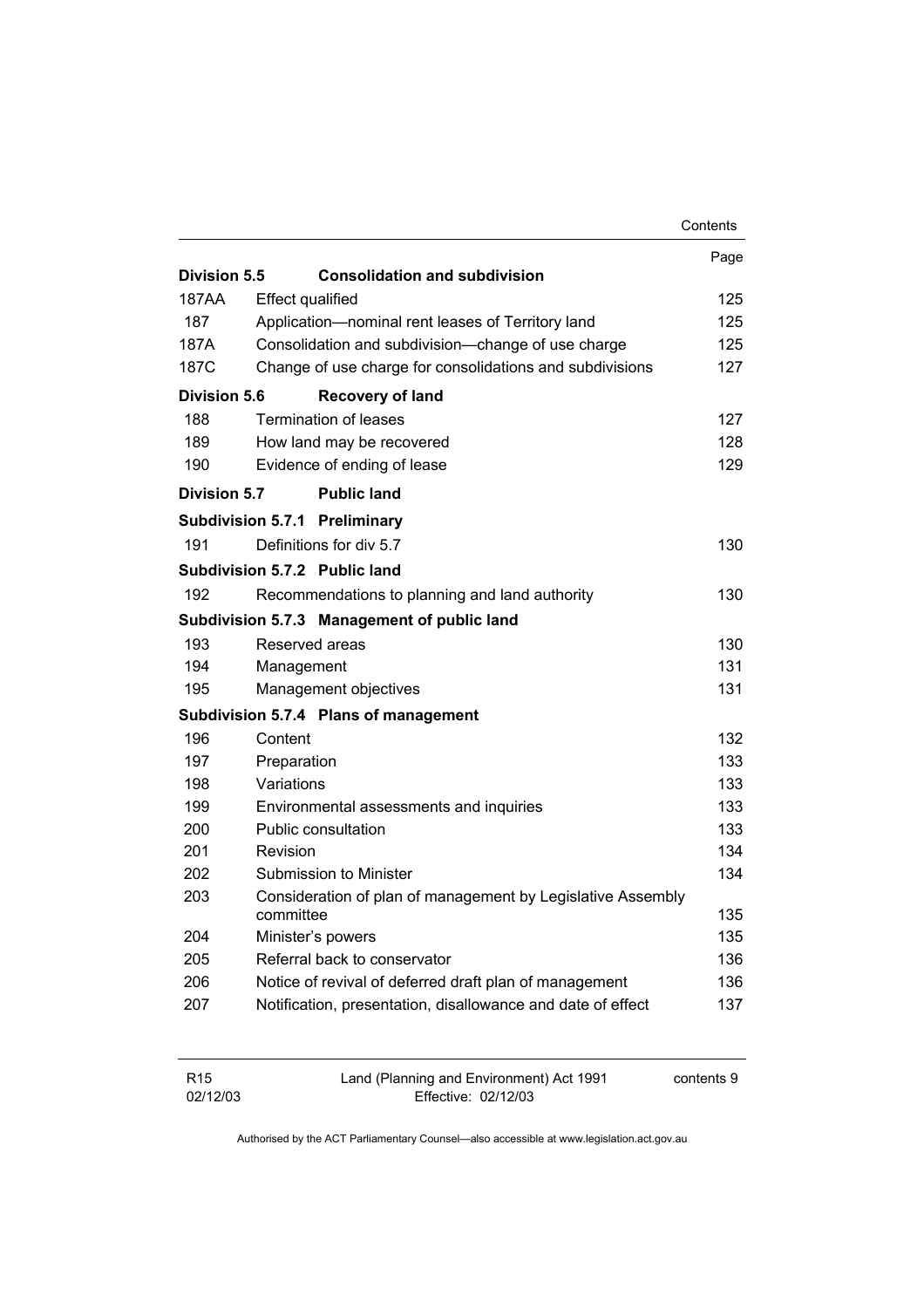| | | Page |
|---|---|---|
| **Division 5.5** | **Consolidation and subdivision** | |
| 187AA | Effect qualified | 125 |
| 187 | Application—nominal rent leases of Territory land | 125 |
| 187A | Consolidation and subdivision—change of use charge | 125 |
| 187C | Change of use charge for consolidations and subdivisions | 127 |
| **Division 5.6** | **Recovery of land** | |
| 188 | Termination of leases | 127 |
| 189 | How land may be recovered | 128 |
| 190 | Evidence of ending of lease | 129 |
| **Division 5.7** | **Public land** | |
| **Subdivision 5.7.1** | **Preliminary** | |
| 191 | Definitions for div 5.7 | 130 |
| **Subdivision 5.7.2** | **Public land** | |
| 192 | Recommendations to planning and land authority | 130 |
| **Subdivision 5.7.3** | **Management of public land** | |
| 193 | Reserved areas | 130 |
| 194 | Management | 131 |
| 195 | Management objectives | 131 |
| **Subdivision 5.7.4** | **Plans of management** | |
| 196 | Content | 132 |
| 197 | Preparation | 133 |
| 198 | Variations | 133 |
| 199 | Environmental assessments and inquiries | 133 |
| 200 | Public consultation | 133 |
| 201 | Revision | 134 |
| 202 | Submission to Minister | 134 |
| 203 | Consideration of plan of management by Legislative Assembly committee | 135 |
| 204 | Minister's powers | 135 |
| 205 | Referral back to conservator | 136 |
| 206 | Notice of revival of deferred draft plan of management | 136 |
| 207 | Notification, presentation, disallowance and date of effect | 137 |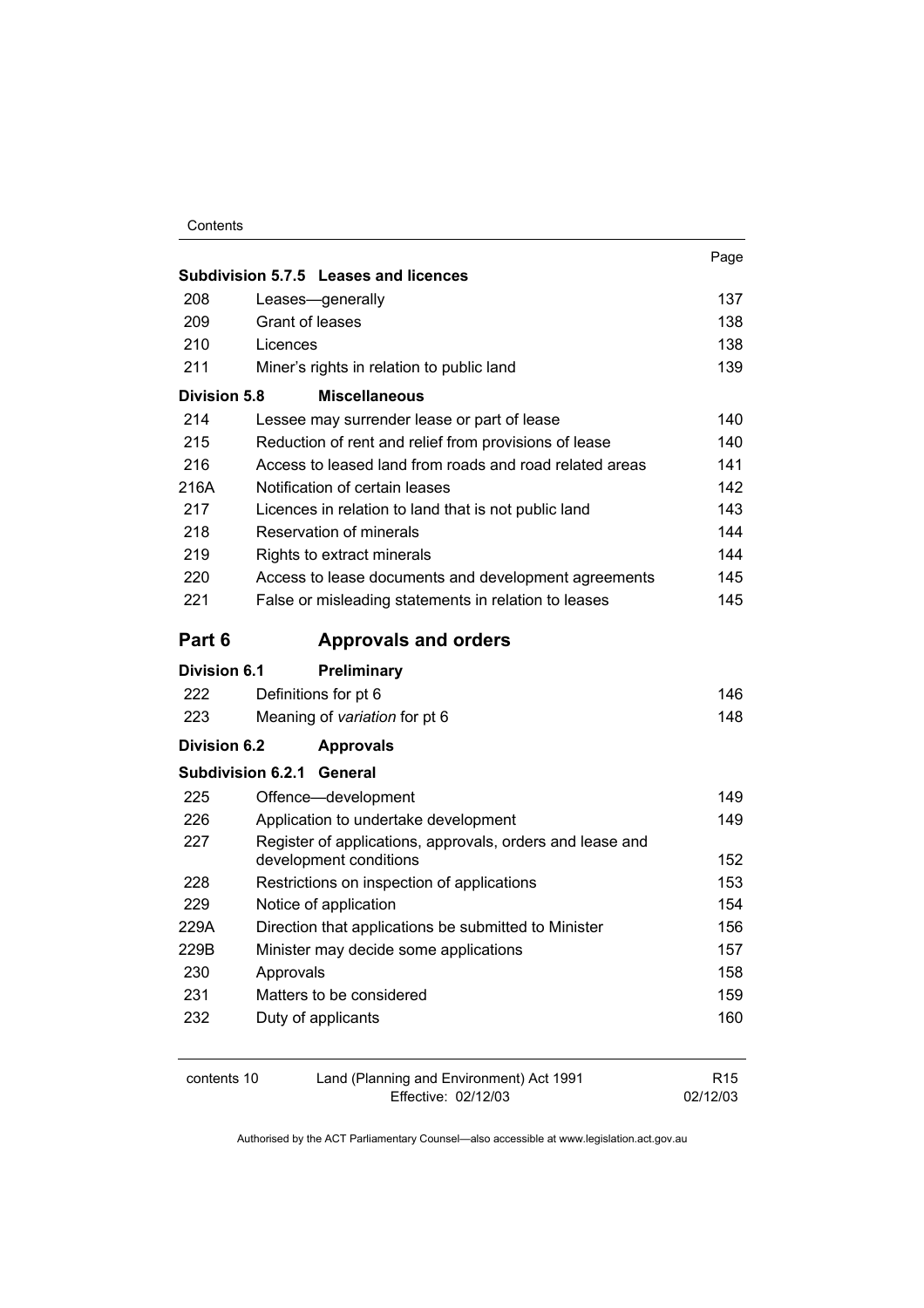| | | Page |
|---|---|---|
| **Subdivision 5.7.5** | **Leases and licences** | |
| 208 | Leases—generally | 137 |
| 209 | Grant of leases | 138 |
| 210 | Licences | 138 |
| 211 | Miner's rights in relation to public land | 139 |
| **Division 5.8** | **Miscellaneous** | |
| 214 | Lessee may surrender lease or part of lease | 140 |
| 215 | Reduction of rent and relief from provisions of lease | 140 |
| 216 | Access to leased land from roads and road related areas | 141 |
| 216A | Notification of certain leases | 142 |
| 217 | Licences in relation to land that is not public land | 143 |
| 218 | Reservation of minerals | 144 |
| 219 | Rights to extract minerals | 144 |
| 220 | Access to lease documents and development agreements | 145 |
| 221 | False or misleading statements in relation to leases | 145 |

## Part 6 Approvals and orders

| | | |
|---|---|---|
| **Division 6.1** | **Preliminary** | |
| 222 | Definitions for pt 6 | 146 |
| 223 | Meaning of *variation* for pt 6 | 148 |
| **Division 6.2** | **Approvals** | |
| **Subdivision 6.2.1** | **General** | |
| 225 | Offence—development | 149 |
| 226 | Application to undertake development | 149 |
| 227 | Register of applications, approvals, orders and lease and development conditions | 152 |
| 228 | Restrictions on inspection of applications | 153 |
| 229 | Notice of application | 154 |
| 229A | Direction that applications be submitted to Minister | 156 |
| 229B | Minister may decide some applications | 157 |
| 230 | Approvals | 158 |
| 231 | Matters to be considered | 159 |
| 232 | Duty of applicants | 160 |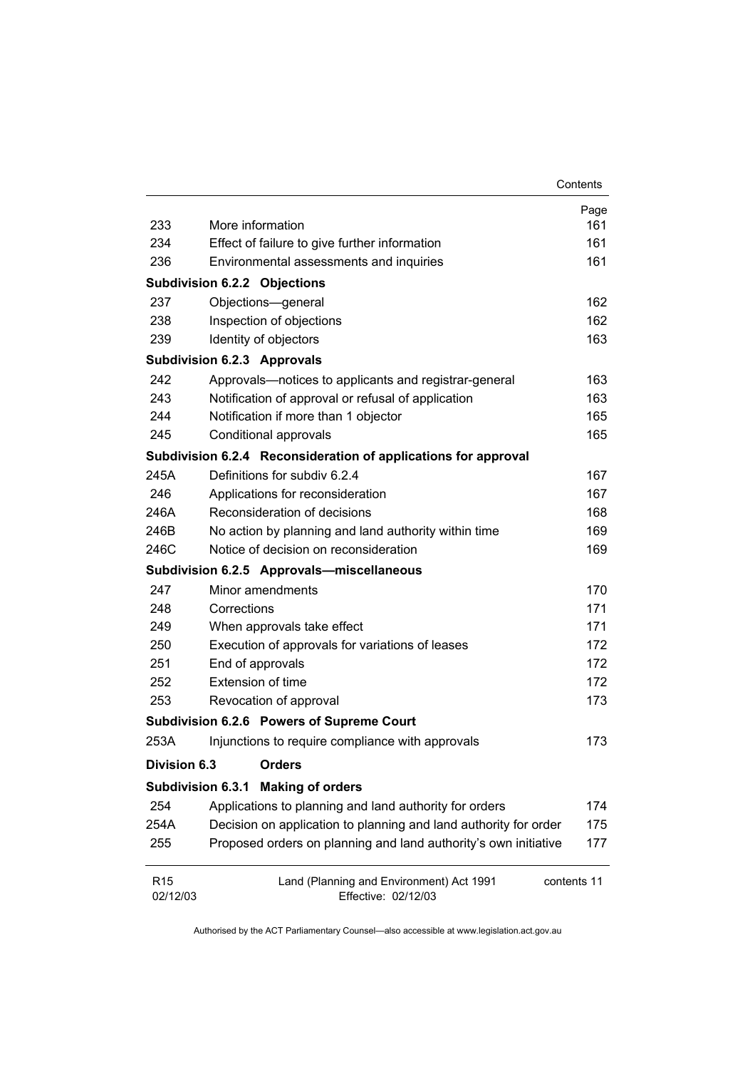| | | Page |
|---|---|---|
| 233 | More information | 161 |
| 234 | Effect of failure to give further information | 161 |
| 236 | Environmental assessments and inquiries | 161 |
| **Subdivision 6.2.2** | **Objections** | |
| 237 | Objections—general | 162 |
| 238 | Inspection of objections | 162 |
| 239 | Identity of objectors | 163 |
| **Subdivision 6.2.3** | **Approvals** | |
| 242 | Approvals—notices to applicants and registrar-general | 163 |
| 243 | Notification of approval or refusal of application | 163 |
| 244 | Notification if more than 1 objector | 165 |
| 245 | Conditional approvals | 165 |
| **Subdivision 6.2.4** | **Reconsideration of applications for approval** | |
| 245A | Definitions for subdiv 6.2.4 | 167 |
| 246 | Applications for reconsideration | 167 |
| 246A | Reconsideration of decisions | 168 |
| 246B | No action by planning and land authority within time | 169 |
| 246C | Notice of decision on reconsideration | 169 |
| **Subdivision 6.2.5** | **Approvals—miscellaneous** | |
| 247 | Minor amendments | 170 |
| 248 | Corrections | 171 |
| 249 | When approvals take effect | 171 |
| 250 | Execution of approvals for variations of leases | 172 |
| 251 | End of approvals | 172 |
| 252 | Extension of time | 172 |
| 253 | Revocation of approval | 173 |
| **Subdivision 6.2.6** | **Powers of Supreme Court** | |
| 253A | Injunctions to require compliance with approvals | 173 |
| **Division 6.3** | **Orders** | |
| **Subdivision 6.3.1** | **Making of orders** | |
| 254 | Applications to planning and land authority for orders | 174 |
| 254A | Decision on application to planning and land authority for order | 175 |
| 255 | Proposed orders on planning and land authority's own initiative | 177 |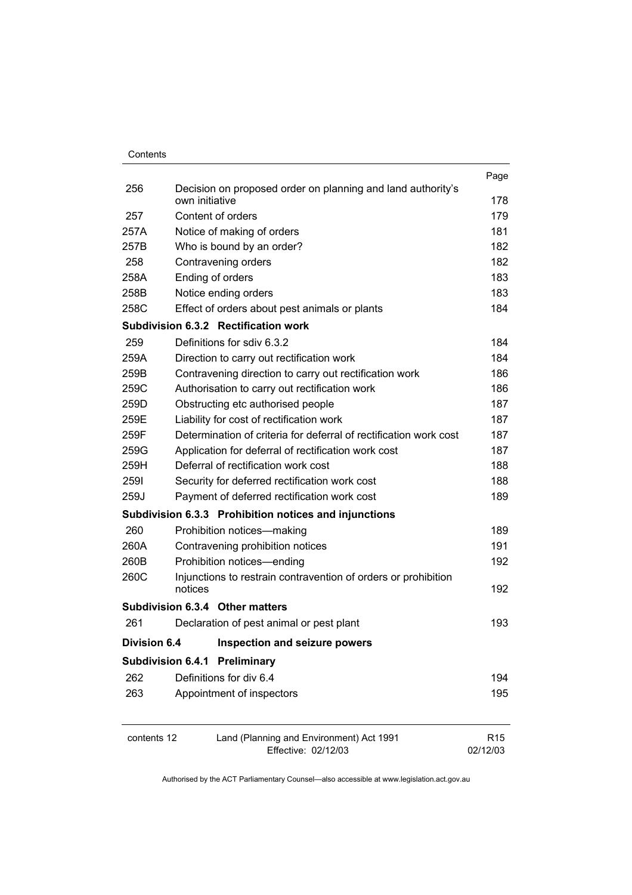| | | Page |
|---|---|---|
| 256 | Decision on proposed order on planning and land authority's own initiative | 178 |
| 257 | Content of orders | 179 |
| 257A | Notice of making of orders | 181 |
| 257B | Who is bound by an order? | 182 |
| 258 | Contravening orders | 182 |
| 258A | Ending of orders | 183 |
| 258B | Notice ending orders | 183 |
| 258C | Effect of orders about pest animals or plants | 184 |
| **Subdivision 6.3.2** | **Rectification work** | |
| 259 | Definitions for sdiv 6.3.2 | 184 |
| 259A | Direction to carry out rectification work | 184 |
| 259B | Contravening direction to carry out rectification work | 186 |
| 259C | Authorisation to carry out rectification work | 186 |
| 259D | Obstructing etc authorised people | 187 |
| 259E | Liability for cost of rectification work | 187 |
| 259F | Determination of criteria for deferral of rectification work cost | 187 |
| 259G | Application for deferral of rectification work cost | 187 |
| 259H | Deferral of rectification work cost | 188 |
| 259I | Security for deferred rectification work cost | 188 |
| 259J | Payment of deferred rectification work cost | 189 |
| **Subdivision 6.3.3** | **Prohibition notices and injunctions** | |
| 260 | Prohibition notices—making | 189 |
| 260A | Contravening prohibition notices | 191 |
| 260B | Prohibition notices—ending | 192 |
| 260C | Injunctions to restrain contravention of orders or prohibition notices | 192 |
| **Subdivision 6.3.4** | **Other matters** | |
| 261 | Declaration of pest animal or pest plant | 193 |
| **Division 6.4** | **Inspection and seizure powers** | |
| **Subdivision 6.4.1** | **Preliminary** | |
| 262 | Definitions for div 6.4 | 194 |
| 263 | Appointment of inspectors | 195 |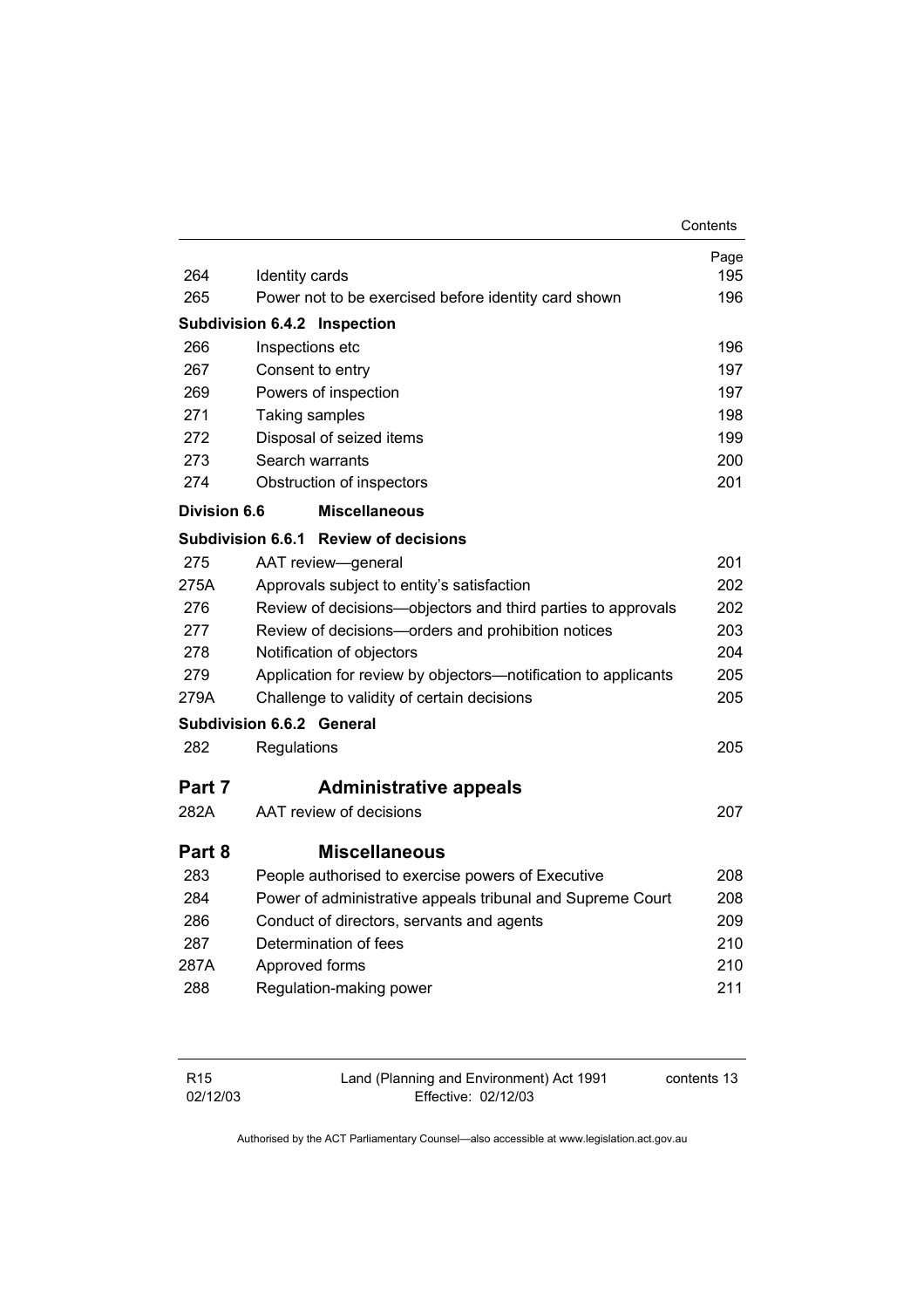| | | Page |
|---|---|---|
| 264 | Identity cards | 195 |
| 265 | Power not to be exercised before identity card shown | 196 |
| **Subdivision 6.4.2** | **Inspection** | |
| 266 | Inspections etc | 196 |
| 267 | Consent to entry | 197 |
| 269 | Powers of inspection | 197 |
| 271 | Taking samples | 198 |
| 272 | Disposal of seized items | 199 |
| 273 | Search warrants | 200 |
| 274 | Obstruction of inspectors | 201 |
| **Division 6.6** | **Miscellaneous** | |
| **Subdivision 6.6.1** | **Review of decisions** | |
| 275 | AAT review—general | 201 |
| 275A | Approvals subject to entity's satisfaction | 202 |
| 276 | Review of decisions—objectors and third parties to approvals | 202 |
| 277 | Review of decisions—orders and prohibition notices | 203 |
| 278 | Notification of objectors | 204 |
| 279 | Application for review by objectors—notification to applicants | 205 |
| 279A | Challenge to validity of certain decisions | 205 |
| **Subdivision 6.6.2** | **General** | |
| 282 | Regulations | 205 |
| **Part 7** | **Administrative appeals** | |
| 282A | AAT review of decisions | 207 |
| **Part 8** | **Miscellaneous** | |
| 283 | People authorised to exercise powers of Executive | 208 |
| 284 | Power of administrative appeals tribunal and Supreme Court | 208 |
| 286 | Conduct of directors, servants and agents | 209 |
| 287 | Determination of fees | 210 |
| 287A | Approved forms | 210 |
| 288 | Regulation-making power | 211 |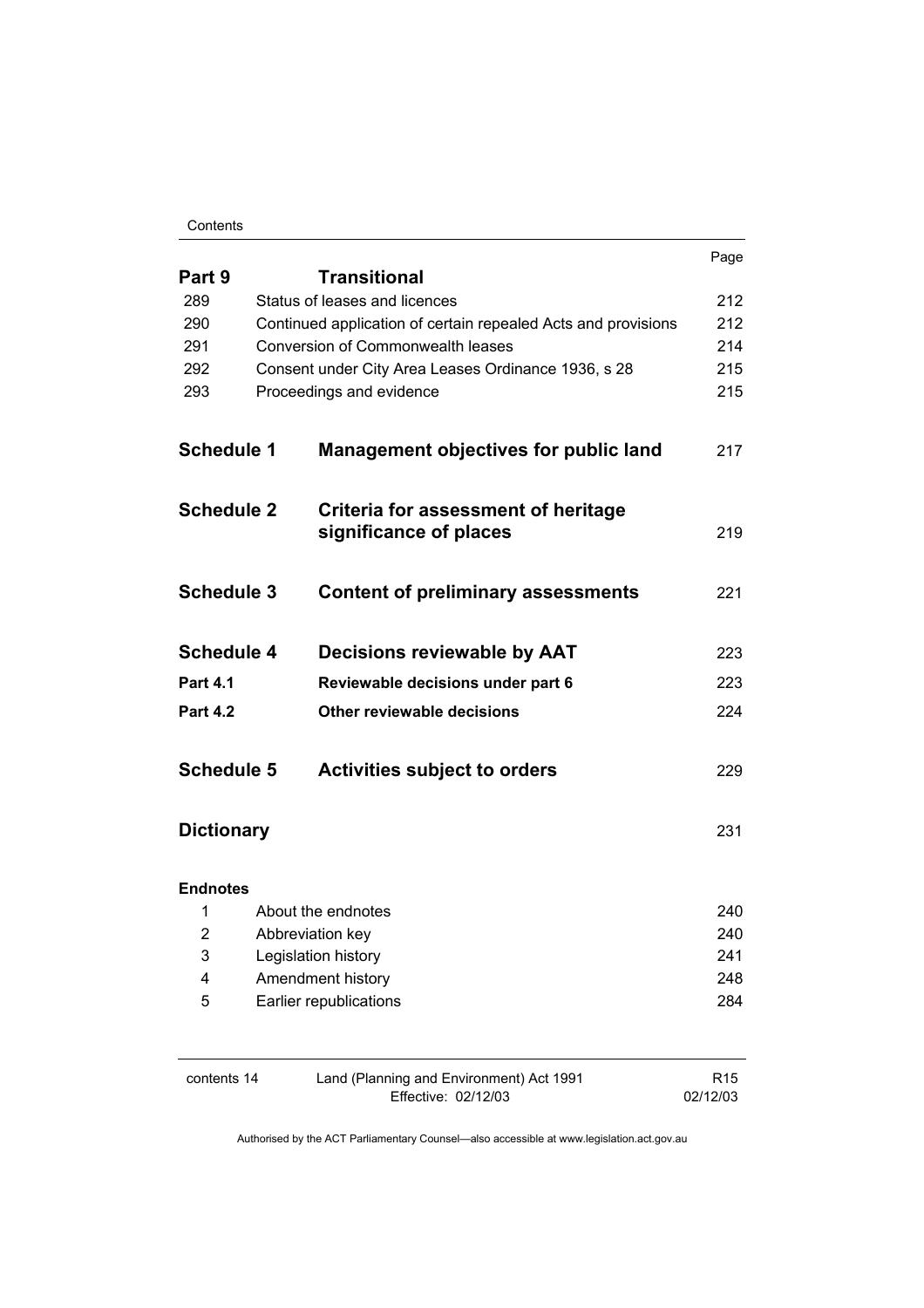| | | Page |
|---|---|---|
| **Part 9** | **Transitional** | |
| 289 | Status of leases and licences | 212 |
| 290 | Continued application of certain repealed Acts and provisions | 212 |
| 291 | Conversion of Commonwealth leases | 214 |
| 292 | Consent under City Area Leases Ordinance 1936, s 28 | 215 |
| 293 | Proceedings and evidence | 215 |
| **Schedule 1** | **Management objectives for public land** | 217 |
| **Schedule 2** | **Criteria for assessment of heritage significance of places** | 219 |
| **Schedule 3** | **Content of preliminary assessments** | 221 |
| **Schedule 4** | **Decisions reviewable by AAT** | 223 |
| **Part 4.1** | **Reviewable decisions under part 6** | 223 |
| **Part 4.2** | **Other reviewable decisions** | 224 |
| **Schedule 5** | **Activities subject to orders** | 229 |
| **Dictionary** | | 231 |
| **Endnotes** | | |
| 1 | About the endnotes | 240 |
| 2 | Abbreviation key | 240 |
| 3 | Legislation history | 241 |
| 4 | Amendment history | 248 |
| 5 | Earlier republications | 284 |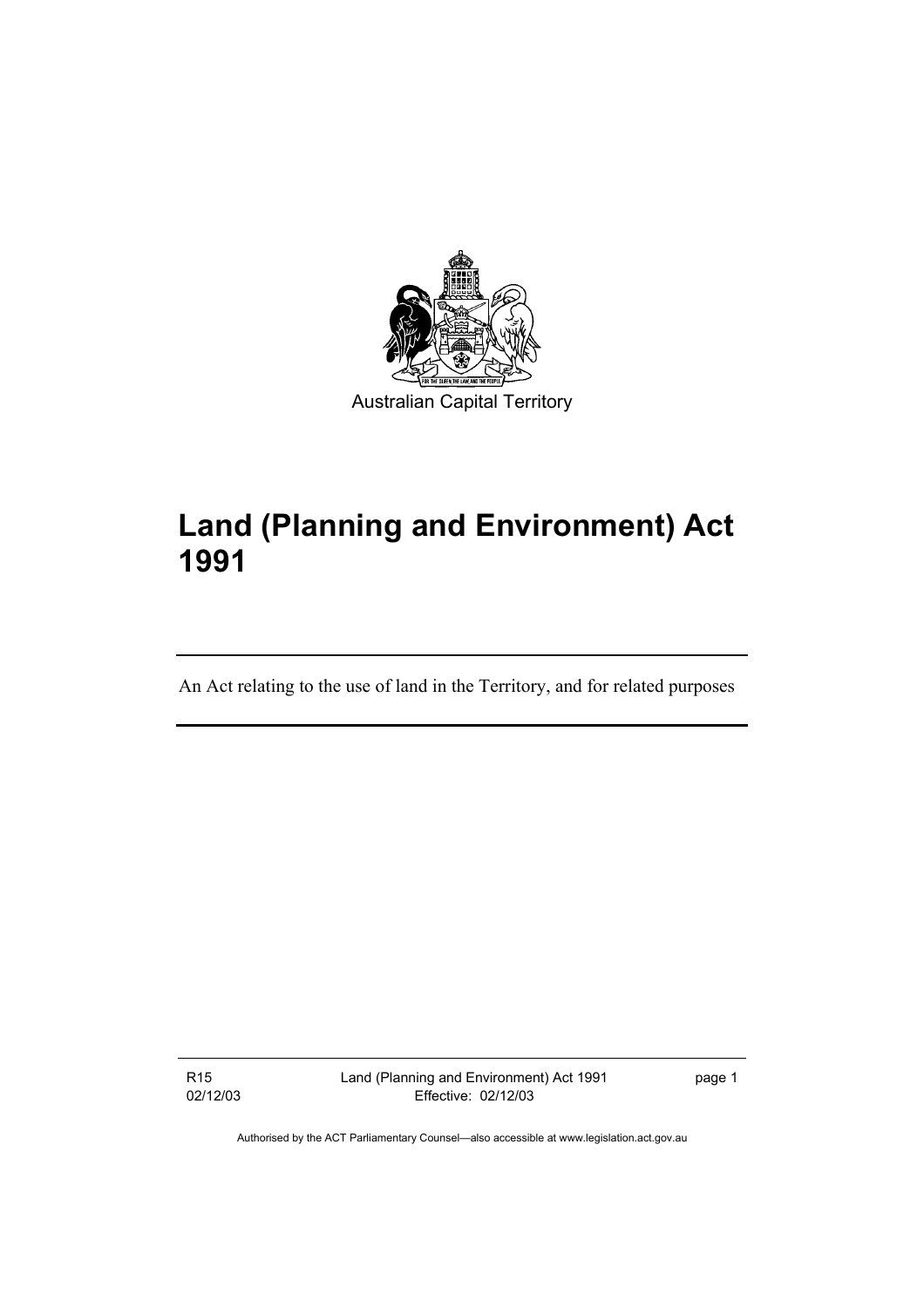Australian Capital Territory

# Land (Planning and Environment) Act 1991

An Act relating to the use of land in the Territory, and for related purposes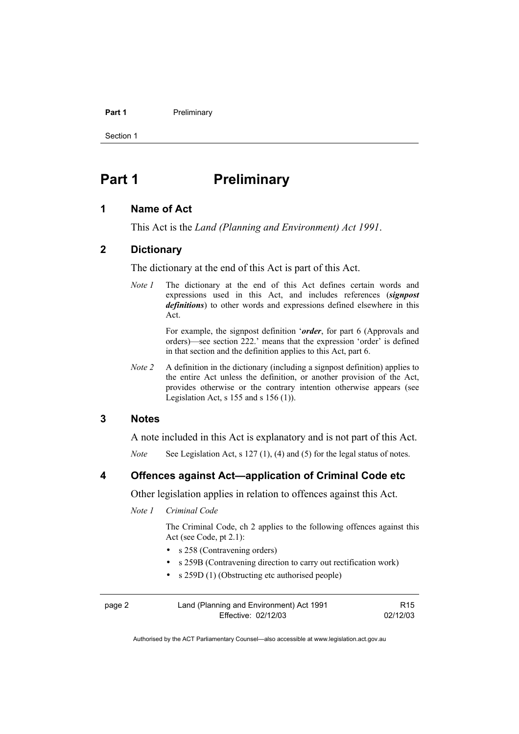# Part 1 Preliminary

## 1 Name of Act

This Act is the *Land (Planning and Environment) Act 1991*.

## 2 Dictionary

The dictionary at the end of this Act is part of this Act.

*Note 1* The dictionary at the end of this Act defines certain words and expressions used in this Act, and includes references (***signpost definitions***) to other words and expressions defined elsewhere in this Act.

For example, the signpost definition '***order***, for part 6 (Approvals and orders)—see section 222.' means that the expression 'order' is defined in that section and the definition applies to this Act, part 6.

*Note 2* A definition in the dictionary (including a signpost definition) applies to the entire Act unless the definition, or another provision of the Act, provides otherwise or the contrary intention otherwise appears (see Legislation Act, s 155 and s 156 (1)).

## 3 Notes

A note included in this Act is explanatory and is not part of this Act.

*Note* See Legislation Act, s 127 (1), (4) and (5) for the legal status of notes.

## 4 Offences against Act—application of Criminal Code etc

Other legislation applies in relation to offences against this Act.

*Note 1* *Criminal Code*

The Criminal Code, ch 2 applies to the following offences against this Act (see Code, pt 2.1):

- s 258 (Contravening orders)
- s 259B (Contravening direction to carry out rectification work)
- s 259D (1) (Obstructing etc authorised people)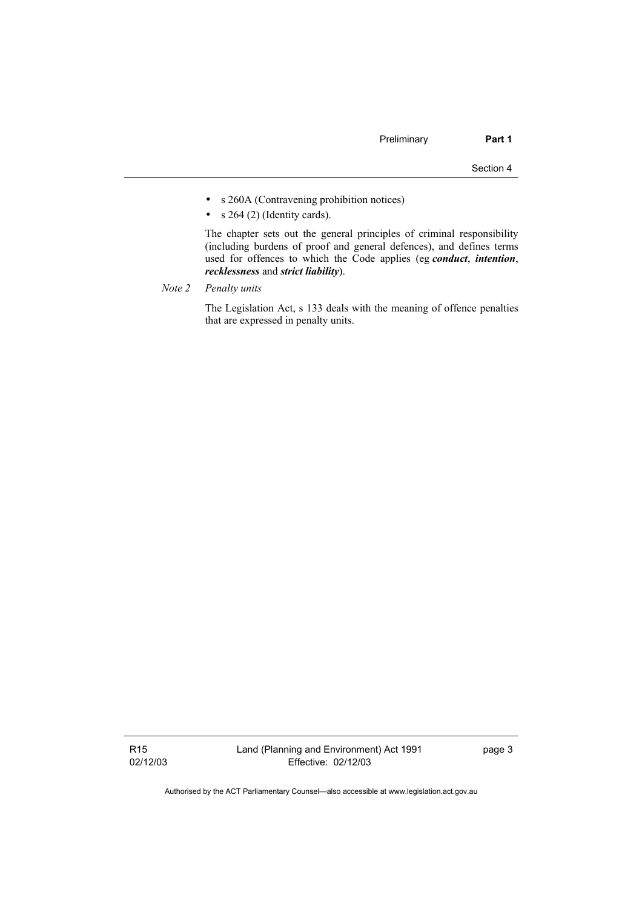- s 260A (Contravening prohibition notices)
- s 264 (2) (Identity cards).

The chapter sets out the general principles of criminal responsibility (including burdens of proof and general defences), and defines terms used for offences to which the Code applies (eg ***conduct***, ***intention***, ***recklessness*** and ***strict liability***).

*Note 2 Penalty units*

The Legislation Act, s 133 deals with the meaning of offence penalties that are expressed in penalty units.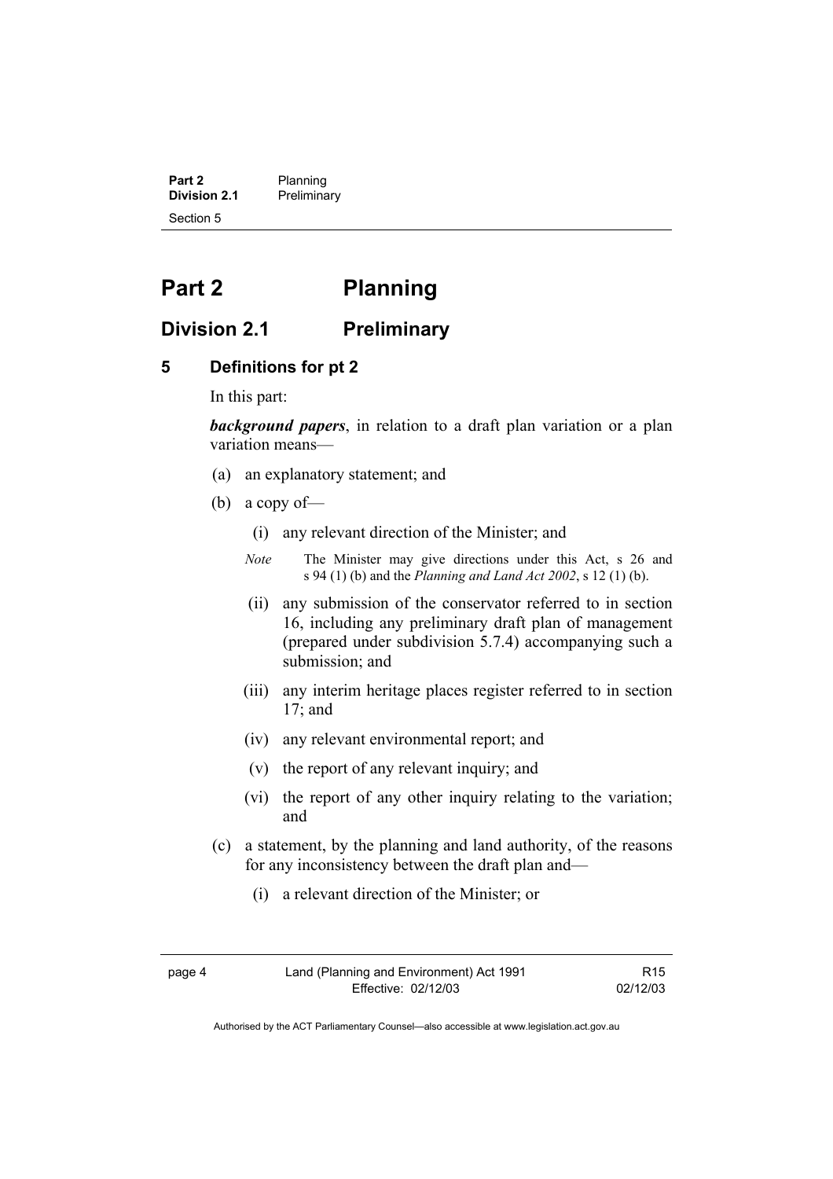# Part 2 Planning

## Division 2.1 Preliminary

### 5 Definitions for pt 2

In this part:

***background papers***, in relation to a draft plan variation or a plan variation means—

(a) an explanatory statement; and

(b) a copy of—

  (i) any relevant direction of the Minister; and

  *Note* The Minister may give directions under this Act, s 26 and s 94 (1) (b) and the *Planning and Land Act 2002*, s 12 (1) (b).

  (ii) any submission of the conservator referred to in section 16, including any preliminary draft plan of management (prepared under subdivision 5.7.4) accompanying such a submission; and

  (iii) any interim heritage places register referred to in section 17; and

  (iv) any relevant environmental report; and

  (v) the report of any relevant inquiry; and

  (vi) the report of any other inquiry relating to the variation; and

(c) a statement, by the planning and land authority, of the reasons for any inconsistency between the draft plan and—

  (i) a relevant direction of the Minister; or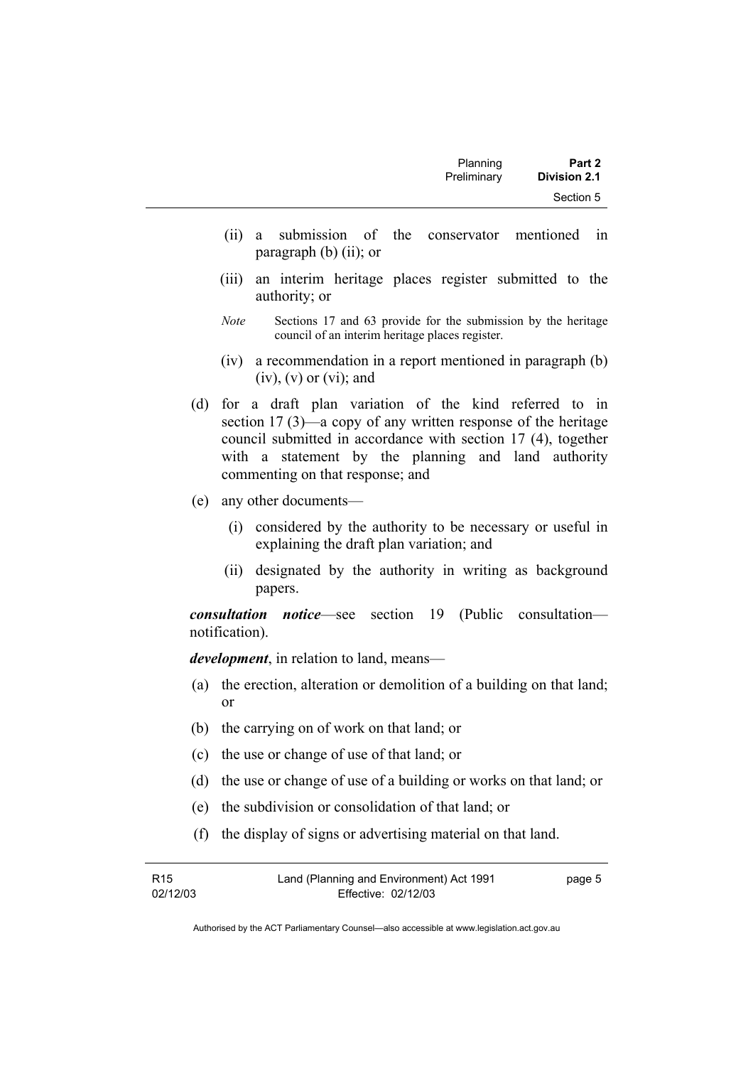- (ii) a submission of the conservator mentioned in paragraph (b) (ii); or
- (iii) an interim heritage places register submitted to the authority; or

*Note* Sections 17 and 63 provide for the submission by the heritage council of an interim heritage places register.

- (iv) a recommendation in a report mentioned in paragraph (b) (iv), (v) or (vi); and

(d) for a draft plan variation of the kind referred to in section 17 (3)—a copy of any written response of the heritage council submitted in accordance with section 17 (4), together with a statement by the planning and land authority commenting on that response; and

(e) any other documents—

- (i) considered by the authority to be necessary or useful in explaining the draft plan variation; and
- (ii) designated by the authority in writing as background papers.

***consultation notice***—see section 19 (Public consultation—notification).

***development***, in relation to land, means—

(a) the erection, alteration or demolition of a building on that land; or

(b) the carrying on of work on that land; or

(c) the use or change of use of that land; or

(d) the use or change of use of a building or works on that land; or

(e) the subdivision or consolidation of that land; or

(f) the display of signs or advertising material on that land.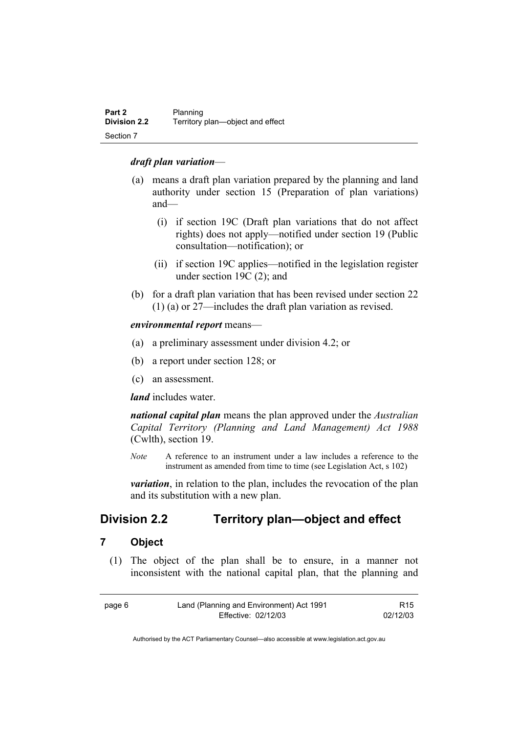***draft plan variation***—

(a) means a draft plan variation prepared by the planning and land authority under section 15 (Preparation of plan variations) and—

(i) if section 19C (Draft plan variations that do not affect rights) does not apply—notified under section 19 (Public consultation—notification); or

(ii) if section 19C applies—notified in the legislation register under section 19C (2); and

(b) for a draft plan variation that has been revised under section 22 (1) (a) or 27—includes the draft plan variation as revised.

***environmental report*** means—

(a) a preliminary assessment under division 4.2; or

(b) a report under section 128; or

(c) an assessment.

***land*** includes water.

***national capital plan*** means the plan approved under the *Australian Capital Territory (Planning and Land Management) Act 1988* (Cwlth), section 19.

*Note* A reference to an instrument under a law includes a reference to the instrument as amended from time to time (see Legislation Act, s 102)

***variation***, in relation to the plan, includes the revocation of the plan and its substitution with a new plan.

## Division 2.2 Territory plan—object and effect

### 7 Object

(1) The object of the plan shall be to ensure, in a manner not inconsistent with the national capital plan, that the planning and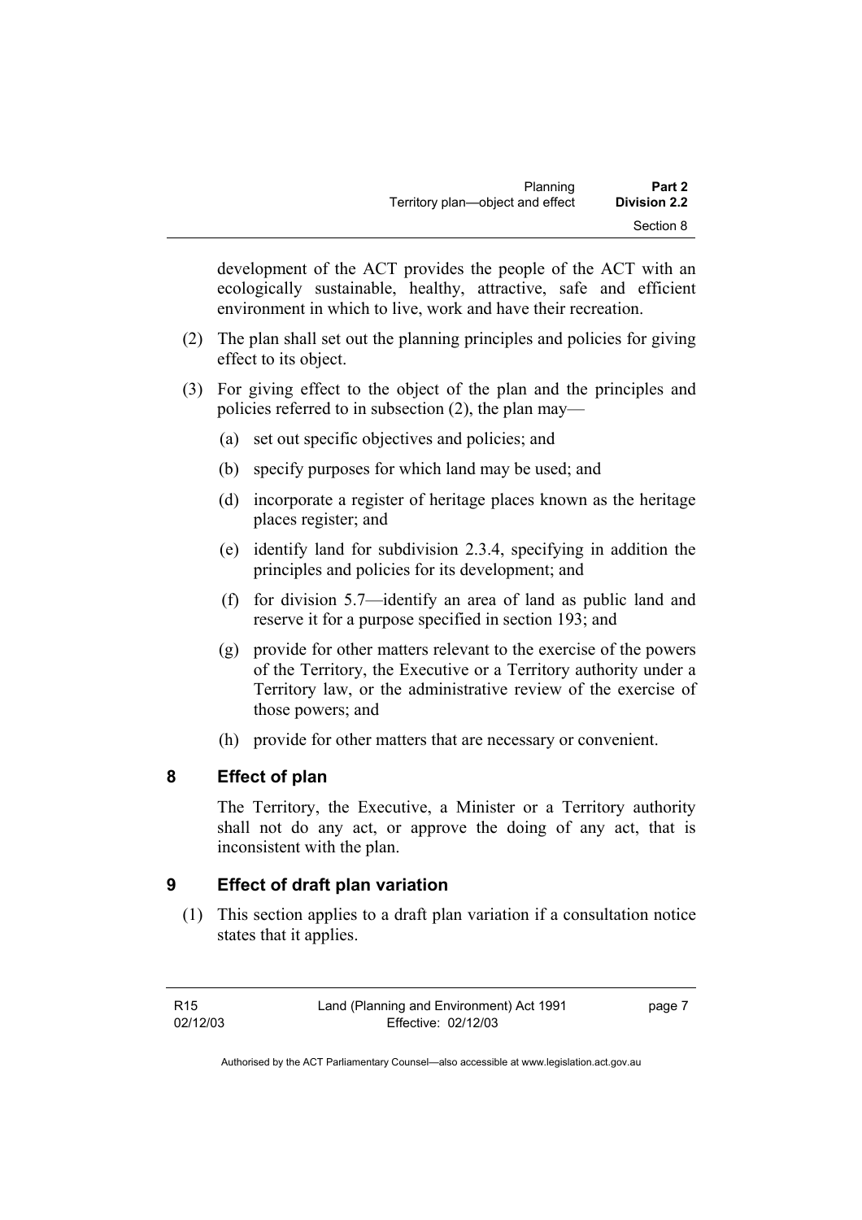development of the ACT provides the people of the ACT with an ecologically sustainable, healthy, attractive, safe and efficient environment in which to live, work and have their recreation.

(2) The plan shall set out the planning principles and policies for giving effect to its object.

(3) For giving effect to the object of the plan and the principles and policies referred to in subsection (2), the plan may—

(a) set out specific objectives and policies; and

(b) specify purposes for which land may be used; and

(d) incorporate a register of heritage places known as the heritage places register; and

(e) identify land for subdivision 2.3.4, specifying in addition the principles and policies for its development; and

(f) for division 5.7—identify an area of land as public land and reserve it for a purpose specified in section 193; and

(g) provide for other matters relevant to the exercise of the powers of the Territory, the Executive or a Territory authority under a Territory law, or the administrative review of the exercise of those powers; and

(h) provide for other matters that are necessary or convenient.

## 8 Effect of plan

The Territory, the Executive, a Minister or a Territory authority shall not do any act, or approve the doing of any act, that is inconsistent with the plan.

## 9 Effect of draft plan variation

(1) This section applies to a draft plan variation if a consultation notice states that it applies.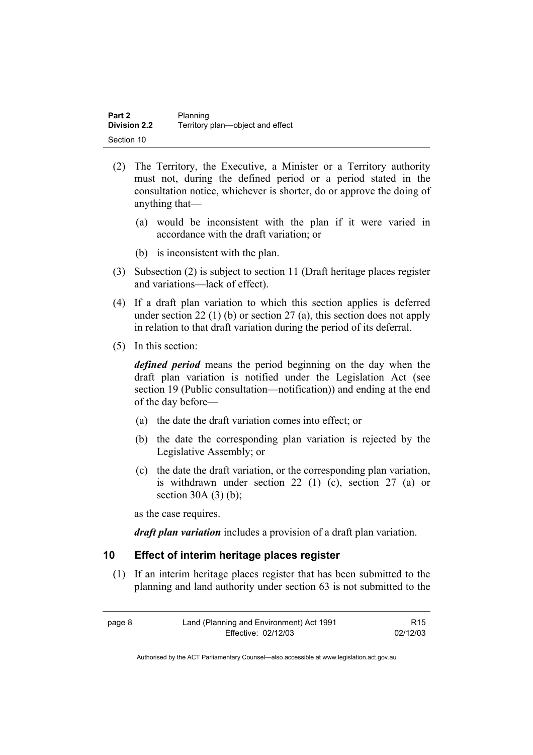(2) The Territory, the Executive, a Minister or a Territory authority must not, during the defined period or a period stated in the consultation notice, whichever is shorter, do or approve the doing of anything that—

(a) would be inconsistent with the plan if it were varied in accordance with the draft variation; or

(b) is inconsistent with the plan.

(3) Subsection (2) is subject to section 11 (Draft heritage places register and variations—lack of effect).

(4) If a draft plan variation to which this section applies is deferred under section 22 (1) (b) or section 27 (a), this section does not apply in relation to that draft variation during the period of its deferral.

(5) In this section:

***defined period*** means the period beginning on the day when the draft plan variation is notified under the Legislation Act (see section 19 (Public consultation—notification)) and ending at the end of the day before—

(a) the date the draft variation comes into effect; or

(b) the date the corresponding plan variation is rejected by the Legislative Assembly; or

(c) the date the draft variation, or the corresponding plan variation, is withdrawn under section 22 (1) (c), section 27 (a) or section 30A (3) (b);

as the case requires.

***draft plan variation*** includes a provision of a draft plan variation.

### 10 Effect of interim heritage places register

(1) If an interim heritage places register that has been submitted to the planning and land authority under section 63 is not submitted to the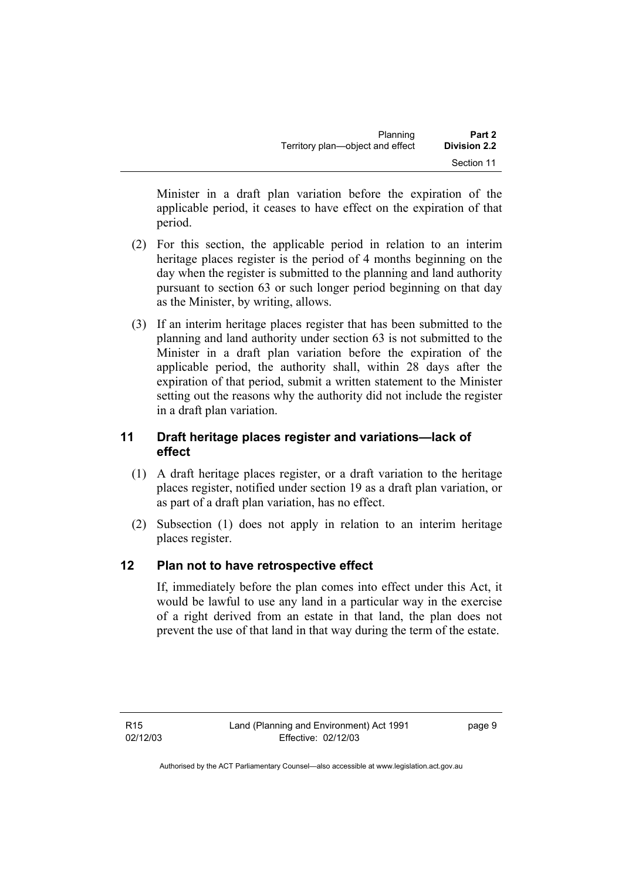Minister in a draft plan variation before the expiration of the applicable period, it ceases to have effect on the expiration of that period.

(2) For this section, the applicable period in relation to an interim heritage places register is the period of 4 months beginning on the day when the register is submitted to the planning and land authority pursuant to section 63 or such longer period beginning on that day as the Minister, by writing, allows.

(3) If an interim heritage places register that has been submitted to the planning and land authority under section 63 is not submitted to the Minister in a draft plan variation before the expiration of the applicable period, the authority shall, within 28 days after the expiration of that period, submit a written statement to the Minister setting out the reasons why the authority did not include the register in a draft plan variation.

## 11 Draft heritage places register and variations—lack of effect

(1) A draft heritage places register, or a draft variation to the heritage places register, notified under section 19 as a draft plan variation, or as part of a draft plan variation, has no effect.

(2) Subsection (1) does not apply in relation to an interim heritage places register.

## 12 Plan not to have retrospective effect

If, immediately before the plan comes into effect under this Act, it would be lawful to use any land in a particular way in the exercise of a right derived from an estate in that land, the plan does not prevent the use of that land in that way during the term of the estate.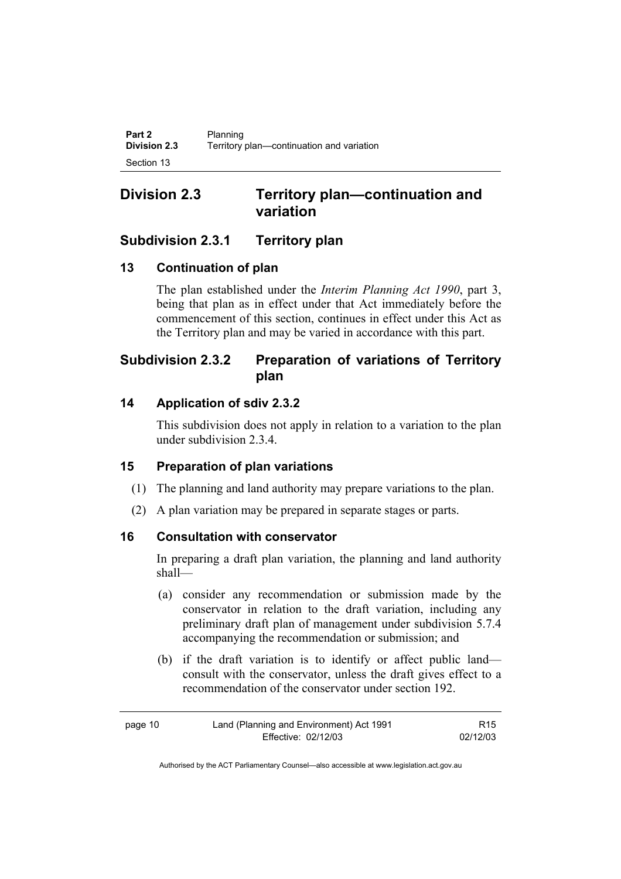## Division 2.3 Territory plan—continuation and variation

### Subdivision 2.3.1 Territory plan

#### 13 Continuation of plan

The plan established under the *Interim Planning Act 1990*, part 3, being that plan as in effect under that Act immediately before the commencement of this section, continues in effect under this Act as the Territory plan and may be varied in accordance with this part.

### Subdivision 2.3.2 Preparation of variations of Territory plan

#### 14 Application of sdiv 2.3.2

This subdivision does not apply in relation to a variation to the plan under subdivision 2.3.4.

#### 15 Preparation of plan variations

(1) The planning and land authority may prepare variations to the plan.

(2) A plan variation may be prepared in separate stages or parts.

#### 16 Consultation with conservator

In preparing a draft plan variation, the planning and land authority shall—

(a) consider any recommendation or submission made by the conservator in relation to the draft variation, including any preliminary draft plan of management under subdivision 5.7.4 accompanying the recommendation or submission; and

(b) if the draft variation is to identify or affect public land—consult with the conservator, unless the draft gives effect to a recommendation of the conservator under section 192.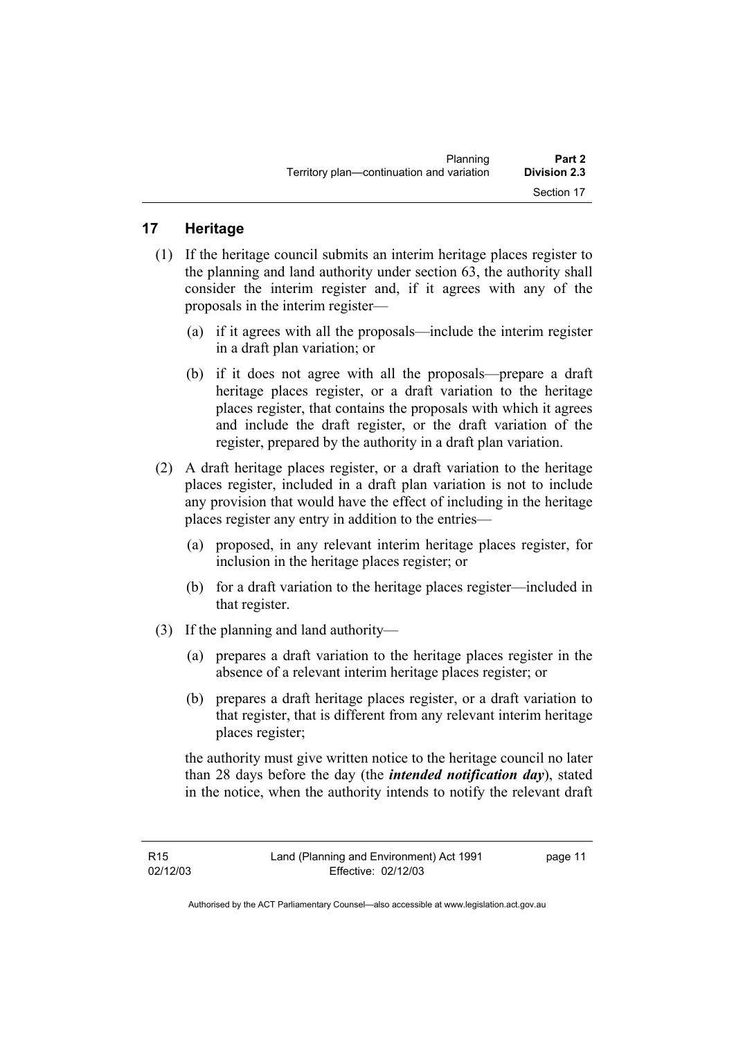## 17 Heritage

(1) If the heritage council submits an interim heritage places register to the planning and land authority under section 63, the authority shall consider the interim register and, if it agrees with any of the proposals in the interim register—

(a) if it agrees with all the proposals—include the interim register in a draft plan variation; or

(b) if it does not agree with all the proposals—prepare a draft heritage places register, or a draft variation to the heritage places register, that contains the proposals with which it agrees and include the draft register, or the draft variation of the register, prepared by the authority in a draft plan variation.

(2) A draft heritage places register, or a draft variation to the heritage places register, included in a draft plan variation is not to include any provision that would have the effect of including in the heritage places register any entry in addition to the entries—

(a) proposed, in any relevant interim heritage places register, for inclusion in the heritage places register; or

(b) for a draft variation to the heritage places register—included in that register.

(3) If the planning and land authority—

(a) prepares a draft variation to the heritage places register in the absence of a relevant interim heritage places register; or

(b) prepares a draft heritage places register, or a draft variation to that register, that is different from any relevant interim heritage places register;

the authority must give written notice to the heritage council no later than 28 days before the day (the ***intended notification day***), stated in the notice, when the authority intends to notify the relevant draft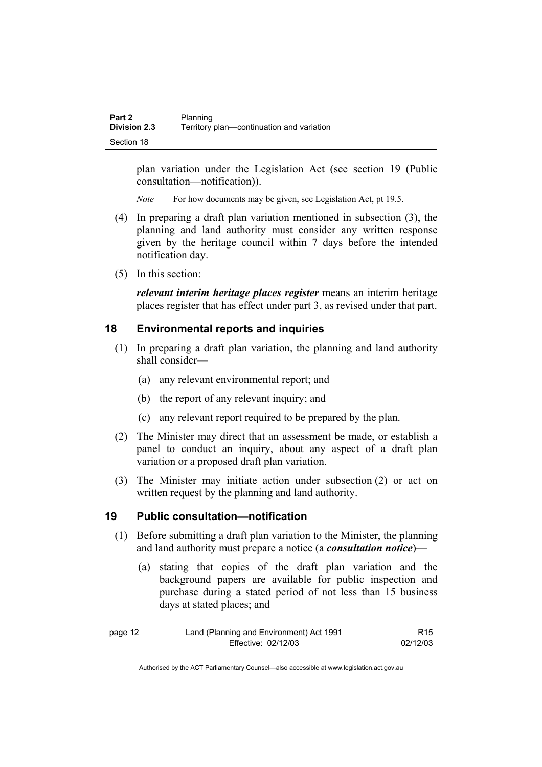plan variation under the Legislation Act (see section 19 (Public consultation—notification)).

*Note* For how documents may be given, see Legislation Act, pt 19.5.

(4) In preparing a draft plan variation mentioned in subsection (3), the planning and land authority must consider any written response given by the heritage council within 7 days before the intended notification day.

(5) In this section:

***relevant interim heritage places register*** means an interim heritage places register that has effect under part 3, as revised under that part.

## 18 Environmental reports and inquiries

(1) In preparing a draft plan variation, the planning and land authority shall consider—

(a) any relevant environmental report; and

(b) the report of any relevant inquiry; and

(c) any relevant report required to be prepared by the plan.

(2) The Minister may direct that an assessment be made, or establish a panel to conduct an inquiry, about any aspect of a draft plan variation or a proposed draft plan variation.

(3) The Minister may initiate action under subsection (2) or act on written request by the planning and land authority.

## 19 Public consultation—notification

(1) Before submitting a draft plan variation to the Minister, the planning and land authority must prepare a notice (a ***consultation notice***)—

(a) stating that copies of the draft plan variation and the background papers are available for public inspection and purchase during a stated period of not less than 15 business days at stated places; and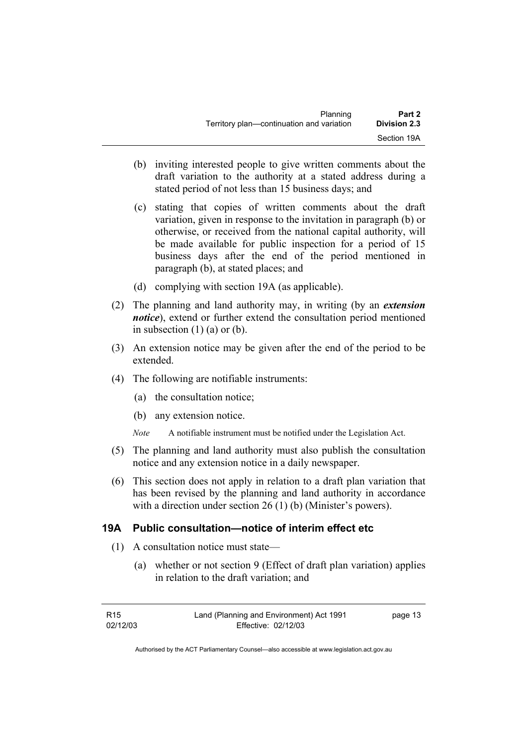(b) inviting interested people to give written comments about the draft variation to the authority at a stated address during a stated period of not less than 15 business days; and

(c) stating that copies of written comments about the draft variation, given in response to the invitation in paragraph (b) or otherwise, or received from the national capital authority, will be made available for public inspection for a period of 15 business days after the end of the period mentioned in paragraph (b), at stated places; and

(d) complying with section 19A (as applicable).

(2) The planning and land authority may, in writing (by an ***extension notice***), extend or further extend the consultation period mentioned in subsection (1) (a) or (b).

(3) An extension notice may be given after the end of the period to be extended.

(4) The following are notifiable instruments:

(a) the consultation notice;

(b) any extension notice.

*Note* A notifiable instrument must be notified under the Legislation Act.

(5) The planning and land authority must also publish the consultation notice and any extension notice in a daily newspaper.

(6) This section does not apply in relation to a draft plan variation that has been revised by the planning and land authority in accordance with a direction under section 26 (1) (b) (Minister's powers).

## 19A Public consultation—notice of interim effect etc

(1) A consultation notice must state—

(a) whether or not section 9 (Effect of draft plan variation) applies in relation to the draft variation; and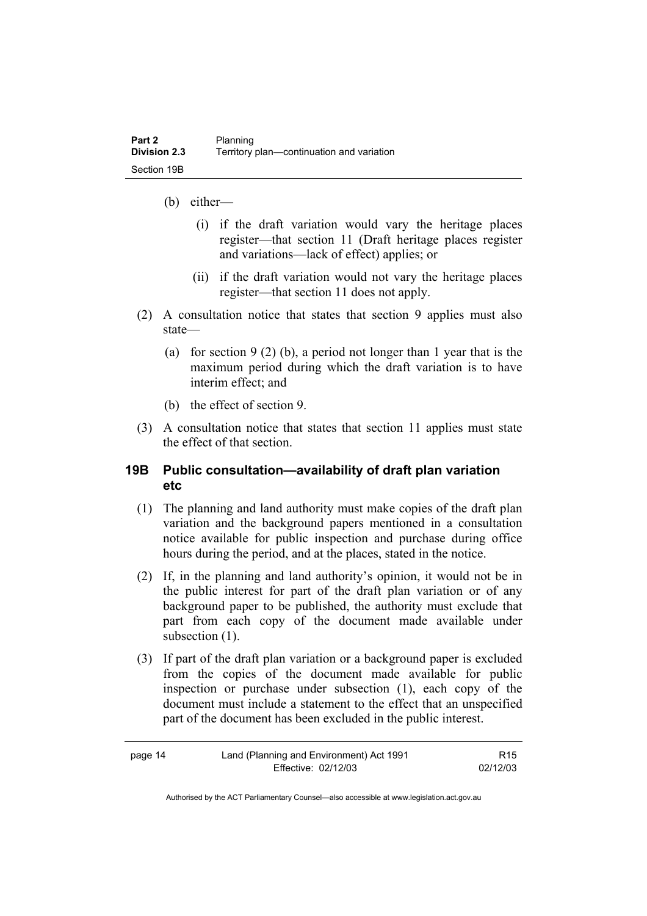(b) either—

   (i) if the draft variation would vary the heritage places register—that section 11 (Draft heritage places register and variations—lack of effect) applies; or

   (ii) if the draft variation would not vary the heritage places register—that section 11 does not apply.

(2) A consultation notice that states that section 9 applies must also state—

   (a) for section 9 (2) (b), a period not longer than 1 year that is the maximum period during which the draft variation is to have interim effect; and

   (b) the effect of section 9.

(3) A consultation notice that states that section 11 applies must state the effect of that section.

### 19B Public consultation—availability of draft plan variation etc

(1) The planning and land authority must make copies of the draft plan variation and the background papers mentioned in a consultation notice available for public inspection and purchase during office hours during the period, and at the places, stated in the notice.

(2) If, in the planning and land authority's opinion, it would not be in the public interest for part of the draft plan variation or of any background paper to be published, the authority must exclude that part from each copy of the document made available under subsection (1).

(3) If part of the draft plan variation or a background paper is excluded from the copies of the document made available for public inspection or purchase under subsection (1), each copy of the document must include a statement to the effect that an unspecified part of the document has been excluded in the public interest.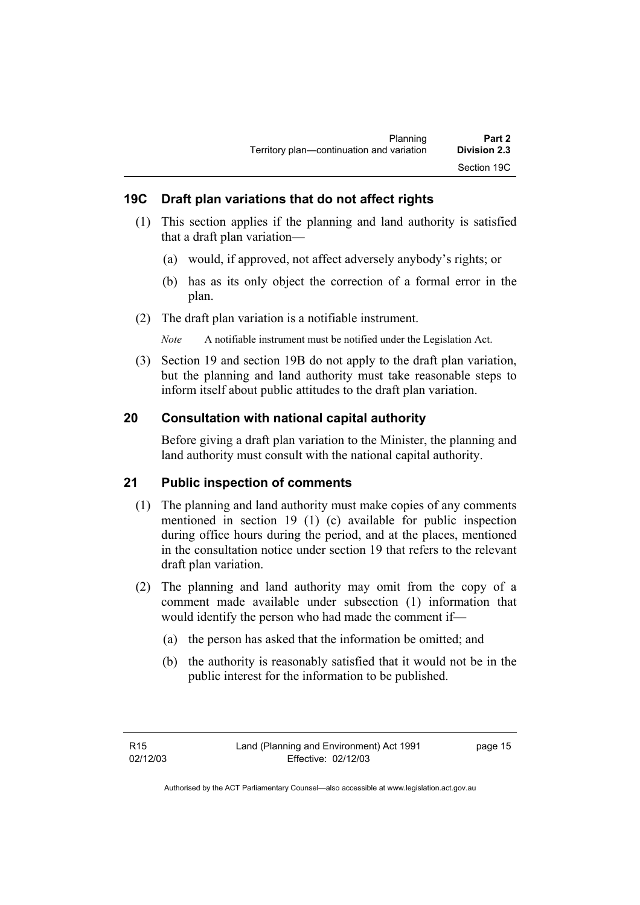## 19C Draft plan variations that do not affect rights

(1) This section applies if the planning and land authority is satisfied that a draft plan variation—

(a) would, if approved, not affect adversely anybody's rights; or

(b) has as its only object the correction of a formal error in the plan.

(2) The draft plan variation is a notifiable instrument.

*Note* A notifiable instrument must be notified under the Legislation Act.

(3) Section 19 and section 19B do not apply to the draft plan variation, but the planning and land authority must take reasonable steps to inform itself about public attitudes to the draft plan variation.

## 20 Consultation with national capital authority

Before giving a draft plan variation to the Minister, the planning and land authority must consult with the national capital authority.

## 21 Public inspection of comments

(1) The planning and land authority must make copies of any comments mentioned in section 19 (1) (c) available for public inspection during office hours during the period, and at the places, mentioned in the consultation notice under section 19 that refers to the relevant draft plan variation.

(2) The planning and land authority may omit from the copy of a comment made available under subsection (1) information that would identify the person who had made the comment if—

(a) the person has asked that the information be omitted; and

(b) the authority is reasonably satisfied that it would not be in the public interest for the information to be published.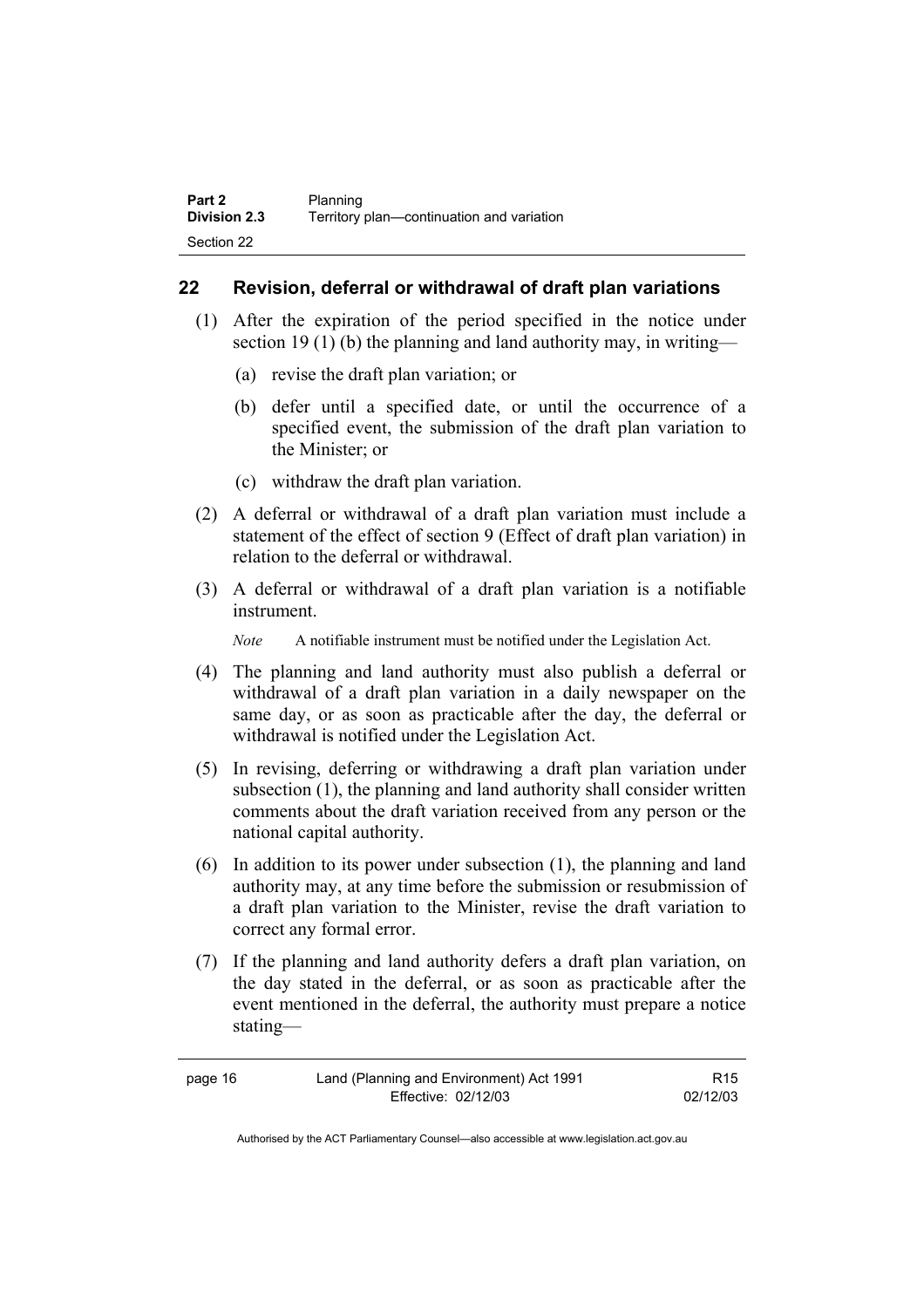## 22 Revision, deferral or withdrawal of draft plan variations

(1) After the expiration of the period specified in the notice under section 19 (1) (b) the planning and land authority may, in writing—

(a) revise the draft plan variation; or

(b) defer until a specified date, or until the occurrence of a specified event, the submission of the draft plan variation to the Minister; or

(c) withdraw the draft plan variation.

(2) A deferral or withdrawal of a draft plan variation must include a statement of the effect of section 9 (Effect of draft plan variation) in relation to the deferral or withdrawal.

(3) A deferral or withdrawal of a draft plan variation is a notifiable instrument.

*Note* A notifiable instrument must be notified under the Legislation Act.

(4) The planning and land authority must also publish a deferral or withdrawal of a draft plan variation in a daily newspaper on the same day, or as soon as practicable after the day, the deferral or withdrawal is notified under the Legislation Act.

(5) In revising, deferring or withdrawing a draft plan variation under subsection (1), the planning and land authority shall consider written comments about the draft variation received from any person or the national capital authority.

(6) In addition to its power under subsection (1), the planning and land authority may, at any time before the submission or resubmission of a draft plan variation to the Minister, revise the draft variation to correct any formal error.

(7) If the planning and land authority defers a draft plan variation, on the day stated in the deferral, or as soon as practicable after the event mentioned in the deferral, the authority must prepare a notice stating—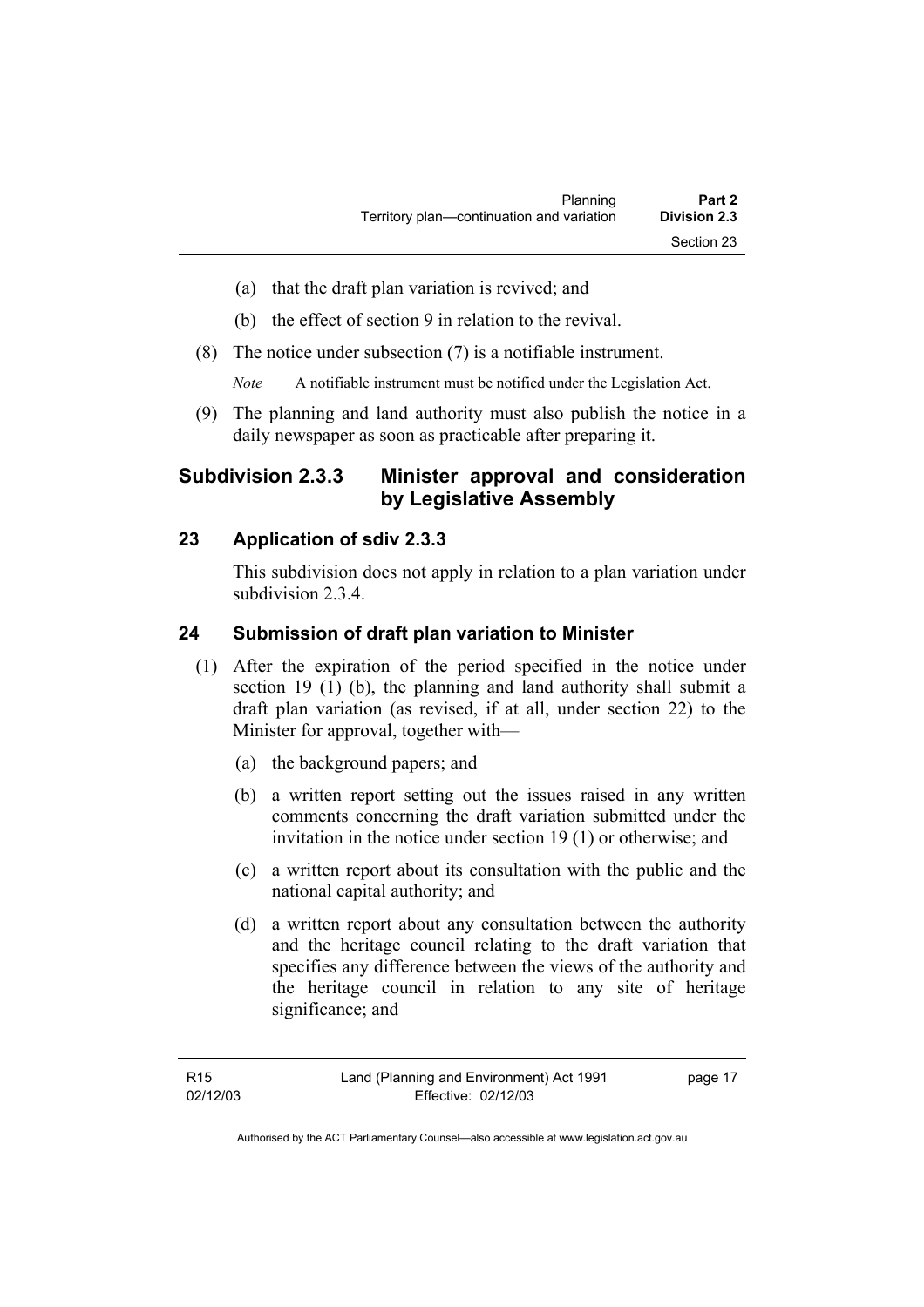(a) that the draft plan variation is revived; and

(b) the effect of section 9 in relation to the revival.

(8) The notice under subsection (7) is a notifiable instrument.

*Note* A notifiable instrument must be notified under the Legislation Act.

(9) The planning and land authority must also publish the notice in a daily newspaper as soon as practicable after preparing it.

## Subdivision 2.3.3 Minister approval and consideration by Legislative Assembly

### 23 Application of sdiv 2.3.3

This subdivision does not apply in relation to a plan variation under subdivision 2.3.4.

### 24 Submission of draft plan variation to Minister

(1) After the expiration of the period specified in the notice under section 19 (1) (b), the planning and land authority shall submit a draft plan variation (as revised, if at all, under section 22) to the Minister for approval, together with—

(a) the background papers; and

(b) a written report setting out the issues raised in any written comments concerning the draft variation submitted under the invitation in the notice under section 19 (1) or otherwise; and

(c) a written report about its consultation with the public and the national capital authority; and

(d) a written report about any consultation between the authority and the heritage council relating to the draft variation that specifies any difference between the views of the authority and the heritage council in relation to any site of heritage significance; and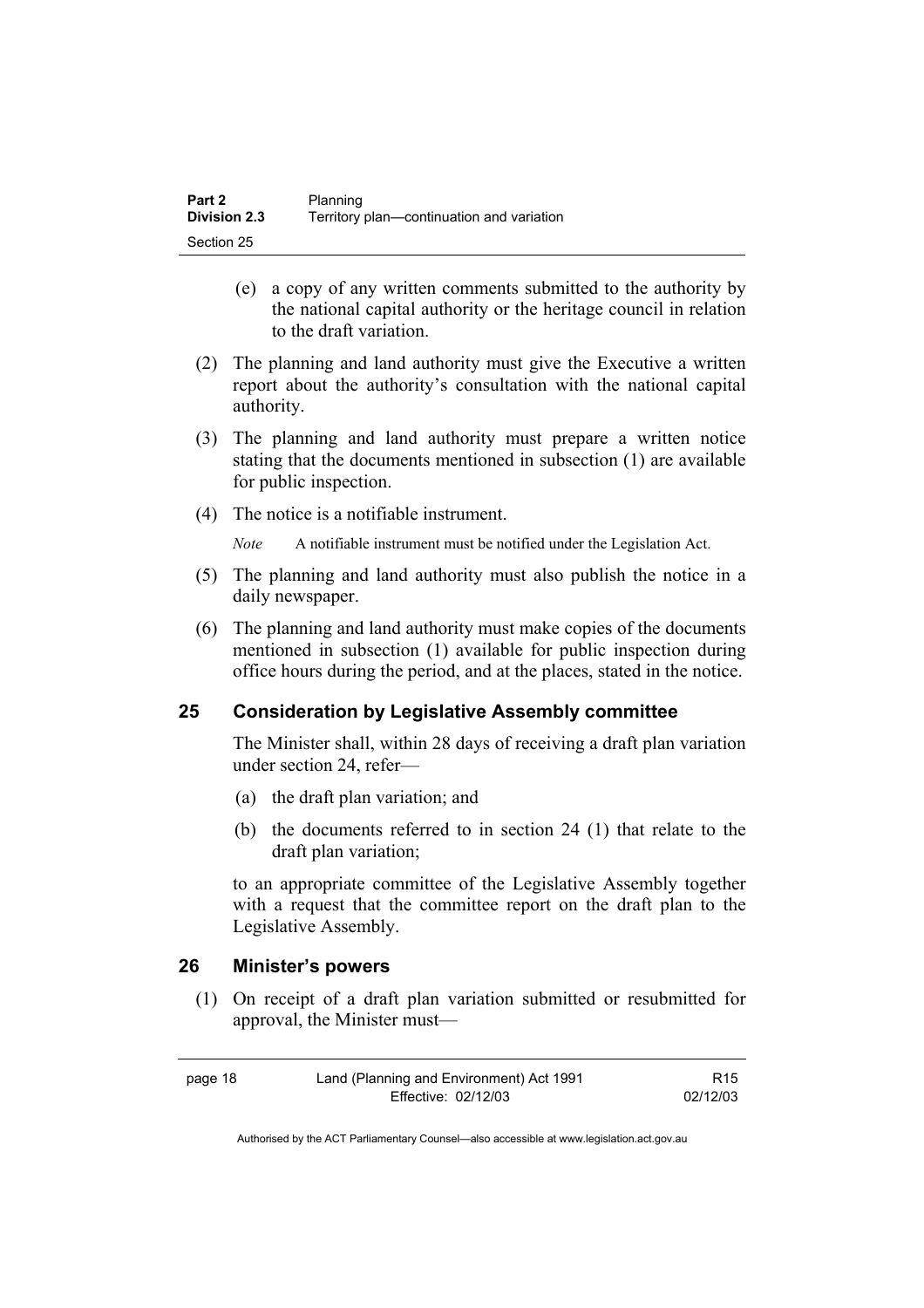(e) a copy of any written comments submitted to the authority by the national capital authority or the heritage council in relation to the draft variation.

(2) The planning and land authority must give the Executive a written report about the authority's consultation with the national capital authority.

(3) The planning and land authority must prepare a written notice stating that the documents mentioned in subsection (1) are available for public inspection.

(4) The notice is a notifiable instrument.

*Note* A notifiable instrument must be notified under the Legislation Act.

(5) The planning and land authority must also publish the notice in a daily newspaper.

(6) The planning and land authority must make copies of the documents mentioned in subsection (1) available for public inspection during office hours during the period, and at the places, stated in the notice.

## 25 Consideration by Legislative Assembly committee

The Minister shall, within 28 days of receiving a draft plan variation under section 24, refer—

(a) the draft plan variation; and

(b) the documents referred to in section 24 (1) that relate to the draft plan variation;

to an appropriate committee of the Legislative Assembly together with a request that the committee report on the draft plan to the Legislative Assembly.

## 26 Minister's powers

(1) On receipt of a draft plan variation submitted or resubmitted for approval, the Minister must—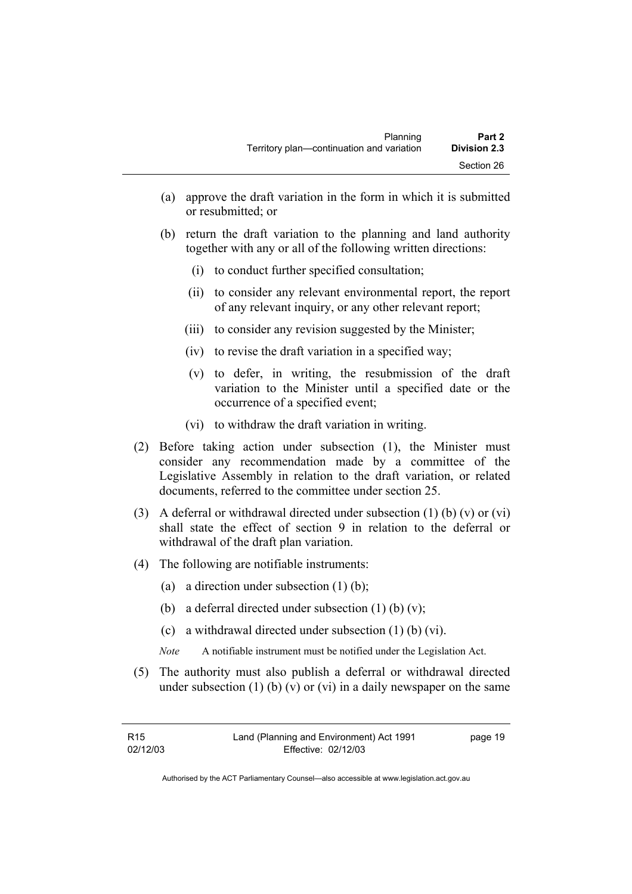(a) approve the draft variation in the form in which it is submitted or resubmitted; or

(b) return the draft variation to the planning and land authority together with any or all of the following written directions:

(i) to conduct further specified consultation;

(ii) to consider any relevant environmental report, the report of any relevant inquiry, or any other relevant report;

(iii) to consider any revision suggested by the Minister;

(iv) to revise the draft variation in a specified way;

(v) to defer, in writing, the resubmission of the draft variation to the Minister until a specified date or the occurrence of a specified event;

(vi) to withdraw the draft variation in writing.

(2) Before taking action under subsection (1), the Minister must consider any recommendation made by a committee of the Legislative Assembly in relation to the draft variation, or related documents, referred to the committee under section 25.

(3) A deferral or withdrawal directed under subsection (1) (b) (v) or (vi) shall state the effect of section 9 in relation to the deferral or withdrawal of the draft plan variation.

(4) The following are notifiable instruments:

(a) a direction under subsection (1) (b);

(b) a deferral directed under subsection (1) (b) (v);

(c) a withdrawal directed under subsection (1) (b) (vi).

*Note* A notifiable instrument must be notified under the Legislation Act.

(5) The authority must also publish a deferral or withdrawal directed under subsection (1) (b) (v) or (vi) in a daily newspaper on the same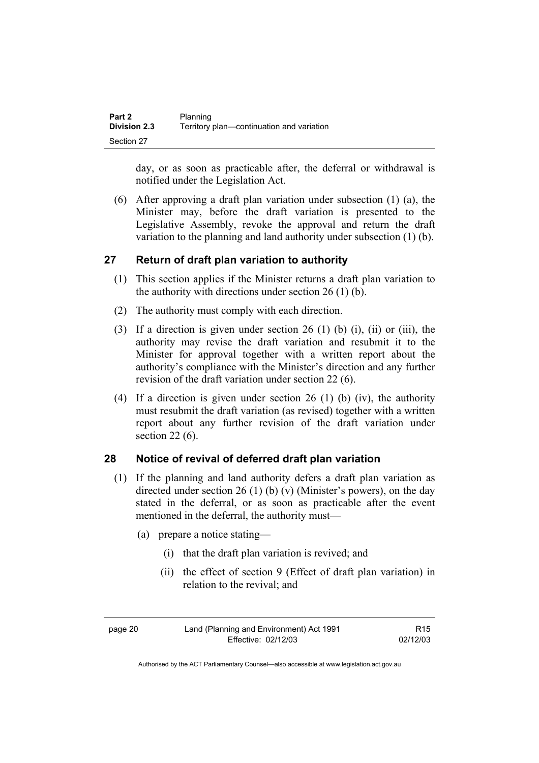day, or as soon as practicable after, the deferral or withdrawal is notified under the Legislation Act.

(6) After approving a draft plan variation under subsection (1) (a), the Minister may, before the draft variation is presented to the Legislative Assembly, revoke the approval and return the draft variation to the planning and land authority under subsection (1) (b).

## 27 Return of draft plan variation to authority

(1) This section applies if the Minister returns a draft plan variation to the authority with directions under section 26 (1) (b).

(2) The authority must comply with each direction.

(3) If a direction is given under section 26 (1) (b) (i), (ii) or (iii), the authority may revise the draft variation and resubmit it to the Minister for approval together with a written report about the authority's compliance with the Minister's direction and any further revision of the draft variation under section 22 (6).

(4) If a direction is given under section 26 (1) (b) (iv), the authority must resubmit the draft variation (as revised) together with a written report about any further revision of the draft variation under section 22 (6).

## 28 Notice of revival of deferred draft plan variation

(1) If the planning and land authority defers a draft plan variation as directed under section 26 (1) (b) (v) (Minister's powers), on the day stated in the deferral, or as soon as practicable after the event mentioned in the deferral, the authority must—

- (a) prepare a notice stating—
  - (i) that the draft plan variation is revived; and
  - (ii) the effect of section 9 (Effect of draft plan variation) in relation to the revival; and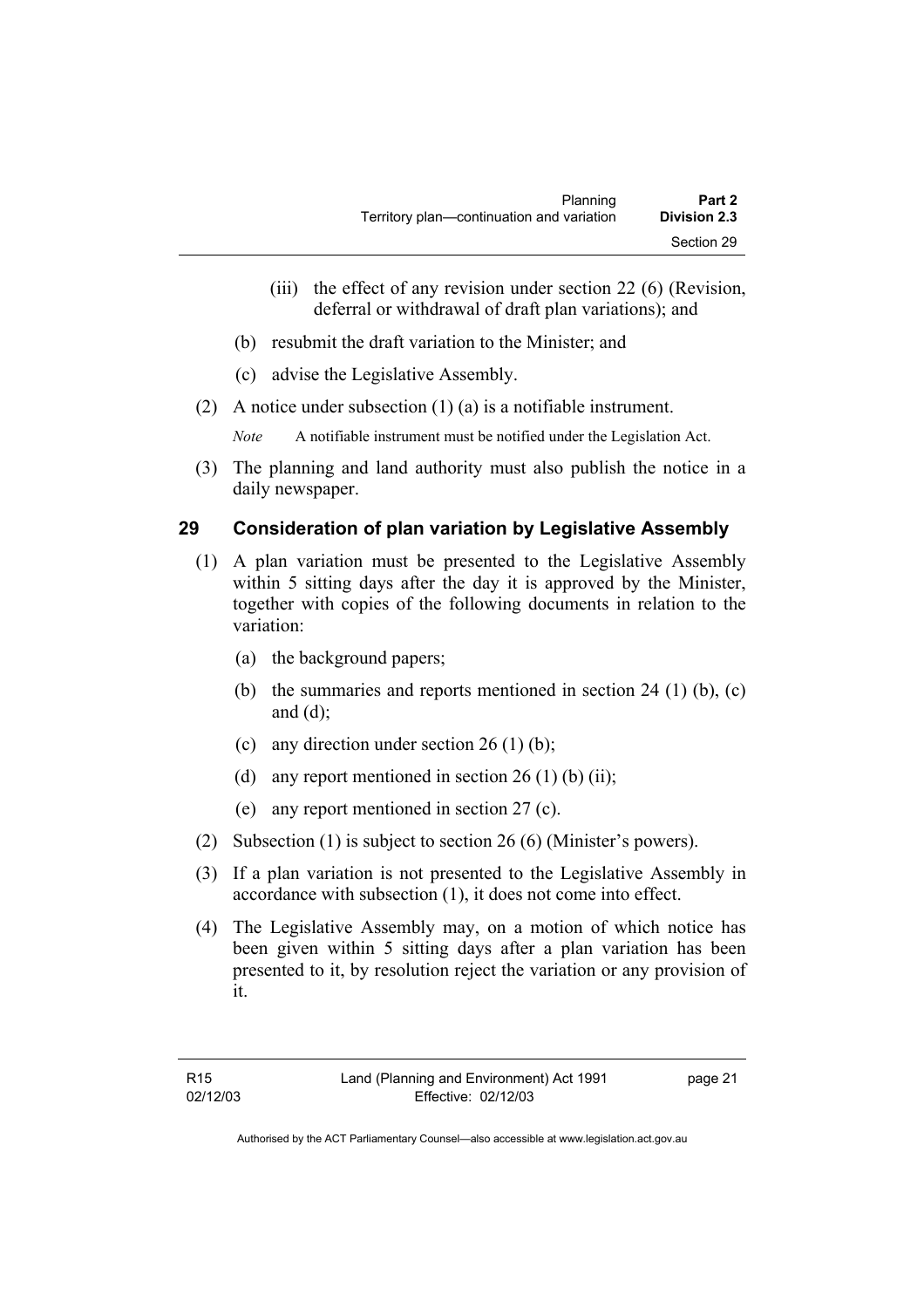(iii) the effect of any revision under section 22 (6) (Revision, deferral or withdrawal of draft plan variations); and

(b) resubmit the draft variation to the Minister; and

(c) advise the Legislative Assembly.

(2) A notice under subsection (1) (a) is a notifiable instrument.

*Note* A notifiable instrument must be notified under the Legislation Act.

(3) The planning and land authority must also publish the notice in a daily newspaper.

## 29 Consideration of plan variation by Legislative Assembly

(1) A plan variation must be presented to the Legislative Assembly within 5 sitting days after the day it is approved by the Minister, together with copies of the following documents in relation to the variation:

(a) the background papers;

(b) the summaries and reports mentioned in section 24 (1) (b), (c) and (d);

(c) any direction under section 26 (1) (b);

(d) any report mentioned in section 26 (1) (b) (ii);

(e) any report mentioned in section 27 (c).

(2) Subsection (1) is subject to section 26 (6) (Minister's powers).

(3) If a plan variation is not presented to the Legislative Assembly in accordance with subsection (1), it does not come into effect.

(4) The Legislative Assembly may, on a motion of which notice has been given within 5 sitting days after a plan variation has been presented to it, by resolution reject the variation or any provision of it.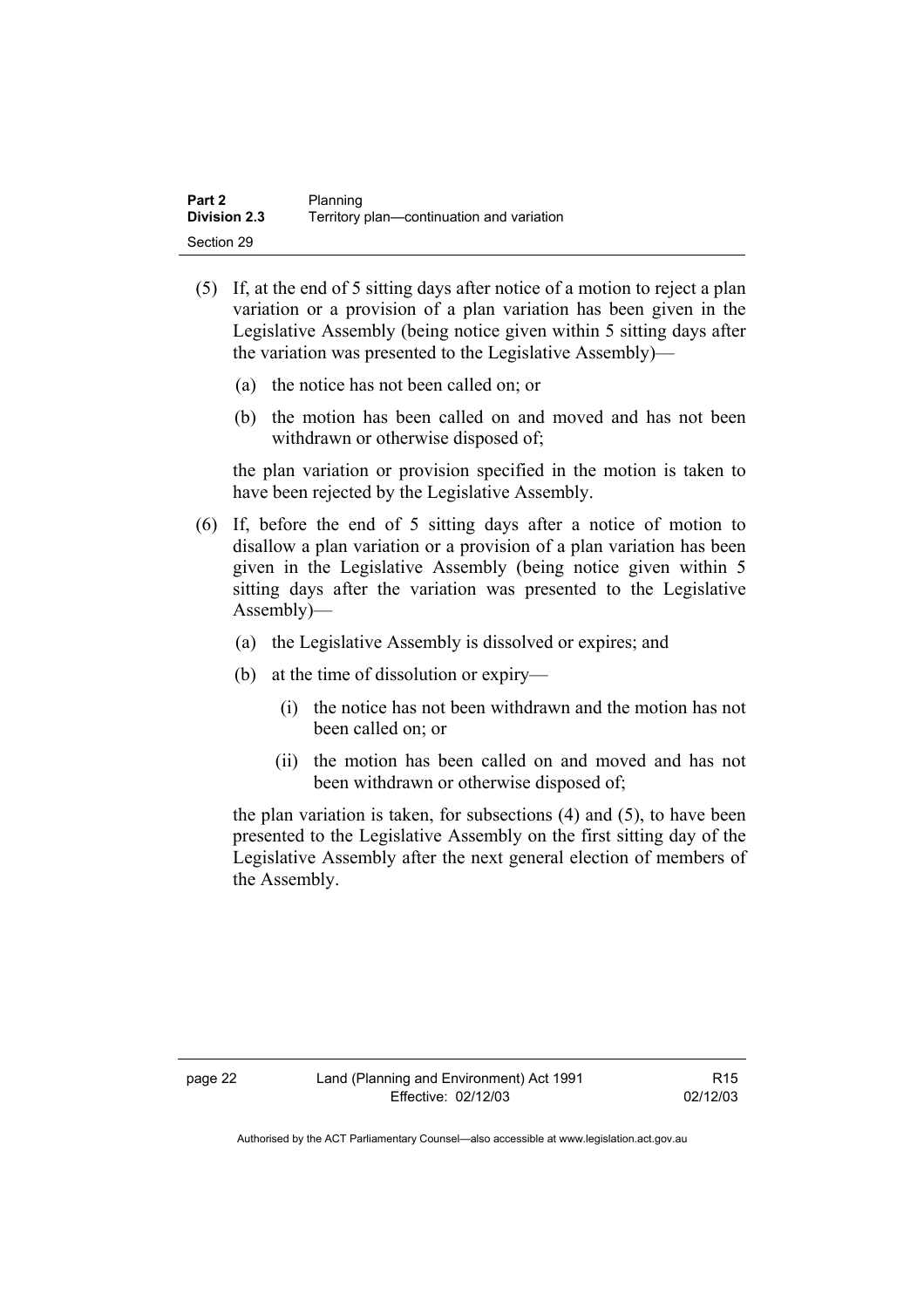(5) If, at the end of 5 sitting days after notice of a motion to reject a plan variation or a provision of a plan variation has been given in the Legislative Assembly (being notice given within 5 sitting days after the variation was presented to the Legislative Assembly)—

  (a) the notice has not been called on; or

  (b) the motion has been called on and moved and has not been withdrawn or otherwise disposed of;

the plan variation or provision specified in the motion is taken to have been rejected by the Legislative Assembly.

(6) If, before the end of 5 sitting days after a notice of motion to disallow a plan variation or a provision of a plan variation has been given in the Legislative Assembly (being notice given within 5 sitting days after the variation was presented to the Legislative Assembly)—

  (a) the Legislative Assembly is dissolved or expires; and

  (b) at the time of dissolution or expiry—

    (i) the notice has not been withdrawn and the motion has not been called on; or

    (ii) the motion has been called on and moved and has not been withdrawn or otherwise disposed of;

the plan variation is taken, for subsections (4) and (5), to have been presented to the Legislative Assembly on the first sitting day of the Legislative Assembly after the next general election of members of the Assembly.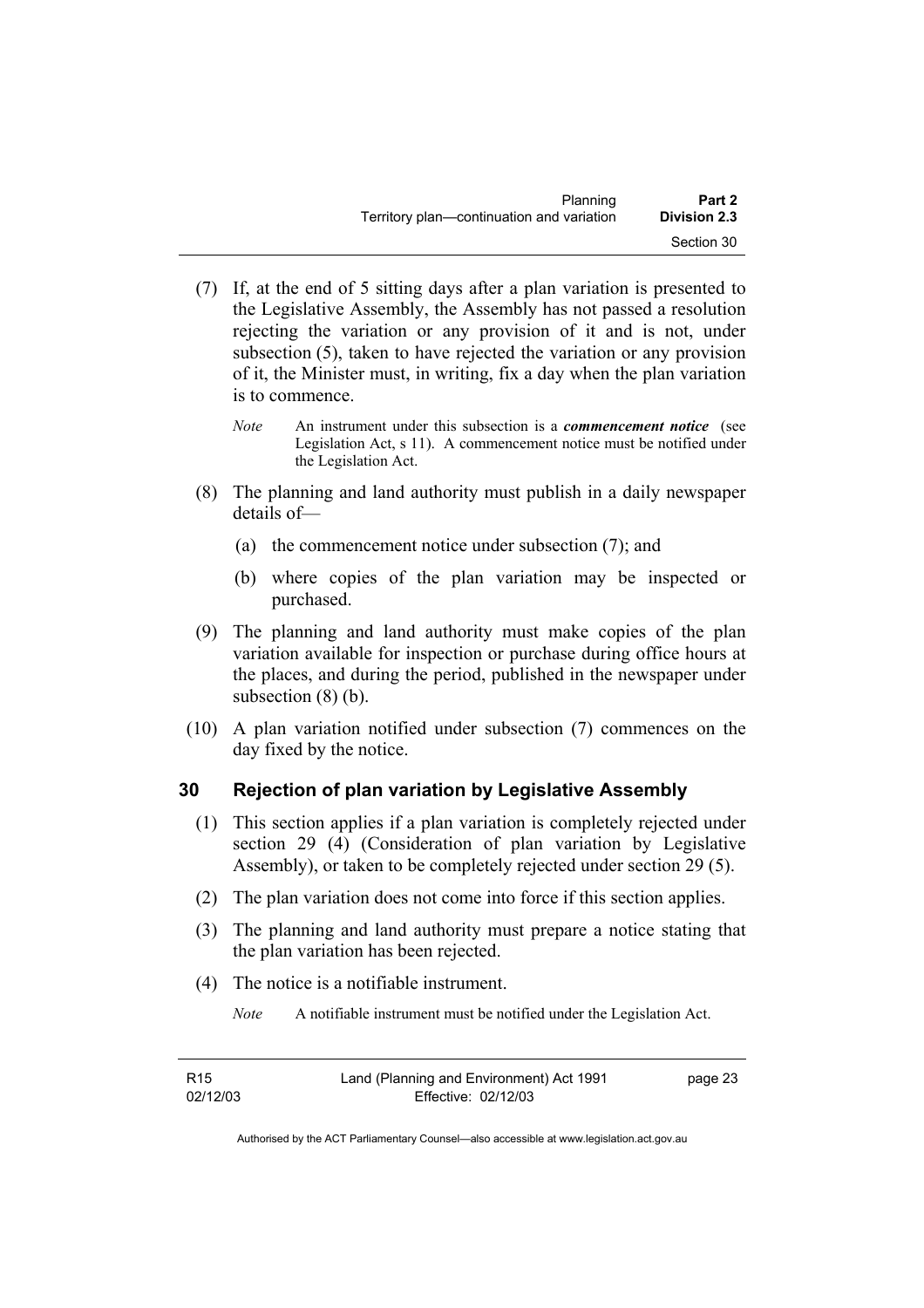(7) If, at the end of 5 sitting days after a plan variation is presented to the Legislative Assembly, the Assembly has not passed a resolution rejecting the variation or any provision of it and is not, under subsection (5), taken to have rejected the variation or any provision of it, the Minister must, in writing, fix a day when the plan variation is to commence.

*Note* An instrument under this subsection is a ***commencement notice*** (see Legislation Act, s 11). A commencement notice must be notified under the Legislation Act.

(8) The planning and land authority must publish in a daily newspaper details of—

(a) the commencement notice under subsection (7); and

(b) where copies of the plan variation may be inspected or purchased.

(9) The planning and land authority must make copies of the plan variation available for inspection or purchase during office hours at the places, and during the period, published in the newspaper under subsection (8) (b).

(10) A plan variation notified under subsection (7) commences on the day fixed by the notice.

## 30 Rejection of plan variation by Legislative Assembly

(1) This section applies if a plan variation is completely rejected under section 29 (4) (Consideration of plan variation by Legislative Assembly), or taken to be completely rejected under section 29 (5).

(2) The plan variation does not come into force if this section applies.

(3) The planning and land authority must prepare a notice stating that the plan variation has been rejected.

(4) The notice is a notifiable instrument.

*Note* A notifiable instrument must be notified under the Legislation Act.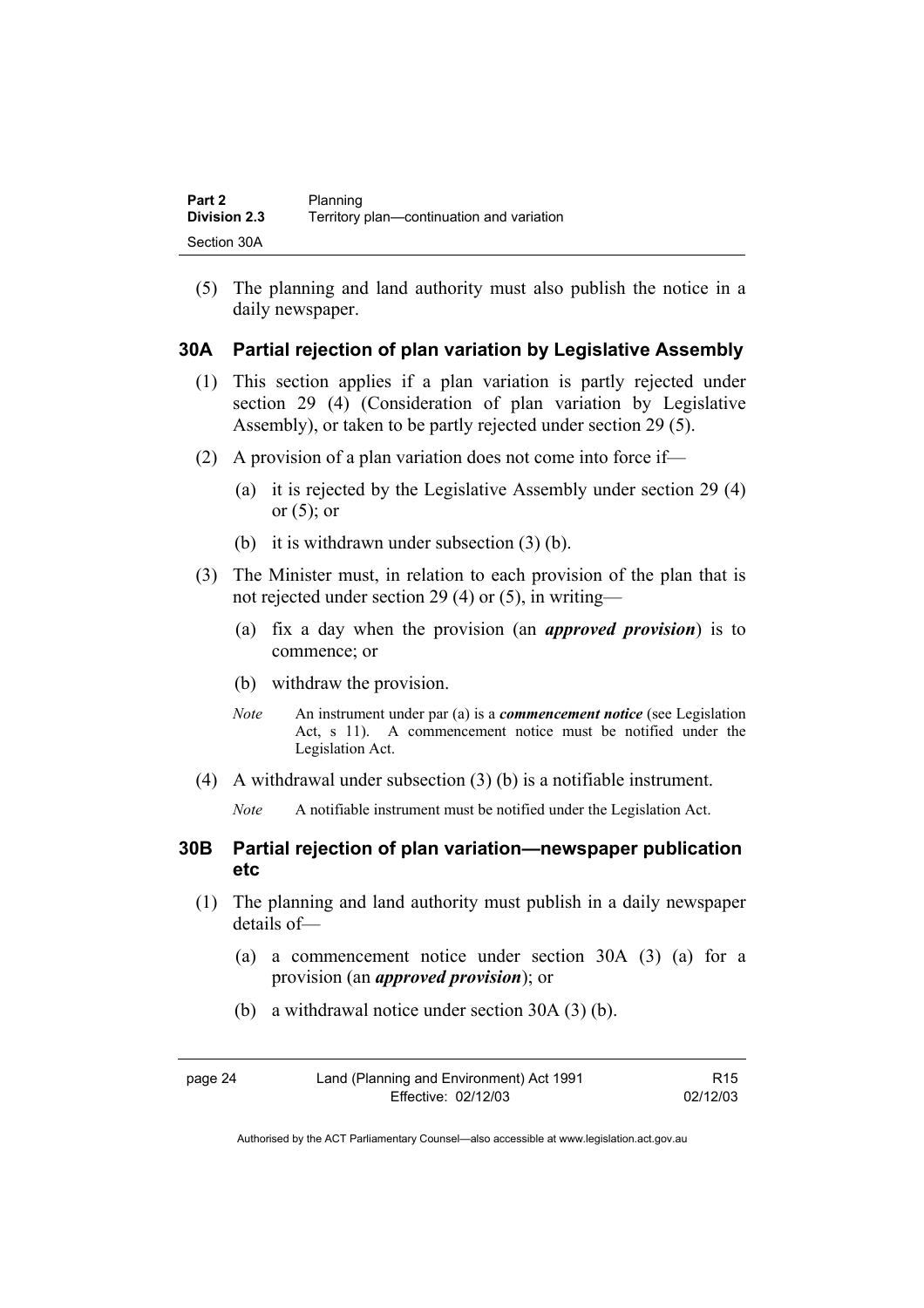(5) The planning and land authority must also publish the notice in a daily newspaper.

### 30A Partial rejection of plan variation by Legislative Assembly

(1) This section applies if a plan variation is partly rejected under section 29 (4) (Consideration of plan variation by Legislative Assembly), or taken to be partly rejected under section 29 (5).

(2) A provision of a plan variation does not come into force if—

(a) it is rejected by the Legislative Assembly under section 29 (4) or (5); or

(b) it is withdrawn under subsection (3) (b).

(3) The Minister must, in relation to each provision of the plan that is not rejected under section 29 (4) or (5), in writing—

(a) fix a day when the provision (an ***approved provision***) is to commence; or

(b) withdraw the provision.

*Note* An instrument under par (a) is a ***commencement notice*** (see Legislation Act, s 11). A commencement notice must be notified under the Legislation Act.

(4) A withdrawal under subsection (3) (b) is a notifiable instrument.

*Note* A notifiable instrument must be notified under the Legislation Act.

### 30B Partial rejection of plan variation—newspaper publication etc

(1) The planning and land authority must publish in a daily newspaper details of—

(a) a commencement notice under section 30A (3) (a) for a provision (an ***approved provision***); or

(b) a withdrawal notice under section 30A (3) (b).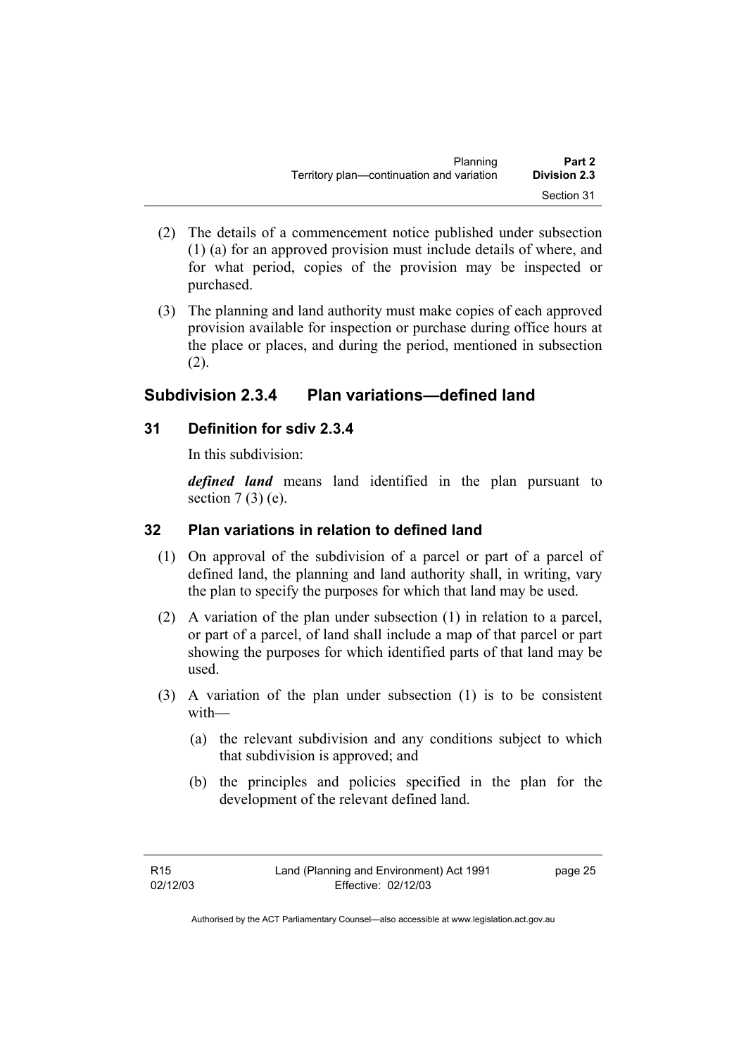(2) The details of a commencement notice published under subsection (1) (a) for an approved provision must include details of where, and for what period, copies of the provision may be inspected or purchased.

(3) The planning and land authority must make copies of each approved provision available for inspection or purchase during office hours at the place or places, and during the period, mentioned in subsection (2).

## Subdivision 2.3.4 Plan variations—defined land

### 31 Definition for sdiv 2.3.4

In this subdivision:

***defined land*** means land identified in the plan pursuant to section 7 (3) (e).

### 32 Plan variations in relation to defined land

(1) On approval of the subdivision of a parcel or part of a parcel of defined land, the planning and land authority shall, in writing, vary the plan to specify the purposes for which that land may be used.

(2) A variation of the plan under subsection (1) in relation to a parcel, or part of a parcel, of land shall include a map of that parcel or part showing the purposes for which identified parts of that land may be used.

(3) A variation of the plan under subsection (1) is to be consistent with—

(a) the relevant subdivision and any conditions subject to which that subdivision is approved; and

(b) the principles and policies specified in the plan for the development of the relevant defined land.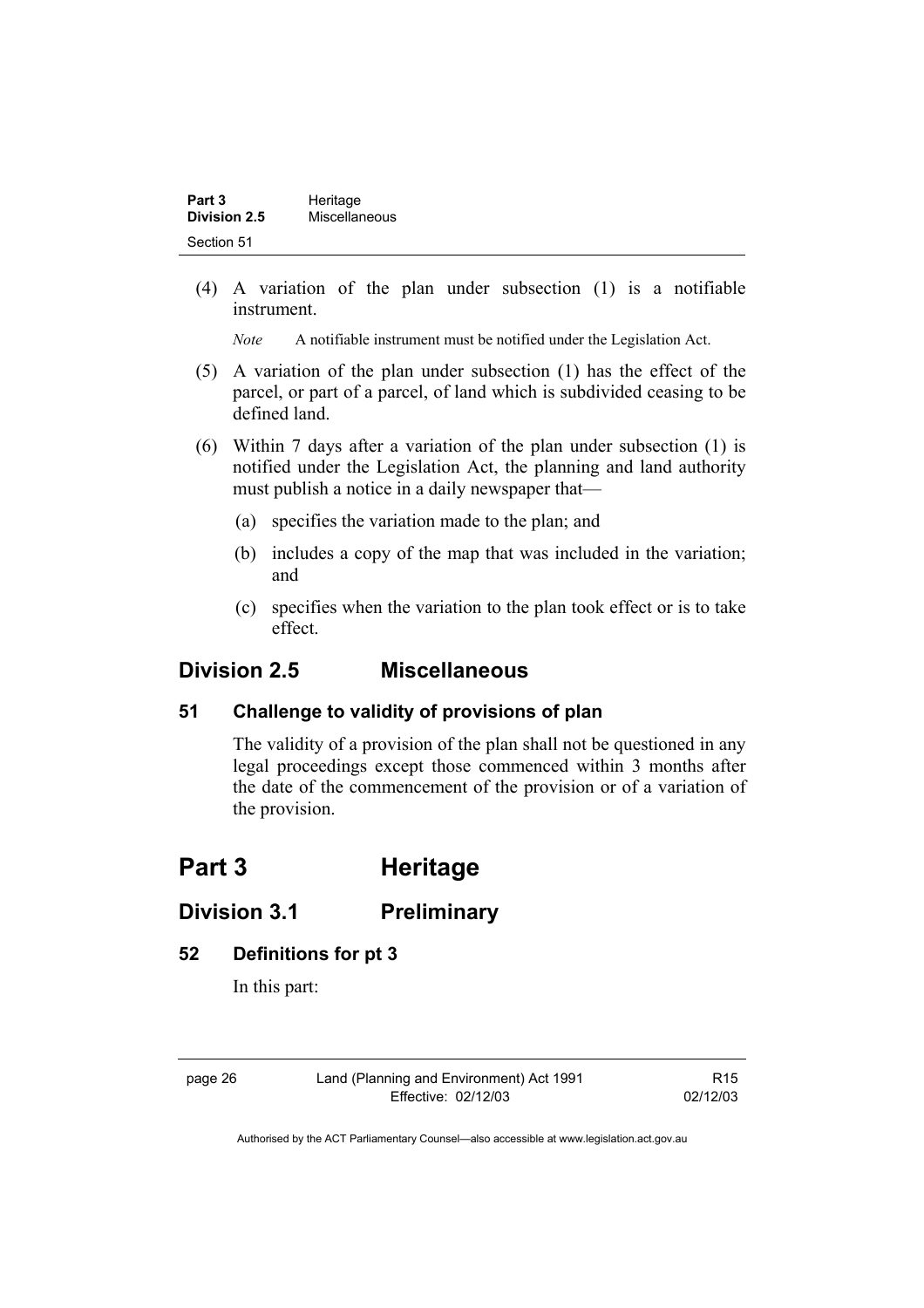(4) A variation of the plan under subsection (1) is a notifiable instrument.

*Note* A notifiable instrument must be notified under the Legislation Act.

(5) A variation of the plan under subsection (1) has the effect of the parcel, or part of a parcel, of land which is subdivided ceasing to be defined land.

(6) Within 7 days after a variation of the plan under subsection (1) is notified under the Legislation Act, the planning and land authority must publish a notice in a daily newspaper that—

(a) specifies the variation made to the plan; and

(b) includes a copy of the map that was included in the variation; and

(c) specifies when the variation to the plan took effect or is to take effect.

## Division 2.5 Miscellaneous

### 51 Challenge to validity of provisions of plan

The validity of a provision of the plan shall not be questioned in any legal proceedings except those commenced within 3 months after the date of the commencement of the provision or of a variation of the provision.

# Part 3 Heritage

## Division 3.1 Preliminary

### 52 Definitions for pt 3

In this part: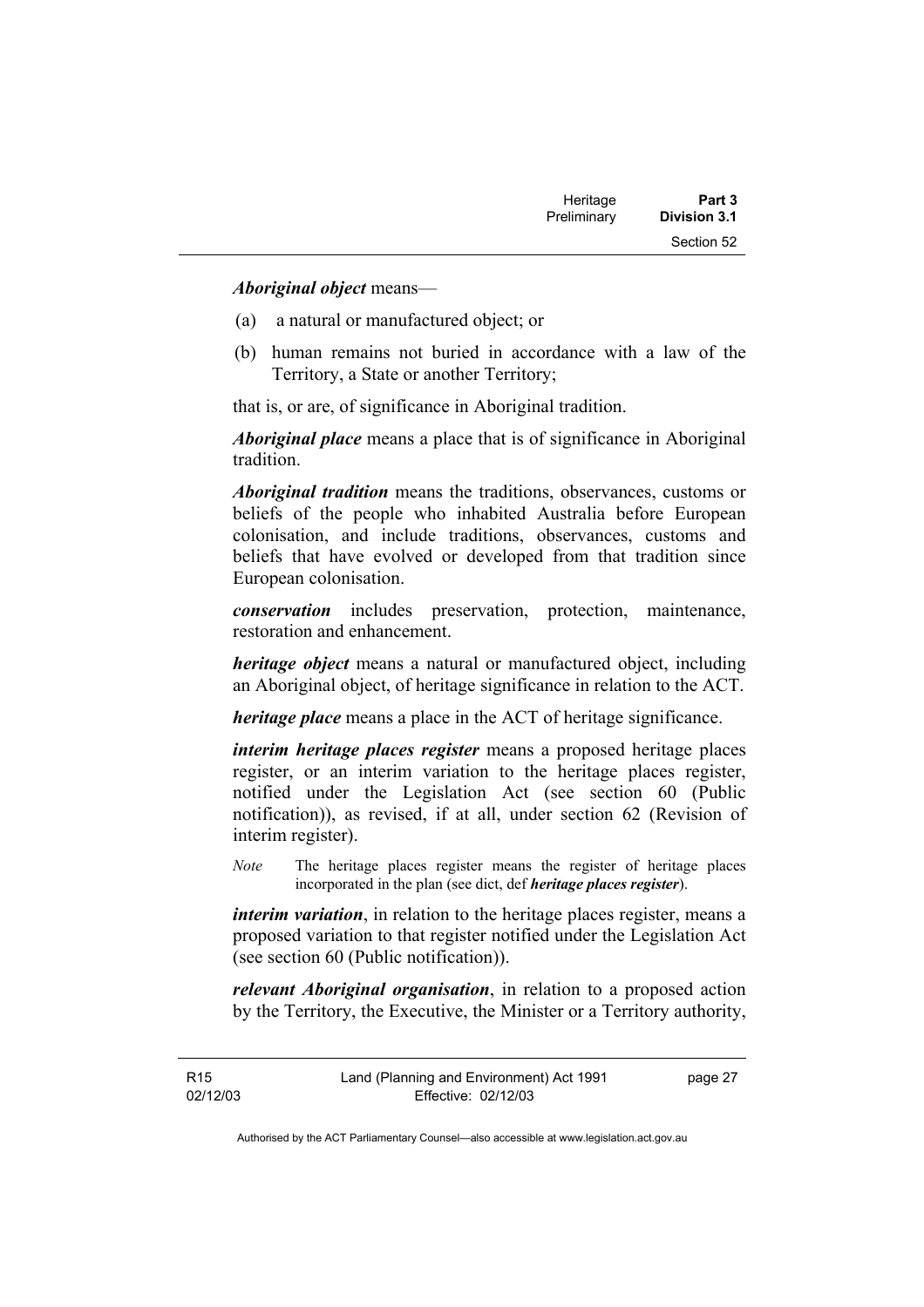***Aboriginal object*** means—

(a) a natural or manufactured object; or

(b) human remains not buried in accordance with a law of the Territory, a State or another Territory;

that is, or are, of significance in Aboriginal tradition.

***Aboriginal place*** means a place that is of significance in Aboriginal tradition.

***Aboriginal tradition*** means the traditions, observances, customs or beliefs of the people who inhabited Australia before European colonisation, and include traditions, observances, customs and beliefs that have evolved or developed from that tradition since European colonisation.

***conservation*** includes preservation, protection, maintenance, restoration and enhancement.

***heritage object*** means a natural or manufactured object, including an Aboriginal object, of heritage significance in relation to the ACT.

***heritage place*** means a place in the ACT of heritage significance.

***interim heritage places register*** means a proposed heritage places register, or an interim variation to the heritage places register, notified under the Legislation Act (see section 60 (Public notification)), as revised, if at all, under section 62 (Revision of interim register).

*Note* The heritage places register means the register of heritage places incorporated in the plan (see dict, def ***heritage places register***).

***interim variation***, in relation to the heritage places register, means a proposed variation to that register notified under the Legislation Act (see section 60 (Public notification)).

***relevant Aboriginal organisation***, in relation to a proposed action by the Territory, the Executive, the Minister or a Territory authority,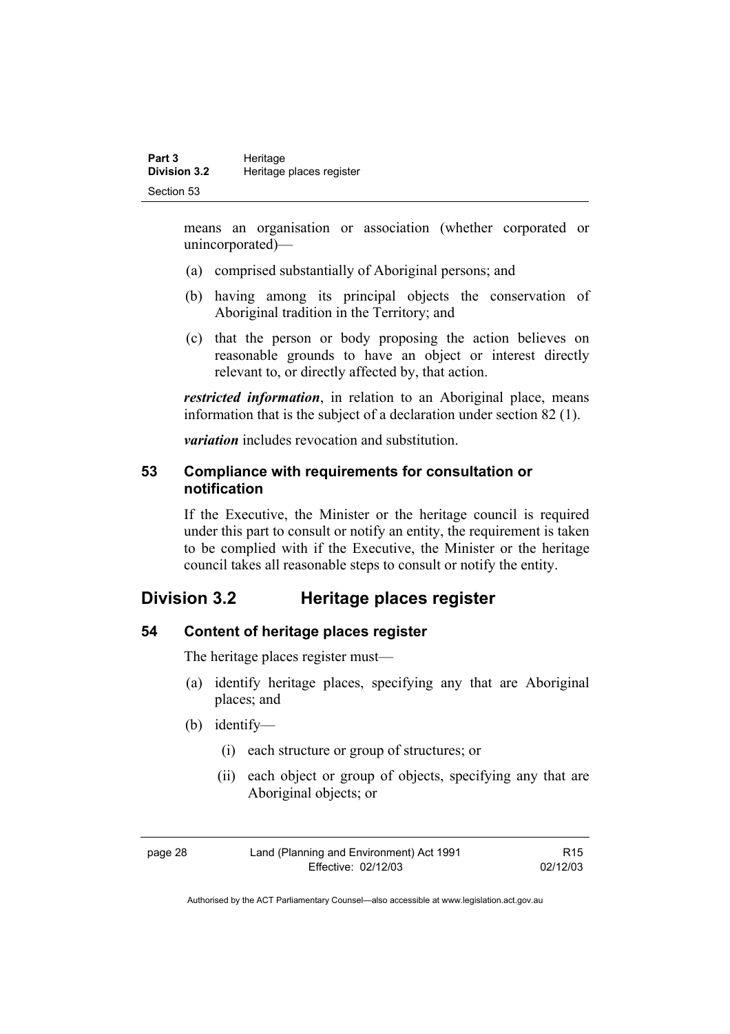means an organisation or association (whether corporated or unincorporated)—

(a) comprised substantially of Aboriginal persons; and

(b) having among its principal objects the conservation of Aboriginal tradition in the Territory; and

(c) that the person or body proposing the action believes on reasonable grounds to have an object or interest directly relevant to, or directly affected by, that action.

***restricted information***, in relation to an Aboriginal place, means information that is the subject of a declaration under section 82 (1).

***variation*** includes revocation and substitution.

### 53 Compliance with requirements for consultation or notification

If the Executive, the Minister or the heritage council is required under this part to consult or notify an entity, the requirement is taken to be complied with if the Executive, the Minister or the heritage council takes all reasonable steps to consult or notify the entity.

## Division 3.2 Heritage places register

### 54 Content of heritage places register

The heritage places register must—

(a) identify heritage places, specifying any that are Aboriginal places; and

(b) identify—

(i) each structure or group of structures; or

(ii) each object or group of objects, specifying any that are Aboriginal objects; or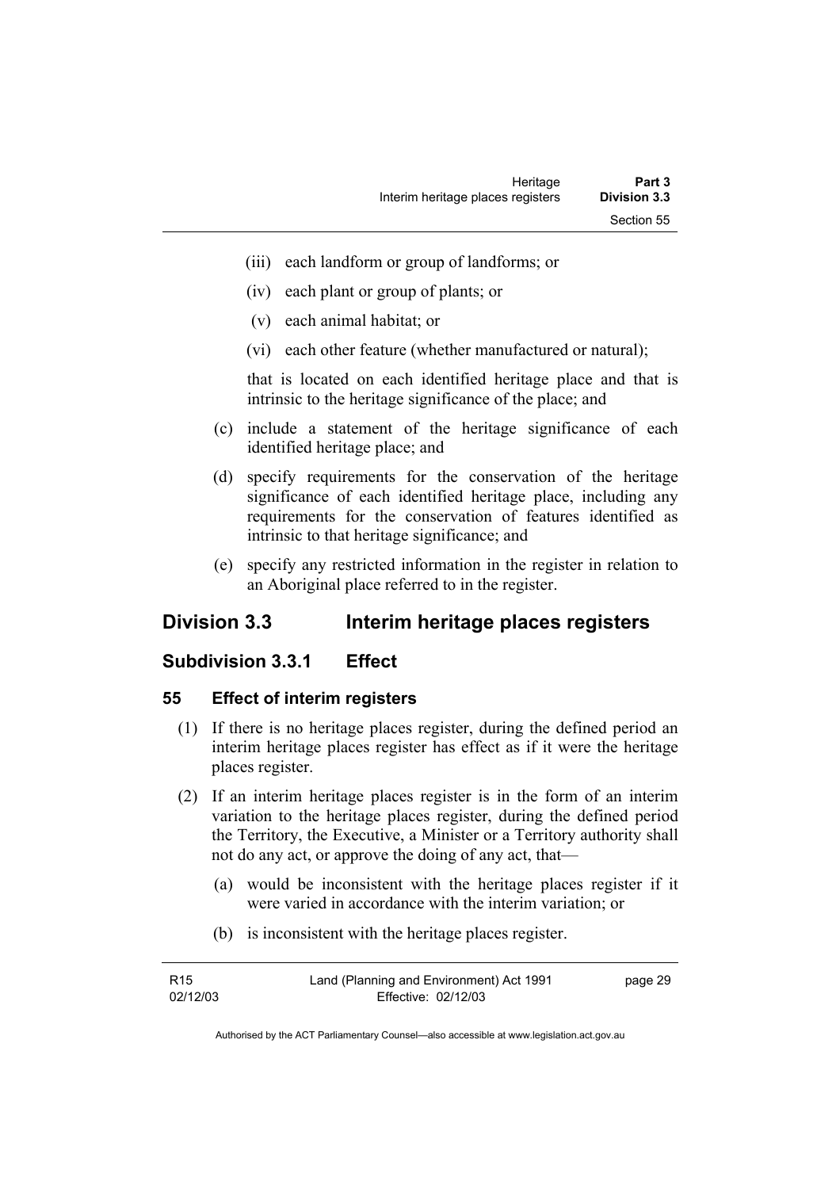(iii) each landform or group of landforms; or

(iv) each plant or group of plants; or

(v) each animal habitat; or

(vi) each other feature (whether manufactured or natural);

that is located on each identified heritage place and that is intrinsic to the heritage significance of the place; and

(c) include a statement of the heritage significance of each identified heritage place; and

(d) specify requirements for the conservation of the heritage significance of each identified heritage place, including any requirements for the conservation of features identified as intrinsic to that heritage significance; and

(e) specify any restricted information in the register in relation to an Aboriginal place referred to in the register.

## Division 3.3 Interim heritage places registers

### Subdivision 3.3.1 Effect

#### 55 Effect of interim registers

(1) If there is no heritage places register, during the defined period an interim heritage places register has effect as if it were the heritage places register.

(2) If an interim heritage places register is in the form of an interim variation to the heritage places register, during the defined period the Territory, the Executive, a Minister or a Territory authority shall not do any act, or approve the doing of any act, that—

(a) would be inconsistent with the heritage places register if it were varied in accordance with the interim variation; or

(b) is inconsistent with the heritage places register.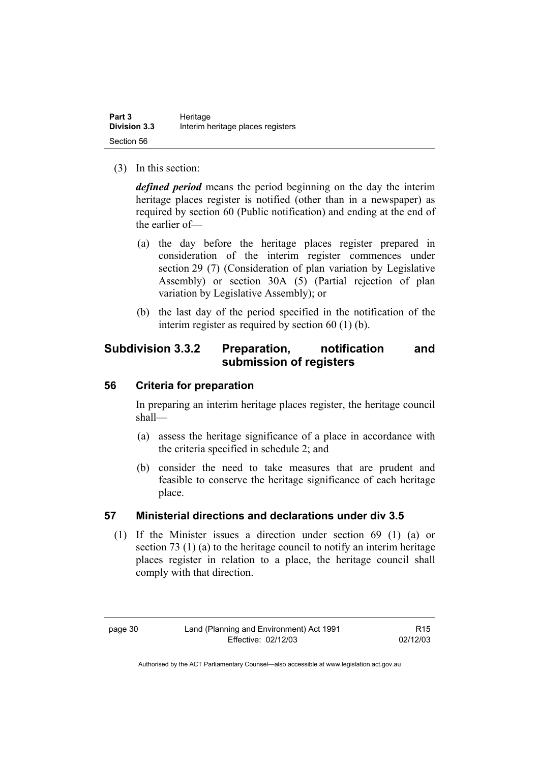(3) In this section:

***defined period*** means the period beginning on the day the interim heritage places register is notified (other than in a newspaper) as required by section 60 (Public notification) and ending at the end of the earlier of—

(a) the day before the heritage places register prepared in consideration of the interim register commences under section 29 (7) (Consideration of plan variation by Legislative Assembly) or section 30A (5) (Partial rejection of plan variation by Legislative Assembly); or

(b) the last day of the period specified in the notification of the interim register as required by section 60 (1) (b).

## Subdivision 3.3.2 Preparation, notification and submission of registers

### 56 Criteria for preparation

In preparing an interim heritage places register, the heritage council shall—

(a) assess the heritage significance of a place in accordance with the criteria specified in schedule 2; and

(b) consider the need to take measures that are prudent and feasible to conserve the heritage significance of each heritage place.

### 57 Ministerial directions and declarations under div 3.5

(1) If the Minister issues a direction under section 69 (1) (a) or section 73 (1) (a) to the heritage council to notify an interim heritage places register in relation to a place, the heritage council shall comply with that direction.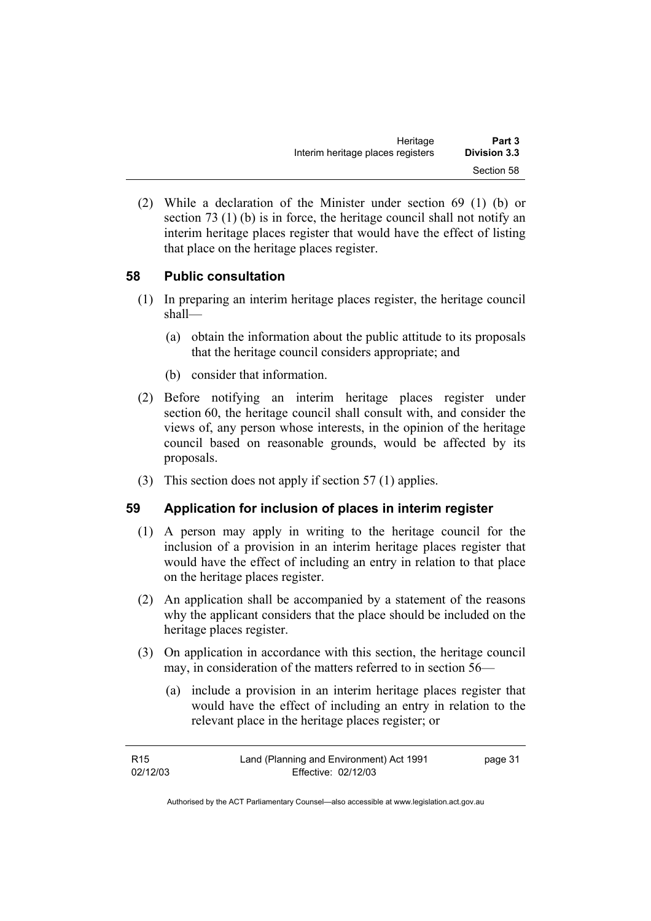(2) While a declaration of the Minister under section 69 (1) (b) or section 73 (1) (b) is in force, the heritage council shall not notify an interim heritage places register that would have the effect of listing that place on the heritage places register.

## 58 Public consultation

(1) In preparing an interim heritage places register, the heritage council shall—

(a) obtain the information about the public attitude to its proposals that the heritage council considers appropriate; and

(b) consider that information.

(2) Before notifying an interim heritage places register under section 60, the heritage council shall consult with, and consider the views of, any person whose interests, in the opinion of the heritage council based on reasonable grounds, would be affected by its proposals.

(3) This section does not apply if section 57 (1) applies.

## 59 Application for inclusion of places in interim register

(1) A person may apply in writing to the heritage council for the inclusion of a provision in an interim heritage places register that would have the effect of including an entry in relation to that place on the heritage places register.

(2) An application shall be accompanied by a statement of the reasons why the applicant considers that the place should be included on the heritage places register.

(3) On application in accordance with this section, the heritage council may, in consideration of the matters referred to in section 56—

(a) include a provision in an interim heritage places register that would have the effect of including an entry in relation to the relevant place in the heritage places register; or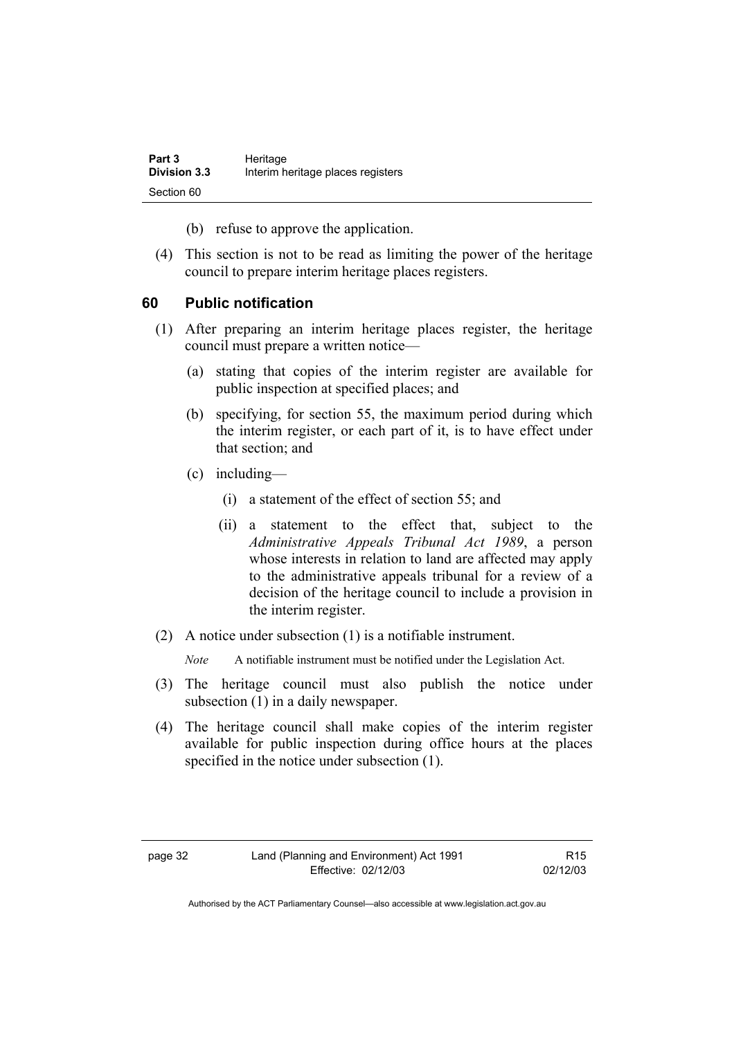(b) refuse to approve the application.

(4) This section is not to be read as limiting the power of the heritage council to prepare interim heritage places registers.

## 60 Public notification

(1) After preparing an interim heritage places register, the heritage council must prepare a written notice—

(a) stating that copies of the interim register are available for public inspection at specified places; and

(b) specifying, for section 55, the maximum period during which the interim register, or each part of it, is to have effect under that section; and

(c) including—

(i) a statement of the effect of section 55; and

(ii) a statement to the effect that, subject to the *Administrative Appeals Tribunal Act 1989*, a person whose interests in relation to land are affected may apply to the administrative appeals tribunal for a review of a decision of the heritage council to include a provision in the interim register.

(2) A notice under subsection (1) is a notifiable instrument.

*Note* A notifiable instrument must be notified under the Legislation Act.

(3) The heritage council must also publish the notice under subsection (1) in a daily newspaper.

(4) The heritage council shall make copies of the interim register available for public inspection during office hours at the places specified in the notice under subsection (1).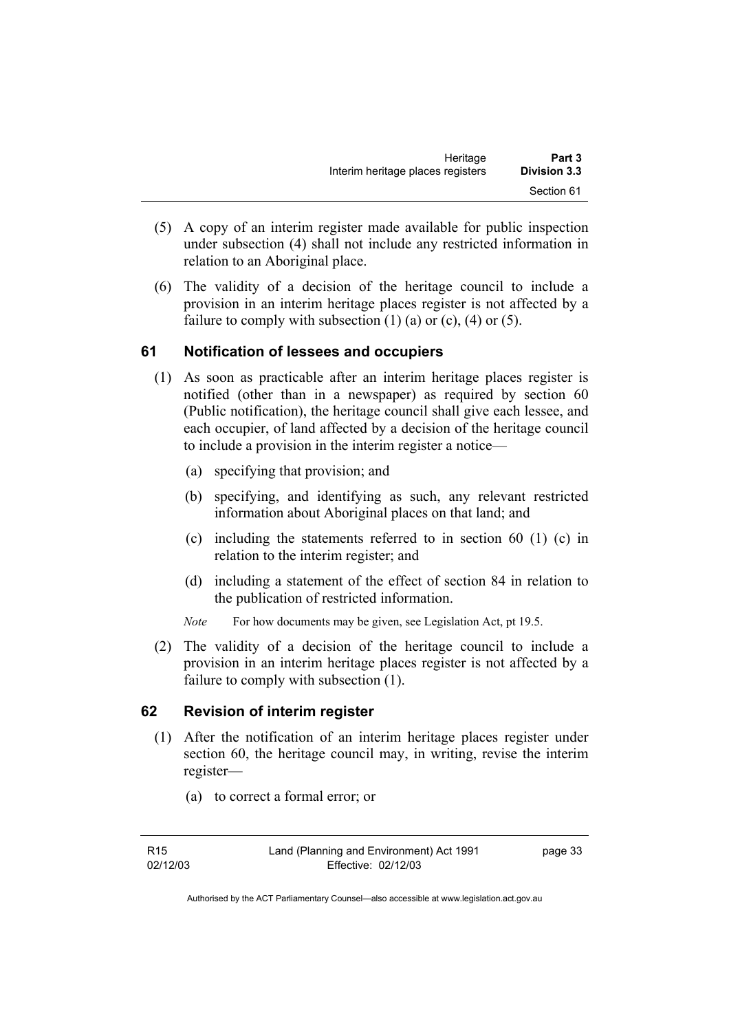(5) A copy of an interim register made available for public inspection under subsection (4) shall not include any restricted information in relation to an Aboriginal place.

(6) The validity of a decision of the heritage council to include a provision in an interim heritage places register is not affected by a failure to comply with subsection (1) (a) or (c), (4) or (5).

## 61 Notification of lessees and occupiers

(1) As soon as practicable after an interim heritage places register is notified (other than in a newspaper) as required by section 60 (Public notification), the heritage council shall give each lessee, and each occupier, of land affected by a decision of the heritage council to include a provision in the interim register a notice—

(a) specifying that provision; and

(b) specifying, and identifying as such, any relevant restricted information about Aboriginal places on that land; and

(c) including the statements referred to in section 60 (1) (c) in relation to the interim register; and

(d) including a statement of the effect of section 84 in relation to the publication of restricted information.

*Note* For how documents may be given, see Legislation Act, pt 19.5.

(2) The validity of a decision of the heritage council to include a provision in an interim heritage places register is not affected by a failure to comply with subsection (1).

## 62 Revision of interim register

(1) After the notification of an interim heritage places register under section 60, the heritage council may, in writing, revise the interim register—

(a) to correct a formal error; or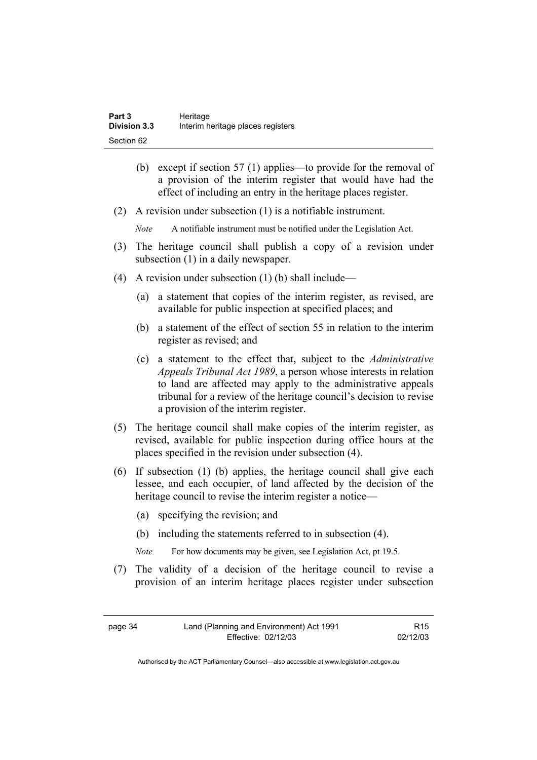(b) except if section 57 (1) applies—to provide for the removal of a provision of the interim register that would have had the effect of including an entry in the heritage places register.

(2) A revision under subsection (1) is a notifiable instrument.

*Note* A notifiable instrument must be notified under the Legislation Act.

(3) The heritage council shall publish a copy of a revision under subsection (1) in a daily newspaper.

(4) A revision under subsection (1) (b) shall include—

(a) a statement that copies of the interim register, as revised, are available for public inspection at specified places; and

(b) a statement of the effect of section 55 in relation to the interim register as revised; and

(c) a statement to the effect that, subject to the *Administrative Appeals Tribunal Act 1989*, a person whose interests in relation to land are affected may apply to the administrative appeals tribunal for a review of the heritage council's decision to revise a provision of the interim register.

(5) The heritage council shall make copies of the interim register, as revised, available for public inspection during office hours at the places specified in the revision under subsection (4).

(6) If subsection (1) (b) applies, the heritage council shall give each lessee, and each occupier, of land affected by the decision of the heritage council to revise the interim register a notice—

(a) specifying the revision; and

(b) including the statements referred to in subsection (4).

*Note* For how documents may be given, see Legislation Act, pt 19.5.

(7) The validity of a decision of the heritage council to revise a provision of an interim heritage places register under subsection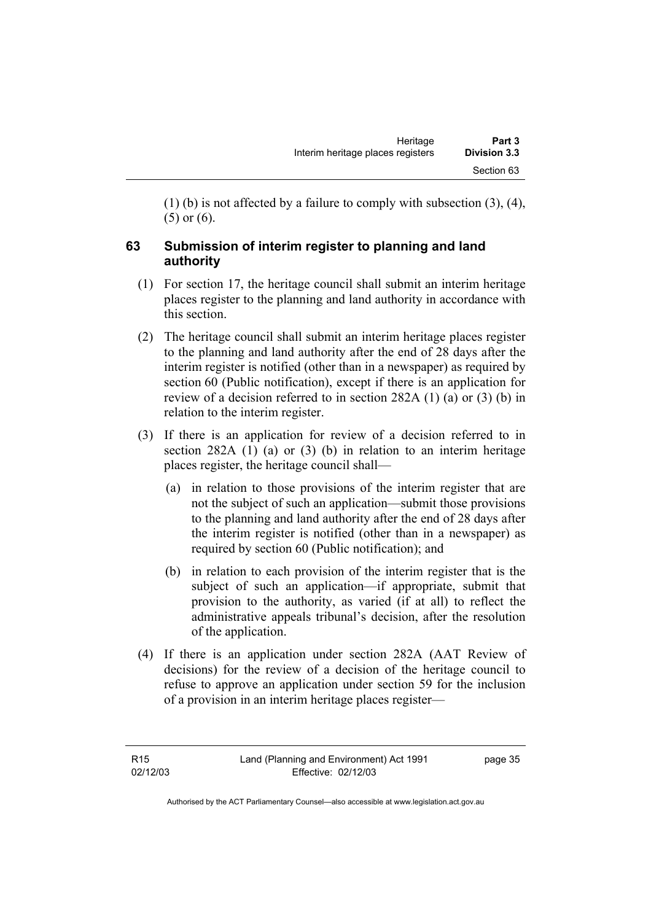(1) (b) is not affected by a failure to comply with subsection (3), (4), (5) or (6).

## 63 Submission of interim register to planning and land authority

(1) For section 17, the heritage council shall submit an interim heritage places register to the planning and land authority in accordance with this section.

(2) The heritage council shall submit an interim heritage places register to the planning and land authority after the end of 28 days after the interim register is notified (other than in a newspaper) as required by section 60 (Public notification), except if there is an application for review of a decision referred to in section 282A (1) (a) or (3) (b) in relation to the interim register.

(3) If there is an application for review of a decision referred to in section 282A (1) (a) or (3) (b) in relation to an interim heritage places register, the heritage council shall—

(a) in relation to those provisions of the interim register that are not the subject of such an application—submit those provisions to the planning and land authority after the end of 28 days after the interim register is notified (other than in a newspaper) as required by section 60 (Public notification); and

(b) in relation to each provision of the interim register that is the subject of such an application—if appropriate, submit that provision to the authority, as varied (if at all) to reflect the administrative appeals tribunal's decision, after the resolution of the application.

(4) If there is an application under section 282A (AAT Review of decisions) for the review of a decision of the heritage council to refuse to approve an application under section 59 for the inclusion of a provision in an interim heritage places register—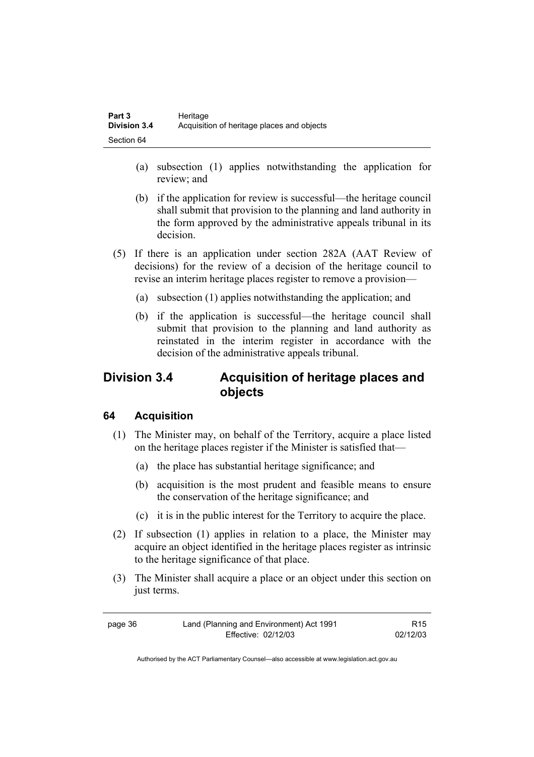(a) subsection (1) applies notwithstanding the application for review; and

(b) if the application for review is successful—the heritage council shall submit that provision to the planning and land authority in the form approved by the administrative appeals tribunal in its decision.

(5) If there is an application under section 282A (AAT Review of decisions) for the review of a decision of the heritage council to revise an interim heritage places register to remove a provision—

(a) subsection (1) applies notwithstanding the application; and

(b) if the application is successful—the heritage council shall submit that provision to the planning and land authority as reinstated in the interim register in accordance with the decision of the administrative appeals tribunal.

## Division 3.4 Acquisition of heritage places and objects

### 64 Acquisition

(1) The Minister may, on behalf of the Territory, acquire a place listed on the heritage places register if the Minister is satisfied that—

(a) the place has substantial heritage significance; and

(b) acquisition is the most prudent and feasible means to ensure the conservation of the heritage significance; and

(c) it is in the public interest for the Territory to acquire the place.

(2) If subsection (1) applies in relation to a place, the Minister may acquire an object identified in the heritage places register as intrinsic to the heritage significance of that place.

(3) The Minister shall acquire a place or an object under this section on just terms.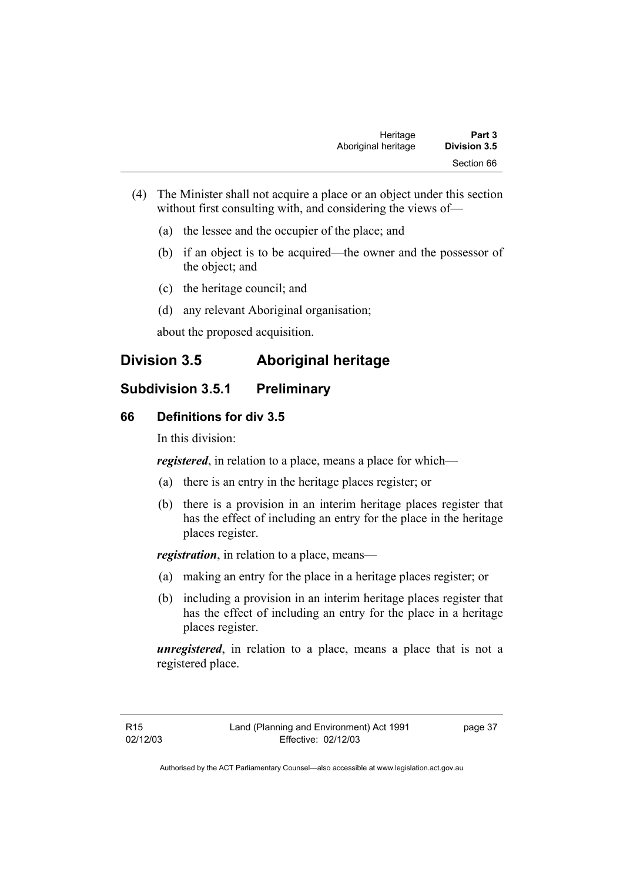(4) The Minister shall not acquire a place or an object under this section without first consulting with, and considering the views of—

(a) the lessee and the occupier of the place; and

(b) if an object is to be acquired—the owner and the possessor of the object; and

(c) the heritage council; and

(d) any relevant Aboriginal organisation;

about the proposed acquisition.

## Division 3.5 Aboriginal heritage

### Subdivision 3.5.1 Preliminary

#### 66 Definitions for div 3.5

In this division:

***registered***, in relation to a place, means a place for which—

(a) there is an entry in the heritage places register; or

(b) there is a provision in an interim heritage places register that has the effect of including an entry for the place in the heritage places register.

***registration***, in relation to a place, means—

(a) making an entry for the place in a heritage places register; or

(b) including a provision in an interim heritage places register that has the effect of including an entry for the place in a heritage places register.

***unregistered***, in relation to a place, means a place that is not a registered place.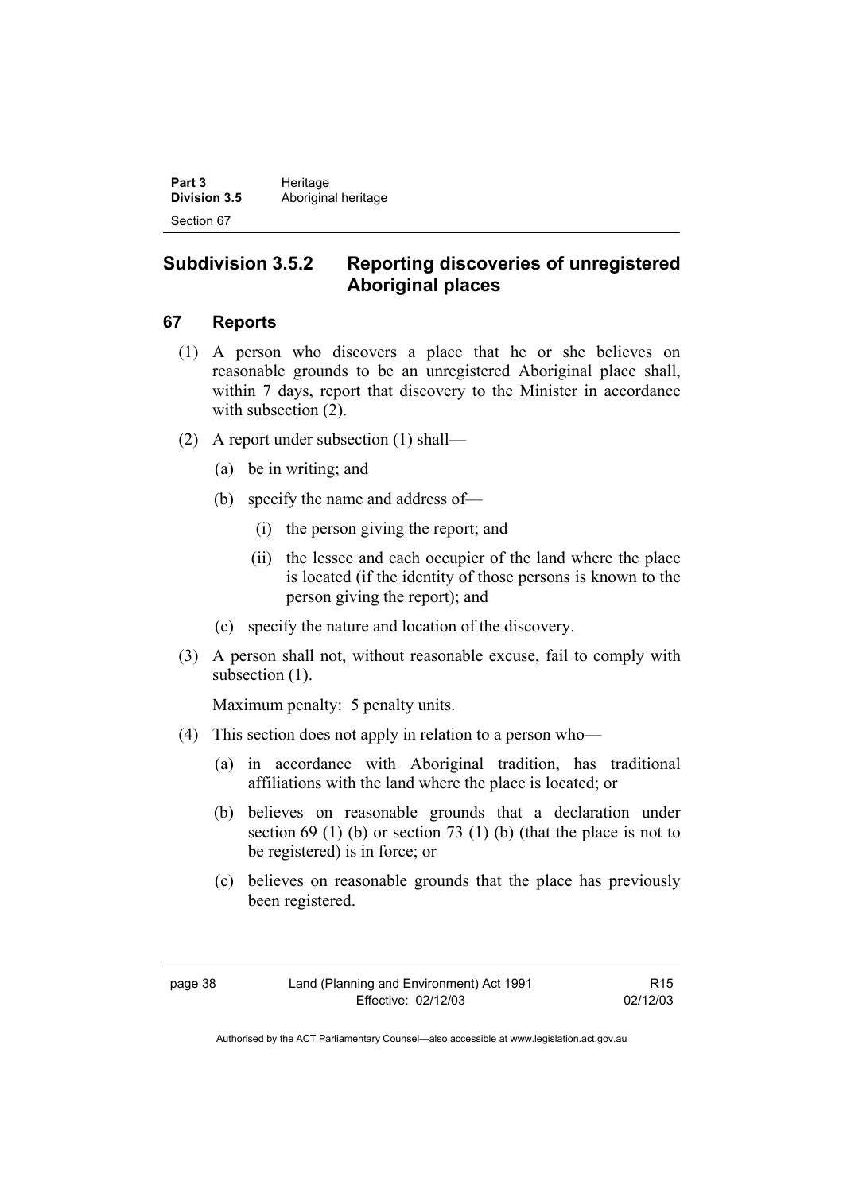## Subdivision 3.5.2 Reporting discoveries of unregistered Aboriginal places

### 67 Reports

(1) A person who discovers a place that he or she believes on reasonable grounds to be an unregistered Aboriginal place shall, within 7 days, report that discovery to the Minister in accordance with subsection (2).

(2) A report under subsection (1) shall—

(a) be in writing; and

(b) specify the name and address of—

(i) the person giving the report; and

(ii) the lessee and each occupier of the land where the place is located (if the identity of those persons is known to the person giving the report); and

(c) specify the nature and location of the discovery.

(3) A person shall not, without reasonable excuse, fail to comply with subsection (1).

Maximum penalty: 5 penalty units.

(4) This section does not apply in relation to a person who—

(a) in accordance with Aboriginal tradition, has traditional affiliations with the land where the place is located; or

(b) believes on reasonable grounds that a declaration under section 69 (1) (b) or section 73 (1) (b) (that the place is not to be registered) is in force; or

(c) believes on reasonable grounds that the place has previously been registered.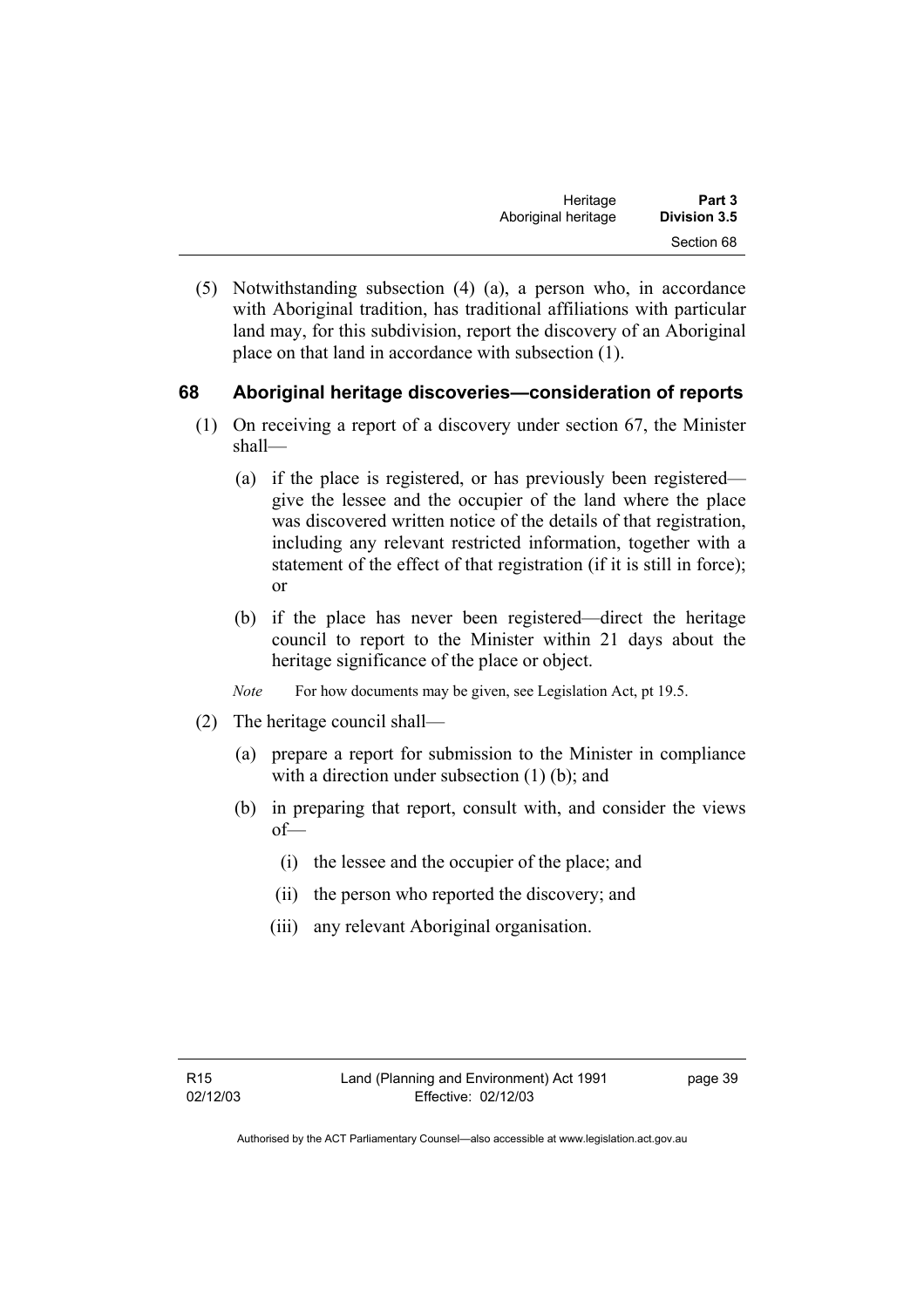(5) Notwithstanding subsection (4) (a), a person who, in accordance with Aboriginal tradition, has traditional affiliations with particular land may, for this subdivision, report the discovery of an Aboriginal place on that land in accordance with subsection (1).

## 68 Aboriginal heritage discoveries—consideration of reports

(1) On receiving a report of a discovery under section 67, the Minister shall—

(a) if the place is registered, or has previously been registered—give the lessee and the occupier of the land where the place was discovered written notice of the details of that registration, including any relevant restricted information, together with a statement of the effect of that registration (if it is still in force); or

(b) if the place has never been registered—direct the heritage council to report to the Minister within 21 days about the heritage significance of the place or object.

*Note* For how documents may be given, see Legislation Act, pt 19.5.

(2) The heritage council shall—

(a) prepare a report for submission to the Minister in compliance with a direction under subsection (1) (b); and

(b) in preparing that report, consult with, and consider the views of—

(i) the lessee and the occupier of the place; and

(ii) the person who reported the discovery; and

(iii) any relevant Aboriginal organisation.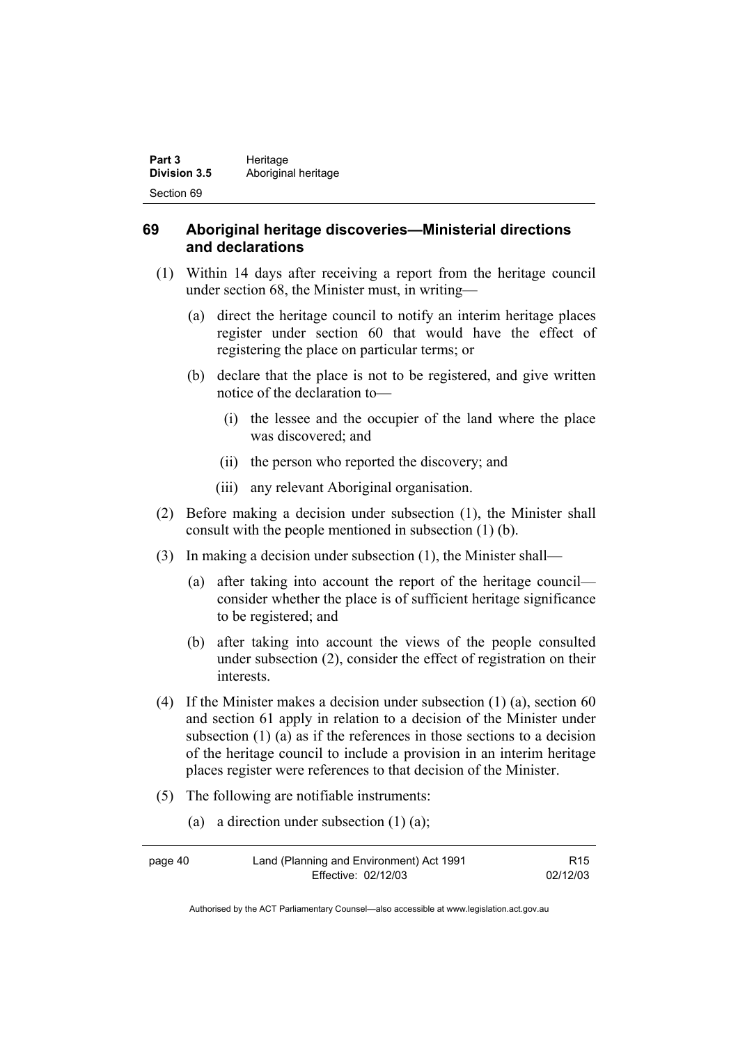## 69 Aboriginal heritage discoveries—Ministerial directions and declarations

(1) Within 14 days after receiving a report from the heritage council under section 68, the Minister must, in writing—

(a) direct the heritage council to notify an interim heritage places register under section 60 that would have the effect of registering the place on particular terms; or

(b) declare that the place is not to be registered, and give written notice of the declaration to—

(i) the lessee and the occupier of the land where the place was discovered; and

(ii) the person who reported the discovery; and

(iii) any relevant Aboriginal organisation.

(2) Before making a decision under subsection (1), the Minister shall consult with the people mentioned in subsection (1) (b).

(3) In making a decision under subsection (1), the Minister shall—

(a) after taking into account the report of the heritage council—consider whether the place is of sufficient heritage significance to be registered; and

(b) after taking into account the views of the people consulted under subsection (2), consider the effect of registration on their interests.

(4) If the Minister makes a decision under subsection (1) (a), section 60 and section 61 apply in relation to a decision of the Minister under subsection (1) (a) as if the references in those sections to a decision of the heritage council to include a provision in an interim heritage places register were references to that decision of the Minister.

(5) The following are notifiable instruments:

(a) a direction under subsection (1) (a);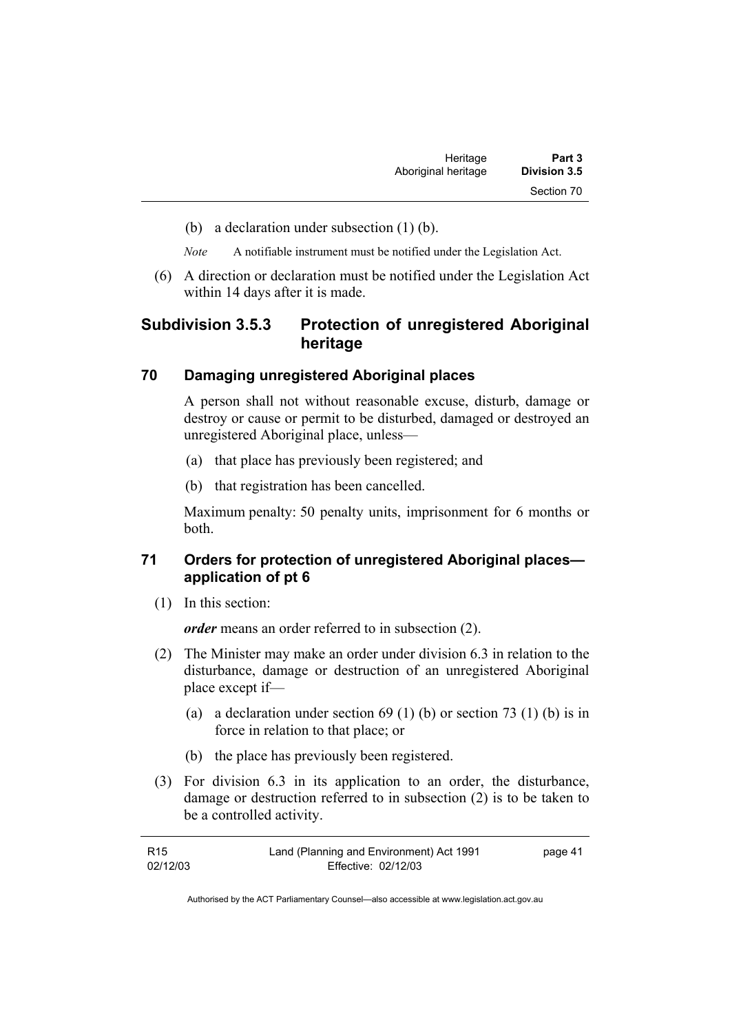(b) a declaration under subsection (1) (b).

*Note* A notifiable instrument must be notified under the Legislation Act.

(6) A direction or declaration must be notified under the Legislation Act within 14 days after it is made.

## Subdivision 3.5.3 Protection of unregistered Aboriginal heritage

### 70 Damaging unregistered Aboriginal places

A person shall not without reasonable excuse, disturb, damage or destroy or cause or permit to be disturbed, damaged or destroyed an unregistered Aboriginal place, unless—

(a) that place has previously been registered; and

(b) that registration has been cancelled.

Maximum penalty: 50 penalty units, imprisonment for 6 months or both.

### 71 Orders for protection of unregistered Aboriginal places—application of pt 6

(1) In this section:

***order*** means an order referred to in subsection (2).

(2) The Minister may make an order under division 6.3 in relation to the disturbance, damage or destruction of an unregistered Aboriginal place except if—

(a) a declaration under section 69 (1) (b) or section 73 (1) (b) is in force in relation to that place; or

(b) the place has previously been registered.

(3) For division 6.3 in its application to an order, the disturbance, damage or destruction referred to in subsection (2) is to be taken to be a controlled activity.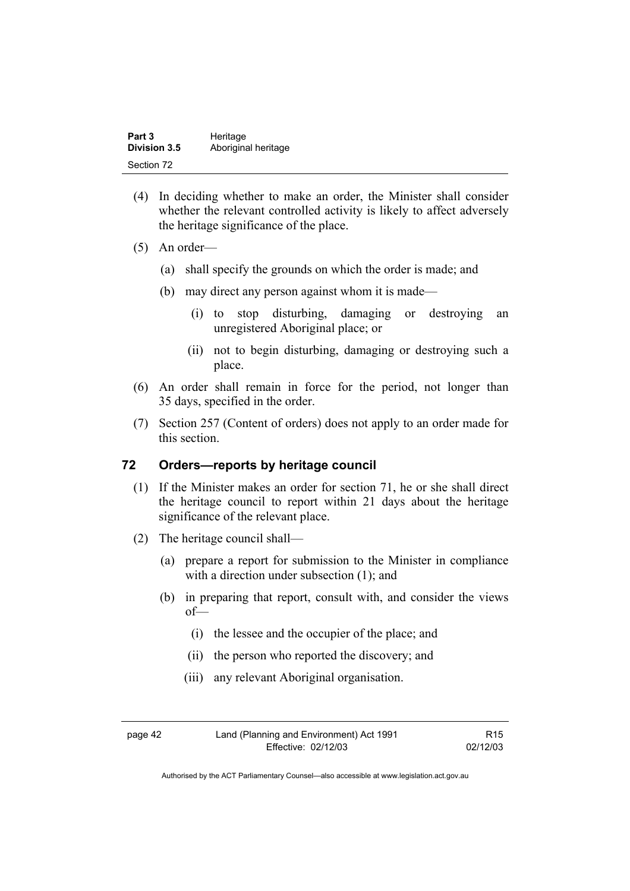(4) In deciding whether to make an order, the Minister shall consider whether the relevant controlled activity is likely to affect adversely the heritage significance of the place.

(5) An order—

(a) shall specify the grounds on which the order is made; and

(b) may direct any person against whom it is made—

(i) to stop disturbing, damaging or destroying an unregistered Aboriginal place; or

(ii) not to begin disturbing, damaging or destroying such a place.

(6) An order shall remain in force for the period, not longer than 35 days, specified in the order.

(7) Section 257 (Content of orders) does not apply to an order made for this section.

## 72 Orders—reports by heritage council

(1) If the Minister makes an order for section 71, he or she shall direct the heritage council to report within 21 days about the heritage significance of the relevant place.

(2) The heritage council shall—

(a) prepare a report for submission to the Minister in compliance with a direction under subsection (1); and

(b) in preparing that report, consult with, and consider the views of—

(i) the lessee and the occupier of the place; and

(ii) the person who reported the discovery; and

(iii) any relevant Aboriginal organisation.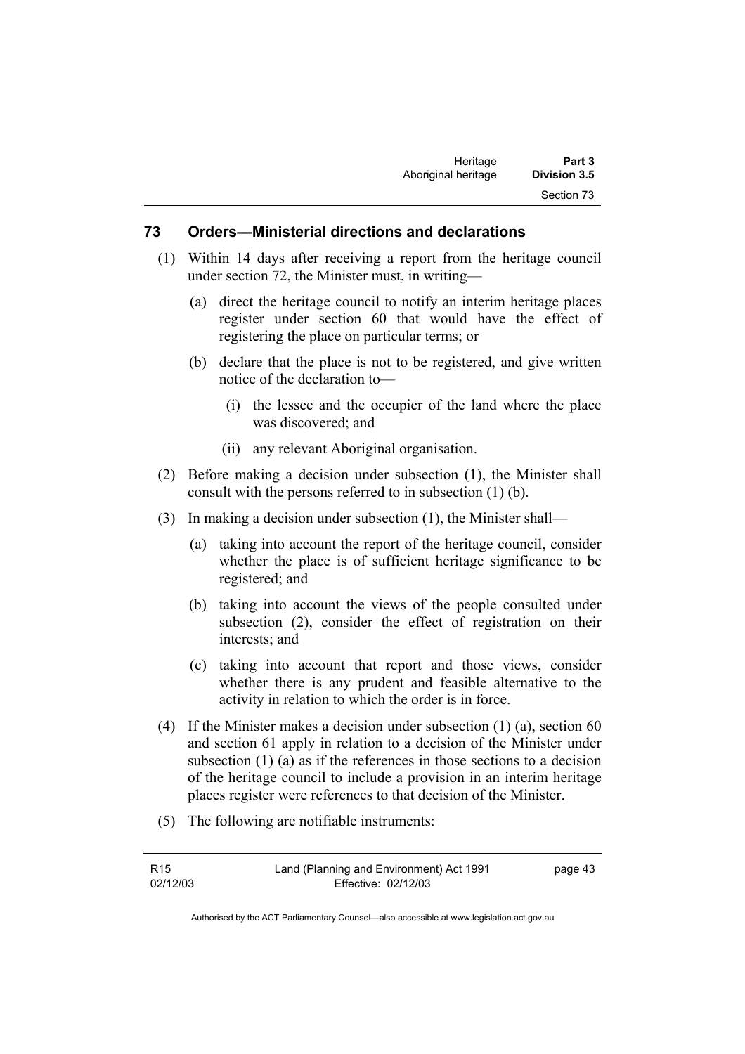### 73 Orders—Ministerial directions and declarations

(1) Within 14 days after receiving a report from the heritage council under section 72, the Minister must, in writing—

(a) direct the heritage council to notify an interim heritage places register under section 60 that would have the effect of registering the place on particular terms; or

(b) declare that the place is not to be registered, and give written notice of the declaration to—

(i) the lessee and the occupier of the land where the place was discovered; and

(ii) any relevant Aboriginal organisation.

(2) Before making a decision under subsection (1), the Minister shall consult with the persons referred to in subsection (1) (b).

(3) In making a decision under subsection (1), the Minister shall—

(a) taking into account the report of the heritage council, consider whether the place is of sufficient heritage significance to be registered; and

(b) taking into account the views of the people consulted under subsection (2), consider the effect of registration on their interests; and

(c) taking into account that report and those views, consider whether there is any prudent and feasible alternative to the activity in relation to which the order is in force.

(4) If the Minister makes a decision under subsection (1) (a), section 60 and section 61 apply in relation to a decision of the Minister under subsection (1) (a) as if the references in those sections to a decision of the heritage council to include a provision in an interim heritage places register were references to that decision of the Minister.

(5) The following are notifiable instruments: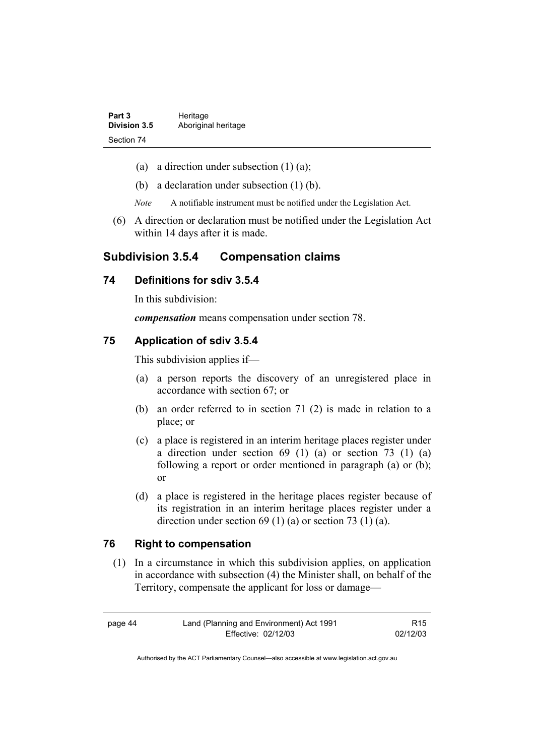(a) a direction under subsection (1) (a);

(b) a declaration under subsection (1) (b).

*Note* A notifiable instrument must be notified under the Legislation Act.

(6) A direction or declaration must be notified under the Legislation Act within 14 days after it is made.

## Subdivision 3.5.4 Compensation claims

### 74 Definitions for sdiv 3.5.4

In this subdivision:

***compensation*** means compensation under section 78.

### 75 Application of sdiv 3.5.4

This subdivision applies if—

(a) a person reports the discovery of an unregistered place in accordance with section 67; or

(b) an order referred to in section 71 (2) is made in relation to a place; or

(c) a place is registered in an interim heritage places register under a direction under section 69 (1) (a) or section 73 (1) (a) following a report or order mentioned in paragraph (a) or (b); or

(d) a place is registered in the heritage places register because of its registration in an interim heritage places register under a direction under section 69 (1) (a) or section 73 (1) (a).

### 76 Right to compensation

(1) In a circumstance in which this subdivision applies, on application in accordance with subsection (4) the Minister shall, on behalf of the Territory, compensate the applicant for loss or damage—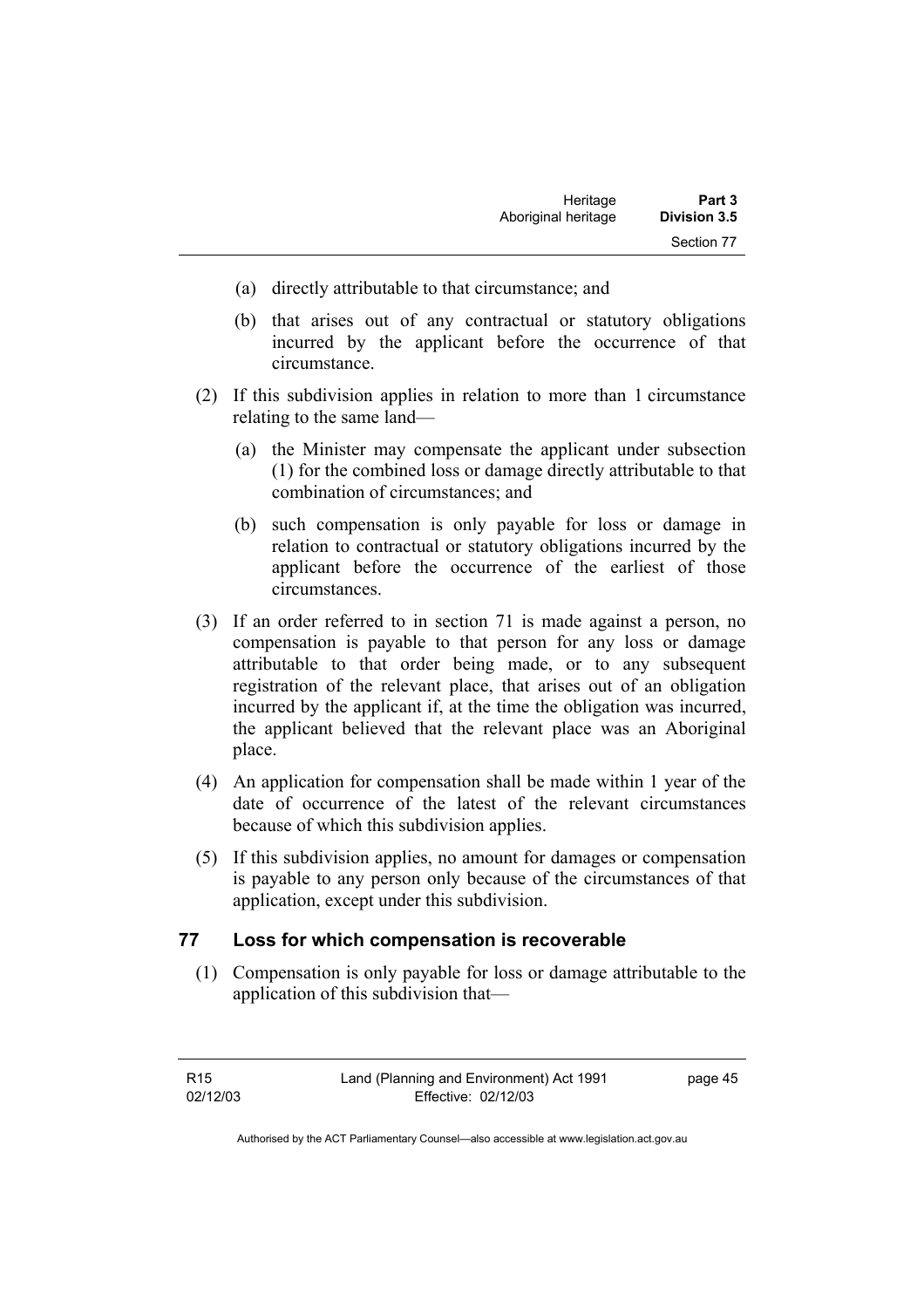(a) directly attributable to that circumstance; and

(b) that arises out of any contractual or statutory obligations incurred by the applicant before the occurrence of that circumstance.

(2) If this subdivision applies in relation to more than 1 circumstance relating to the same land—

(a) the Minister may compensate the applicant under subsection (1) for the combined loss or damage directly attributable to that combination of circumstances; and

(b) such compensation is only payable for loss or damage in relation to contractual or statutory obligations incurred by the applicant before the occurrence of the earliest of those circumstances.

(3) If an order referred to in section 71 is made against a person, no compensation is payable to that person for any loss or damage attributable to that order being made, or to any subsequent registration of the relevant place, that arises out of an obligation incurred by the applicant if, at the time the obligation was incurred, the applicant believed that the relevant place was an Aboriginal place.

(4) An application for compensation shall be made within 1 year of the date of occurrence of the latest of the relevant circumstances because of which this subdivision applies.

(5) If this subdivision applies, no amount for damages or compensation is payable to any person only because of the circumstances of that application, except under this subdivision.

## 77 Loss for which compensation is recoverable

(1) Compensation is only payable for loss or damage attributable to the application of this subdivision that—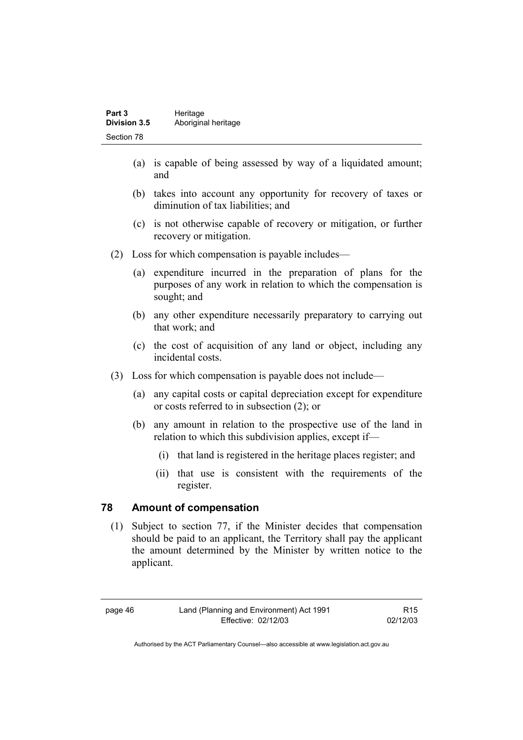(a) is capable of being assessed by way of a liquidated amount; and

(b) takes into account any opportunity for recovery of taxes or diminution of tax liabilities; and

(c) is not otherwise capable of recovery or mitigation, or further recovery or mitigation.

(2) Loss for which compensation is payable includes—

(a) expenditure incurred in the preparation of plans for the purposes of any work in relation to which the compensation is sought; and

(b) any other expenditure necessarily preparatory to carrying out that work; and

(c) the cost of acquisition of any land or object, including any incidental costs.

(3) Loss for which compensation is payable does not include—

(a) any capital costs or capital depreciation except for expenditure or costs referred to in subsection (2); or

(b) any amount in relation to the prospective use of the land in relation to which this subdivision applies, except if—

(i) that land is registered in the heritage places register; and

(ii) that use is consistent with the requirements of the register.

## 78 Amount of compensation

(1) Subject to section 77, if the Minister decides that compensation should be paid to an applicant, the Territory shall pay the applicant the amount determined by the Minister by written notice to the applicant.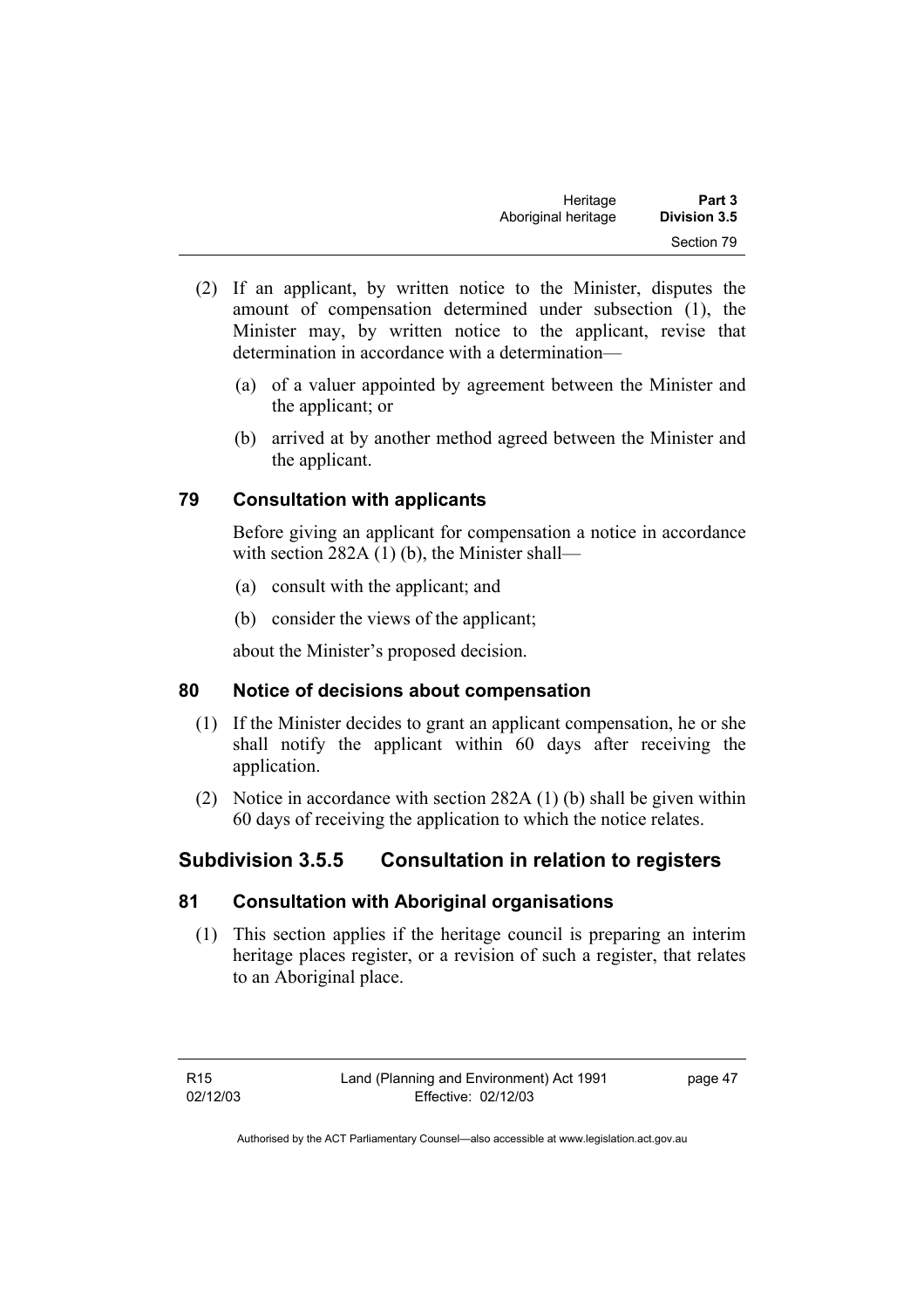(2) If an applicant, by written notice to the Minister, disputes the amount of compensation determined under subsection (1), the Minister may, by written notice to the applicant, revise that determination in accordance with a determination—

   (a) of a valuer appointed by agreement between the Minister and the applicant; or

   (b) arrived at by another method agreed between the Minister and the applicant.

## 79 Consultation with applicants

Before giving an applicant for compensation a notice in accordance with section 282A (1) (b), the Minister shall—

   (a) consult with the applicant; and

   (b) consider the views of the applicant;

about the Minister's proposed decision.

## 80 Notice of decisions about compensation

(1) If the Minister decides to grant an applicant compensation, he or she shall notify the applicant within 60 days after receiving the application.

(2) Notice in accordance with section 282A (1) (b) shall be given within 60 days of receiving the application to which the notice relates.

# Subdivision 3.5.5 Consultation in relation to registers

## 81 Consultation with Aboriginal organisations

(1) This section applies if the heritage council is preparing an interim heritage places register, or a revision of such a register, that relates to an Aboriginal place.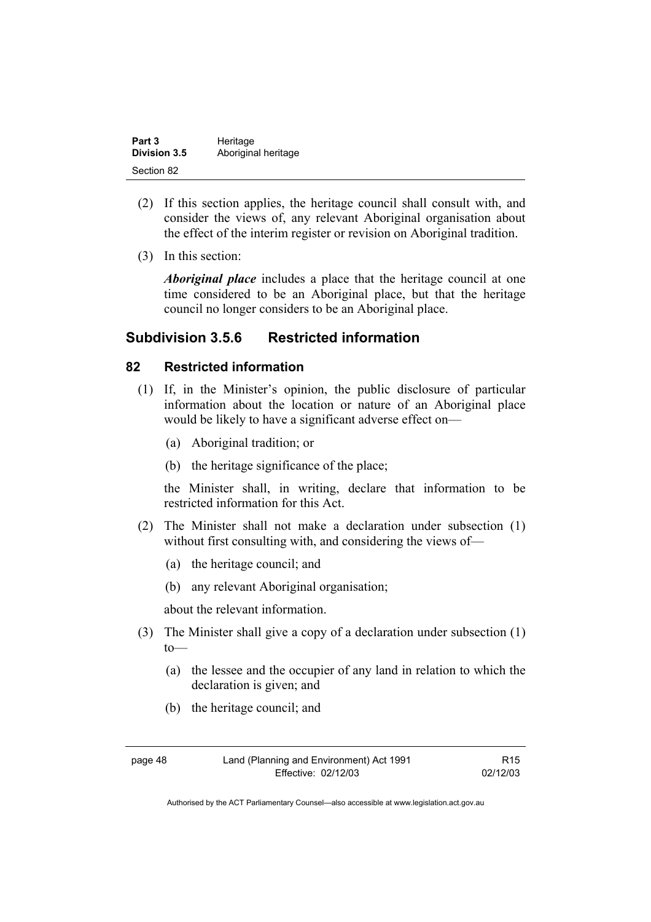(2) If this section applies, the heritage council shall consult with, and consider the views of, any relevant Aboriginal organisation about the effect of the interim register or revision on Aboriginal tradition.

(3) In this section:

***Aboriginal place*** includes a place that the heritage council at one time considered to be an Aboriginal place, but that the heritage council no longer considers to be an Aboriginal place.

## Subdivision 3.5.6 Restricted information

### 82 Restricted information

(1) If, in the Minister's opinion, the public disclosure of particular information about the location or nature of an Aboriginal place would be likely to have a significant adverse effect on—

(a) Aboriginal tradition; or

(b) the heritage significance of the place;

the Minister shall, in writing, declare that information to be restricted information for this Act.

(2) The Minister shall not make a declaration under subsection (1) without first consulting with, and considering the views of—

(a) the heritage council; and

(b) any relevant Aboriginal organisation;

about the relevant information.

(3) The Minister shall give a copy of a declaration under subsection (1) to—

(a) the lessee and the occupier of any land in relation to which the declaration is given; and

(b) the heritage council; and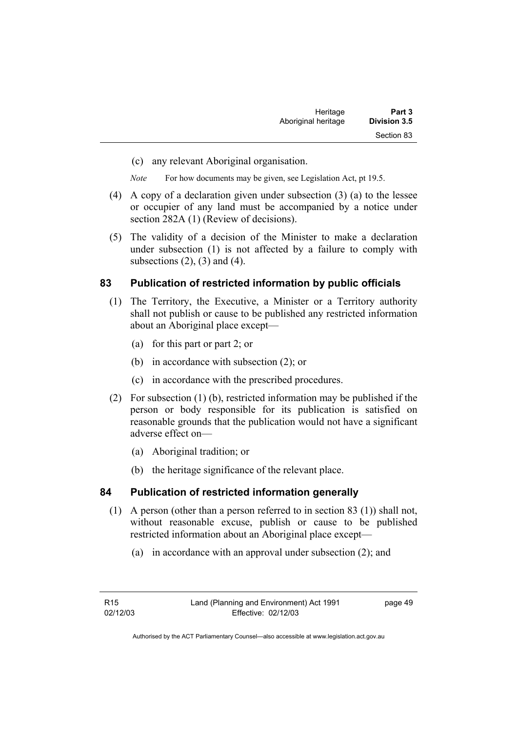(c) any relevant Aboriginal organisation.

*Note* For how documents may be given, see Legislation Act, pt 19.5.

(4) A copy of a declaration given under subsection (3) (a) to the lessee or occupier of any land must be accompanied by a notice under section 282A (1) (Review of decisions).

(5) The validity of a decision of the Minister to make a declaration under subsection (1) is not affected by a failure to comply with subsections (2), (3) and (4).

## 83 Publication of restricted information by public officials

(1) The Territory, the Executive, a Minister or a Territory authority shall not publish or cause to be published any restricted information about an Aboriginal place except—

(a) for this part or part 2; or

(b) in accordance with subsection (2); or

(c) in accordance with the prescribed procedures.

(2) For subsection (1) (b), restricted information may be published if the person or body responsible for its publication is satisfied on reasonable grounds that the publication would not have a significant adverse effect on—

(a) Aboriginal tradition; or

(b) the heritage significance of the relevant place.

## 84 Publication of restricted information generally

(1) A person (other than a person referred to in section 83 (1)) shall not, without reasonable excuse, publish or cause to be published restricted information about an Aboriginal place except—

(a) in accordance with an approval under subsection (2); and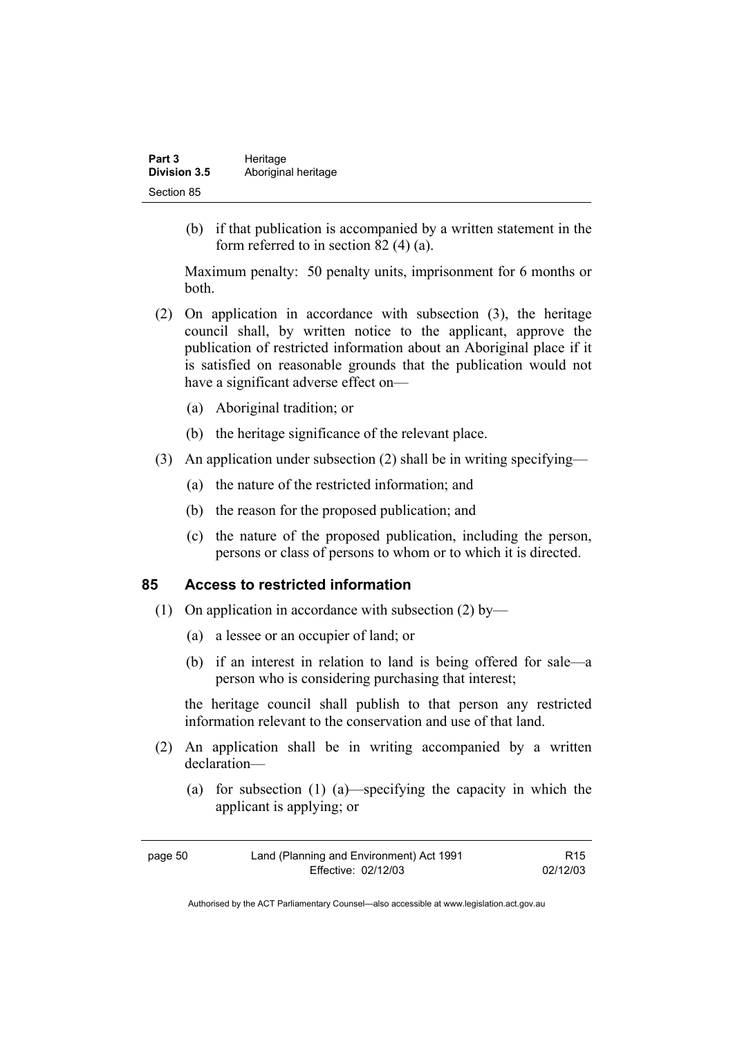(b) if that publication is accompanied by a written statement in the form referred to in section 82 (4) (a).

Maximum penalty: 50 penalty units, imprisonment for 6 months or both.

(2) On application in accordance with subsection (3), the heritage council shall, by written notice to the applicant, approve the publication of restricted information about an Aboriginal place if it is satisfied on reasonable grounds that the publication would not have a significant adverse effect on—

(a) Aboriginal tradition; or

(b) the heritage significance of the relevant place.

(3) An application under subsection (2) shall be in writing specifying—

(a) the nature of the restricted information; and

(b) the reason for the proposed publication; and

(c) the nature of the proposed publication, including the person, persons or class of persons to whom or to which it is directed.

## 85 Access to restricted information

(1) On application in accordance with subsection (2) by—

(a) a lessee or an occupier of land; or

(b) if an interest in relation to land is being offered for sale—a person who is considering purchasing that interest;

the heritage council shall publish to that person any restricted information relevant to the conservation and use of that land.

(2) An application shall be in writing accompanied by a written declaration—

(a) for subsection (1) (a)—specifying the capacity in which the applicant is applying; or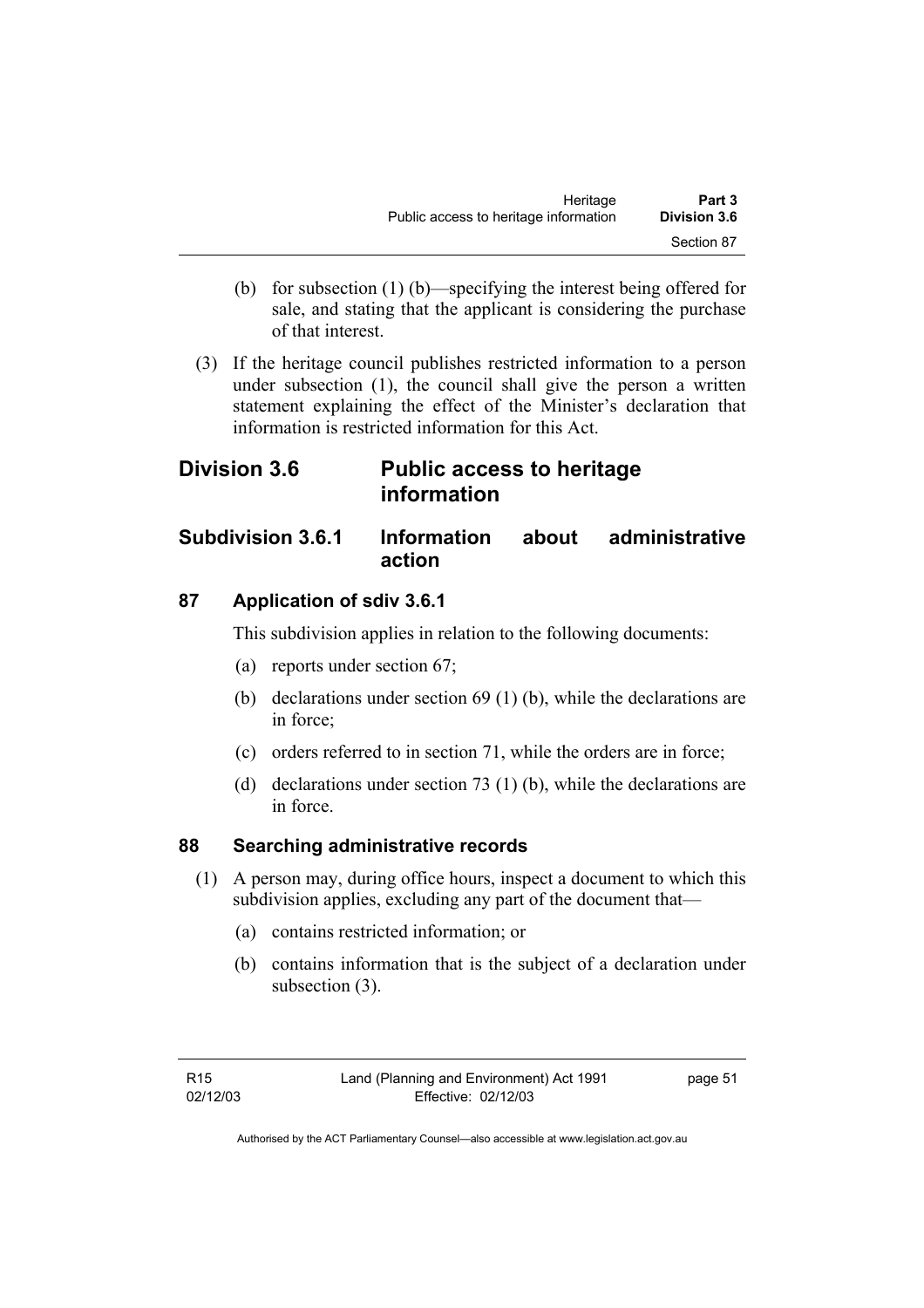(b) for subsection (1) (b)—specifying the interest being offered for sale, and stating that the applicant is considering the purchase of that interest.

(3) If the heritage council publishes restricted information to a person under subsection (1), the council shall give the person a written statement explaining the effect of the Minister's declaration that information is restricted information for this Act.

## Division 3.6 Public access to heritage information

### Subdivision 3.6.1 Information about administrative action

#### 87 Application of sdiv 3.6.1

This subdivision applies in relation to the following documents:

(a) reports under section 67;

(b) declarations under section 69 (1) (b), while the declarations are in force;

(c) orders referred to in section 71, while the orders are in force;

(d) declarations under section 73 (1) (b), while the declarations are in force.

#### 88 Searching administrative records

(1) A person may, during office hours, inspect a document to which this subdivision applies, excluding any part of the document that—

(a) contains restricted information; or

(b) contains information that is the subject of a declaration under subsection (3).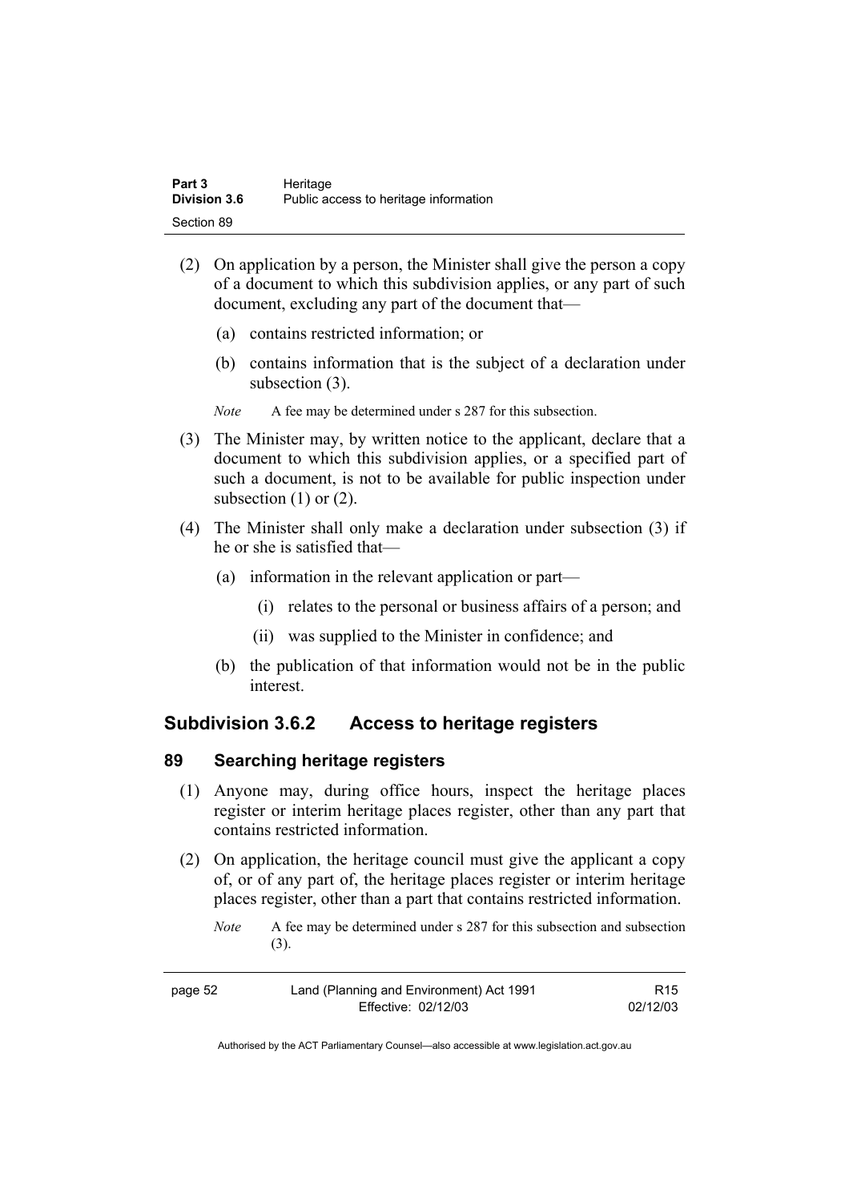(2) On application by a person, the Minister shall give the person a copy of a document to which this subdivision applies, or any part of such document, excluding any part of the document that—

   (a) contains restricted information; or

   (b) contains information that is the subject of a declaration under subsection (3).

   *Note* A fee may be determined under s 287 for this subsection.

(3) The Minister may, by written notice to the applicant, declare that a document to which this subdivision applies, or a specified part of such a document, is not to be available for public inspection under subsection (1) or (2).

(4) The Minister shall only make a declaration under subsection (3) if he or she is satisfied that—

   (a) information in the relevant application or part—

      (i) relates to the personal or business affairs of a person; and

      (ii) was supplied to the Minister in confidence; and

   (b) the publication of that information would not be in the public interest.

## Subdivision 3.6.2 Access to heritage registers

### 89 Searching heritage registers

(1) Anyone may, during office hours, inspect the heritage places register or interim heritage places register, other than any part that contains restricted information.

(2) On application, the heritage council must give the applicant a copy of, or of any part of, the heritage places register or interim heritage places register, other than a part that contains restricted information.

   *Note* A fee may be determined under s 287 for this subsection and subsection (3).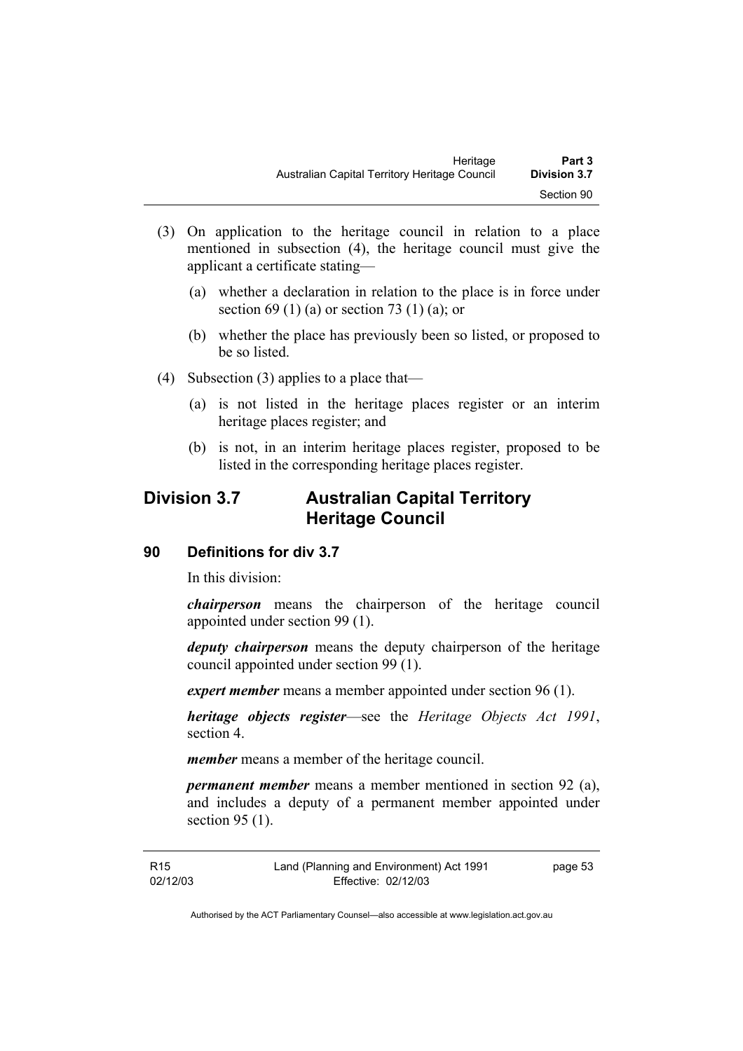(3) On application to the heritage council in relation to a place mentioned in subsection (4), the heritage council must give the applicant a certificate stating—

(a) whether a declaration in relation to the place is in force under section 69 (1) (a) or section 73 (1) (a); or

(b) whether the place has previously been so listed, or proposed to be so listed.

(4) Subsection (3) applies to a place that—

(a) is not listed in the heritage places register or an interim heritage places register; and

(b) is not, in an interim heritage places register, proposed to be listed in the corresponding heritage places register.

## Division 3.7 Australian Capital Territory Heritage Council

### 90 Definitions for div 3.7

In this division:

***chairperson*** means the chairperson of the heritage council appointed under section 99 (1).

***deputy chairperson*** means the deputy chairperson of the heritage council appointed under section 99 (1).

***expert member*** means a member appointed under section 96 (1).

***heritage objects register***—see the *Heritage Objects Act 1991*, section 4.

***member*** means a member of the heritage council.

***permanent member*** means a member mentioned in section 92 (a), and includes a deputy of a permanent member appointed under section 95 (1).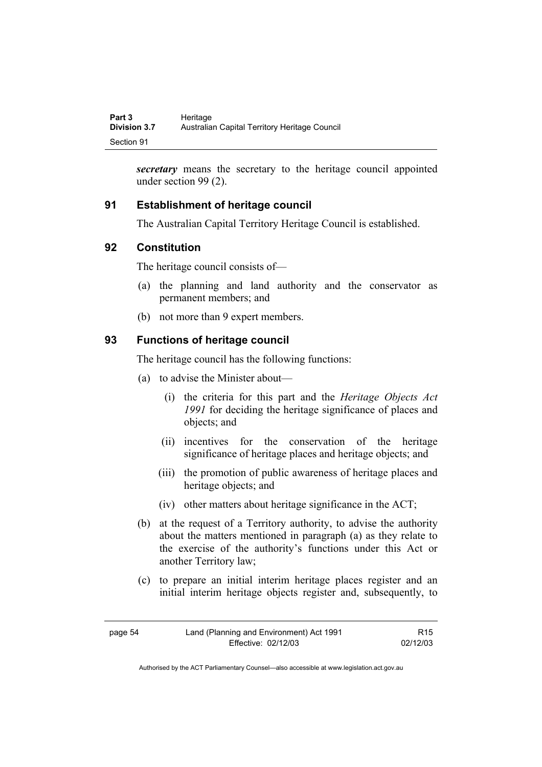***secretary*** means the secretary to the heritage council appointed under section 99 (2).

## 91 Establishment of heritage council

The Australian Capital Territory Heritage Council is established.

## 92 Constitution

The heritage council consists of—

(a) the planning and land authority and the conservator as permanent members; and

(b) not more than 9 expert members.

## 93 Functions of heritage council

The heritage council has the following functions:

(a) to advise the Minister about—

  (i) the criteria for this part and the *Heritage Objects Act 1991* for deciding the heritage significance of places and objects; and

  (ii) incentives for the conservation of the heritage significance of heritage places and heritage objects; and

  (iii) the promotion of public awareness of heritage places and heritage objects; and

  (iv) other matters about heritage significance in the ACT;

(b) at the request of a Territory authority, to advise the authority about the matters mentioned in paragraph (a) as they relate to the exercise of the authority's functions under this Act or another Territory law;

(c) to prepare an initial interim heritage places register and an initial interim heritage objects register and, subsequently, to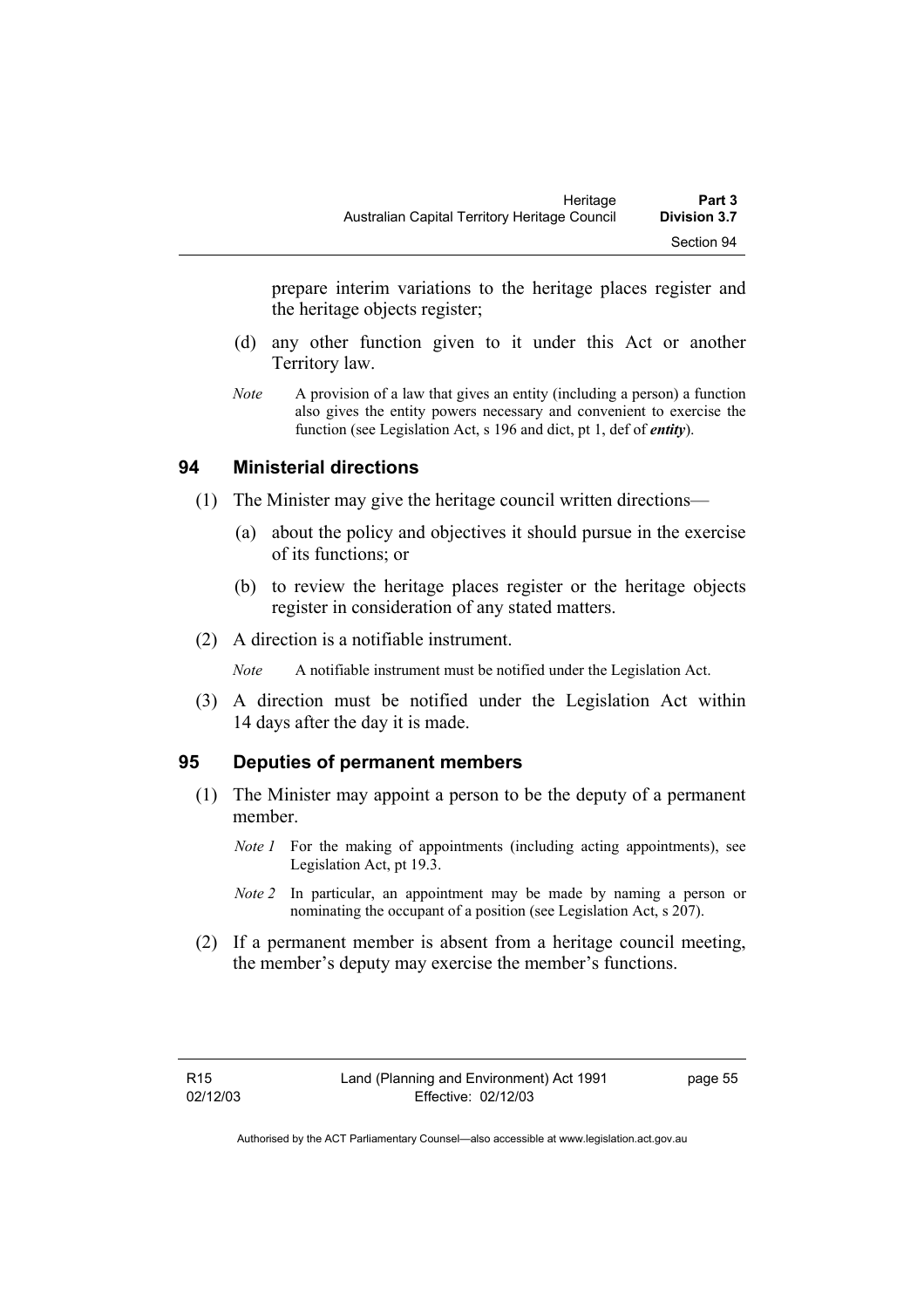prepare interim variations to the heritage places register and the heritage objects register;

(d) any other function given to it under this Act or another Territory law.

*Note* A provision of a law that gives an entity (including a person) a function also gives the entity powers necessary and convenient to exercise the function (see Legislation Act, s 196 and dict, pt 1, def of ***entity***).

## 94 Ministerial directions

(1) The Minister may give the heritage council written directions—

(a) about the policy and objectives it should pursue in the exercise of its functions; or

(b) to review the heritage places register or the heritage objects register in consideration of any stated matters.

(2) A direction is a notifiable instrument.

*Note* A notifiable instrument must be notified under the Legislation Act.

(3) A direction must be notified under the Legislation Act within 14 days after the day it is made.

## 95 Deputies of permanent members

(1) The Minister may appoint a person to be the deputy of a permanent member.

*Note 1* For the making of appointments (including acting appointments), see Legislation Act, pt 19.3.

*Note 2* In particular, an appointment may be made by naming a person or nominating the occupant of a position (see Legislation Act, s 207).

(2) If a permanent member is absent from a heritage council meeting, the member's deputy may exercise the member's functions.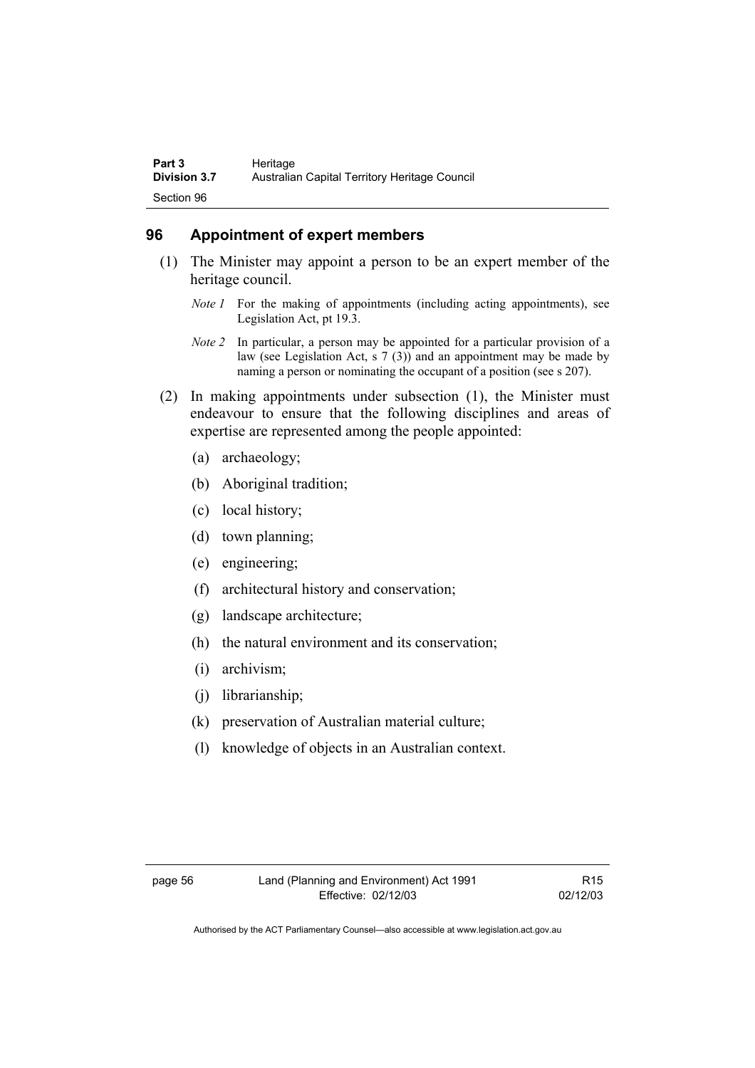## 96 Appointment of expert members

(1) The Minister may appoint a person to be an expert member of the heritage council.

*Note 1* For the making of appointments (including acting appointments), see Legislation Act, pt 19.3.

*Note 2* In particular, a person may be appointed for a particular provision of a law (see Legislation Act, s 7 (3)) and an appointment may be made by naming a person or nominating the occupant of a position (see s 207).

(2) In making appointments under subsection (1), the Minister must endeavour to ensure that the following disciplines and areas of expertise are represented among the people appointed:

(a) archaeology;

(b) Aboriginal tradition;

(c) local history;

(d) town planning;

(e) engineering;

(f) architectural history and conservation;

(g) landscape architecture;

(h) the natural environment and its conservation;

(i) archivism;

(j) librarianship;

(k) preservation of Australian material culture;

(l) knowledge of objects in an Australian context.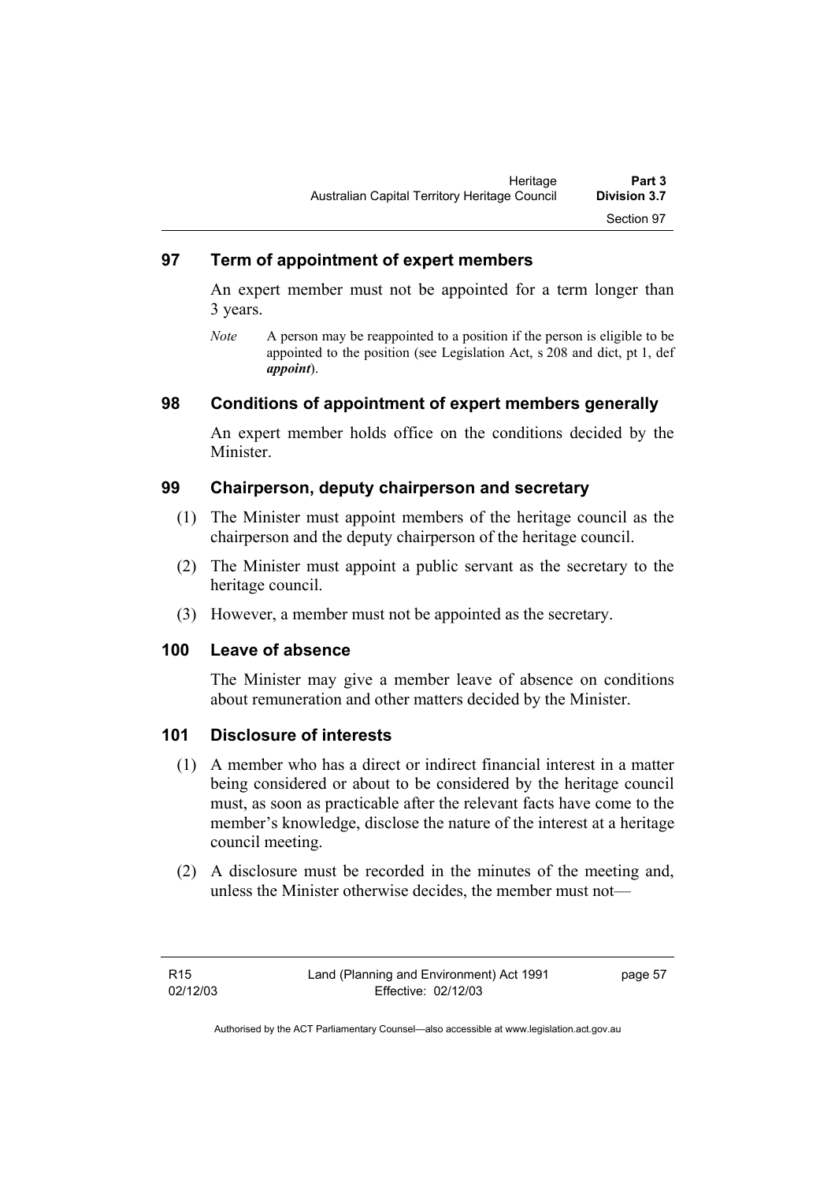## 97 Term of appointment of expert members

An expert member must not be appointed for a term longer than 3 years.

*Note* A person may be reappointed to a position if the person is eligible to be appointed to the position (see Legislation Act, s 208 and dict, pt 1, def ***appoint***).

## 98 Conditions of appointment of expert members generally

An expert member holds office on the conditions decided by the Minister.

## 99 Chairperson, deputy chairperson and secretary

(1) The Minister must appoint members of the heritage council as the chairperson and the deputy chairperson of the heritage council.

(2) The Minister must appoint a public servant as the secretary to the heritage council.

(3) However, a member must not be appointed as the secretary.

## 100 Leave of absence

The Minister may give a member leave of absence on conditions about remuneration and other matters decided by the Minister.

## 101 Disclosure of interests

(1) A member who has a direct or indirect financial interest in a matter being considered or about to be considered by the heritage council must, as soon as practicable after the relevant facts have come to the member's knowledge, disclose the nature of the interest at a heritage council meeting.

(2) A disclosure must be recorded in the minutes of the meeting and, unless the Minister otherwise decides, the member must not—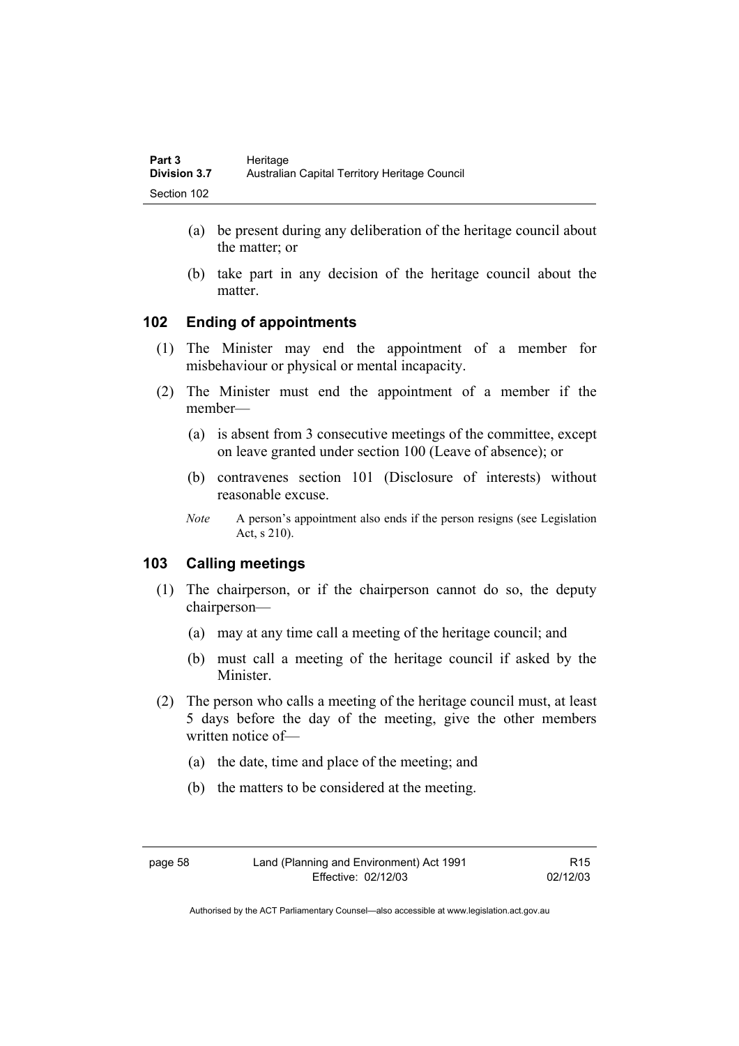(a) be present during any deliberation of the heritage council about the matter; or

(b) take part in any decision of the heritage council about the matter.

### 102 Ending of appointments

(1) The Minister may end the appointment of a member for misbehaviour or physical or mental incapacity.

(2) The Minister must end the appointment of a member if the member—

(a) is absent from 3 consecutive meetings of the committee, except on leave granted under section 100 (Leave of absence); or

(b) contravenes section 101 (Disclosure of interests) without reasonable excuse.

*Note* A person's appointment also ends if the person resigns (see Legislation Act, s 210).

### 103 Calling meetings

(1) The chairperson, or if the chairperson cannot do so, the deputy chairperson—

(a) may at any time call a meeting of the heritage council; and

(b) must call a meeting of the heritage council if asked by the Minister.

(2) The person who calls a meeting of the heritage council must, at least 5 days before the day of the meeting, give the other members written notice of—

(a) the date, time and place of the meeting; and

(b) the matters to be considered at the meeting.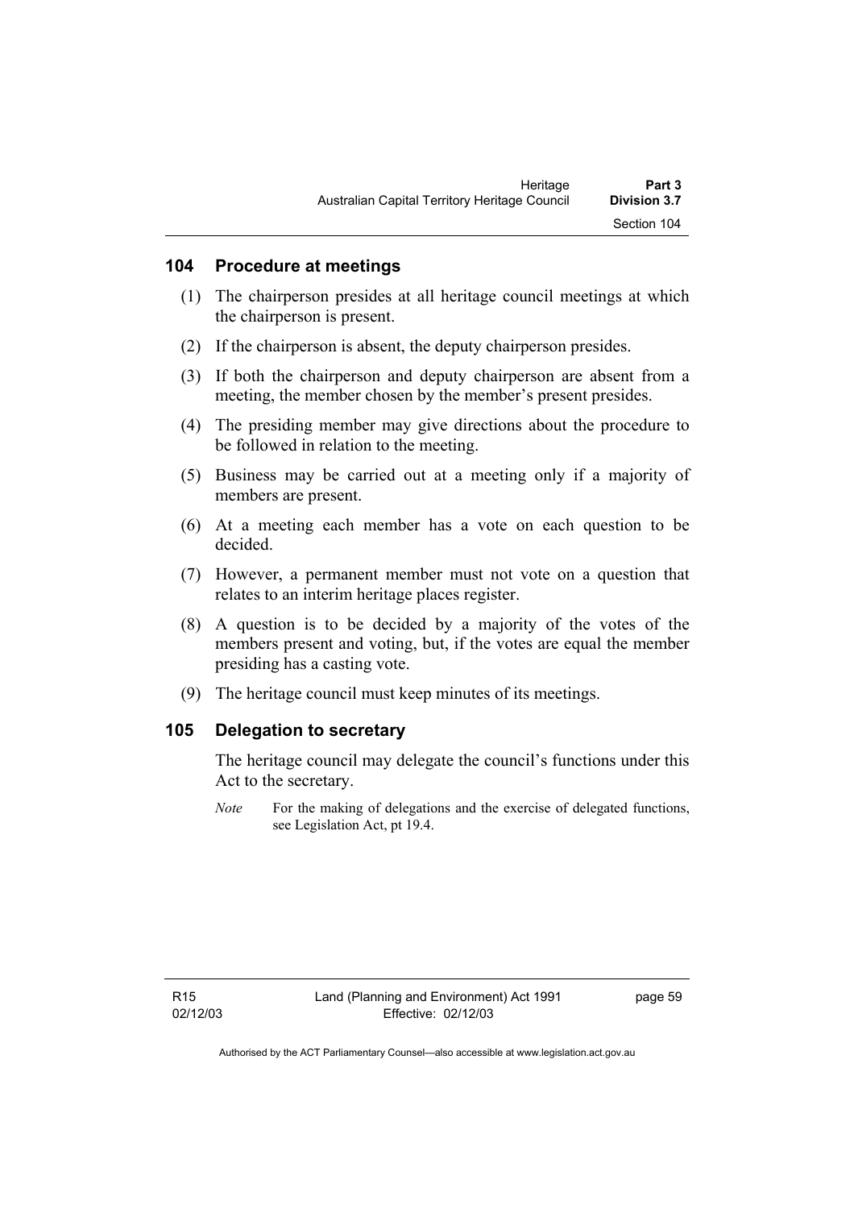## 104 Procedure at meetings

(1) The chairperson presides at all heritage council meetings at which the chairperson is present.

(2) If the chairperson is absent, the deputy chairperson presides.

(3) If both the chairperson and deputy chairperson are absent from a meeting, the member chosen by the member's present presides.

(4) The presiding member may give directions about the procedure to be followed in relation to the meeting.

(5) Business may be carried out at a meeting only if a majority of members are present.

(6) At a meeting each member has a vote on each question to be decided.

(7) However, a permanent member must not vote on a question that relates to an interim heritage places register.

(8) A question is to be decided by a majority of the votes of the members present and voting, but, if the votes are equal the member presiding has a casting vote.

(9) The heritage council must keep minutes of its meetings.

## 105 Delegation to secretary

The heritage council may delegate the council's functions under this Act to the secretary.

*Note* For the making of delegations and the exercise of delegated functions, see Legislation Act, pt 19.4.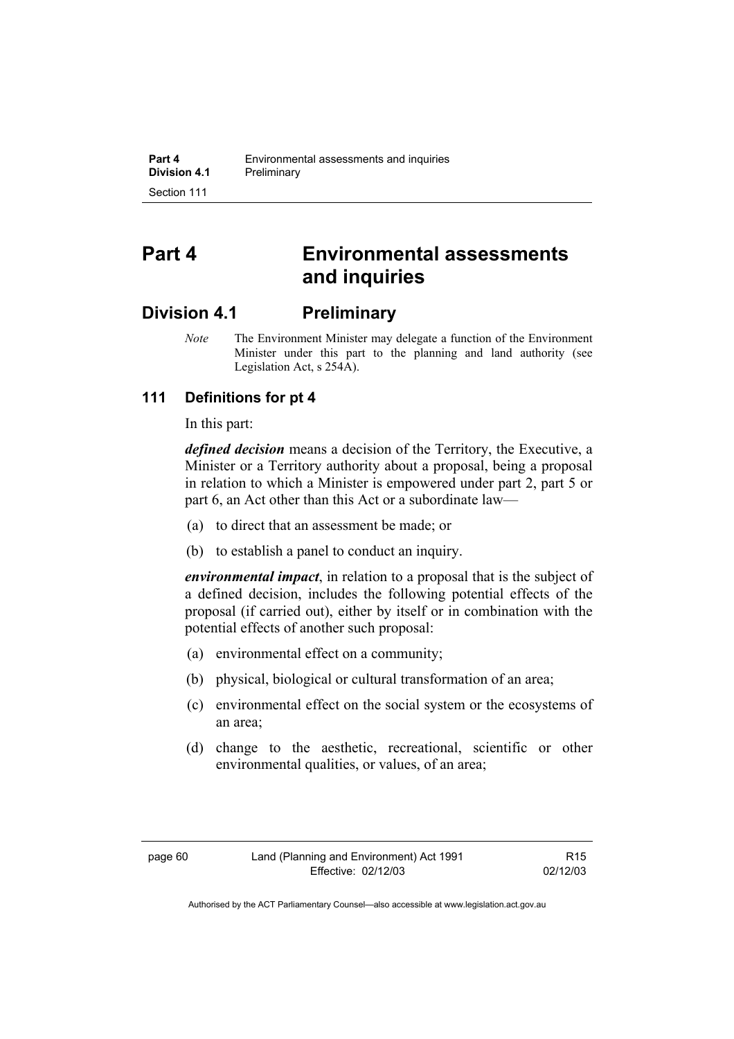# Part 4 Environmental assessments and inquiries

## Division 4.1 Preliminary

*Note* The Environment Minister may delegate a function of the Environment Minister under this part to the planning and land authority (see Legislation Act, s 254A).

### 111 Definitions for pt 4

In this part:

***defined decision*** means a decision of the Territory, the Executive, a Minister or a Territory authority about a proposal, being a proposal in relation to which a Minister is empowered under part 2, part 5 or part 6, an Act other than this Act or a subordinate law—

(a) to direct that an assessment be made; or

(b) to establish a panel to conduct an inquiry.

***environmental impact***, in relation to a proposal that is the subject of a defined decision, includes the following potential effects of the proposal (if carried out), either by itself or in combination with the potential effects of another such proposal:

(a) environmental effect on a community;

(b) physical, biological or cultural transformation of an area;

(c) environmental effect on the social system or the ecosystems of an area;

(d) change to the aesthetic, recreational, scientific or other environmental qualities, or values, of an area;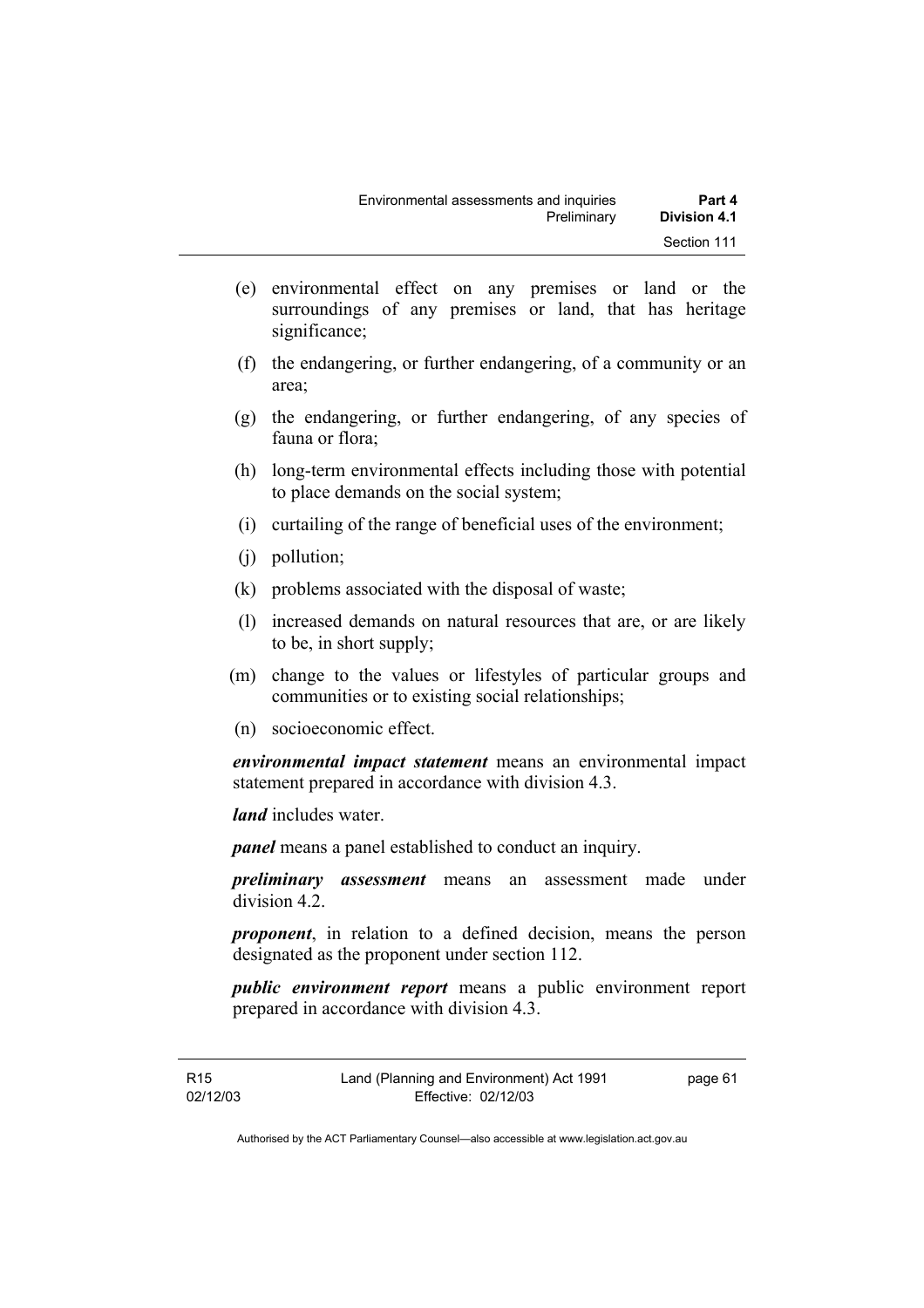(e) environmental effect on any premises or land or the surroundings of any premises or land, that has heritage significance;

(f) the endangering, or further endangering, of a community or an area;

(g) the endangering, or further endangering, of any species of fauna or flora;

(h) long-term environmental effects including those with potential to place demands on the social system;

(i) curtailing of the range of beneficial uses of the environment;

(j) pollution;

(k) problems associated with the disposal of waste;

(l) increased demands on natural resources that are, or are likely to be, in short supply;

(m) change to the values or lifestyles of particular groups and communities or to existing social relationships;

(n) socioeconomic effect.

***environmental impact statement*** means an environmental impact statement prepared in accordance with division 4.3.

***land*** includes water.

***panel*** means a panel established to conduct an inquiry.

***preliminary assessment*** means an assessment made under division 4.2.

***proponent***, in relation to a defined decision, means the person designated as the proponent under section 112.

***public environment report*** means a public environment report prepared in accordance with division 4.3.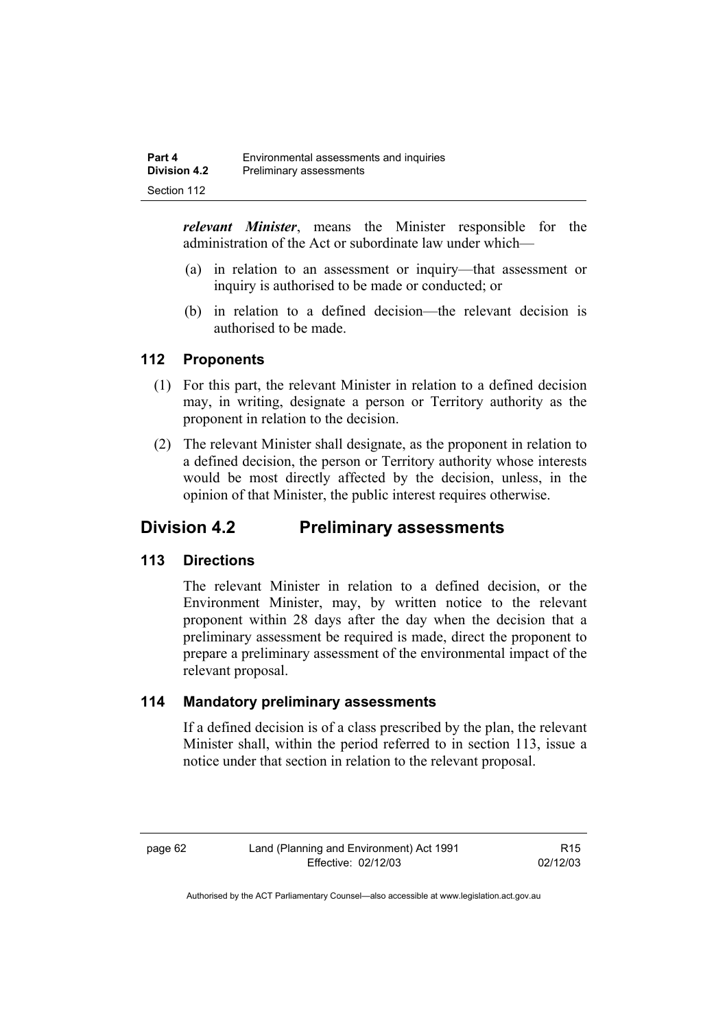***relevant Minister***, means the Minister responsible for the administration of the Act or subordinate law under which—

(a) in relation to an assessment or inquiry—that assessment or inquiry is authorised to be made or conducted; or

(b) in relation to a defined decision—the relevant decision is authorised to be made.

### 112 Proponents

(1) For this part, the relevant Minister in relation to a defined decision may, in writing, designate a person or Territory authority as the proponent in relation to the decision.

(2) The relevant Minister shall designate, as the proponent in relation to a defined decision, the person or Territory authority whose interests would be most directly affected by the decision, unless, in the opinion of that Minister, the public interest requires otherwise.

## Division 4.2 Preliminary assessments

### 113 Directions

The relevant Minister in relation to a defined decision, or the Environment Minister, may, by written notice to the relevant proponent within 28 days after the day when the decision that a preliminary assessment be required is made, direct the proponent to prepare a preliminary assessment of the environmental impact of the relevant proposal.

### 114 Mandatory preliminary assessments

If a defined decision is of a class prescribed by the plan, the relevant Minister shall, within the period referred to in section 113, issue a notice under that section in relation to the relevant proposal.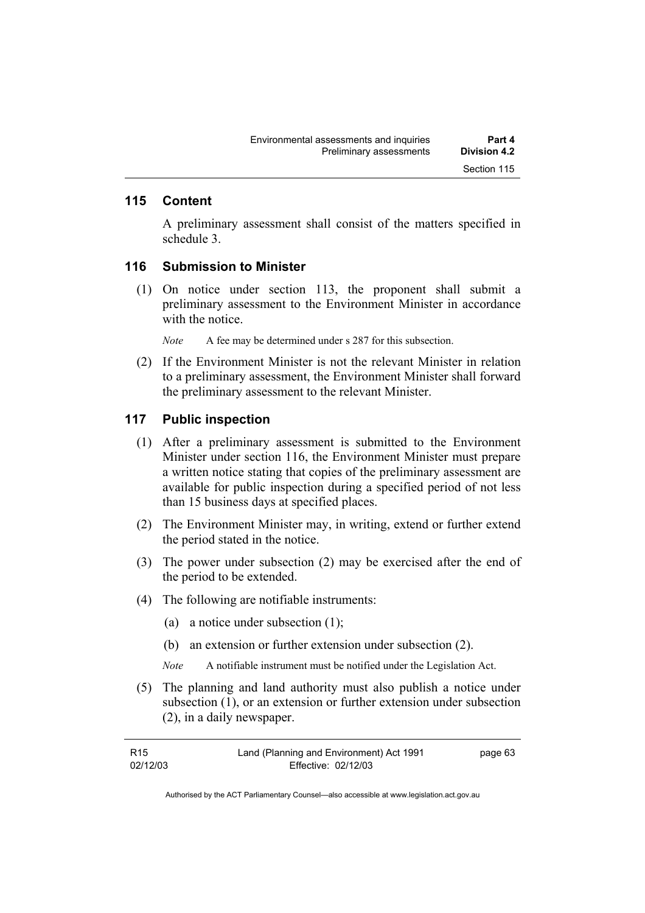## 115 Content

A preliminary assessment shall consist of the matters specified in schedule 3.

## 116 Submission to Minister

(1) On notice under section 113, the proponent shall submit a preliminary assessment to the Environment Minister in accordance with the notice.

*Note* A fee may be determined under s 287 for this subsection.

(2) If the Environment Minister is not the relevant Minister in relation to a preliminary assessment, the Environment Minister shall forward the preliminary assessment to the relevant Minister.

## 117 Public inspection

(1) After a preliminary assessment is submitted to the Environment Minister under section 116, the Environment Minister must prepare a written notice stating that copies of the preliminary assessment are available for public inspection during a specified period of not less than 15 business days at specified places.

(2) The Environment Minister may, in writing, extend or further extend the period stated in the notice.

(3) The power under subsection (2) may be exercised after the end of the period to be extended.

(4) The following are notifiable instruments:

(a) a notice under subsection (1);

(b) an extension or further extension under subsection (2).

*Note* A notifiable instrument must be notified under the Legislation Act.

(5) The planning and land authority must also publish a notice under subsection (1), or an extension or further extension under subsection (2), in a daily newspaper.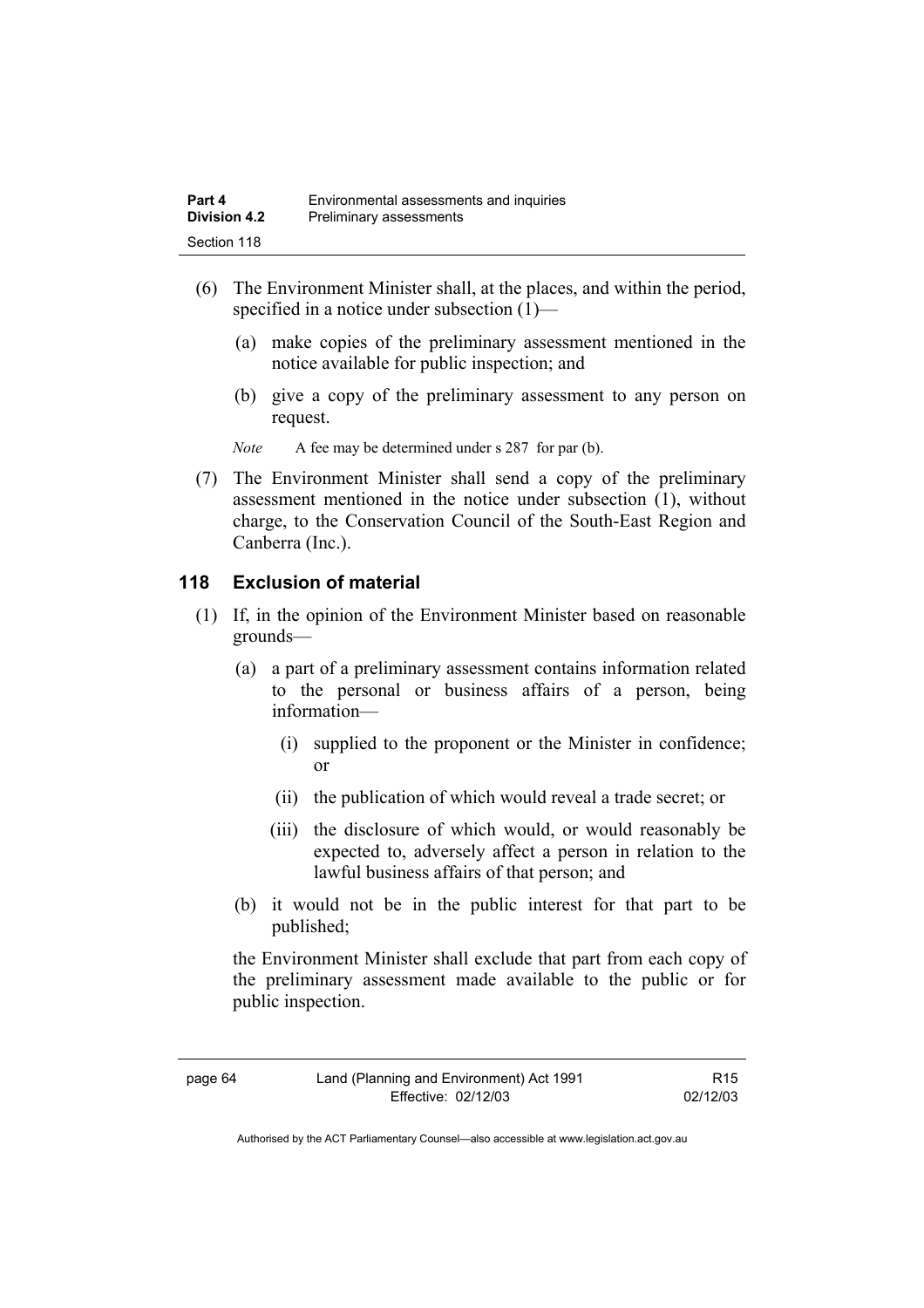(6) The Environment Minister shall, at the places, and within the period, specified in a notice under subsection (1)—

  (a) make copies of the preliminary assessment mentioned in the notice available for public inspection; and

  (b) give a copy of the preliminary assessment to any person on request.

*Note* A fee may be determined under s 287 for par (b).

(7) The Environment Minister shall send a copy of the preliminary assessment mentioned in the notice under subsection (1), without charge, to the Conservation Council of the South-East Region and Canberra (Inc.).

## 118 Exclusion of material

(1) If, in the opinion of the Environment Minister based on reasonable grounds—

  (a) a part of a preliminary assessment contains information related to the personal or business affairs of a person, being information—

    (i) supplied to the proponent or the Minister in confidence; or

    (ii) the publication of which would reveal a trade secret; or

    (iii) the disclosure of which would, or would reasonably be expected to, adversely affect a person in relation to the lawful business affairs of that person; and

  (b) it would not be in the public interest for that part to be published;

the Environment Minister shall exclude that part from each copy of the preliminary assessment made available to the public or for public inspection.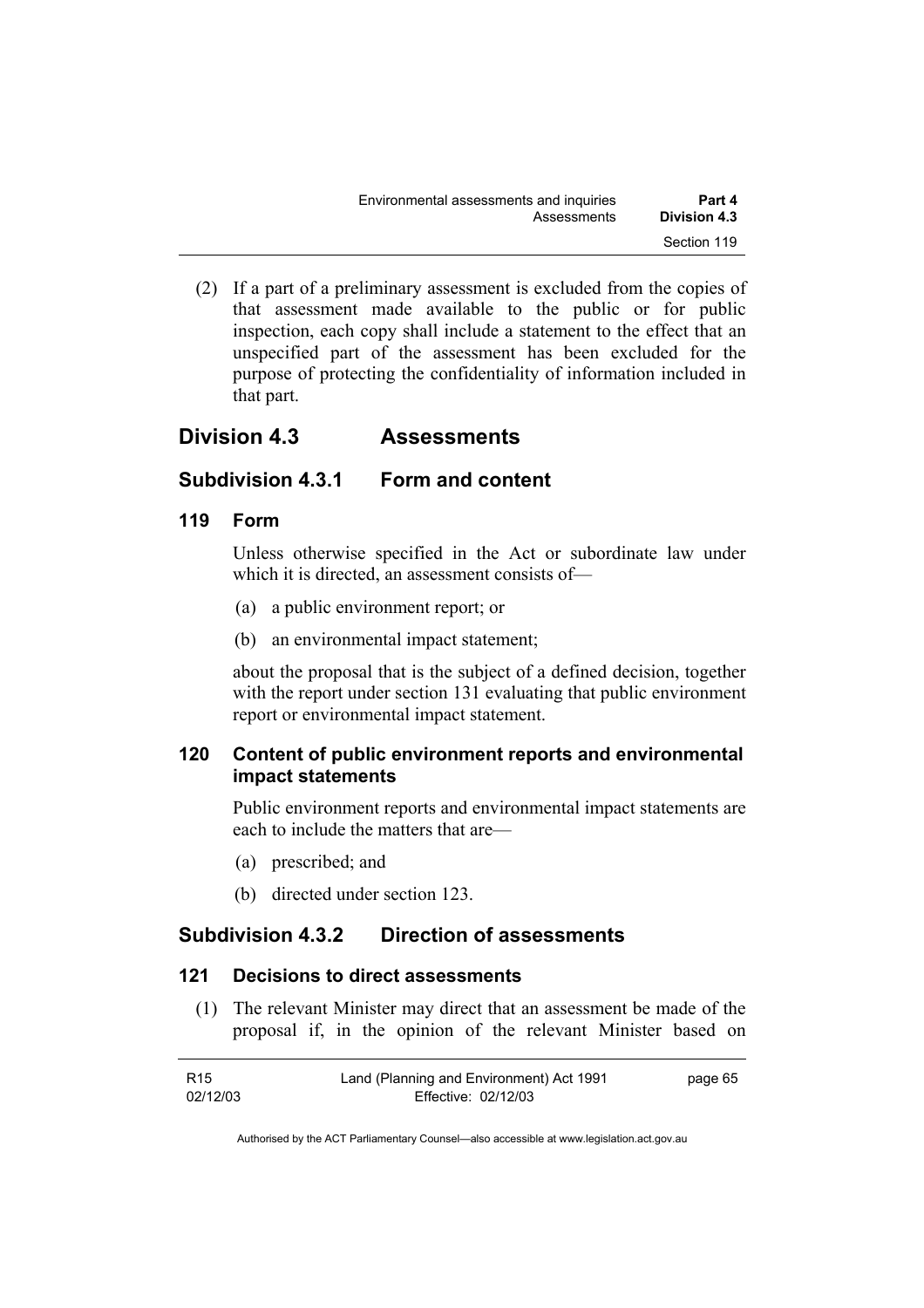(2) If a part of a preliminary assessment is excluded from the copies of that assessment made available to the public or for public inspection, each copy shall include a statement to the effect that an unspecified part of the assessment has been excluded for the purpose of protecting the confidentiality of information included in that part.

## Division 4.3 Assessments

### Subdivision 4.3.1 Form and content

#### 119 Form

Unless otherwise specified in the Act or subordinate law under which it is directed, an assessment consists of—

(a) a public environment report; or

(b) an environmental impact statement;

about the proposal that is the subject of a defined decision, together with the report under section 131 evaluating that public environment report or environmental impact statement.

#### 120 Content of public environment reports and environmental impact statements

Public environment reports and environmental impact statements are each to include the matters that are—

(a) prescribed; and

(b) directed under section 123.

### Subdivision 4.3.2 Direction of assessments

#### 121 Decisions to direct assessments

(1) The relevant Minister may direct that an assessment be made of the proposal if, in the opinion of the relevant Minister based on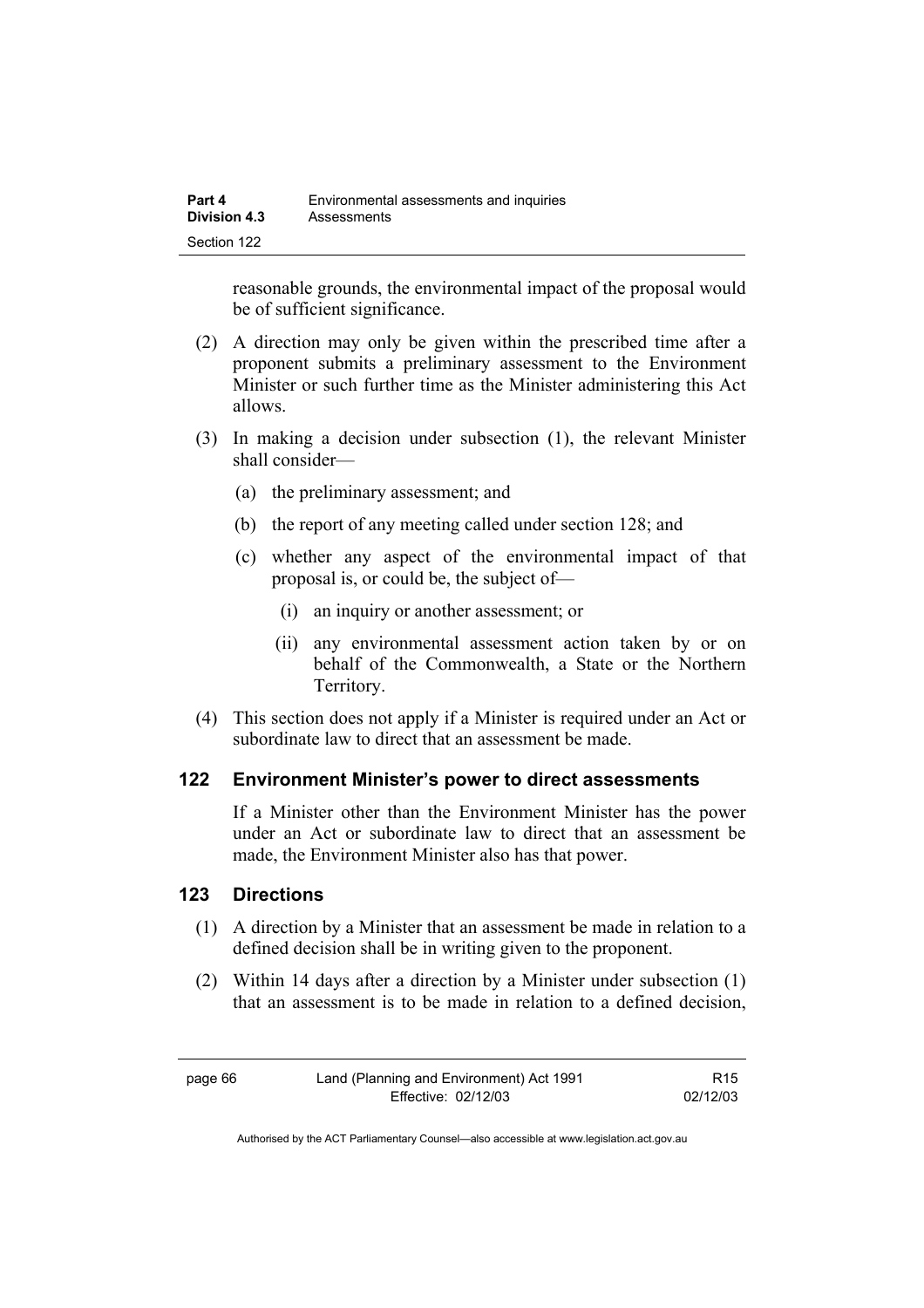reasonable grounds, the environmental impact of the proposal would be of sufficient significance.

(2) A direction may only be given within the prescribed time after a proponent submits a preliminary assessment to the Environment Minister or such further time as the Minister administering this Act allows.

(3) In making a decision under subsection (1), the relevant Minister shall consider—

(a) the preliminary assessment; and

(b) the report of any meeting called under section 128; and

(c) whether any aspect of the environmental impact of that proposal is, or could be, the subject of—

(i) an inquiry or another assessment; or

(ii) any environmental assessment action taken by or on behalf of the Commonwealth, a State or the Northern Territory.

(4) This section does not apply if a Minister is required under an Act or subordinate law to direct that an assessment be made.

## 122 Environment Minister's power to direct assessments

If a Minister other than the Environment Minister has the power under an Act or subordinate law to direct that an assessment be made, the Environment Minister also has that power.

## 123 Directions

(1) A direction by a Minister that an assessment be made in relation to a defined decision shall be in writing given to the proponent.

(2) Within 14 days after a direction by a Minister under subsection (1) that an assessment is to be made in relation to a defined decision,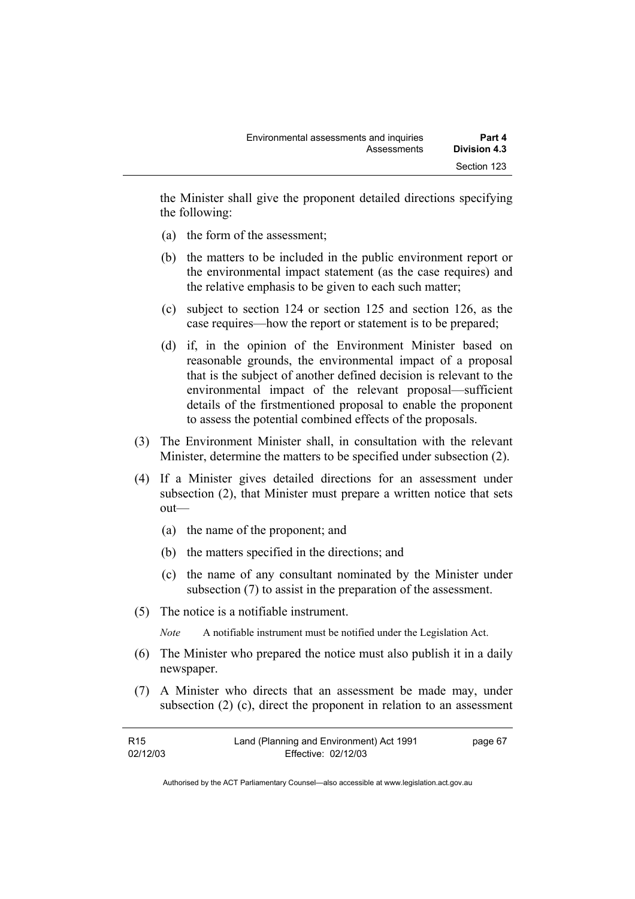the Minister shall give the proponent detailed directions specifying the following:

(a) the form of the assessment;

(b) the matters to be included in the public environment report or the environmental impact statement (as the case requires) and the relative emphasis to be given to each such matter;

(c) subject to section 124 or section 125 and section 126, as the case requires—how the report or statement is to be prepared;

(d) if, in the opinion of the Environment Minister based on reasonable grounds, the environmental impact of a proposal that is the subject of another defined decision is relevant to the environmental impact of the relevant proposal—sufficient details of the firstmentioned proposal to enable the proponent to assess the potential combined effects of the proposals.

(3) The Environment Minister shall, in consultation with the relevant Minister, determine the matters to be specified under subsection (2).

(4) If a Minister gives detailed directions for an assessment under subsection (2), that Minister must prepare a written notice that sets out—

(a) the name of the proponent; and

(b) the matters specified in the directions; and

(c) the name of any consultant nominated by the Minister under subsection (7) to assist in the preparation of the assessment.

(5) The notice is a notifiable instrument.

*Note* A notifiable instrument must be notified under the Legislation Act.

(6) The Minister who prepared the notice must also publish it in a daily newspaper.

(7) A Minister who directs that an assessment be made may, under subsection (2) (c), direct the proponent in relation to an assessment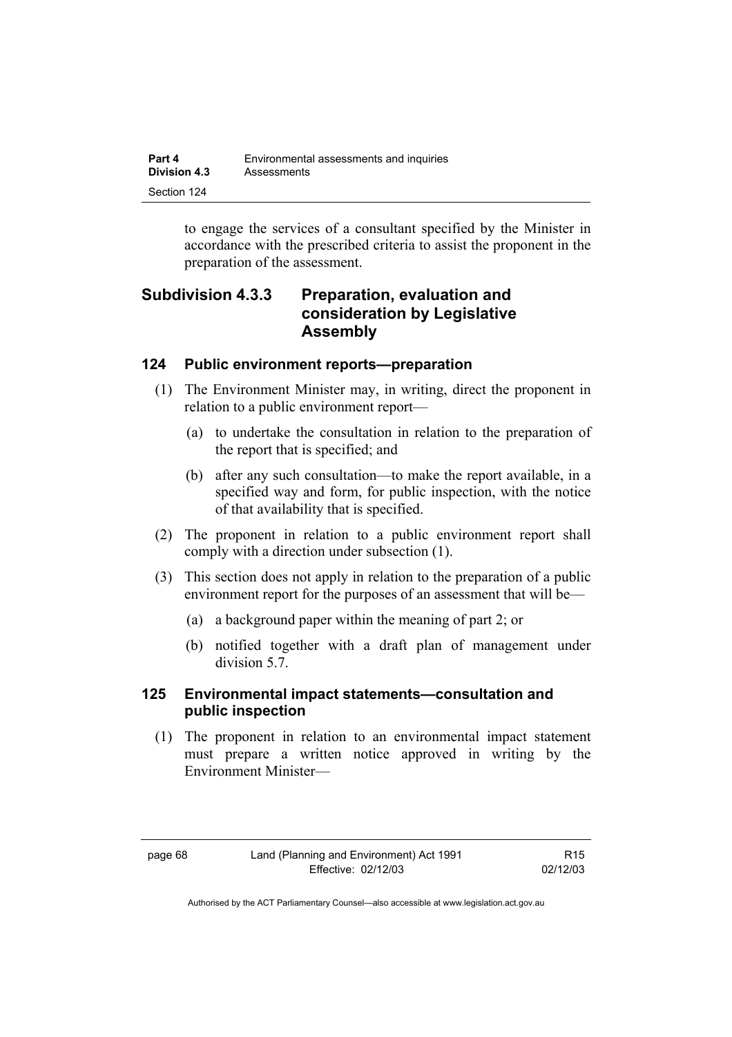to engage the services of a consultant specified by the Minister in accordance with the prescribed criteria to assist the proponent in the preparation of the assessment.

## Subdivision 4.3.3 Preparation, evaluation and consideration by Legislative Assembly

### 124 Public environment reports—preparation

(1) The Environment Minister may, in writing, direct the proponent in relation to a public environment report—

(a) to undertake the consultation in relation to the preparation of the report that is specified; and

(b) after any such consultation—to make the report available, in a specified way and form, for public inspection, with the notice of that availability that is specified.

(2) The proponent in relation to a public environment report shall comply with a direction under subsection (1).

(3) This section does not apply in relation to the preparation of a public environment report for the purposes of an assessment that will be—

(a) a background paper within the meaning of part 2; or

(b) notified together with a draft plan of management under division 5.7.

### 125 Environmental impact statements—consultation and public inspection

(1) The proponent in relation to an environmental impact statement must prepare a written notice approved in writing by the Environment Minister—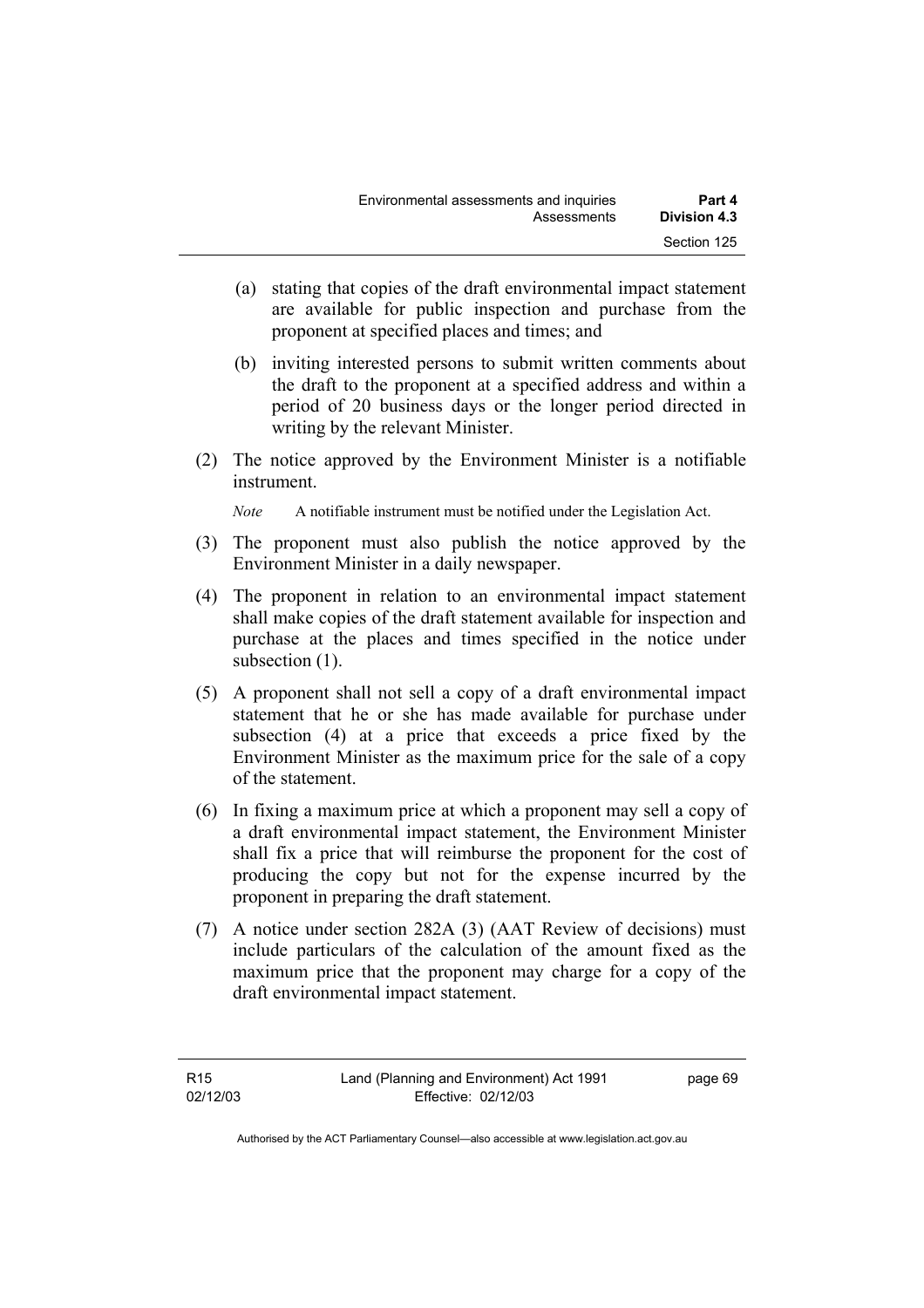(a) stating that copies of the draft environmental impact statement are available for public inspection and purchase from the proponent at specified places and times; and

(b) inviting interested persons to submit written comments about the draft to the proponent at a specified address and within a period of 20 business days or the longer period directed in writing by the relevant Minister.

(2) The notice approved by the Environment Minister is a notifiable instrument.

*Note* A notifiable instrument must be notified under the Legislation Act.

(3) The proponent must also publish the notice approved by the Environment Minister in a daily newspaper.

(4) The proponent in relation to an environmental impact statement shall make copies of the draft statement available for inspection and purchase at the places and times specified in the notice under subsection (1).

(5) A proponent shall not sell a copy of a draft environmental impact statement that he or she has made available for purchase under subsection (4) at a price that exceeds a price fixed by the Environment Minister as the maximum price for the sale of a copy of the statement.

(6) In fixing a maximum price at which a proponent may sell a copy of a draft environmental impact statement, the Environment Minister shall fix a price that will reimburse the proponent for the cost of producing the copy but not for the expense incurred by the proponent in preparing the draft statement.

(7) A notice under section 282A (3) (AAT Review of decisions) must include particulars of the calculation of the amount fixed as the maximum price that the proponent may charge for a copy of the draft environmental impact statement.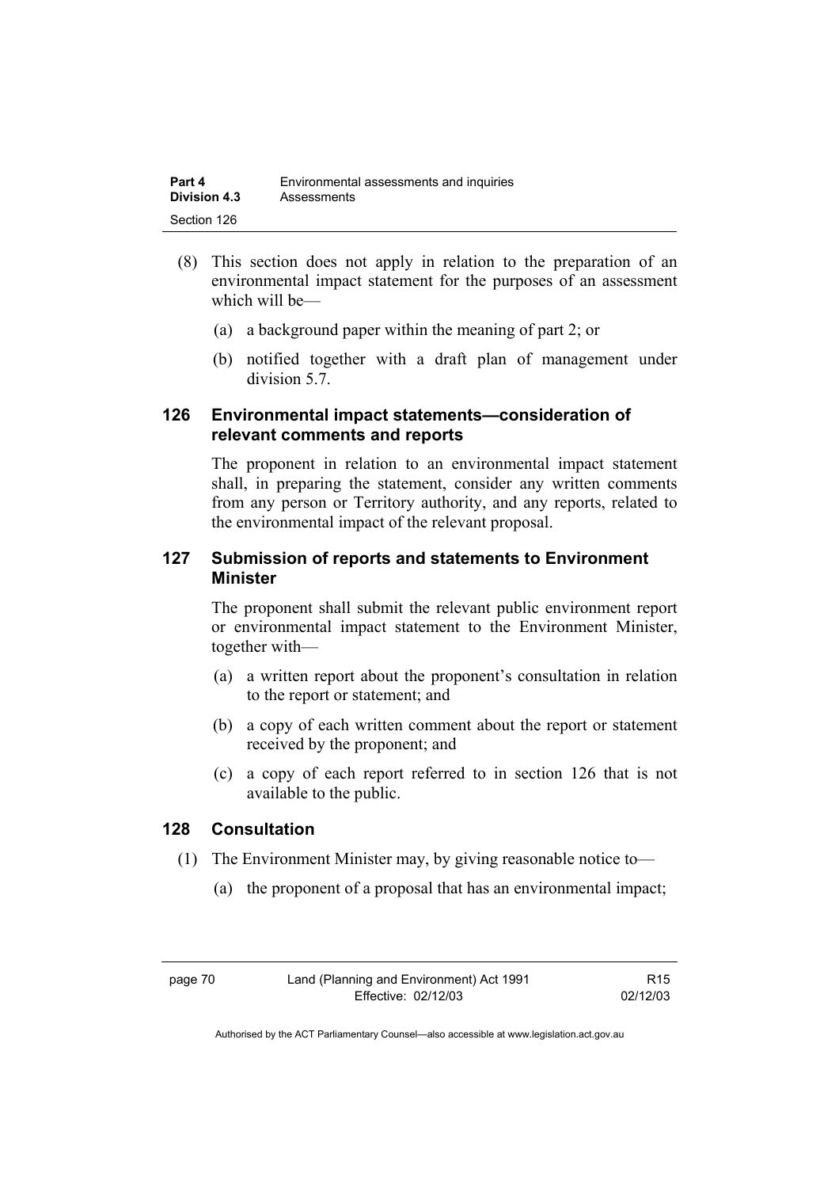(8) This section does not apply in relation to the preparation of an environmental impact statement for the purposes of an assessment which will be—

(a) a background paper within the meaning of part 2; or

(b) notified together with a draft plan of management under division 5.7.

### 126 Environmental impact statements—consideration of relevant comments and reports

The proponent in relation to an environmental impact statement shall, in preparing the statement, consider any written comments from any person or Territory authority, and any reports, related to the environmental impact of the relevant proposal.

### 127 Submission of reports and statements to Environment Minister

The proponent shall submit the relevant public environment report or environmental impact statement to the Environment Minister, together with—

(a) a written report about the proponent's consultation in relation to the report or statement; and

(b) a copy of each written comment about the report or statement received by the proponent; and

(c) a copy of each report referred to in section 126 that is not available to the public.

### 128 Consultation

(1) The Environment Minister may, by giving reasonable notice to—

(a) the proponent of a proposal that has an environmental impact;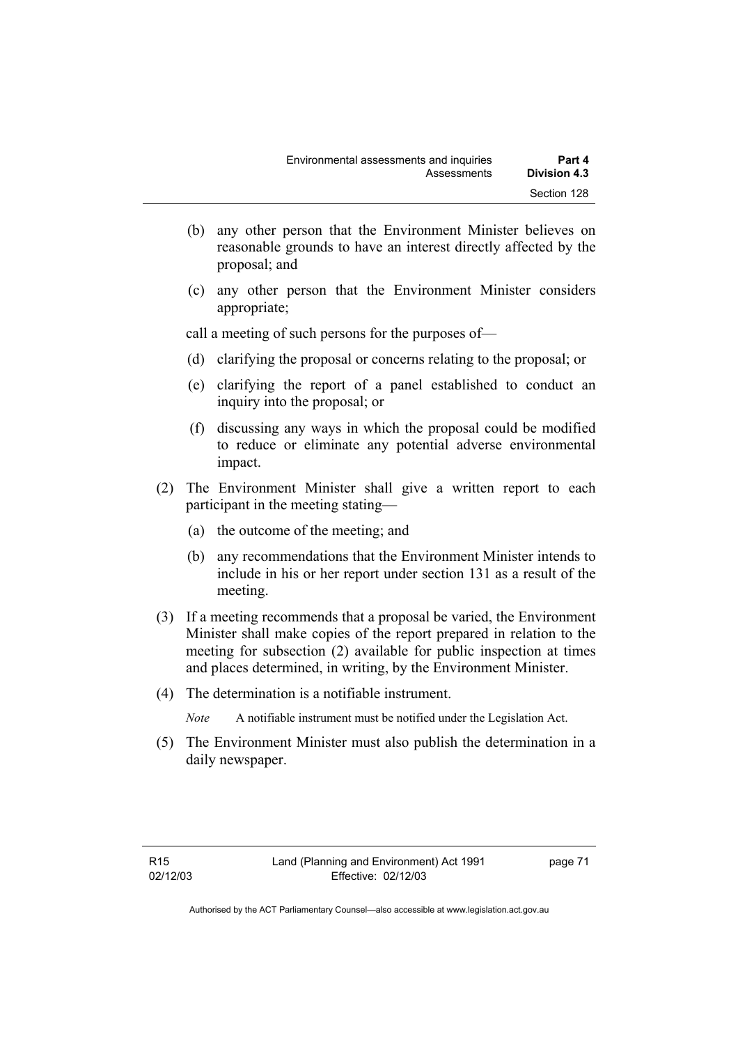(b) any other person that the Environment Minister believes on reasonable grounds to have an interest directly affected by the proposal; and

(c) any other person that the Environment Minister considers appropriate;

call a meeting of such persons for the purposes of—

(d) clarifying the proposal or concerns relating to the proposal; or

(e) clarifying the report of a panel established to conduct an inquiry into the proposal; or

(f) discussing any ways in which the proposal could be modified to reduce or eliminate any potential adverse environmental impact.

(2) The Environment Minister shall give a written report to each participant in the meeting stating—

(a) the outcome of the meeting; and

(b) any recommendations that the Environment Minister intends to include in his or her report under section 131 as a result of the meeting.

(3) If a meeting recommends that a proposal be varied, the Environment Minister shall make copies of the report prepared in relation to the meeting for subsection (2) available for public inspection at times and places determined, in writing, by the Environment Minister.

(4) The determination is a notifiable instrument.

*Note* A notifiable instrument must be notified under the Legislation Act.

(5) The Environment Minister must also publish the determination in a daily newspaper.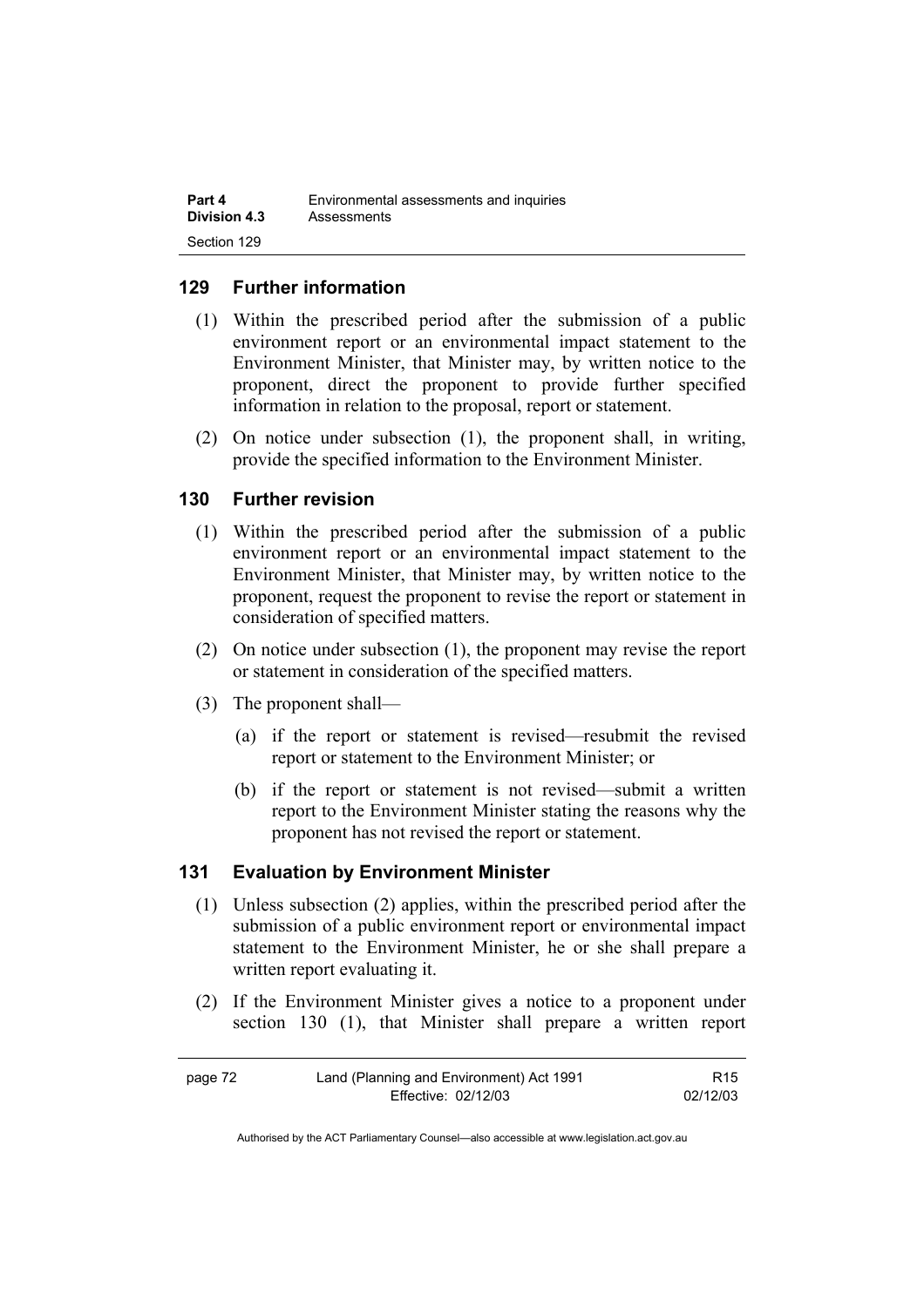## 129 Further information

(1) Within the prescribed period after the submission of a public environment report or an environmental impact statement to the Environment Minister, that Minister may, by written notice to the proponent, direct the proponent to provide further specified information in relation to the proposal, report or statement.

(2) On notice under subsection (1), the proponent shall, in writing, provide the specified information to the Environment Minister.

## 130 Further revision

(1) Within the prescribed period after the submission of a public environment report or an environmental impact statement to the Environment Minister, that Minister may, by written notice to the proponent, request the proponent to revise the report or statement in consideration of specified matters.

(2) On notice under subsection (1), the proponent may revise the report or statement in consideration of the specified matters.

(3) The proponent shall—

(a) if the report or statement is revised—resubmit the revised report or statement to the Environment Minister; or

(b) if the report or statement is not revised—submit a written report to the Environment Minister stating the reasons why the proponent has not revised the report or statement.

## 131 Evaluation by Environment Minister

(1) Unless subsection (2) applies, within the prescribed period after the submission of a public environment report or environmental impact statement to the Environment Minister, he or she shall prepare a written report evaluating it.

(2) If the Environment Minister gives a notice to a proponent under section 130 (1), that Minister shall prepare a written report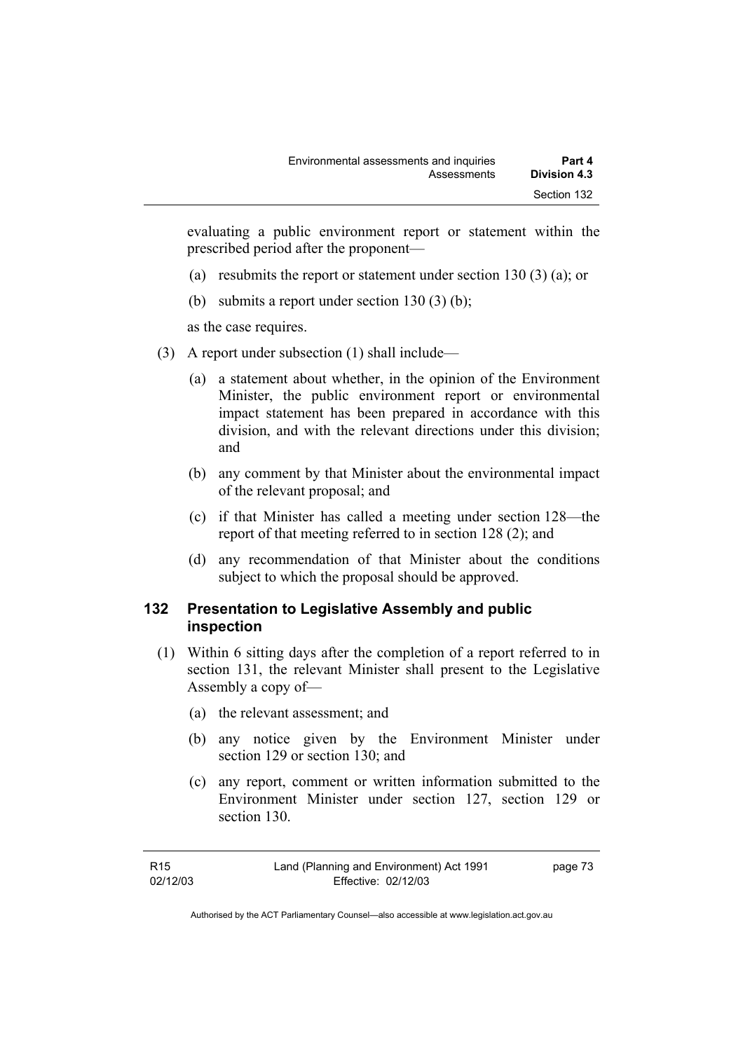evaluating a public environment report or statement within the prescribed period after the proponent—

(a) resubmits the report or statement under section 130 (3) (a); or

(b) submits a report under section 130 (3) (b);

as the case requires.

(3) A report under subsection (1) shall include—

(a) a statement about whether, in the opinion of the Environment Minister, the public environment report or environmental impact statement has been prepared in accordance with this division, and with the relevant directions under this division; and

(b) any comment by that Minister about the environmental impact of the relevant proposal; and

(c) if that Minister has called a meeting under section 128—the report of that meeting referred to in section 128 (2); and

(d) any recommendation of that Minister about the conditions subject to which the proposal should be approved.

## 132 Presentation to Legislative Assembly and public inspection

(1) Within 6 sitting days after the completion of a report referred to in section 131, the relevant Minister shall present to the Legislative Assembly a copy of—

(a) the relevant assessment; and

(b) any notice given by the Environment Minister under section 129 or section 130; and

(c) any report, comment or written information submitted to the Environment Minister under section 127, section 129 or section 130.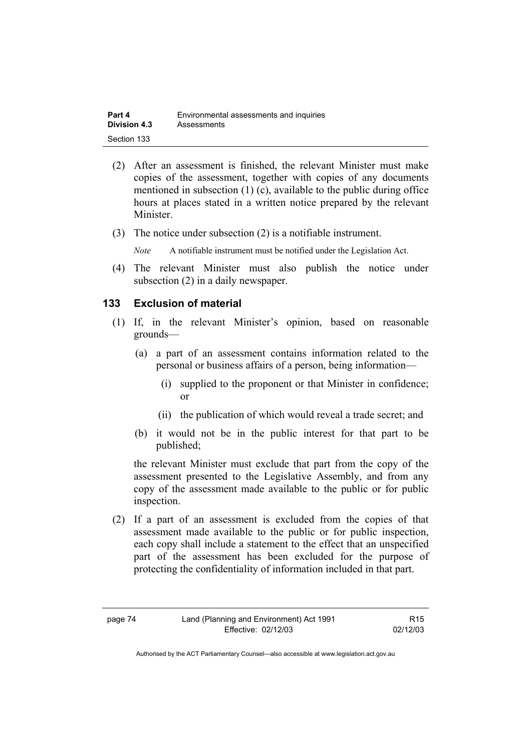(2) After an assessment is finished, the relevant Minister must make copies of the assessment, together with copies of any documents mentioned in subsection (1) (c), available to the public during office hours at places stated in a written notice prepared by the relevant Minister.

(3) The notice under subsection (2) is a notifiable instrument.

*Note* A notifiable instrument must be notified under the Legislation Act.

(4) The relevant Minister must also publish the notice under subsection (2) in a daily newspaper.

### 133 Exclusion of material

(1) If, in the relevant Minister's opinion, based on reasonable grounds—

(a) a part of an assessment contains information related to the personal or business affairs of a person, being information—

(i) supplied to the proponent or that Minister in confidence; or

(ii) the publication of which would reveal a trade secret; and

(b) it would not be in the public interest for that part to be published;

the relevant Minister must exclude that part from the copy of the assessment presented to the Legislative Assembly, and from any copy of the assessment made available to the public or for public inspection.

(2) If a part of an assessment is excluded from the copies of that assessment made available to the public or for public inspection, each copy shall include a statement to the effect that an unspecified part of the assessment has been excluded for the purpose of protecting the confidentiality of information included in that part.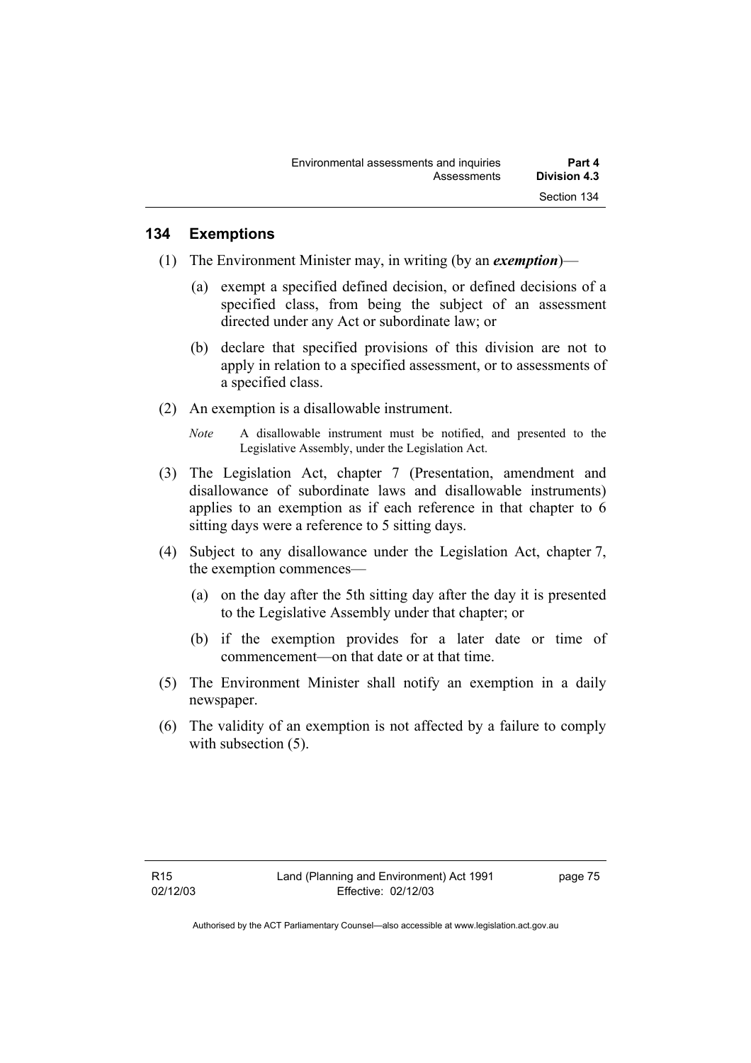## 134 Exemptions

(1) The Environment Minister may, in writing (by an ***exemption***)—

(a) exempt a specified defined decision, or defined decisions of a specified class, from being the subject of an assessment directed under any Act or subordinate law; or

(b) declare that specified provisions of this division are not to apply in relation to a specified assessment, or to assessments of a specified class.

(2) An exemption is a disallowable instrument.

*Note* A disallowable instrument must be notified, and presented to the Legislative Assembly, under the Legislation Act.

(3) The Legislation Act, chapter 7 (Presentation, amendment and disallowance of subordinate laws and disallowable instruments) applies to an exemption as if each reference in that chapter to 6 sitting days were a reference to 5 sitting days.

(4) Subject to any disallowance under the Legislation Act, chapter 7, the exemption commences—

(a) on the day after the 5th sitting day after the day it is presented to the Legislative Assembly under that chapter; or

(b) if the exemption provides for a later date or time of commencement—on that date or at that time.

(5) The Environment Minister shall notify an exemption in a daily newspaper.

(6) The validity of an exemption is not affected by a failure to comply with subsection (5).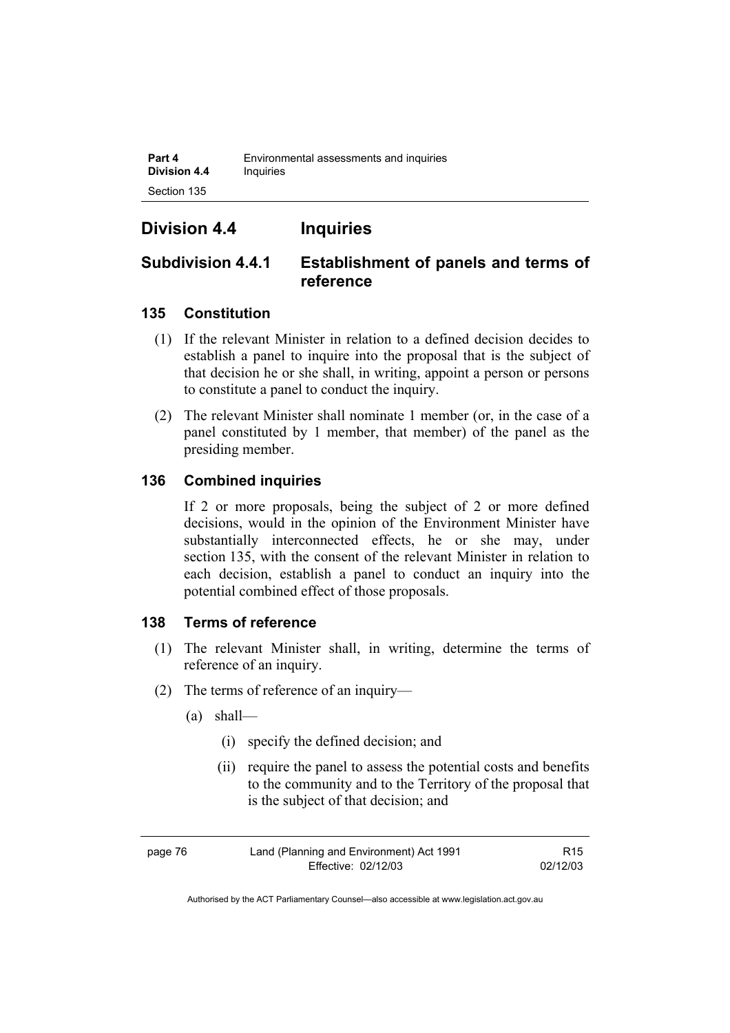## Division 4.4 Inquiries

### Subdivision 4.4.1 Establishment of panels and terms of reference

#### 135 Constitution

(1) If the relevant Minister in relation to a defined decision decides to establish a panel to inquire into the proposal that is the subject of that decision he or she shall, in writing, appoint a person or persons to constitute a panel to conduct the inquiry.

(2) The relevant Minister shall nominate 1 member (or, in the case of a panel constituted by 1 member, that member) of the panel as the presiding member.

#### 136 Combined inquiries

If 2 or more proposals, being the subject of 2 or more defined decisions, would in the opinion of the Environment Minister have substantially interconnected effects, he or she may, under section 135, with the consent of the relevant Minister in relation to each decision, establish a panel to conduct an inquiry into the potential combined effect of those proposals.

#### 138 Terms of reference

(1) The relevant Minister shall, in writing, determine the terms of reference of an inquiry.

(2) The terms of reference of an inquiry—

- (a) shall—
  - (i) specify the defined decision; and
  - (ii) require the panel to assess the potential costs and benefits to the community and to the Territory of the proposal that is the subject of that decision; and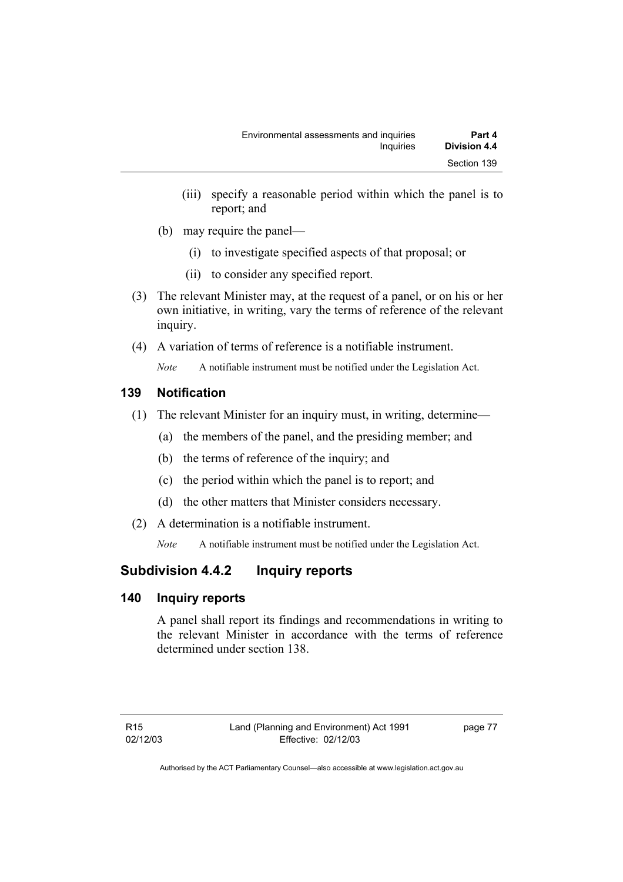(iii) specify a reasonable period within which the panel is to report; and

(b) may require the panel—

(i) to investigate specified aspects of that proposal; or

(ii) to consider any specified report.

(3) The relevant Minister may, at the request of a panel, or on his or her own initiative, in writing, vary the terms of reference of the relevant inquiry.

(4) A variation of terms of reference is a notifiable instrument.

*Note* A notifiable instrument must be notified under the Legislation Act.

### 139 Notification

(1) The relevant Minister for an inquiry must, in writing, determine—

(a) the members of the panel, and the presiding member; and

(b) the terms of reference of the inquiry; and

(c) the period within which the panel is to report; and

(d) the other matters that Minister considers necessary.

(2) A determination is a notifiable instrument.

*Note* A notifiable instrument must be notified under the Legislation Act.

## Subdivision 4.4.2 Inquiry reports

### 140 Inquiry reports

A panel shall report its findings and recommendations in writing to the relevant Minister in accordance with the terms of reference determined under section 138.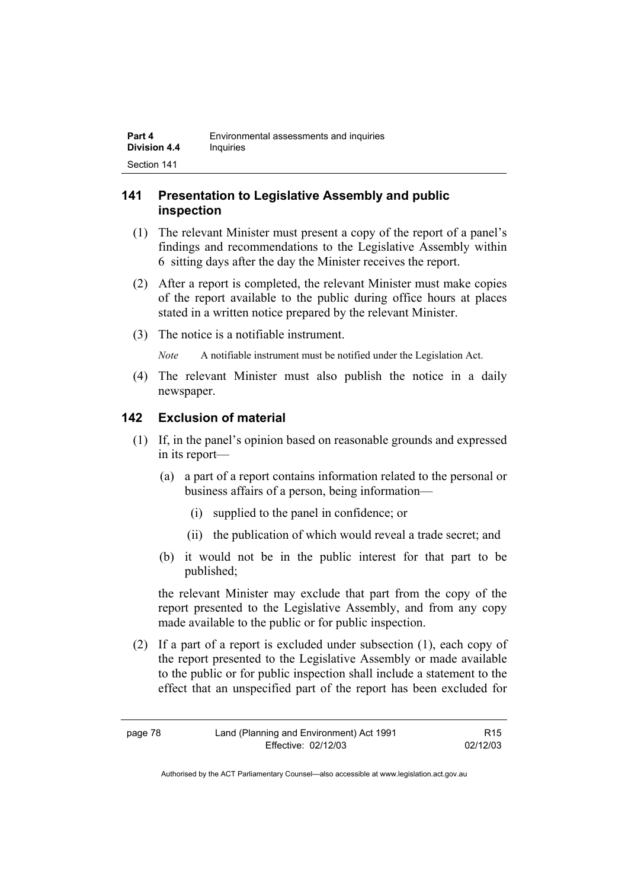## 141 Presentation to Legislative Assembly and public inspection

(1) The relevant Minister must present a copy of the report of a panel's findings and recommendations to the Legislative Assembly within 6 sitting days after the day the Minister receives the report.

(2) After a report is completed, the relevant Minister must make copies of the report available to the public during office hours at places stated in a written notice prepared by the relevant Minister.

(3) The notice is a notifiable instrument.

*Note* A notifiable instrument must be notified under the Legislation Act.

(4) The relevant Minister must also publish the notice in a daily newspaper.

## 142 Exclusion of material

(1) If, in the panel's opinion based on reasonable grounds and expressed in its report—

(a) a part of a report contains information related to the personal or business affairs of a person, being information—

(i) supplied to the panel in confidence; or

(ii) the publication of which would reveal a trade secret; and

(b) it would not be in the public interest for that part to be published;

the relevant Minister may exclude that part from the copy of the report presented to the Legislative Assembly, and from any copy made available to the public or for public inspection.

(2) If a part of a report is excluded under subsection (1), each copy of the report presented to the Legislative Assembly or made available to the public or for public inspection shall include a statement to the effect that an unspecified part of the report has been excluded for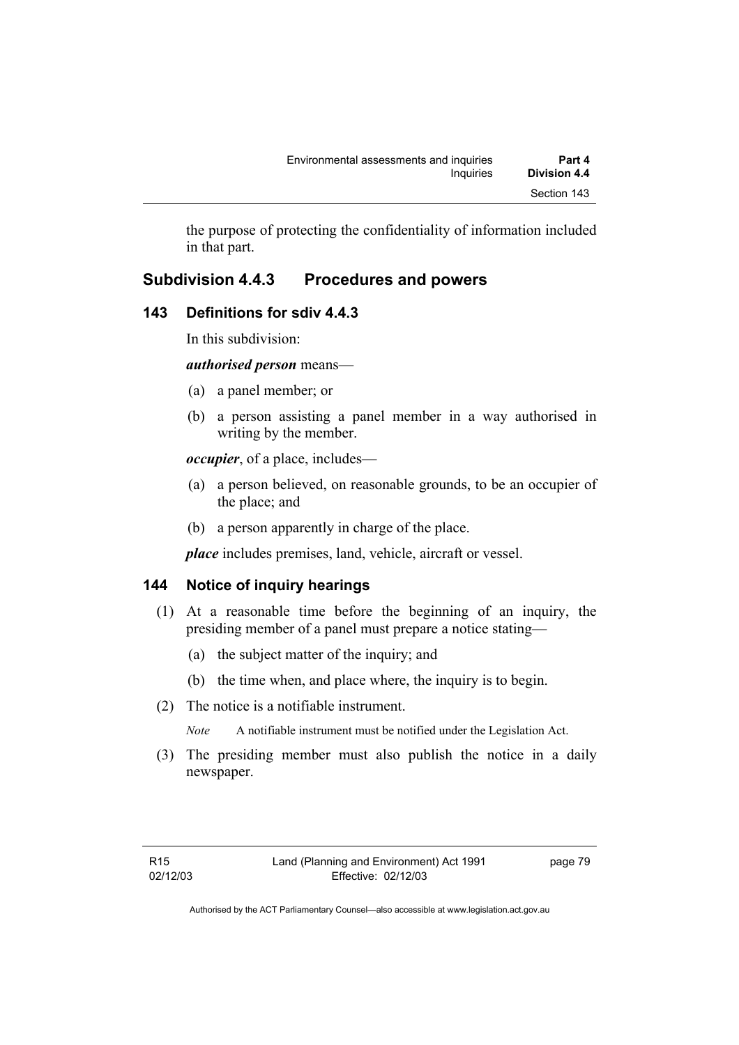the purpose of protecting the confidentiality of information included in that part.

## Subdivision 4.4.3 Procedures and powers

### 143 Definitions for sdiv 4.4.3

In this subdivision:

***authorised person*** means—

(a) a panel member; or

(b) a person assisting a panel member in a way authorised in writing by the member.

***occupier***, of a place, includes—

(a) a person believed, on reasonable grounds, to be an occupier of the place; and

(b) a person apparently in charge of the place.

***place*** includes premises, land, vehicle, aircraft or vessel.

### 144 Notice of inquiry hearings

(1) At a reasonable time before the beginning of an inquiry, the presiding member of a panel must prepare a notice stating—

(a) the subject matter of the inquiry; and

(b) the time when, and place where, the inquiry is to begin.

(2) The notice is a notifiable instrument.

*Note* A notifiable instrument must be notified under the Legislation Act.

(3) The presiding member must also publish the notice in a daily newspaper.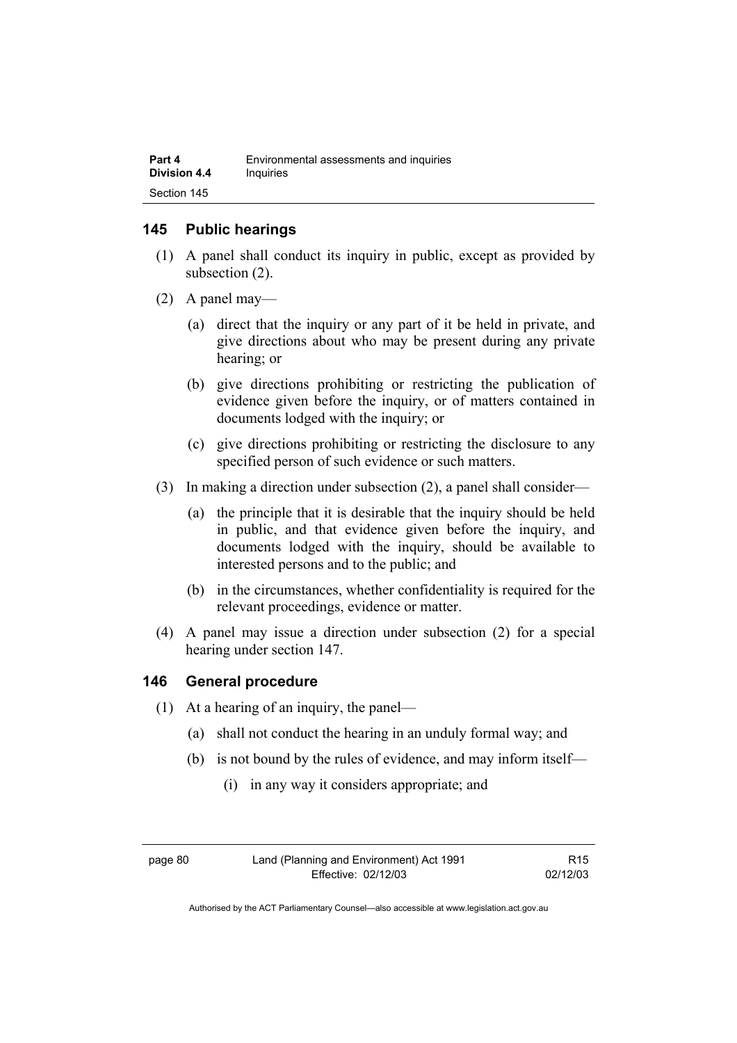## 145 Public hearings

(1) A panel shall conduct its inquiry in public, except as provided by subsection (2).

(2) A panel may—

(a) direct that the inquiry or any part of it be held in private, and give directions about who may be present during any private hearing; or

(b) give directions prohibiting or restricting the publication of evidence given before the inquiry, or of matters contained in documents lodged with the inquiry; or

(c) give directions prohibiting or restricting the disclosure to any specified person of such evidence or such matters.

(3) In making a direction under subsection (2), a panel shall consider—

(a) the principle that it is desirable that the inquiry should be held in public, and that evidence given before the inquiry, and documents lodged with the inquiry, should be available to interested persons and to the public; and

(b) in the circumstances, whether confidentiality is required for the relevant proceedings, evidence or matter.

(4) A panel may issue a direction under subsection (2) for a special hearing under section 147.

## 146 General procedure

(1) At a hearing of an inquiry, the panel—

(a) shall not conduct the hearing in an unduly formal way; and

(b) is not bound by the rules of evidence, and may inform itself—

(i) in any way it considers appropriate; and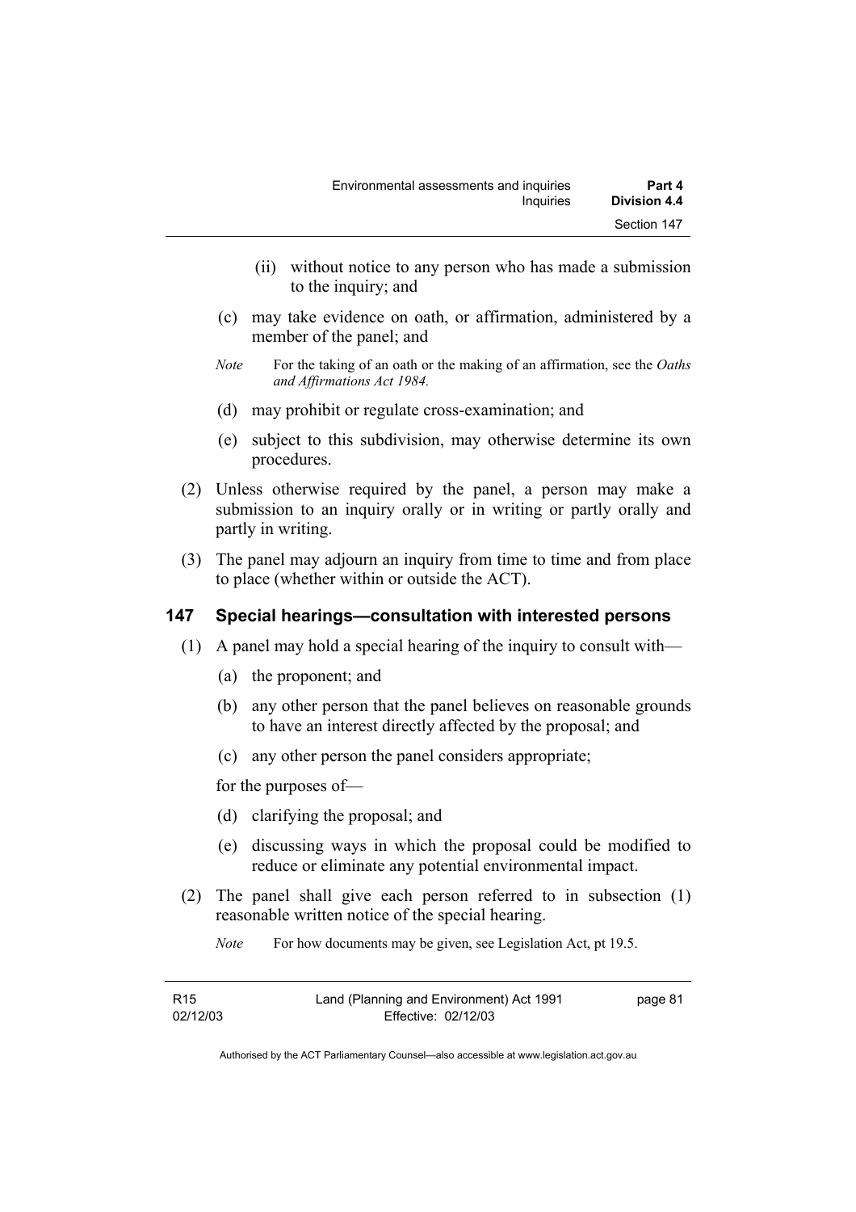(ii) without notice to any person who has made a submission to the inquiry; and

(c) may take evidence on oath, or affirmation, administered by a member of the panel; and

*Note* For the taking of an oath or the making of an affirmation, see the *Oaths and Affirmations Act 1984.*

(d) may prohibit or regulate cross-examination; and

(e) subject to this subdivision, may otherwise determine its own procedures.

(2) Unless otherwise required by the panel, a person may make a submission to an inquiry orally or in writing or partly orally and partly in writing.

(3) The panel may adjourn an inquiry from time to time and from place to place (whether within or outside the ACT).

## 147 Special hearings—consultation with interested persons

(1) A panel may hold a special hearing of the inquiry to consult with—

(a) the proponent; and

(b) any other person that the panel believes on reasonable grounds to have an interest directly affected by the proposal; and

(c) any other person the panel considers appropriate;

for the purposes of—

(d) clarifying the proposal; and

(e) discussing ways in which the proposal could be modified to reduce or eliminate any potential environmental impact.

(2) The panel shall give each person referred to in subsection (1) reasonable written notice of the special hearing.

*Note* For how documents may be given, see Legislation Act, pt 19.5.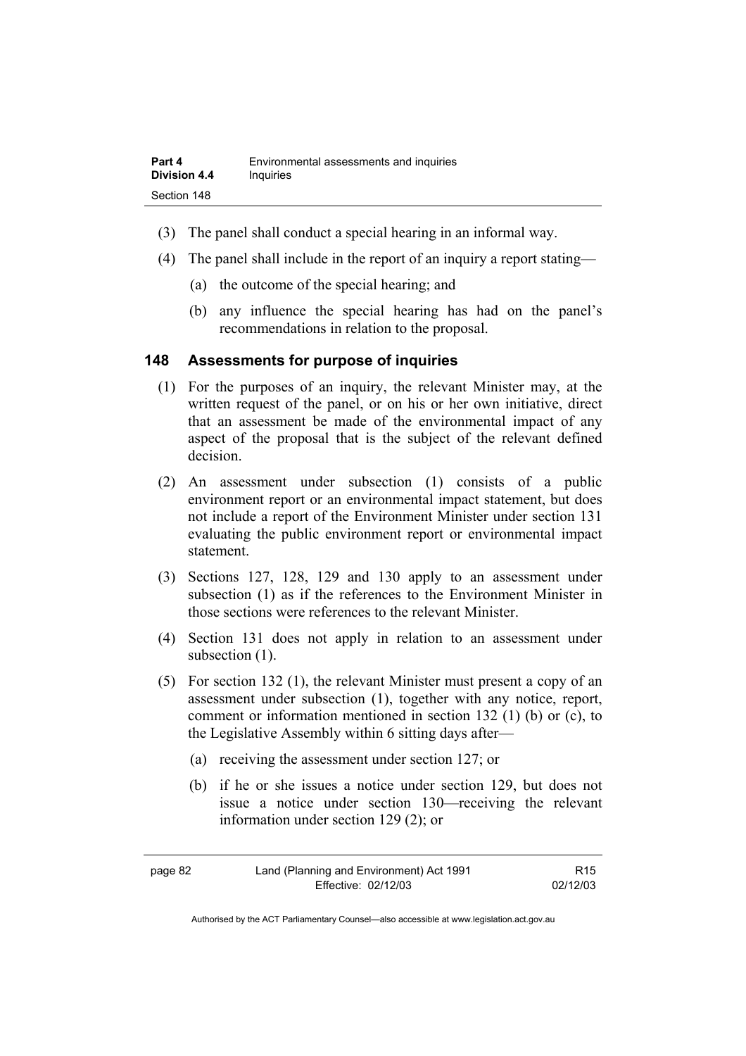(3) The panel shall conduct a special hearing in an informal way.

(4) The panel shall include in the report of an inquiry a report stating—

(a) the outcome of the special hearing; and

(b) any influence the special hearing has had on the panel's recommendations in relation to the proposal.

### 148 Assessments for purpose of inquiries

(1) For the purposes of an inquiry, the relevant Minister may, at the written request of the panel, or on his or her own initiative, direct that an assessment be made of the environmental impact of any aspect of the proposal that is the subject of the relevant defined decision.

(2) An assessment under subsection (1) consists of a public environment report or an environmental impact statement, but does not include a report of the Environment Minister under section 131 evaluating the public environment report or environmental impact statement.

(3) Sections 127, 128, 129 and 130 apply to an assessment under subsection (1) as if the references to the Environment Minister in those sections were references to the relevant Minister.

(4) Section 131 does not apply in relation to an assessment under subsection (1).

(5) For section 132 (1), the relevant Minister must present a copy of an assessment under subsection (1), together with any notice, report, comment or information mentioned in section 132 (1) (b) or (c), to the Legislative Assembly within 6 sitting days after—

(a) receiving the assessment under section 127; or

(b) if he or she issues a notice under section 129, but does not issue a notice under section 130—receiving the relevant information under section 129 (2); or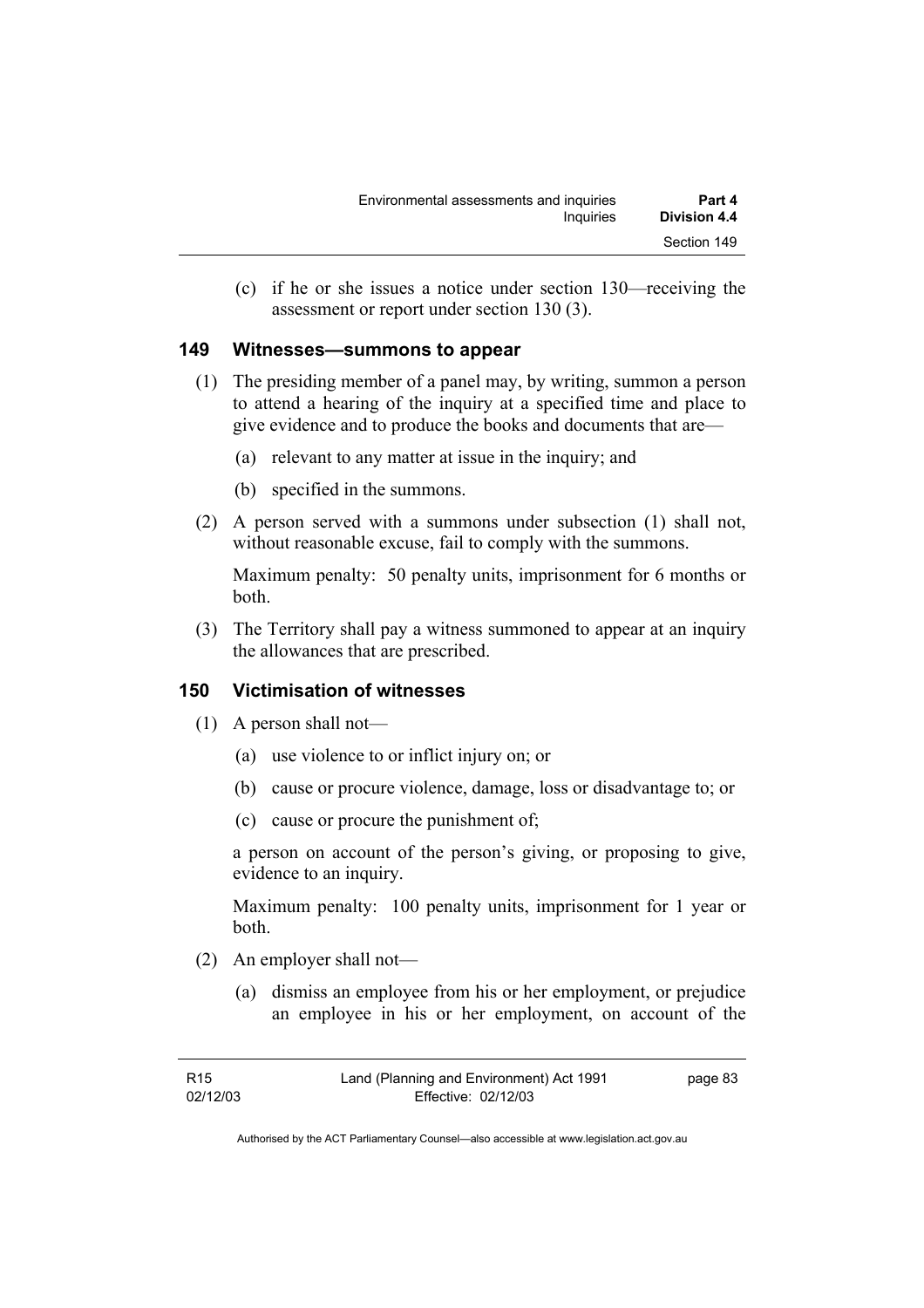(c) if he or she issues a notice under section 130—receiving the assessment or report under section 130 (3).

### 149 Witnesses—summons to appear

(1) The presiding member of a panel may, by writing, summon a person to attend a hearing of the inquiry at a specified time and place to give evidence and to produce the books and documents that are—

(a) relevant to any matter at issue in the inquiry; and

(b) specified in the summons.

(2) A person served with a summons under subsection (1) shall not, without reasonable excuse, fail to comply with the summons.

Maximum penalty: 50 penalty units, imprisonment for 6 months or both.

(3) The Territory shall pay a witness summoned to appear at an inquiry the allowances that are prescribed.

### 150 Victimisation of witnesses

(1) A person shall not—

(a) use violence to or inflict injury on; or

(b) cause or procure violence, damage, loss or disadvantage to; or

(c) cause or procure the punishment of;

a person on account of the person's giving, or proposing to give, evidence to an inquiry.

Maximum penalty: 100 penalty units, imprisonment for 1 year or both.

(2) An employer shall not—

(a) dismiss an employee from his or her employment, or prejudice an employee in his or her employment, on account of the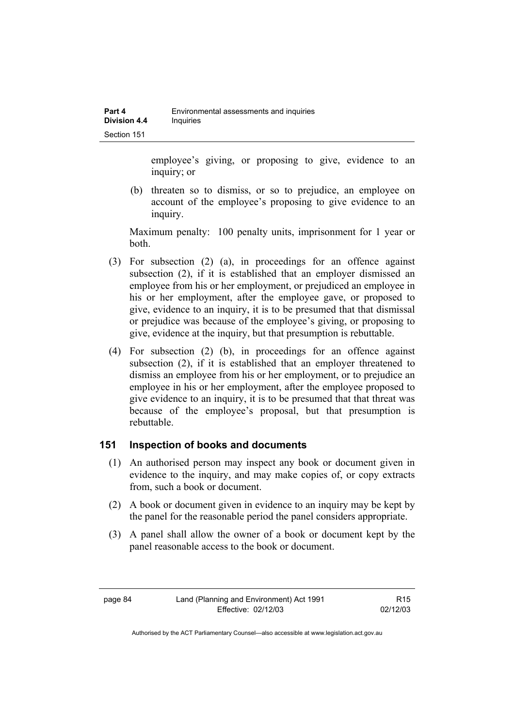employee's giving, or proposing to give, evidence to an inquiry; or

(b) threaten so to dismiss, or so to prejudice, an employee on account of the employee's proposing to give evidence to an inquiry.

Maximum penalty: 100 penalty units, imprisonment for 1 year or both.

(3) For subsection (2) (a), in proceedings for an offence against subsection (2), if it is established that an employer dismissed an employee from his or her employment, or prejudiced an employee in his or her employment, after the employee gave, or proposed to give, evidence to an inquiry, it is to be presumed that that dismissal or prejudice was because of the employee's giving, or proposing to give, evidence at the inquiry, but that presumption is rebuttable.

(4) For subsection (2) (b), in proceedings for an offence against subsection (2), if it is established that an employer threatened to dismiss an employee from his or her employment, or to prejudice an employee in his or her employment, after the employee proposed to give evidence to an inquiry, it is to be presumed that that threat was because of the employee's proposal, but that presumption is rebuttable.

### 151 Inspection of books and documents

(1) An authorised person may inspect any book or document given in evidence to the inquiry, and may make copies of, or copy extracts from, such a book or document.

(2) A book or document given in evidence to an inquiry may be kept by the panel for the reasonable period the panel considers appropriate.

(3) A panel shall allow the owner of a book or document kept by the panel reasonable access to the book or document.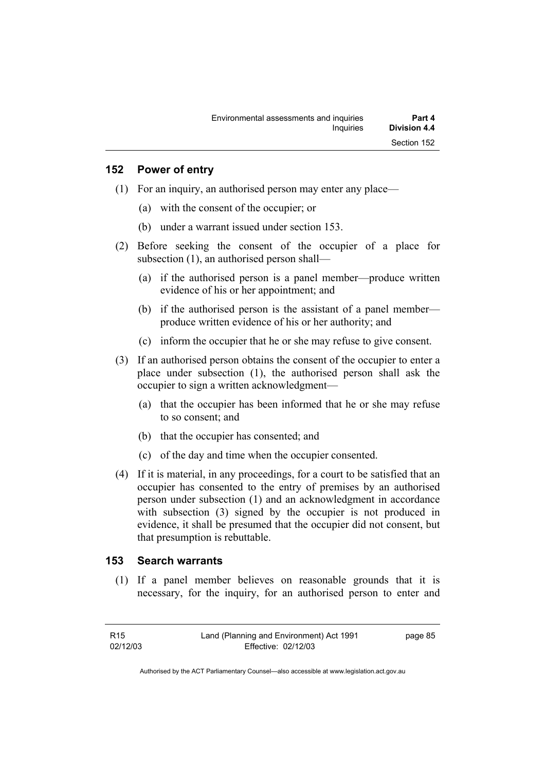## 152 Power of entry

(1) For an inquiry, an authorised person may enter any place—

(a) with the consent of the occupier; or

(b) under a warrant issued under section 153.

(2) Before seeking the consent of the occupier of a place for subsection (1), an authorised person shall—

(a) if the authorised person is a panel member—produce written evidence of his or her appointment; and

(b) if the authorised person is the assistant of a panel member—produce written evidence of his or her authority; and

(c) inform the occupier that he or she may refuse to give consent.

(3) If an authorised person obtains the consent of the occupier to enter a place under subsection (1), the authorised person shall ask the occupier to sign a written acknowledgment—

(a) that the occupier has been informed that he or she may refuse to so consent; and

(b) that the occupier has consented; and

(c) of the day and time when the occupier consented.

(4) If it is material, in any proceedings, for a court to be satisfied that an occupier has consented to the entry of premises by an authorised person under subsection (1) and an acknowledgment in accordance with subsection (3) signed by the occupier is not produced in evidence, it shall be presumed that the occupier did not consent, but that presumption is rebuttable.

## 153 Search warrants

(1) If a panel member believes on reasonable grounds that it is necessary, for the inquiry, for an authorised person to enter and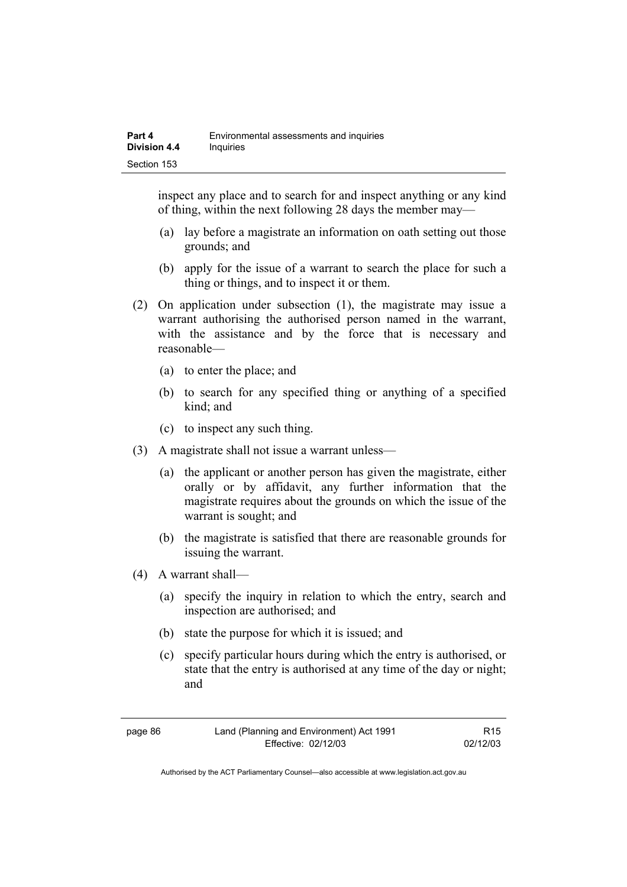inspect any place and to search for and inspect anything or any kind of thing, within the next following 28 days the member may—

(a) lay before a magistrate an information on oath setting out those grounds; and

(b) apply for the issue of a warrant to search the place for such a thing or things, and to inspect it or them.

(2) On application under subsection (1), the magistrate may issue a warrant authorising the authorised person named in the warrant, with the assistance and by the force that is necessary and reasonable—

(a) to enter the place; and

(b) to search for any specified thing or anything of a specified kind; and

(c) to inspect any such thing.

(3) A magistrate shall not issue a warrant unless—

(a) the applicant or another person has given the magistrate, either orally or by affidavit, any further information that the magistrate requires about the grounds on which the issue of the warrant is sought; and

(b) the magistrate is satisfied that there are reasonable grounds for issuing the warrant.

(4) A warrant shall—

(a) specify the inquiry in relation to which the entry, search and inspection are authorised; and

(b) state the purpose for which it is issued; and

(c) specify particular hours during which the entry is authorised, or state that the entry is authorised at any time of the day or night; and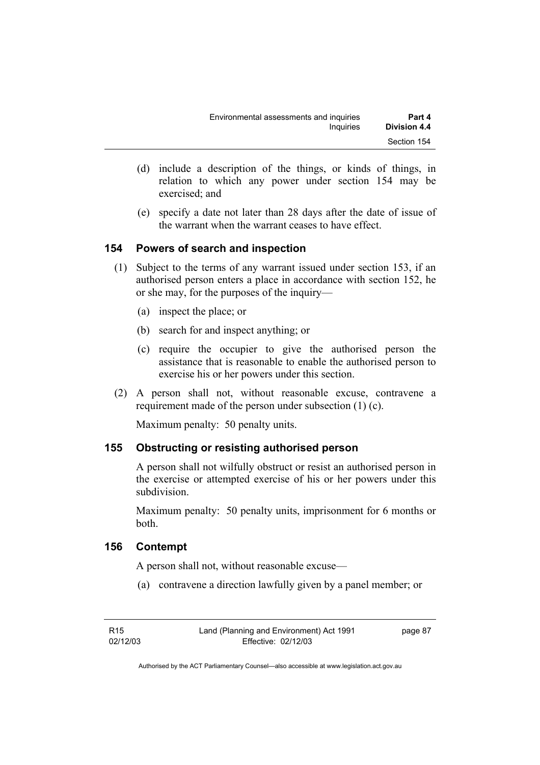(d) include a description of the things, or kinds of things, in relation to which any power under section 154 may be exercised; and

(e) specify a date not later than 28 days after the date of issue of the warrant when the warrant ceases to have effect.

### 154 Powers of search and inspection

(1) Subject to the terms of any warrant issued under section 153, if an authorised person enters a place in accordance with section 152, he or she may, for the purposes of the inquiry—

(a) inspect the place; or

(b) search for and inspect anything; or

(c) require the occupier to give the authorised person the assistance that is reasonable to enable the authorised person to exercise his or her powers under this section.

(2) A person shall not, without reasonable excuse, contravene a requirement made of the person under subsection (1) (c).

Maximum penalty: 50 penalty units.

### 155 Obstructing or resisting authorised person

A person shall not wilfully obstruct or resist an authorised person in the exercise or attempted exercise of his or her powers under this subdivision.

Maximum penalty: 50 penalty units, imprisonment for 6 months or both.

### 156 Contempt

A person shall not, without reasonable excuse—

(a) contravene a direction lawfully given by a panel member; or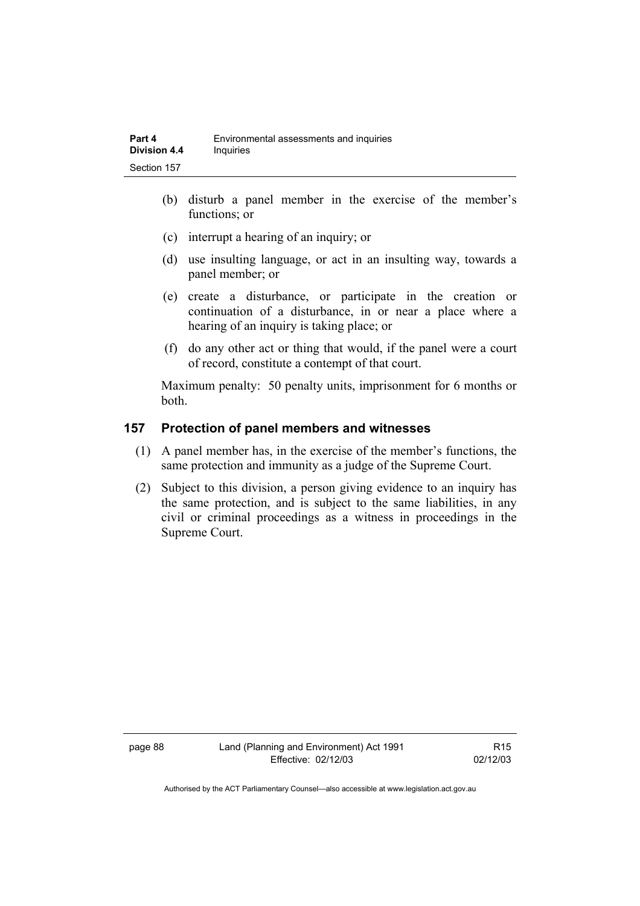(b) disturb a panel member in the exercise of the member's functions; or

(c) interrupt a hearing of an inquiry; or

(d) use insulting language, or act in an insulting way, towards a panel member; or

(e) create a disturbance, or participate in the creation or continuation of a disturbance, in or near a place where a hearing of an inquiry is taking place; or

(f) do any other act or thing that would, if the panel were a court of record, constitute a contempt of that court.

Maximum penalty: 50 penalty units, imprisonment for 6 months or both.

## 157 Protection of panel members and witnesses

(1) A panel member has, in the exercise of the member's functions, the same protection and immunity as a judge of the Supreme Court.

(2) Subject to this division, a person giving evidence to an inquiry has the same protection, and is subject to the same liabilities, in any civil or criminal proceedings as a witness in proceedings in the Supreme Court.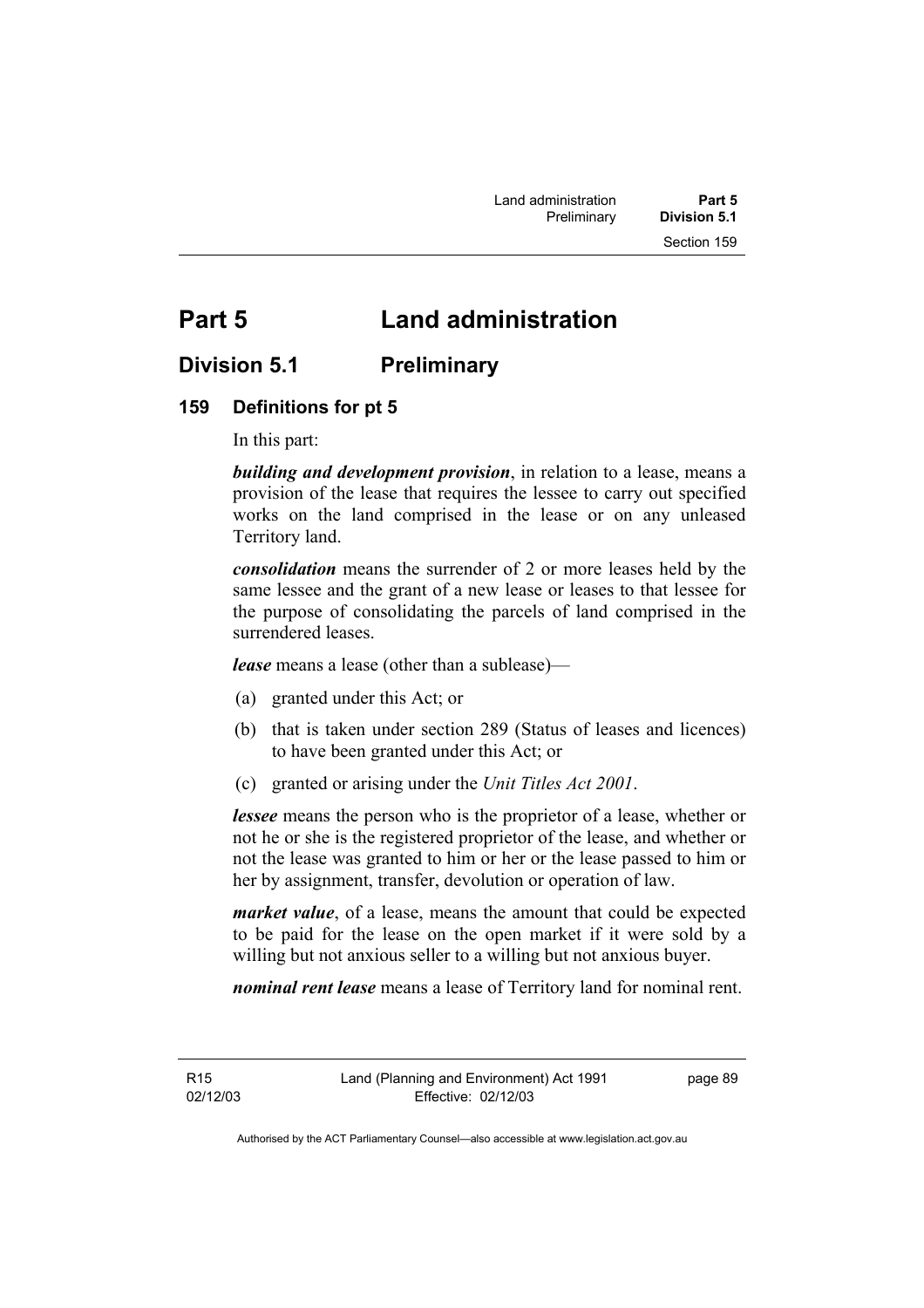# Part 5 Land administration

## Division 5.1 Preliminary

### 159 Definitions for pt 5

In this part:

***building and development provision***, in relation to a lease, means a provision of the lease that requires the lessee to carry out specified works on the land comprised in the lease or on any unleased Territory land.

***consolidation*** means the surrender of 2 or more leases held by the same lessee and the grant of a new lease or leases to that lessee for the purpose of consolidating the parcels of land comprised in the surrendered leases.

***lease*** means a lease (other than a sublease)—

(a) granted under this Act; or

(b) that is taken under section 289 (Status of leases and licences) to have been granted under this Act; or

(c) granted or arising under the *Unit Titles Act 2001*.

***lessee*** means the person who is the proprietor of a lease, whether or not he or she is the registered proprietor of the lease, and whether or not the lease was granted to him or her or the lease passed to him or her by assignment, transfer, devolution or operation of law.

***market value***, of a lease, means the amount that could be expected to be paid for the lease on the open market if it were sold by a willing but not anxious seller to a willing but not anxious buyer.

***nominal rent lease*** means a lease of Territory land for nominal rent.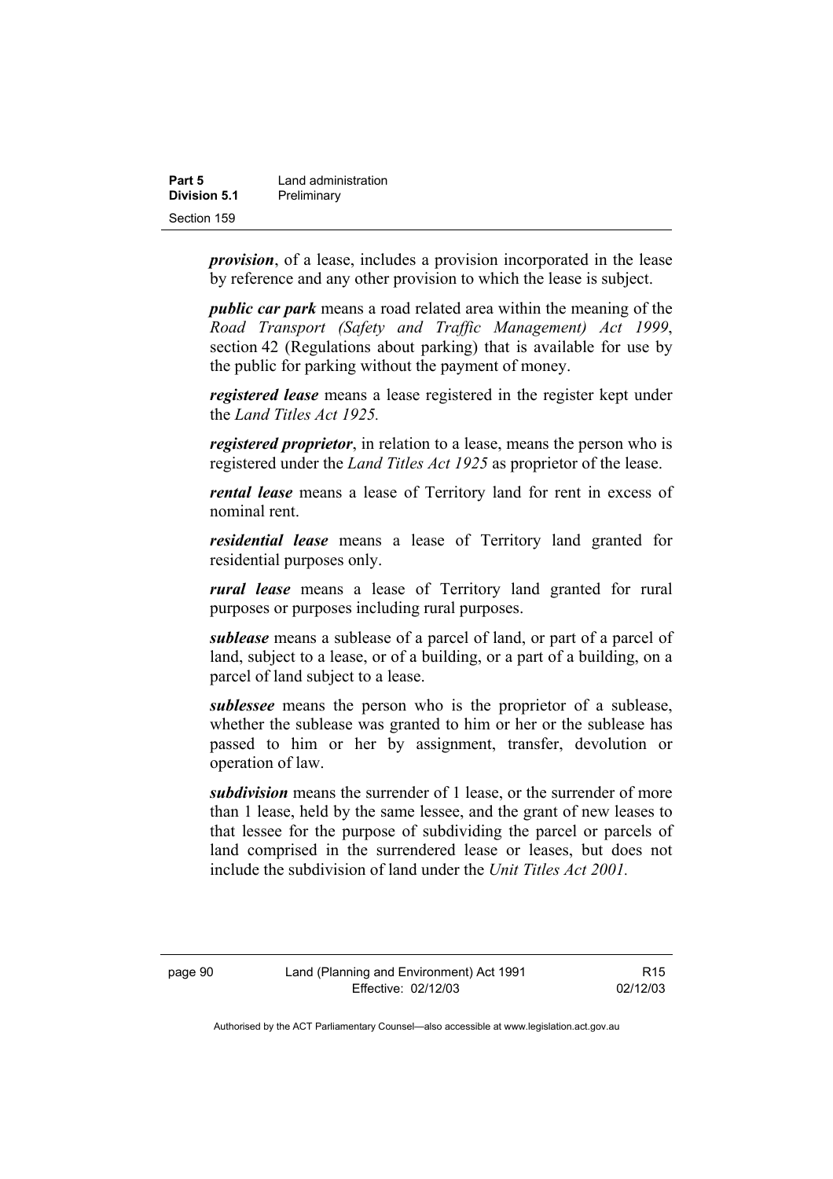***provision***, of a lease, includes a provision incorporated in the lease by reference and any other provision to which the lease is subject.

***public car park*** means a road related area within the meaning of the *Road Transport (Safety and Traffic Management) Act 1999*, section 42 (Regulations about parking) that is available for use by the public for parking without the payment of money.

***registered lease*** means a lease registered in the register kept under the *Land Titles Act 1925.*

***registered proprietor***, in relation to a lease, means the person who is registered under the *Land Titles Act 1925* as proprietor of the lease.

***rental lease*** means a lease of Territory land for rent in excess of nominal rent.

***residential lease*** means a lease of Territory land granted for residential purposes only.

***rural lease*** means a lease of Territory land granted for rural purposes or purposes including rural purposes.

***sublease*** means a sublease of a parcel of land, or part of a parcel of land, subject to a lease, or of a building, or a part of a building, on a parcel of land subject to a lease.

***sublessee*** means the person who is the proprietor of a sublease, whether the sublease was granted to him or her or the sublease has passed to him or her by assignment, transfer, devolution or operation of law.

***subdivision*** means the surrender of 1 lease, or the surrender of more than 1 lease, held by the same lessee, and the grant of new leases to that lessee for the purpose of subdividing the parcel or parcels of land comprised in the surrendered lease or leases, but does not include the subdivision of land under the *Unit Titles Act 2001.*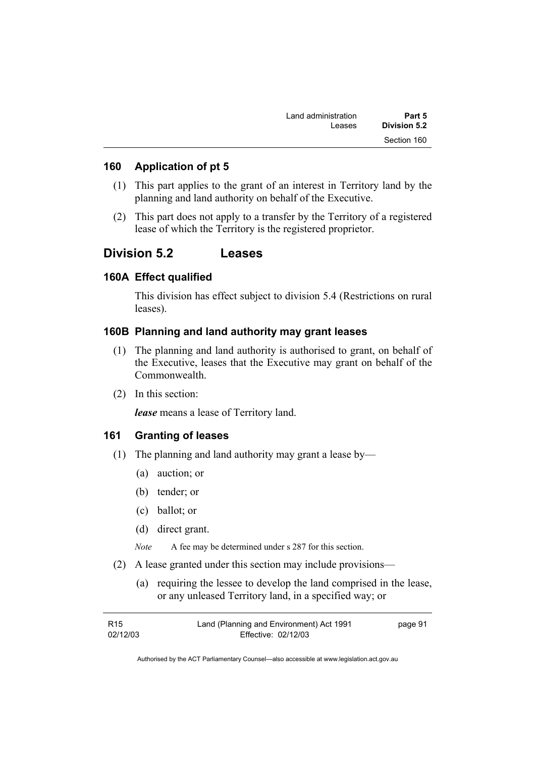## 160 Application of pt 5

(1) This part applies to the grant of an interest in Territory land by the planning and land authority on behalf of the Executive.

(2) This part does not apply to a transfer by the Territory of a registered lease of which the Territory is the registered proprietor.

# Division 5.2 Leases

## 160A Effect qualified

This division has effect subject to division 5.4 (Restrictions on rural leases).

## 160B Planning and land authority may grant leases

(1) The planning and land authority is authorised to grant, on behalf of the Executive, leases that the Executive may grant on behalf of the Commonwealth.

(2) In this section:

***lease*** means a lease of Territory land.

## 161 Granting of leases

(1) The planning and land authority may grant a lease by—

(a) auction; or

(b) tender; or

(c) ballot; or

(d) direct grant.

*Note* A fee may be determined under s 287 for this section.

(2) A lease granted under this section may include provisions—

(a) requiring the lessee to develop the land comprised in the lease, or any unleased Territory land, in a specified way; or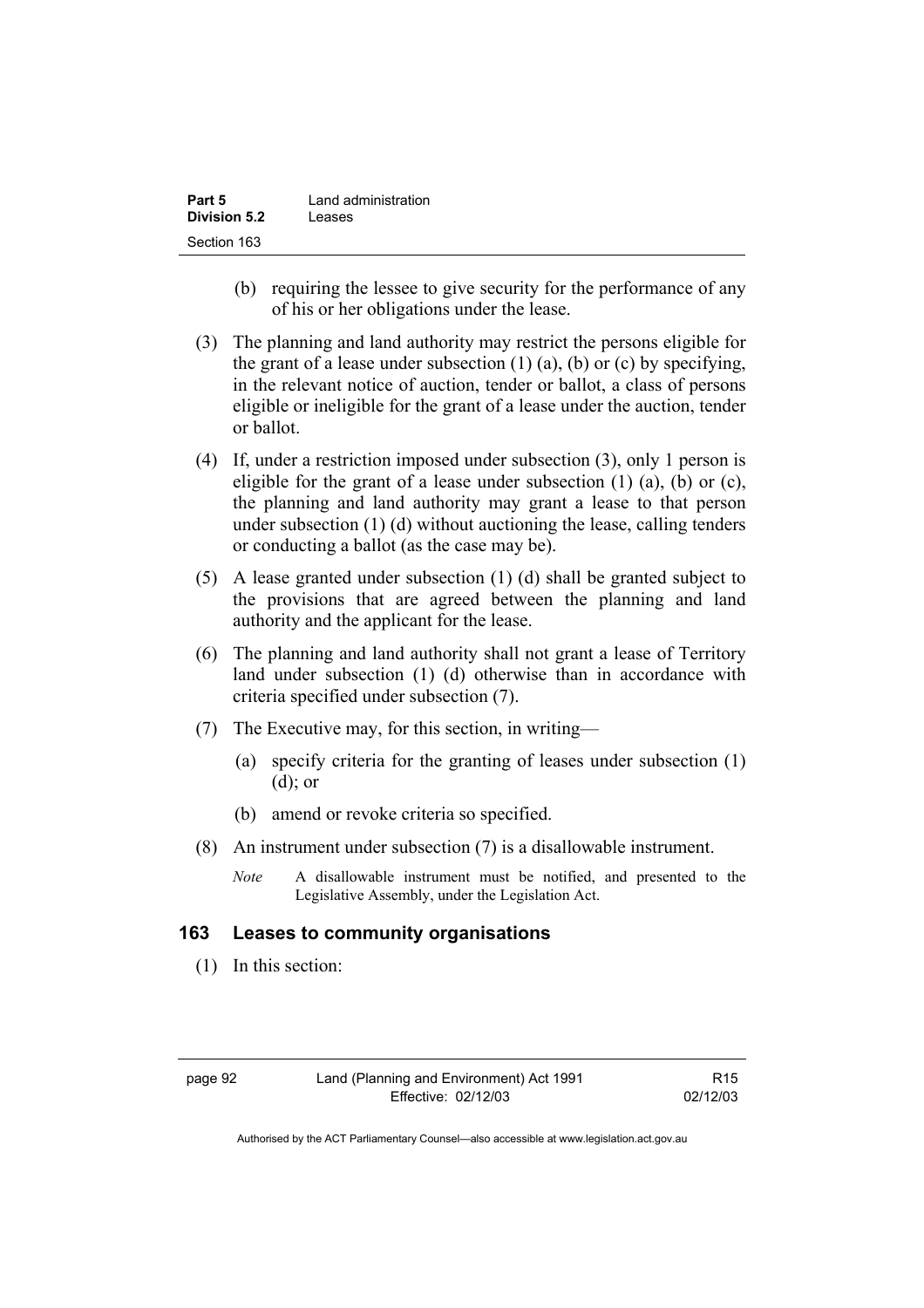(b) requiring the lessee to give security for the performance of any of his or her obligations under the lease.

(3) The planning and land authority may restrict the persons eligible for the grant of a lease under subsection (1) (a), (b) or (c) by specifying, in the relevant notice of auction, tender or ballot, a class of persons eligible or ineligible for the grant of a lease under the auction, tender or ballot.

(4) If, under a restriction imposed under subsection (3), only 1 person is eligible for the grant of a lease under subsection (1) (a), (b) or (c), the planning and land authority may grant a lease to that person under subsection (1) (d) without auctioning the lease, calling tenders or conducting a ballot (as the case may be).

(5) A lease granted under subsection (1) (d) shall be granted subject to the provisions that are agreed between the planning and land authority and the applicant for the lease.

(6) The planning and land authority shall not grant a lease of Territory land under subsection (1) (d) otherwise than in accordance with criteria specified under subsection (7).

(7) The Executive may, for this section, in writing—

(a) specify criteria for the granting of leases under subsection (1) (d); or

(b) amend or revoke criteria so specified.

(8) An instrument under subsection (7) is a disallowable instrument.

*Note* A disallowable instrument must be notified, and presented to the Legislative Assembly, under the Legislation Act.

### 163 Leases to community organisations

(1) In this section: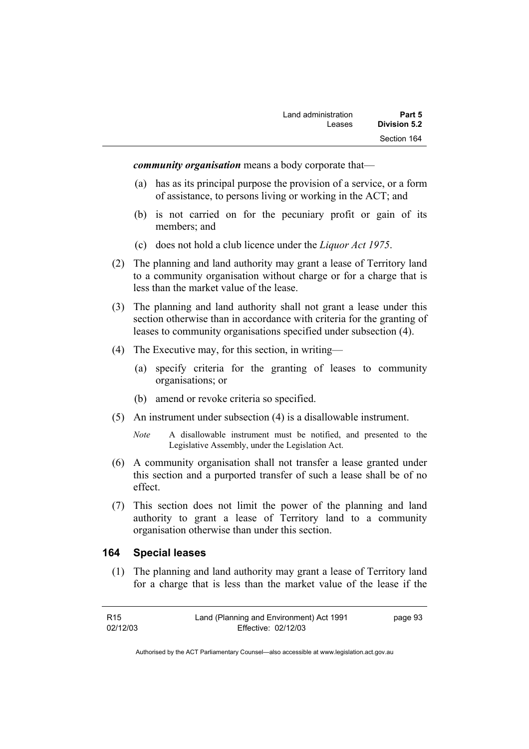***community organisation*** means a body corporate that—

(a) has as its principal purpose the provision of a service, or a form of assistance, to persons living or working in the ACT; and

(b) is not carried on for the pecuniary profit or gain of its members; and

(c) does not hold a club licence under the *Liquor Act 1975*.

(2) The planning and land authority may grant a lease of Territory land to a community organisation without charge or for a charge that is less than the market value of the lease.

(3) The planning and land authority shall not grant a lease under this section otherwise than in accordance with criteria for the granting of leases to community organisations specified under subsection (4).

(4) The Executive may, for this section, in writing—

(a) specify criteria for the granting of leases to community organisations; or

(b) amend or revoke criteria so specified.

(5) An instrument under subsection (4) is a disallowable instrument.

*Note* A disallowable instrument must be notified, and presented to the Legislative Assembly, under the Legislation Act.

(6) A community organisation shall not transfer a lease granted under this section and a purported transfer of such a lease shall be of no effect.

(7) This section does not limit the power of the planning and land authority to grant a lease of Territory land to a community organisation otherwise than under this section.

## 164 Special leases

(1) The planning and land authority may grant a lease of Territory land for a charge that is less than the market value of the lease if the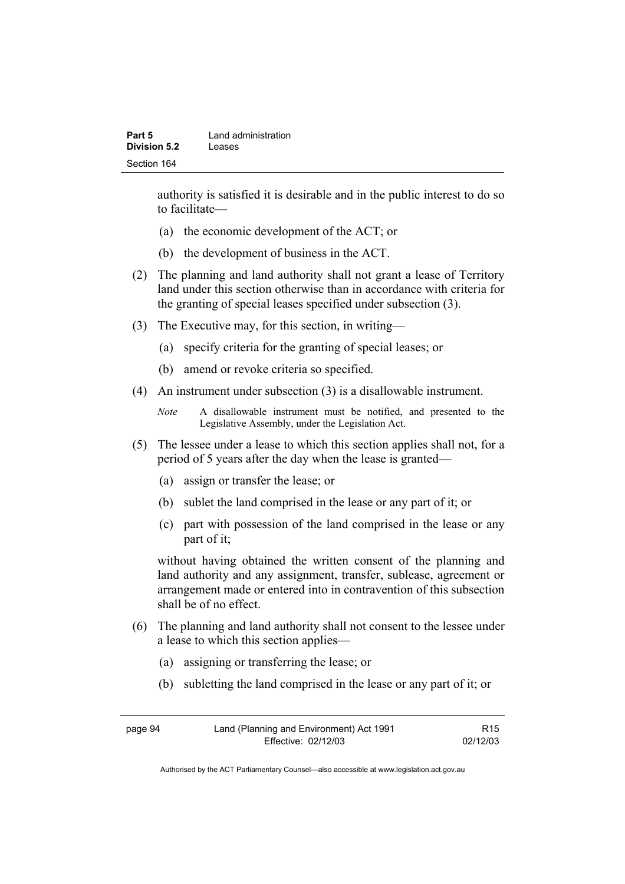authority is satisfied it is desirable and in the public interest to do so to facilitate—

(a) the economic development of the ACT; or

(b) the development of business in the ACT.

(2) The planning and land authority shall not grant a lease of Territory land under this section otherwise than in accordance with criteria for the granting of special leases specified under subsection (3).

(3) The Executive may, for this section, in writing—

(a) specify criteria for the granting of special leases; or

(b) amend or revoke criteria so specified.

(4) An instrument under subsection (3) is a disallowable instrument.

*Note* A disallowable instrument must be notified, and presented to the Legislative Assembly, under the Legislation Act.

(5) The lessee under a lease to which this section applies shall not, for a period of 5 years after the day when the lease is granted—

(a) assign or transfer the lease; or

(b) sublet the land comprised in the lease or any part of it; or

(c) part with possession of the land comprised in the lease or any part of it;

without having obtained the written consent of the planning and land authority and any assignment, transfer, sublease, agreement or arrangement made or entered into in contravention of this subsection shall be of no effect.

(6) The planning and land authority shall not consent to the lessee under a lease to which this section applies—

(a) assigning or transferring the lease; or

(b) subletting the land comprised in the lease or any part of it; or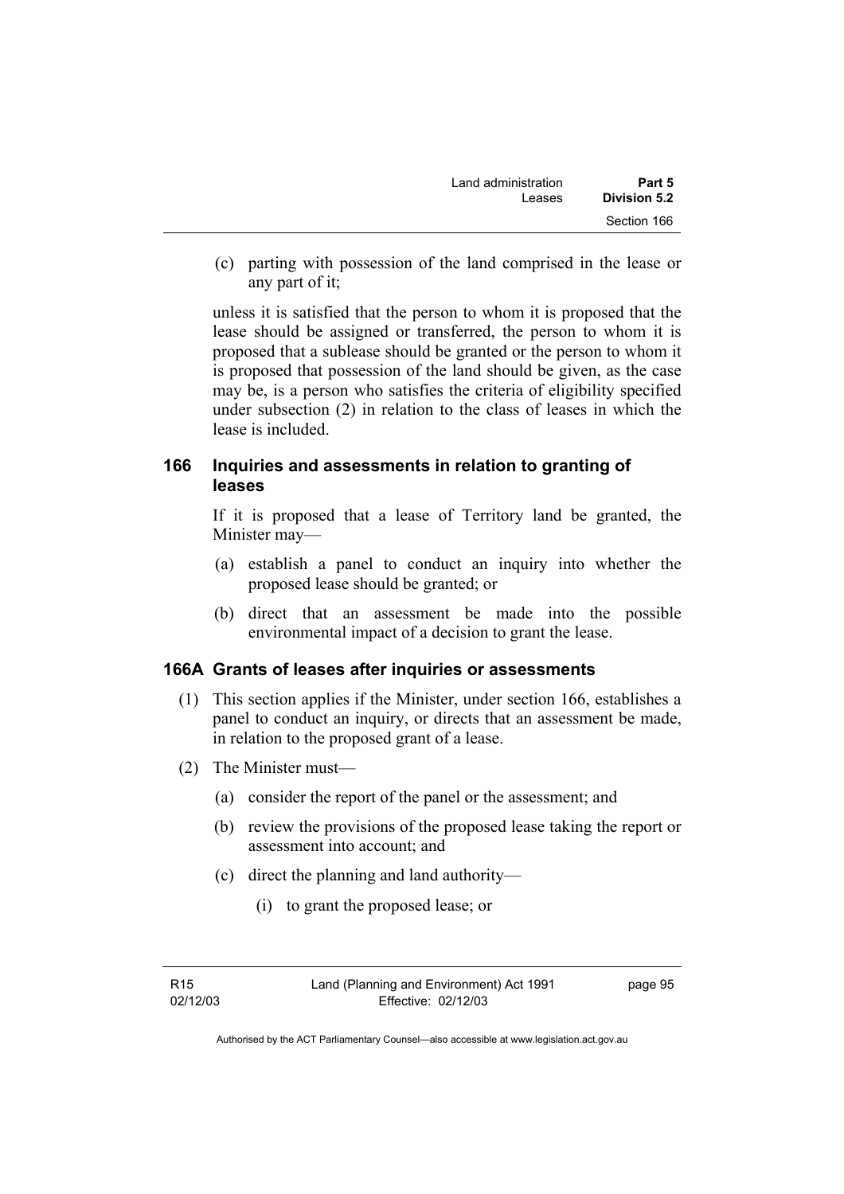(c) parting with possession of the land comprised in the lease or any part of it;

unless it is satisfied that the person to whom it is proposed that the lease should be assigned or transferred, the person to whom it is proposed that a sublease should be granted or the person to whom it is proposed that possession of the land should be given, as the case may be, is a person who satisfies the criteria of eligibility specified under subsection (2) in relation to the class of leases in which the lease is included.

### 166 Inquiries and assessments in relation to granting of leases

If it is proposed that a lease of Territory land be granted, the Minister may—

(a) establish a panel to conduct an inquiry into whether the proposed lease should be granted; or

(b) direct that an assessment be made into the possible environmental impact of a decision to grant the lease.

### 166A Grants of leases after inquiries or assessments

(1) This section applies if the Minister, under section 166, establishes a panel to conduct an inquiry, or directs that an assessment be made, in relation to the proposed grant of a lease.

(2) The Minister must—

(a) consider the report of the panel or the assessment; and

(b) review the provisions of the proposed lease taking the report or assessment into account; and

(c) direct the planning and land authority—

(i) to grant the proposed lease; or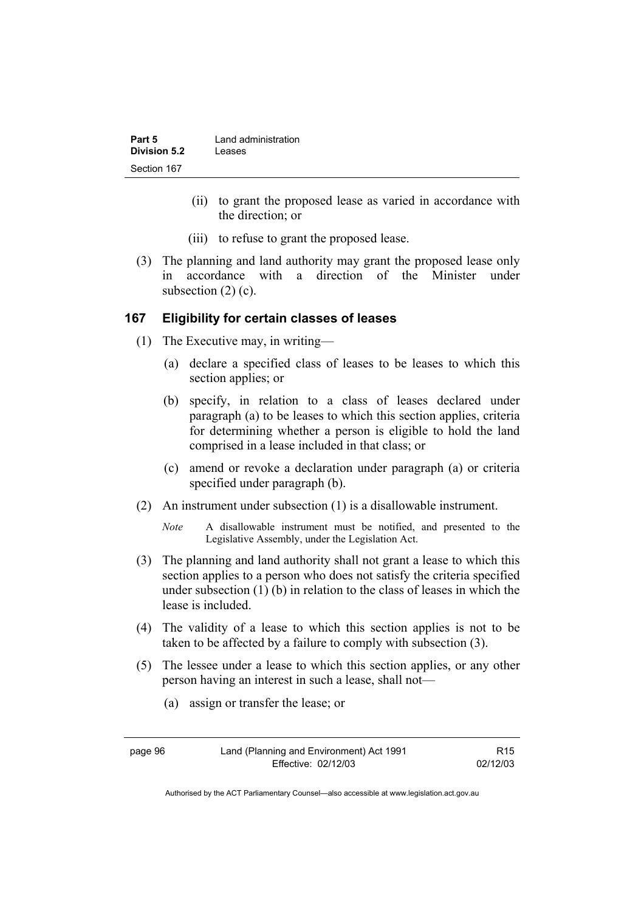(ii) to grant the proposed lease as varied in accordance with the direction; or

(iii) to refuse to grant the proposed lease.

(3) The planning and land authority may grant the proposed lease only in accordance with a direction of the Minister under subsection (2) (c).

### 167 Eligibility for certain classes of leases

(1) The Executive may, in writing—

(a) declare a specified class of leases to be leases to which this section applies; or

(b) specify, in relation to a class of leases declared under paragraph (a) to be leases to which this section applies, criteria for determining whether a person is eligible to hold the land comprised in a lease included in that class; or

(c) amend or revoke a declaration under paragraph (a) or criteria specified under paragraph (b).

(2) An instrument under subsection (1) is a disallowable instrument.

*Note* A disallowable instrument must be notified, and presented to the Legislative Assembly, under the Legislation Act.

(3) The planning and land authority shall not grant a lease to which this section applies to a person who does not satisfy the criteria specified under subsection (1) (b) in relation to the class of leases in which the lease is included.

(4) The validity of a lease to which this section applies is not to be taken to be affected by a failure to comply with subsection (3).

(5) The lessee under a lease to which this section applies, or any other person having an interest in such a lease, shall not—

(a) assign or transfer the lease; or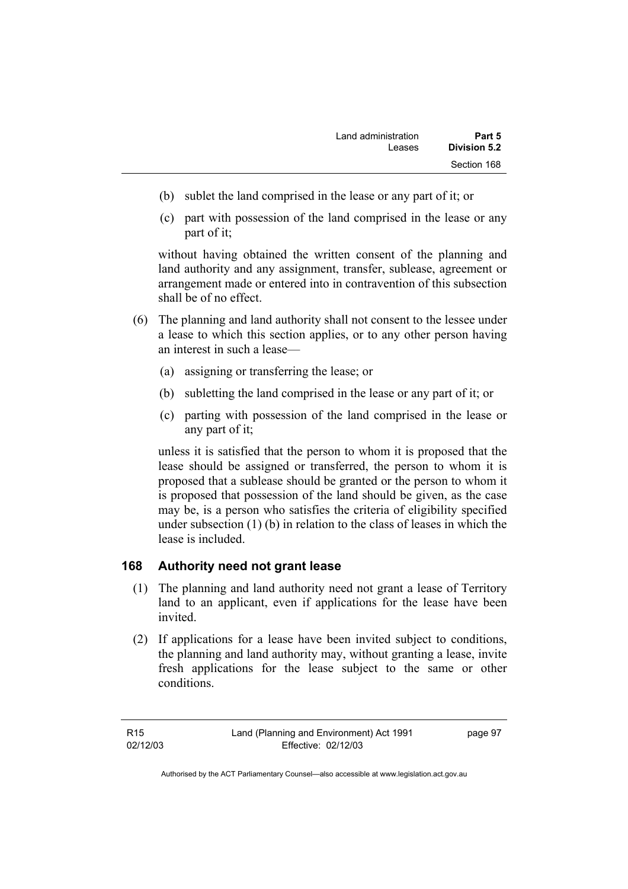(b) sublet the land comprised in the lease or any part of it; or

(c) part with possession of the land comprised in the lease or any part of it;

without having obtained the written consent of the planning and land authority and any assignment, transfer, sublease, agreement or arrangement made or entered into in contravention of this subsection shall be of no effect.

(6) The planning and land authority shall not consent to the lessee under a lease to which this section applies, or to any other person having an interest in such a lease—

(a) assigning or transferring the lease; or

(b) subletting the land comprised in the lease or any part of it; or

(c) parting with possession of the land comprised in the lease or any part of it;

unless it is satisfied that the person to whom it is proposed that the lease should be assigned or transferred, the person to whom it is proposed that a sublease should be granted or the person to whom it is proposed that possession of the land should be given, as the case may be, is a person who satisfies the criteria of eligibility specified under subsection (1) (b) in relation to the class of leases in which the lease is included.

## 168 Authority need not grant lease

(1) The planning and land authority need not grant a lease of Territory land to an applicant, even if applications for the lease have been invited.

(2) If applications for a lease have been invited subject to conditions, the planning and land authority may, without granting a lease, invite fresh applications for the lease subject to the same or other conditions.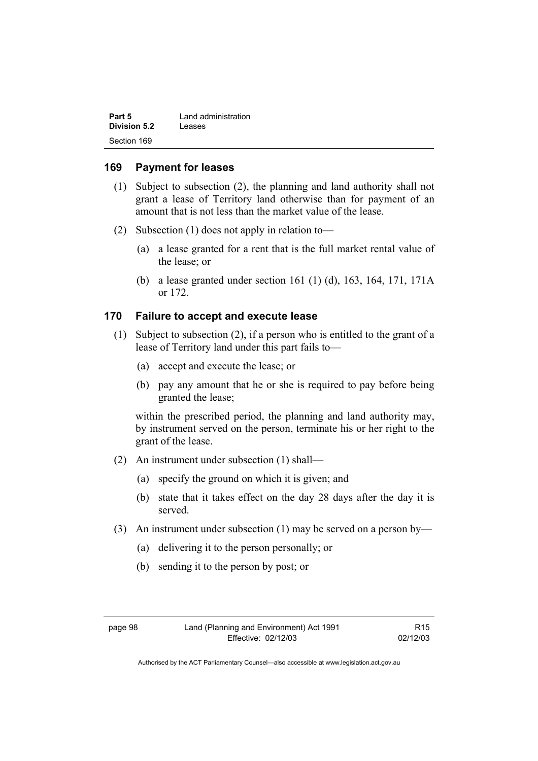## 169 Payment for leases

(1) Subject to subsection (2), the planning and land authority shall not grant a lease of Territory land otherwise than for payment of an amount that is not less than the market value of the lease.

(2) Subsection (1) does not apply in relation to—

(a) a lease granted for a rent that is the full market rental value of the lease; or

(b) a lease granted under section 161 (1) (d), 163, 164, 171, 171A or 172.

## 170 Failure to accept and execute lease

(1) Subject to subsection (2), if a person who is entitled to the grant of a lease of Territory land under this part fails to—

(a) accept and execute the lease; or

(b) pay any amount that he or she is required to pay before being granted the lease;

within the prescribed period, the planning and land authority may, by instrument served on the person, terminate his or her right to the grant of the lease.

(2) An instrument under subsection (1) shall—

(a) specify the ground on which it is given; and

(b) state that it takes effect on the day 28 days after the day it is served.

(3) An instrument under subsection (1) may be served on a person by—

(a) delivering it to the person personally; or

(b) sending it to the person by post; or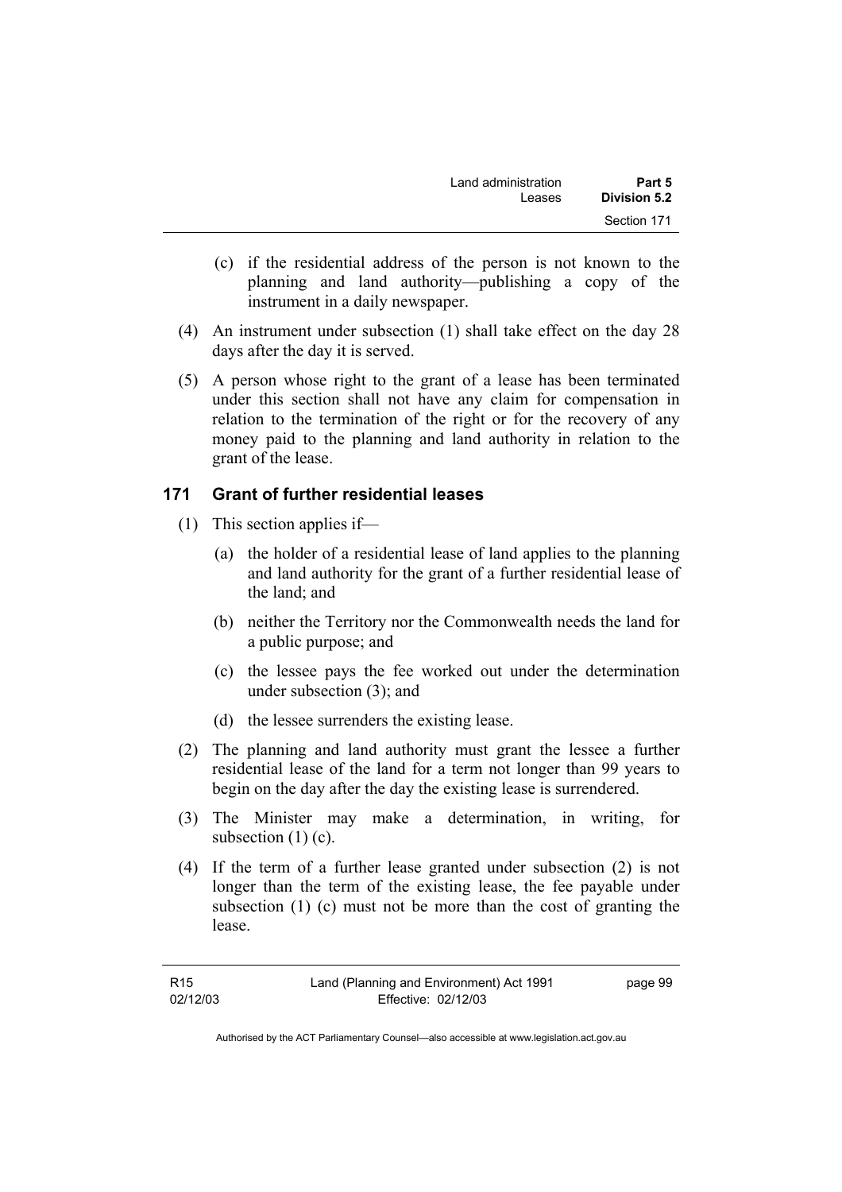(c) if the residential address of the person is not known to the planning and land authority—publishing a copy of the instrument in a daily newspaper.

(4) An instrument under subsection (1) shall take effect on the day 28 days after the day it is served.

(5) A person whose right to the grant of a lease has been terminated under this section shall not have any claim for compensation in relation to the termination of the right or for the recovery of any money paid to the planning and land authority in relation to the grant of the lease.

## 171 Grant of further residential leases

(1) This section applies if—

(a) the holder of a residential lease of land applies to the planning and land authority for the grant of a further residential lease of the land; and

(b) neither the Territory nor the Commonwealth needs the land for a public purpose; and

(c) the lessee pays the fee worked out under the determination under subsection (3); and

(d) the lessee surrenders the existing lease.

(2) The planning and land authority must grant the lessee a further residential lease of the land for a term not longer than 99 years to begin on the day after the day the existing lease is surrendered.

(3) The Minister may make a determination, in writing, for subsection (1) (c).

(4) If the term of a further lease granted under subsection (2) is not longer than the term of the existing lease, the fee payable under subsection (1) (c) must not be more than the cost of granting the lease.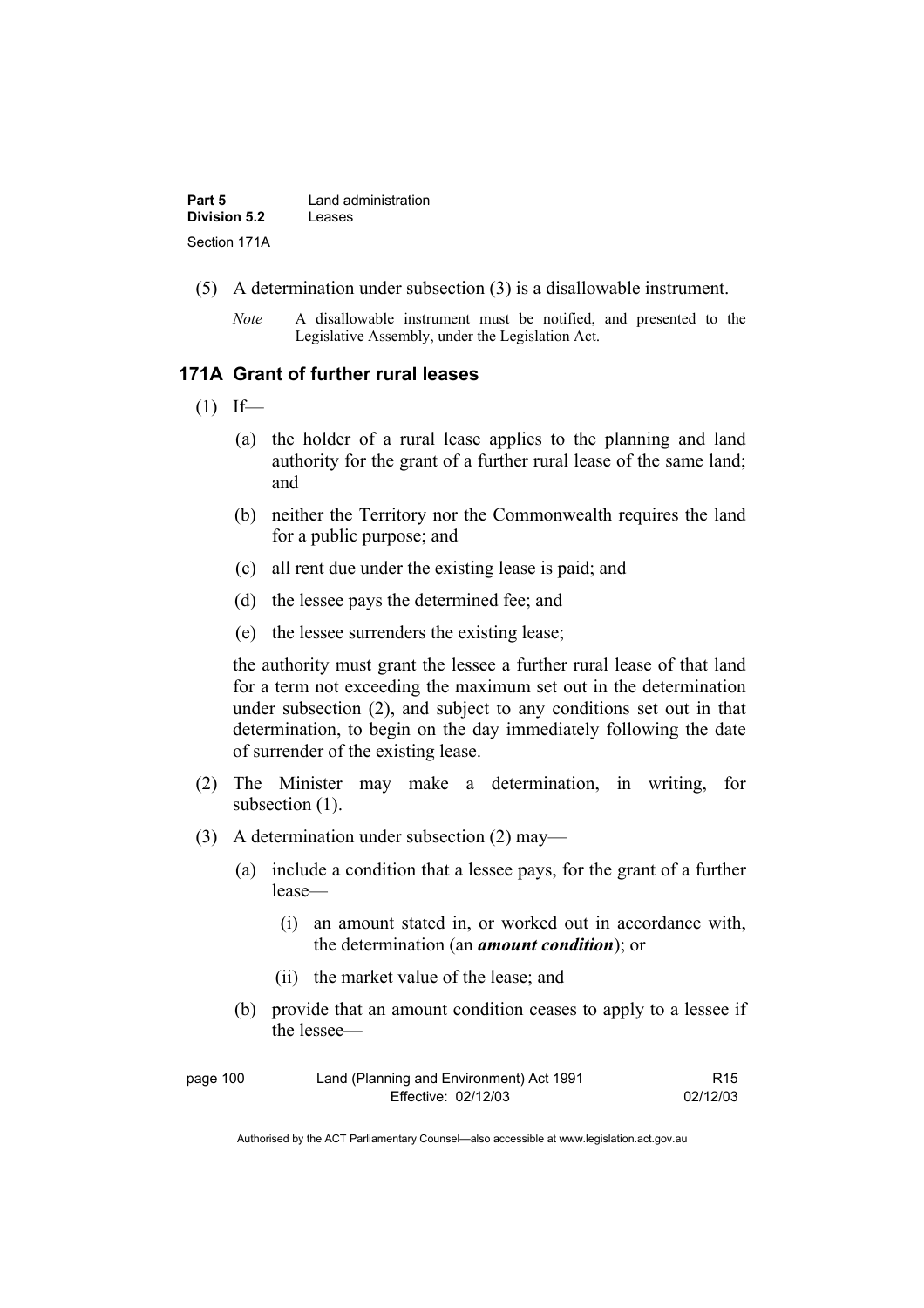(5) A determination under subsection (3) is a disallowable instrument.

*Note* A disallowable instrument must be notified, and presented to the Legislative Assembly, under the Legislation Act.

### 171A Grant of further rural leases

(1) If—

(a) the holder of a rural lease applies to the planning and land authority for the grant of a further rural lease of the same land; and

(b) neither the Territory nor the Commonwealth requires the land for a public purpose; and

(c) all rent due under the existing lease is paid; and

(d) the lessee pays the determined fee; and

(e) the lessee surrenders the existing lease;

the authority must grant the lessee a further rural lease of that land for a term not exceeding the maximum set out in the determination under subsection (2), and subject to any conditions set out in that determination, to begin on the day immediately following the date of surrender of the existing lease.

(2) The Minister may make a determination, in writing, for subsection (1).

(3) A determination under subsection (2) may—

(a) include a condition that a lessee pays, for the grant of a further lease—

(i) an amount stated in, or worked out in accordance with, the determination (an ***amount condition***); or

(ii) the market value of the lease; and

(b) provide that an amount condition ceases to apply to a lessee if the lessee—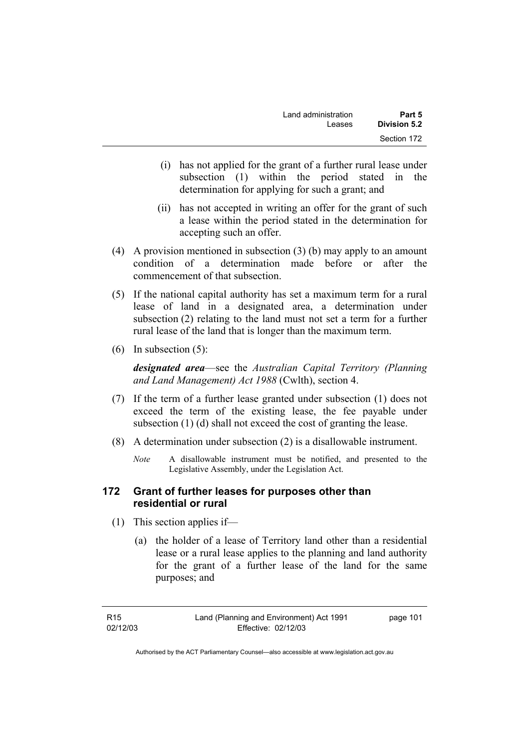(i) has not applied for the grant of a further rural lease under subsection (1) within the period stated in the determination for applying for such a grant; and

(ii) has not accepted in writing an offer for the grant of such a lease within the period stated in the determination for accepting such an offer.

(4) A provision mentioned in subsection (3) (b) may apply to an amount condition of a determination made before or after the commencement of that subsection.

(5) If the national capital authority has set a maximum term for a rural lease of land in a designated area, a determination under subsection (2) relating to the land must not set a term for a further rural lease of the land that is longer than the maximum term.

(6) In subsection (5):

***designated area***—see the *Australian Capital Territory (Planning and Land Management) Act 1988* (Cwlth), section 4.

(7) If the term of a further lease granted under subsection (1) does not exceed the term of the existing lease, the fee payable under subsection (1) (d) shall not exceed the cost of granting the lease.

(8) A determination under subsection (2) is a disallowable instrument.

*Note* A disallowable instrument must be notified, and presented to the Legislative Assembly, under the Legislation Act.

### 172 Grant of further leases for purposes other than residential or rural

(1) This section applies if—

(a) the holder of a lease of Territory land other than a residential lease or a rural lease applies to the planning and land authority for the grant of a further lease of the land for the same purposes; and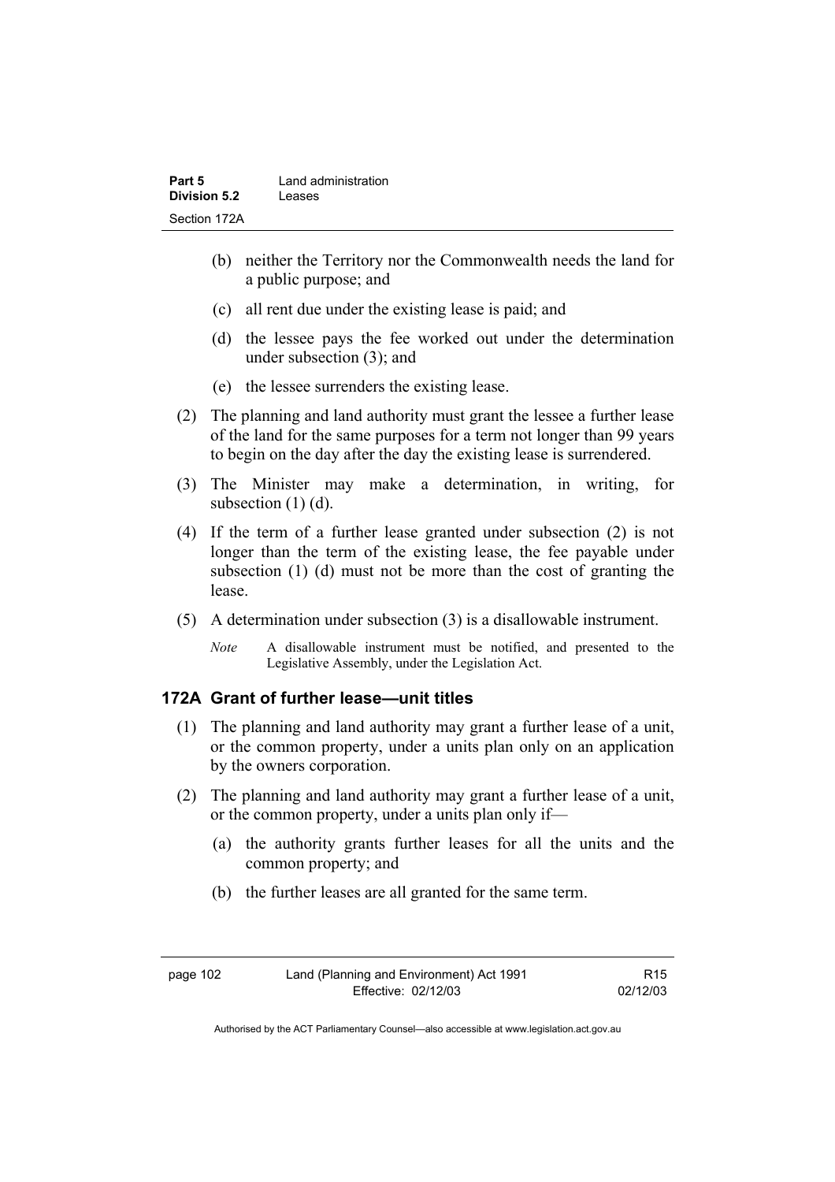(b) neither the Territory nor the Commonwealth needs the land for a public purpose; and

(c) all rent due under the existing lease is paid; and

(d) the lessee pays the fee worked out under the determination under subsection (3); and

(e) the lessee surrenders the existing lease.

(2) The planning and land authority must grant the lessee a further lease of the land for the same purposes for a term not longer than 99 years to begin on the day after the day the existing lease is surrendered.

(3) The Minister may make a determination, in writing, for subsection (1) (d).

(4) If the term of a further lease granted under subsection (2) is not longer than the term of the existing lease, the fee payable under subsection (1) (d) must not be more than the cost of granting the lease.

(5) A determination under subsection (3) is a disallowable instrument.

*Note* A disallowable instrument must be notified, and presented to the Legislative Assembly, under the Legislation Act.

### 172A Grant of further lease—unit titles

(1) The planning and land authority may grant a further lease of a unit, or the common property, under a units plan only on an application by the owners corporation.

(2) The planning and land authority may grant a further lease of a unit, or the common property, under a units plan only if—

(a) the authority grants further leases for all the units and the common property; and

(b) the further leases are all granted for the same term.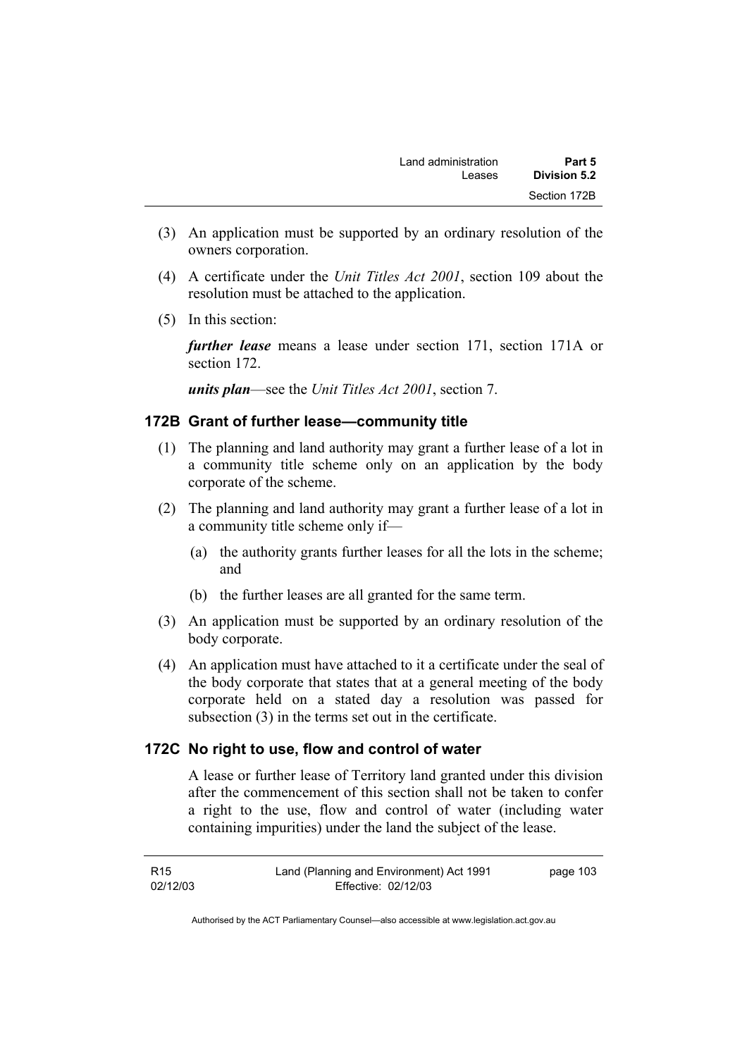(3) An application must be supported by an ordinary resolution of the owners corporation.

(4) A certificate under the *Unit Titles Act 2001*, section 109 about the resolution must be attached to the application.

(5) In this section:

***further lease*** means a lease under section 171, section 171A or section 172.

***units plan***—see the *Unit Titles Act 2001*, section 7.

### 172B Grant of further lease—community title

(1) The planning and land authority may grant a further lease of a lot in a community title scheme only on an application by the body corporate of the scheme.

(2) The planning and land authority may grant a further lease of a lot in a community title scheme only if—

(a) the authority grants further leases for all the lots in the scheme; and

(b) the further leases are all granted for the same term.

(3) An application must be supported by an ordinary resolution of the body corporate.

(4) An application must have attached to it a certificate under the seal of the body corporate that states that at a general meeting of the body corporate held on a stated day a resolution was passed for subsection (3) in the terms set out in the certificate.

### 172C No right to use, flow and control of water

A lease or further lease of Territory land granted under this division after the commencement of this section shall not be taken to confer a right to the use, flow and control of water (including water containing impurities) under the land the subject of the lease.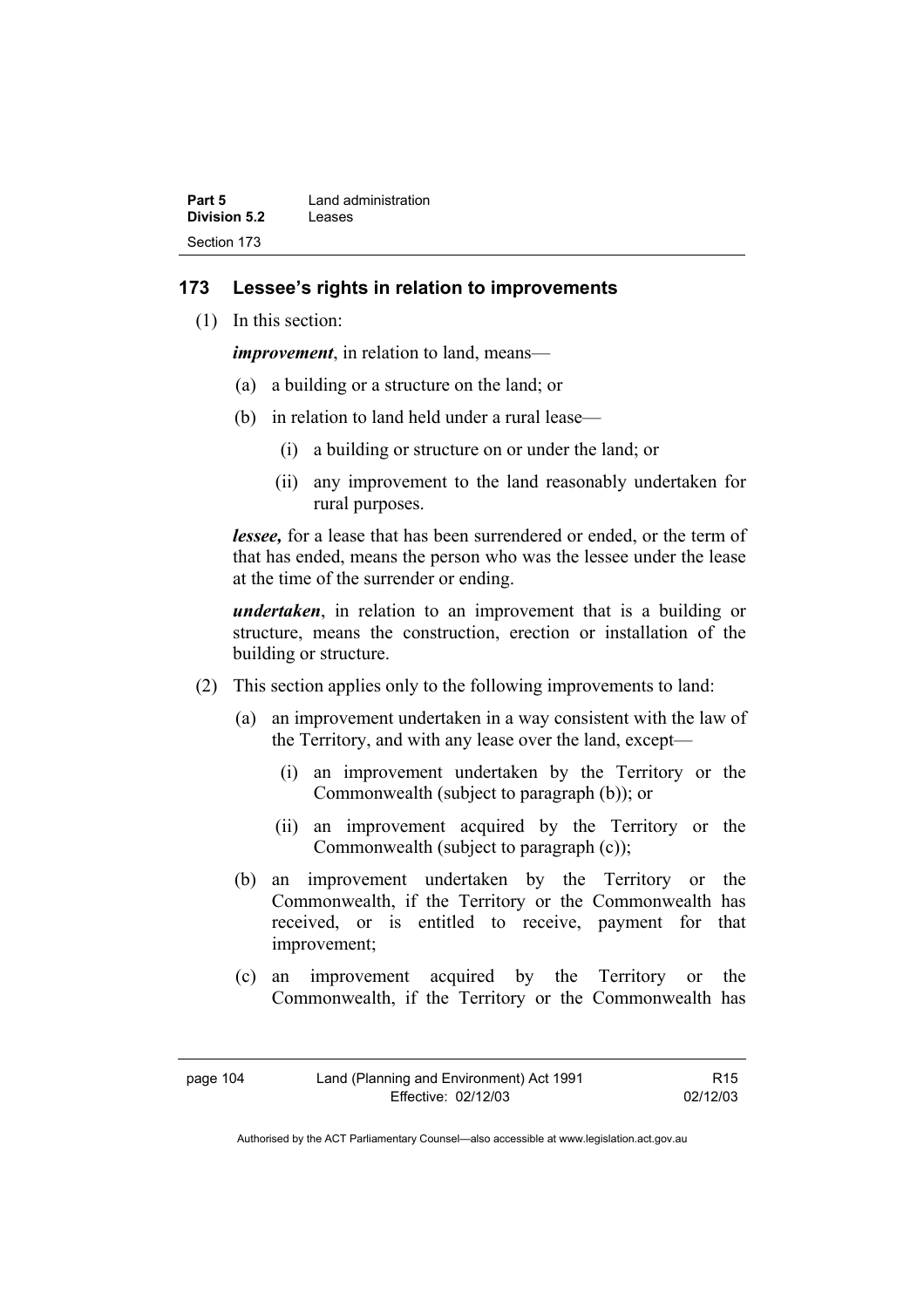## 173 Lessee's rights in relation to improvements

(1) In this section:

***improvement***, in relation to land, means—

(a) a building or a structure on the land; or

(b) in relation to land held under a rural lease—

(i) a building or structure on or under the land; or

(ii) any improvement to the land reasonably undertaken for rural purposes.

***lessee,*** for a lease that has been surrendered or ended, or the term of that has ended, means the person who was the lessee under the lease at the time of the surrender or ending.

***undertaken***, in relation to an improvement that is a building or structure, means the construction, erection or installation of the building or structure.

(2) This section applies only to the following improvements to land:

(a) an improvement undertaken in a way consistent with the law of the Territory, and with any lease over the land, except—

(i) an improvement undertaken by the Territory or the Commonwealth (subject to paragraph (b)); or

(ii) an improvement acquired by the Territory or the Commonwealth (subject to paragraph (c));

(b) an improvement undertaken by the Territory or the Commonwealth, if the Territory or the Commonwealth has received, or is entitled to receive, payment for that improvement;

(c) an improvement acquired by the Territory or the Commonwealth, if the Territory or the Commonwealth has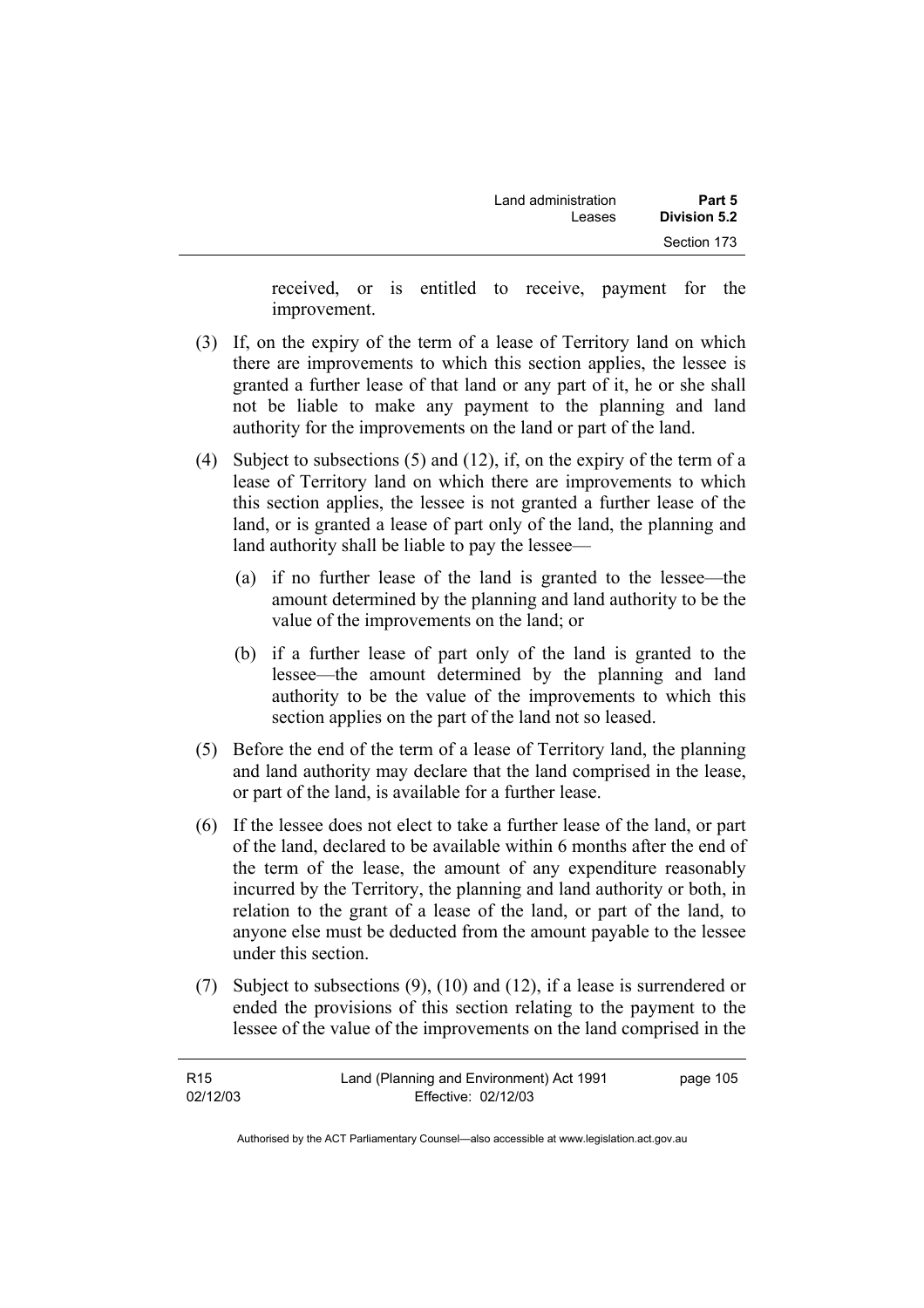received, or is entitled to receive, payment for the improvement.

(3) If, on the expiry of the term of a lease of Territory land on which there are improvements to which this section applies, the lessee is granted a further lease of that land or any part of it, he or she shall not be liable to make any payment to the planning and land authority for the improvements on the land or part of the land.

(4) Subject to subsections (5) and (12), if, on the expiry of the term of a lease of Territory land on which there are improvements to which this section applies, the lessee is not granted a further lease of the land, or is granted a lease of part only of the land, the planning and land authority shall be liable to pay the lessee—

(a) if no further lease of the land is granted to the lessee—the amount determined by the planning and land authority to be the value of the improvements on the land; or

(b) if a further lease of part only of the land is granted to the lessee—the amount determined by the planning and land authority to be the value of the improvements to which this section applies on the part of the land not so leased.

(5) Before the end of the term of a lease of Territory land, the planning and land authority may declare that the land comprised in the lease, or part of the land, is available for a further lease.

(6) If the lessee does not elect to take a further lease of the land, or part of the land, declared to be available within 6 months after the end of the term of the lease, the amount of any expenditure reasonably incurred by the Territory, the planning and land authority or both, in relation to the grant of a lease of the land, or part of the land, to anyone else must be deducted from the amount payable to the lessee under this section.

(7) Subject to subsections (9), (10) and (12), if a lease is surrendered or ended the provisions of this section relating to the payment to the lessee of the value of the improvements on the land comprised in the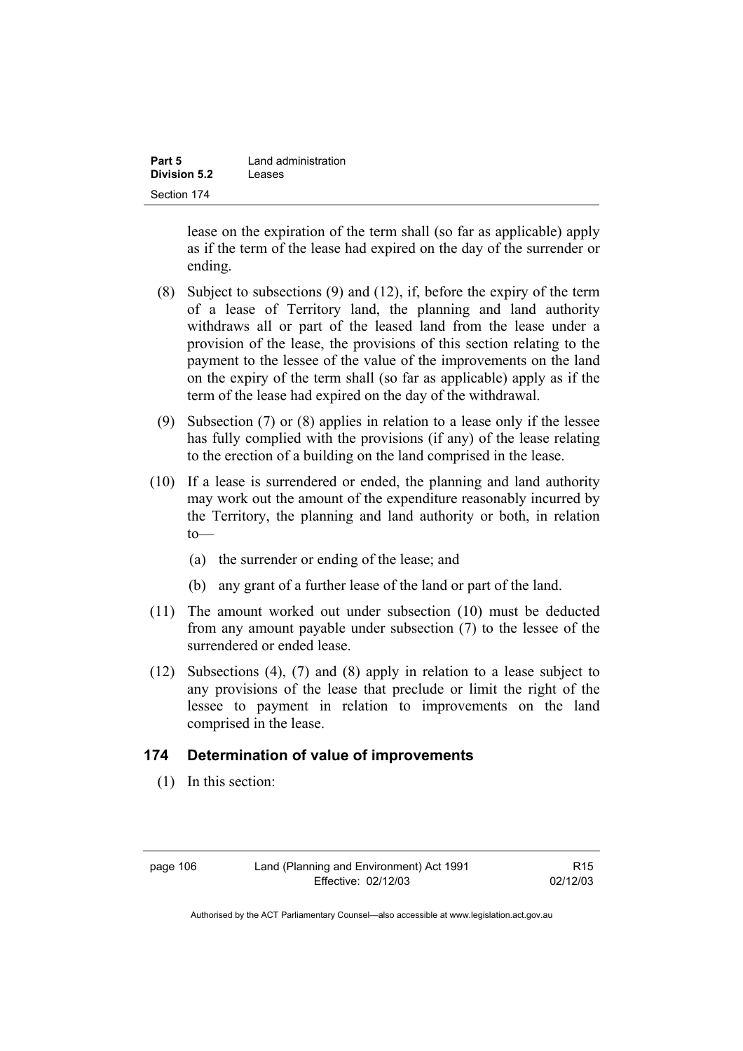lease on the expiration of the term shall (so far as applicable) apply as if the term of the lease had expired on the day of the surrender or ending.

(8) Subject to subsections (9) and (12), if, before the expiry of the term of a lease of Territory land, the planning and land authority withdraws all or part of the leased land from the lease under a provision of the lease, the provisions of this section relating to the payment to the lessee of the value of the improvements on the land on the expiry of the term shall (so far as applicable) apply as if the term of the lease had expired on the day of the withdrawal.

(9) Subsection (7) or (8) applies in relation to a lease only if the lessee has fully complied with the provisions (if any) of the lease relating to the erection of a building on the land comprised in the lease.

(10) If a lease is surrendered or ended, the planning and land authority may work out the amount of the expenditure reasonably incurred by the Territory, the planning and land authority or both, in relation to—

(a) the surrender or ending of the lease; and

(b) any grant of a further lease of the land or part of the land.

(11) The amount worked out under subsection (10) must be deducted from any amount payable under subsection (7) to the lessee of the surrendered or ended lease.

(12) Subsections (4), (7) and (8) apply in relation to a lease subject to any provisions of the lease that preclude or limit the right of the lessee to payment in relation to improvements on the land comprised in the lease.

## 174 Determination of value of improvements

(1) In this section: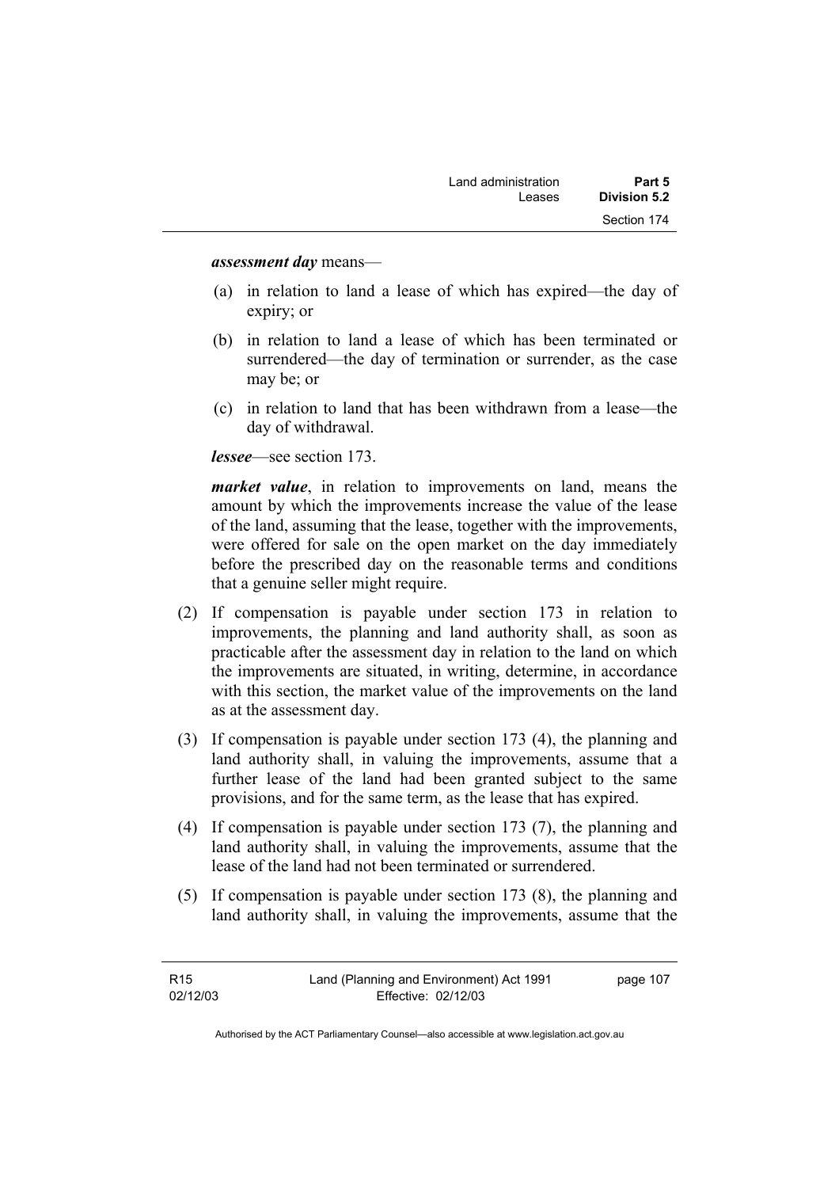***assessment day*** means—

(a) in relation to land a lease of which has expired—the day of expiry; or

(b) in relation to land a lease of which has been terminated or surrendered—the day of termination or surrender, as the case may be; or

(c) in relation to land that has been withdrawn from a lease—the day of withdrawal.

***lessee***—see section 173.

***market value***, in relation to improvements on land, means the amount by which the improvements increase the value of the lease of the land, assuming that the lease, together with the improvements, were offered for sale on the open market on the day immediately before the prescribed day on the reasonable terms and conditions that a genuine seller might require.

(2) If compensation is payable under section 173 in relation to improvements, the planning and land authority shall, as soon as practicable after the assessment day in relation to the land on which the improvements are situated, in writing, determine, in accordance with this section, the market value of the improvements on the land as at the assessment day.

(3) If compensation is payable under section 173 (4), the planning and land authority shall, in valuing the improvements, assume that a further lease of the land had been granted subject to the same provisions, and for the same term, as the lease that has expired.

(4) If compensation is payable under section 173 (7), the planning and land authority shall, in valuing the improvements, assume that the lease of the land had not been terminated or surrendered.

(5) If compensation is payable under section 173 (8), the planning and land authority shall, in valuing the improvements, assume that the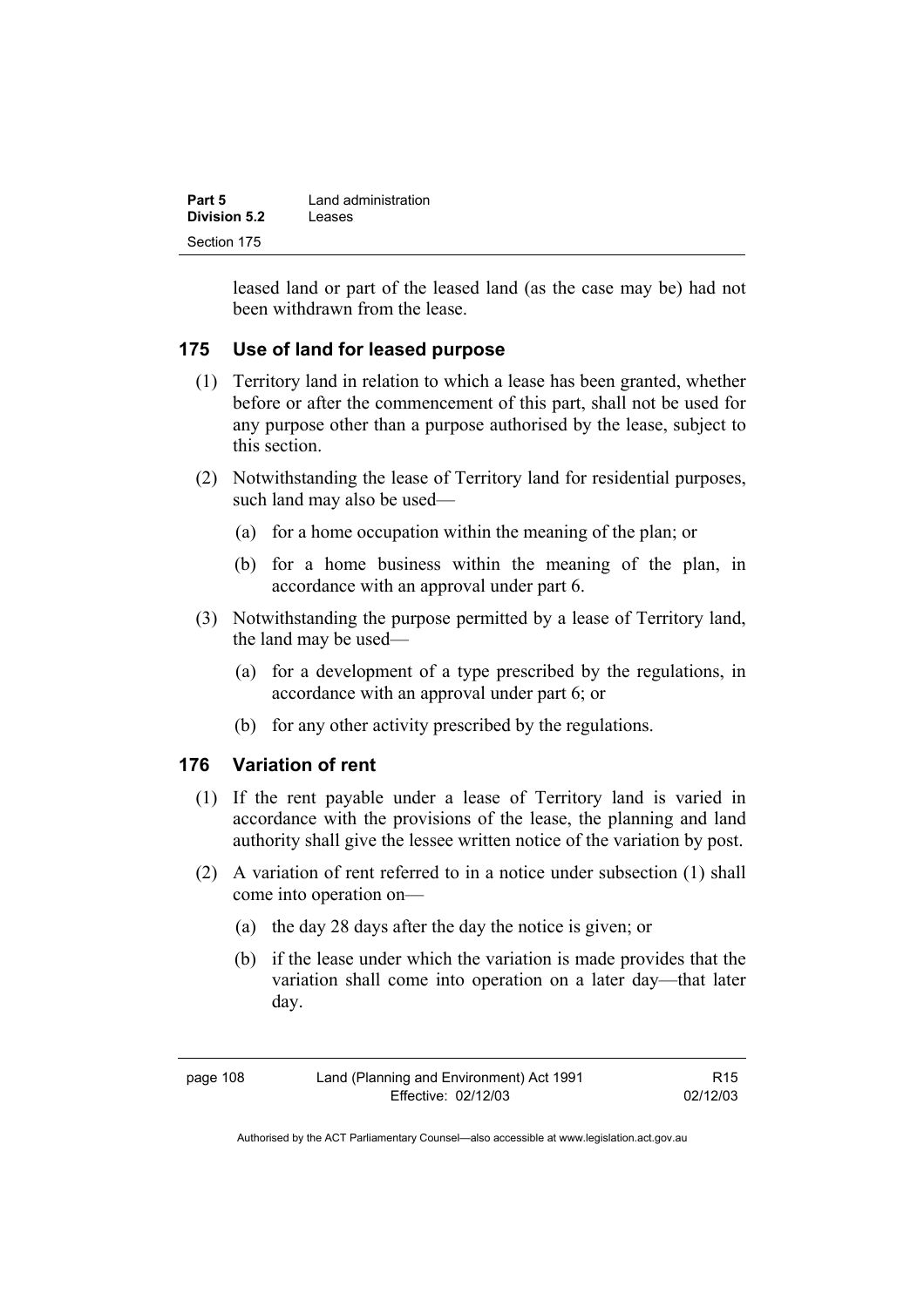leased land or part of the leased land (as the case may be) had not been withdrawn from the lease.

### 175 Use of land for leased purpose

(1) Territory land in relation to which a lease has been granted, whether before or after the commencement of this part, shall not be used for any purpose other than a purpose authorised by the lease, subject to this section.

(2) Notwithstanding the lease of Territory land for residential purposes, such land may also be used—

(a) for a home occupation within the meaning of the plan; or

(b) for a home business within the meaning of the plan, in accordance with an approval under part 6.

(3) Notwithstanding the purpose permitted by a lease of Territory land, the land may be used—

(a) for a development of a type prescribed by the regulations, in accordance with an approval under part 6; or

(b) for any other activity prescribed by the regulations.

### 176 Variation of rent

(1) If the rent payable under a lease of Territory land is varied in accordance with the provisions of the lease, the planning and land authority shall give the lessee written notice of the variation by post.

(2) A variation of rent referred to in a notice under subsection (1) shall come into operation on—

(a) the day 28 days after the day the notice is given; or

(b) if the lease under which the variation is made provides that the variation shall come into operation on a later day—that later day.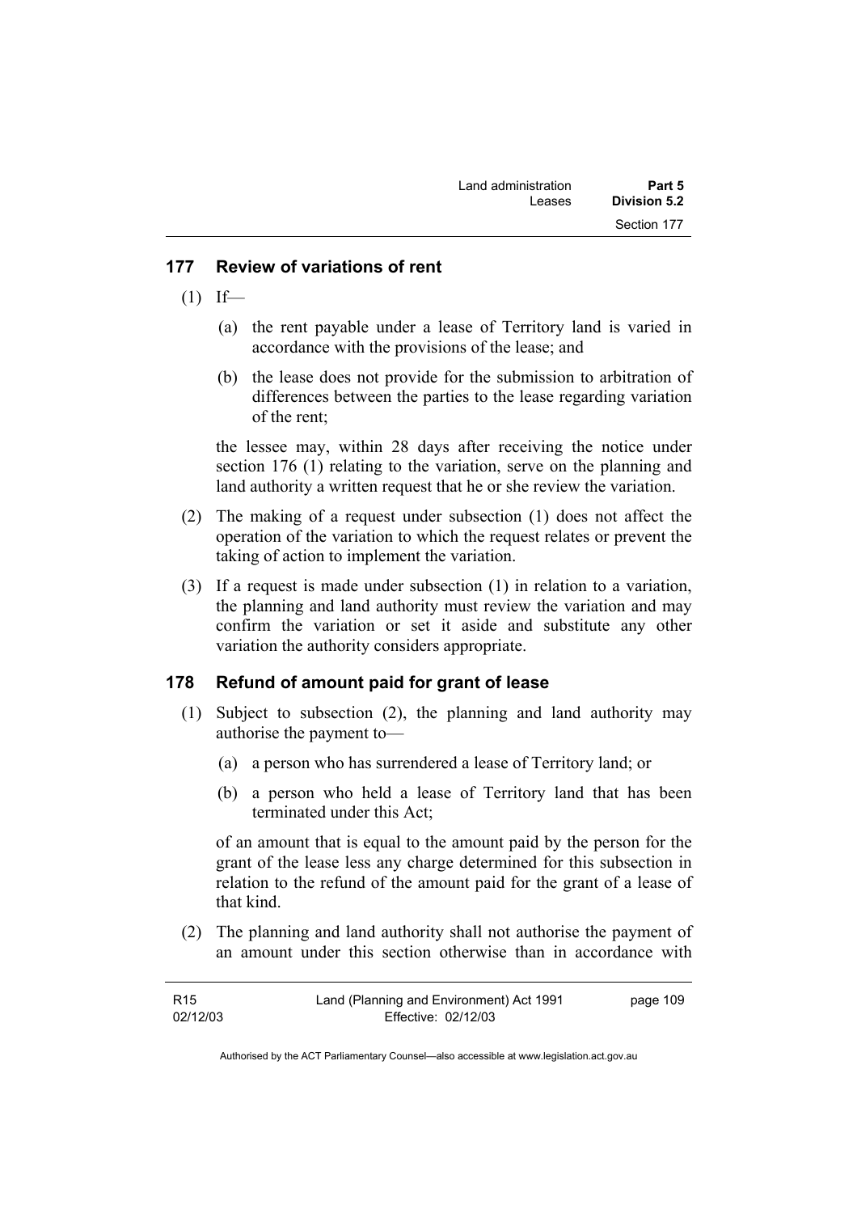## 177 Review of variations of rent

(1) If—

(a) the rent payable under a lease of Territory land is varied in accordance with the provisions of the lease; and

(b) the lease does not provide for the submission to arbitration of differences between the parties to the lease regarding variation of the rent;

the lessee may, within 28 days after receiving the notice under section 176 (1) relating to the variation, serve on the planning and land authority a written request that he or she review the variation.

(2) The making of a request under subsection (1) does not affect the operation of the variation to which the request relates or prevent the taking of action to implement the variation.

(3) If a request is made under subsection (1) in relation to a variation, the planning and land authority must review the variation and may confirm the variation or set it aside and substitute any other variation the authority considers appropriate.

## 178 Refund of amount paid for grant of lease

(1) Subject to subsection (2), the planning and land authority may authorise the payment to—

(a) a person who has surrendered a lease of Territory land; or

(b) a person who held a lease of Territory land that has been terminated under this Act;

of an amount that is equal to the amount paid by the person for the grant of the lease less any charge determined for this subsection in relation to the refund of the amount paid for the grant of a lease of that kind.

(2) The planning and land authority shall not authorise the payment of an amount under this section otherwise than in accordance with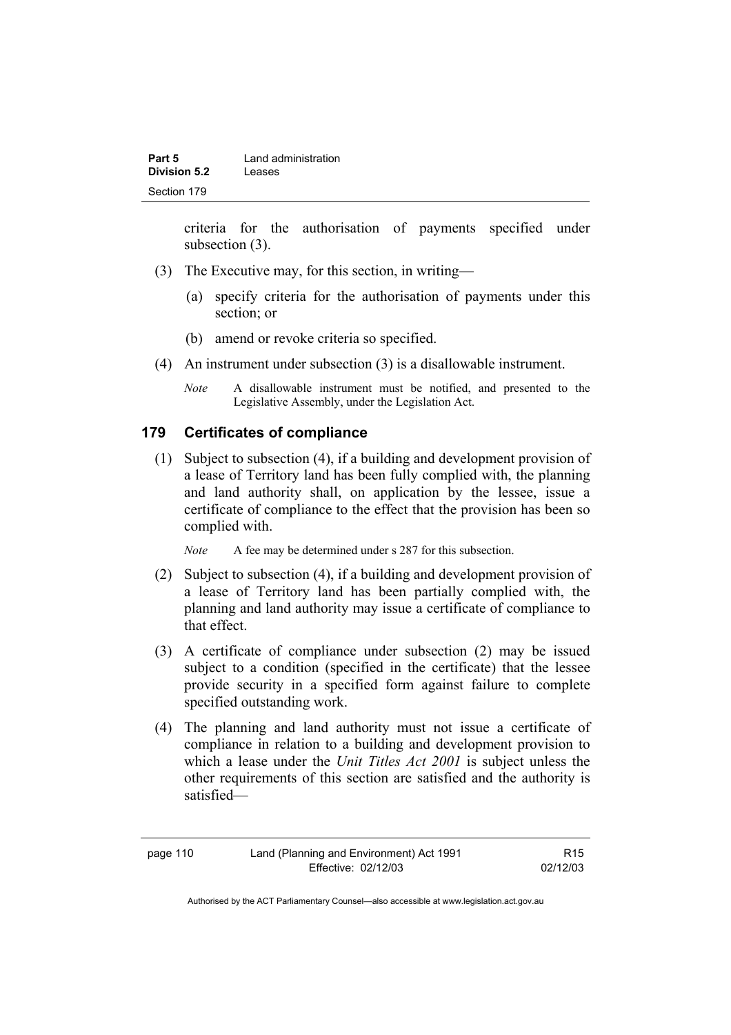criteria for the authorisation of payments specified under subsection (3).

(3) The Executive may, for this section, in writing—

(a) specify criteria for the authorisation of payments under this section; or

(b) amend or revoke criteria so specified.

(4) An instrument under subsection (3) is a disallowable instrument.

*Note* A disallowable instrument must be notified, and presented to the Legislative Assembly, under the Legislation Act.

## 179 Certificates of compliance

(1) Subject to subsection (4), if a building and development provision of a lease of Territory land has been fully complied with, the planning and land authority shall, on application by the lessee, issue a certificate of compliance to the effect that the provision has been so complied with.

*Note* A fee may be determined under s 287 for this subsection.

(2) Subject to subsection (4), if a building and development provision of a lease of Territory land has been partially complied with, the planning and land authority may issue a certificate of compliance to that effect.

(3) A certificate of compliance under subsection (2) may be issued subject to a condition (specified in the certificate) that the lessee provide security in a specified form against failure to complete specified outstanding work.

(4) The planning and land authority must not issue a certificate of compliance in relation to a building and development provision to which a lease under the *Unit Titles Act 2001* is subject unless the other requirements of this section are satisfied and the authority is satisfied—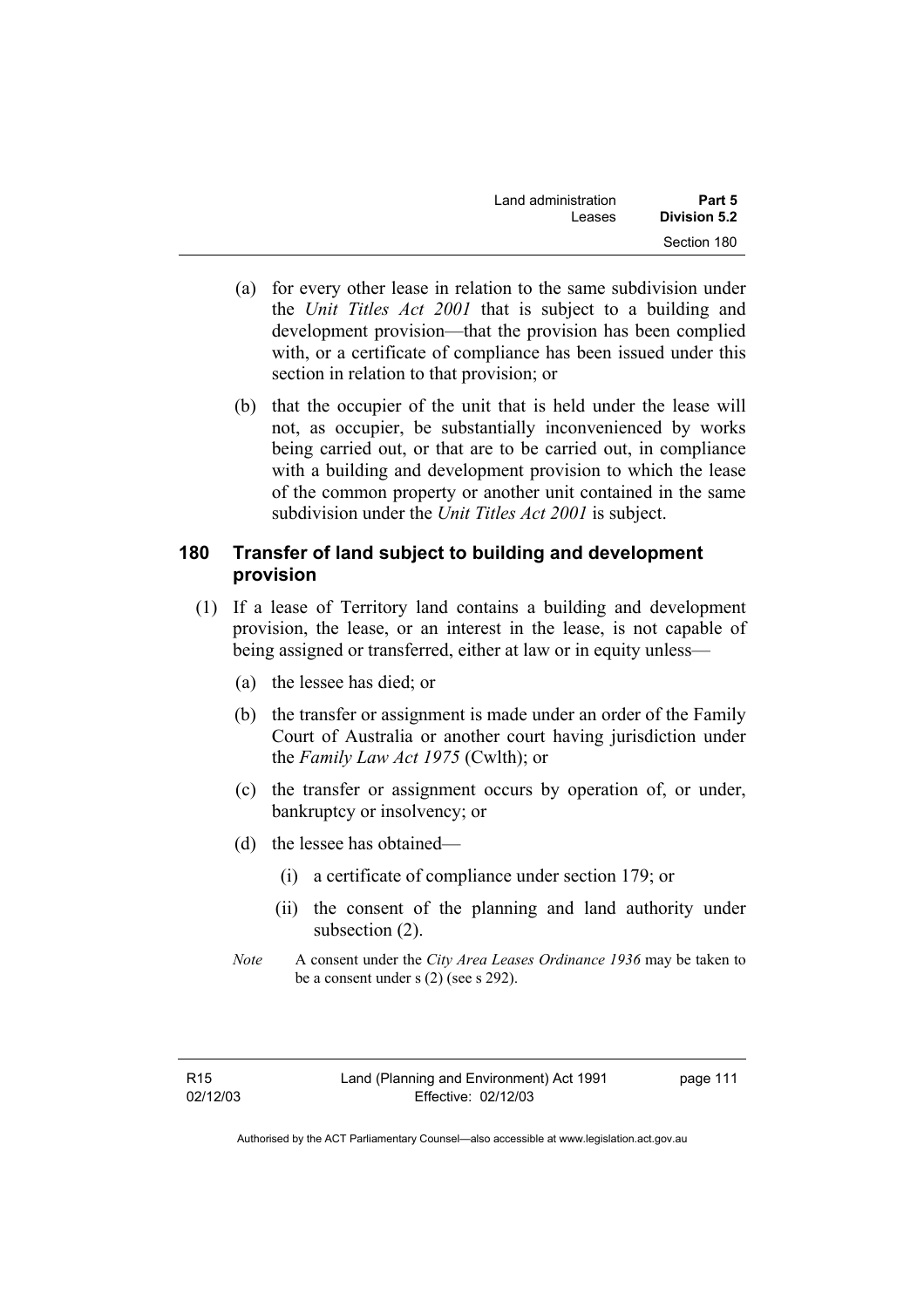(a) for every other lease in relation to the same subdivision under the *Unit Titles Act 2001* that is subject to a building and development provision—that the provision has been complied with, or a certificate of compliance has been issued under this section in relation to that provision; or

(b) that the occupier of the unit that is held under the lease will not, as occupier, be substantially inconvenienced by works being carried out, or that are to be carried out, in compliance with a building and development provision to which the lease of the common property or another unit contained in the same subdivision under the *Unit Titles Act 2001* is subject.

## 180 Transfer of land subject to building and development provision

(1) If a lease of Territory land contains a building and development provision, the lease, or an interest in the lease, is not capable of being assigned or transferred, either at law or in equity unless—

(a) the lessee has died; or

(b) the transfer or assignment is made under an order of the Family Court of Australia or another court having jurisdiction under the *Family Law Act 1975* (Cwlth); or

(c) the transfer or assignment occurs by operation of, or under, bankruptcy or insolvency; or

(d) the lessee has obtained—

(i) a certificate of compliance under section 179; or

(ii) the consent of the planning and land authority under subsection (2).

*Note* A consent under the *City Area Leases Ordinance 1936* may be taken to be a consent under s (2) (see s 292).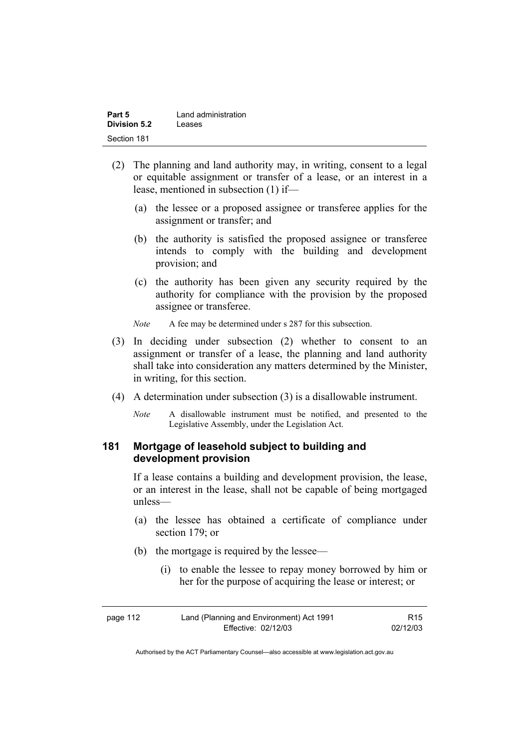(2) The planning and land authority may, in writing, consent to a legal or equitable assignment or transfer of a lease, or an interest in a lease, mentioned in subsection (1) if—

(a) the lessee or a proposed assignee or transferee applies for the assignment or transfer; and

(b) the authority is satisfied the proposed assignee or transferee intends to comply with the building and development provision; and

(c) the authority has been given any security required by the authority for compliance with the provision by the proposed assignee or transferee.

*Note* A fee may be determined under s 287 for this subsection.

(3) In deciding under subsection (2) whether to consent to an assignment or transfer of a lease, the planning and land authority shall take into consideration any matters determined by the Minister, in writing, for this section.

(4) A determination under subsection (3) is a disallowable instrument.

*Note* A disallowable instrument must be notified, and presented to the Legislative Assembly, under the Legislation Act.

## 181 Mortgage of leasehold subject to building and development provision

If a lease contains a building and development provision, the lease, or an interest in the lease, shall not be capable of being mortgaged unless—

(a) the lessee has obtained a certificate of compliance under section 179; or

(b) the mortgage is required by the lessee—

(i) to enable the lessee to repay money borrowed by him or her for the purpose of acquiring the lease or interest; or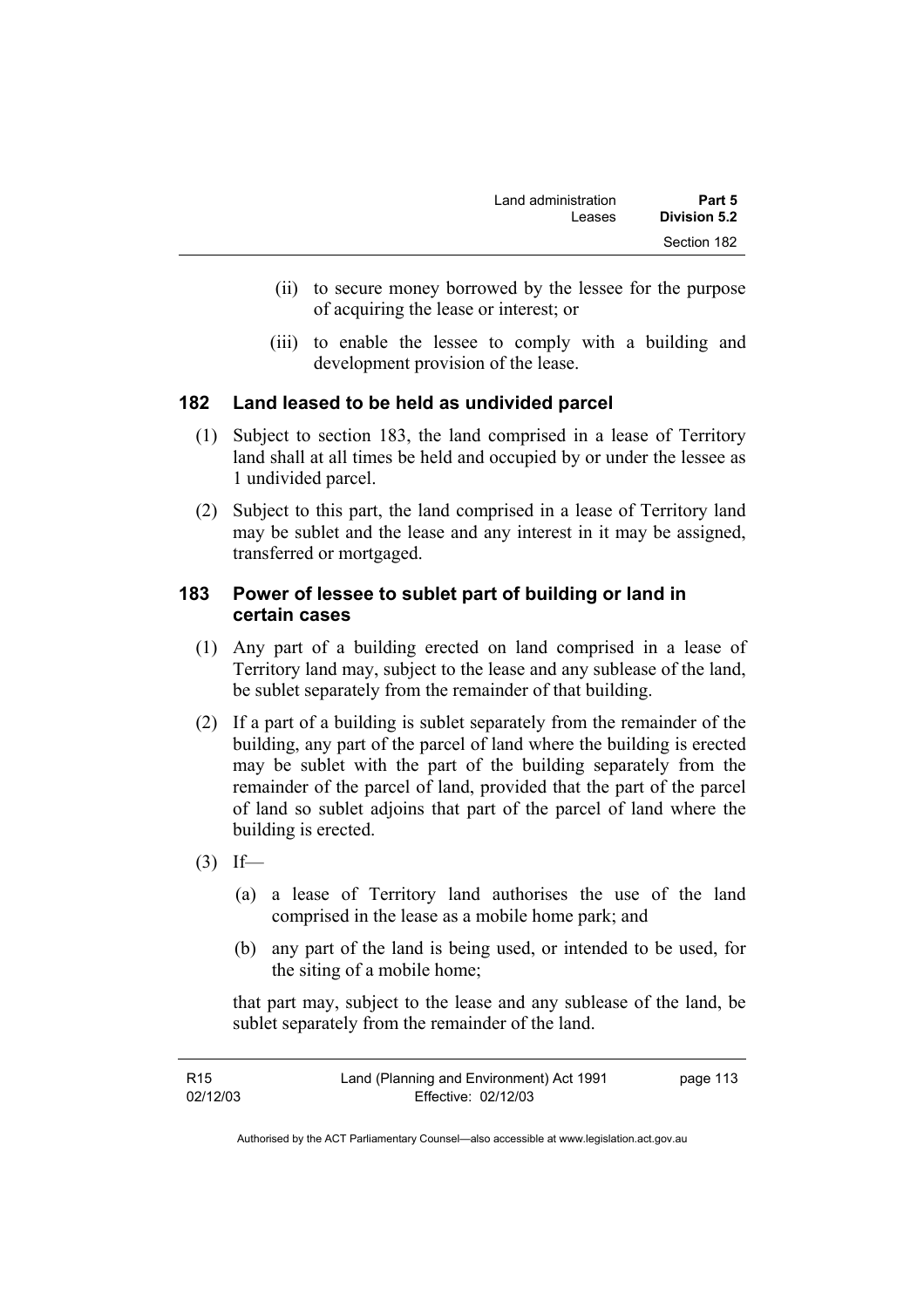(ii) to secure money borrowed by the lessee for the purpose of acquiring the lease or interest; or

(iii) to enable the lessee to comply with a building and development provision of the lease.

### 182 Land leased to be held as undivided parcel

(1) Subject to section 183, the land comprised in a lease of Territory land shall at all times be held and occupied by or under the lessee as 1 undivided parcel.

(2) Subject to this part, the land comprised in a lease of Territory land may be sublet and the lease and any interest in it may be assigned, transferred or mortgaged.

### 183 Power of lessee to sublet part of building or land in certain cases

(1) Any part of a building erected on land comprised in a lease of Territory land may, subject to the lease and any sublease of the land, be sublet separately from the remainder of that building.

(2) If a part of a building is sublet separately from the remainder of the building, any part of the parcel of land where the building is erected may be sublet with the part of the building separately from the remainder of the parcel of land, provided that the part of the parcel of land so sublet adjoins that part of the parcel of land where the building is erected.

(3) If—

(a) a lease of Territory land authorises the use of the land comprised in the lease as a mobile home park; and

(b) any part of the land is being used, or intended to be used, for the siting of a mobile home;

that part may, subject to the lease and any sublease of the land, be sublet separately from the remainder of the land.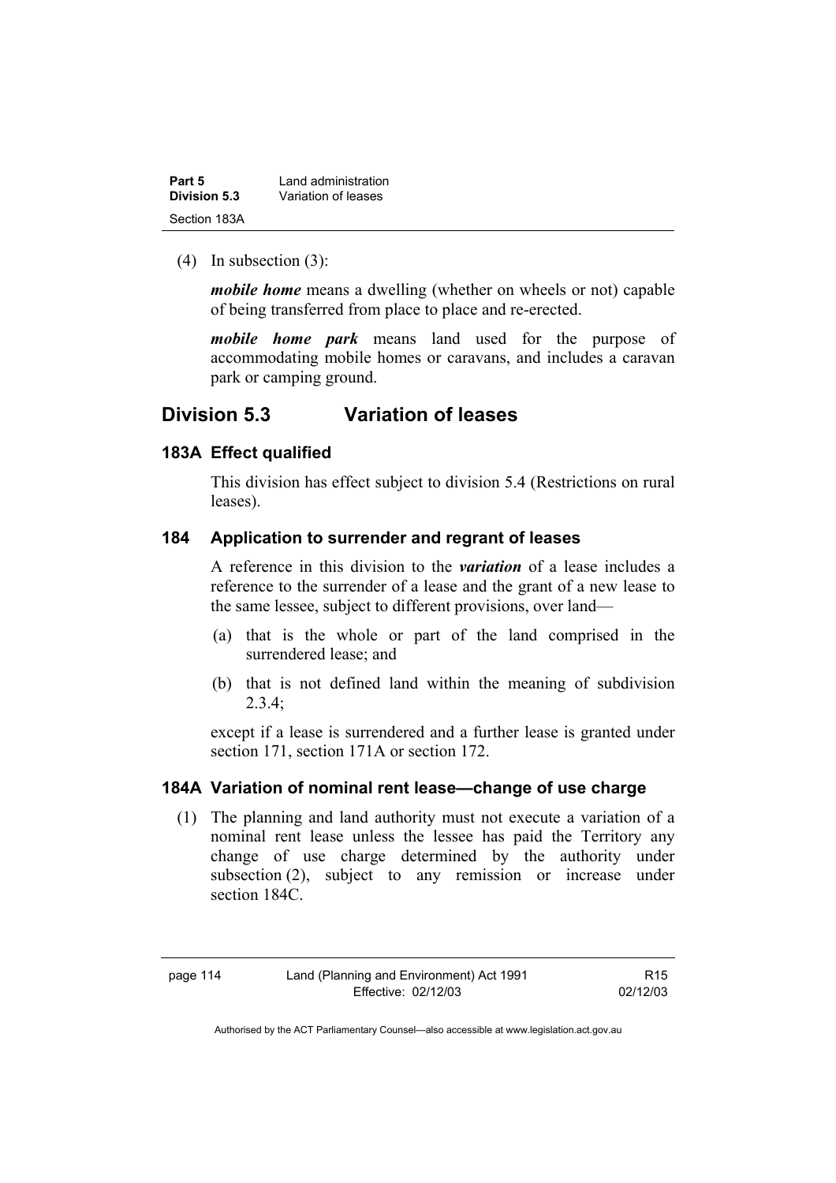(4) In subsection (3):

***mobile home*** means a dwelling (whether on wheels or not) capable of being transferred from place to place and re-erected.

***mobile home park*** means land used for the purpose of accommodating mobile homes or caravans, and includes a caravan park or camping ground.

## Division 5.3 Variation of leases

### 183A Effect qualified

This division has effect subject to division 5.4 (Restrictions on rural leases).

### 184 Application to surrender and regrant of leases

A reference in this division to the ***variation*** of a lease includes a reference to the surrender of a lease and the grant of a new lease to the same lessee, subject to different provisions, over land—

(a) that is the whole or part of the land comprised in the surrendered lease; and

(b) that is not defined land within the meaning of subdivision 2.3.4;

except if a lease is surrendered and a further lease is granted under section 171, section 171A or section 172.

### 184A Variation of nominal rent lease—change of use charge

(1) The planning and land authority must not execute a variation of a nominal rent lease unless the lessee has paid the Territory any change of use charge determined by the authority under subsection (2), subject to any remission or increase under section 184C.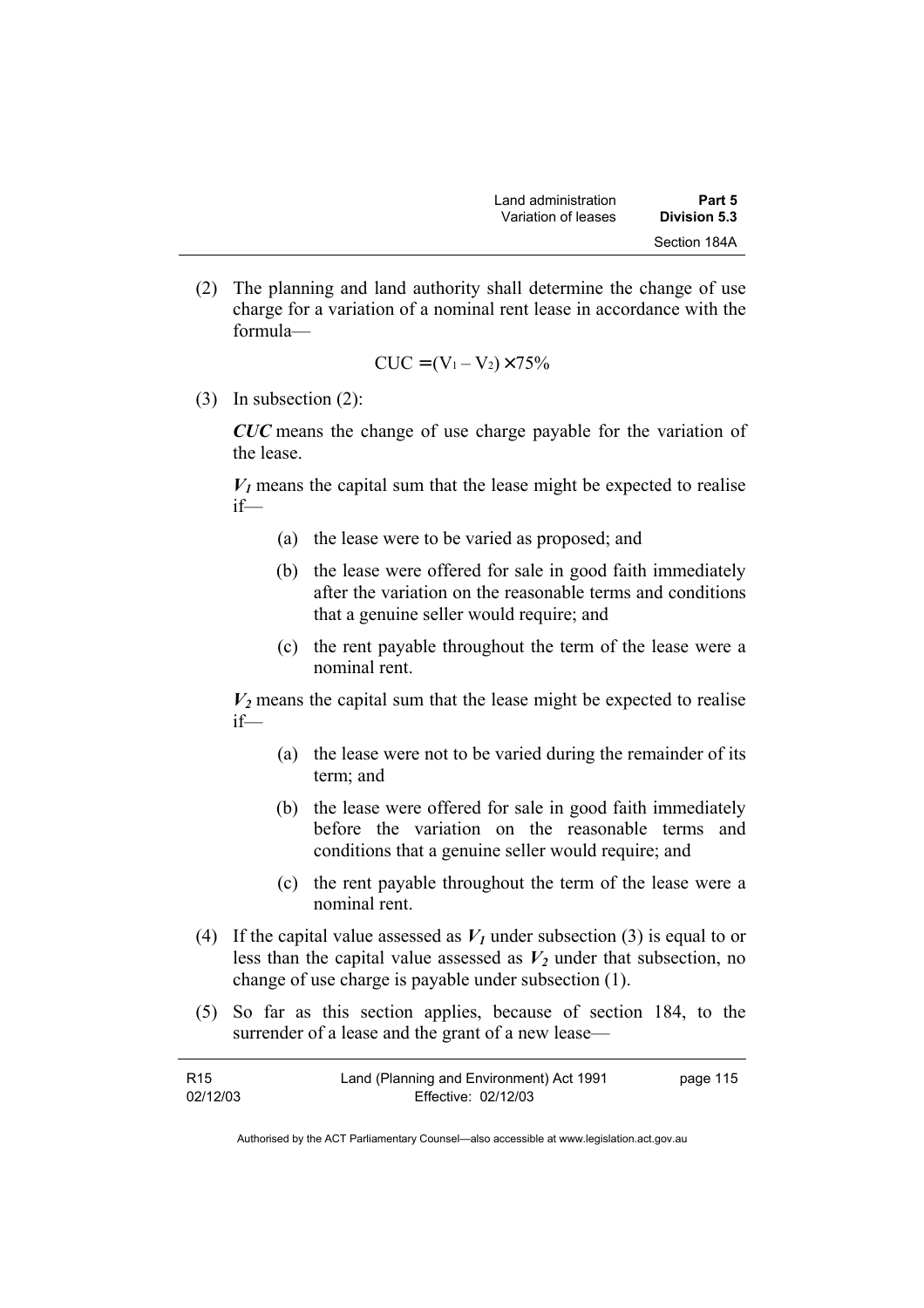(2) The planning and land authority shall determine the change of use charge for a variation of a nominal rent lease in accordance with the formula—

$$CUC = (V_1 - V_2) \times 75\%$$

(3) In subsection (2):

***CUC*** means the change of use charge payable for the variation of the lease.

$V_1$ means the capital sum that the lease might be expected to realise if—

(a) the lease were to be varied as proposed; and

(b) the lease were offered for sale in good faith immediately after the variation on the reasonable terms and conditions that a genuine seller would require; and

(c) the rent payable throughout the term of the lease were a nominal rent.

$V_2$ means the capital sum that the lease might be expected to realise if—

(a) the lease were not to be varied during the remainder of its term; and

(b) the lease were offered for sale in good faith immediately before the variation on the reasonable terms and conditions that a genuine seller would require; and

(c) the rent payable throughout the term of the lease were a nominal rent.

(4) If the capital value assessed as $V_1$ under subsection (3) is equal to or less than the capital value assessed as $V_2$ under that subsection, no change of use charge is payable under subsection (1).

(5) So far as this section applies, because of section 184, to the surrender of a lease and the grant of a new lease—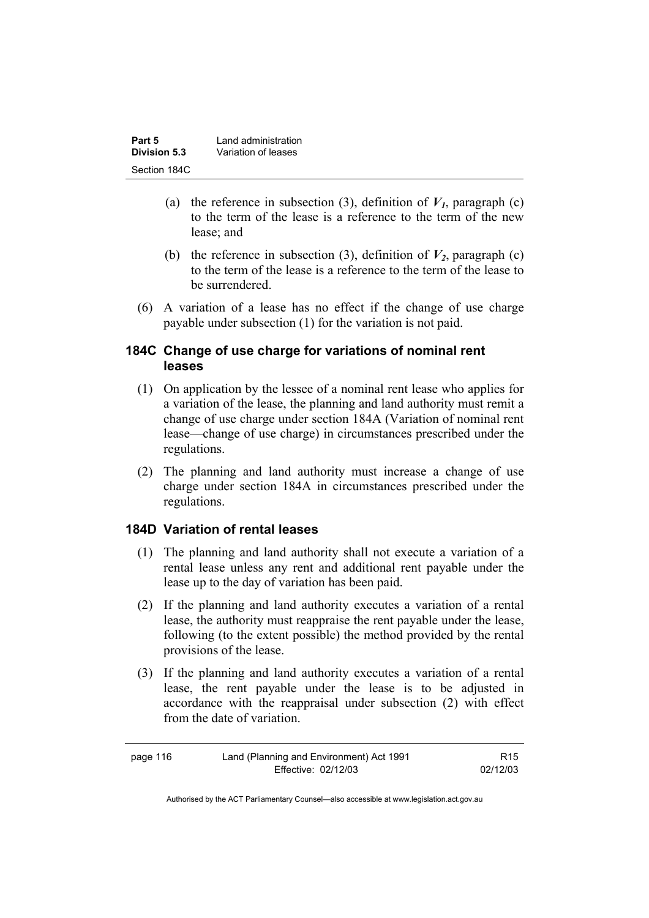(a) the reference in subsection (3), definition of $V_1$, paragraph (c) to the term of the lease is a reference to the term of the new lease; and

(b) the reference in subsection (3), definition of $V_2$, paragraph (c) to the term of the lease is a reference to the term of the lease to be surrendered.

(6) A variation of a lease has no effect if the change of use charge payable under subsection (1) for the variation is not paid.

### 184C Change of use charge for variations of nominal rent leases

(1) On application by the lessee of a nominal rent lease who applies for a variation of the lease, the planning and land authority must remit a change of use charge under section 184A (Variation of nominal rent lease—change of use charge) in circumstances prescribed under the regulations.

(2) The planning and land authority must increase a change of use charge under section 184A in circumstances prescribed under the regulations.

### 184D Variation of rental leases

(1) The planning and land authority shall not execute a variation of a rental lease unless any rent and additional rent payable under the lease up to the day of variation has been paid.

(2) If the planning and land authority executes a variation of a rental lease, the authority must reappraise the rent payable under the lease, following (to the extent possible) the method provided by the rental provisions of the lease.

(3) If the planning and land authority executes a variation of a rental lease, the rent payable under the lease is to be adjusted in accordance with the reappraisal under subsection (2) with effect from the date of variation.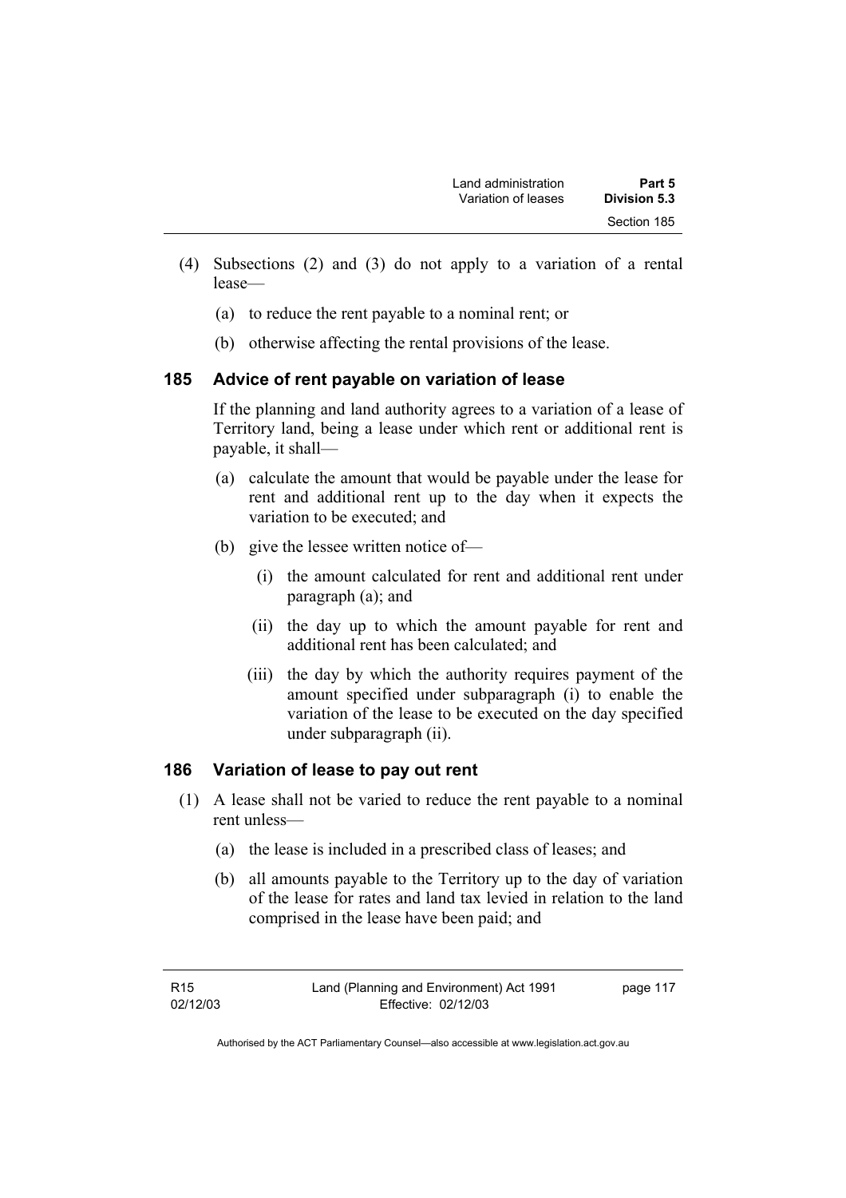(4) Subsections (2) and (3) do not apply to a variation of a rental lease—

(a) to reduce the rent payable to a nominal rent; or

(b) otherwise affecting the rental provisions of the lease.

### 185 Advice of rent payable on variation of lease

If the planning and land authority agrees to a variation of a lease of Territory land, being a lease under which rent or additional rent is payable, it shall—

(a) calculate the amount that would be payable under the lease for rent and additional rent up to the day when it expects the variation to be executed; and

(b) give the lessee written notice of—

(i) the amount calculated for rent and additional rent under paragraph (a); and

(ii) the day up to which the amount payable for rent and additional rent has been calculated; and

(iii) the day by which the authority requires payment of the amount specified under subparagraph (i) to enable the variation of the lease to be executed on the day specified under subparagraph (ii).

### 186 Variation of lease to pay out rent

(1) A lease shall not be varied to reduce the rent payable to a nominal rent unless—

(a) the lease is included in a prescribed class of leases; and

(b) all amounts payable to the Territory up to the day of variation of the lease for rates and land tax levied in relation to the land comprised in the lease have been paid; and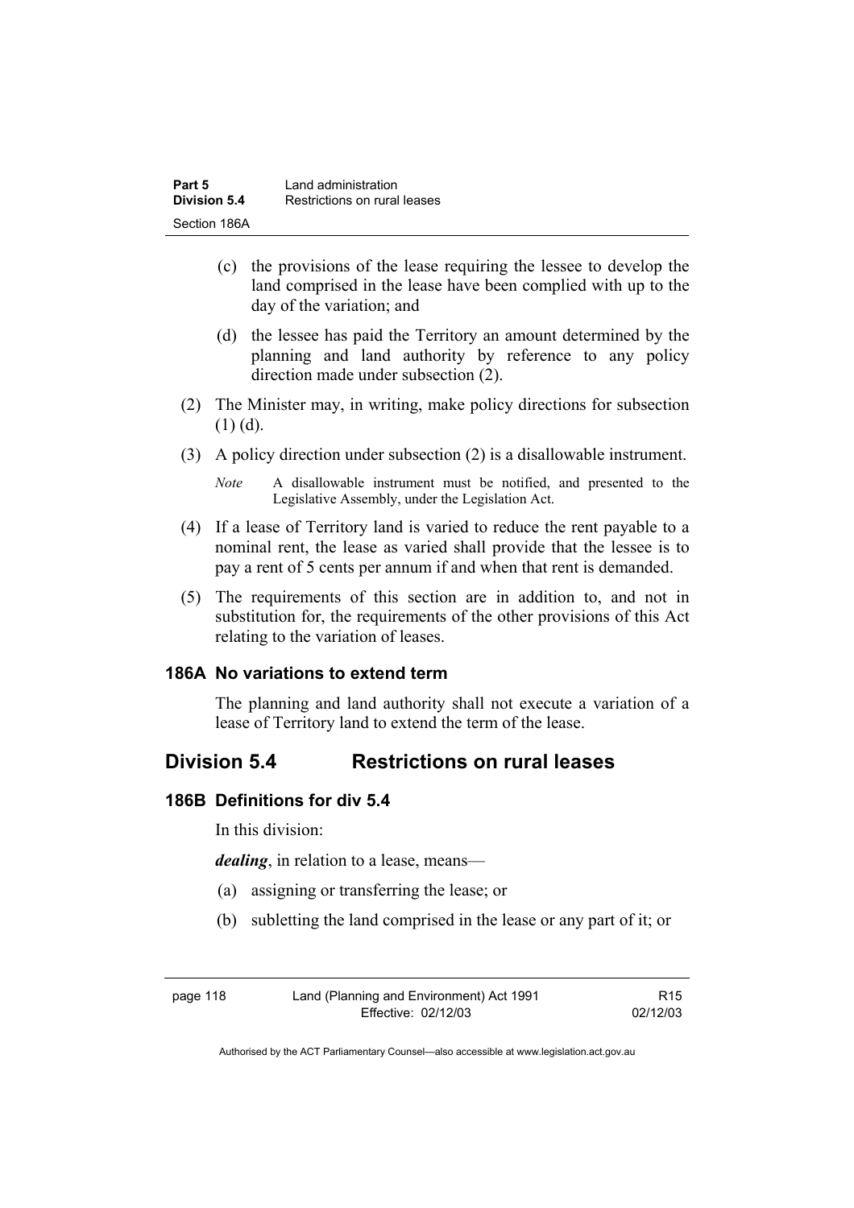(c) the provisions of the lease requiring the lessee to develop the land comprised in the lease have been complied with up to the day of the variation; and

(d) the lessee has paid the Territory an amount determined by the planning and land authority by reference to any policy direction made under subsection (2).

(2) The Minister may, in writing, make policy directions for subsection (1) (d).

(3) A policy direction under subsection (2) is a disallowable instrument.

*Note* A disallowable instrument must be notified, and presented to the Legislative Assembly, under the Legislation Act.

(4) If a lease of Territory land is varied to reduce the rent payable to a nominal rent, the lease as varied shall provide that the lessee is to pay a rent of 5 cents per annum if and when that rent is demanded.

(5) The requirements of this section are in addition to, and not in substitution for, the requirements of the other provisions of this Act relating to the variation of leases.

### 186A No variations to extend term

The planning and land authority shall not execute a variation of a lease of Territory land to extend the term of the lease.

## Division 5.4 Restrictions on rural leases

### 186B Definitions for div 5.4

In this division:

***dealing***, in relation to a lease, means—

(a) assigning or transferring the lease; or

(b) subletting the land comprised in the lease or any part of it; or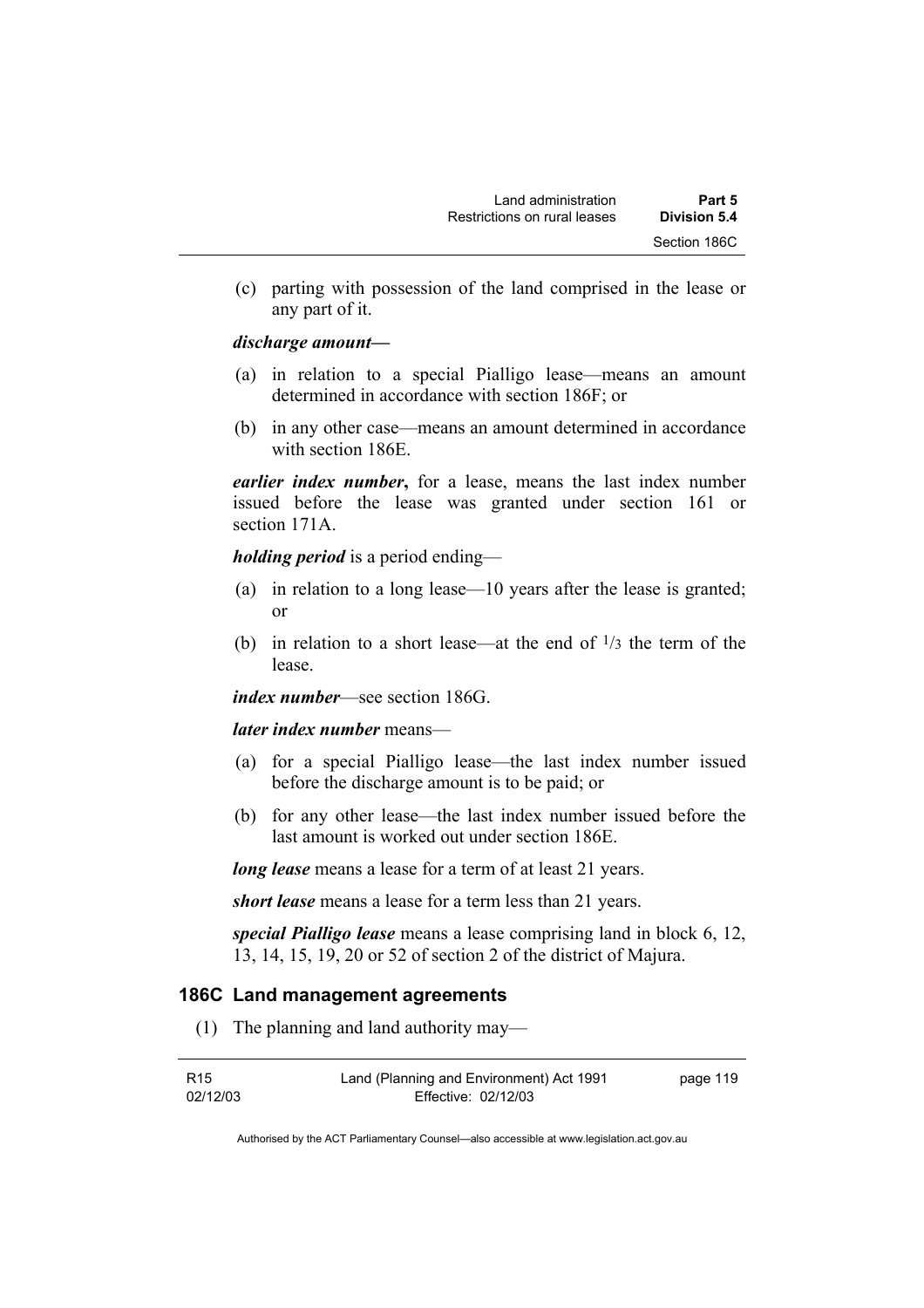(c) parting with possession of the land comprised in the lease or any part of it.

***discharge amount*****—**

(a) in relation to a special Pialligo lease—means an amount determined in accordance with section 186F; or

(b) in any other case—means an amount determined in accordance with section 186E.

***earlier index number*****,** for a lease, means the last index number issued before the lease was granted under section 161 or section 171A.

***holding period*** is a period ending—

(a) in relation to a long lease—10 years after the lease is granted; or

(b) in relation to a short lease—at the end of $^{1}/_{3}$ the term of the lease.

***index number***—see section 186G.

***later index number*** means—

(a) for a special Pialligo lease—the last index number issued before the discharge amount is to be paid; or

(b) for any other lease—the last index number issued before the last amount is worked out under section 186E.

***long lease*** means a lease for a term of at least 21 years.

***short lease*** means a lease for a term less than 21 years.

***special Pialligo lease*** means a lease comprising land in block 6, 12, 13, 14, 15, 19, 20 or 52 of section 2 of the district of Majura.

## 186C Land management agreements

(1) The planning and land authority may—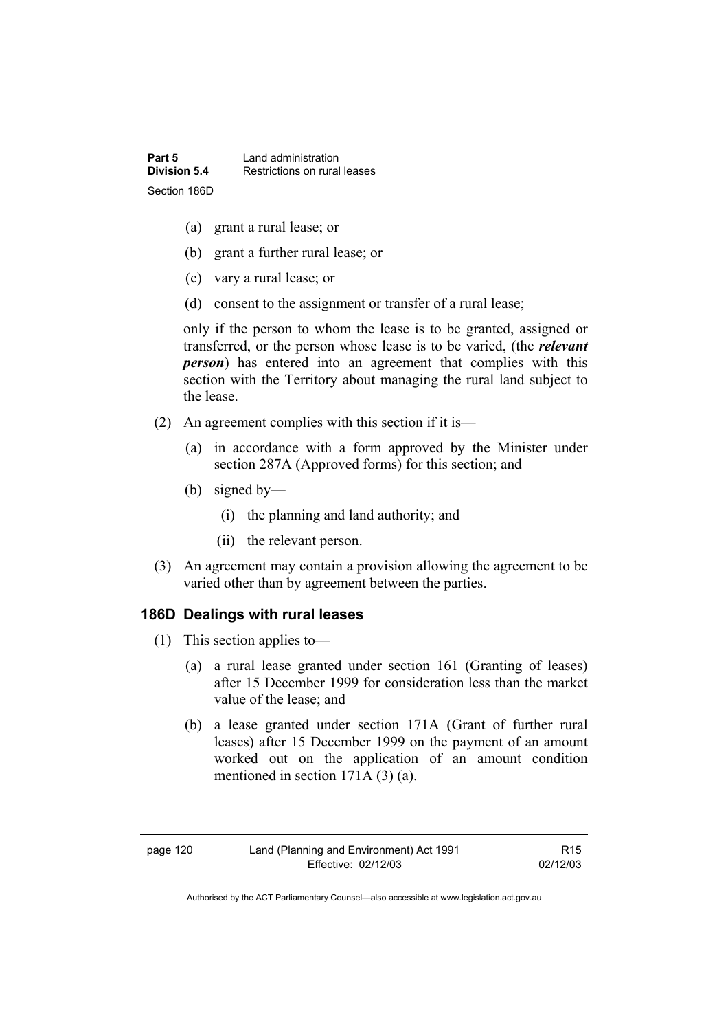(a) grant a rural lease; or

(b) grant a further rural lease; or

(c) vary a rural lease; or

(d) consent to the assignment or transfer of a rural lease;

only if the person to whom the lease is to be granted, assigned or transferred, or the person whose lease is to be varied, (the ***relevant person***) has entered into an agreement that complies with this section with the Territory about managing the rural land subject to the lease.

(2) An agreement complies with this section if it is—

(a) in accordance with a form approved by the Minister under section 287A (Approved forms) for this section; and

(b) signed by—

(i) the planning and land authority; and

(ii) the relevant person.

(3) An agreement may contain a provision allowing the agreement to be varied other than by agreement between the parties.

### 186D Dealings with rural leases

(1) This section applies to—

(a) a rural lease granted under section 161 (Granting of leases) after 15 December 1999 for consideration less than the market value of the lease; and

(b) a lease granted under section 171A (Grant of further rural leases) after 15 December 1999 on the payment of an amount worked out on the application of an amount condition mentioned in section 171A (3) (a).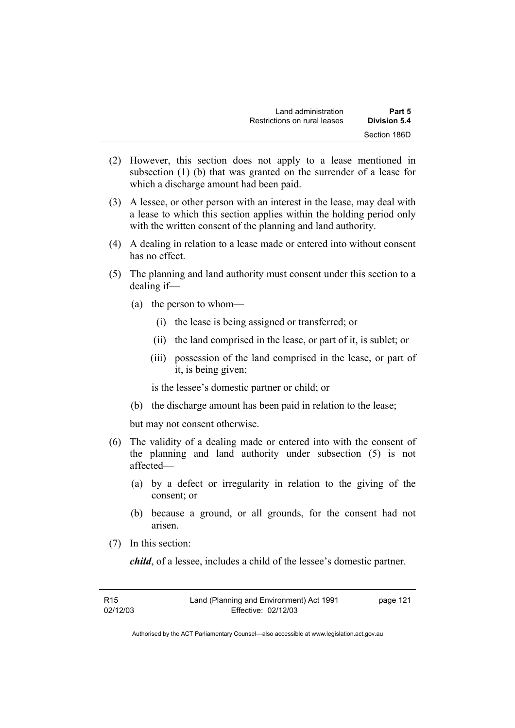(2) However, this section does not apply to a lease mentioned in subsection (1) (b) that was granted on the surrender of a lease for which a discharge amount had been paid.

(3) A lessee, or other person with an interest in the lease, may deal with a lease to which this section applies within the holding period only with the written consent of the planning and land authority.

(4) A dealing in relation to a lease made or entered into without consent has no effect.

(5) The planning and land authority must consent under this section to a dealing if—

   (a) the person to whom—

      (i) the lease is being assigned or transferred; or

      (ii) the land comprised in the lease, or part of it, is sublet; or

      (iii) possession of the land comprised in the lease, or part of it, is being given;

   is the lessee's domestic partner or child; or

   (b) the discharge amount has been paid in relation to the lease;

   but may not consent otherwise.

(6) The validity of a dealing made or entered into with the consent of the planning and land authority under subsection (5) is not affected—

   (a) by a defect or irregularity in relation to the giving of the consent; or

   (b) because a ground, or all grounds, for the consent had not arisen.

(7) In this section:

   ***child***, of a lessee, includes a child of the lessee's domestic partner.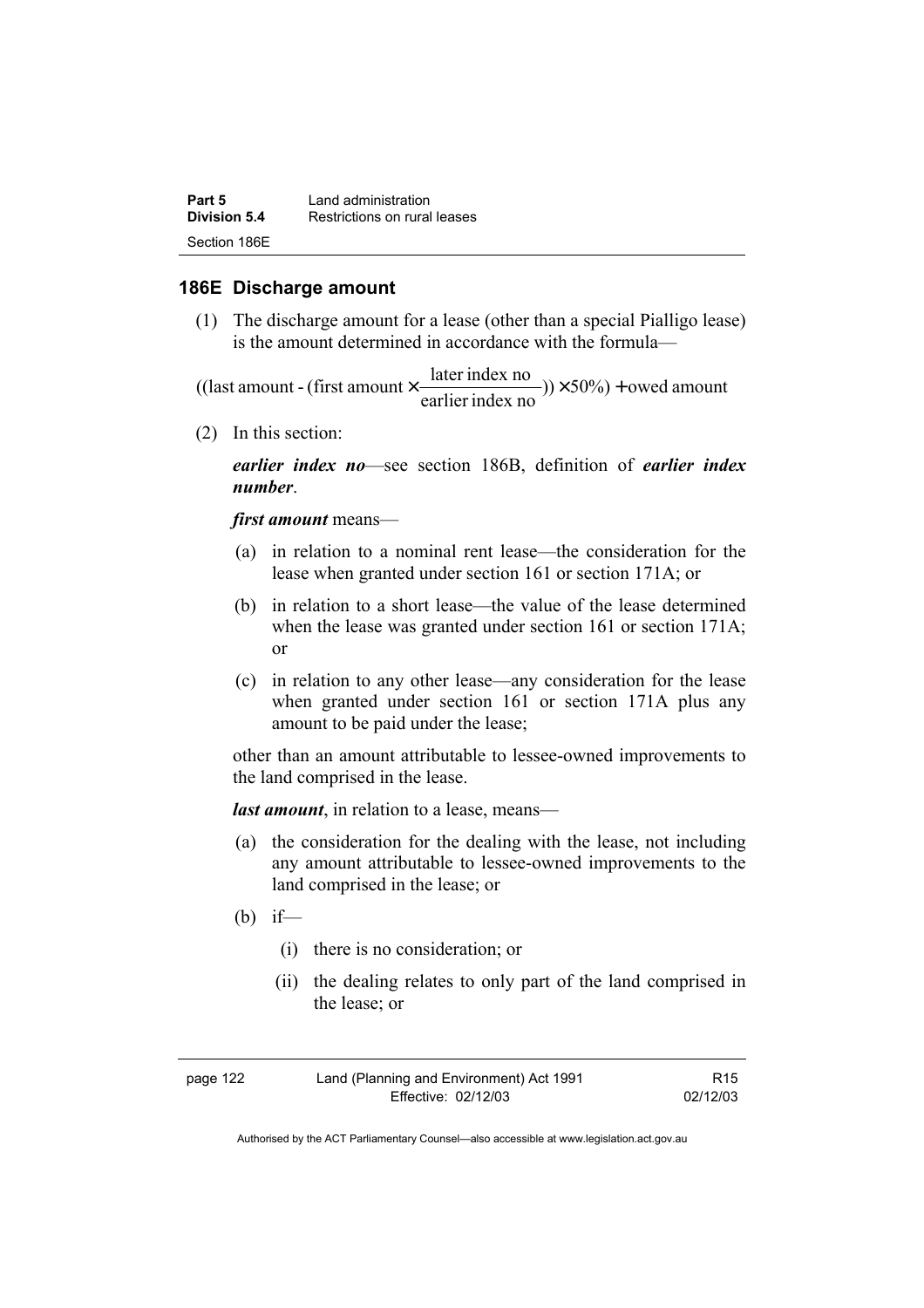## 186E Discharge amount

(1) The discharge amount for a lease (other than a special Pialligo lease) is the amount determined in accordance with the formula—

$$((\text{last amount} - (\text{first amount} \times \frac{\text{later index no}}{\text{earlier index no}})) \times 50\%) + \text{owed amount}$$

(2) In this section:

***earlier index no***—see section 186B, definition of ***earlier index number***.

***first amount*** means—

(a) in relation to a nominal rent lease—the consideration for the lease when granted under section 161 or section 171A; or

(b) in relation to a short lease—the value of the lease determined when the lease was granted under section 161 or section 171A; or

(c) in relation to any other lease—any consideration for the lease when granted under section 161 or section 171A plus any amount to be paid under the lease;

other than an amount attributable to lessee-owned improvements to the land comprised in the lease.

***last amount***, in relation to a lease, means—

(a) the consideration for the dealing with the lease, not including any amount attributable to lessee-owned improvements to the land comprised in the lease; or

(b) if—

(i) there is no consideration; or

(ii) the dealing relates to only part of the land comprised in the lease; or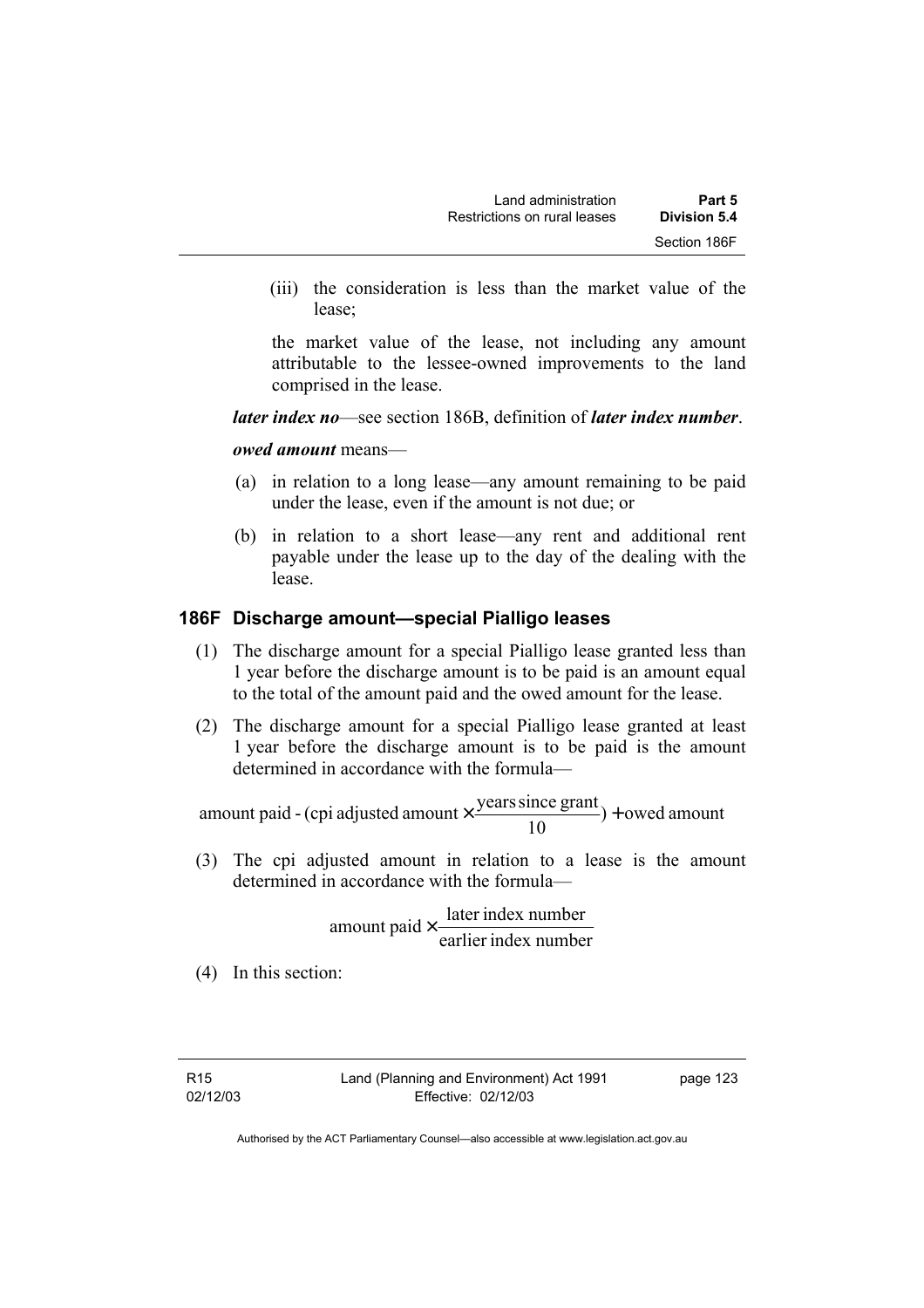(iii) the consideration is less than the market value of the lease;

the market value of the lease, not including any amount attributable to the lessee-owned improvements to the land comprised in the lease.

***later index no***—see section 186B, definition of ***later index number***.

***owed amount*** means—

(a) in relation to a long lease—any amount remaining to be paid under the lease, even if the amount is not due; or

(b) in relation to a short lease—any rent and additional rent payable under the lease up to the day of the dealing with the lease.

### 186F Discharge amount—special Pialligo leases

(1) The discharge amount for a special Pialligo lease granted less than 1 year before the discharge amount is to be paid is an amount equal to the total of the amount paid and the owed amount for the lease.

(2) The discharge amount for a special Pialligo lease granted at least 1 year before the discharge amount is to be paid is the amount determined in accordance with the formula—

$$\text{amount paid - (cpi adjusted amount} \times \frac{\text{years since grant}}{10}) + \text{owed amount}$$

(3) The cpi adjusted amount in relation to a lease is the amount determined in accordance with the formula—

$$\text{amount paid} \times \frac{\text{later index number}}{\text{earlier index number}}$$

(4) In this section: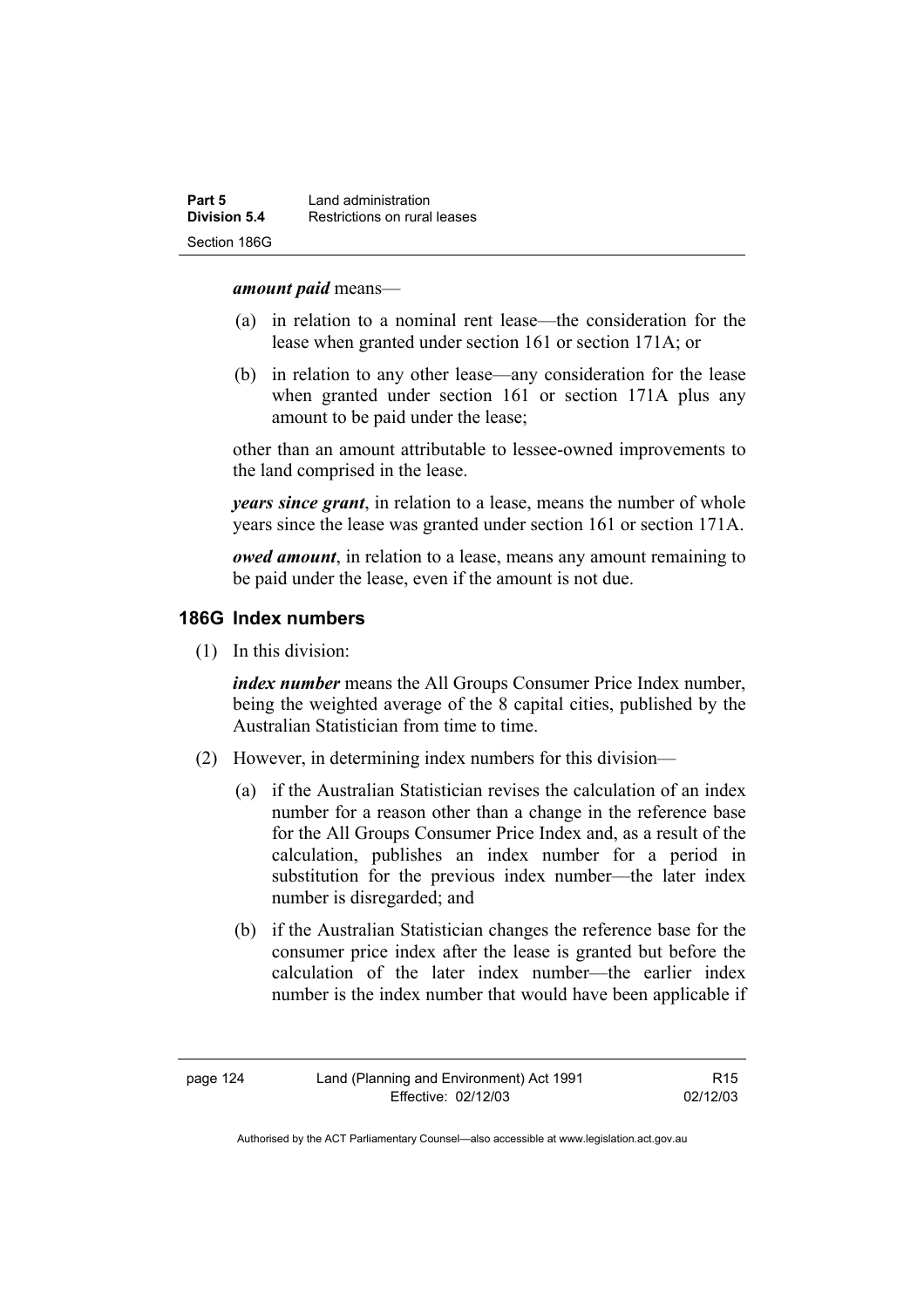***amount paid*** means—

(a) in relation to a nominal rent lease—the consideration for the lease when granted under section 161 or section 171A; or

(b) in relation to any other lease—any consideration for the lease when granted under section 161 or section 171A plus any amount to be paid under the lease;

other than an amount attributable to lessee-owned improvements to the land comprised in the lease.

***years since grant***, in relation to a lease, means the number of whole years since the lease was granted under section 161 or section 171A.

***owed amount***, in relation to a lease, means any amount remaining to be paid under the lease, even if the amount is not due.

### 186G Index numbers

(1) In this division:

***index number*** means the All Groups Consumer Price Index number, being the weighted average of the 8 capital cities, published by the Australian Statistician from time to time.

(2) However, in determining index numbers for this division—

(a) if the Australian Statistician revises the calculation of an index number for a reason other than a change in the reference base for the All Groups Consumer Price Index and, as a result of the calculation, publishes an index number for a period in substitution for the previous index number—the later index number is disregarded; and

(b) if the Australian Statistician changes the reference base for the consumer price index after the lease is granted but before the calculation of the later index number—the earlier index number is the index number that would have been applicable if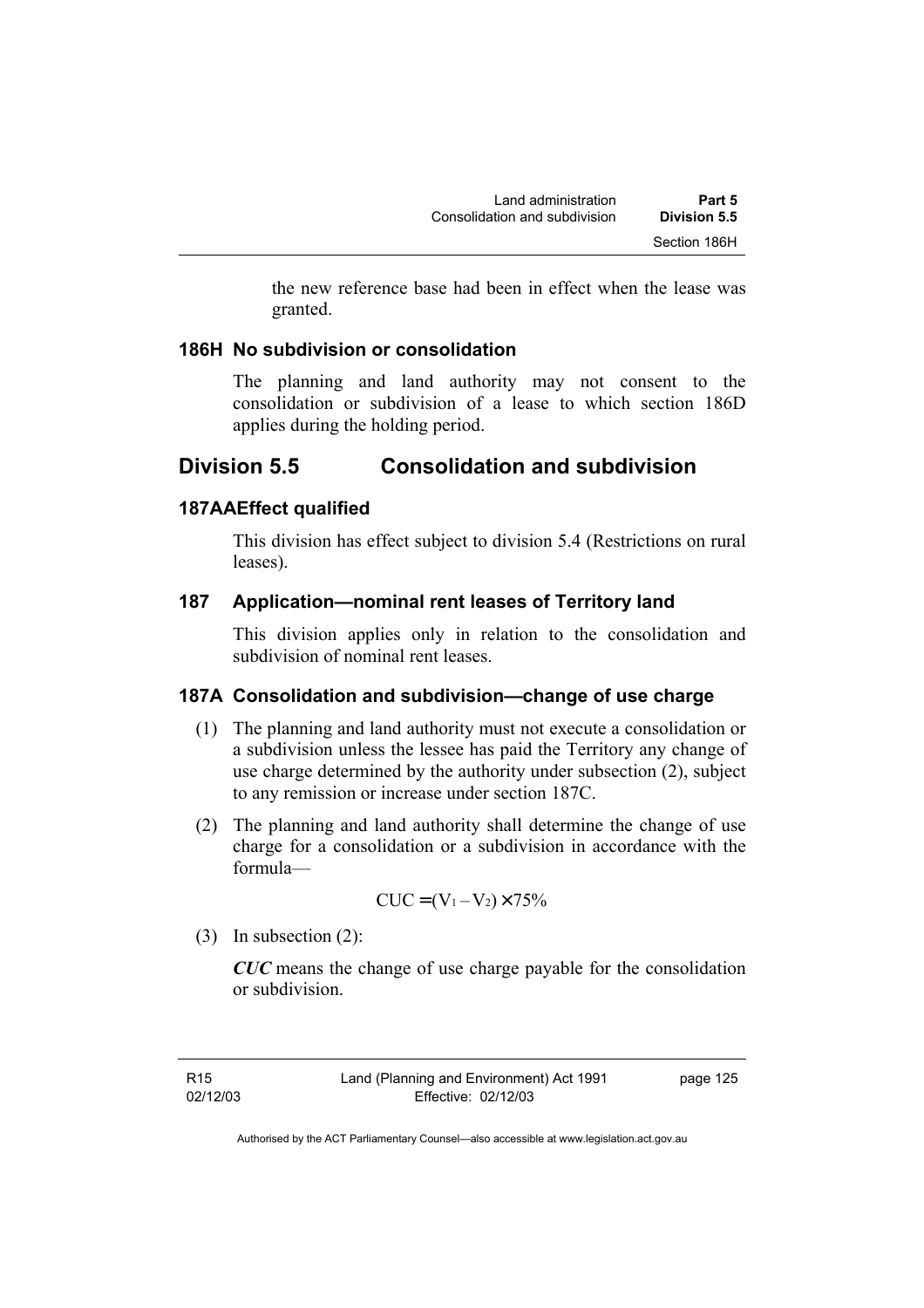the new reference base had been in effect when the lease was granted.

### 186H No subdivision or consolidation

The planning and land authority may not consent to the consolidation or subdivision of a lease to which section 186D applies during the holding period.

## Division 5.5 Consolidation and subdivision

### 187AA Effect qualified

This division has effect subject to division 5.4 (Restrictions on rural leases).

### 187 Application—nominal rent leases of Territory land

This division applies only in relation to the consolidation and subdivision of nominal rent leases.

### 187A Consolidation and subdivision—change of use charge

(1) The planning and land authority must not execute a consolidation or a subdivision unless the lessee has paid the Territory any change of use charge determined by the authority under subsection (2), subject to any remission or increase under section 187C.

(2) The planning and land authority shall determine the change of use charge for a consolidation or a subdivision in accordance with the formula—

$$CUC = (V_1 - V_2) \times 75\%$$

(3) In subsection (2):

***CUC*** means the change of use charge payable for the consolidation or subdivision.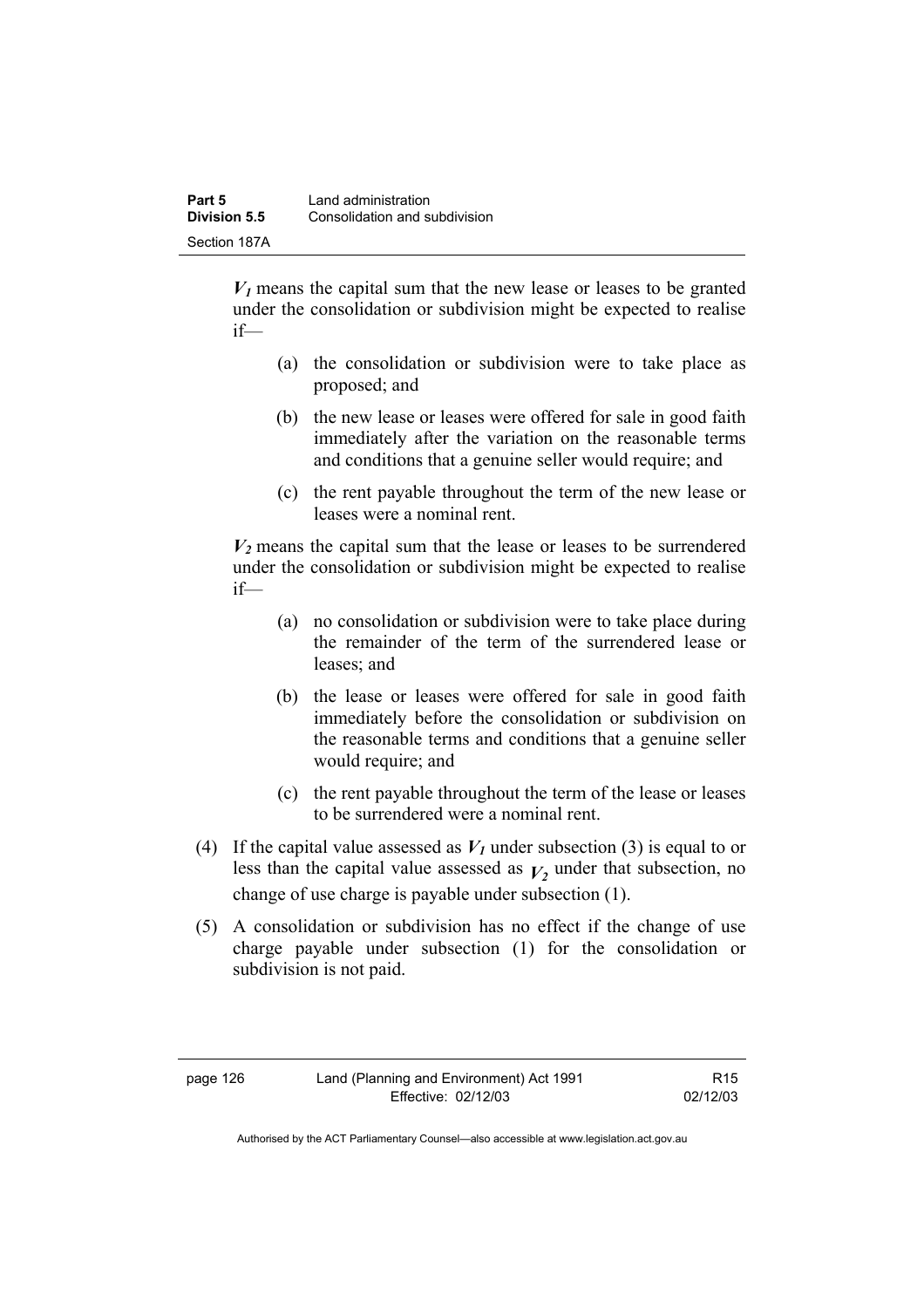$V_1$ means the capital sum that the new lease or leases to be granted under the consolidation or subdivision might be expected to realise if—

(a) the consolidation or subdivision were to take place as proposed; and

(b) the new lease or leases were offered for sale in good faith immediately after the variation on the reasonable terms and conditions that a genuine seller would require; and

(c) the rent payable throughout the term of the new lease or leases were a nominal rent.

$V_2$ means the capital sum that the lease or leases to be surrendered under the consolidation or subdivision might be expected to realise if—

(a) no consolidation or subdivision were to take place during the remainder of the term of the surrendered lease or leases; and

(b) the lease or leases were offered for sale in good faith immediately before the consolidation or subdivision on the reasonable terms and conditions that a genuine seller would require; and

(c) the rent payable throughout the term of the lease or leases to be surrendered were a nominal rent.

(4) If the capital value assessed as $V_1$ under subsection (3) is equal to or less than the capital value assessed as $V_2$ under that subsection, no change of use charge is payable under subsection (1).

(5) A consolidation or subdivision has no effect if the change of use charge payable under subsection (1) for the consolidation or subdivision is not paid.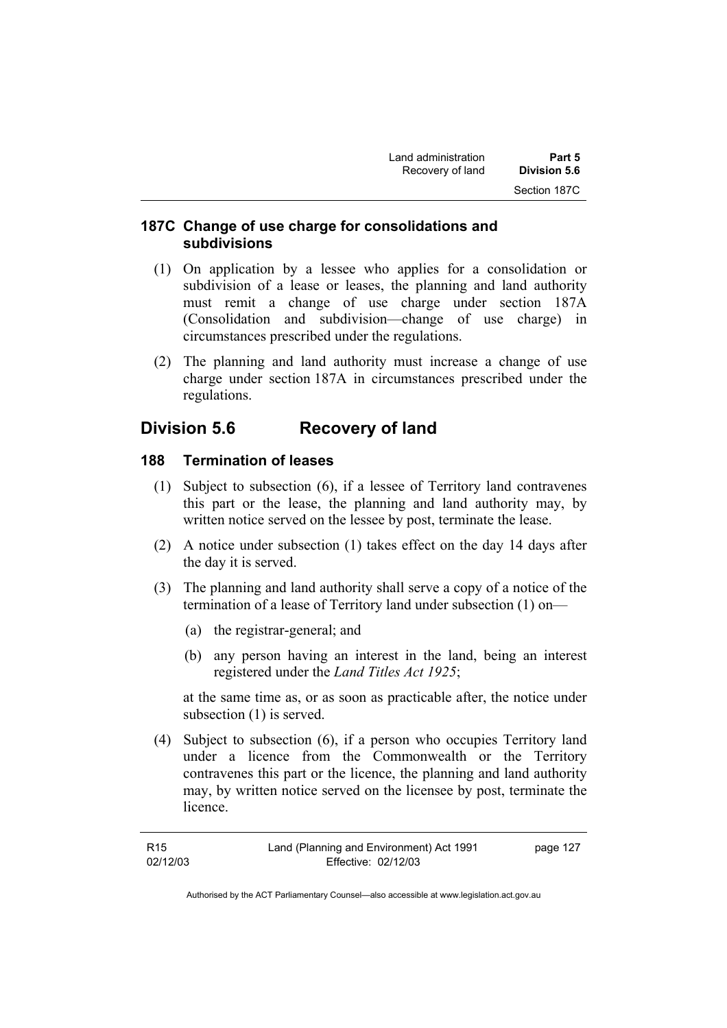### 187C Change of use charge for consolidations and subdivisions

(1) On application by a lessee who applies for a consolidation or subdivision of a lease or leases, the planning and land authority must remit a change of use charge under section 187A (Consolidation and subdivision—change of use charge) in circumstances prescribed under the regulations.

(2) The planning and land authority must increase a change of use charge under section 187A in circumstances prescribed under the regulations.

## Division 5.6 Recovery of land

### 188 Termination of leases

(1) Subject to subsection (6), if a lessee of Territory land contravenes this part or the lease, the planning and land authority may, by written notice served on the lessee by post, terminate the lease.

(2) A notice under subsection (1) takes effect on the day 14 days after the day it is served.

(3) The planning and land authority shall serve a copy of a notice of the termination of a lease of Territory land under subsection (1) on—

(a) the registrar-general; and

(b) any person having an interest in the land, being an interest registered under the *Land Titles Act 1925*;

at the same time as, or as soon as practicable after, the notice under subsection (1) is served.

(4) Subject to subsection (6), if a person who occupies Territory land under a licence from the Commonwealth or the Territory contravenes this part or the licence, the planning and land authority may, by written notice served on the licensee by post, terminate the licence.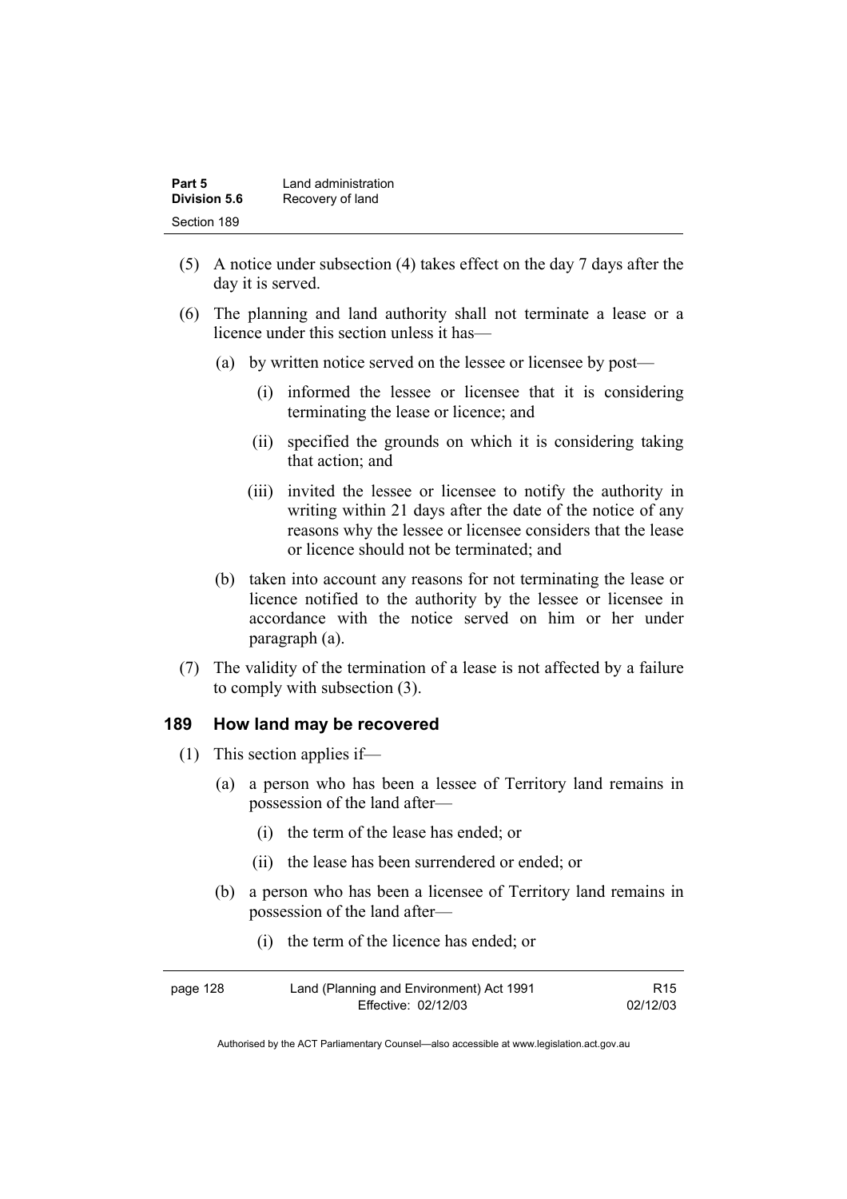(5) A notice under subsection (4) takes effect on the day 7 days after the day it is served.

(6) The planning and land authority shall not terminate a lease or a licence under this section unless it has—

   (a) by written notice served on the lessee or licensee by post—

      (i) informed the lessee or licensee that it is considering terminating the lease or licence; and

      (ii) specified the grounds on which it is considering taking that action; and

      (iii) invited the lessee or licensee to notify the authority in writing within 21 days after the date of the notice of any reasons why the lessee or licensee considers that the lease or licence should not be terminated; and

   (b) taken into account any reasons for not terminating the lease or licence notified to the authority by the lessee or licensee in accordance with the notice served on him or her under paragraph (a).

(7) The validity of the termination of a lease is not affected by a failure to comply with subsection (3).

## 189 How land may be recovered

(1) This section applies if—

   (a) a person who has been a lessee of Territory land remains in possession of the land after—

      (i) the term of the lease has ended; or

      (ii) the lease has been surrendered or ended; or

   (b) a person who has been a licensee of Territory land remains in possession of the land after—

      (i) the term of the licence has ended; or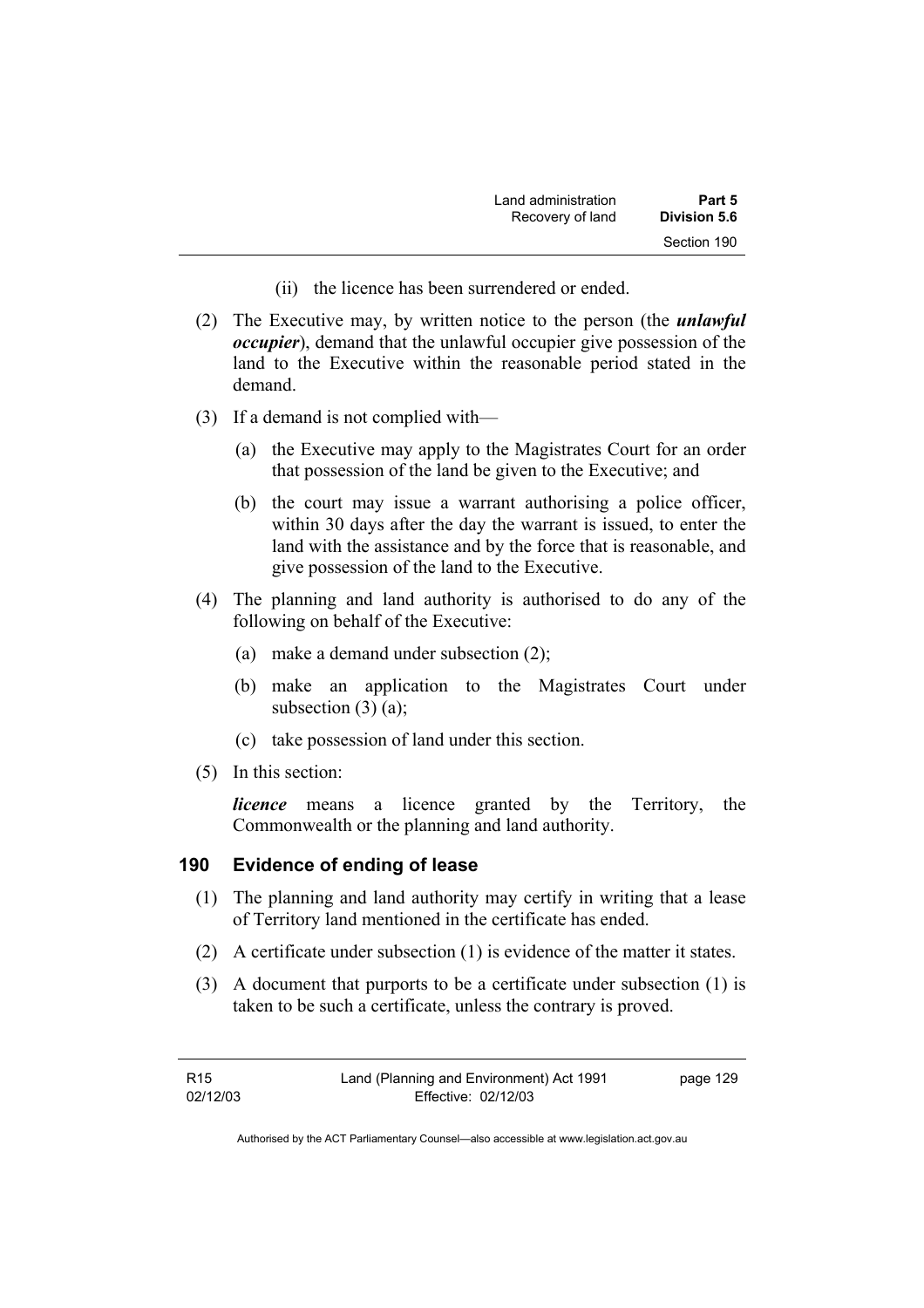(ii) the licence has been surrendered or ended.

(2) The Executive may, by written notice to the person (the ***unlawful occupier***), demand that the unlawful occupier give possession of the land to the Executive within the reasonable period stated in the demand.

(3) If a demand is not complied with—

(a) the Executive may apply to the Magistrates Court for an order that possession of the land be given to the Executive; and

(b) the court may issue a warrant authorising a police officer, within 30 days after the day the warrant is issued, to enter the land with the assistance and by the force that is reasonable, and give possession of the land to the Executive.

(4) The planning and land authority is authorised to do any of the following on behalf of the Executive:

(a) make a demand under subsection (2);

(b) make an application to the Magistrates Court under subsection (3) (a);

(c) take possession of land under this section.

(5) In this section:

***licence*** means a licence granted by the Territory, the Commonwealth or the planning and land authority.

### 190 Evidence of ending of lease

(1) The planning and land authority may certify in writing that a lease of Territory land mentioned in the certificate has ended.

(2) A certificate under subsection (1) is evidence of the matter it states.

(3) A document that purports to be a certificate under subsection (1) is taken to be such a certificate, unless the contrary is proved.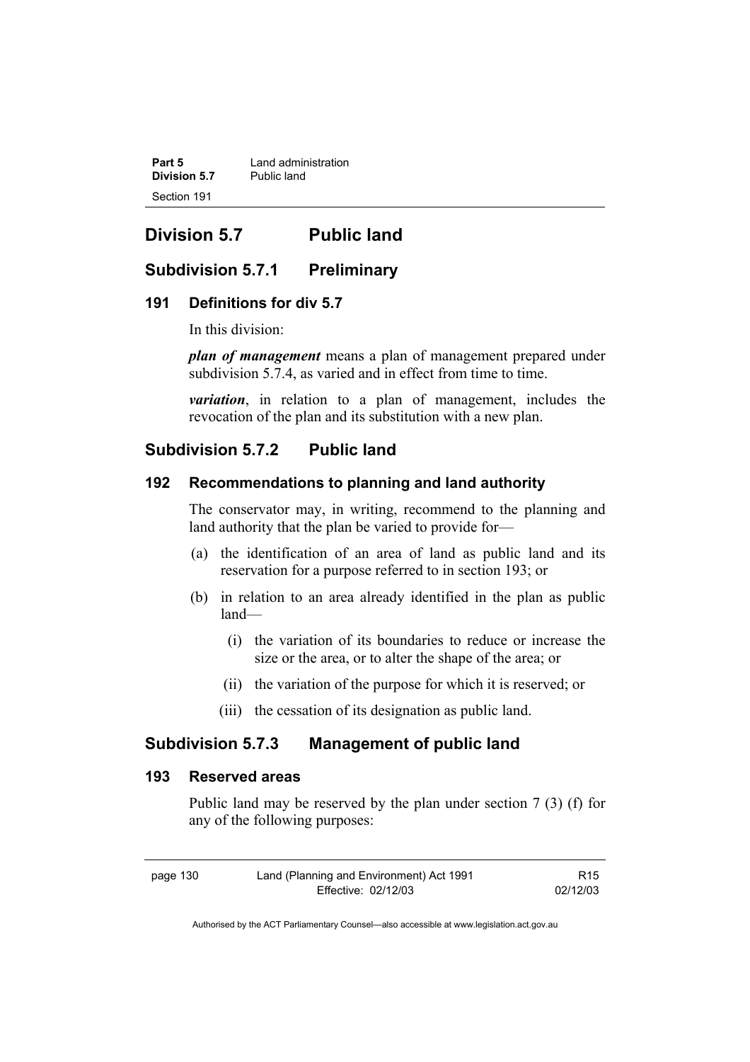# Division 5.7 Public land

## Subdivision 5.7.1 Preliminary

### 191 Definitions for div 5.7

In this division:

***plan of management*** means a plan of management prepared under subdivision 5.7.4, as varied and in effect from time to time.

***variation***, in relation to a plan of management, includes the revocation of the plan and its substitution with a new plan.

## Subdivision 5.7.2 Public land

### 192 Recommendations to planning and land authority

The conservator may, in writing, recommend to the planning and land authority that the plan be varied to provide for—

(a) the identification of an area of land as public land and its reservation for a purpose referred to in section 193; or

(b) in relation to an area already identified in the plan as public land—

(i) the variation of its boundaries to reduce or increase the size or the area, or to alter the shape of the area; or

(ii) the variation of the purpose for which it is reserved; or

(iii) the cessation of its designation as public land.

## Subdivision 5.7.3 Management of public land

### 193 Reserved areas

Public land may be reserved by the plan under section 7 (3) (f) for any of the following purposes: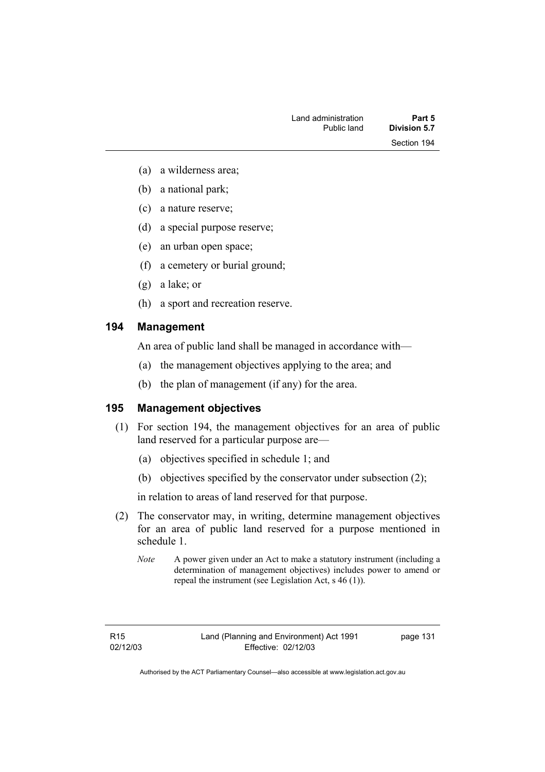(a) a wilderness area;

(b) a national park;

(c) a nature reserve;

(d) a special purpose reserve;

(e) an urban open space;

(f) a cemetery or burial ground;

(g) a lake; or

(h) a sport and recreation reserve.

## 194 Management

An area of public land shall be managed in accordance with—

(a) the management objectives applying to the area; and

(b) the plan of management (if any) for the area.

## 195 Management objectives

(1) For section 194, the management objectives for an area of public land reserved for a particular purpose are—

(a) objectives specified in schedule 1; and

(b) objectives specified by the conservator under subsection (2);

in relation to areas of land reserved for that purpose.

(2) The conservator may, in writing, determine management objectives for an area of public land reserved for a purpose mentioned in schedule 1.

*Note* A power given under an Act to make a statutory instrument (including a determination of management objectives) includes power to amend or repeal the instrument (see Legislation Act, s 46 (1)).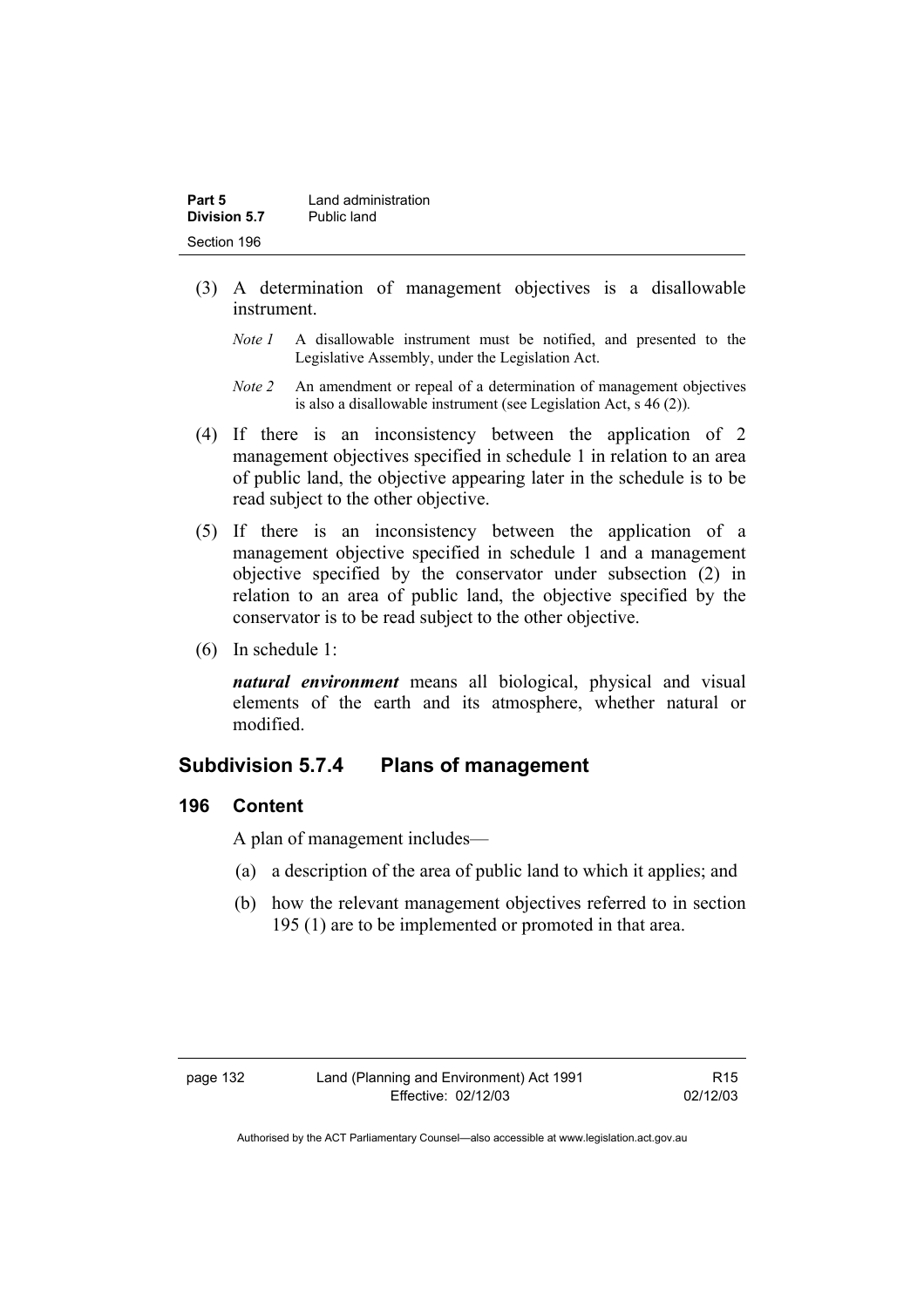(3) A determination of management objectives is a disallowable instrument.

*Note 1* A disallowable instrument must be notified, and presented to the Legislative Assembly, under the Legislation Act.

*Note 2* An amendment or repeal of a determination of management objectives is also a disallowable instrument (see Legislation Act, s 46 (2)).

(4) If there is an inconsistency between the application of 2 management objectives specified in schedule 1 in relation to an area of public land, the objective appearing later in the schedule is to be read subject to the other objective.

(5) If there is an inconsistency between the application of a management objective specified in schedule 1 and a management objective specified by the conservator under subsection (2) in relation to an area of public land, the objective specified by the conservator is to be read subject to the other objective.

(6) In schedule 1:

***natural environment*** means all biological, physical and visual elements of the earth and its atmosphere, whether natural or modified.

## Subdivision 5.7.4 Plans of management

### 196 Content

A plan of management includes—

(a) a description of the area of public land to which it applies; and

(b) how the relevant management objectives referred to in section 195 (1) are to be implemented or promoted in that area.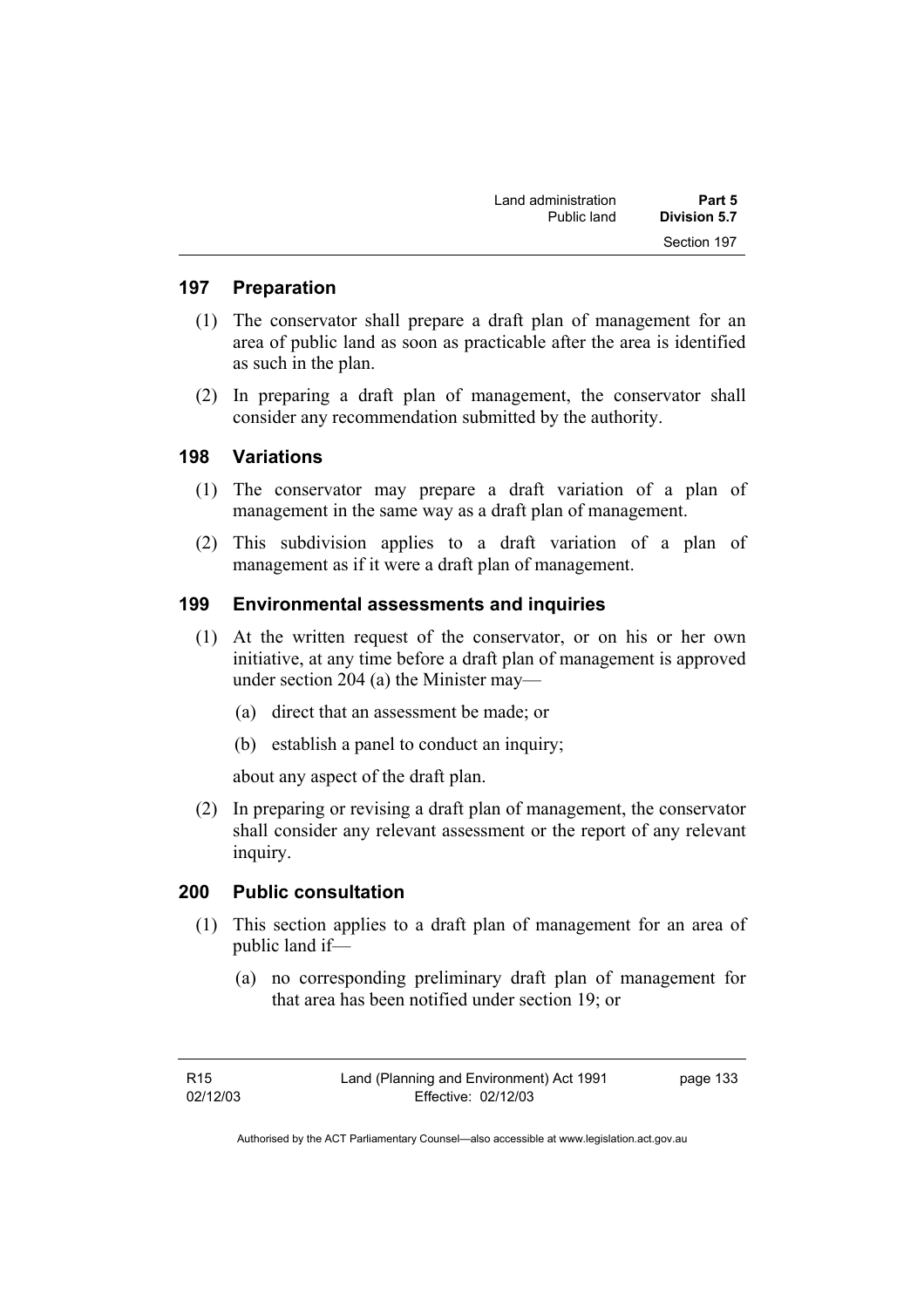## 197 Preparation

(1) The conservator shall prepare a draft plan of management for an area of public land as soon as practicable after the area is identified as such in the plan.

(2) In preparing a draft plan of management, the conservator shall consider any recommendation submitted by the authority.

## 198 Variations

(1) The conservator may prepare a draft variation of a plan of management in the same way as a draft plan of management.

(2) This subdivision applies to a draft variation of a plan of management as if it were a draft plan of management.

## 199 Environmental assessments and inquiries

(1) At the written request of the conservator, or on his or her own initiative, at any time before a draft plan of management is approved under section 204 (a) the Minister may—

(a) direct that an assessment be made; or

(b) establish a panel to conduct an inquiry;

about any aspect of the draft plan.

(2) In preparing or revising a draft plan of management, the conservator shall consider any relevant assessment or the report of any relevant inquiry.

## 200 Public consultation

(1) This section applies to a draft plan of management for an area of public land if—

(a) no corresponding preliminary draft plan of management for that area has been notified under section 19; or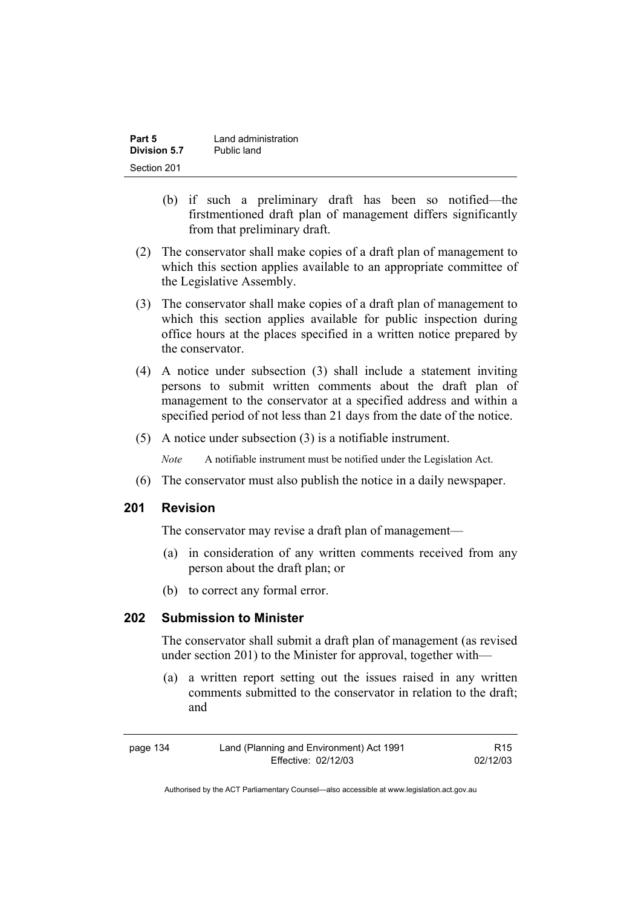(b) if such a preliminary draft has been so notified—the firstmentioned draft plan of management differs significantly from that preliminary draft.

(2) The conservator shall make copies of a draft plan of management to which this section applies available to an appropriate committee of the Legislative Assembly.

(3) The conservator shall make copies of a draft plan of management to which this section applies available for public inspection during office hours at the places specified in a written notice prepared by the conservator.

(4) A notice under subsection (3) shall include a statement inviting persons to submit written comments about the draft plan of management to the conservator at a specified address and within a specified period of not less than 21 days from the date of the notice.

(5) A notice under subsection (3) is a notifiable instrument.

*Note* A notifiable instrument must be notified under the Legislation Act.

(6) The conservator must also publish the notice in a daily newspaper.

## 201 Revision

The conservator may revise a draft plan of management—

(a) in consideration of any written comments received from any person about the draft plan; or

(b) to correct any formal error.

## 202 Submission to Minister

The conservator shall submit a draft plan of management (as revised under section 201) to the Minister for approval, together with—

(a) a written report setting out the issues raised in any written comments submitted to the conservator in relation to the draft; and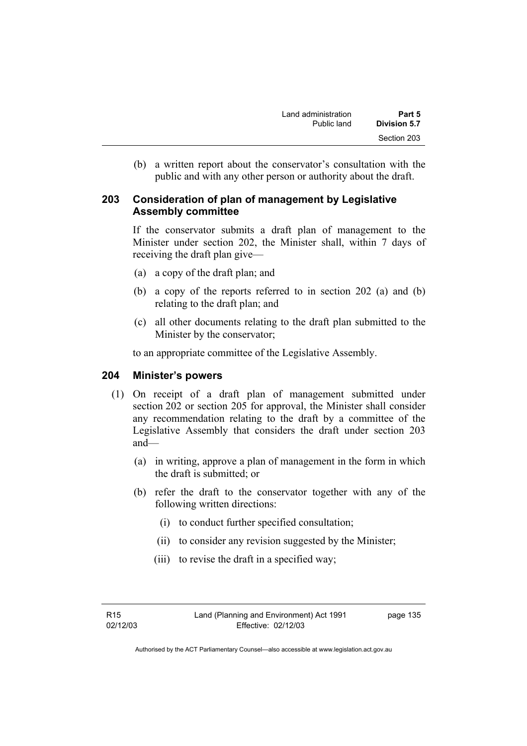(b) a written report about the conservator's consultation with the public and with any other person or authority about the draft.

## 203 Consideration of plan of management by Legislative Assembly committee

If the conservator submits a draft plan of management to the Minister under section 202, the Minister shall, within 7 days of receiving the draft plan give—

(a) a copy of the draft plan; and

(b) a copy of the reports referred to in section 202 (a) and (b) relating to the draft plan; and

(c) all other documents relating to the draft plan submitted to the Minister by the conservator;

to an appropriate committee of the Legislative Assembly.

## 204 Minister's powers

(1) On receipt of a draft plan of management submitted under section 202 or section 205 for approval, the Minister shall consider any recommendation relating to the draft by a committee of the Legislative Assembly that considers the draft under section 203 and—

(a) in writing, approve a plan of management in the form in which the draft is submitted; or

(b) refer the draft to the conservator together with any of the following written directions:

(i) to conduct further specified consultation;

(ii) to consider any revision suggested by the Minister;

(iii) to revise the draft in a specified way;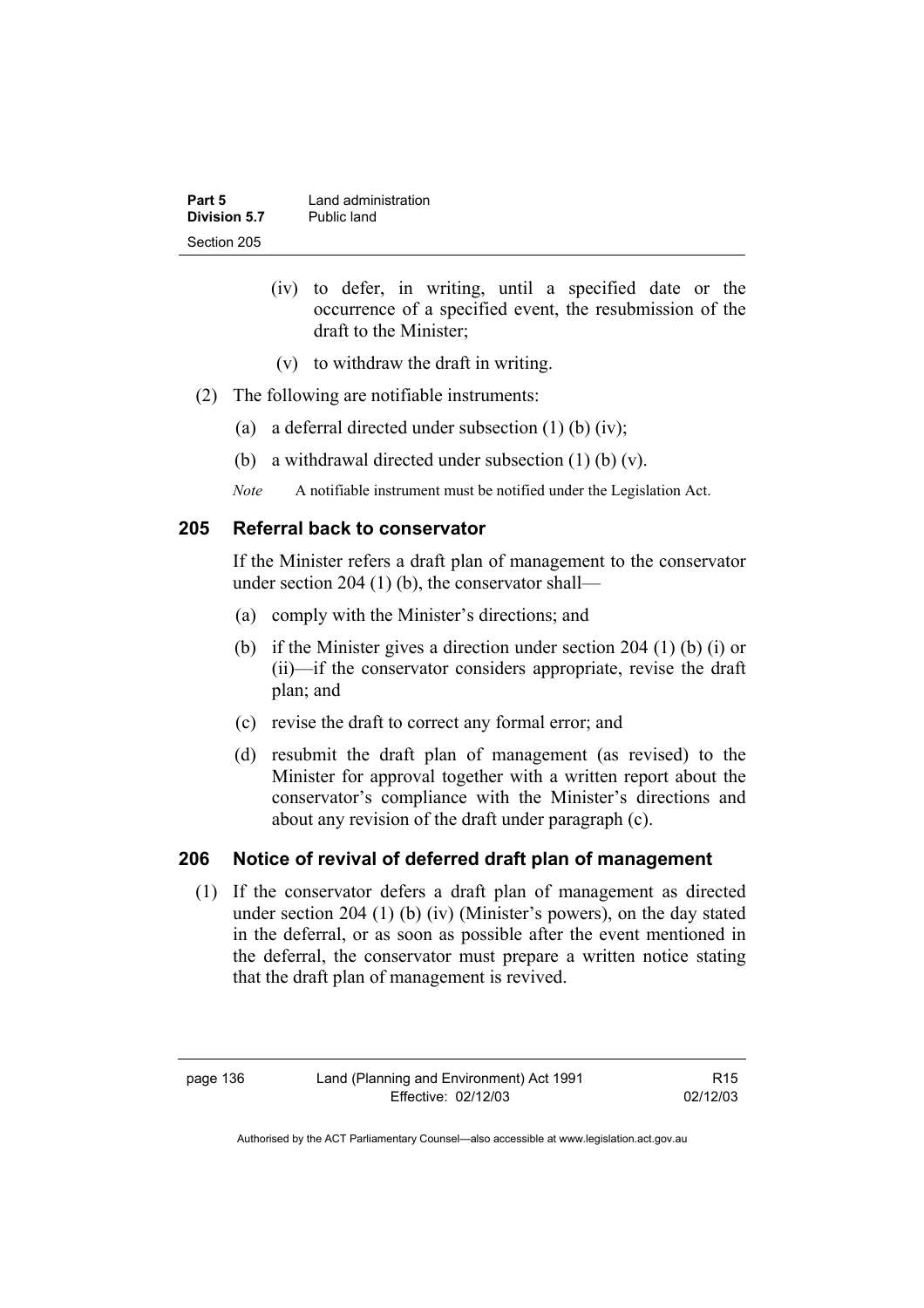- (iv) to defer, in writing, until a specified date or the occurrence of a specified event, the resubmission of the draft to the Minister;
- (v) to withdraw the draft in writing.

(2) The following are notifiable instruments:

- (a) a deferral directed under subsection (1) (b) (iv);
- (b) a withdrawal directed under subsection (1) (b) (v).

*Note* A notifiable instrument must be notified under the Legislation Act.

## 205 Referral back to conservator

If the Minister refers a draft plan of management to the conservator under section 204 (1) (b), the conservator shall—

- (a) comply with the Minister's directions; and
- (b) if the Minister gives a direction under section 204 (1) (b) (i) or (ii)—if the conservator considers appropriate, revise the draft plan; and
- (c) revise the draft to correct any formal error; and
- (d) resubmit the draft plan of management (as revised) to the Minister for approval together with a written report about the conservator's compliance with the Minister's directions and about any revision of the draft under paragraph (c).

## 206 Notice of revival of deferred draft plan of management

(1) If the conservator defers a draft plan of management as directed under section 204 (1) (b) (iv) (Minister's powers), on the day stated in the deferral, or as soon as possible after the event mentioned in the deferral, the conservator must prepare a written notice stating that the draft plan of management is revived.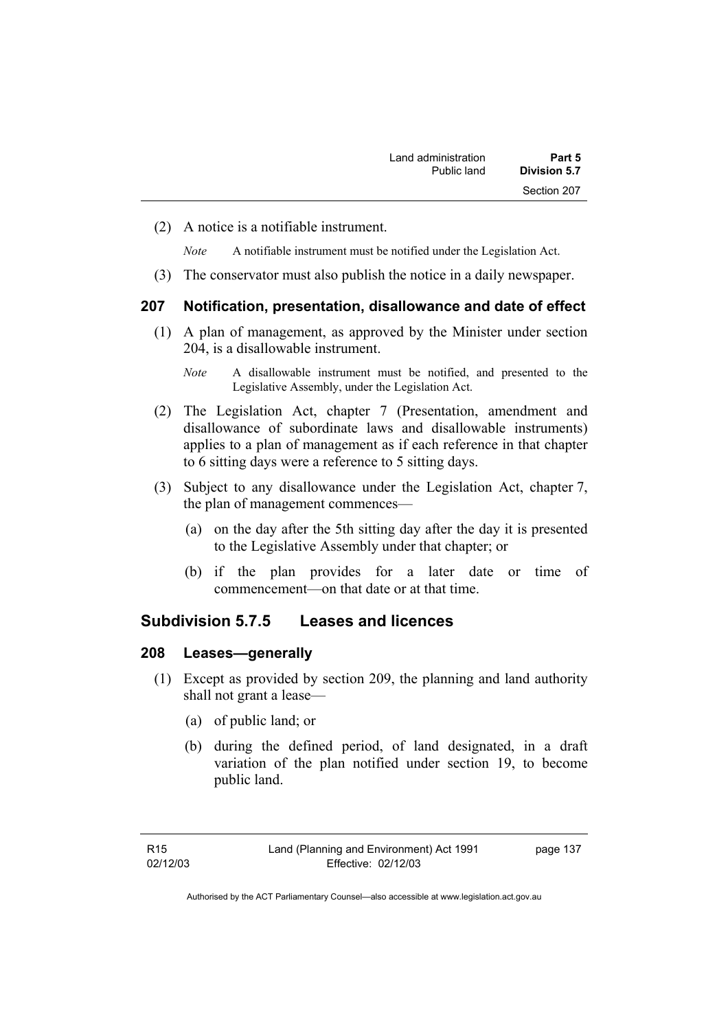(2) A notice is a notifiable instrument.

*Note* A notifiable instrument must be notified under the Legislation Act.

(3) The conservator must also publish the notice in a daily newspaper.

### 207 Notification, presentation, disallowance and date of effect

(1) A plan of management, as approved by the Minister under section 204, is a disallowable instrument.

*Note* A disallowable instrument must be notified, and presented to the Legislative Assembly, under the Legislation Act.

(2) The Legislation Act, chapter 7 (Presentation, amendment and disallowance of subordinate laws and disallowable instruments) applies to a plan of management as if each reference in that chapter to 6 sitting days were a reference to 5 sitting days.

(3) Subject to any disallowance under the Legislation Act, chapter 7, the plan of management commences—

(a) on the day after the 5th sitting day after the day it is presented to the Legislative Assembly under that chapter; or

(b) if the plan provides for a later date or time of commencement—on that date or at that time.

## Subdivision 5.7.5 Leases and licences

### 208 Leases—generally

(1) Except as provided by section 209, the planning and land authority shall not grant a lease—

(a) of public land; or

(b) during the defined period, of land designated, in a draft variation of the plan notified under section 19, to become public land.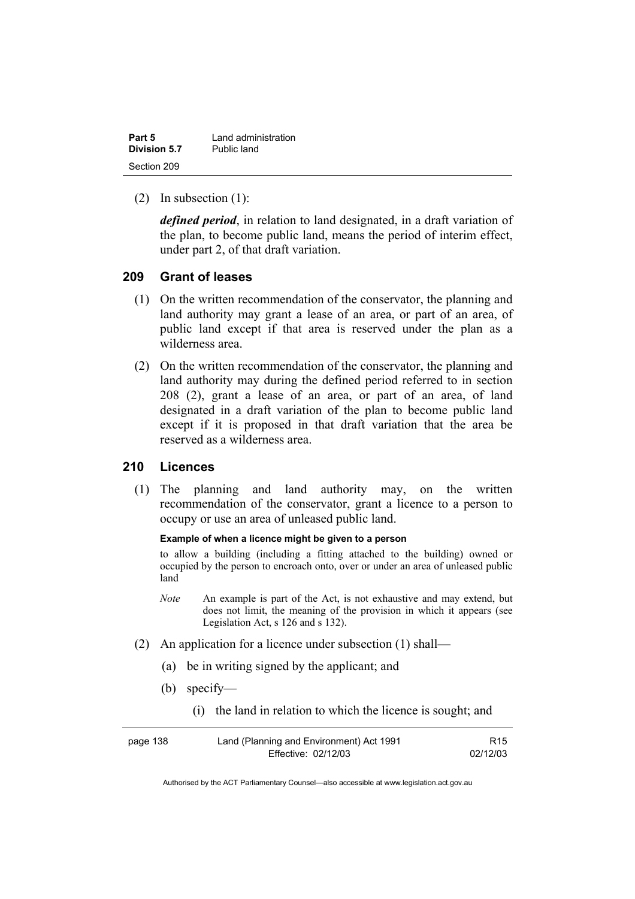(2) In subsection (1):

***defined period***, in relation to land designated, in a draft variation of the plan, to become public land, means the period of interim effect, under part 2, of that draft variation.

## 209 Grant of leases

(1) On the written recommendation of the conservator, the planning and land authority may grant a lease of an area, or part of an area, of public land except if that area is reserved under the plan as a wilderness area.

(2) On the written recommendation of the conservator, the planning and land authority may during the defined period referred to in section 208 (2), grant a lease of an area, or part of an area, of land designated in a draft variation of the plan to become public land except if it is proposed in that draft variation that the area be reserved as a wilderness area.

## 210 Licences

(1) The planning and land authority may, on the written recommendation of the conservator, grant a licence to a person to occupy or use an area of unleased public land.

**Example of when a licence might be given to a person**

to allow a building (including a fitting attached to the building) owned or occupied by the person to encroach onto, over or under an area of unleased public land

*Note* An example is part of the Act, is not exhaustive and may extend, but does not limit, the meaning of the provision in which it appears (see Legislation Act, s 126 and s 132).

(2) An application for a licence under subsection (1) shall—

(a) be in writing signed by the applicant; and

(b) specify—

(i) the land in relation to which the licence is sought; and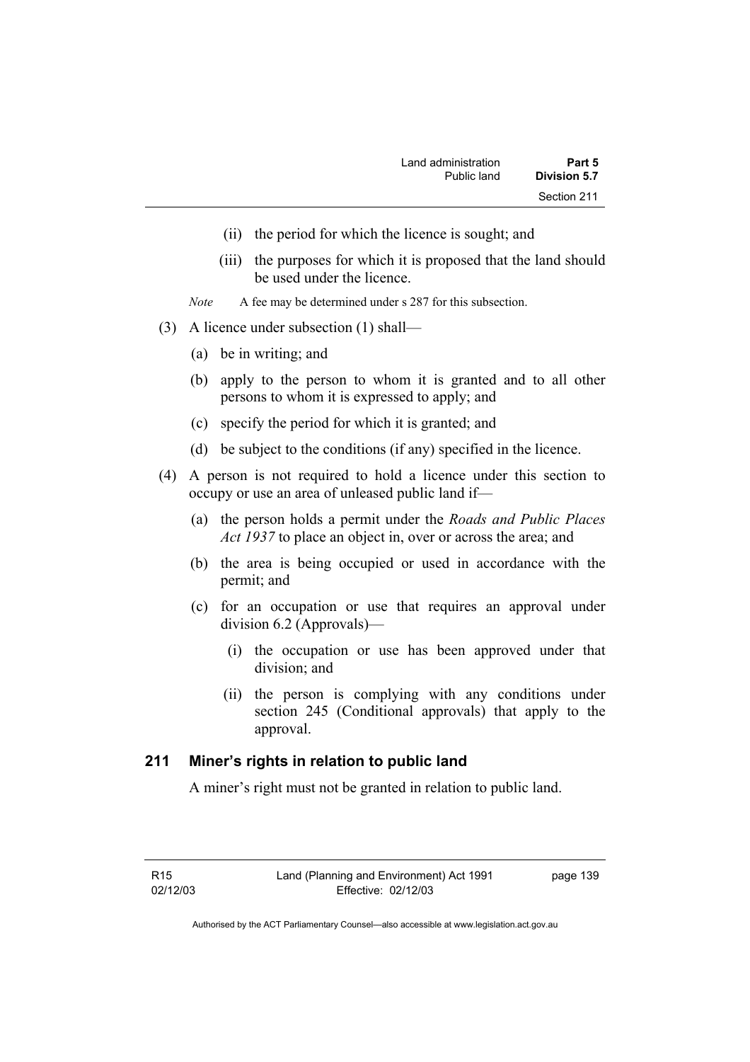(ii) the period for which the licence is sought; and

(iii) the purposes for which it is proposed that the land should be used under the licence.

*Note* A fee may be determined under s 287 for this subsection.

(3) A licence under subsection (1) shall—

(a) be in writing; and

(b) apply to the person to whom it is granted and to all other persons to whom it is expressed to apply; and

(c) specify the period for which it is granted; and

(d) be subject to the conditions (if any) specified in the licence.

(4) A person is not required to hold a licence under this section to occupy or use an area of unleased public land if—

(a) the person holds a permit under the *Roads and Public Places Act 1937* to place an object in, over or across the area; and

(b) the area is being occupied or used in accordance with the permit; and

(c) for an occupation or use that requires an approval under division 6.2 (Approvals)—

(i) the occupation or use has been approved under that division; and

(ii) the person is complying with any conditions under section 245 (Conditional approvals) that apply to the approval.

## 211 Miner's rights in relation to public land

A miner's right must not be granted in relation to public land.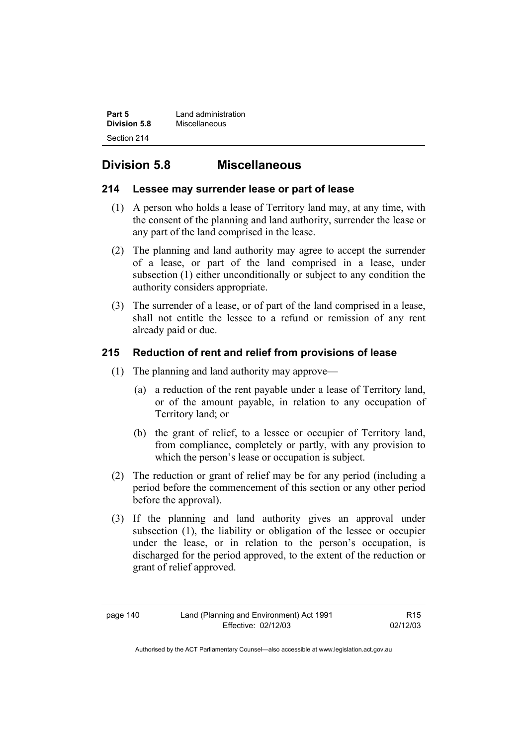## Division 5.8 Miscellaneous

### 214 Lessee may surrender lease or part of lease

(1) A person who holds a lease of Territory land may, at any time, with the consent of the planning and land authority, surrender the lease or any part of the land comprised in the lease.

(2) The planning and land authority may agree to accept the surrender of a lease, or part of the land comprised in a lease, under subsection (1) either unconditionally or subject to any condition the authority considers appropriate.

(3) The surrender of a lease, or of part of the land comprised in a lease, shall not entitle the lessee to a refund or remission of any rent already paid or due.

### 215 Reduction of rent and relief from provisions of lease

(1) The planning and land authority may approve—

- (a) a reduction of the rent payable under a lease of Territory land, or of the amount payable, in relation to any occupation of Territory land; or
- (b) the grant of relief, to a lessee or occupier of Territory land, from compliance, completely or partly, with any provision to which the person's lease or occupation is subject.

(2) The reduction or grant of relief may be for any period (including a period before the commencement of this section or any other period before the approval).

(3) If the planning and land authority gives an approval under subsection (1), the liability or obligation of the lessee or occupier under the lease, or in relation to the person's occupation, is discharged for the period approved, to the extent of the reduction or grant of relief approved.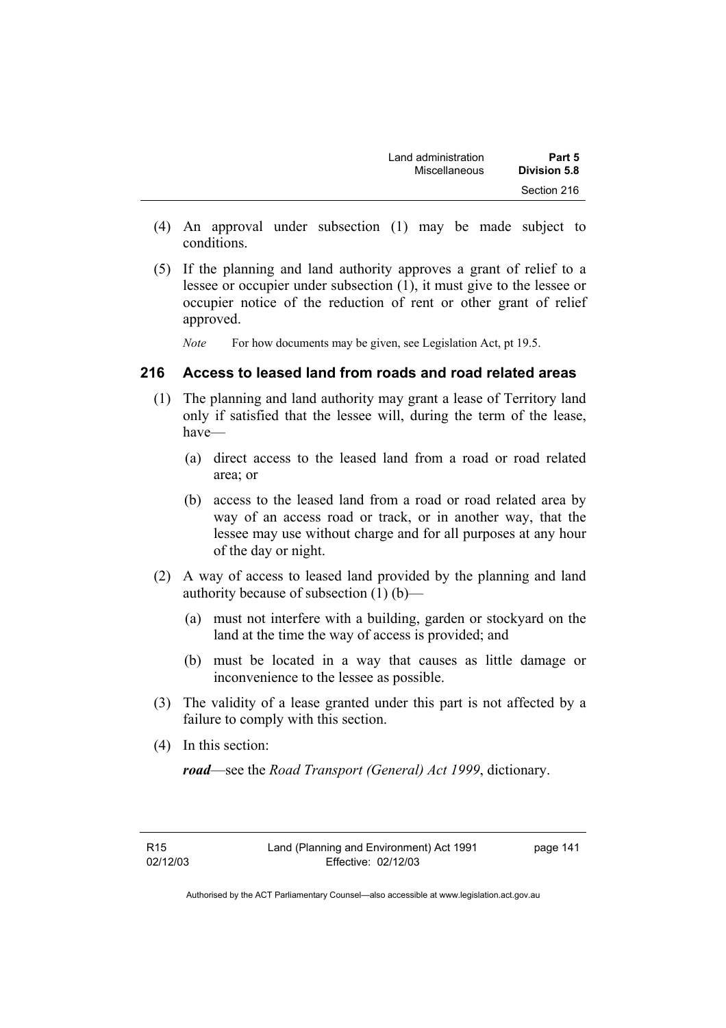(4) An approval under subsection (1) may be made subject to conditions.

(5) If the planning and land authority approves a grant of relief to a lessee or occupier under subsection (1), it must give to the lessee or occupier notice of the reduction of rent or other grant of relief approved.

*Note* For how documents may be given, see Legislation Act, pt 19.5.

## 216 Access to leased land from roads and road related areas

(1) The planning and land authority may grant a lease of Territory land only if satisfied that the lessee will, during the term of the lease, have—

(a) direct access to the leased land from a road or road related area; or

(b) access to the leased land from a road or road related area by way of an access road or track, or in another way, that the lessee may use without charge and for all purposes at any hour of the day or night.

(2) A way of access to leased land provided by the planning and land authority because of subsection (1) (b)—

(a) must not interfere with a building, garden or stockyard on the land at the time the way of access is provided; and

(b) must be located in a way that causes as little damage or inconvenience to the lessee as possible.

(3) The validity of a lease granted under this part is not affected by a failure to comply with this section.

(4) In this section:

***road***—see the *Road Transport (General) Act 1999*, dictionary.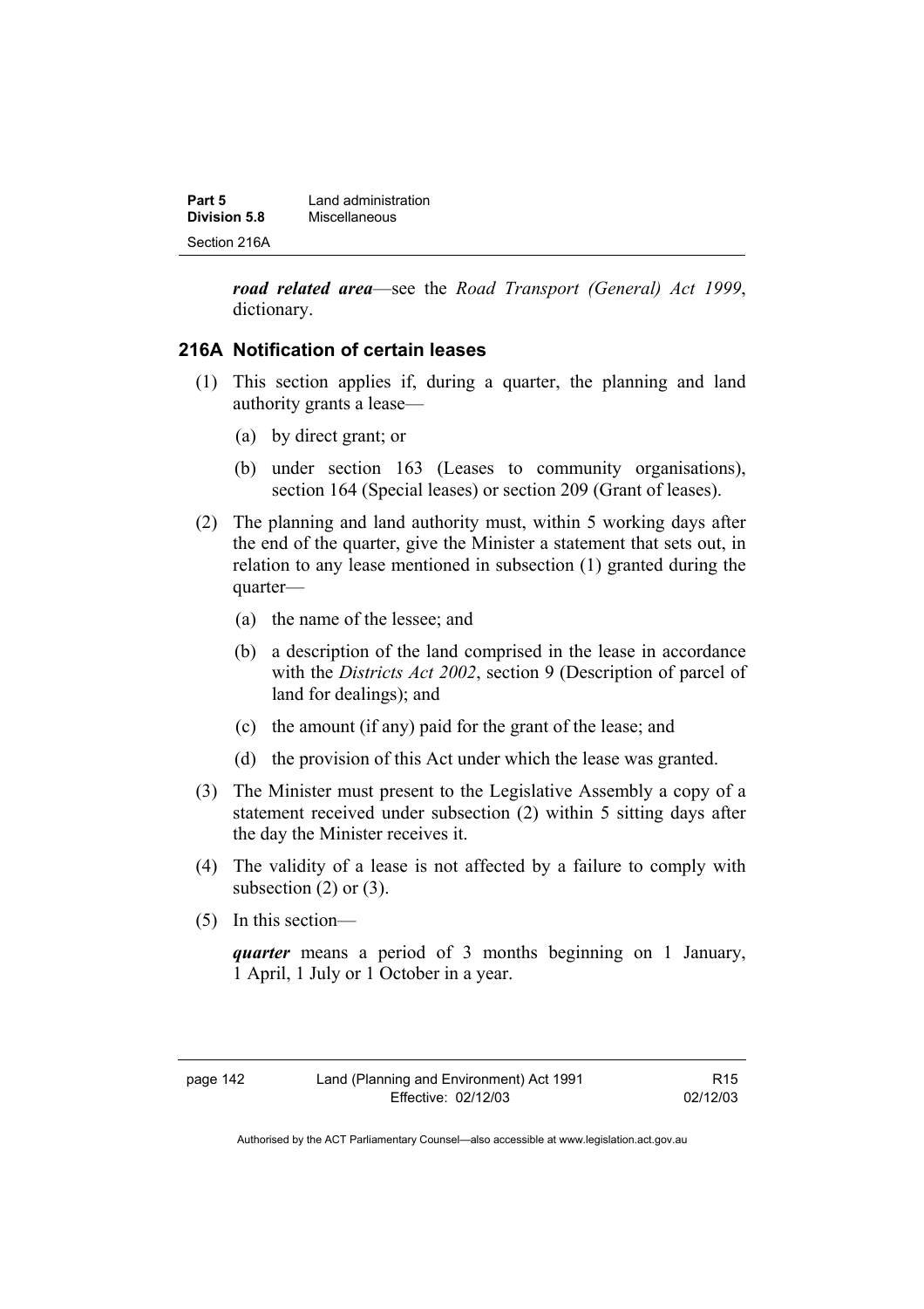***road related area***—see the *Road Transport (General) Act 1999*, dictionary.

### 216A Notification of certain leases

(1) This section applies if, during a quarter, the planning and land authority grants a lease—

  (a) by direct grant; or

  (b) under section 163 (Leases to community organisations), section 164 (Special leases) or section 209 (Grant of leases).

(2) The planning and land authority must, within 5 working days after the end of the quarter, give the Minister a statement that sets out, in relation to any lease mentioned in subsection (1) granted during the quarter—

  (a) the name of the lessee; and

  (b) a description of the land comprised in the lease in accordance with the *Districts Act 2002*, section 9 (Description of parcel of land for dealings); and

  (c) the amount (if any) paid for the grant of the lease; and

  (d) the provision of this Act under which the lease was granted.

(3) The Minister must present to the Legislative Assembly a copy of a statement received under subsection (2) within 5 sitting days after the day the Minister receives it.

(4) The validity of a lease is not affected by a failure to comply with subsection (2) or (3).

(5) In this section—

***quarter*** means a period of 3 months beginning on 1 January, 1 April, 1 July or 1 October in a year.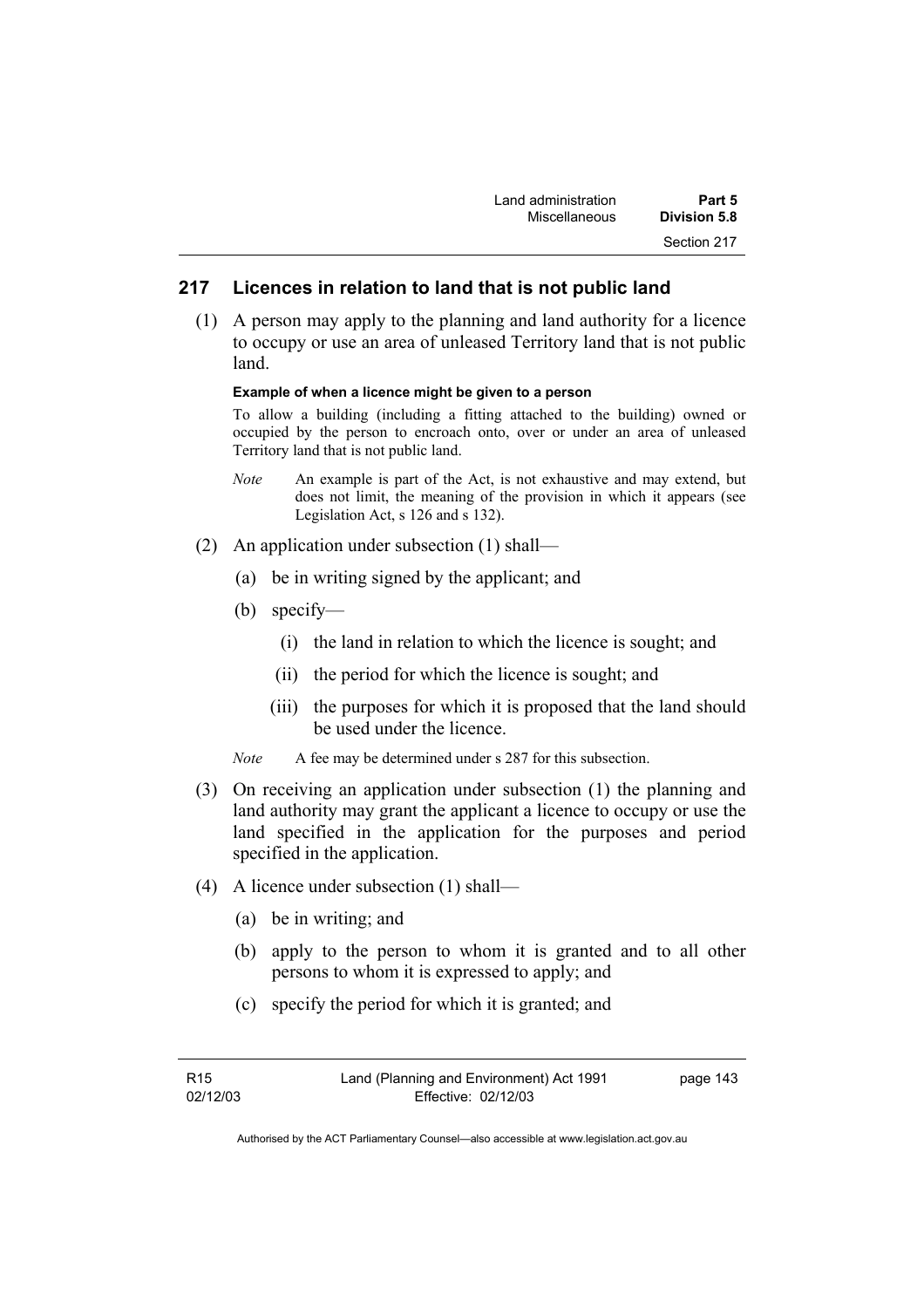## 217 Licences in relation to land that is not public land

(1) A person may apply to the planning and land authority for a licence to occupy or use an area of unleased Territory land that is not public land.

**Example of when a licence might be given to a person**

To allow a building (including a fitting attached to the building) owned or occupied by the person to encroach onto, over or under an area of unleased Territory land that is not public land.

*Note* An example is part of the Act, is not exhaustive and may extend, but does not limit, the meaning of the provision in which it appears (see Legislation Act, s 126 and s 132).

(2) An application under subsection (1) shall—

(a) be in writing signed by the applicant; and

(b) specify—

(i) the land in relation to which the licence is sought; and

(ii) the period for which the licence is sought; and

(iii) the purposes for which it is proposed that the land should be used under the licence.

*Note* A fee may be determined under s 287 for this subsection.

(3) On receiving an application under subsection (1) the planning and land authority may grant the applicant a licence to occupy or use the land specified in the application for the purposes and period specified in the application.

(4) A licence under subsection (1) shall—

(a) be in writing; and

(b) apply to the person to whom it is granted and to all other persons to whom it is expressed to apply; and

(c) specify the period for which it is granted; and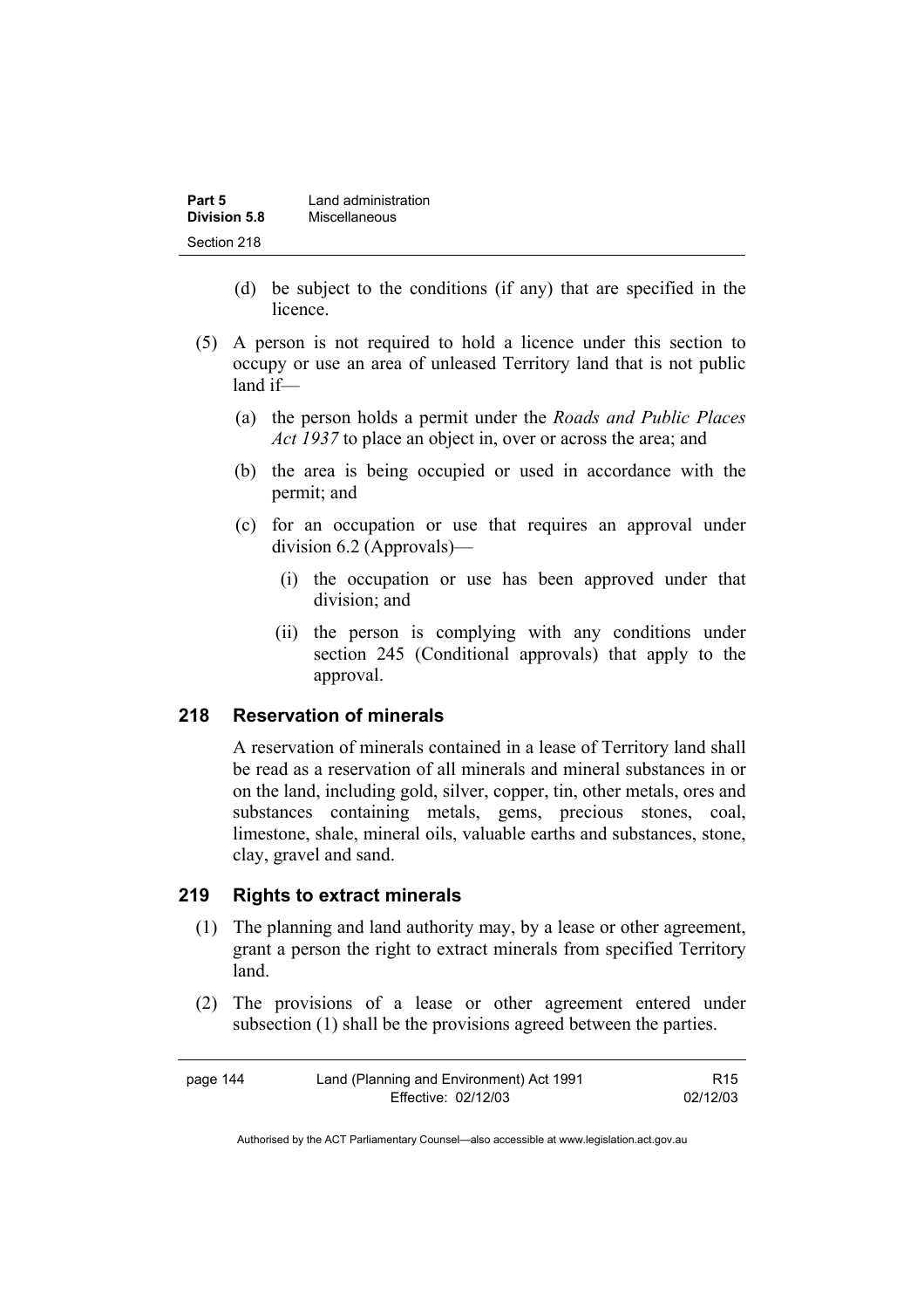(d) be subject to the conditions (if any) that are specified in the licence.

(5) A person is not required to hold a licence under this section to occupy or use an area of unleased Territory land that is not public land if—

(a) the person holds a permit under the *Roads and Public Places Act 1937* to place an object in, over or across the area; and

(b) the area is being occupied or used in accordance with the permit; and

(c) for an occupation or use that requires an approval under division 6.2 (Approvals)—

(i) the occupation or use has been approved under that division; and

(ii) the person is complying with any conditions under section 245 (Conditional approvals) that apply to the approval.

### 218 Reservation of minerals

A reservation of minerals contained in a lease of Territory land shall be read as a reservation of all minerals and mineral substances in or on the land, including gold, silver, copper, tin, other metals, ores and substances containing metals, gems, precious stones, coal, limestone, shale, mineral oils, valuable earths and substances, stone, clay, gravel and sand.

### 219 Rights to extract minerals

(1) The planning and land authority may, by a lease or other agreement, grant a person the right to extract minerals from specified Territory land.

(2) The provisions of a lease or other agreement entered under subsection (1) shall be the provisions agreed between the parties.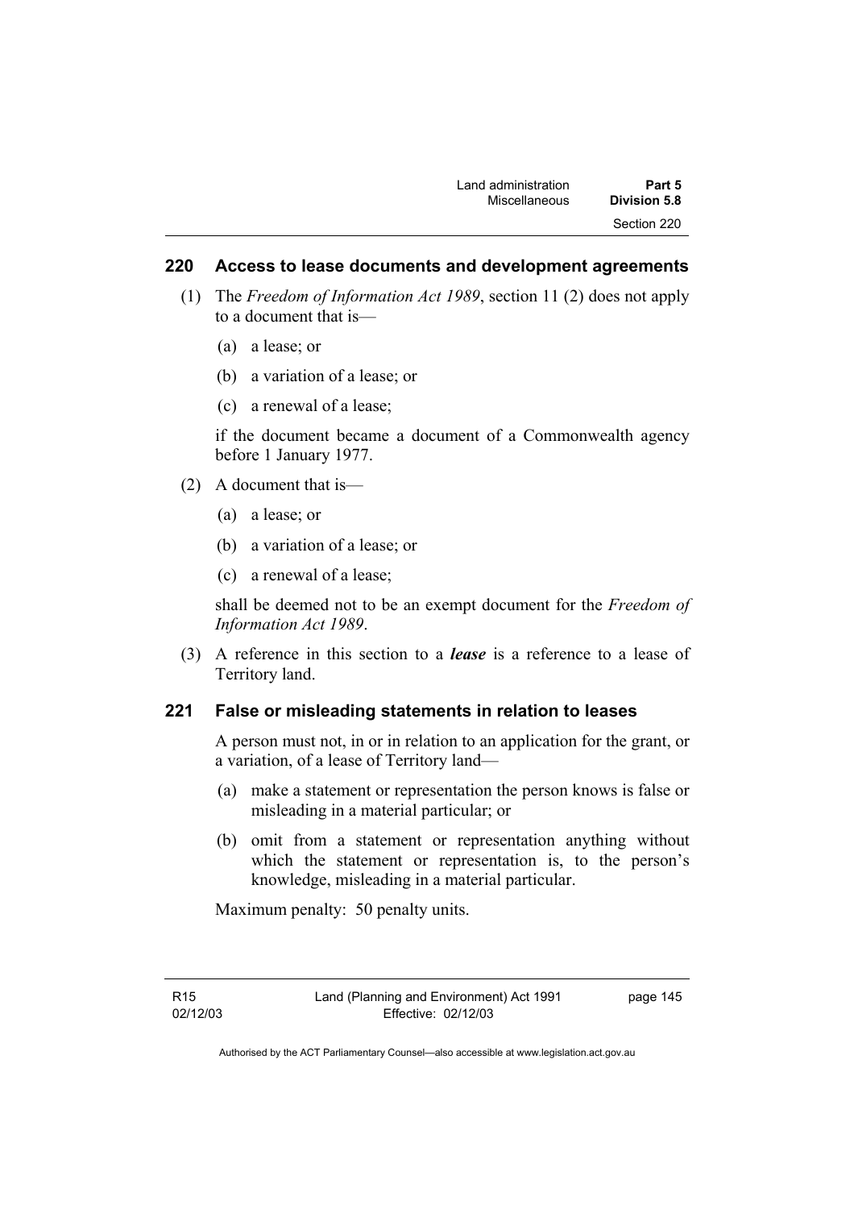## 220 Access to lease documents and development agreements

(1) The *Freedom of Information Act 1989*, section 11 (2) does not apply to a document that is—

(a) a lease; or

(b) a variation of a lease; or

(c) a renewal of a lease;

if the document became a document of a Commonwealth agency before 1 January 1977.

(2) A document that is—

(a) a lease; or

(b) a variation of a lease; or

(c) a renewal of a lease;

shall be deemed not to be an exempt document for the *Freedom of Information Act 1989*.

(3) A reference in this section to a ***lease*** is a reference to a lease of Territory land.

## 221 False or misleading statements in relation to leases

A person must not, in or in relation to an application for the grant, or a variation, of a lease of Territory land—

(a) make a statement or representation the person knows is false or misleading in a material particular; or

(b) omit from a statement or representation anything without which the statement or representation is, to the person's knowledge, misleading in a material particular.

Maximum penalty: 50 penalty units.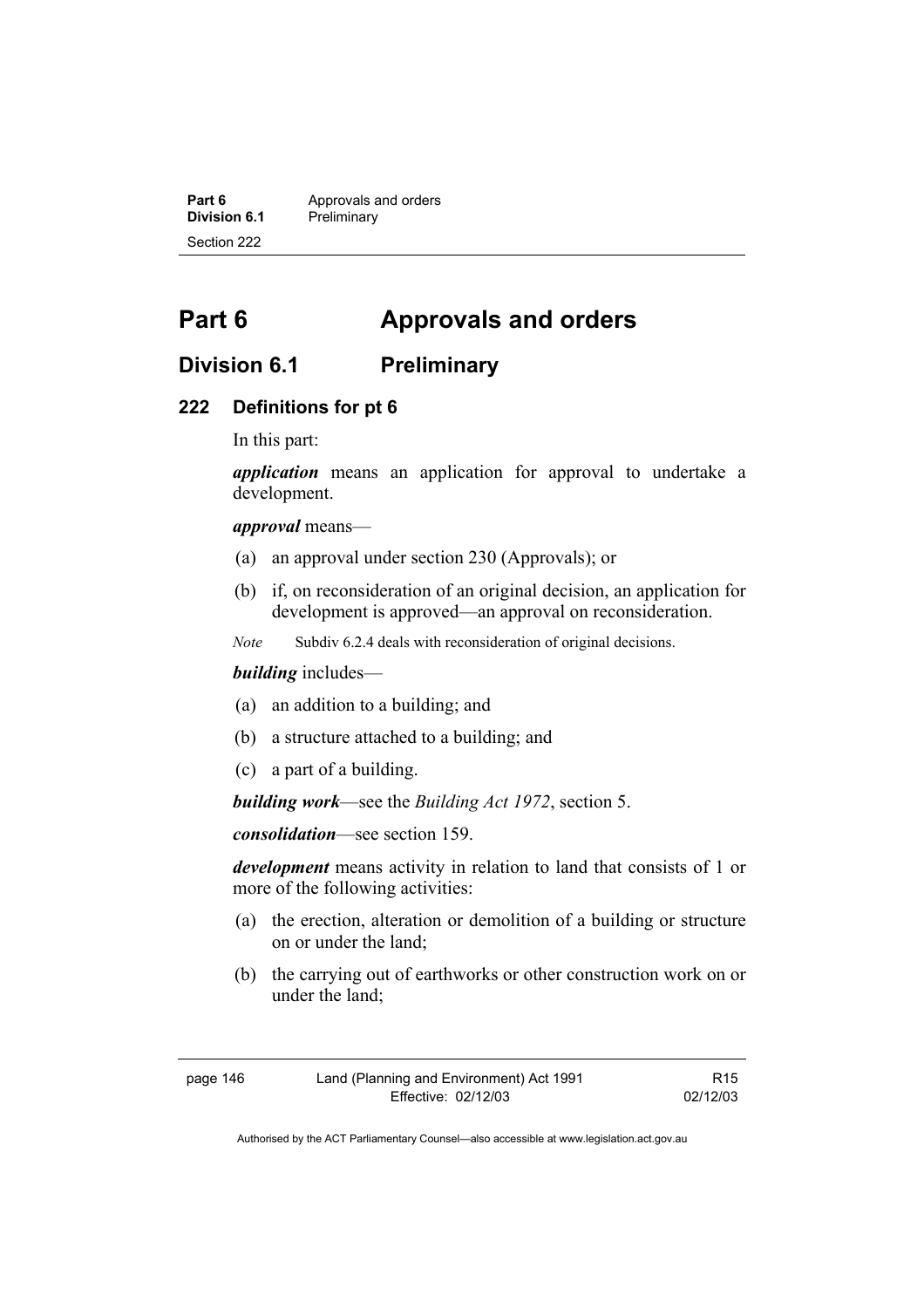# Part 6 Approvals and orders

## Division 6.1 Preliminary

### 222 Definitions for pt 6

In this part:

***application*** means an application for approval to undertake a development.

***approval*** means—

(a) an approval under section 230 (Approvals); or

(b) if, on reconsideration of an original decision, an application for development is approved—an approval on reconsideration.

*Note* Subdiv 6.2.4 deals with reconsideration of original decisions.

***building*** includes—

(a) an addition to a building; and

(b) a structure attached to a building; and

(c) a part of a building.

***building work***—see the *Building Act 1972*, section 5.

***consolidation***—see section 159.

***development*** means activity in relation to land that consists of 1 or more of the following activities:

(a) the erection, alteration or demolition of a building or structure on or under the land;

(b) the carrying out of earthworks or other construction work on or under the land;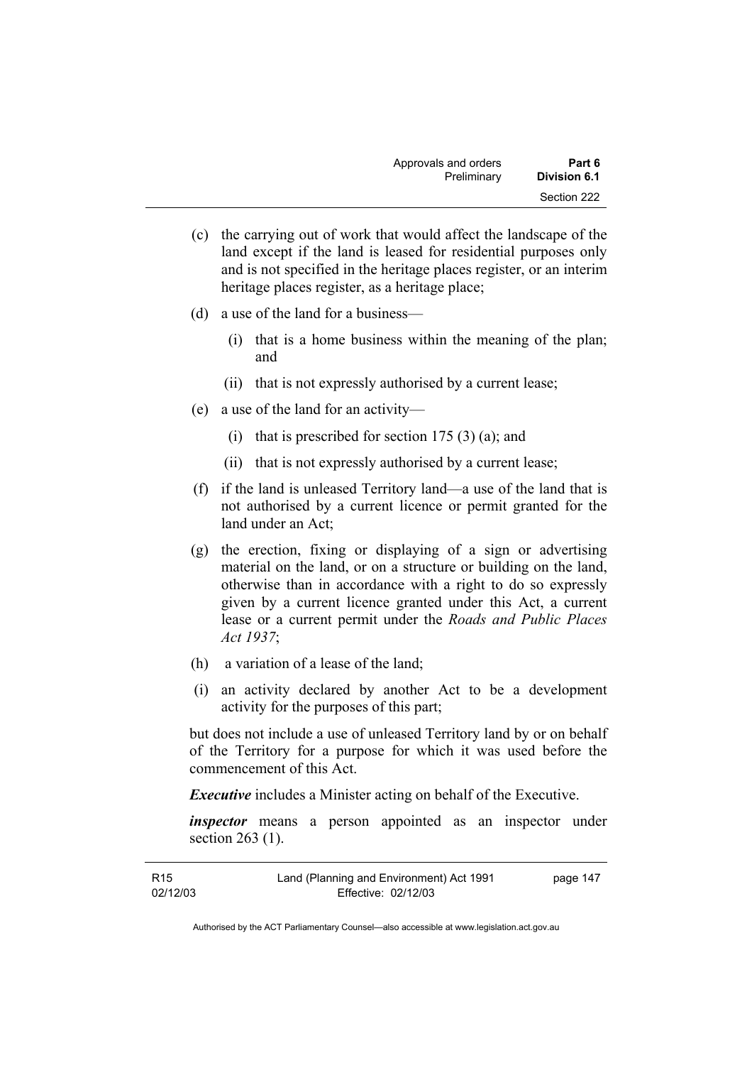(c) the carrying out of work that would affect the landscape of the land except if the land is leased for residential purposes only and is not specified in the heritage places register, or an interim heritage places register, as a heritage place;

(d) a use of the land for a business—

(i) that is a home business within the meaning of the plan; and

(ii) that is not expressly authorised by a current lease;

(e) a use of the land for an activity—

(i) that is prescribed for section 175 (3) (a); and

(ii) that is not expressly authorised by a current lease;

(f) if the land is unleased Territory land—a use of the land that is not authorised by a current licence or permit granted for the land under an Act;

(g) the erection, fixing or displaying of a sign or advertising material on the land, or on a structure or building on the land, otherwise than in accordance with a right to do so expressly given by a current licence granted under this Act, a current lease or a current permit under the *Roads and Public Places Act 1937*;

(h) a variation of a lease of the land;

(i) an activity declared by another Act to be a development activity for the purposes of this part;

but does not include a use of unleased Territory land by or on behalf of the Territory for a purpose for which it was used before the commencement of this Act.

***Executive*** includes a Minister acting on behalf of the Executive.

***inspector*** means a person appointed as an inspector under section 263 (1).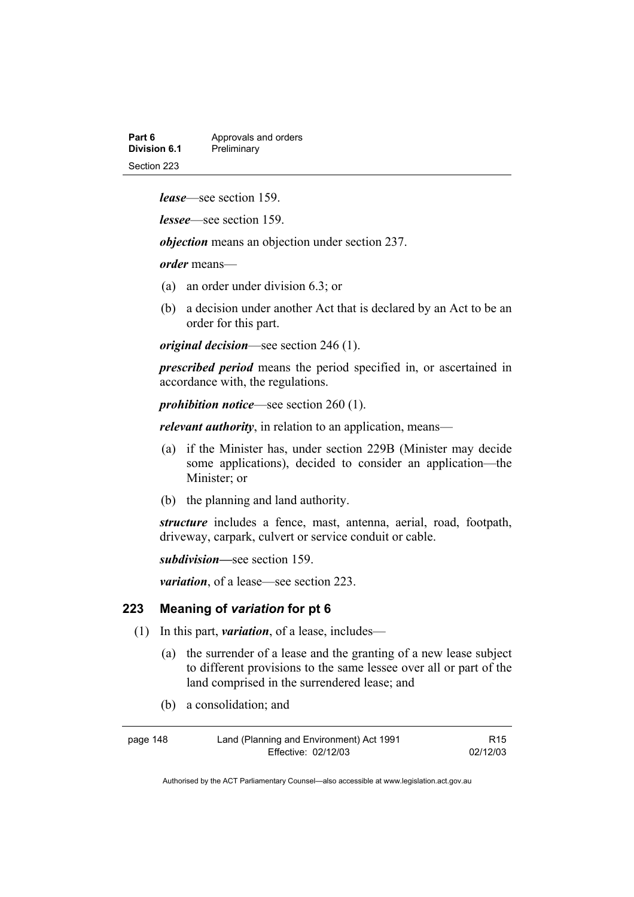***lease***—see section 159.

***lessee***—see section 159.

***objection*** means an objection under section 237.

***order*** means—

(a) an order under division 6.3; or

(b) a decision under another Act that is declared by an Act to be an order for this part.

***original decision***—see section 246 (1).

***prescribed period*** means the period specified in, or ascertained in accordance with, the regulations.

***prohibition notice***—see section 260 (1).

***relevant authority***, in relation to an application, means—

(a) if the Minister has, under section 229B (Minister may decide some applications), decided to consider an application—the Minister; or

(b) the planning and land authority.

***structure*** includes a fence, mast, antenna, aerial, road, footpath, driveway, carpark, culvert or service conduit or cable.

***subdivision*****—**see section 159.

***variation***, of a lease—see section 223.

## 223 Meaning of *variation* for pt 6

(1) In this part, ***variation***, of a lease, includes—

(a) the surrender of a lease and the granting of a new lease subject to different provisions to the same lessee over all or part of the land comprised in the surrendered lease; and

(b) a consolidation; and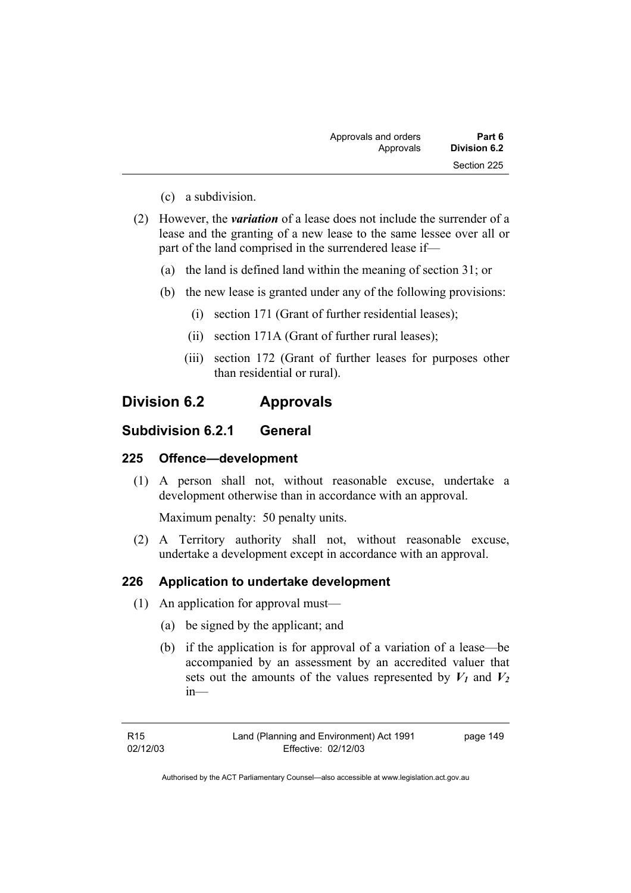(c) a subdivision.

(2) However, the ***variation*** of a lease does not include the surrender of a lease and the granting of a new lease to the same lessee over all or part of the land comprised in the surrendered lease if—

(a) the land is defined land within the meaning of section 31; or

(b) the new lease is granted under any of the following provisions:

(i) section 171 (Grant of further residential leases);

(ii) section 171A (Grant of further rural leases);

(iii) section 172 (Grant of further leases for purposes other than residential or rural).

## Division 6.2 Approvals

### Subdivision 6.2.1 General

#### 225 Offence—development

(1) A person shall not, without reasonable excuse, undertake a development otherwise than in accordance with an approval.

Maximum penalty: 50 penalty units.

(2) A Territory authority shall not, without reasonable excuse, undertake a development except in accordance with an approval.

#### 226 Application to undertake development

(1) An application for approval must—

(a) be signed by the applicant; and

(b) if the application is for approval of a variation of a lease—be accompanied by an assessment by an accredited valuer that sets out the amounts of the values represented by $V_1$ and $V_2$ in—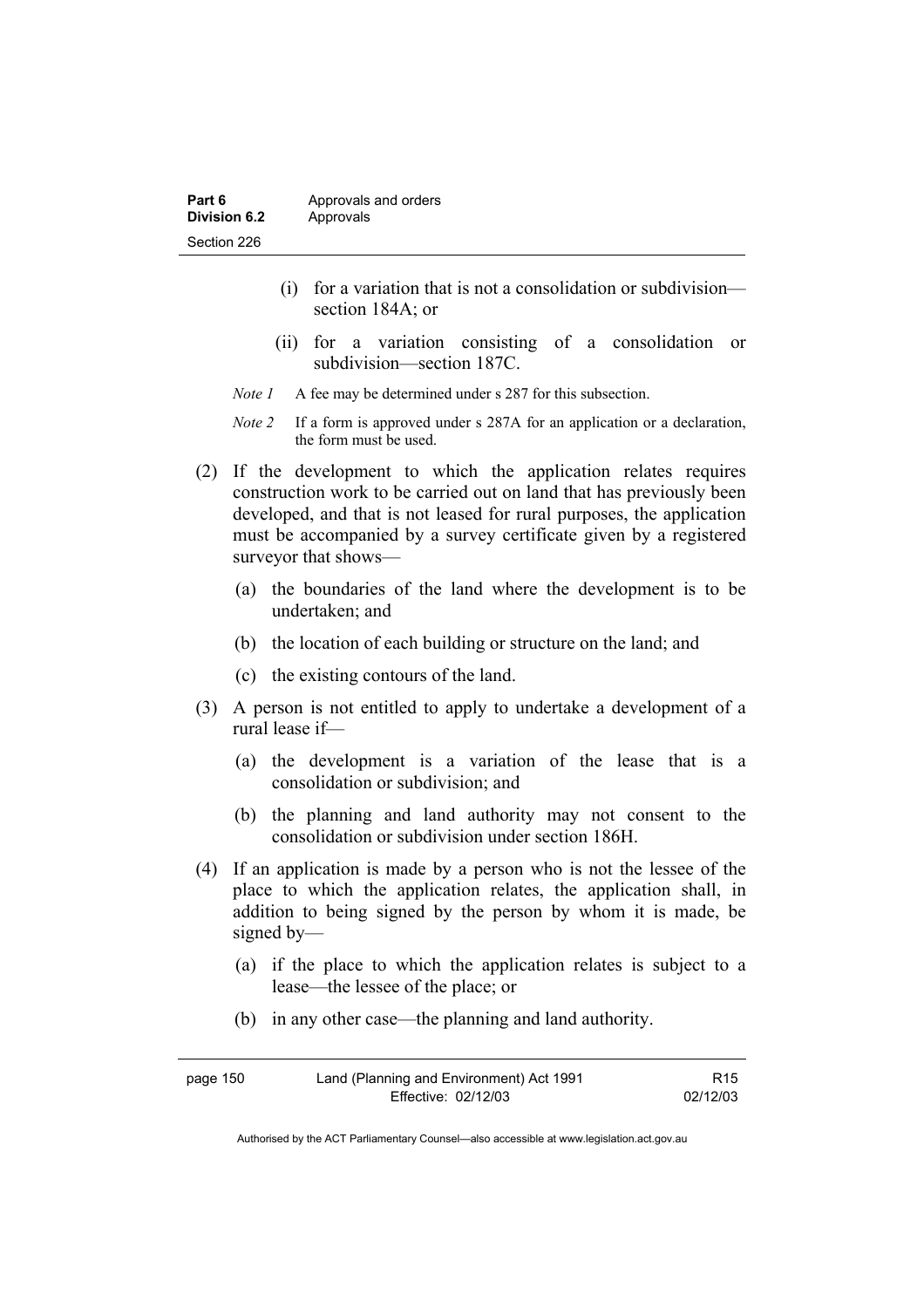(i) for a variation that is not a consolidation or subdivision—section 184A; or

(ii) for a variation consisting of a consolidation or subdivision—section 187C.

*Note 1* A fee may be determined under s 287 for this subsection.

*Note 2* If a form is approved under s 287A for an application or a declaration, the form must be used.

(2) If the development to which the application relates requires construction work to be carried out on land that has previously been developed, and that is not leased for rural purposes, the application must be accompanied by a survey certificate given by a registered surveyor that shows—

(a) the boundaries of the land where the development is to be undertaken; and

(b) the location of each building or structure on the land; and

(c) the existing contours of the land.

(3) A person is not entitled to apply to undertake a development of a rural lease if—

(a) the development is a variation of the lease that is a consolidation or subdivision; and

(b) the planning and land authority may not consent to the consolidation or subdivision under section 186H.

(4) If an application is made by a person who is not the lessee of the place to which the application relates, the application shall, in addition to being signed by the person by whom it is made, be signed by—

(a) if the place to which the application relates is subject to a lease—the lessee of the place; or

(b) in any other case—the planning and land authority.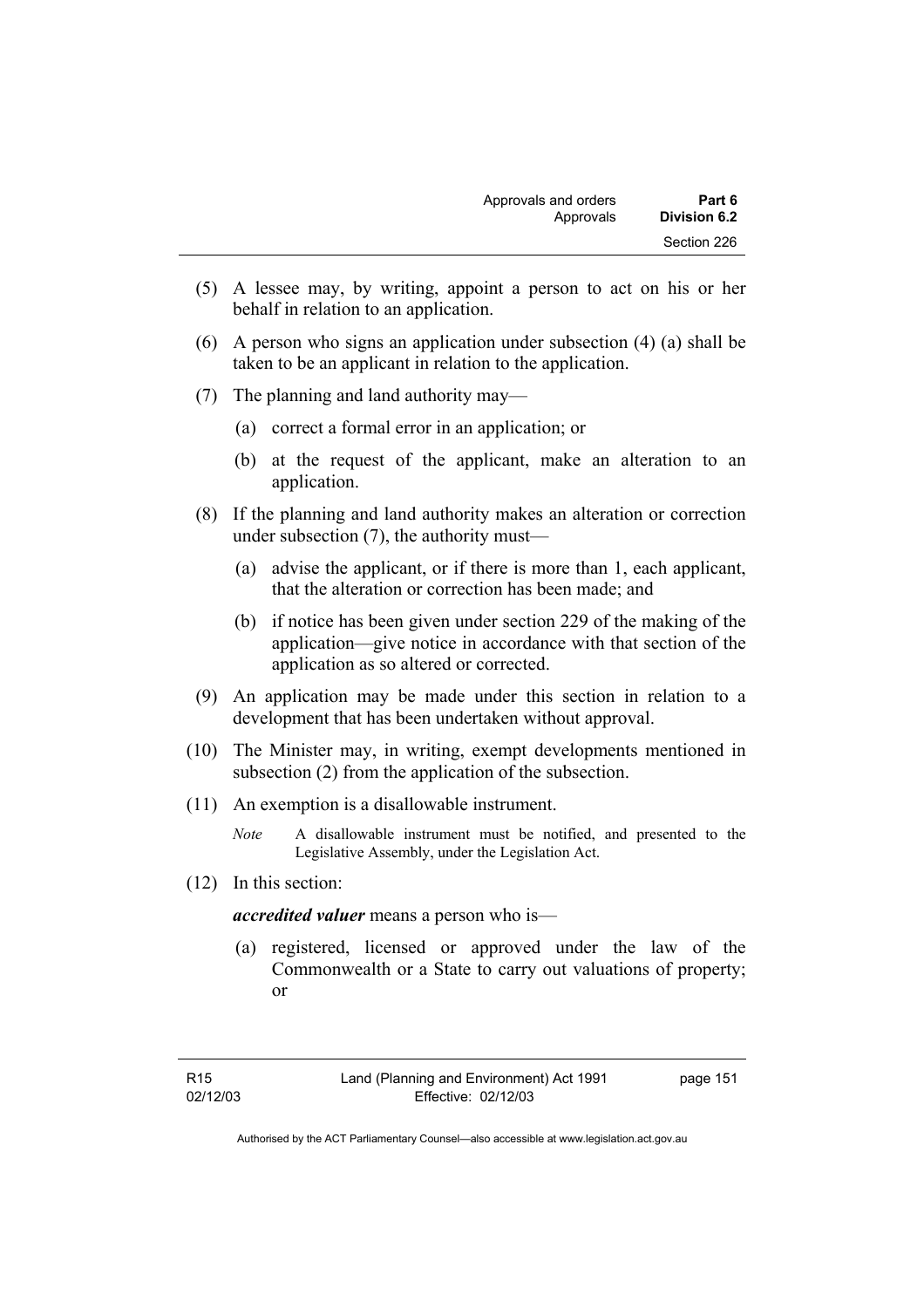(5) A lessee may, by writing, appoint a person to act on his or her behalf in relation to an application.

(6) A person who signs an application under subsection (4) (a) shall be taken to be an applicant in relation to the application.

(7) The planning and land authority may—

  (a) correct a formal error in an application; or

  (b) at the request of the applicant, make an alteration to an application.

(8) If the planning and land authority makes an alteration or correction under subsection (7), the authority must—

  (a) advise the applicant, or if there is more than 1, each applicant, that the alteration or correction has been made; and

  (b) if notice has been given under section 229 of the making of the application—give notice in accordance with that section of the application as so altered or corrected.

(9) An application may be made under this section in relation to a development that has been undertaken without approval.

(10) The Minister may, in writing, exempt developments mentioned in subsection (2) from the application of the subsection.

(11) An exemption is a disallowable instrument.

*Note* A disallowable instrument must be notified, and presented to the Legislative Assembly, under the Legislation Act.

(12) In this section:

***accredited valuer*** means a person who is—

  (a) registered, licensed or approved under the law of the Commonwealth or a State to carry out valuations of property; or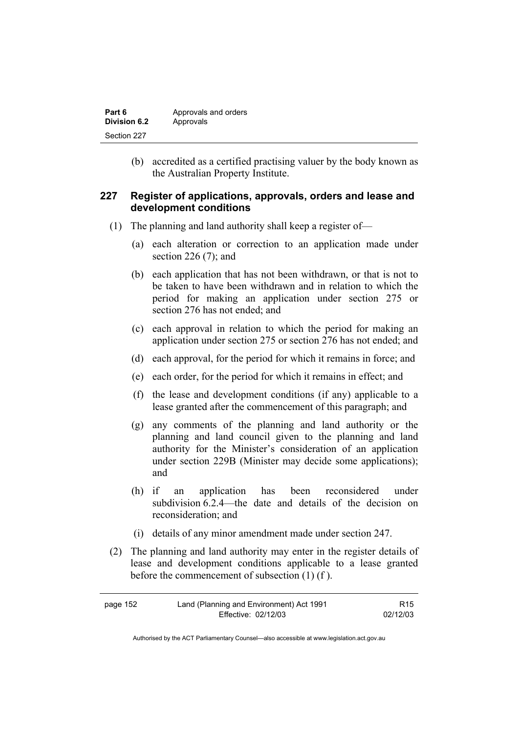(b) accredited as a certified practising valuer by the body known as the Australian Property Institute.

## 227 Register of applications, approvals, orders and lease and development conditions

(1) The planning and land authority shall keep a register of—

(a) each alteration or correction to an application made under section 226 (7); and

(b) each application that has not been withdrawn, or that is not to be taken to have been withdrawn and in relation to which the period for making an application under section 275 or section 276 has not ended; and

(c) each approval in relation to which the period for making an application under section 275 or section 276 has not ended; and

(d) each approval, for the period for which it remains in force; and

(e) each order, for the period for which it remains in effect; and

(f) the lease and development conditions (if any) applicable to a lease granted after the commencement of this paragraph; and

(g) any comments of the planning and land authority or the planning and land council given to the planning and land authority for the Minister's consideration of an application under section 229B (Minister may decide some applications); and

(h) if an application has been reconsidered under subdivision 6.2.4—the date and details of the decision on reconsideration; and

(i) details of any minor amendment made under section 247.

(2) The planning and land authority may enter in the register details of lease and development conditions applicable to a lease granted before the commencement of subsection (1) (f ).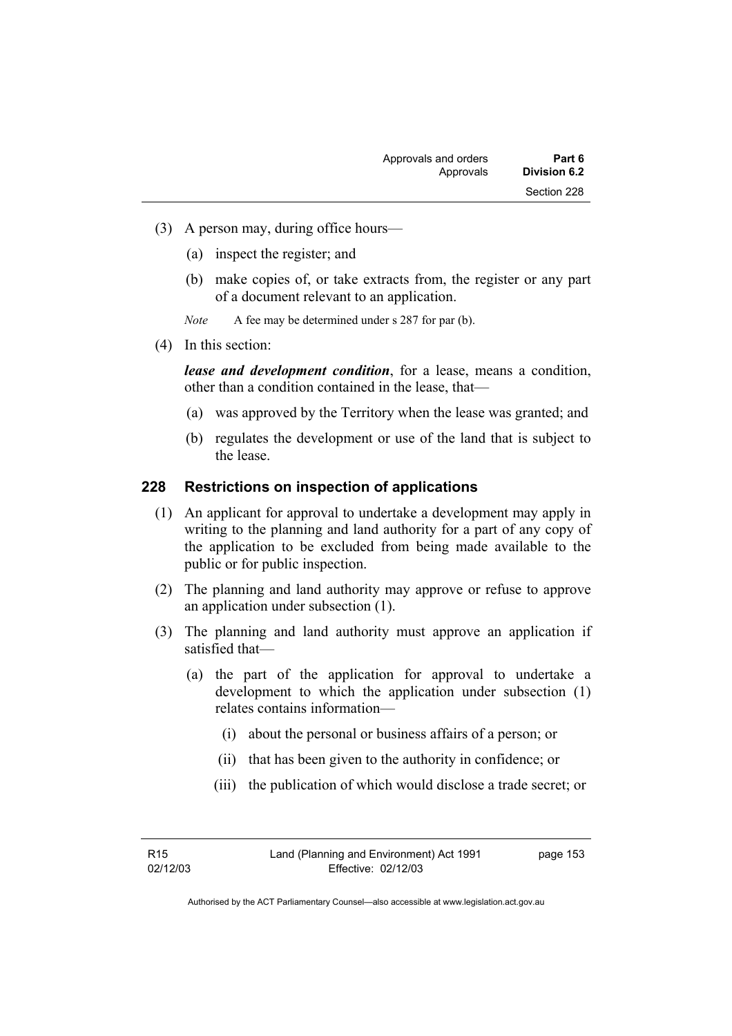(3) A person may, during office hours—

  (a) inspect the register; and

  (b) make copies of, or take extracts from, the register or any part of a document relevant to an application.

*Note* A fee may be determined under s 287 for par (b).

(4) In this section:

***lease and development condition***, for a lease, means a condition, other than a condition contained in the lease, that—

  (a) was approved by the Territory when the lease was granted; and

  (b) regulates the development or use of the land that is subject to the lease.

## 228 Restrictions on inspection of applications

(1) An applicant for approval to undertake a development may apply in writing to the planning and land authority for a part of any copy of the application to be excluded from being made available to the public or for public inspection.

(2) The planning and land authority may approve or refuse to approve an application under subsection (1).

(3) The planning and land authority must approve an application if satisfied that—

  (a) the part of the application for approval to undertake a development to which the application under subsection (1) relates contains information—

    (i) about the personal or business affairs of a person; or

    (ii) that has been given to the authority in confidence; or

    (iii) the publication of which would disclose a trade secret; or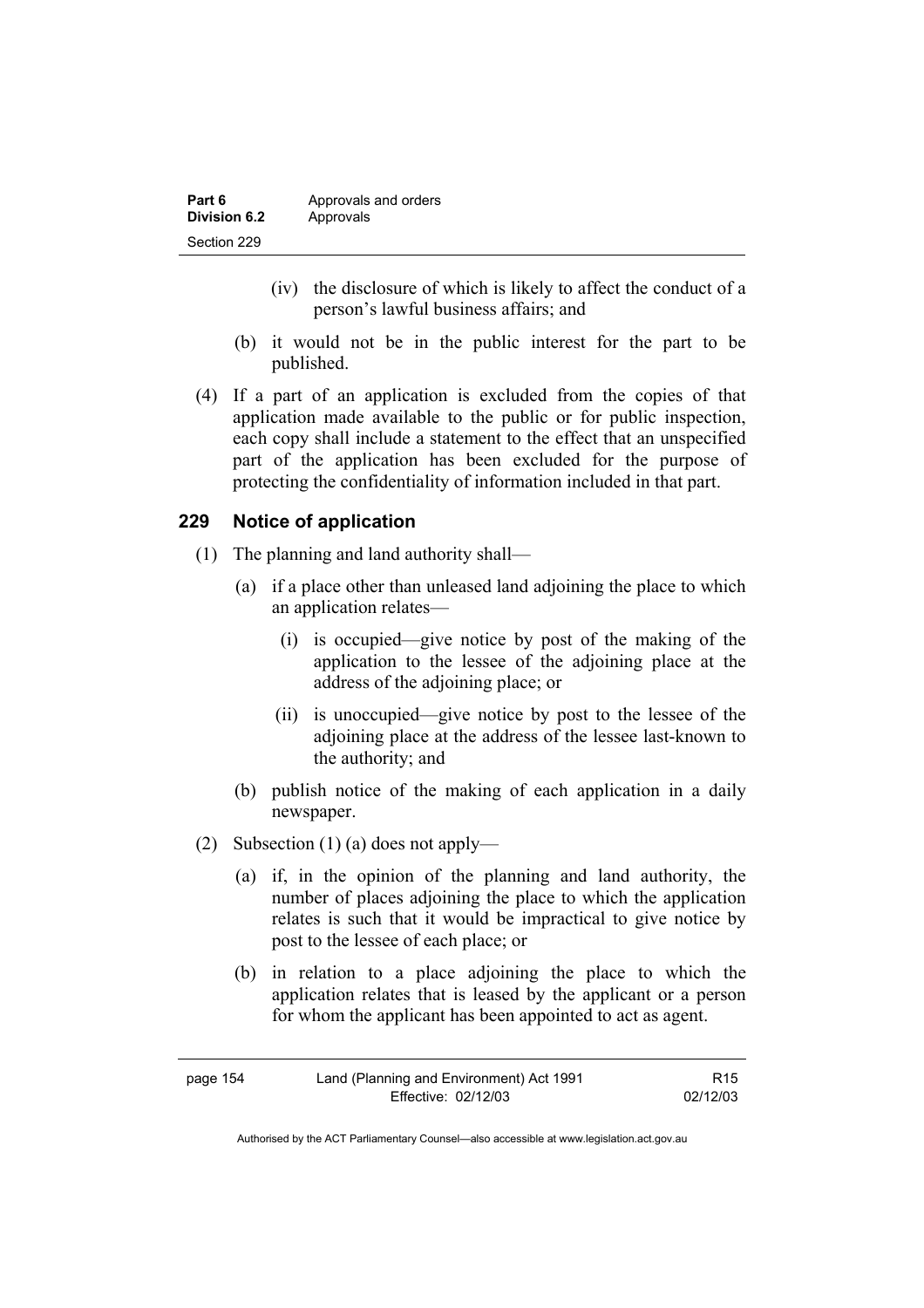(iv) the disclosure of which is likely to affect the conduct of a person's lawful business affairs; and

(b) it would not be in the public interest for the part to be published.

(4) If a part of an application is excluded from the copies of that application made available to the public or for public inspection, each copy shall include a statement to the effect that an unspecified part of the application has been excluded for the purpose of protecting the confidentiality of information included in that part.

## 229 Notice of application

(1) The planning and land authority shall—

(a) if a place other than unleased land adjoining the place to which an application relates—

(i) is occupied—give notice by post of the making of the application to the lessee of the adjoining place at the address of the adjoining place; or

(ii) is unoccupied—give notice by post to the lessee of the adjoining place at the address of the lessee last-known to the authority; and

(b) publish notice of the making of each application in a daily newspaper.

(2) Subsection (1) (a) does not apply—

(a) if, in the opinion of the planning and land authority, the number of places adjoining the place to which the application relates is such that it would be impractical to give notice by post to the lessee of each place; or

(b) in relation to a place adjoining the place to which the application relates that is leased by the applicant or a person for whom the applicant has been appointed to act as agent.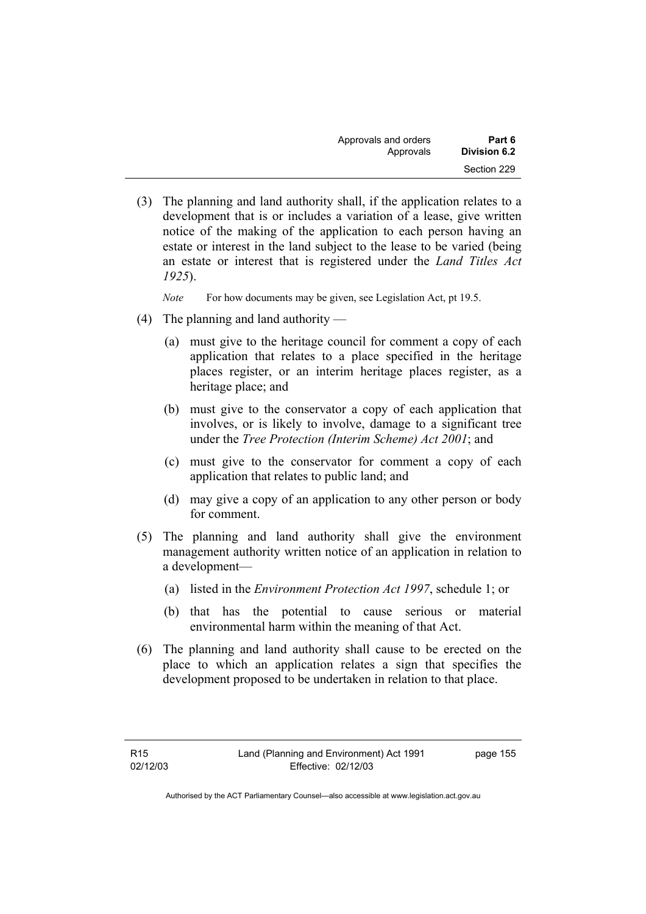(3) The planning and land authority shall, if the application relates to a development that is or includes a variation of a lease, give written notice of the making of the application to each person having an estate or interest in the land subject to the lease to be varied (being an estate or interest that is registered under the *Land Titles Act 1925*).

*Note* For how documents may be given, see Legislation Act, pt 19.5.

(4) The planning and land authority —

(a) must give to the heritage council for comment a copy of each application that relates to a place specified in the heritage places register, or an interim heritage places register, as a heritage place; and

(b) must give to the conservator a copy of each application that involves, or is likely to involve, damage to a significant tree under the *Tree Protection (Interim Scheme) Act 2001*; and

(c) must give to the conservator for comment a copy of each application that relates to public land; and

(d) may give a copy of an application to any other person or body for comment.

(5) The planning and land authority shall give the environment management authority written notice of an application in relation to a development—

(a) listed in the *Environment Protection Act 1997*, schedule 1; or

(b) that has the potential to cause serious or material environmental harm within the meaning of that Act.

(6) The planning and land authority shall cause to be erected on the place to which an application relates a sign that specifies the development proposed to be undertaken in relation to that place.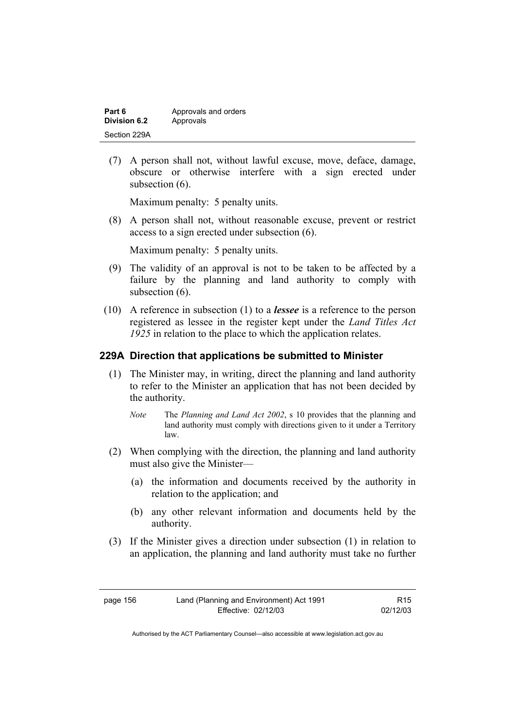(7) A person shall not, without lawful excuse, move, deface, damage, obscure or otherwise interfere with a sign erected under subsection (6).

Maximum penalty: 5 penalty units.

(8) A person shall not, without reasonable excuse, prevent or restrict access to a sign erected under subsection (6).

Maximum penalty: 5 penalty units.

(9) The validity of an approval is not to be taken to be affected by a failure by the planning and land authority to comply with subsection (6).

(10) A reference in subsection (1) to a ***lessee*** is a reference to the person registered as lessee in the register kept under the *Land Titles Act 1925* in relation to the place to which the application relates.

### 229A Direction that applications be submitted to Minister

(1) The Minister may, in writing, direct the planning and land authority to refer to the Minister an application that has not been decided by the authority.

*Note* The *Planning and Land Act 2002*, s 10 provides that the planning and land authority must comply with directions given to it under a Territory law.

(2) When complying with the direction, the planning and land authority must also give the Minister—

(a) the information and documents received by the authority in relation to the application; and

(b) any other relevant information and documents held by the authority.

(3) If the Minister gives a direction under subsection (1) in relation to an application, the planning and land authority must take no further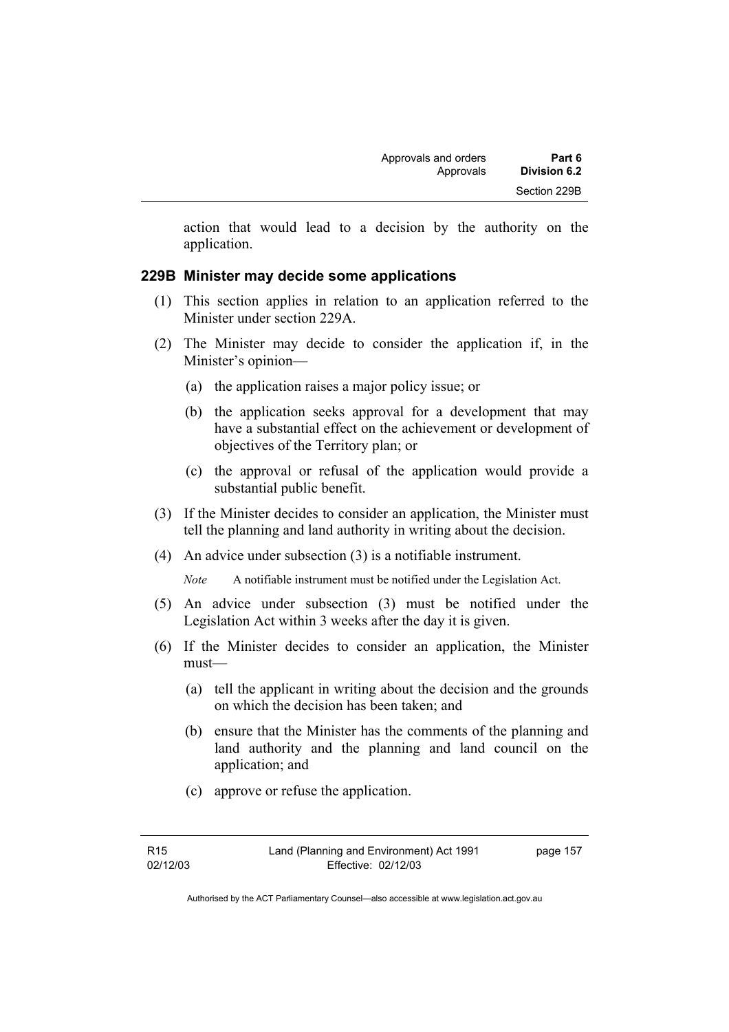action that would lead to a decision by the authority on the application.

### 229B Minister may decide some applications

(1) This section applies in relation to an application referred to the Minister under section 229A.

(2) The Minister may decide to consider the application if, in the Minister's opinion—

(a) the application raises a major policy issue; or

(b) the application seeks approval for a development that may have a substantial effect on the achievement or development of objectives of the Territory plan; or

(c) the approval or refusal of the application would provide a substantial public benefit.

(3) If the Minister decides to consider an application, the Minister must tell the planning and land authority in writing about the decision.

(4) An advice under subsection (3) is a notifiable instrument.

*Note* A notifiable instrument must be notified under the Legislation Act.

(5) An advice under subsection (3) must be notified under the Legislation Act within 3 weeks after the day it is given.

(6) If the Minister decides to consider an application, the Minister must—

(a) tell the applicant in writing about the decision and the grounds on which the decision has been taken; and

(b) ensure that the Minister has the comments of the planning and land authority and the planning and land council on the application; and

(c) approve or refuse the application.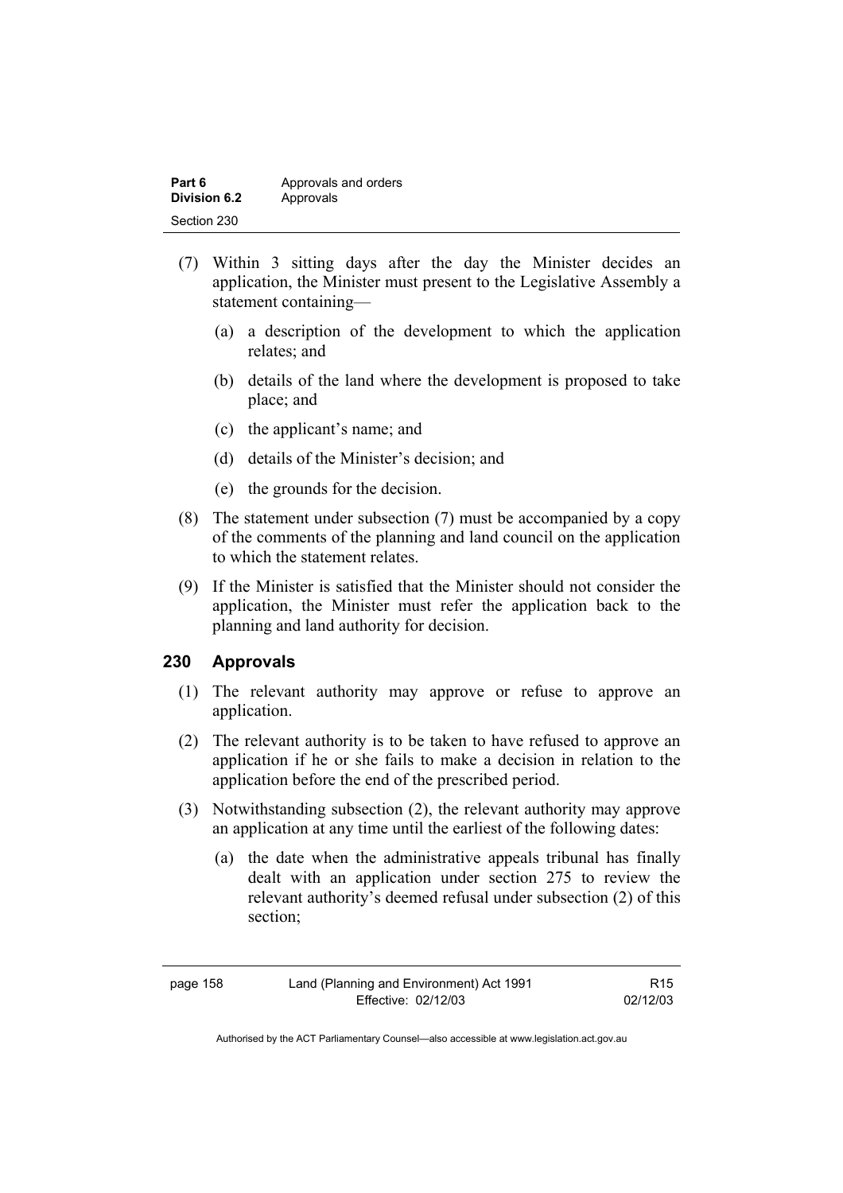(7) Within 3 sitting days after the day the Minister decides an application, the Minister must present to the Legislative Assembly a statement containing—

(a) a description of the development to which the application relates; and

(b) details of the land where the development is proposed to take place; and

(c) the applicant's name; and

(d) details of the Minister's decision; and

(e) the grounds for the decision.

(8) The statement under subsection (7) must be accompanied by a copy of the comments of the planning and land council on the application to which the statement relates.

(9) If the Minister is satisfied that the Minister should not consider the application, the Minister must refer the application back to the planning and land authority for decision.

## 230 Approvals

(1) The relevant authority may approve or refuse to approve an application.

(2) The relevant authority is to be taken to have refused to approve an application if he or she fails to make a decision in relation to the application before the end of the prescribed period.

(3) Notwithstanding subsection (2), the relevant authority may approve an application at any time until the earliest of the following dates:

(a) the date when the administrative appeals tribunal has finally dealt with an application under section 275 to review the relevant authority's deemed refusal under subsection (2) of this section;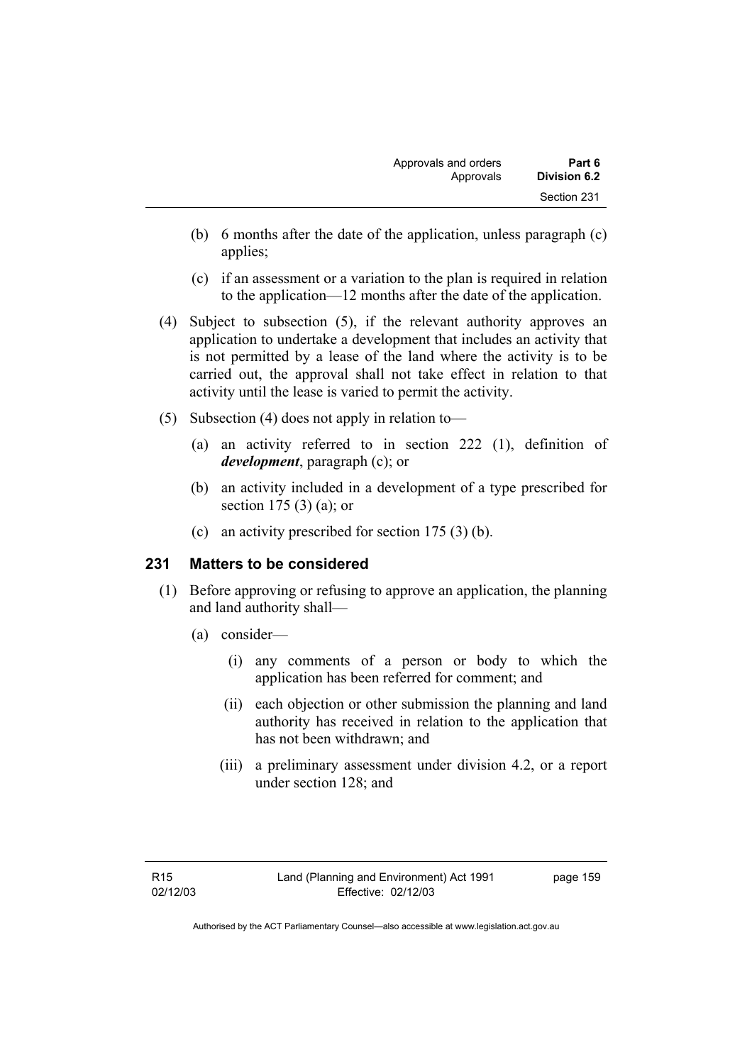(b) 6 months after the date of the application, unless paragraph (c) applies;

(c) if an assessment or a variation to the plan is required in relation to the application—12 months after the date of the application.

(4) Subject to subsection (5), if the relevant authority approves an application to undertake a development that includes an activity that is not permitted by a lease of the land where the activity is to be carried out, the approval shall not take effect in relation to that activity until the lease is varied to permit the activity.

(5) Subsection (4) does not apply in relation to—

(a) an activity referred to in section 222 (1), definition of ***development***, paragraph (c); or

(b) an activity included in a development of a type prescribed for section 175 (3) (a); or

(c) an activity prescribed for section 175 (3) (b).

### 231 Matters to be considered

(1) Before approving or refusing to approve an application, the planning and land authority shall—

(a) consider—

(i) any comments of a person or body to which the application has been referred for comment; and

(ii) each objection or other submission the planning and land authority has received in relation to the application that has not been withdrawn; and

(iii) a preliminary assessment under division 4.2, or a report under section 128; and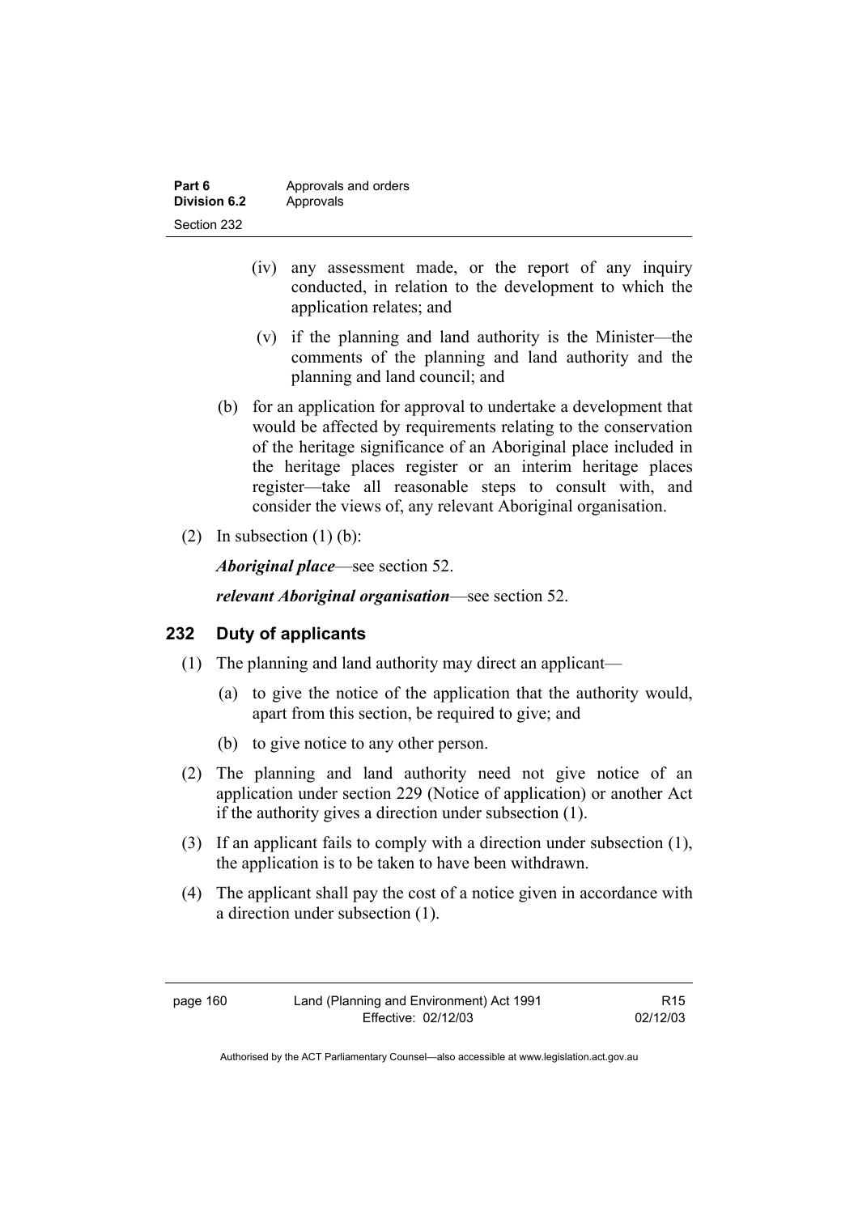(iv) any assessment made, or the report of any inquiry conducted, in relation to the development to which the application relates; and

(v) if the planning and land authority is the Minister—the comments of the planning and land authority and the planning and land council; and

(b) for an application for approval to undertake a development that would be affected by requirements relating to the conservation of the heritage significance of an Aboriginal place included in the heritage places register or an interim heritage places register—take all reasonable steps to consult with, and consider the views of, any relevant Aboriginal organisation.

(2) In subsection (1) (b):

***Aboriginal place***—see section 52.

***relevant Aboriginal organisation***—see section 52.

## 232 Duty of applicants

(1) The planning and land authority may direct an applicant—

(a) to give the notice of the application that the authority would, apart from this section, be required to give; and

(b) to give notice to any other person.

(2) The planning and land authority need not give notice of an application under section 229 (Notice of application) or another Act if the authority gives a direction under subsection (1).

(3) If an applicant fails to comply with a direction under subsection (1), the application is to be taken to have been withdrawn.

(4) The applicant shall pay the cost of a notice given in accordance with a direction under subsection (1).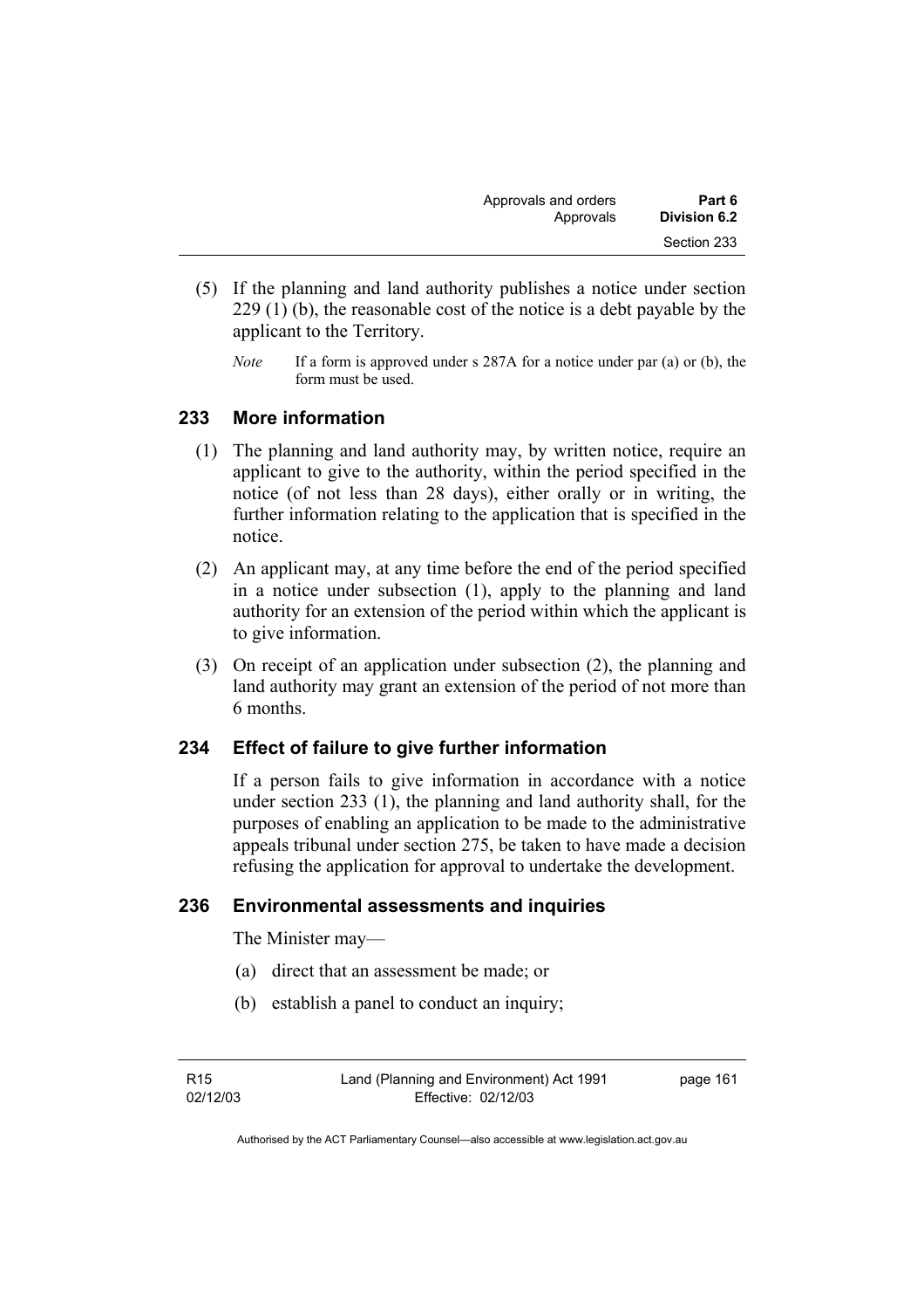(5) If the planning and land authority publishes a notice under section 229 (1) (b), the reasonable cost of the notice is a debt payable by the applicant to the Territory.

*Note* If a form is approved under s 287A for a notice under par (a) or (b), the form must be used.

## 233 More information

(1) The planning and land authority may, by written notice, require an applicant to give to the authority, within the period specified in the notice (of not less than 28 days), either orally or in writing, the further information relating to the application that is specified in the notice.

(2) An applicant may, at any time before the end of the period specified in a notice under subsection (1), apply to the planning and land authority for an extension of the period within which the applicant is to give information.

(3) On receipt of an application under subsection (2), the planning and land authority may grant an extension of the period of not more than 6 months.

## 234 Effect of failure to give further information

If a person fails to give information in accordance with a notice under section 233 (1), the planning and land authority shall, for the purposes of enabling an application to be made to the administrative appeals tribunal under section 275, be taken to have made a decision refusing the application for approval to undertake the development.

## 236 Environmental assessments and inquiries

The Minister may—

(a) direct that an assessment be made; or

(b) establish a panel to conduct an inquiry;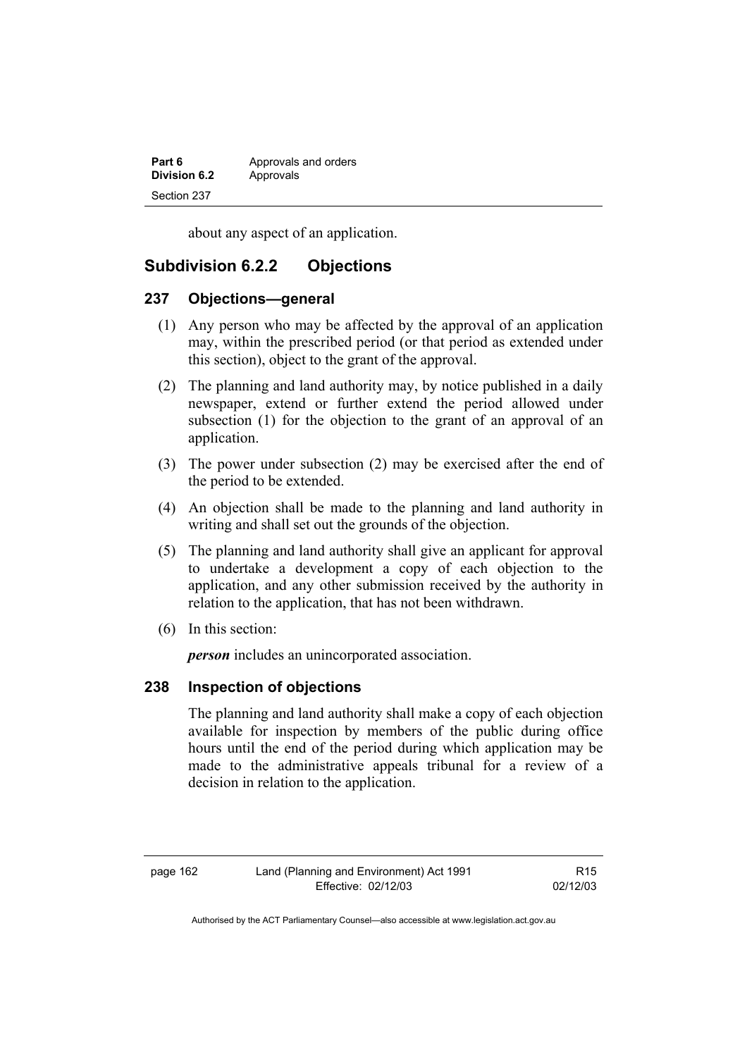about any aspect of an application.

## Subdivision 6.2.2 Objections

### 237 Objections—general

(1) Any person who may be affected by the approval of an application may, within the prescribed period (or that period as extended under this section), object to the grant of the approval.

(2) The planning and land authority may, by notice published in a daily newspaper, extend or further extend the period allowed under subsection (1) for the objection to the grant of an approval of an application.

(3) The power under subsection (2) may be exercised after the end of the period to be extended.

(4) An objection shall be made to the planning and land authority in writing and shall set out the grounds of the objection.

(5) The planning and land authority shall give an applicant for approval to undertake a development a copy of each objection to the application, and any other submission received by the authority in relation to the application, that has not been withdrawn.

(6) In this section:

***person*** includes an unincorporated association.

### 238 Inspection of objections

The planning and land authority shall make a copy of each objection available for inspection by members of the public during office hours until the end of the period during which application may be made to the administrative appeals tribunal for a review of a decision in relation to the application.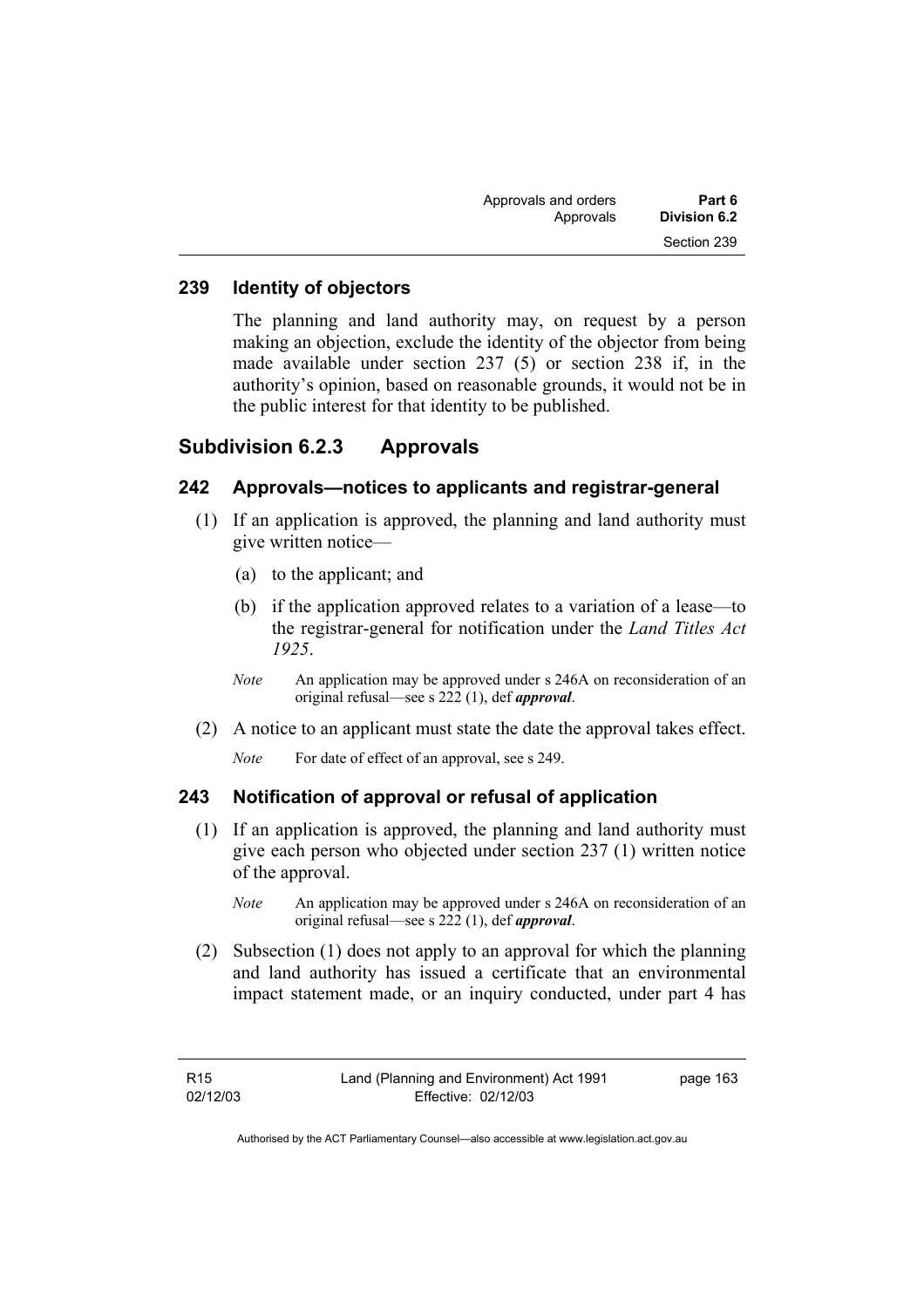## 239 Identity of objectors

The planning and land authority may, on request by a person making an objection, exclude the identity of the objector from being made available under section 237 (5) or section 238 if, in the authority's opinion, based on reasonable grounds, it would not be in the public interest for that identity to be published.

# Subdivision 6.2.3 Approvals

## 242 Approvals—notices to applicants and registrar-general

(1) If an application is approved, the planning and land authority must give written notice—

(a) to the applicant; and

(b) if the application approved relates to a variation of a lease—to the registrar-general for notification under the *Land Titles Act 1925*.

*Note* An application may be approved under s 246A on reconsideration of an original refusal—see s 222 (1), def ***approval***.

(2) A notice to an applicant must state the date the approval takes effect.

*Note* For date of effect of an approval, see s 249.

## 243 Notification of approval or refusal of application

(1) If an application is approved, the planning and land authority must give each person who objected under section 237 (1) written notice of the approval.

*Note* An application may be approved under s 246A on reconsideration of an original refusal—see s 222 (1), def ***approval***.

(2) Subsection (1) does not apply to an approval for which the planning and land authority has issued a certificate that an environmental impact statement made, or an inquiry conducted, under part 4 has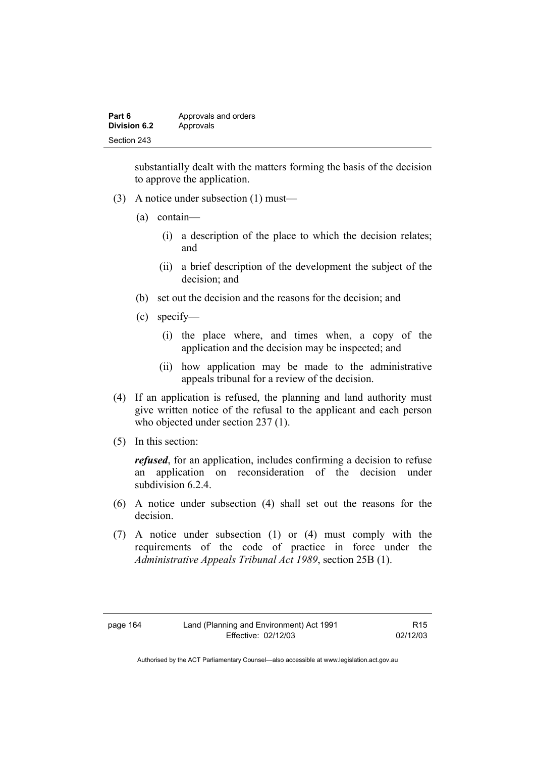substantially dealt with the matters forming the basis of the decision to approve the application.

(3) A notice under subsection (1) must—

(a) contain—

(i) a description of the place to which the decision relates; and

(ii) a brief description of the development the subject of the decision; and

(b) set out the decision and the reasons for the decision; and

(c) specify—

(i) the place where, and times when, a copy of the application and the decision may be inspected; and

(ii) how application may be made to the administrative appeals tribunal for a review of the decision.

(4) If an application is refused, the planning and land authority must give written notice of the refusal to the applicant and each person who objected under section 237 (1).

(5) In this section:

***refused***, for an application, includes confirming a decision to refuse an application on reconsideration of the decision under subdivision 6.2.4.

(6) A notice under subsection (4) shall set out the reasons for the decision.

(7) A notice under subsection (1) or (4) must comply with the requirements of the code of practice in force under the *Administrative Appeals Tribunal Act 1989*, section 25B (1).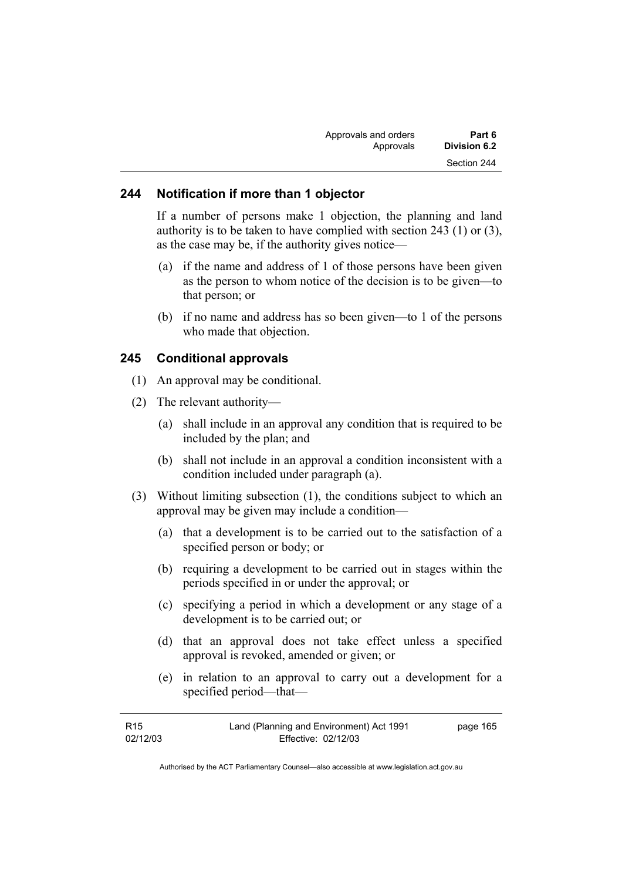## 244 Notification if more than 1 objector

If a number of persons make 1 objection, the planning and land authority is to be taken to have complied with section 243 (1) or (3), as the case may be, if the authority gives notice—

(a) if the name and address of 1 of those persons have been given as the person to whom notice of the decision is to be given—to that person; or

(b) if no name and address has so been given—to 1 of the persons who made that objection.

## 245 Conditional approvals

(1) An approval may be conditional.

(2) The relevant authority—

(a) shall include in an approval any condition that is required to be included by the plan; and

(b) shall not include in an approval a condition inconsistent with a condition included under paragraph (a).

(3) Without limiting subsection (1), the conditions subject to which an approval may be given may include a condition—

(a) that a development is to be carried out to the satisfaction of a specified person or body; or

(b) requiring a development to be carried out in stages within the periods specified in or under the approval; or

(c) specifying a period in which a development or any stage of a development is to be carried out; or

(d) that an approval does not take effect unless a specified approval is revoked, amended or given; or

(e) in relation to an approval to carry out a development for a specified period—that—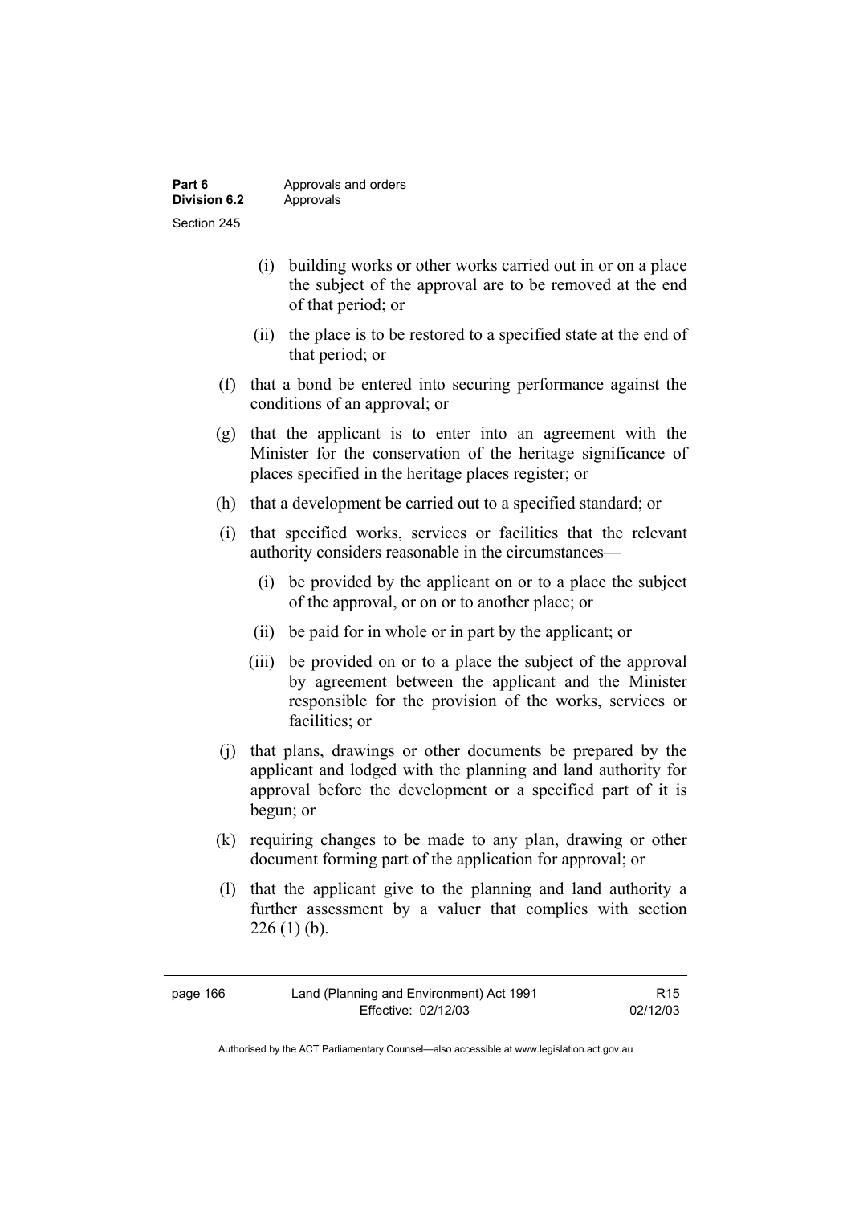(i) building works or other works carried out in or on a place the subject of the approval are to be removed at the end of that period; or

(ii) the place is to be restored to a specified state at the end of that period; or

(f) that a bond be entered into securing performance against the conditions of an approval; or

(g) that the applicant is to enter into an agreement with the Minister for the conservation of the heritage significance of places specified in the heritage places register; or

(h) that a development be carried out to a specified standard; or

(i) that specified works, services or facilities that the relevant authority considers reasonable in the circumstances—

(i) be provided by the applicant on or to a place the subject of the approval, or on or to another place; or

(ii) be paid for in whole or in part by the applicant; or

(iii) be provided on or to a place the subject of the approval by agreement between the applicant and the Minister responsible for the provision of the works, services or facilities; or

(j) that plans, drawings or other documents be prepared by the applicant and lodged with the planning and land authority for approval before the development or a specified part of it is begun; or

(k) requiring changes to be made to any plan, drawing or other document forming part of the application for approval; or

(l) that the applicant give to the planning and land authority a further assessment by a valuer that complies with section 226 (1) (b).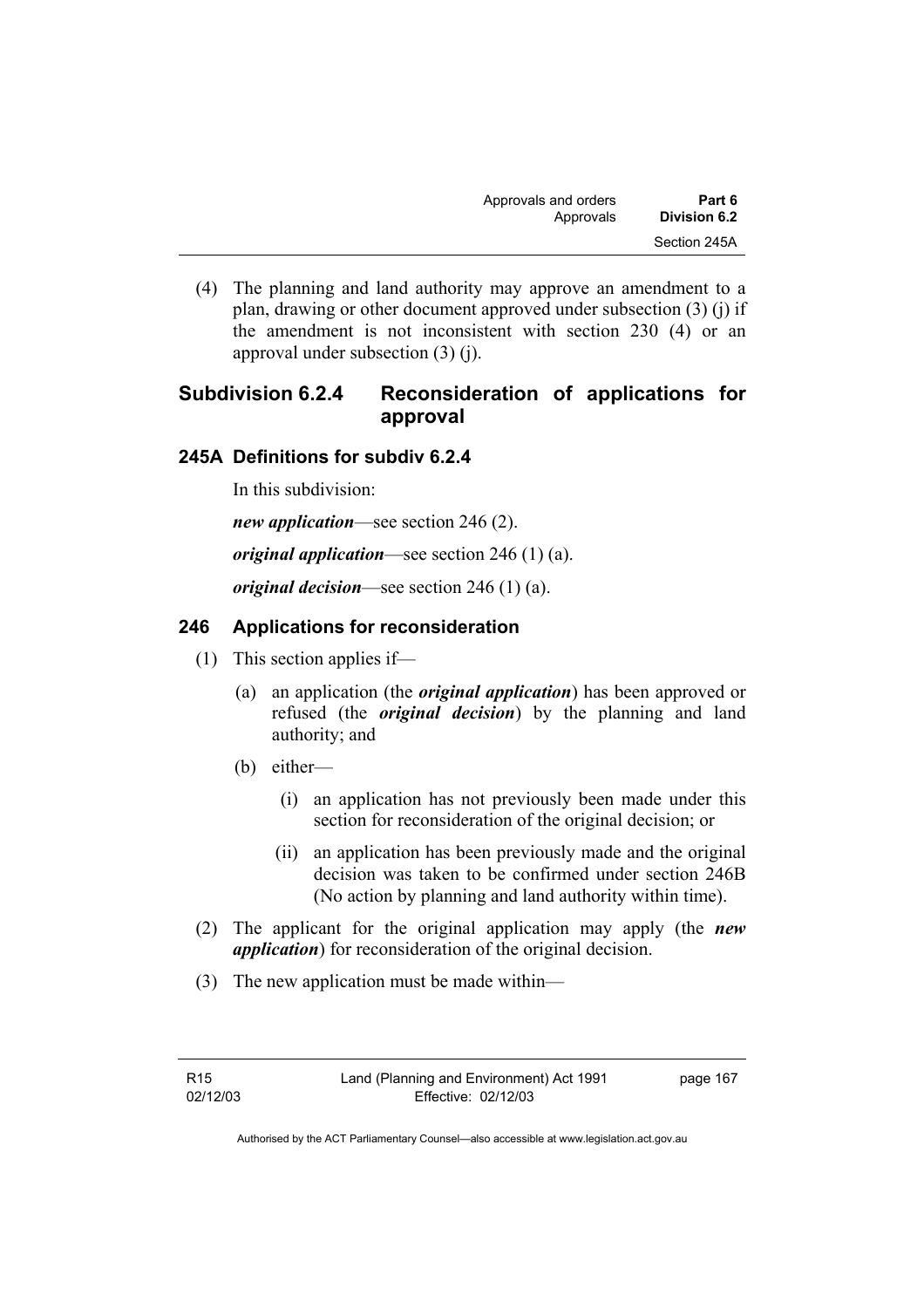(4) The planning and land authority may approve an amendment to a plan, drawing or other document approved under subsection (3) (j) if the amendment is not inconsistent with section 230 (4) or an approval under subsection (3) (j).

## Subdivision 6.2.4 Reconsideration of applications for approval

### 245A Definitions for subdiv 6.2.4

In this subdivision:

***new application***—see section 246 (2).

***original application***—see section 246 (1) (a).

***original decision***—see section 246 (1) (a).

### 246 Applications for reconsideration

(1) This section applies if—

(a) an application (the ***original application***) has been approved or refused (the ***original decision***) by the planning and land authority; and

(b) either—

(i) an application has not previously been made under this section for reconsideration of the original decision; or

(ii) an application has been previously made and the original decision was taken to be confirmed under section 246B (No action by planning and land authority within time).

(2) The applicant for the original application may apply (the ***new application***) for reconsideration of the original decision.

(3) The new application must be made within—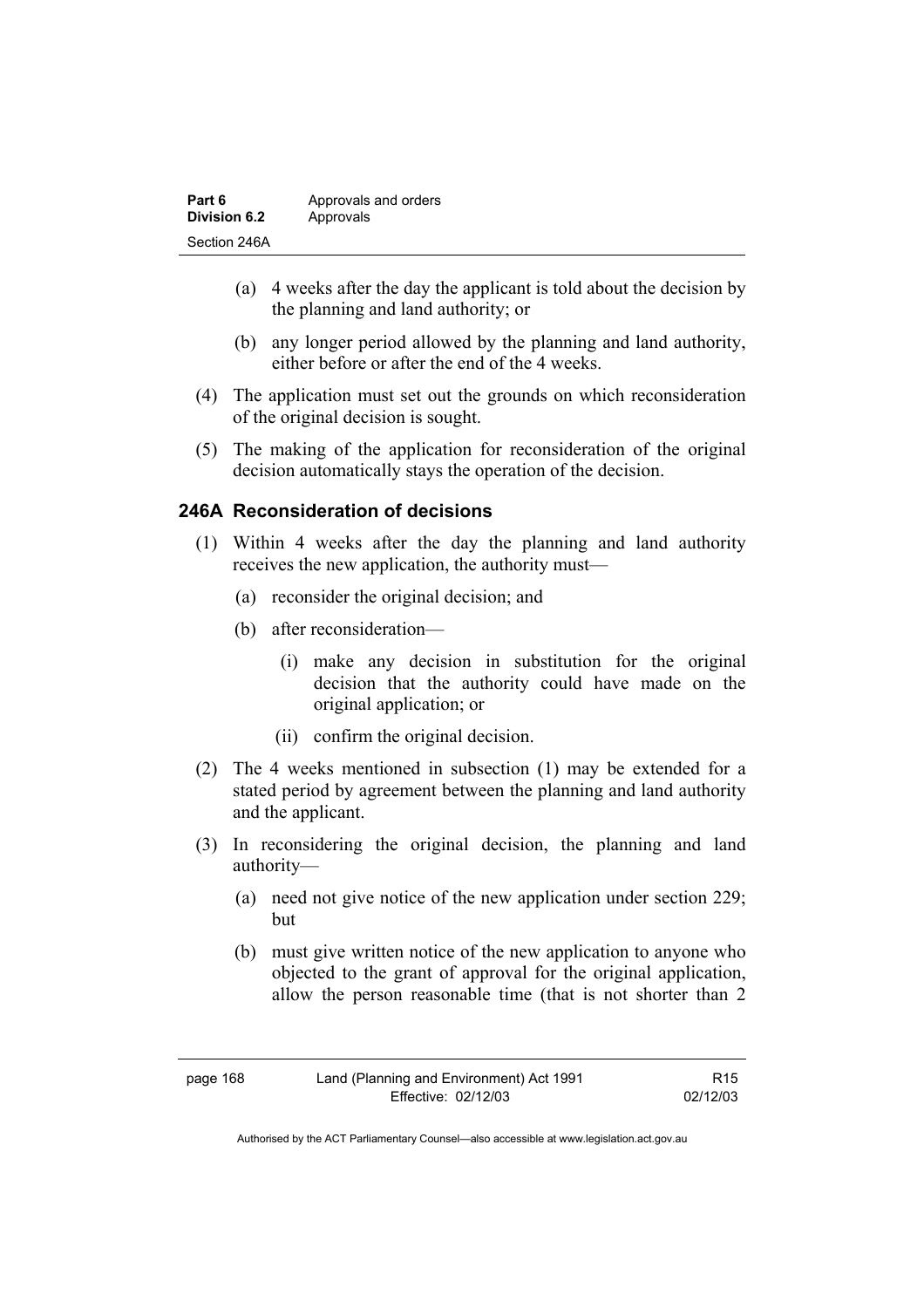(a) 4 weeks after the day the applicant is told about the decision by the planning and land authority; or

(b) any longer period allowed by the planning and land authority, either before or after the end of the 4 weeks.

(4) The application must set out the grounds on which reconsideration of the original decision is sought.

(5) The making of the application for reconsideration of the original decision automatically stays the operation of the decision.

### 246A Reconsideration of decisions

(1) Within 4 weeks after the day the planning and land authority receives the new application, the authority must—

(a) reconsider the original decision; and

(b) after reconsideration—

(i) make any decision in substitution for the original decision that the authority could have made on the original application; or

(ii) confirm the original decision.

(2) The 4 weeks mentioned in subsection (1) may be extended for a stated period by agreement between the planning and land authority and the applicant.

(3) In reconsidering the original decision, the planning and land authority—

(a) need not give notice of the new application under section 229; but

(b) must give written notice of the new application to anyone who objected to the grant of approval for the original application, allow the person reasonable time (that is not shorter than 2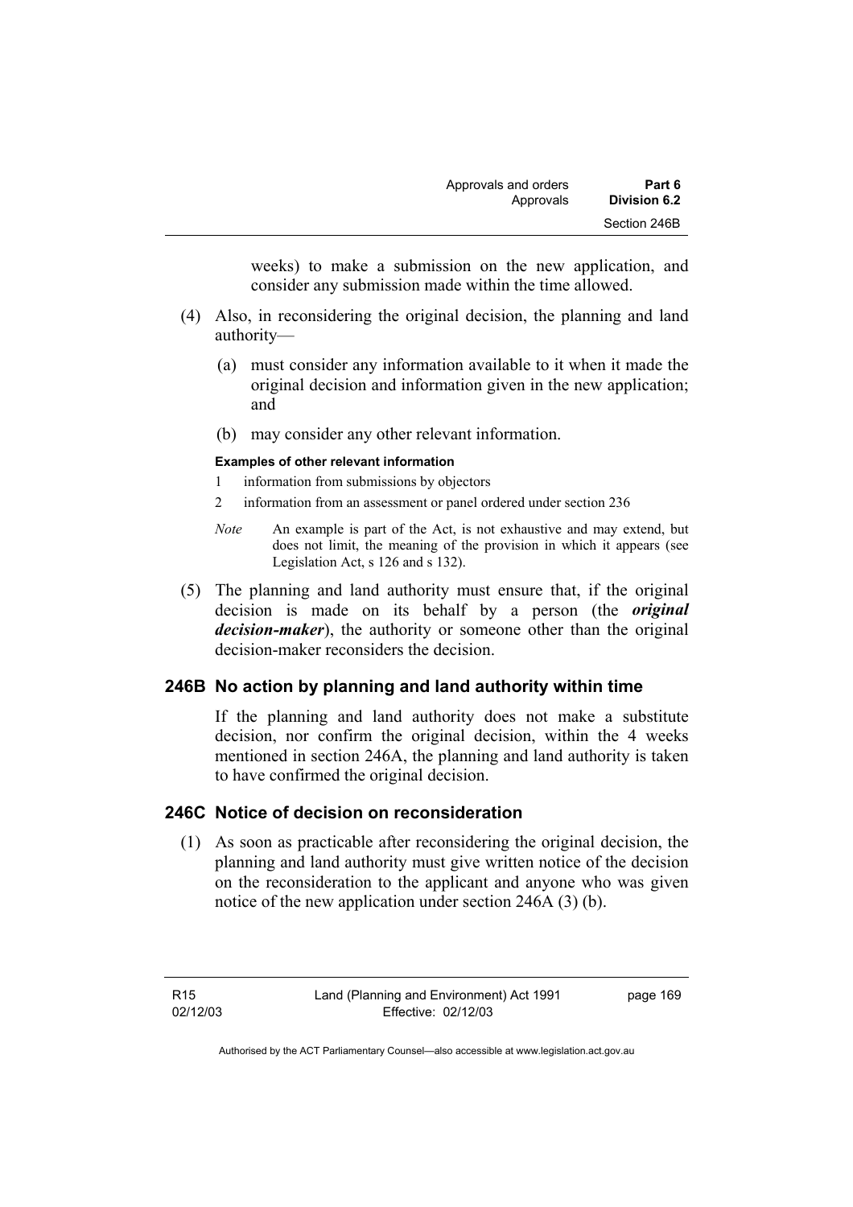weeks) to make a submission on the new application, and consider any submission made within the time allowed.

(4) Also, in reconsidering the original decision, the planning and land authority—

(a) must consider any information available to it when it made the original decision and information given in the new application; and

(b) may consider any other relevant information.

**Examples of other relevant information**

1 information from submissions by objectors

2 information from an assessment or panel ordered under section 236

*Note* An example is part of the Act, is not exhaustive and may extend, but does not limit, the meaning of the provision in which it appears (see Legislation Act, s 126 and s 132).

(5) The planning and land authority must ensure that, if the original decision is made on its behalf by a person (the ***original decision-maker***), the authority or someone other than the original decision-maker reconsiders the decision.

## 246B No action by planning and land authority within time

If the planning and land authority does not make a substitute decision, nor confirm the original decision, within the 4 weeks mentioned in section 246A, the planning and land authority is taken to have confirmed the original decision.

## 246C Notice of decision on reconsideration

(1) As soon as practicable after reconsidering the original decision, the planning and land authority must give written notice of the decision on the reconsideration to the applicant and anyone who was given notice of the new application under section 246A (3) (b).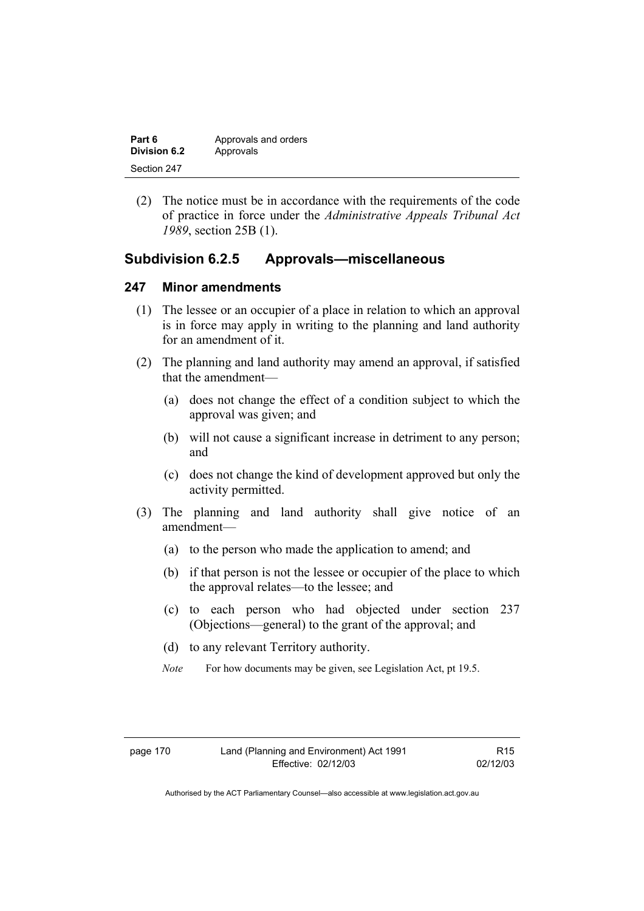(2) The notice must be in accordance with the requirements of the code of practice in force under the *Administrative Appeals Tribunal Act 1989*, section 25B (1).

## Subdivision 6.2.5 Approvals—miscellaneous

### 247 Minor amendments

(1) The lessee or an occupier of a place in relation to which an approval is in force may apply in writing to the planning and land authority for an amendment of it.

(2) The planning and land authority may amend an approval, if satisfied that the amendment—

(a) does not change the effect of a condition subject to which the approval was given; and

(b) will not cause a significant increase in detriment to any person; and

(c) does not change the kind of development approved but only the activity permitted.

(3) The planning and land authority shall give notice of an amendment—

(a) to the person who made the application to amend; and

(b) if that person is not the lessee or occupier of the place to which the approval relates—to the lessee; and

(c) to each person who had objected under section 237 (Objections—general) to the grant of the approval; and

(d) to any relevant Territory authority.

*Note* For how documents may be given, see Legislation Act, pt 19.5.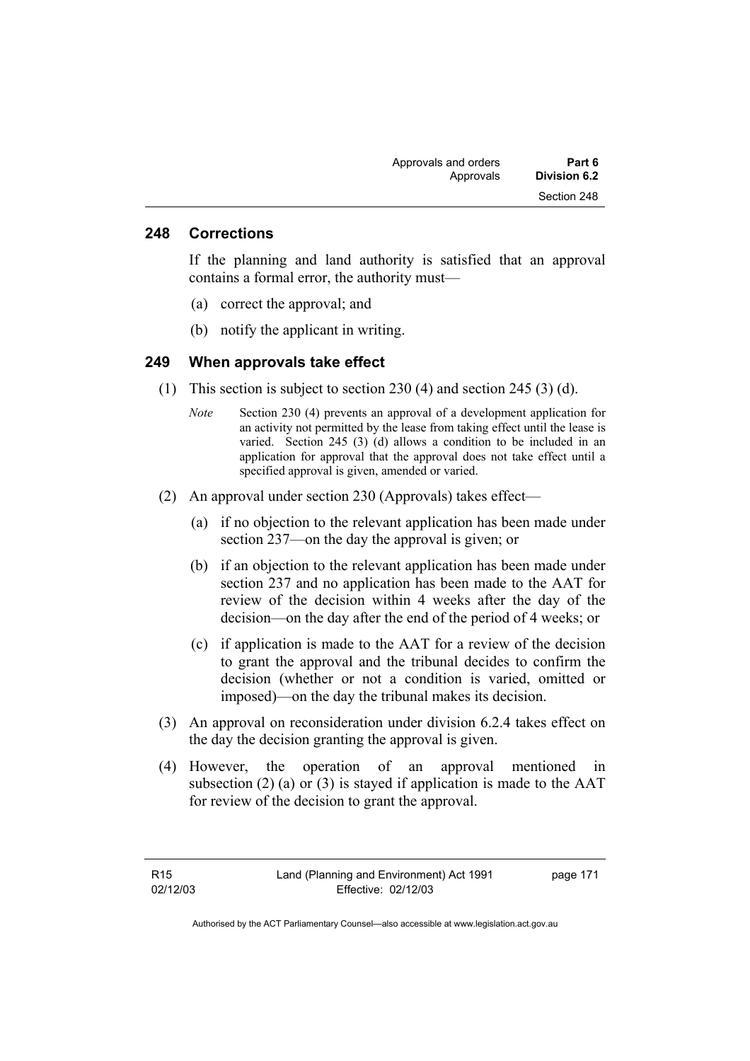## 248 Corrections

If the planning and land authority is satisfied that an approval contains a formal error, the authority must—

(a) correct the approval; and

(b) notify the applicant in writing.

## 249 When approvals take effect

(1) This section is subject to section 230 (4) and section 245 (3) (d).

*Note* Section 230 (4) prevents an approval of a development application for an activity not permitted by the lease from taking effect until the lease is varied. Section 245 (3) (d) allows a condition to be included in an application for approval that the approval does not take effect until a specified approval is given, amended or varied.

(2) An approval under section 230 (Approvals) takes effect—

(a) if no objection to the relevant application has been made under section 237—on the day the approval is given; or

(b) if an objection to the relevant application has been made under section 237 and no application has been made to the AAT for review of the decision within 4 weeks after the day of the decision—on the day after the end of the period of 4 weeks; or

(c) if application is made to the AAT for a review of the decision to grant the approval and the tribunal decides to confirm the decision (whether or not a condition is varied, omitted or imposed)—on the day the tribunal makes its decision.

(3) An approval on reconsideration under division 6.2.4 takes effect on the day the decision granting the approval is given.

(4) However, the operation of an approval mentioned in subsection (2) (a) or (3) is stayed if application is made to the AAT for review of the decision to grant the approval.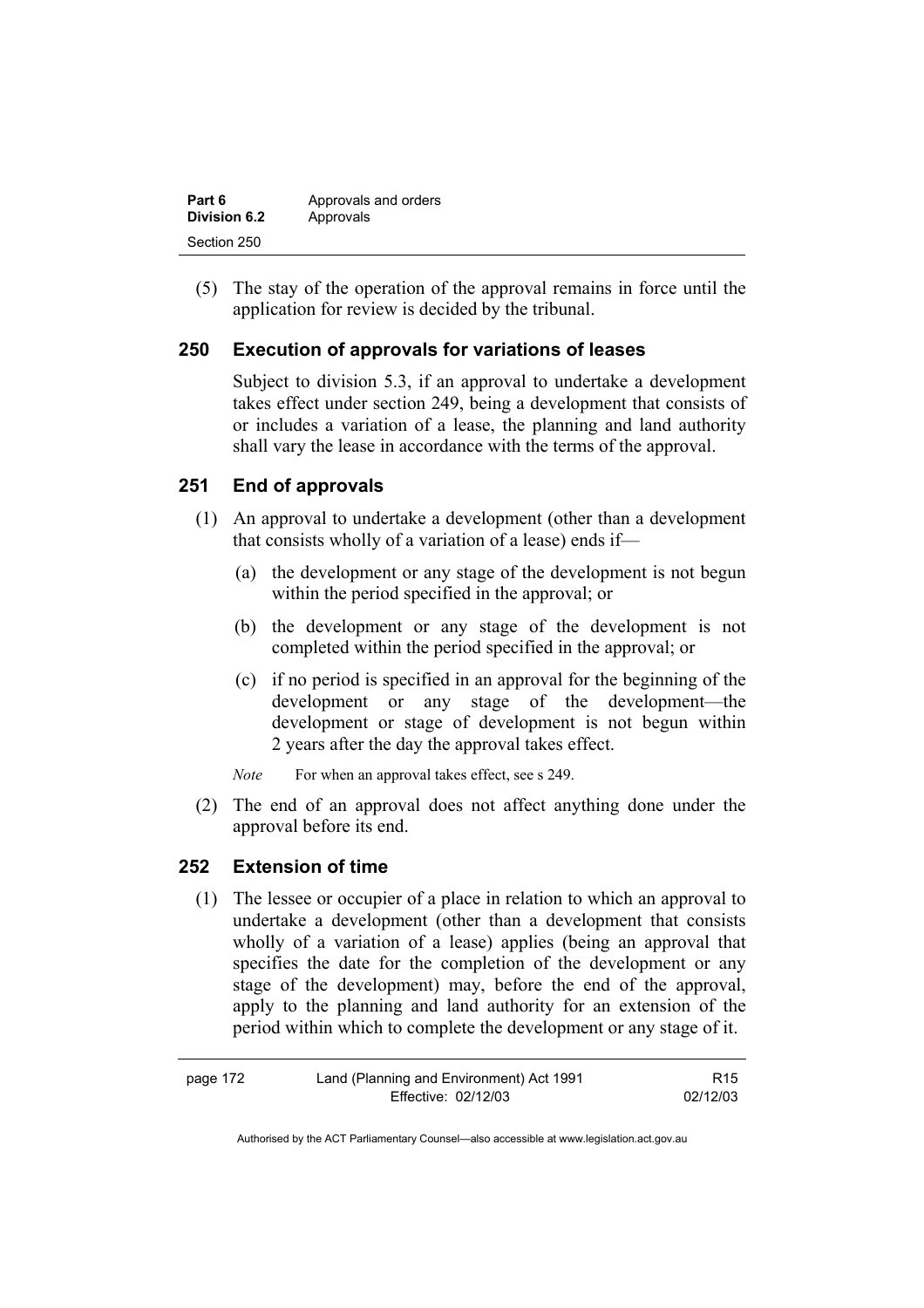(5) The stay of the operation of the approval remains in force until the application for review is decided by the tribunal.

## 250 Execution of approvals for variations of leases

Subject to division 5.3, if an approval to undertake a development takes effect under section 249, being a development that consists of or includes a variation of a lease, the planning and land authority shall vary the lease in accordance with the terms of the approval.

## 251 End of approvals

(1) An approval to undertake a development (other than a development that consists wholly of a variation of a lease) ends if—

(a) the development or any stage of the development is not begun within the period specified in the approval; or

(b) the development or any stage of the development is not completed within the period specified in the approval; or

(c) if no period is specified in an approval for the beginning of the development or any stage of the development—the development or stage of development is not begun within 2 years after the day the approval takes effect.

*Note* For when an approval takes effect, see s 249.

(2) The end of an approval does not affect anything done under the approval before its end.

## 252 Extension of time

(1) The lessee or occupier of a place in relation to which an approval to undertake a development (other than a development that consists wholly of a variation of a lease) applies (being an approval that specifies the date for the completion of the development or any stage of the development) may, before the end of the approval, apply to the planning and land authority for an extension of the period within which to complete the development or any stage of it.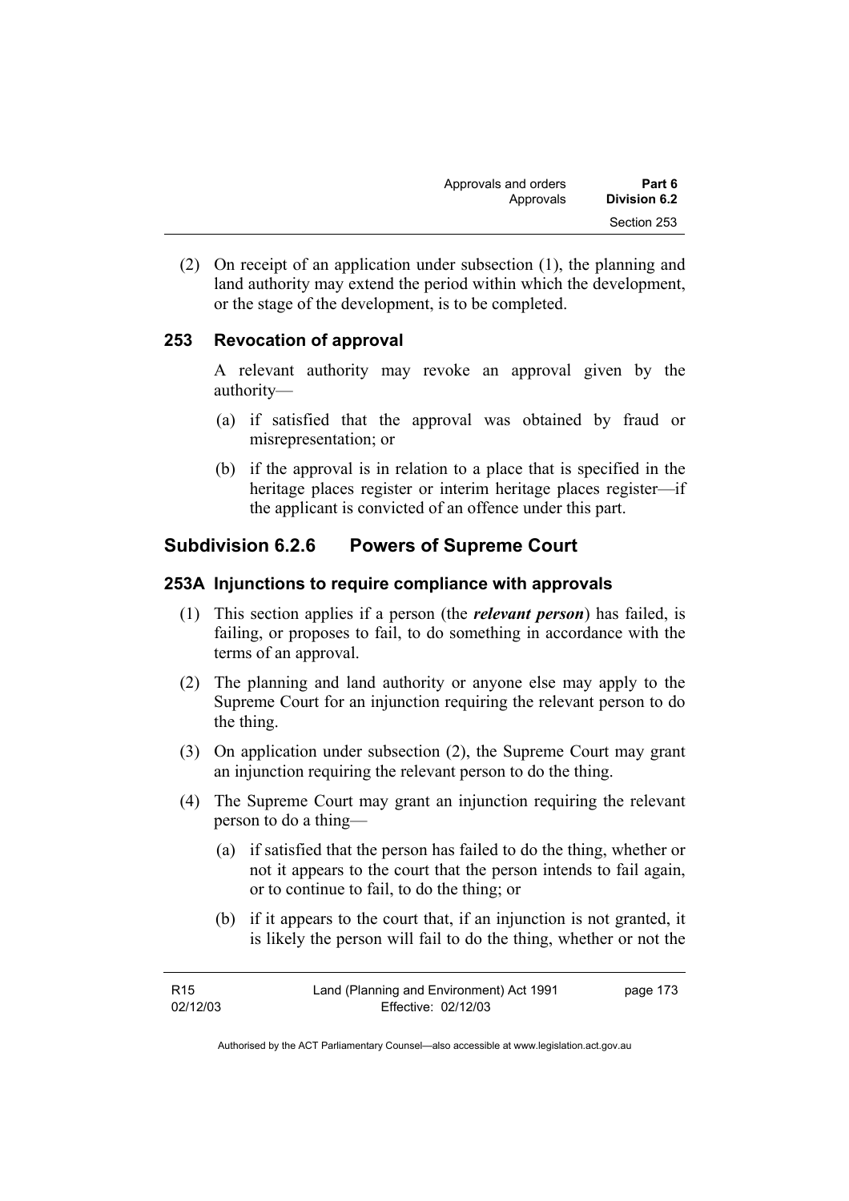(2) On receipt of an application under subsection (1), the planning and land authority may extend the period within which the development, or the stage of the development, is to be completed.

### 253 Revocation of approval

A relevant authority may revoke an approval given by the authority—

(a) if satisfied that the approval was obtained by fraud or misrepresentation; or

(b) if the approval is in relation to a place that is specified in the heritage places register or interim heritage places register—if the applicant is convicted of an offence under this part.

## Subdivision 6.2.6 Powers of Supreme Court

### 253A Injunctions to require compliance with approvals

(1) This section applies if a person (the ***relevant person***) has failed, is failing, or proposes to fail, to do something in accordance with the terms of an approval.

(2) The planning and land authority or anyone else may apply to the Supreme Court for an injunction requiring the relevant person to do the thing.

(3) On application under subsection (2), the Supreme Court may grant an injunction requiring the relevant person to do the thing.

(4) The Supreme Court may grant an injunction requiring the relevant person to do a thing—

(a) if satisfied that the person has failed to do the thing, whether or not it appears to the court that the person intends to fail again, or to continue to fail, to do the thing; or

(b) if it appears to the court that, if an injunction is not granted, it is likely the person will fail to do the thing, whether or not the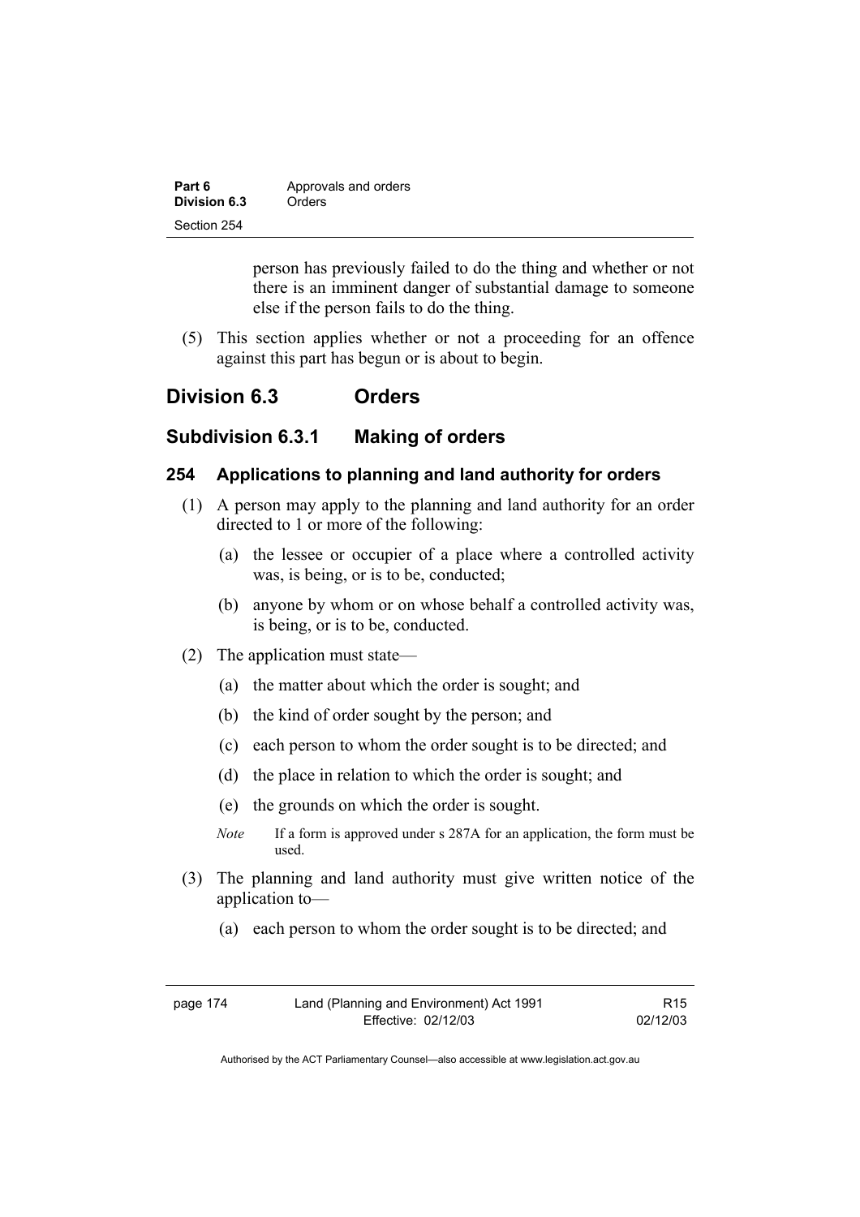person has previously failed to do the thing and whether or not there is an imminent danger of substantial damage to someone else if the person fails to do the thing.

(5) This section applies whether or not a proceeding for an offence against this part has begun or is about to begin.

## Division 6.3 Orders

### Subdivision 6.3.1 Making of orders

#### 254 Applications to planning and land authority for orders

(1) A person may apply to the planning and land authority for an order directed to 1 or more of the following:

(a) the lessee or occupier of a place where a controlled activity was, is being, or is to be, conducted;

(b) anyone by whom or on whose behalf a controlled activity was, is being, or is to be, conducted.

(2) The application must state—

(a) the matter about which the order is sought; and

(b) the kind of order sought by the person; and

(c) each person to whom the order sought is to be directed; and

(d) the place in relation to which the order is sought; and

(e) the grounds on which the order is sought.

*Note* If a form is approved under s 287A for an application, the form must be used.

(3) The planning and land authority must give written notice of the application to—

(a) each person to whom the order sought is to be directed; and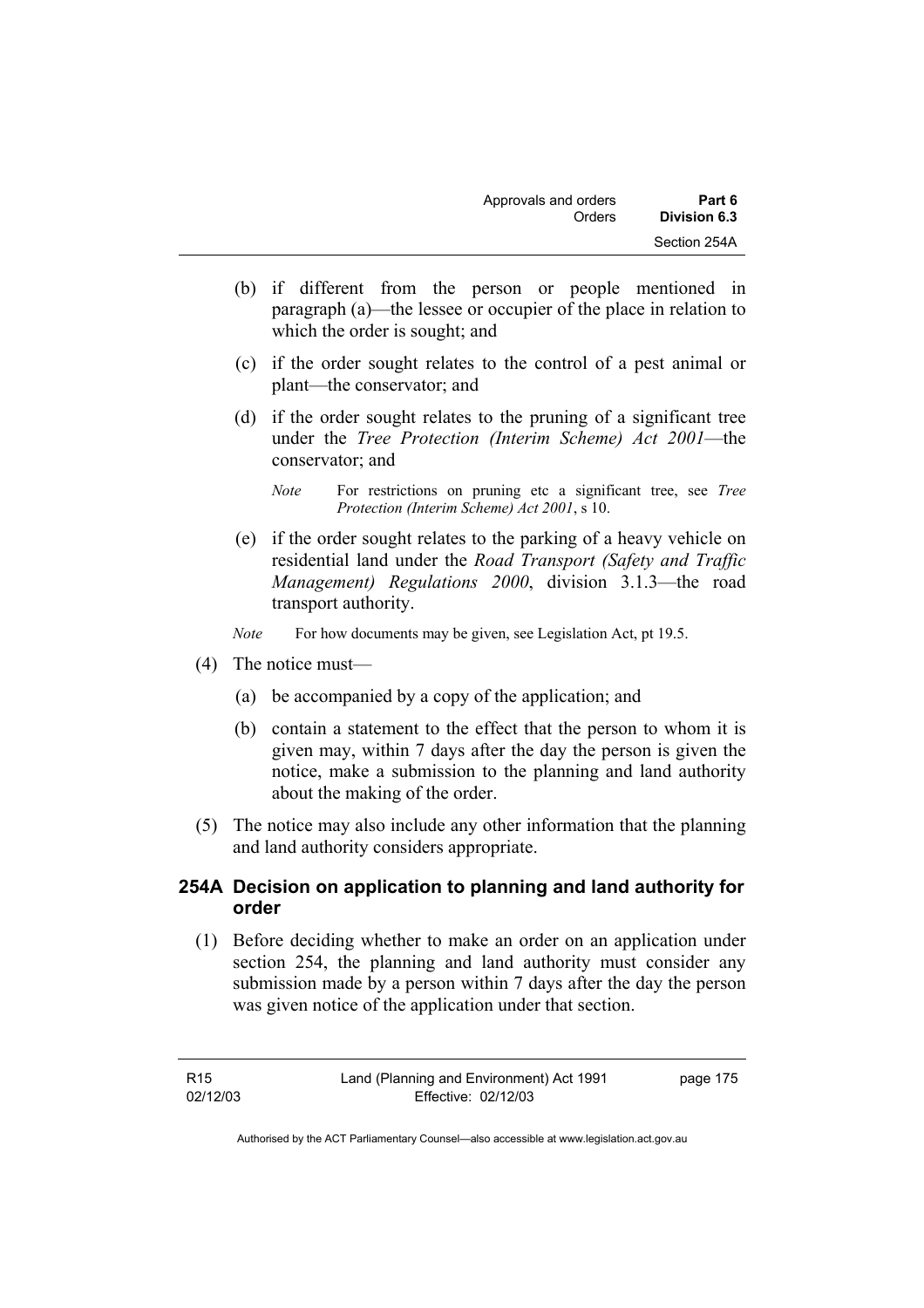(b) if different from the person or people mentioned in paragraph (a)—the lessee or occupier of the place in relation to which the order is sought; and

(c) if the order sought relates to the control of a pest animal or plant—the conservator; and

(d) if the order sought relates to the pruning of a significant tree under the *Tree Protection (Interim Scheme) Act 2001*—the conservator; and

*Note* For restrictions on pruning etc a significant tree, see *Tree Protection (Interim Scheme) Act 2001*, s 10.

(e) if the order sought relates to the parking of a heavy vehicle on residential land under the *Road Transport (Safety and Traffic Management) Regulations 2000*, division 3.1.3—the road transport authority.

*Note* For how documents may be given, see Legislation Act, pt 19.5.

(4) The notice must—

(a) be accompanied by a copy of the application; and

(b) contain a statement to the effect that the person to whom it is given may, within 7 days after the day the person is given the notice, make a submission to the planning and land authority about the making of the order.

(5) The notice may also include any other information that the planning and land authority considers appropriate.

### 254A Decision on application to planning and land authority for order

(1) Before deciding whether to make an order on an application under section 254, the planning and land authority must consider any submission made by a person within 7 days after the day the person was given notice of the application under that section.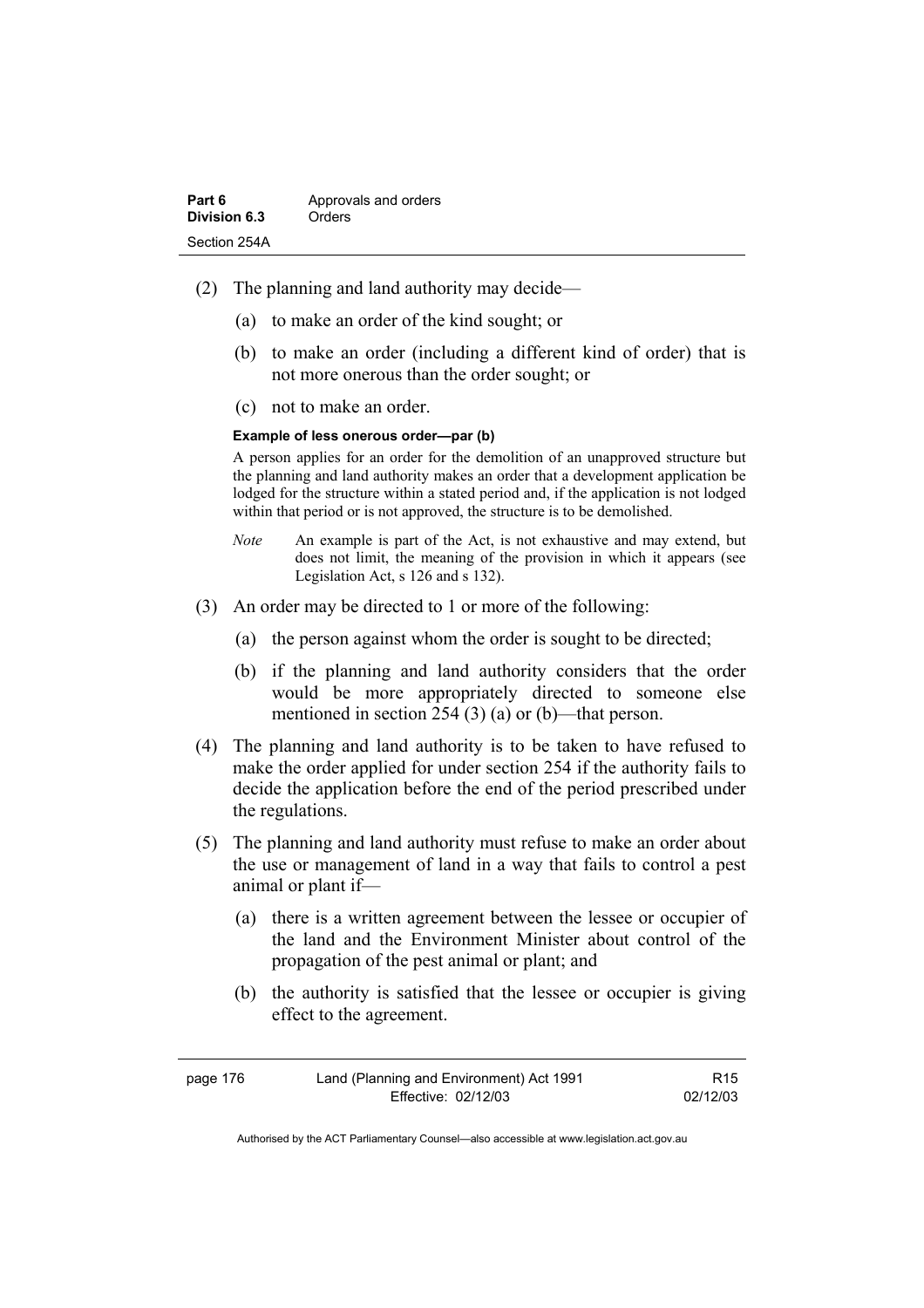(2) The planning and land authority may decide—

   (a) to make an order of the kind sought; or

   (b) to make an order (including a different kind of order) that is not more onerous than the order sought; or

   (c) not to make an order.

**Example of less onerous order—par (b)**

A person applies for an order for the demolition of an unapproved structure but the planning and land authority makes an order that a development application be lodged for the structure within a stated period and, if the application is not lodged within that period or is not approved, the structure is to be demolished.

*Note* An example is part of the Act, is not exhaustive and may extend, but does not limit, the meaning of the provision in which it appears (see Legislation Act, s 126 and s 132).

(3) An order may be directed to 1 or more of the following:

   (a) the person against whom the order is sought to be directed;

   (b) if the planning and land authority considers that the order would be more appropriately directed to someone else mentioned in section 254 (3) (a) or (b)—that person.

(4) The planning and land authority is to be taken to have refused to make the order applied for under section 254 if the authority fails to decide the application before the end of the period prescribed under the regulations.

(5) The planning and land authority must refuse to make an order about the use or management of land in a way that fails to control a pest animal or plant if—

   (a) there is a written agreement between the lessee or occupier of the land and the Environment Minister about control of the propagation of the pest animal or plant; and

   (b) the authority is satisfied that the lessee or occupier is giving effect to the agreement.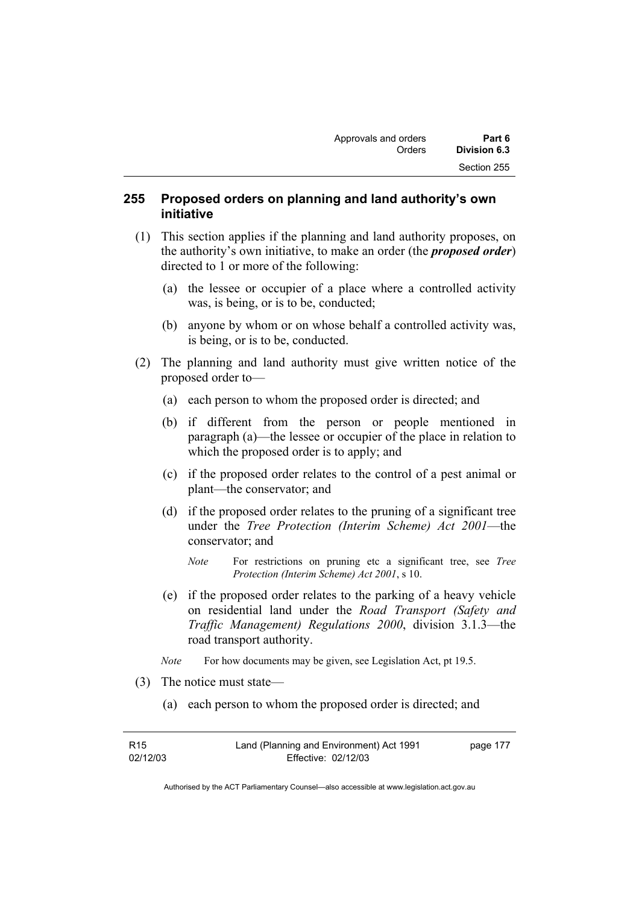## 255 Proposed orders on planning and land authority's own initiative

(1) This section applies if the planning and land authority proposes, on the authority's own initiative, to make an order (the ***proposed order***) directed to 1 or more of the following:

(a) the lessee or occupier of a place where a controlled activity was, is being, or is to be, conducted;

(b) anyone by whom or on whose behalf a controlled activity was, is being, or is to be, conducted.

(2) The planning and land authority must give written notice of the proposed order to—

(a) each person to whom the proposed order is directed; and

(b) if different from the person or people mentioned in paragraph (a)—the lessee or occupier of the place in relation to which the proposed order is to apply; and

(c) if the proposed order relates to the control of a pest animal or plant—the conservator; and

(d) if the proposed order relates to the pruning of a significant tree under the *Tree Protection (Interim Scheme) Act 2001*—the conservator; and

*Note* For restrictions on pruning etc a significant tree, see *Tree Protection (Interim Scheme) Act 2001*, s 10.

(e) if the proposed order relates to the parking of a heavy vehicle on residential land under the *Road Transport (Safety and Traffic Management) Regulations 2000*, division 3.1.3—the road transport authority.

*Note* For how documents may be given, see Legislation Act, pt 19.5.

(3) The notice must state—

(a) each person to whom the proposed order is directed; and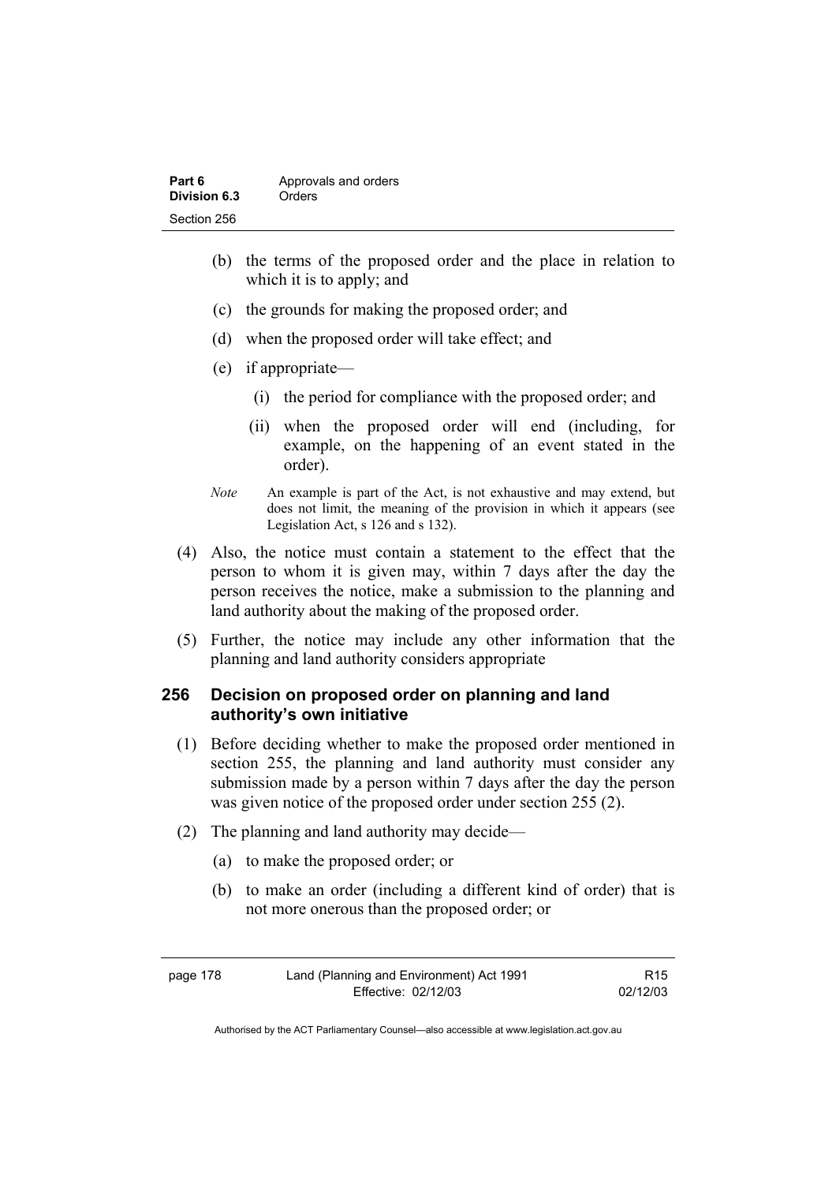(b) the terms of the proposed order and the place in relation to which it is to apply; and

(c) the grounds for making the proposed order; and

(d) when the proposed order will take effect; and

(e) if appropriate—

(i) the period for compliance with the proposed order; and

(ii) when the proposed order will end (including, for example, on the happening of an event stated in the order).

*Note* An example is part of the Act, is not exhaustive and may extend, but does not limit, the meaning of the provision in which it appears (see Legislation Act, s 126 and s 132).

(4) Also, the notice must contain a statement to the effect that the person to whom it is given may, within 7 days after the day the person receives the notice, make a submission to the planning and land authority about the making of the proposed order.

(5) Further, the notice may include any other information that the planning and land authority considers appropriate

## 256 Decision on proposed order on planning and land authority's own initiative

(1) Before deciding whether to make the proposed order mentioned in section 255, the planning and land authority must consider any submission made by a person within 7 days after the day the person was given notice of the proposed order under section 255 (2).

(2) The planning and land authority may decide—

(a) to make the proposed order; or

(b) to make an order (including a different kind of order) that is not more onerous than the proposed order; or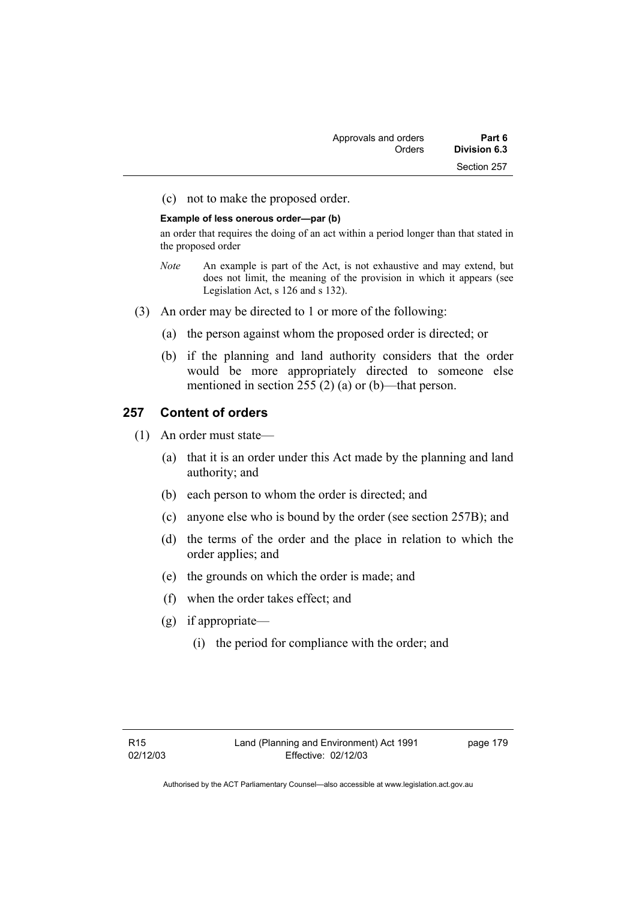(c) not to make the proposed order.

**Example of less onerous order—par (b)**

an order that requires the doing of an act within a period longer than that stated in the proposed order

*Note* An example is part of the Act, is not exhaustive and may extend, but does not limit, the meaning of the provision in which it appears (see Legislation Act, s 126 and s 132).

(3) An order may be directed to 1 or more of the following:

(a) the person against whom the proposed order is directed; or

(b) if the planning and land authority considers that the order would be more appropriately directed to someone else mentioned in section 255 (2) (a) or (b)—that person.

## 257 Content of orders

(1) An order must state—

(a) that it is an order under this Act made by the planning and land authority; and

(b) each person to whom the order is directed; and

(c) anyone else who is bound by the order (see section 257B); and

(d) the terms of the order and the place in relation to which the order applies; and

(e) the grounds on which the order is made; and

(f) when the order takes effect; and

(g) if appropriate—

(i) the period for compliance with the order; and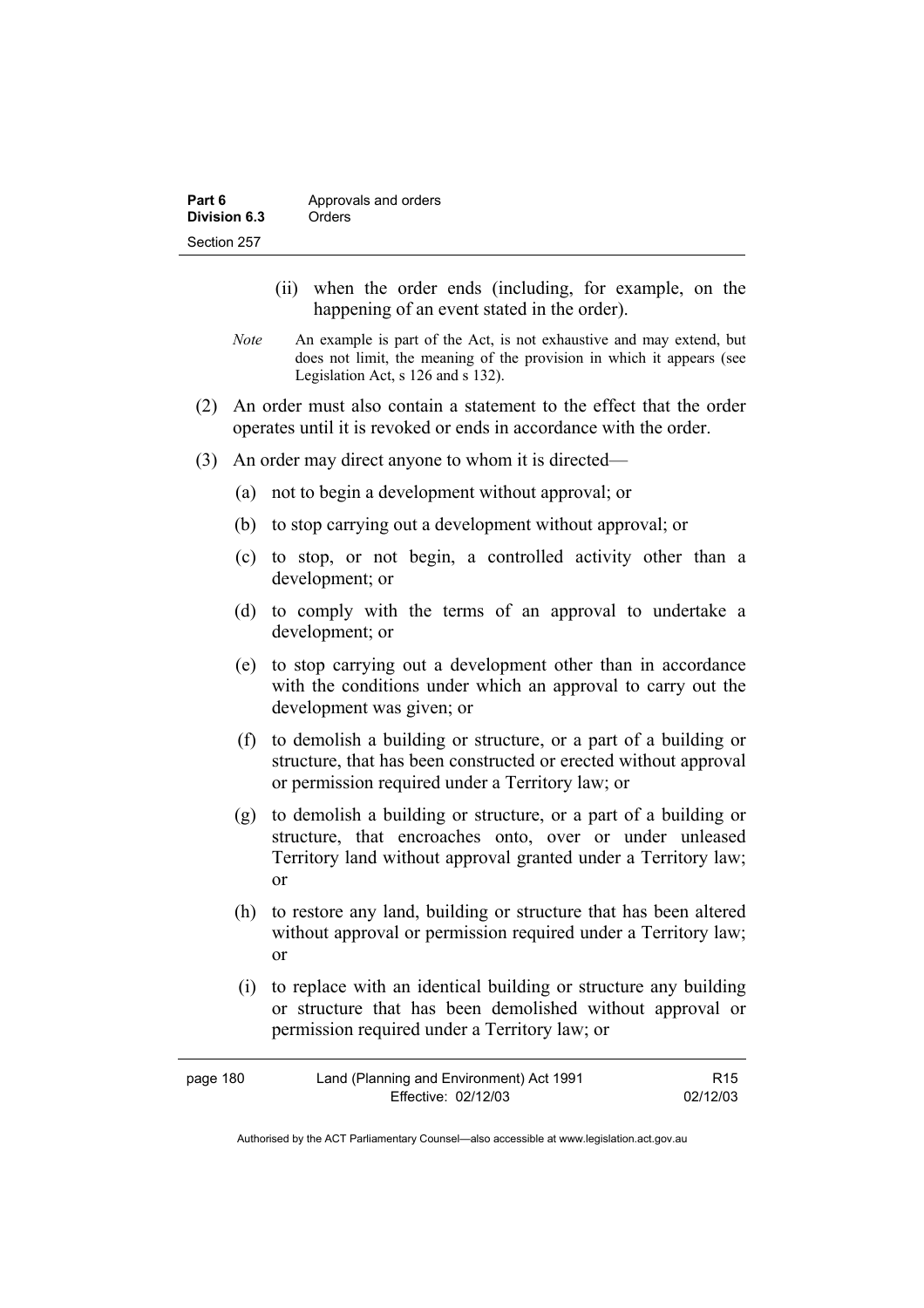(ii) when the order ends (including, for example, on the happening of an event stated in the order).

*Note* An example is part of the Act, is not exhaustive and may extend, but does not limit, the meaning of the provision in which it appears (see Legislation Act, s 126 and s 132).

(2) An order must also contain a statement to the effect that the order operates until it is revoked or ends in accordance with the order.

(3) An order may direct anyone to whom it is directed—

(a) not to begin a development without approval; or

(b) to stop carrying out a development without approval; or

(c) to stop, or not begin, a controlled activity other than a development; or

(d) to comply with the terms of an approval to undertake a development; or

(e) to stop carrying out a development other than in accordance with the conditions under which an approval to carry out the development was given; or

(f) to demolish a building or structure, or a part of a building or structure, that has been constructed or erected without approval or permission required under a Territory law; or

(g) to demolish a building or structure, or a part of a building or structure, that encroaches onto, over or under unleased Territory land without approval granted under a Territory law; or

(h) to restore any land, building or structure that has been altered without approval or permission required under a Territory law; or

(i) to replace with an identical building or structure any building or structure that has been demolished without approval or permission required under a Territory law; or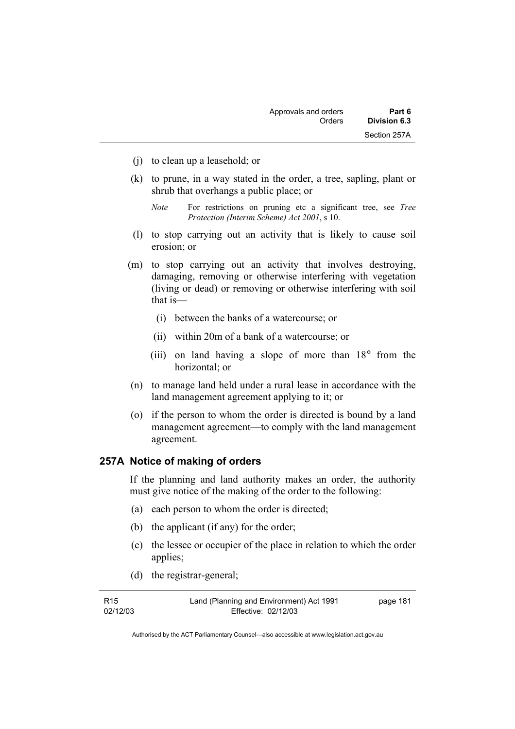(j) to clean up a leasehold; or

(k) to prune, in a way stated in the order, a tree, sapling, plant or shrub that overhangs a public place; or

*Note* For restrictions on pruning etc a significant tree, see *Tree Protection (Interim Scheme) Act 2001*, s 10.

(l) to stop carrying out an activity that is likely to cause soil erosion; or

(m) to stop carrying out an activity that involves destroying, damaging, removing or otherwise interfering with vegetation (living or dead) or removing or otherwise interfering with soil that is—

(i) between the banks of a watercourse; or

(ii) within 20m of a bank of a watercourse; or

(iii) on land having a slope of more than 18° from the horizontal; or

(n) to manage land held under a rural lease in accordance with the land management agreement applying to it; or

(o) if the person to whom the order is directed is bound by a land management agreement—to comply with the land management agreement.

### 257A Notice of making of orders

If the planning and land authority makes an order, the authority must give notice of the making of the order to the following:

(a) each person to whom the order is directed;

(b) the applicant (if any) for the order;

(c) the lessee or occupier of the place in relation to which the order applies;

(d) the registrar-general;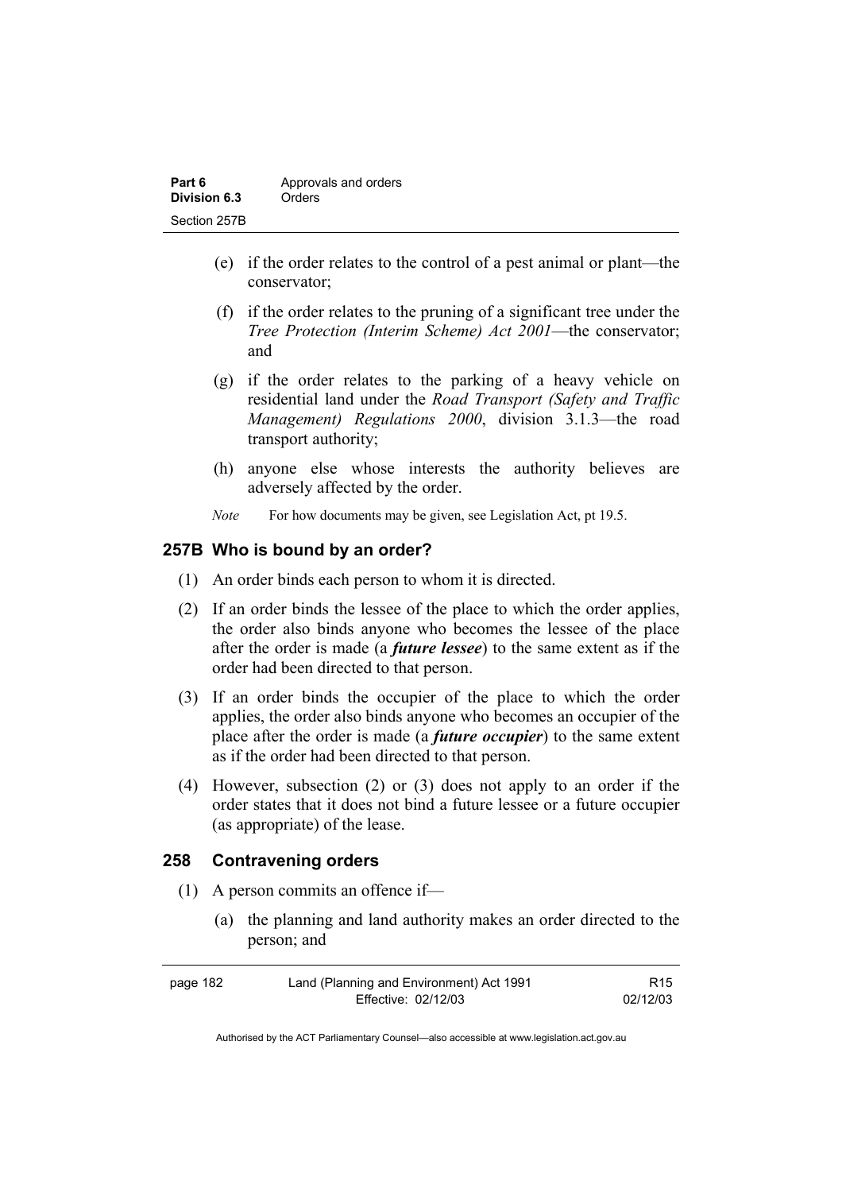(e) if the order relates to the control of a pest animal or plant—the conservator;

(f) if the order relates to the pruning of a significant tree under the *Tree Protection (Interim Scheme) Act 2001*—the conservator; and

(g) if the order relates to the parking of a heavy vehicle on residential land under the *Road Transport (Safety and Traffic Management) Regulations 2000*, division 3.1.3—the road transport authority;

(h) anyone else whose interests the authority believes are adversely affected by the order.

*Note* For how documents may be given, see Legislation Act, pt 19.5.

### 257B Who is bound by an order?

(1) An order binds each person to whom it is directed.

(2) If an order binds the lessee of the place to which the order applies, the order also binds anyone who becomes the lessee of the place after the order is made (a ***future lessee***) to the same extent as if the order had been directed to that person.

(3) If an order binds the occupier of the place to which the order applies, the order also binds anyone who becomes an occupier of the place after the order is made (a ***future occupier***) to the same extent as if the order had been directed to that person.

(4) However, subsection (2) or (3) does not apply to an order if the order states that it does not bind a future lessee or a future occupier (as appropriate) of the lease.

### 258 Contravening orders

(1) A person commits an offence if—

(a) the planning and land authority makes an order directed to the person; and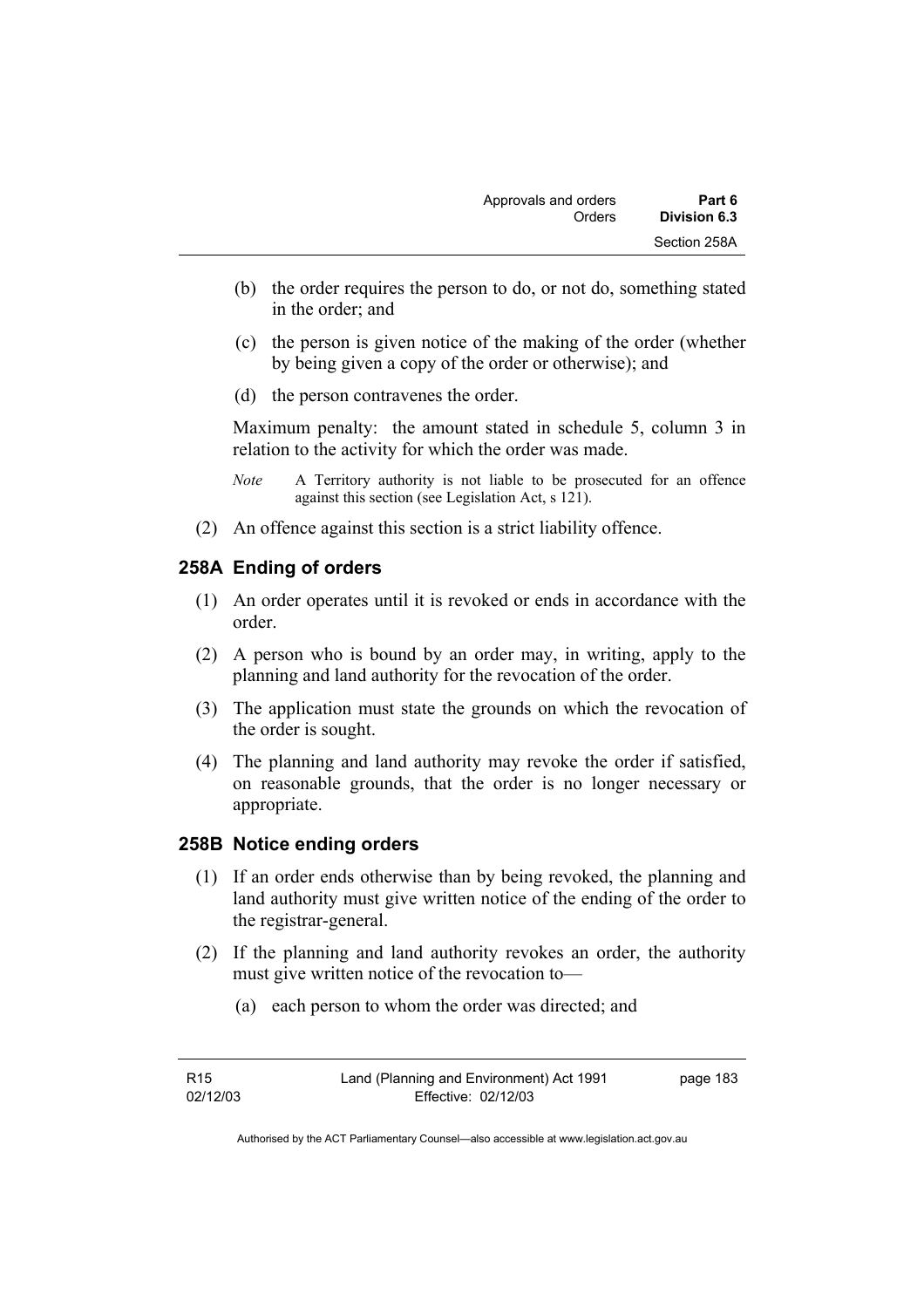(b) the order requires the person to do, or not do, something stated in the order; and

(c) the person is given notice of the making of the order (whether by being given a copy of the order or otherwise); and

(d) the person contravenes the order.

Maximum penalty: the amount stated in schedule 5, column 3 in relation to the activity for which the order was made.

*Note* A Territory authority is not liable to be prosecuted for an offence against this section (see Legislation Act, s 121).

(2) An offence against this section is a strict liability offence.

### 258A Ending of orders

(1) An order operates until it is revoked or ends in accordance with the order.

(2) A person who is bound by an order may, in writing, apply to the planning and land authority for the revocation of the order.

(3) The application must state the grounds on which the revocation of the order is sought.

(4) The planning and land authority may revoke the order if satisfied, on reasonable grounds, that the order is no longer necessary or appropriate.

### 258B Notice ending orders

(1) If an order ends otherwise than by being revoked, the planning and land authority must give written notice of the ending of the order to the registrar-general.

(2) If the planning and land authority revokes an order, the authority must give written notice of the revocation to—

(a) each person to whom the order was directed; and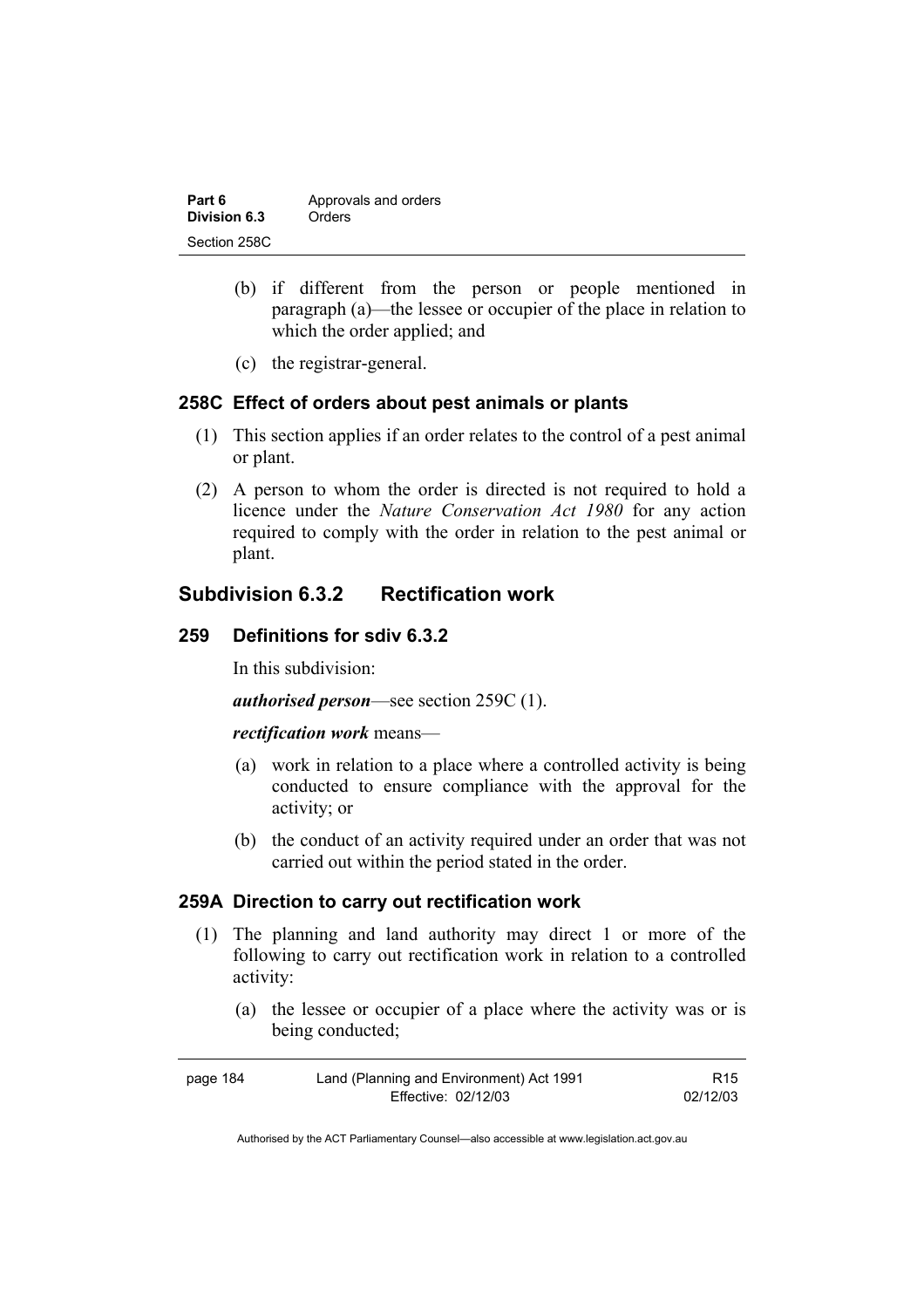(b) if different from the person or people mentioned in paragraph (a)—the lessee or occupier of the place in relation to which the order applied; and

(c) the registrar-general.

### 258C Effect of orders about pest animals or plants

(1) This section applies if an order relates to the control of a pest animal or plant.

(2) A person to whom the order is directed is not required to hold a licence under the *Nature Conservation Act 1980* for any action required to comply with the order in relation to the pest animal or plant.

## Subdivision 6.3.2 Rectification work

### 259 Definitions for sdiv 6.3.2

In this subdivision:

***authorised person***—see section 259C (1).

***rectification work*** means—

(a) work in relation to a place where a controlled activity is being conducted to ensure compliance with the approval for the activity; or

(b) the conduct of an activity required under an order that was not carried out within the period stated in the order.

### 259A Direction to carry out rectification work

(1) The planning and land authority may direct 1 or more of the following to carry out rectification work in relation to a controlled activity:

(a) the lessee or occupier of a place where the activity was or is being conducted;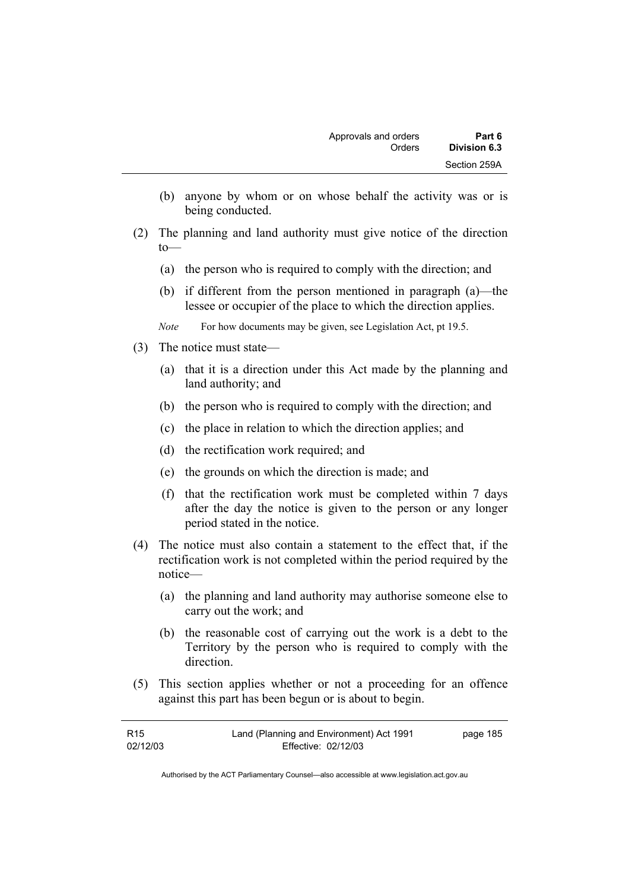(b) anyone by whom or on whose behalf the activity was or is being conducted.

(2) The planning and land authority must give notice of the direction to—

(a) the person who is required to comply with the direction; and

(b) if different from the person mentioned in paragraph (a)—the lessee or occupier of the place to which the direction applies.

*Note* For how documents may be given, see Legislation Act, pt 19.5.

(3) The notice must state—

(a) that it is a direction under this Act made by the planning and land authority; and

(b) the person who is required to comply with the direction; and

(c) the place in relation to which the direction applies; and

(d) the rectification work required; and

(e) the grounds on which the direction is made; and

(f) that the rectification work must be completed within 7 days after the day the notice is given to the person or any longer period stated in the notice.

(4) The notice must also contain a statement to the effect that, if the rectification work is not completed within the period required by the notice—

(a) the planning and land authority may authorise someone else to carry out the work; and

(b) the reasonable cost of carrying out the work is a debt to the Territory by the person who is required to comply with the direction.

(5) This section applies whether or not a proceeding for an offence against this part has been begun or is about to begin.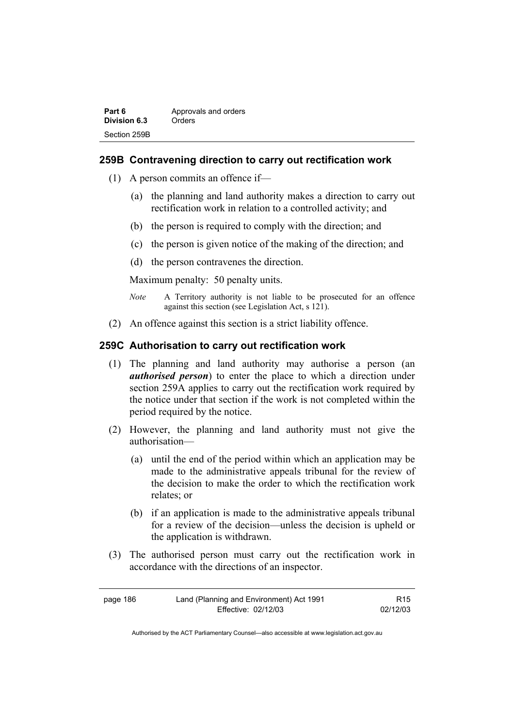### 259B Contravening direction to carry out rectification work

(1) A person commits an offence if—

(a) the planning and land authority makes a direction to carry out rectification work in relation to a controlled activity; and

(b) the person is required to comply with the direction; and

(c) the person is given notice of the making of the direction; and

(d) the person contravenes the direction.

Maximum penalty: 50 penalty units.

*Note* A Territory authority is not liable to be prosecuted for an offence against this section (see Legislation Act, s 121).

(2) An offence against this section is a strict liability offence.

### 259C Authorisation to carry out rectification work

(1) The planning and land authority may authorise a person (an ***authorised person***) to enter the place to which a direction under section 259A applies to carry out the rectification work required by the notice under that section if the work is not completed within the period required by the notice.

(2) However, the planning and land authority must not give the authorisation—

(a) until the end of the period within which an application may be made to the administrative appeals tribunal for the review of the decision to make the order to which the rectification work relates; or

(b) if an application is made to the administrative appeals tribunal for a review of the decision—unless the decision is upheld or the application is withdrawn.

(3) The authorised person must carry out the rectification work in accordance with the directions of an inspector.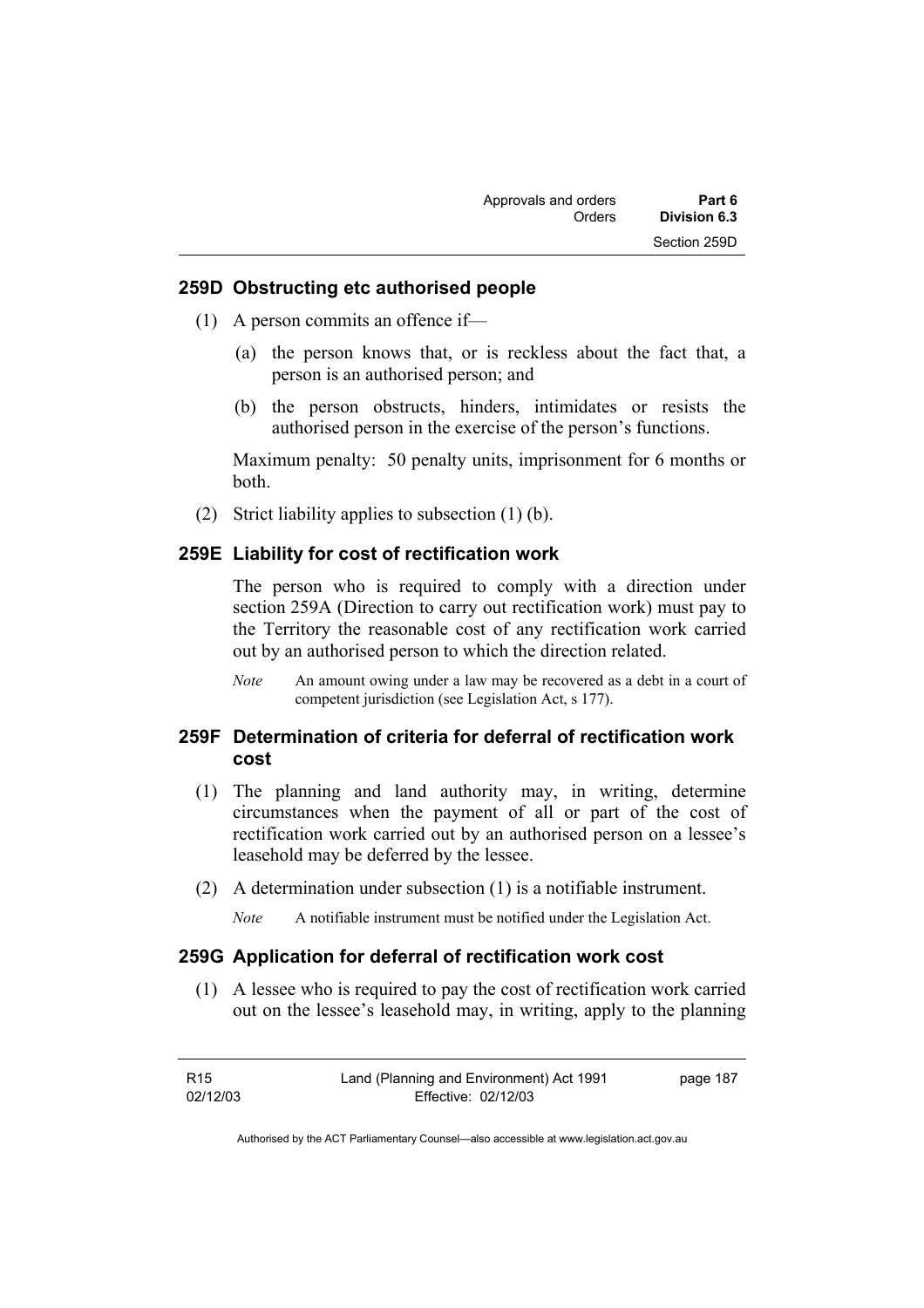### 259D Obstructing etc authorised people

(1) A person commits an offence if—

(a) the person knows that, or is reckless about the fact that, a person is an authorised person; and

(b) the person obstructs, hinders, intimidates or resists the authorised person in the exercise of the person's functions.

Maximum penalty: 50 penalty units, imprisonment for 6 months or both.

(2) Strict liability applies to subsection (1) (b).

### 259E Liability for cost of rectification work

The person who is required to comply with a direction under section 259A (Direction to carry out rectification work) must pay to the Territory the reasonable cost of any rectification work carried out by an authorised person to which the direction related.

*Note* An amount owing under a law may be recovered as a debt in a court of competent jurisdiction (see Legislation Act, s 177).

### 259F Determination of criteria for deferral of rectification work cost

(1) The planning and land authority may, in writing, determine circumstances when the payment of all or part of the cost of rectification work carried out by an authorised person on a lessee's leasehold may be deferred by the lessee.

(2) A determination under subsection (1) is a notifiable instrument.

*Note* A notifiable instrument must be notified under the Legislation Act.

### 259G Application for deferral of rectification work cost

(1) A lessee who is required to pay the cost of rectification work carried out on the lessee's leasehold may, in writing, apply to the planning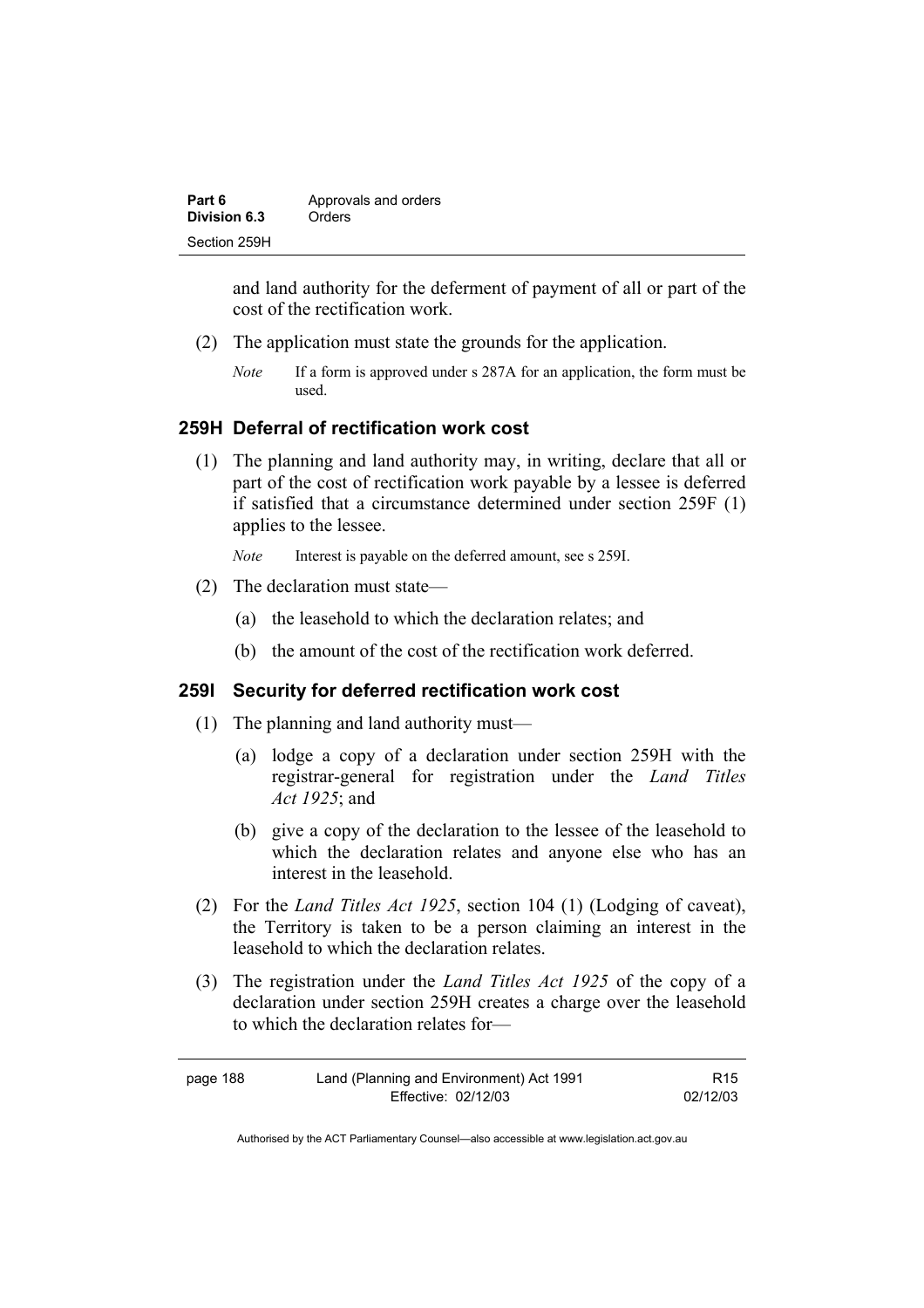and land authority for the deferment of payment of all or part of the cost of the rectification work.

(2) The application must state the grounds for the application.

*Note* If a form is approved under s 287A for an application, the form must be used.

### 259H Deferral of rectification work cost

(1) The planning and land authority may, in writing, declare that all or part of the cost of rectification work payable by a lessee is deferred if satisfied that a circumstance determined under section 259F (1) applies to the lessee.

*Note* Interest is payable on the deferred amount, see s 259I.

(2) The declaration must state—

(a) the leasehold to which the declaration relates; and

(b) the amount of the cost of the rectification work deferred.

### 259I Security for deferred rectification work cost

(1) The planning and land authority must—

(a) lodge a copy of a declaration under section 259H with the registrar-general for registration under the *Land Titles Act 1925*; and

(b) give a copy of the declaration to the lessee of the leasehold to which the declaration relates and anyone else who has an interest in the leasehold.

(2) For the *Land Titles Act 1925*, section 104 (1) (Lodging of caveat), the Territory is taken to be a person claiming an interest in the leasehold to which the declaration relates.

(3) The registration under the *Land Titles Act 1925* of the copy of a declaration under section 259H creates a charge over the leasehold to which the declaration relates for—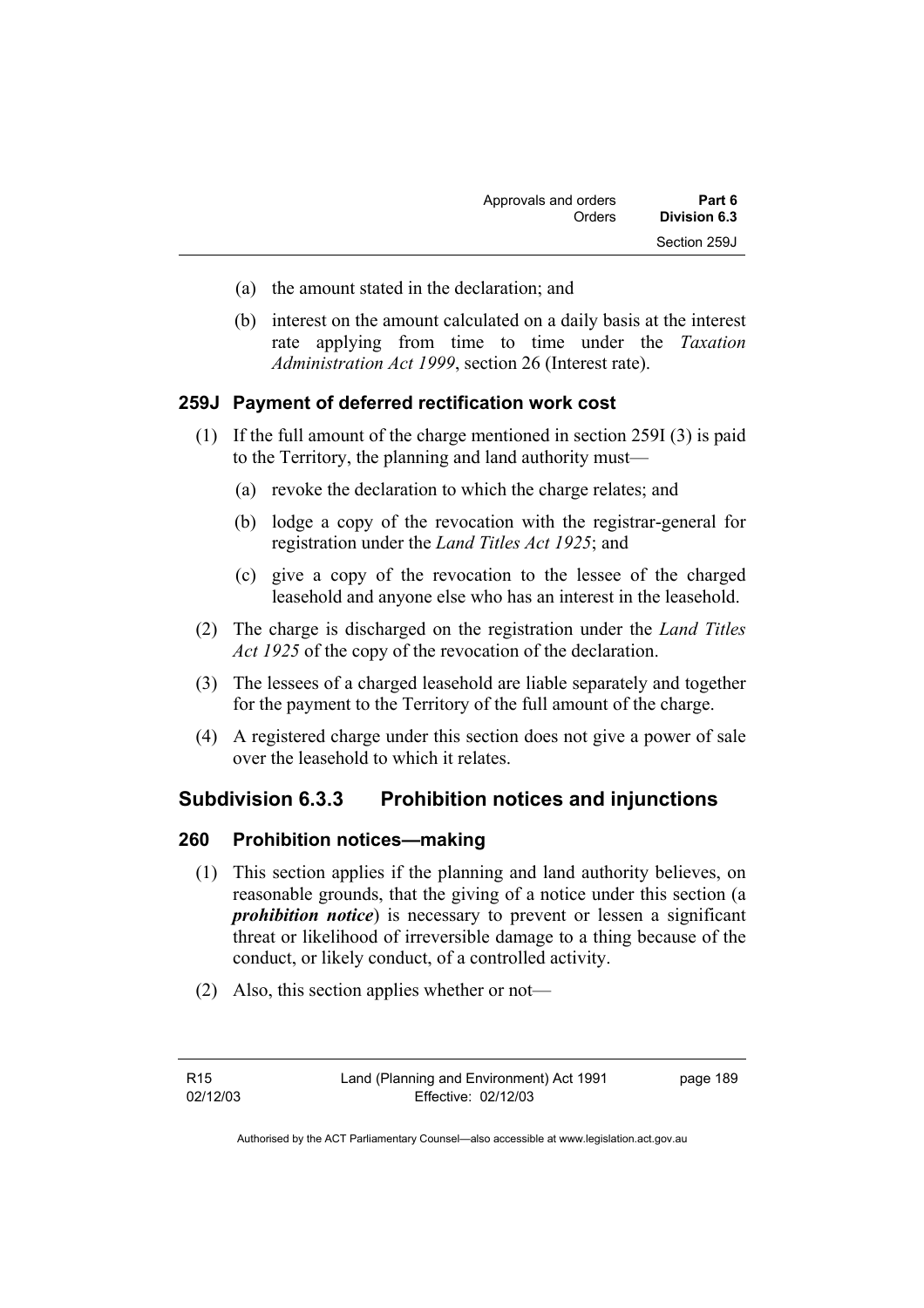(a) the amount stated in the declaration; and

(b) interest on the amount calculated on a daily basis at the interest rate applying from time to time under the *Taxation Administration Act 1999*, section 26 (Interest rate).

### 259J Payment of deferred rectification work cost

(1) If the full amount of the charge mentioned in section 259I (3) is paid to the Territory, the planning and land authority must—

(a) revoke the declaration to which the charge relates; and

(b) lodge a copy of the revocation with the registrar-general for registration under the *Land Titles Act 1925*; and

(c) give a copy of the revocation to the lessee of the charged leasehold and anyone else who has an interest in the leasehold.

(2) The charge is discharged on the registration under the *Land Titles Act 1925* of the copy of the revocation of the declaration.

(3) The lessees of a charged leasehold are liable separately and together for the payment to the Territory of the full amount of the charge.

(4) A registered charge under this section does not give a power of sale over the leasehold to which it relates.

## Subdivision 6.3.3 Prohibition notices and injunctions

### 260 Prohibition notices—making

(1) This section applies if the planning and land authority believes, on reasonable grounds, that the giving of a notice under this section (a ***prohibition notice***) is necessary to prevent or lessen a significant threat or likelihood of irreversible damage to a thing because of the conduct, or likely conduct, of a controlled activity.

(2) Also, this section applies whether or not—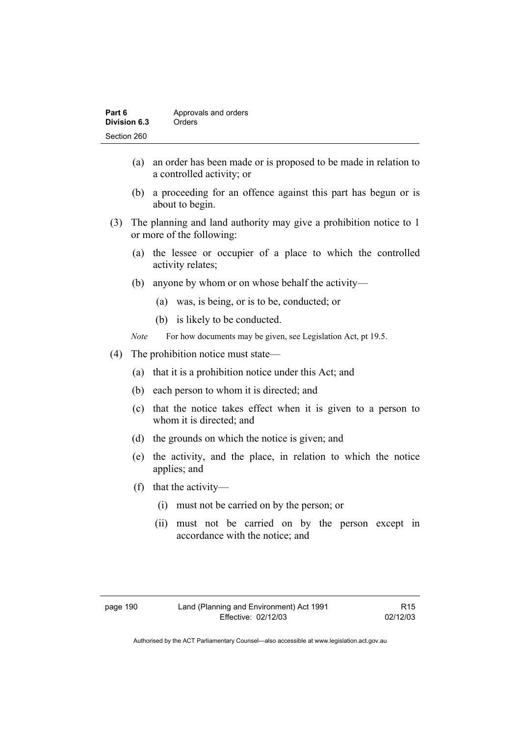(a) an order has been made or is proposed to be made in relation to a controlled activity; or

(b) a proceeding for an offence against this part has begun or is about to begin.

(3) The planning and land authority may give a prohibition notice to 1 or more of the following:

(a) the lessee or occupier of a place to which the controlled activity relates;

(b) anyone by whom or on whose behalf the activity—

(a) was, is being, or is to be, conducted; or

(b) is likely to be conducted.

*Note* For how documents may be given, see Legislation Act, pt 19.5.

(4) The prohibition notice must state—

(a) that it is a prohibition notice under this Act; and

(b) each person to whom it is directed; and

(c) that the notice takes effect when it is given to a person to whom it is directed; and

(d) the grounds on which the notice is given; and

(e) the activity, and the place, in relation to which the notice applies; and

(f) that the activity—

(i) must not be carried on by the person; or

(ii) must not be carried on by the person except in accordance with the notice; and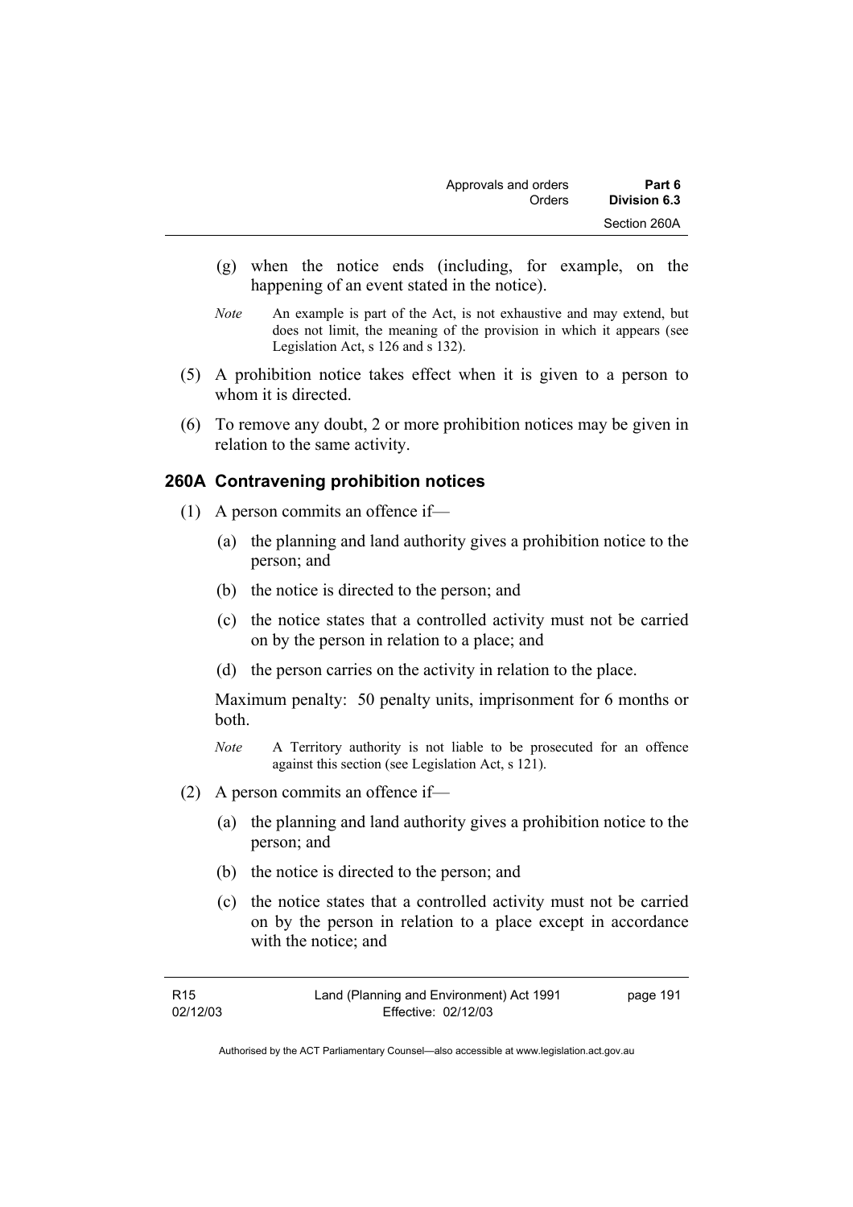(g) when the notice ends (including, for example, on the happening of an event stated in the notice).

*Note* An example is part of the Act, is not exhaustive and may extend, but does not limit, the meaning of the provision in which it appears (see Legislation Act, s 126 and s 132).

(5) A prohibition notice takes effect when it is given to a person to whom it is directed.

(6) To remove any doubt, 2 or more prohibition notices may be given in relation to the same activity.

### 260A Contravening prohibition notices

(1) A person commits an offence if—

(a) the planning and land authority gives a prohibition notice to the person; and

(b) the notice is directed to the person; and

(c) the notice states that a controlled activity must not be carried on by the person in relation to a place; and

(d) the person carries on the activity in relation to the place.

Maximum penalty: 50 penalty units, imprisonment for 6 months or both.

*Note* A Territory authority is not liable to be prosecuted for an offence against this section (see Legislation Act, s 121).

(2) A person commits an offence if—

(a) the planning and land authority gives a prohibition notice to the person; and

(b) the notice is directed to the person; and

(c) the notice states that a controlled activity must not be carried on by the person in relation to a place except in accordance with the notice; and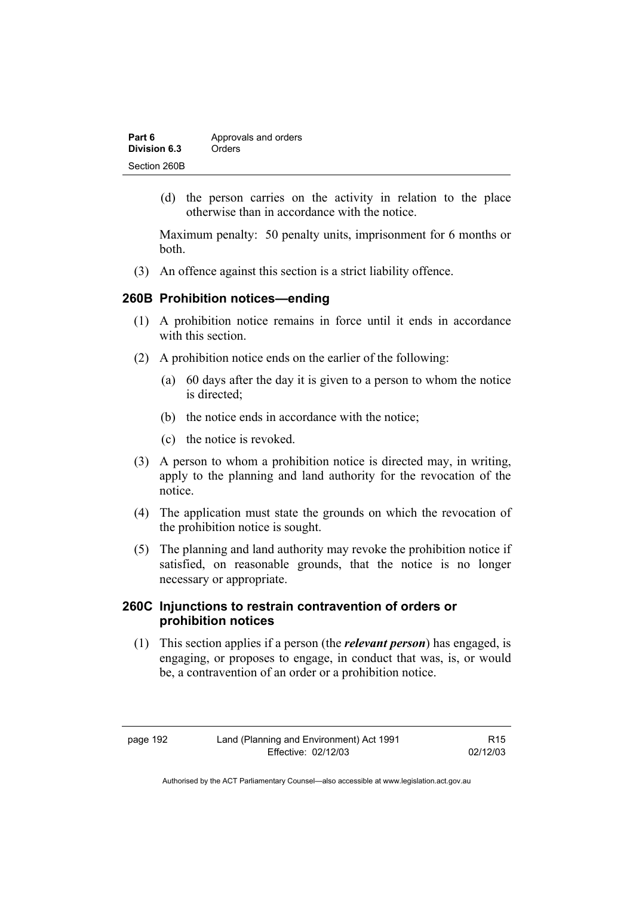(d) the person carries on the activity in relation to the place otherwise than in accordance with the notice.

Maximum penalty: 50 penalty units, imprisonment for 6 months or both.

(3) An offence against this section is a strict liability offence.

## 260B Prohibition notices—ending

(1) A prohibition notice remains in force until it ends in accordance with this section.

(2) A prohibition notice ends on the earlier of the following:

(a) 60 days after the day it is given to a person to whom the notice is directed;

(b) the notice ends in accordance with the notice;

(c) the notice is revoked.

(3) A person to whom a prohibition notice is directed may, in writing, apply to the planning and land authority for the revocation of the notice.

(4) The application must state the grounds on which the revocation of the prohibition notice is sought.

(5) The planning and land authority may revoke the prohibition notice if satisfied, on reasonable grounds, that the notice is no longer necessary or appropriate.

## 260C Injunctions to restrain contravention of orders or prohibition notices

(1) This section applies if a person (the ***relevant person***) has engaged, is engaging, or proposes to engage, in conduct that was, is, or would be, a contravention of an order or a prohibition notice.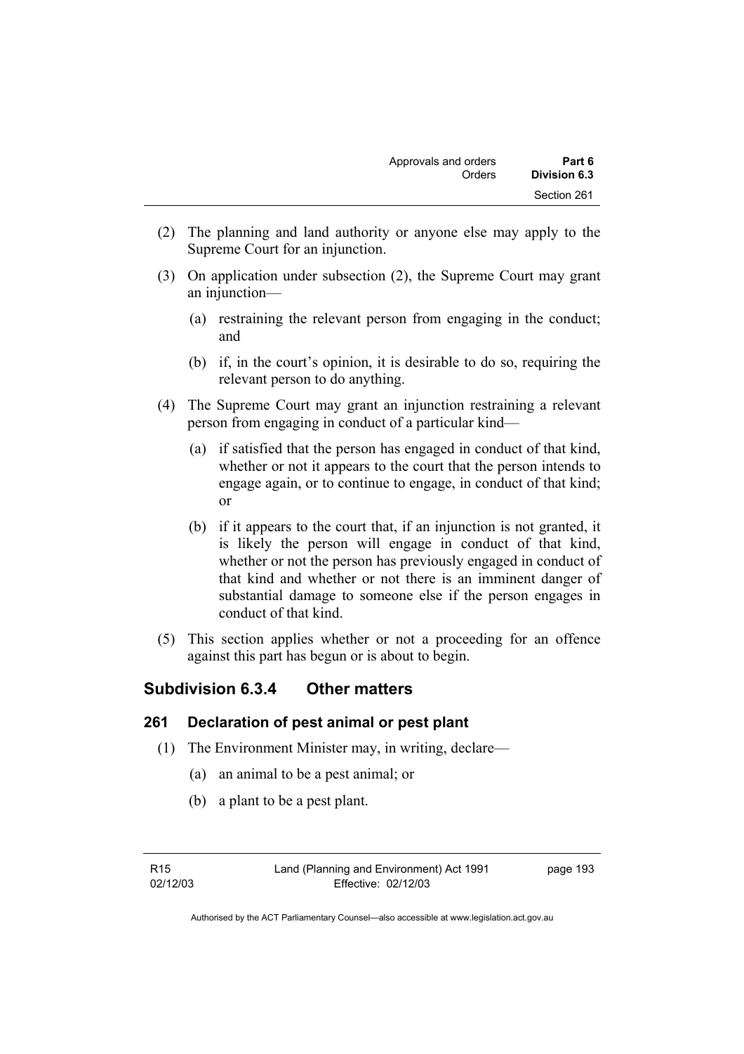(2) The planning and land authority or anyone else may apply to the Supreme Court for an injunction.

(3) On application under subsection (2), the Supreme Court may grant an injunction—

(a) restraining the relevant person from engaging in the conduct; and

(b) if, in the court's opinion, it is desirable to do so, requiring the relevant person to do anything.

(4) The Supreme Court may grant an injunction restraining a relevant person from engaging in conduct of a particular kind—

(a) if satisfied that the person has engaged in conduct of that kind, whether or not it appears to the court that the person intends to engage again, or to continue to engage, in conduct of that kind; or

(b) if it appears to the court that, if an injunction is not granted, it is likely the person will engage in conduct of that kind, whether or not the person has previously engaged in conduct of that kind and whether or not there is an imminent danger of substantial damage to someone else if the person engages in conduct of that kind.

(5) This section applies whether or not a proceeding for an offence against this part has begun or is about to begin.

## Subdivision 6.3.4 Other matters

### 261 Declaration of pest animal or pest plant

(1) The Environment Minister may, in writing, declare—

(a) an animal to be a pest animal; or

(b) a plant to be a pest plant.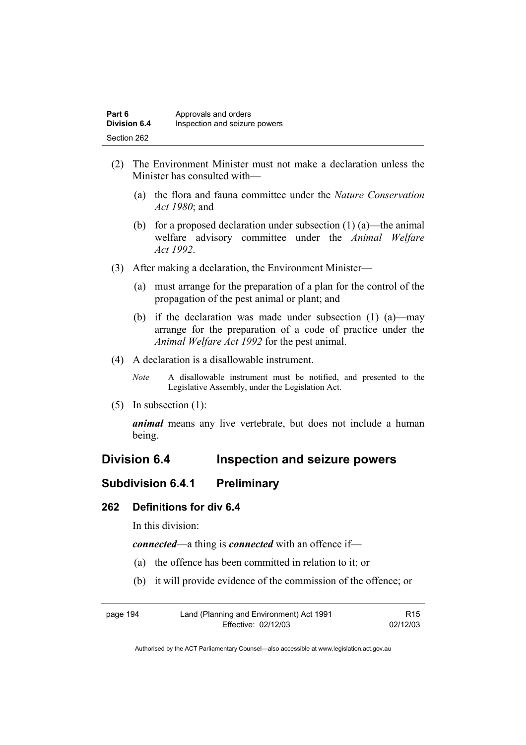(2) The Environment Minister must not make a declaration unless the Minister has consulted with—

(a) the flora and fauna committee under the *Nature Conservation Act 1980*; and

(b) for a proposed declaration under subsection (1) (a)—the animal welfare advisory committee under the *Animal Welfare Act 1992*.

(3) After making a declaration, the Environment Minister—

(a) must arrange for the preparation of a plan for the control of the propagation of the pest animal or plant; and

(b) if the declaration was made under subsection (1) (a)—may arrange for the preparation of a code of practice under the *Animal Welfare Act 1992* for the pest animal.

(4) A declaration is a disallowable instrument.

*Note* A disallowable instrument must be notified, and presented to the Legislative Assembly, under the Legislation Act.

(5) In subsection (1):

***animal*** means any live vertebrate, but does not include a human being.

## Division 6.4 Inspection and seizure powers

### Subdivision 6.4.1 Preliminary

#### 262 Definitions for div 6.4

In this division:

***connected***—a thing is ***connected*** with an offence if—

(a) the offence has been committed in relation to it; or

(b) it will provide evidence of the commission of the offence; or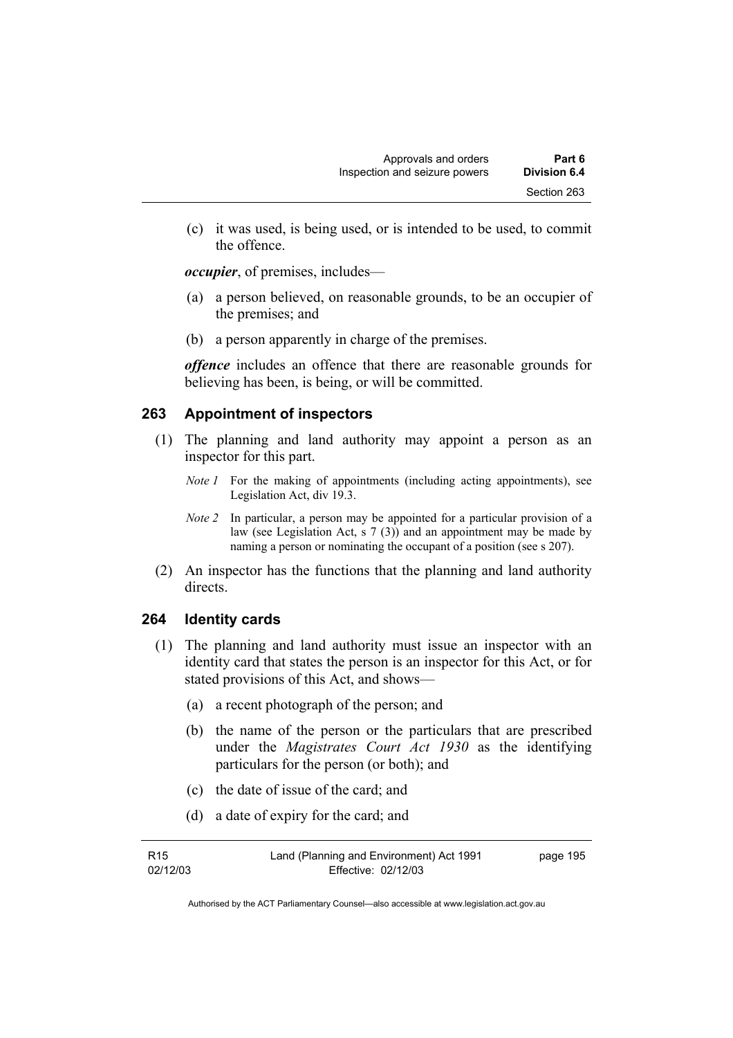(c) it was used, is being used, or is intended to be used, to commit the offence.

***occupier***, of premises, includes—

(a) a person believed, on reasonable grounds, to be an occupier of the premises; and

(b) a person apparently in charge of the premises.

***offence*** includes an offence that there are reasonable grounds for believing has been, is being, or will be committed.

## 263 Appointment of inspectors

(1) The planning and land authority may appoint a person as an inspector for this part.

*Note 1* For the making of appointments (including acting appointments), see Legislation Act, div 19.3.

*Note 2* In particular, a person may be appointed for a particular provision of a law (see Legislation Act, s 7 (3)) and an appointment may be made by naming a person or nominating the occupant of a position (see s 207).

(2) An inspector has the functions that the planning and land authority directs.

## 264 Identity cards

(1) The planning and land authority must issue an inspector with an identity card that states the person is an inspector for this Act, or for stated provisions of this Act, and shows—

(a) a recent photograph of the person; and

(b) the name of the person or the particulars that are prescribed under the *Magistrates Court Act 1930* as the identifying particulars for the person (or both); and

(c) the date of issue of the card; and

(d) a date of expiry for the card; and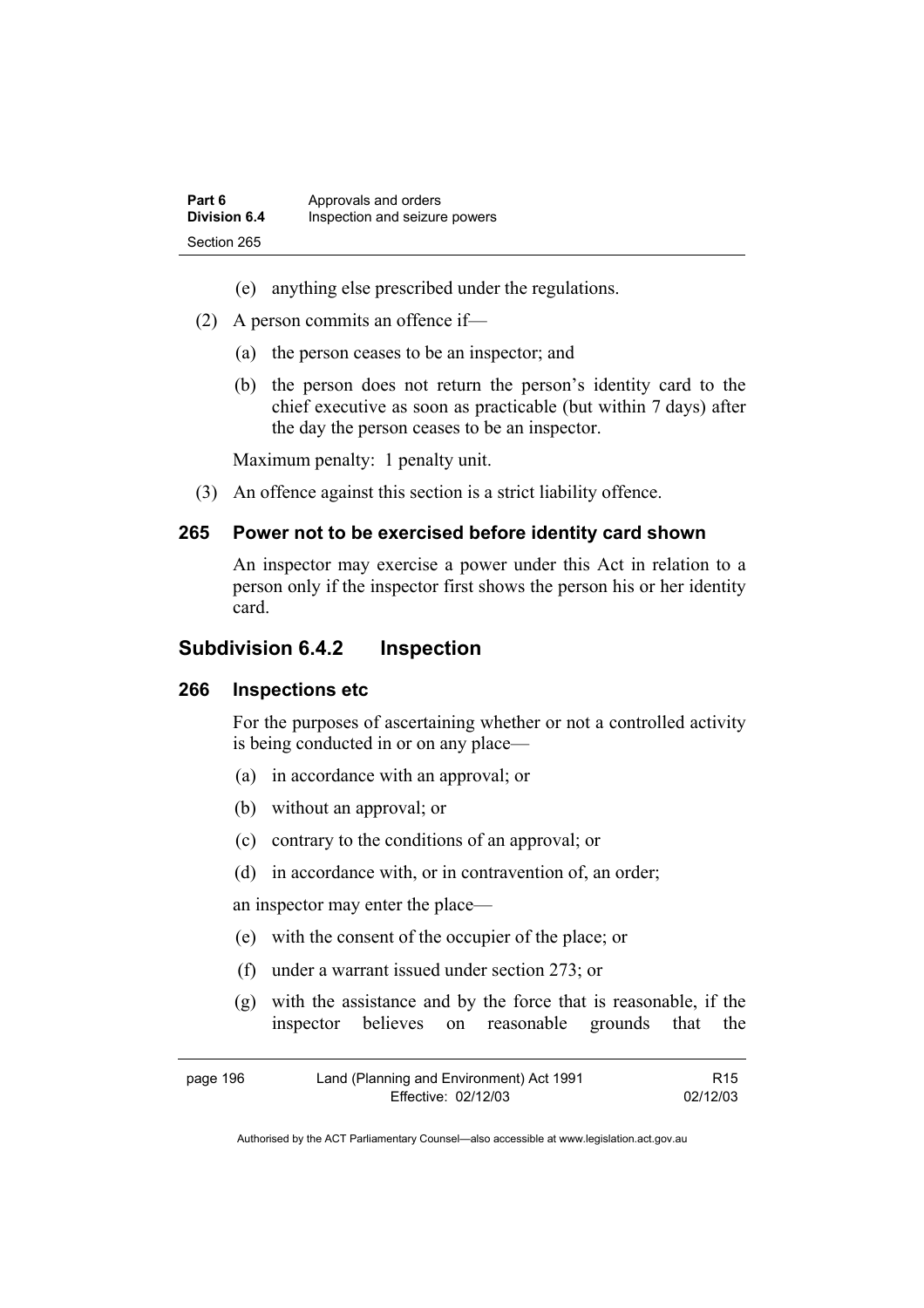(e) anything else prescribed under the regulations.

(2) A person commits an offence if—

(a) the person ceases to be an inspector; and

(b) the person does not return the person's identity card to the chief executive as soon as practicable (but within 7 days) after the day the person ceases to be an inspector.

Maximum penalty: 1 penalty unit.

(3) An offence against this section is a strict liability offence.

### 265 Power not to be exercised before identity card shown

An inspector may exercise a power under this Act in relation to a person only if the inspector first shows the person his or her identity card.

## Subdivision 6.4.2 Inspection

### 266 Inspections etc

For the purposes of ascertaining whether or not a controlled activity is being conducted in or on any place—

(a) in accordance with an approval; or

(b) without an approval; or

(c) contrary to the conditions of an approval; or

(d) in accordance with, or in contravention of, an order;

an inspector may enter the place—

(e) with the consent of the occupier of the place; or

(f) under a warrant issued under section 273; or

(g) with the assistance and by the force that is reasonable, if the inspector believes on reasonable grounds that the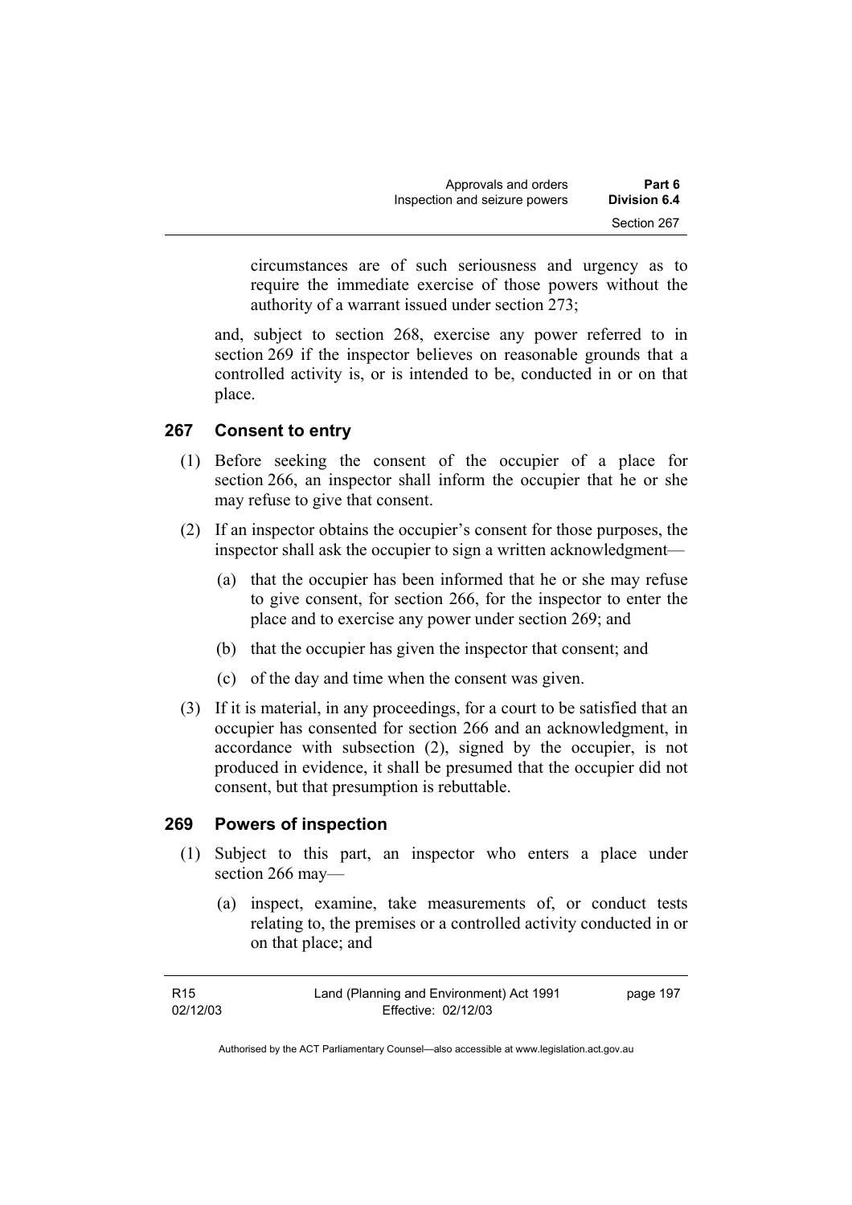circumstances are of such seriousness and urgency as to require the immediate exercise of those powers without the authority of a warrant issued under section 273;

and, subject to section 268, exercise any power referred to in section 269 if the inspector believes on reasonable grounds that a controlled activity is, or is intended to be, conducted in or on that place.

## 267 Consent to entry

(1) Before seeking the consent of the occupier of a place for section 266, an inspector shall inform the occupier that he or she may refuse to give that consent.

(2) If an inspector obtains the occupier's consent for those purposes, the inspector shall ask the occupier to sign a written acknowledgment—

(a) that the occupier has been informed that he or she may refuse to give consent, for section 266, for the inspector to enter the place and to exercise any power under section 269; and

(b) that the occupier has given the inspector that consent; and

(c) of the day and time when the consent was given.

(3) If it is material, in any proceedings, for a court to be satisfied that an occupier has consented for section 266 and an acknowledgment, in accordance with subsection (2), signed by the occupier, is not produced in evidence, it shall be presumed that the occupier did not consent, but that presumption is rebuttable.

## 269 Powers of inspection

(1) Subject to this part, an inspector who enters a place under section 266 may—

(a) inspect, examine, take measurements of, or conduct tests relating to, the premises or a controlled activity conducted in or on that place; and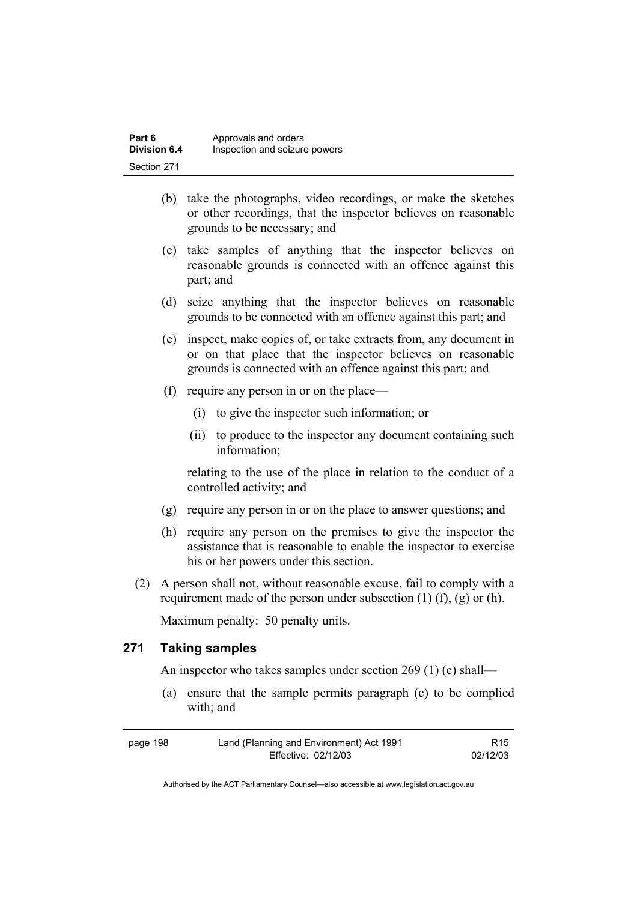(b) take the photographs, video recordings, or make the sketches or other recordings, that the inspector believes on reasonable grounds to be necessary; and

(c) take samples of anything that the inspector believes on reasonable grounds is connected with an offence against this part; and

(d) seize anything that the inspector believes on reasonable grounds to be connected with an offence against this part; and

(e) inspect, make copies of, or take extracts from, any document in or on that place that the inspector believes on reasonable grounds is connected with an offence against this part; and

(f) require any person in or on the place—

(i) to give the inspector such information; or

(ii) to produce to the inspector any document containing such information;

relating to the use of the place in relation to the conduct of a controlled activity; and

(g) require any person in or on the place to answer questions; and

(h) require any person on the premises to give the inspector the assistance that is reasonable to enable the inspector to exercise his or her powers under this section.

(2) A person shall not, without reasonable excuse, fail to comply with a requirement made of the person under subsection (1) (f), (g) or (h).

Maximum penalty: 50 penalty units.

## 271 Taking samples

An inspector who takes samples under section 269 (1) (c) shall—

(a) ensure that the sample permits paragraph (c) to be complied with; and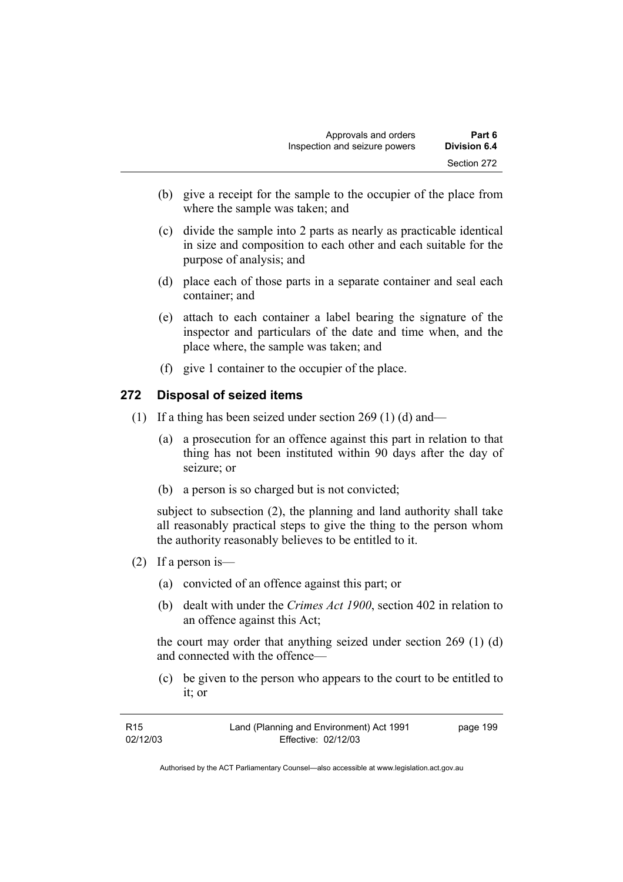(b) give a receipt for the sample to the occupier of the place from where the sample was taken; and

(c) divide the sample into 2 parts as nearly as practicable identical in size and composition to each other and each suitable for the purpose of analysis; and

(d) place each of those parts in a separate container and seal each container; and

(e) attach to each container a label bearing the signature of the inspector and particulars of the date and time when, and the place where, the sample was taken; and

(f) give 1 container to the occupier of the place.

## 272 Disposal of seized items

(1) If a thing has been seized under section 269 (1) (d) and—

(a) a prosecution for an offence against this part in relation to that thing has not been instituted within 90 days after the day of seizure; or

(b) a person is so charged but is not convicted;

subject to subsection (2), the planning and land authority shall take all reasonably practical steps to give the thing to the person whom the authority reasonably believes to be entitled to it.

(2) If a person is—

(a) convicted of an offence against this part; or

(b) dealt with under the *Crimes Act 1900*, section 402 in relation to an offence against this Act;

the court may order that anything seized under section 269 (1) (d) and connected with the offence—

(c) be given to the person who appears to the court to be entitled to it; or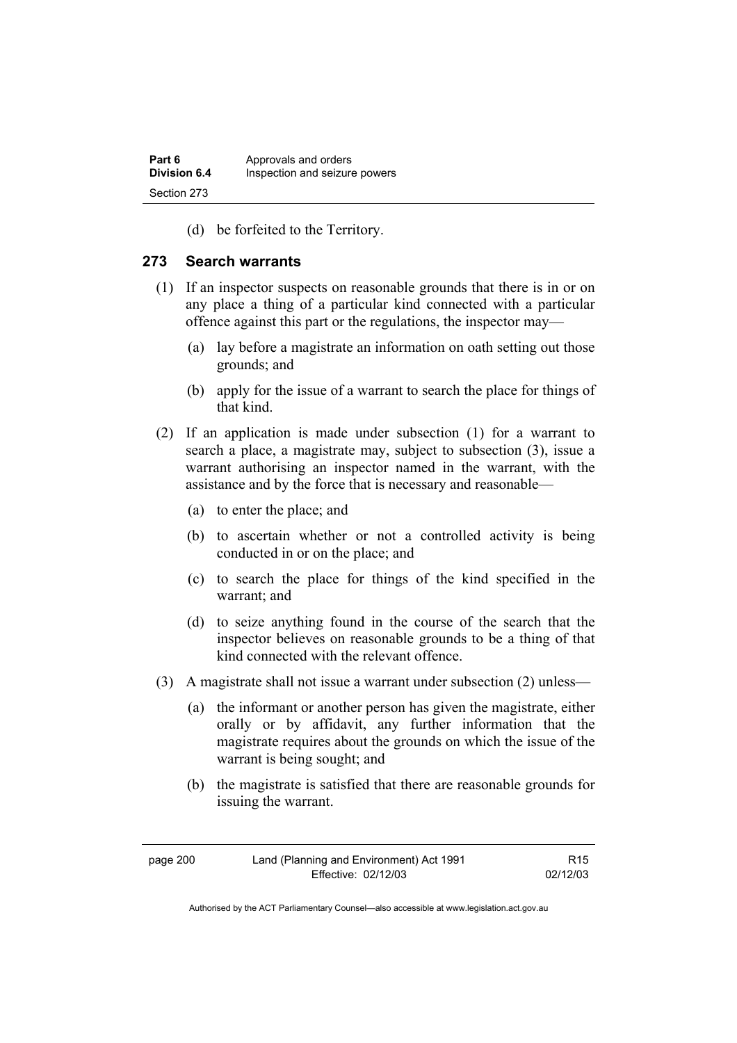(d) be forfeited to the Territory.

## 273 Search warrants

(1) If an inspector suspects on reasonable grounds that there is in or on any place a thing of a particular kind connected with a particular offence against this part or the regulations, the inspector may—

   (a) lay before a magistrate an information on oath setting out those grounds; and

   (b) apply for the issue of a warrant to search the place for things of that kind.

(2) If an application is made under subsection (1) for a warrant to search a place, a magistrate may, subject to subsection (3), issue a warrant authorising an inspector named in the warrant, with the assistance and by the force that is necessary and reasonable—

   (a) to enter the place; and

   (b) to ascertain whether or not a controlled activity is being conducted in or on the place; and

   (c) to search the place for things of the kind specified in the warrant; and

   (d) to seize anything found in the course of the search that the inspector believes on reasonable grounds to be a thing of that kind connected with the relevant offence.

(3) A magistrate shall not issue a warrant under subsection (2) unless—

   (a) the informant or another person has given the magistrate, either orally or by affidavit, any further information that the magistrate requires about the grounds on which the issue of the warrant is being sought; and

   (b) the magistrate is satisfied that there are reasonable grounds for issuing the warrant.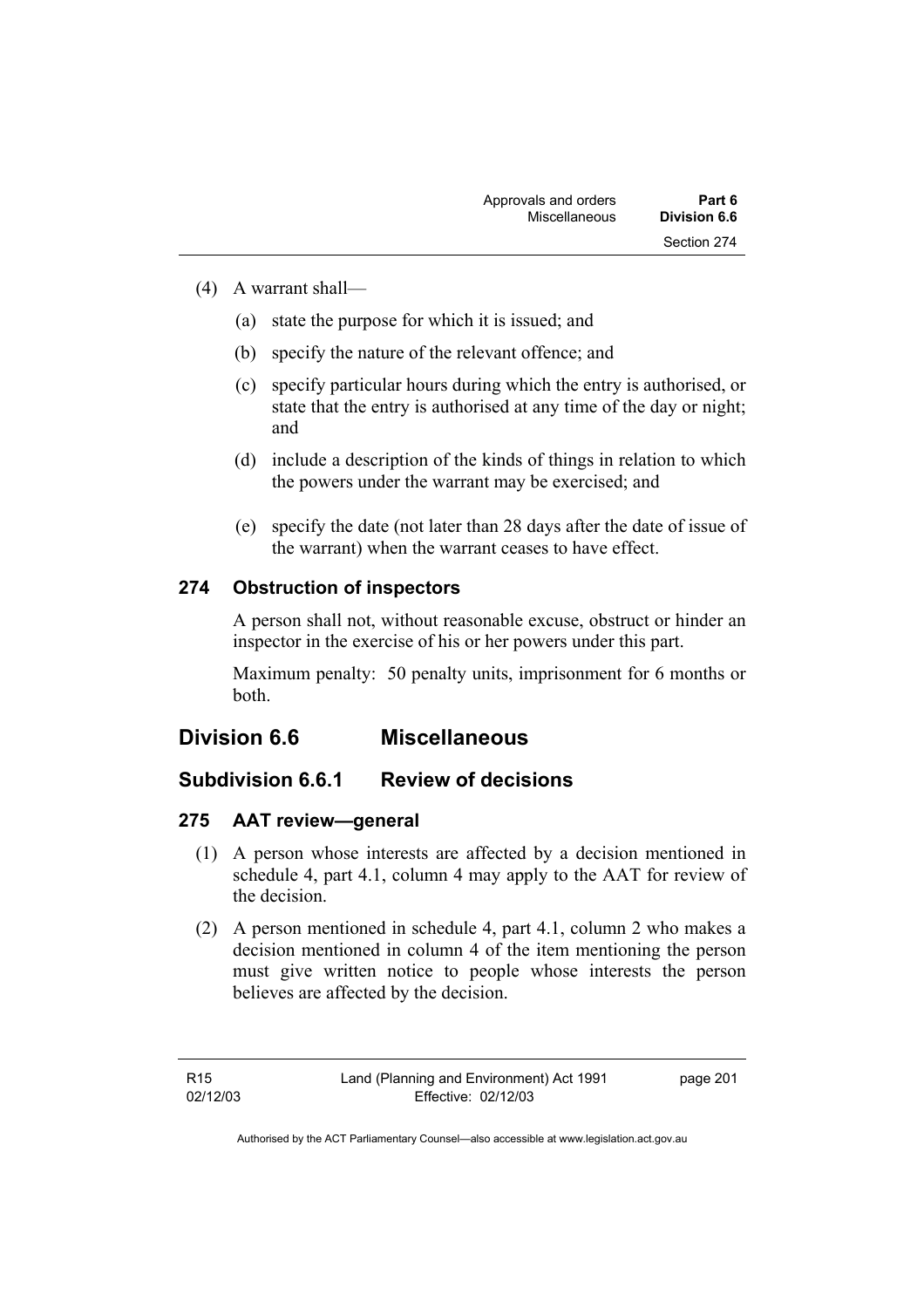(4) A warrant shall—

(a) state the purpose for which it is issued; and

(b) specify the nature of the relevant offence; and

(c) specify particular hours during which the entry is authorised, or state that the entry is authorised at any time of the day or night; and

(d) include a description of the kinds of things in relation to which the powers under the warrant may be exercised; and

(e) specify the date (not later than 28 days after the date of issue of the warrant) when the warrant ceases to have effect.

### 274 Obstruction of inspectors

A person shall not, without reasonable excuse, obstruct or hinder an inspector in the exercise of his or her powers under this part.

Maximum penalty: 50 penalty units, imprisonment for 6 months or both.

## Division 6.6 Miscellaneous

## Subdivision 6.6.1 Review of decisions

### 275 AAT review—general

(1) A person whose interests are affected by a decision mentioned in schedule 4, part 4.1, column 4 may apply to the AAT for review of the decision.

(2) A person mentioned in schedule 4, part 4.1, column 2 who makes a decision mentioned in column 4 of the item mentioning the person must give written notice to people whose interests the person believes are affected by the decision.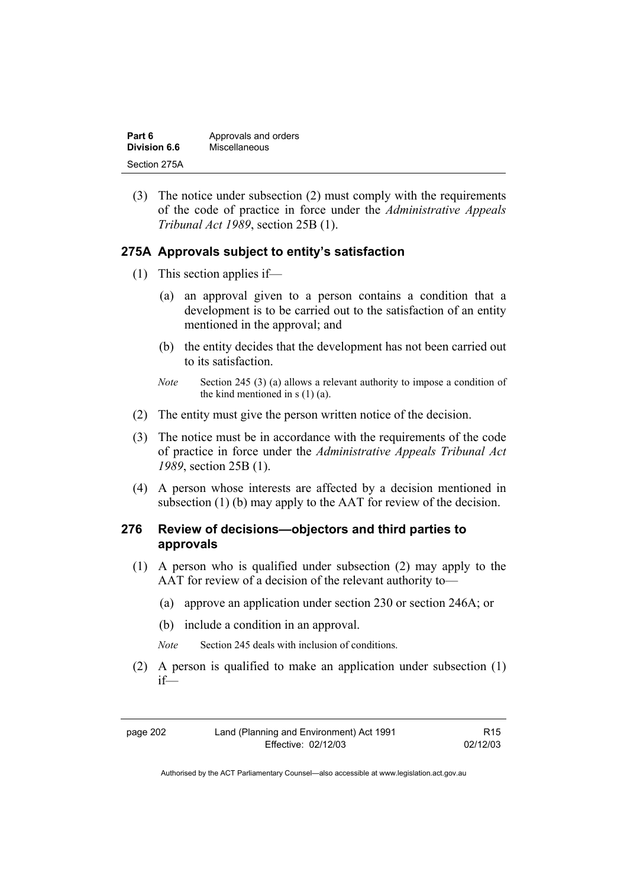(3) The notice under subsection (2) must comply with the requirements of the code of practice in force under the *Administrative Appeals Tribunal Act 1989*, section 25B (1).

### 275A Approvals subject to entity's satisfaction

(1) This section applies if—

(a) an approval given to a person contains a condition that a development is to be carried out to the satisfaction of an entity mentioned in the approval; and

(b) the entity decides that the development has not been carried out to its satisfaction.

*Note* Section 245 (3) (a) allows a relevant authority to impose a condition of the kind mentioned in s (1) (a).

(2) The entity must give the person written notice of the decision.

(3) The notice must be in accordance with the requirements of the code of practice in force under the *Administrative Appeals Tribunal Act 1989*, section 25B (1).

(4) A person whose interests are affected by a decision mentioned in subsection (1) (b) may apply to the AAT for review of the decision.

### 276 Review of decisions—objectors and third parties to approvals

(1) A person who is qualified under subsection (2) may apply to the AAT for review of a decision of the relevant authority to—

(a) approve an application under section 230 or section 246A; or

(b) include a condition in an approval.

*Note* Section 245 deals with inclusion of conditions.

(2) A person is qualified to make an application under subsection (1) if—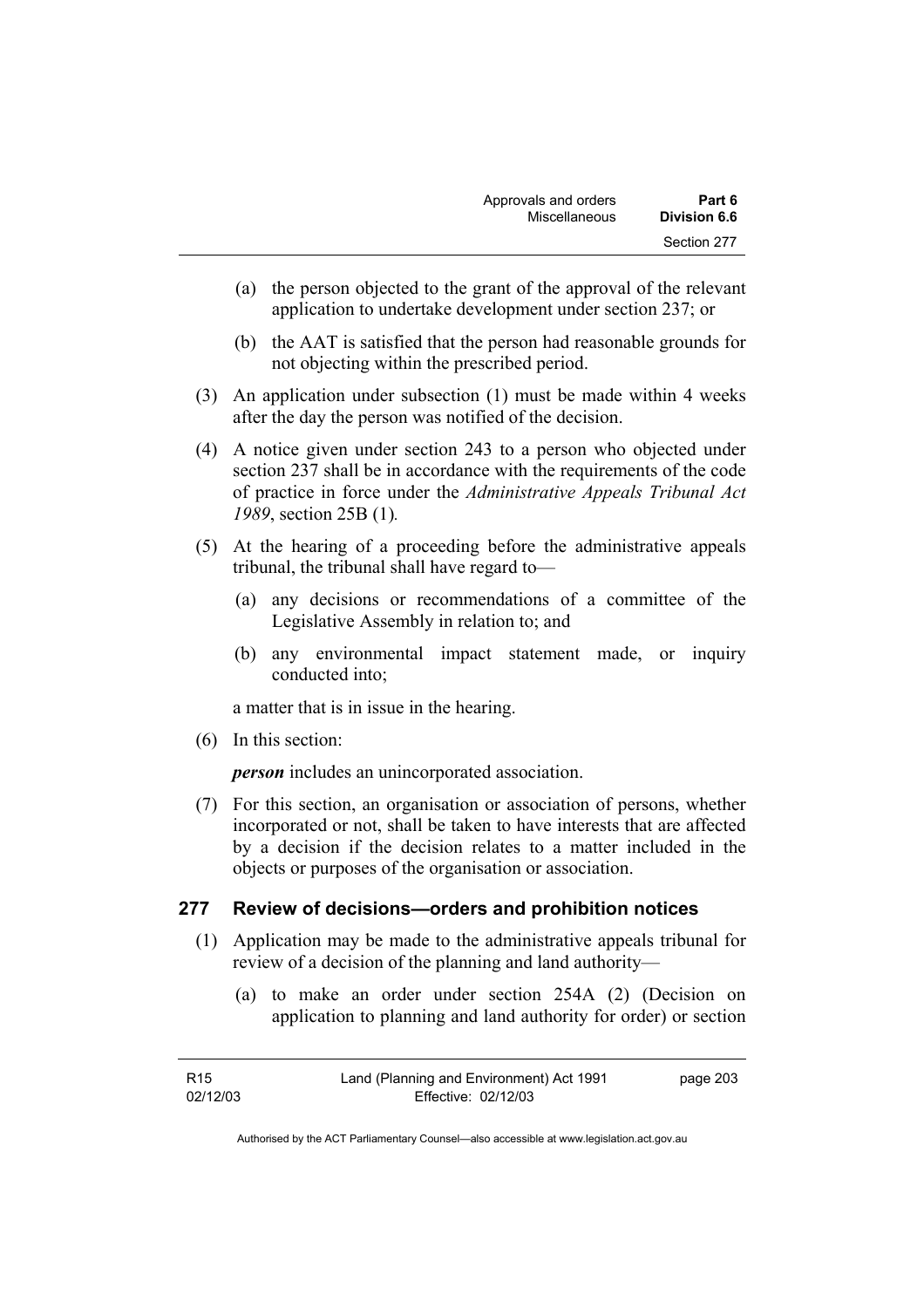(a) the person objected to the grant of the approval of the relevant application to undertake development under section 237; or

(b) the AAT is satisfied that the person had reasonable grounds for not objecting within the prescribed period.

(3) An application under subsection (1) must be made within 4 weeks after the day the person was notified of the decision.

(4) A notice given under section 243 to a person who objected under section 237 shall be in accordance with the requirements of the code of practice in force under the *Administrative Appeals Tribunal Act 1989*, section 25B (1).

(5) At the hearing of a proceeding before the administrative appeals tribunal, the tribunal shall have regard to—

(a) any decisions or recommendations of a committee of the Legislative Assembly in relation to; and

(b) any environmental impact statement made, or inquiry conducted into;

a matter that is in issue in the hearing.

(6) In this section:

***person*** includes an unincorporated association.

(7) For this section, an organisation or association of persons, whether incorporated or not, shall be taken to have interests that are affected by a decision if the decision relates to a matter included in the objects or purposes of the organisation or association.

## 277 Review of decisions—orders and prohibition notices

(1) Application may be made to the administrative appeals tribunal for review of a decision of the planning and land authority—

(a) to make an order under section 254A (2) (Decision on application to planning and land authority for order) or section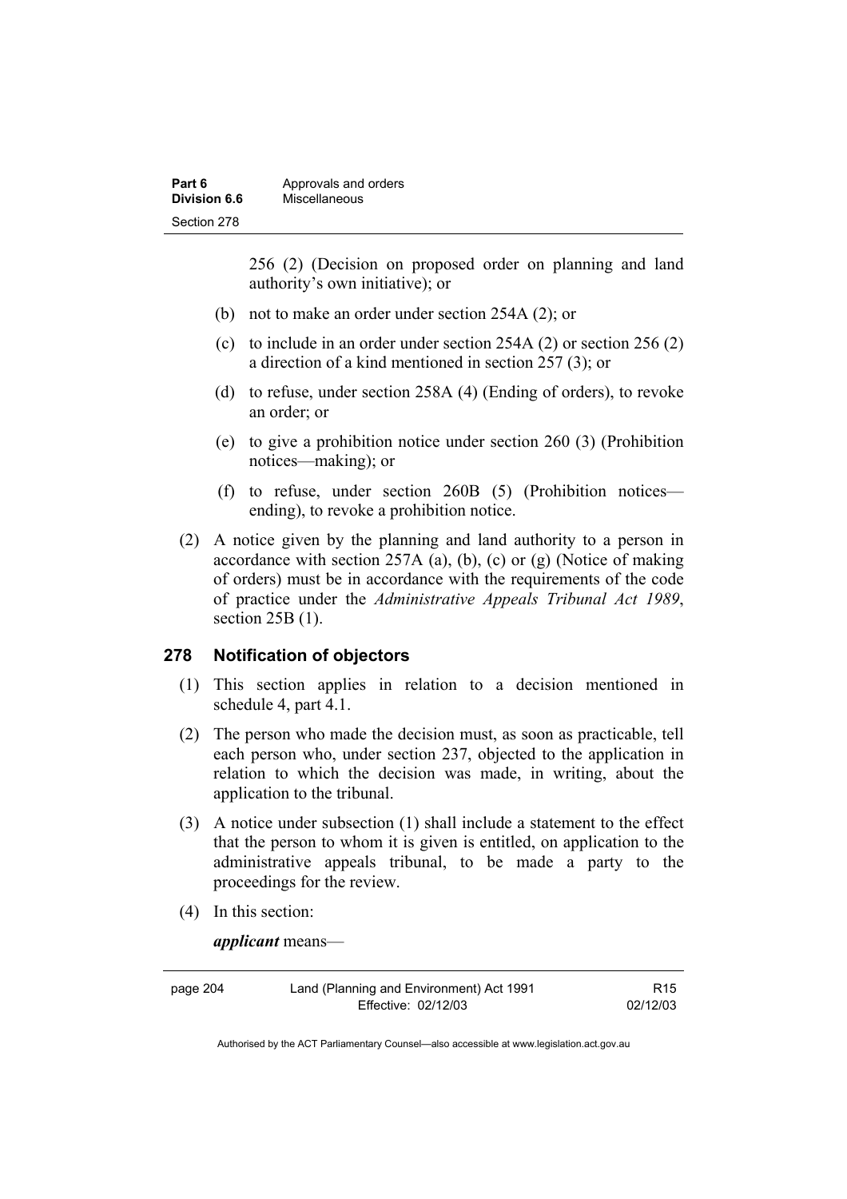256 (2) (Decision on proposed order on planning and land authority's own initiative); or

(b) not to make an order under section 254A (2); or

(c) to include in an order under section 254A (2) or section 256 (2) a direction of a kind mentioned in section 257 (3); or

(d) to refuse, under section 258A (4) (Ending of orders), to revoke an order; or

(e) to give a prohibition notice under section 260 (3) (Prohibition notices—making); or

(f) to refuse, under section 260B (5) (Prohibition notices—ending), to revoke a prohibition notice.

(2) A notice given by the planning and land authority to a person in accordance with section 257A (a), (b), (c) or (g) (Notice of making of orders) must be in accordance with the requirements of the code of practice under the *Administrative Appeals Tribunal Act 1989*, section 25B (1).

## 278 Notification of objectors

(1) This section applies in relation to a decision mentioned in schedule 4, part 4.1.

(2) The person who made the decision must, as soon as practicable, tell each person who, under section 237, objected to the application in relation to which the decision was made, in writing, about the application to the tribunal.

(3) A notice under subsection (1) shall include a statement to the effect that the person to whom it is given is entitled, on application to the administrative appeals tribunal, to be made a party to the proceedings for the review.

(4) In this section:

***applicant*** means—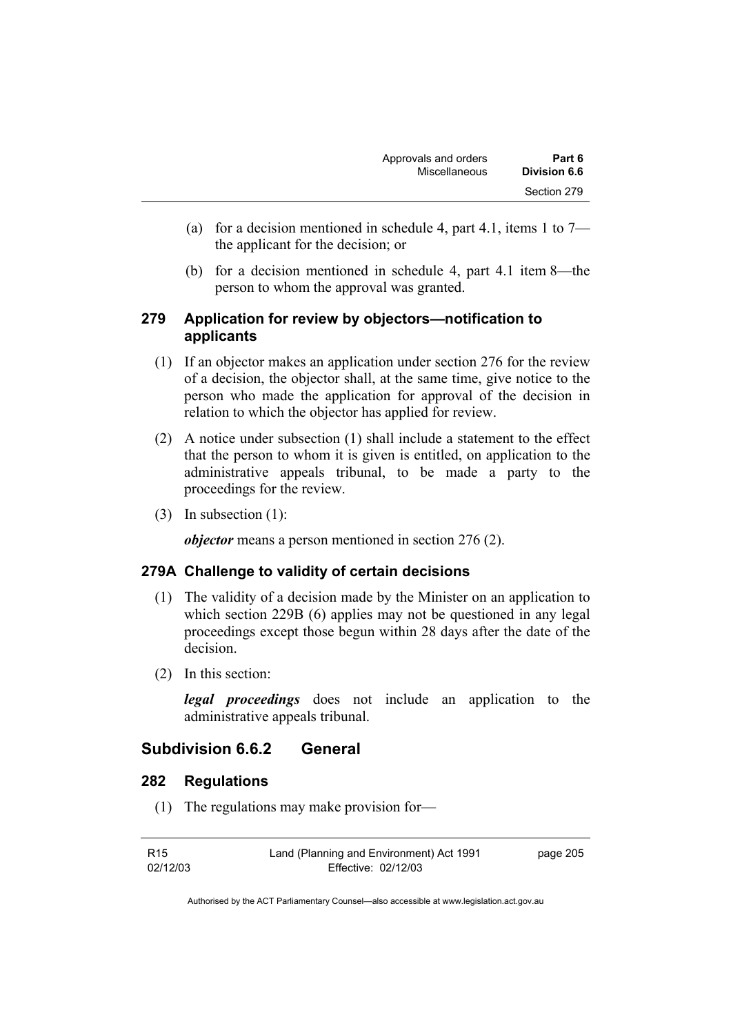(a) for a decision mentioned in schedule 4, part 4.1, items 1 to 7—the applicant for the decision; or

(b) for a decision mentioned in schedule 4, part 4.1 item 8—the person to whom the approval was granted.

### 279 Application for review by objectors—notification to applicants

(1) If an objector makes an application under section 276 for the review of a decision, the objector shall, at the same time, give notice to the person who made the application for approval of the decision in relation to which the objector has applied for review.

(2) A notice under subsection (1) shall include a statement to the effect that the person to whom it is given is entitled, on application to the administrative appeals tribunal, to be made a party to the proceedings for the review.

(3) In subsection (1):

***objector*** means a person mentioned in section 276 (2).

### 279A Challenge to validity of certain decisions

(1) The validity of a decision made by the Minister on an application to which section 229B (6) applies may not be questioned in any legal proceedings except those begun within 28 days after the date of the decision.

(2) In this section:

***legal proceedings*** does not include an application to the administrative appeals tribunal.

## Subdivision 6.6.2 General

### 282 Regulations

(1) The regulations may make provision for—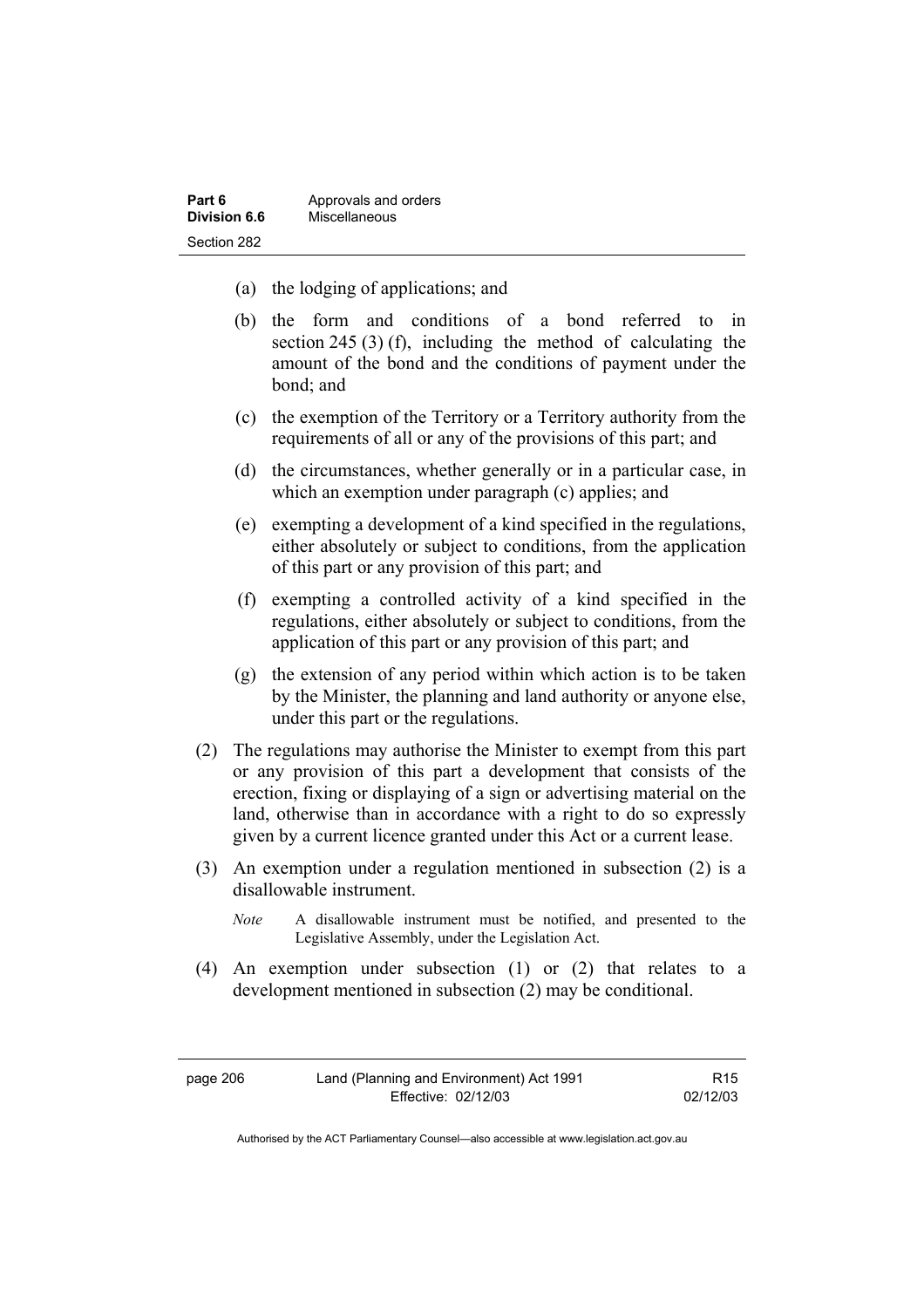(a) the lodging of applications; and

(b) the form and conditions of a bond referred to in section 245 (3) (f), including the method of calculating the amount of the bond and the conditions of payment under the bond; and

(c) the exemption of the Territory or a Territory authority from the requirements of all or any of the provisions of this part; and

(d) the circumstances, whether generally or in a particular case, in which an exemption under paragraph (c) applies; and

(e) exempting a development of a kind specified in the regulations, either absolutely or subject to conditions, from the application of this part or any provision of this part; and

(f) exempting a controlled activity of a kind specified in the regulations, either absolutely or subject to conditions, from the application of this part or any provision of this part; and

(g) the extension of any period within which action is to be taken by the Minister, the planning and land authority or anyone else, under this part or the regulations.

(2) The regulations may authorise the Minister to exempt from this part or any provision of this part a development that consists of the erection, fixing or displaying of a sign or advertising material on the land, otherwise than in accordance with a right to do so expressly given by a current licence granted under this Act or a current lease.

(3) An exemption under a regulation mentioned in subsection (2) is a disallowable instrument.

*Note* A disallowable instrument must be notified, and presented to the Legislative Assembly, under the Legislation Act.

(4) An exemption under subsection (1) or (2) that relates to a development mentioned in subsection (2) may be conditional.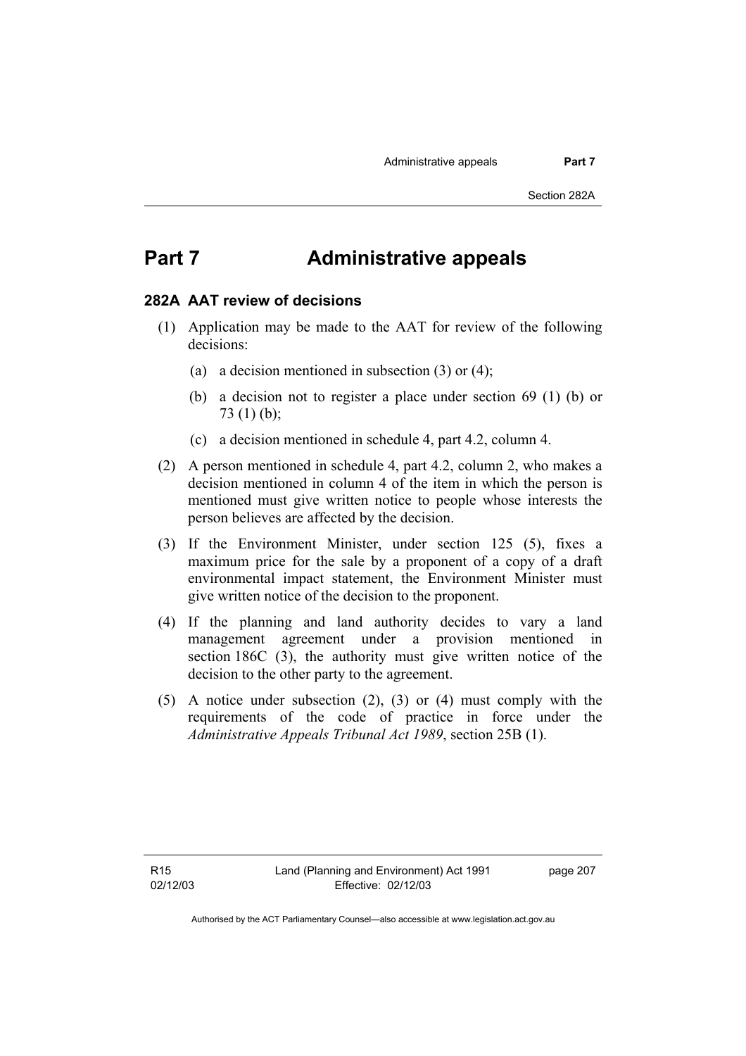# Part 7 Administrative appeals

## 282A AAT review of decisions

(1) Application may be made to the AAT for review of the following decisions:

(a) a decision mentioned in subsection (3) or (4);

(b) a decision not to register a place under section 69 (1) (b) or 73 (1) (b);

(c) a decision mentioned in schedule 4, part 4.2, column 4.

(2) A person mentioned in schedule 4, part 4.2, column 2, who makes a decision mentioned in column 4 of the item in which the person is mentioned must give written notice to people whose interests the person believes are affected by the decision.

(3) If the Environment Minister, under section 125 (5), fixes a maximum price for the sale by a proponent of a copy of a draft environmental impact statement, the Environment Minister must give written notice of the decision to the proponent.

(4) If the planning and land authority decides to vary a land management agreement under a provision mentioned in section 186C (3), the authority must give written notice of the decision to the other party to the agreement.

(5) A notice under subsection (2), (3) or (4) must comply with the requirements of the code of practice in force under the *Administrative Appeals Tribunal Act 1989*, section 25B (1).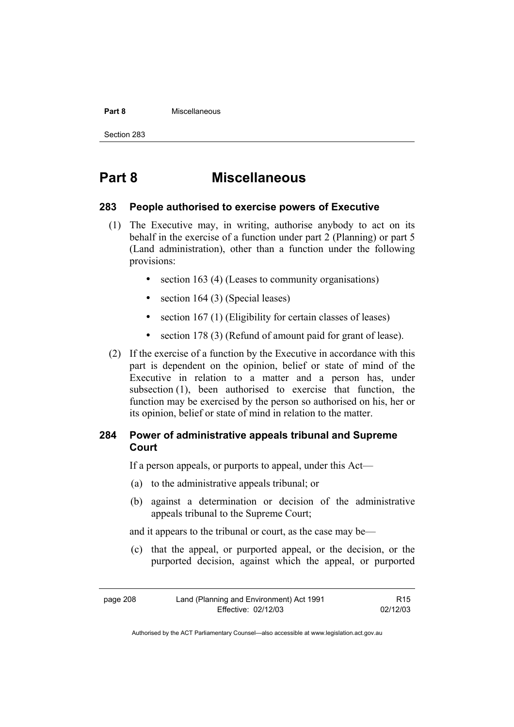# Part 8 Miscellaneous

## 283 People authorised to exercise powers of Executive

(1) The Executive may, in writing, authorise anybody to act on its behalf in the exercise of a function under part 2 (Planning) or part 5 (Land administration), other than a function under the following provisions:

- section 163 (4) (Leases to community organisations)
- section 164 (3) (Special leases)
- section 167 (1) (Eligibility for certain classes of leases)
- section 178 (3) (Refund of amount paid for grant of lease).

(2) If the exercise of a function by the Executive in accordance with this part is dependent on the opinion, belief or state of mind of the Executive in relation to a matter and a person has, under subsection (1), been authorised to exercise that function, the function may be exercised by the person so authorised on his, her or its opinion, belief or state of mind in relation to the matter.

## 284 Power of administrative appeals tribunal and Supreme Court

If a person appeals, or purports to appeal, under this Act—

(a) to the administrative appeals tribunal; or

(b) against a determination or decision of the administrative appeals tribunal to the Supreme Court;

and it appears to the tribunal or court, as the case may be—

(c) that the appeal, or purported appeal, or the decision, or the purported decision, against which the appeal, or purported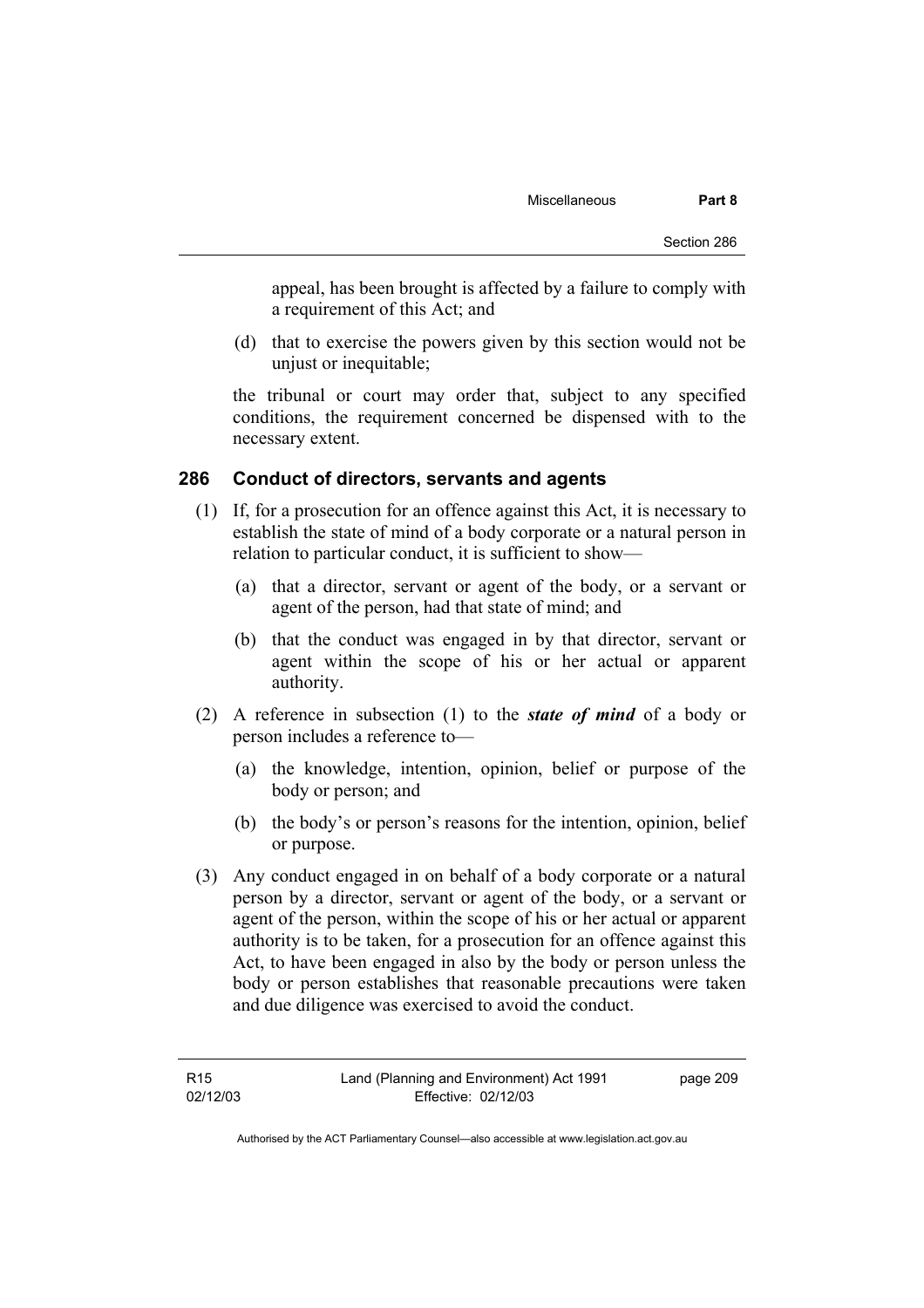appeal, has been brought is affected by a failure to comply with a requirement of this Act; and

(d) that to exercise the powers given by this section would not be unjust or inequitable;

the tribunal or court may order that, subject to any specified conditions, the requirement concerned be dispensed with to the necessary extent.

## 286 Conduct of directors, servants and agents

(1) If, for a prosecution for an offence against this Act, it is necessary to establish the state of mind of a body corporate or a natural person in relation to particular conduct, it is sufficient to show—

(a) that a director, servant or agent of the body, or a servant or agent of the person, had that state of mind; and

(b) that the conduct was engaged in by that director, servant or agent within the scope of his or her actual or apparent authority.

(2) A reference in subsection (1) to the ***state of mind*** of a body or person includes a reference to—

(a) the knowledge, intention, opinion, belief or purpose of the body or person; and

(b) the body's or person's reasons for the intention, opinion, belief or purpose.

(3) Any conduct engaged in on behalf of a body corporate or a natural person by a director, servant or agent of the body, or a servant or agent of the person, within the scope of his or her actual or apparent authority is to be taken, for a prosecution for an offence against this Act, to have been engaged in also by the body or person unless the body or person establishes that reasonable precautions were taken and due diligence was exercised to avoid the conduct.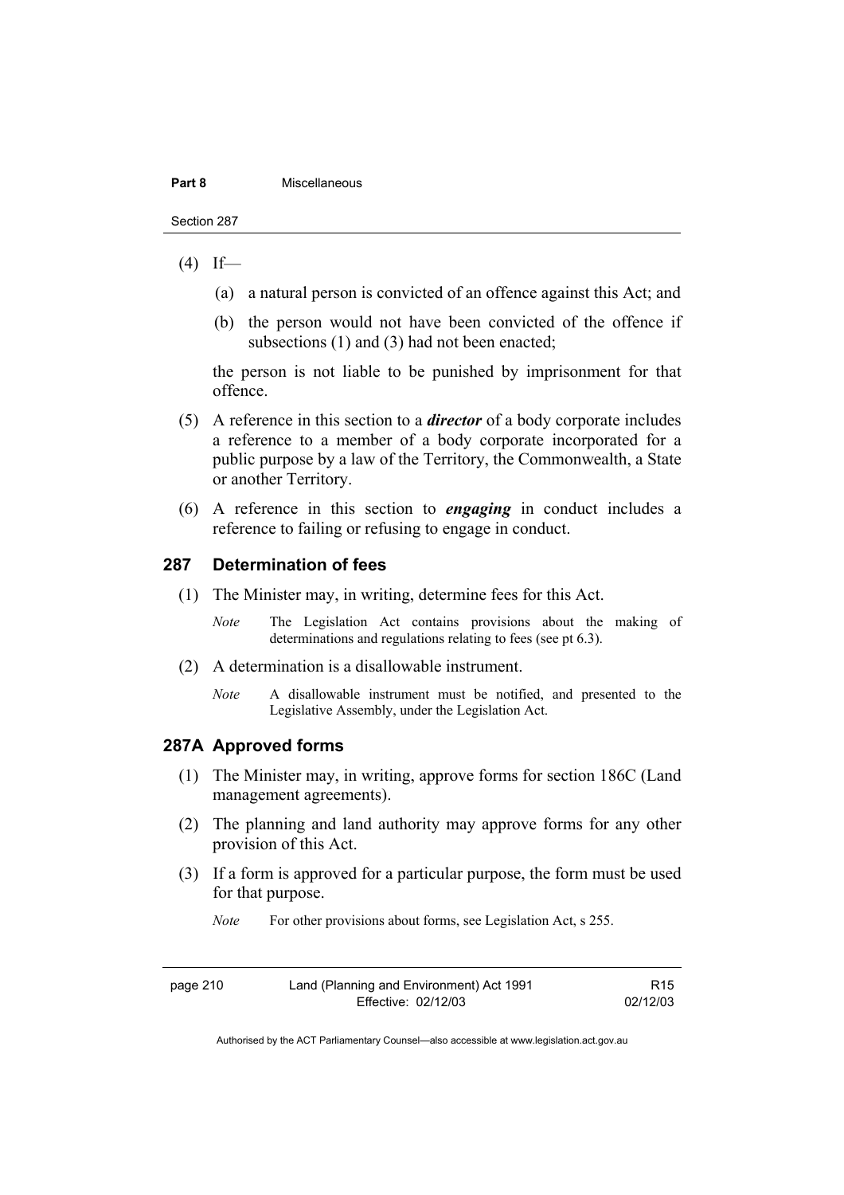(4) If—

(a) a natural person is convicted of an offence against this Act; and

(b) the person would not have been convicted of the offence if subsections (1) and (3) had not been enacted;

the person is not liable to be punished by imprisonment for that offence.

(5) A reference in this section to a ***director*** of a body corporate includes a reference to a member of a body corporate incorporated for a public purpose by a law of the Territory, the Commonwealth, a State or another Territory.

(6) A reference in this section to ***engaging*** in conduct includes a reference to failing or refusing to engage in conduct.

## 287 Determination of fees

(1) The Minister may, in writing, determine fees for this Act.

*Note* The Legislation Act contains provisions about the making of determinations and regulations relating to fees (see pt 6.3).

(2) A determination is a disallowable instrument.

*Note* A disallowable instrument must be notified, and presented to the Legislative Assembly, under the Legislation Act.

## 287A Approved forms

(1) The Minister may, in writing, approve forms for section 186C (Land management agreements).

(2) The planning and land authority may approve forms for any other provision of this Act.

(3) If a form is approved for a particular purpose, the form must be used for that purpose.

*Note* For other provisions about forms, see Legislation Act, s 255.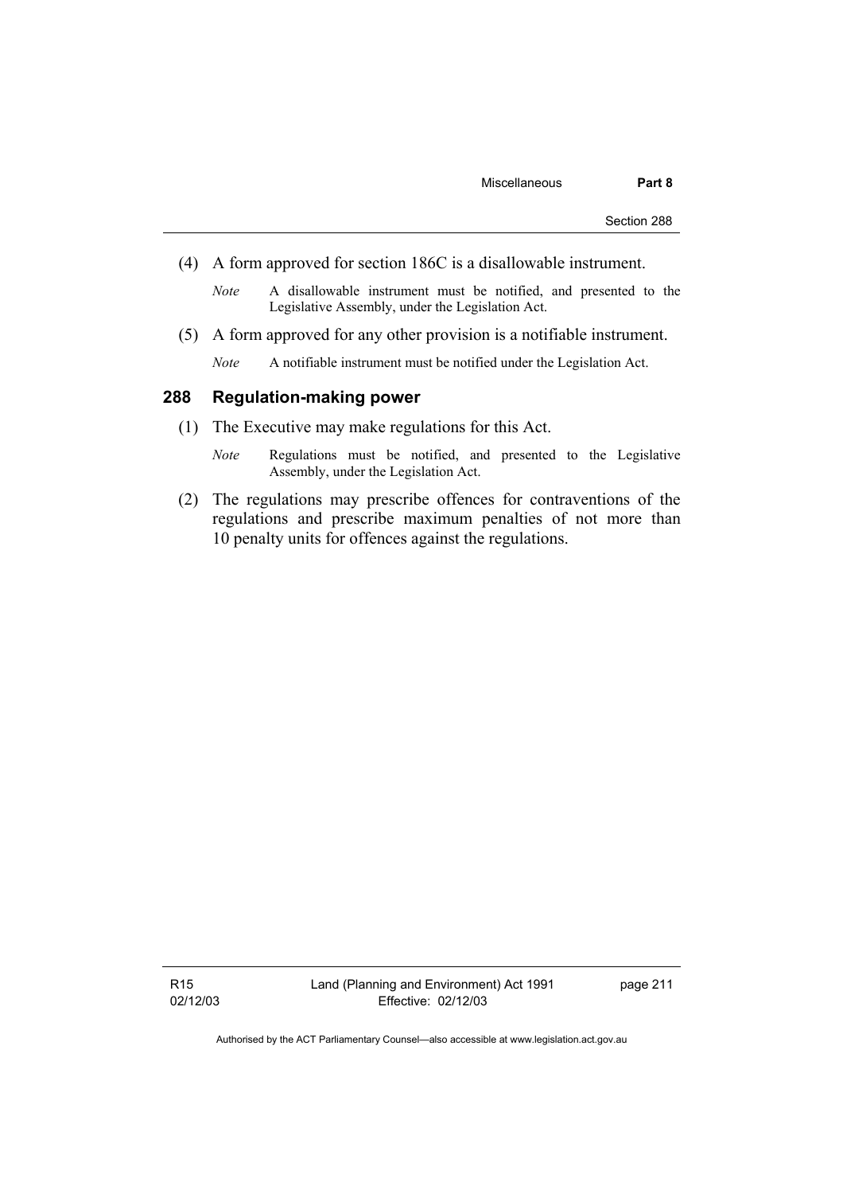(4) A form approved for section 186C is a disallowable instrument.

*Note* A disallowable instrument must be notified, and presented to the Legislative Assembly, under the Legislation Act.

(5) A form approved for any other provision is a notifiable instrument.

*Note* A notifiable instrument must be notified under the Legislation Act.

### 288 Regulation-making power

(1) The Executive may make regulations for this Act.

*Note* Regulations must be notified, and presented to the Legislative Assembly, under the Legislation Act.

(2) The regulations may prescribe offences for contraventions of the regulations and prescribe maximum penalties of not more than 10 penalty units for offences against the regulations.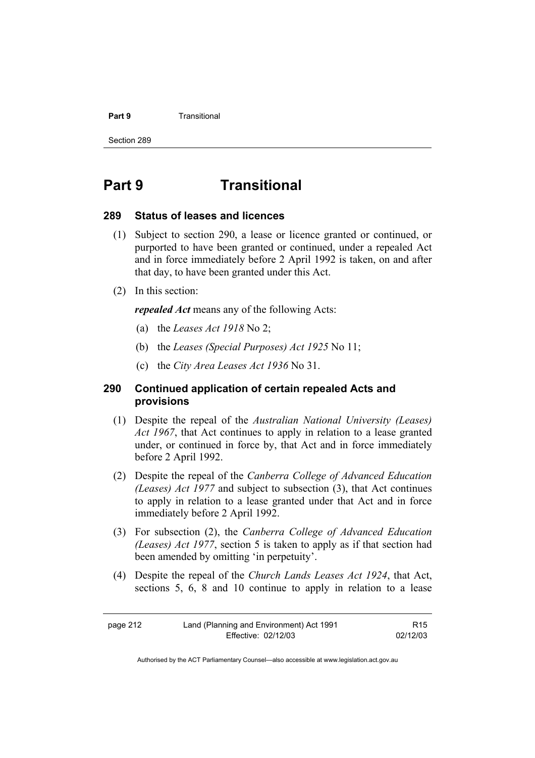# Part 9 Transitional

## 289 Status of leases and licences

(1) Subject to section 290, a lease or licence granted or continued, or purported to have been granted or continued, under a repealed Act and in force immediately before 2 April 1992 is taken, on and after that day, to have been granted under this Act.

(2) In this section:

***repealed Act*** means any of the following Acts:

(a) the *Leases Act 1918* No 2;

(b) the *Leases (Special Purposes) Act 1925* No 11;

(c) the *City Area Leases Act 1936* No 31.

## 290 Continued application of certain repealed Acts and provisions

(1) Despite the repeal of the *Australian National University (Leases) Act 1967*, that Act continues to apply in relation to a lease granted under, or continued in force by, that Act and in force immediately before 2 April 1992.

(2) Despite the repeal of the *Canberra College of Advanced Education (Leases) Act 1977* and subject to subsection (3), that Act continues to apply in relation to a lease granted under that Act and in force immediately before 2 April 1992.

(3) For subsection (2), the *Canberra College of Advanced Education (Leases) Act 1977*, section 5 is taken to apply as if that section had been amended by omitting 'in perpetuity'.

(4) Despite the repeal of the *Church Lands Leases Act 1924*, that Act, sections 5, 6, 8 and 10 continue to apply in relation to a lease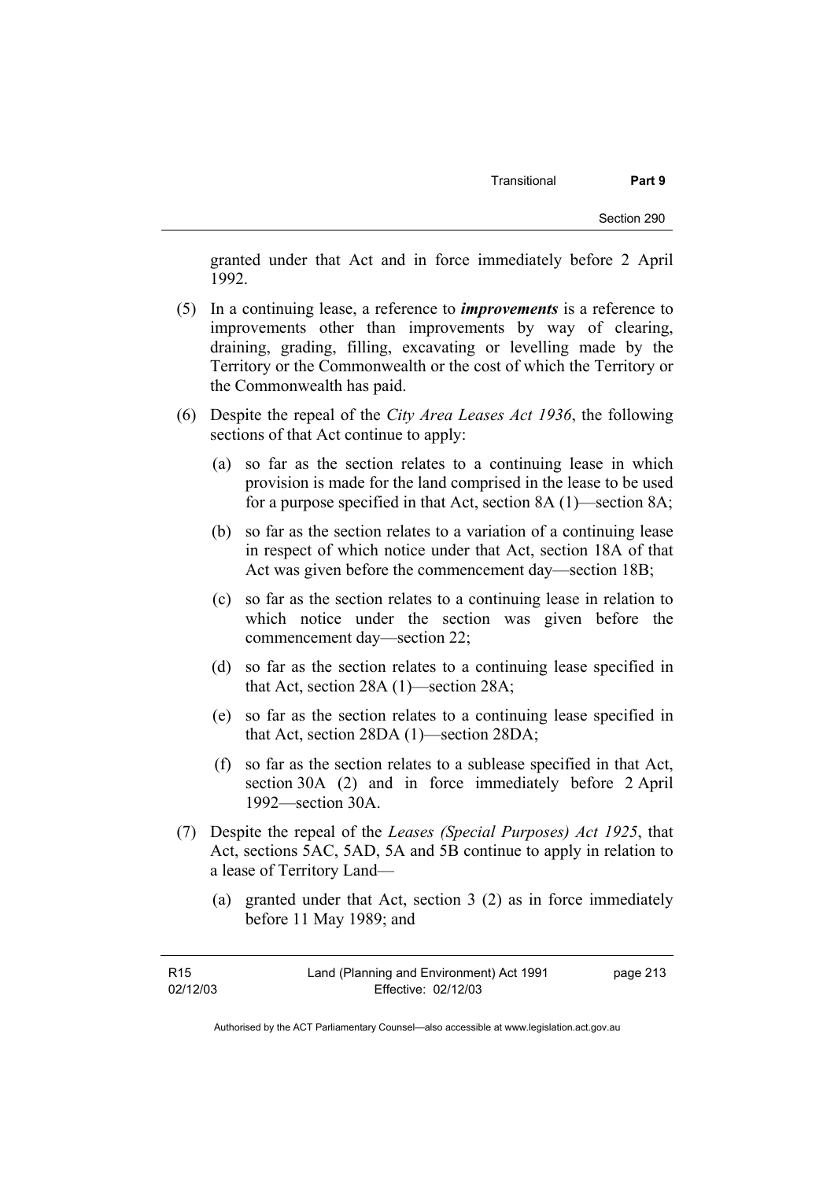granted under that Act and in force immediately before 2 April 1992.

(5) In a continuing lease, a reference to ***improvements*** is a reference to improvements other than improvements by way of clearing, draining, grading, filling, excavating or levelling made by the Territory or the Commonwealth or the cost of which the Territory or the Commonwealth has paid.

(6) Despite the repeal of the *City Area Leases Act 1936*, the following sections of that Act continue to apply:

(a) so far as the section relates to a continuing lease in which provision is made for the land comprised in the lease to be used for a purpose specified in that Act, section 8A (1)—section 8A;

(b) so far as the section relates to a variation of a continuing lease in respect of which notice under that Act, section 18A of that Act was given before the commencement day—section 18B;

(c) so far as the section relates to a continuing lease in relation to which notice under the section was given before the commencement day—section 22;

(d) so far as the section relates to a continuing lease specified in that Act, section 28A (1)—section 28A;

(e) so far as the section relates to a continuing lease specified in that Act, section 28DA (1)—section 28DA;

(f) so far as the section relates to a sublease specified in that Act, section 30A (2) and in force immediately before 2 April 1992—section 30A.

(7) Despite the repeal of the *Leases (Special Purposes) Act 1925*, that Act, sections 5AC, 5AD, 5A and 5B continue to apply in relation to a lease of Territory Land—

(a) granted under that Act, section 3 (2) as in force immediately before 11 May 1989; and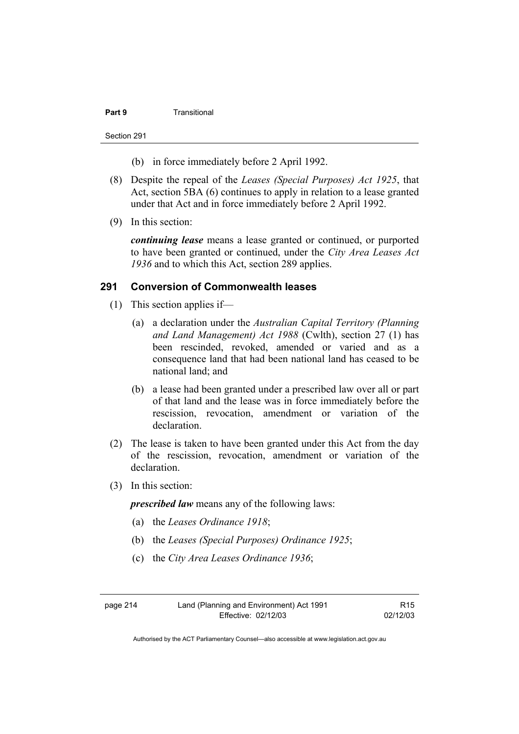(b) in force immediately before 2 April 1992.

(8) Despite the repeal of the *Leases (Special Purposes) Act 1925*, that Act, section 5BA (6) continues to apply in relation to a lease granted under that Act and in force immediately before 2 April 1992.

(9) In this section:

***continuing lease*** means a lease granted or continued, or purported to have been granted or continued, under the *City Area Leases Act 1936* and to which this Act, section 289 applies.

## 291 Conversion of Commonwealth leases

(1) This section applies if—

(a) a declaration under the *Australian Capital Territory (Planning and Land Management) Act 1988* (Cwlth), section 27 (1) has been rescinded, revoked, amended or varied and as a consequence land that had been national land has ceased to be national land; and

(b) a lease had been granted under a prescribed law over all or part of that land and the lease was in force immediately before the rescission, revocation, amendment or variation of the declaration.

(2) The lease is taken to have been granted under this Act from the day of the rescission, revocation, amendment or variation of the declaration.

(3) In this section:

***prescribed law*** means any of the following laws:

(a) the *Leases Ordinance 1918*;

(b) the *Leases (Special Purposes) Ordinance 1925*;

(c) the *City Area Leases Ordinance 1936*;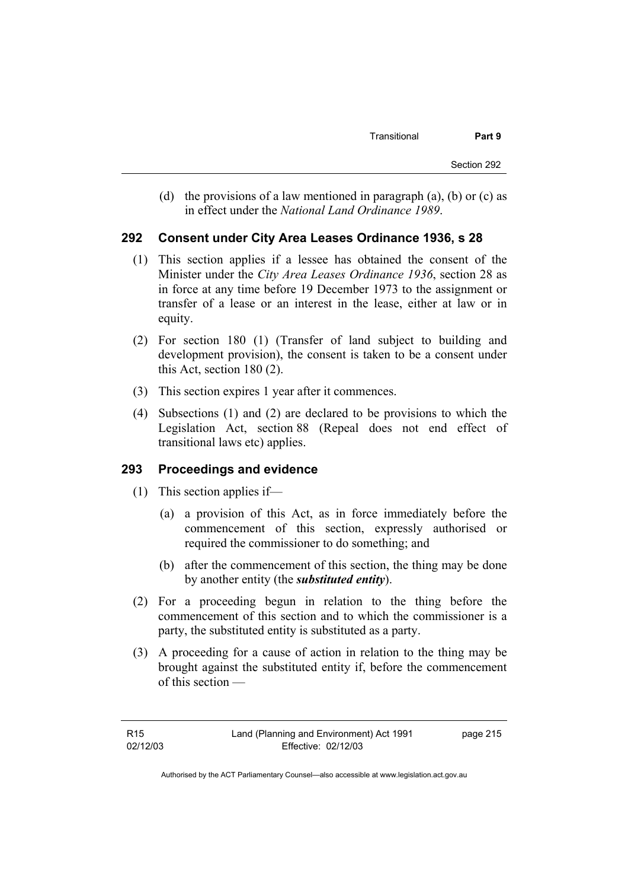(d) the provisions of a law mentioned in paragraph (a), (b) or (c) as in effect under the *National Land Ordinance 1989*.

## 292 Consent under City Area Leases Ordinance 1936, s 28

(1) This section applies if a lessee has obtained the consent of the Minister under the *City Area Leases Ordinance 1936*, section 28 as in force at any time before 19 December 1973 to the assignment or transfer of a lease or an interest in the lease, either at law or in equity.

(2) For section 180 (1) (Transfer of land subject to building and development provision), the consent is taken to be a consent under this Act, section 180 (2).

(3) This section expires 1 year after it commences.

(4) Subsections (1) and (2) are declared to be provisions to which the Legislation Act, section 88 (Repeal does not end effect of transitional laws etc) applies.

## 293 Proceedings and evidence

(1) This section applies if—

(a) a provision of this Act, as in force immediately before the commencement of this section, expressly authorised or required the commissioner to do something; and

(b) after the commencement of this section, the thing may be done by another entity (the ***substituted entity***).

(2) For a proceeding begun in relation to the thing before the commencement of this section and to which the commissioner is a party, the substituted entity is substituted as a party.

(3) A proceeding for a cause of action in relation to the thing may be brought against the substituted entity if, before the commencement of this section —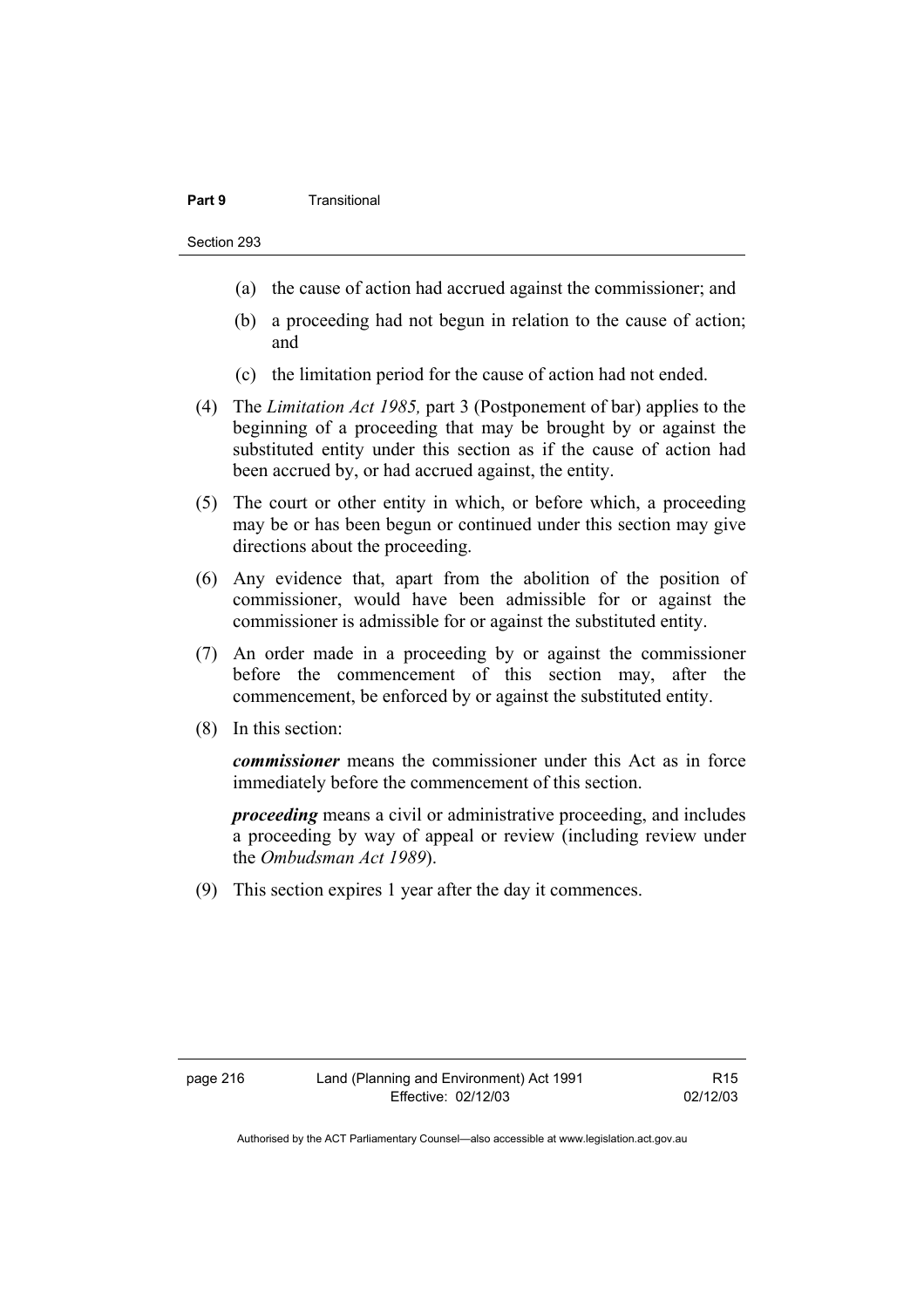(a) the cause of action had accrued against the commissioner; and

(b) a proceeding had not begun in relation to the cause of action; and

(c) the limitation period for the cause of action had not ended.

(4) The *Limitation Act 1985,* part 3 (Postponement of bar) applies to the beginning of a proceeding that may be brought by or against the substituted entity under this section as if the cause of action had been accrued by, or had accrued against, the entity.

(5) The court or other entity in which, or before which, a proceeding may be or has been begun or continued under this section may give directions about the proceeding.

(6) Any evidence that, apart from the abolition of the position of commissioner, would have been admissible for or against the commissioner is admissible for or against the substituted entity.

(7) An order made in a proceeding by or against the commissioner before the commencement of this section may, after the commencement, be enforced by or against the substituted entity.

(8) In this section:

***commissioner*** means the commissioner under this Act as in force immediately before the commencement of this section.

***proceeding*** means a civil or administrative proceeding, and includes a proceeding by way of appeal or review (including review under the *Ombudsman Act 1989*).

(9) This section expires 1 year after the day it commences.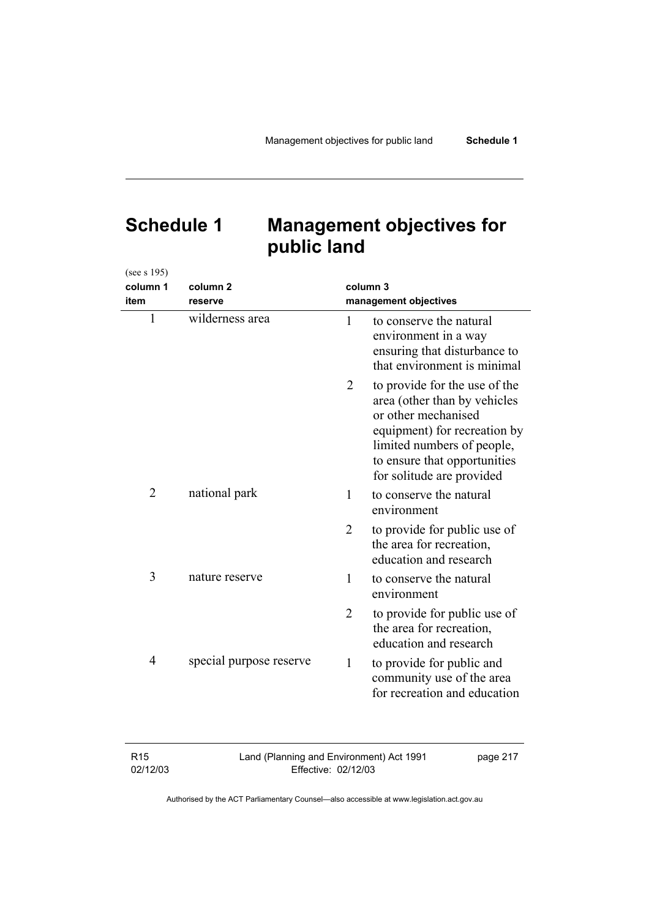# Schedule 1 Management objectives for public land

(see s 195)

| column 1<br>item | column 2<br>reserve | column 3<br>management objectives |
|---|---|---|
| 1 | wilderness area | 1 to conserve the natural environment in a way ensuring that disturbance to that environment is minimal |
| | | 2 to provide for the use of the area (other than by vehicles or other mechanised equipment) for recreation by limited numbers of people, to ensure that opportunities for solitude are provided |
| 2 | national park | 1 to conserve the natural environment |
| | | 2 to provide for public use of the area for recreation, education and research |
| 3 | nature reserve | 1 to conserve the natural environment |
| | | 2 to provide for public use of the area for recreation, education and research |
| 4 | special purpose reserve | 1 to provide for public and community use of the area for recreation and education |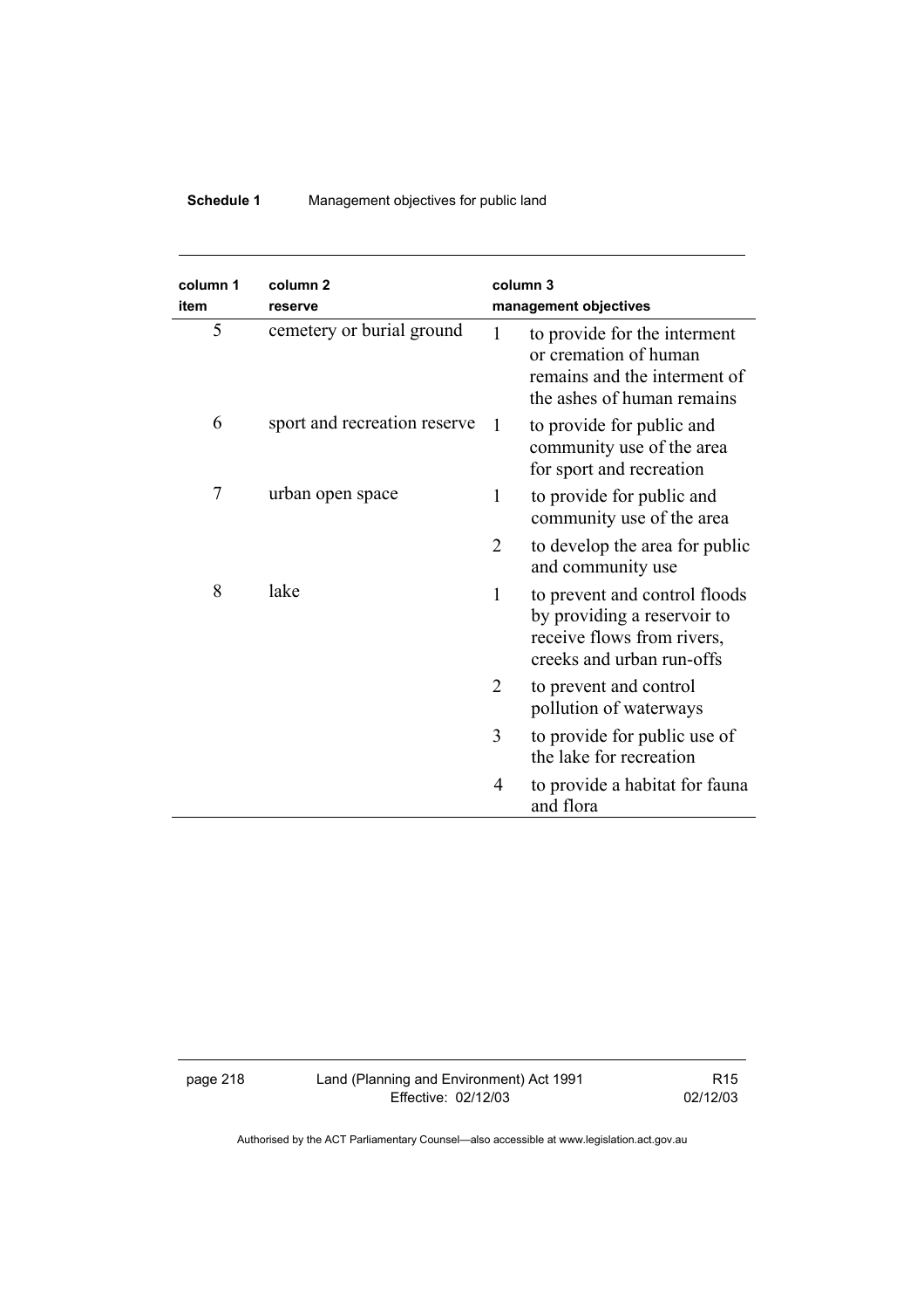| column 1 item | column 2 reserve | column 3 management objectives | |
|---|---|---|---|
| 5 | cemetery or burial ground | 1 | to provide for the interment or cremation of human remains and the interment of the ashes of human remains |
| 6 | sport and recreation reserve | 1 | to provide for public and community use of the area for sport and recreation |
| 7 | urban open space | 1 | to provide for public and community use of the area |
| | | 2 | to develop the area for public and community use |
| 8 | lake | 1 | to prevent and control floods by providing a reservoir to receive flows from rivers, creeks and urban run-offs |
| | | 2 | to prevent and control pollution of waterways |
| | | 3 | to provide for public use of the lake for recreation |
| | | 4 | to provide a habitat for fauna and flora |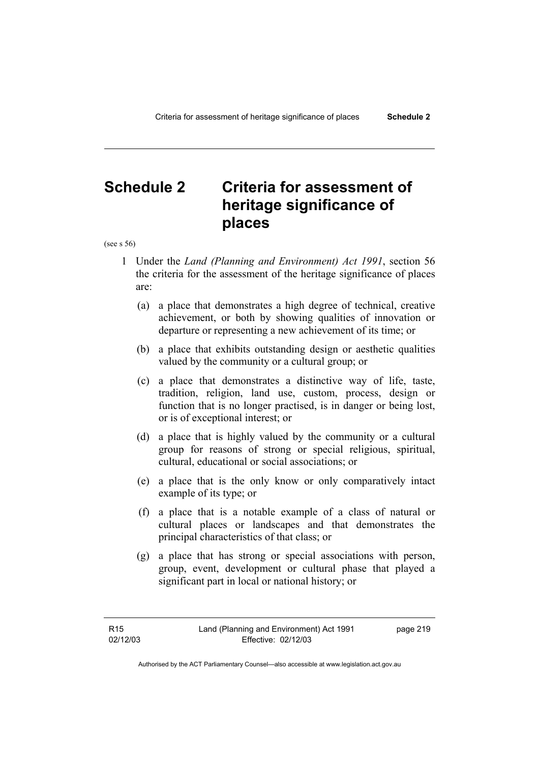# Schedule 2 Criteria for assessment of heritage significance of places

(see s 56)

1 Under the *Land (Planning and Environment) Act 1991*, section 56 the criteria for the assessment of the heritage significance of places are:

(a) a place that demonstrates a high degree of technical, creative achievement, or both by showing qualities of innovation or departure or representing a new achievement of its time; or

(b) a place that exhibits outstanding design or aesthetic qualities valued by the community or a cultural group; or

(c) a place that demonstrates a distinctive way of life, taste, tradition, religion, land use, custom, process, design or function that is no longer practised, is in danger or being lost, or is of exceptional interest; or

(d) a place that is highly valued by the community or a cultural group for reasons of strong or special religious, spiritual, cultural, educational or social associations; or

(e) a place that is the only know or only comparatively intact example of its type; or

(f) a place that is a notable example of a class of natural or cultural places or landscapes and that demonstrates the principal characteristics of that class; or

(g) a place that has strong or special associations with person, group, event, development or cultural phase that played a significant part in local or national history; or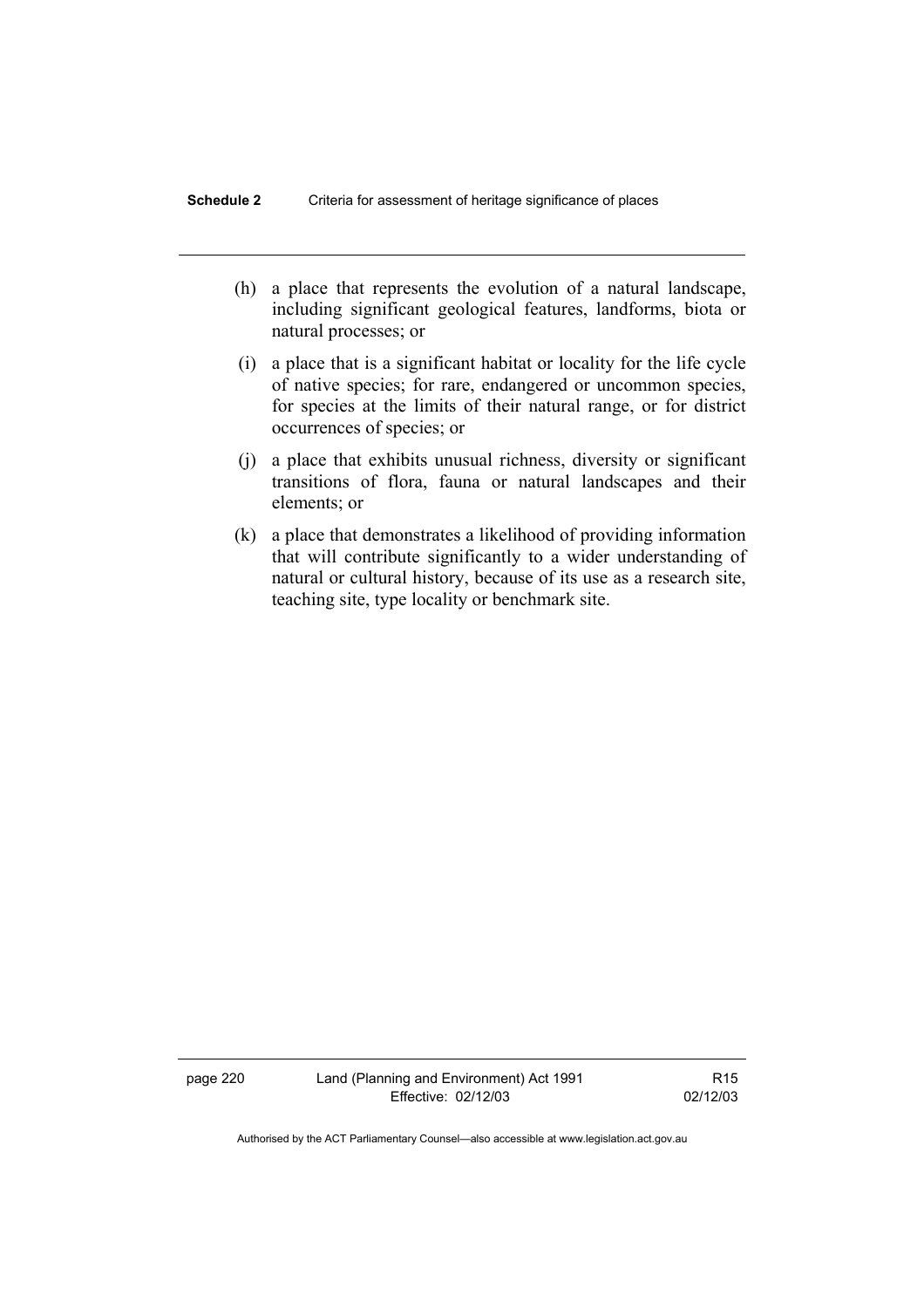(h) a place that represents the evolution of a natural landscape, including significant geological features, landforms, biota or natural processes; or

(i) a place that is a significant habitat or locality for the life cycle of native species; for rare, endangered or uncommon species, for species at the limits of their natural range, or for district occurrences of species; or

(j) a place that exhibits unusual richness, diversity or significant transitions of flora, fauna or natural landscapes and their elements; or

(k) a place that demonstrates a likelihood of providing information that will contribute significantly to a wider understanding of natural or cultural history, because of its use as a research site, teaching site, type locality or benchmark site.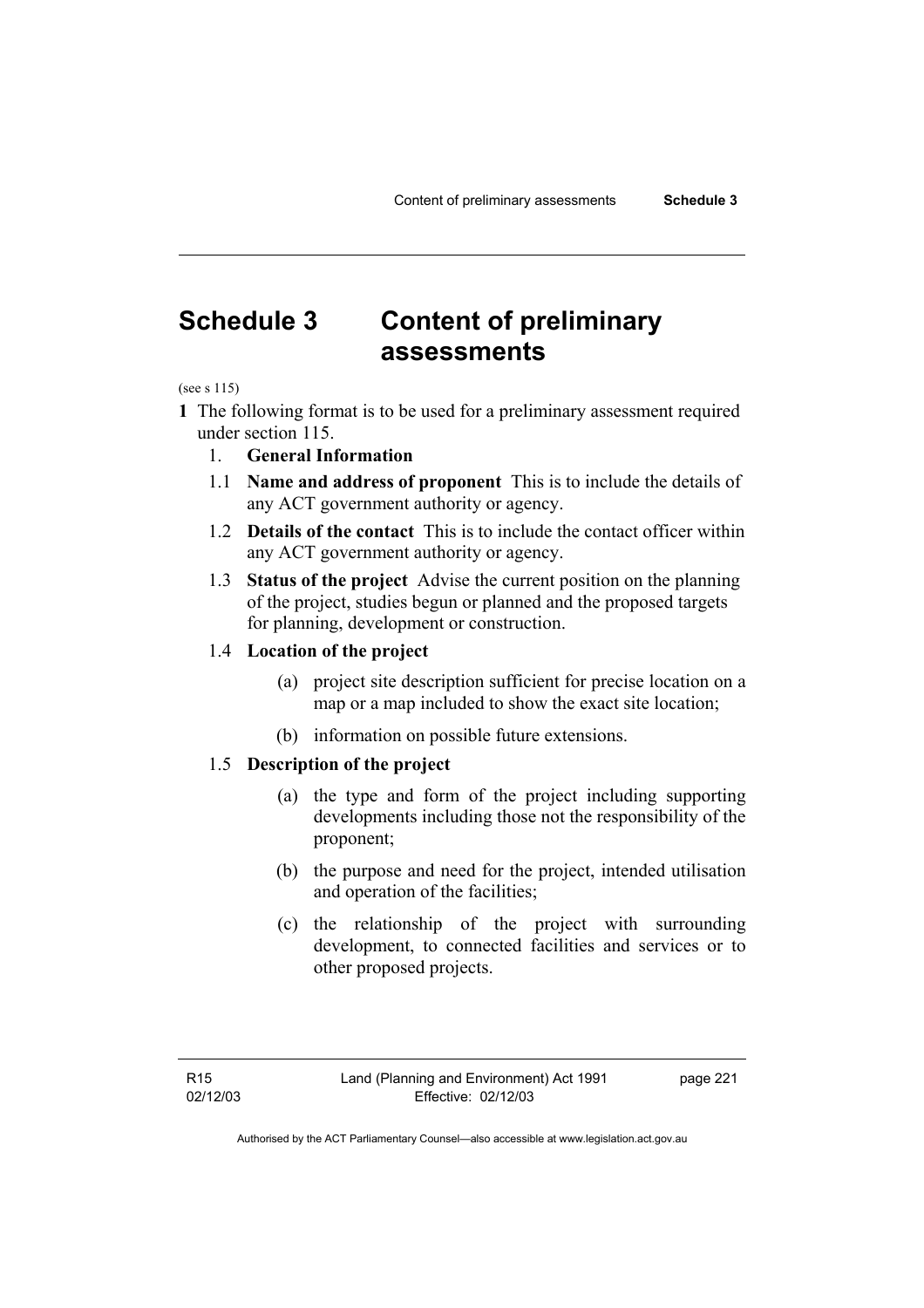# Schedule 3 Content of preliminary assessments

(see s 115)

**1** The following format is to be used for a preliminary assessment required under section 115.

1. **General Information**

1.1 **Name and address of proponent** This is to include the details of any ACT government authority or agency.

1.2 **Details of the contact** This is to include the contact officer within any ACT government authority or agency.

1.3 **Status of the project** Advise the current position on the planning of the project, studies begun or planned and the proposed targets for planning, development or construction.

1.4 **Location of the project**

(a) project site description sufficient for precise location on a map or a map included to show the exact site location;

(b) information on possible future extensions.

1.5 **Description of the project**

(a) the type and form of the project including supporting developments including those not the responsibility of the proponent;

(b) the purpose and need for the project, intended utilisation and operation of the facilities;

(c) the relationship of the project with surrounding development, to connected facilities and services or to other proposed projects.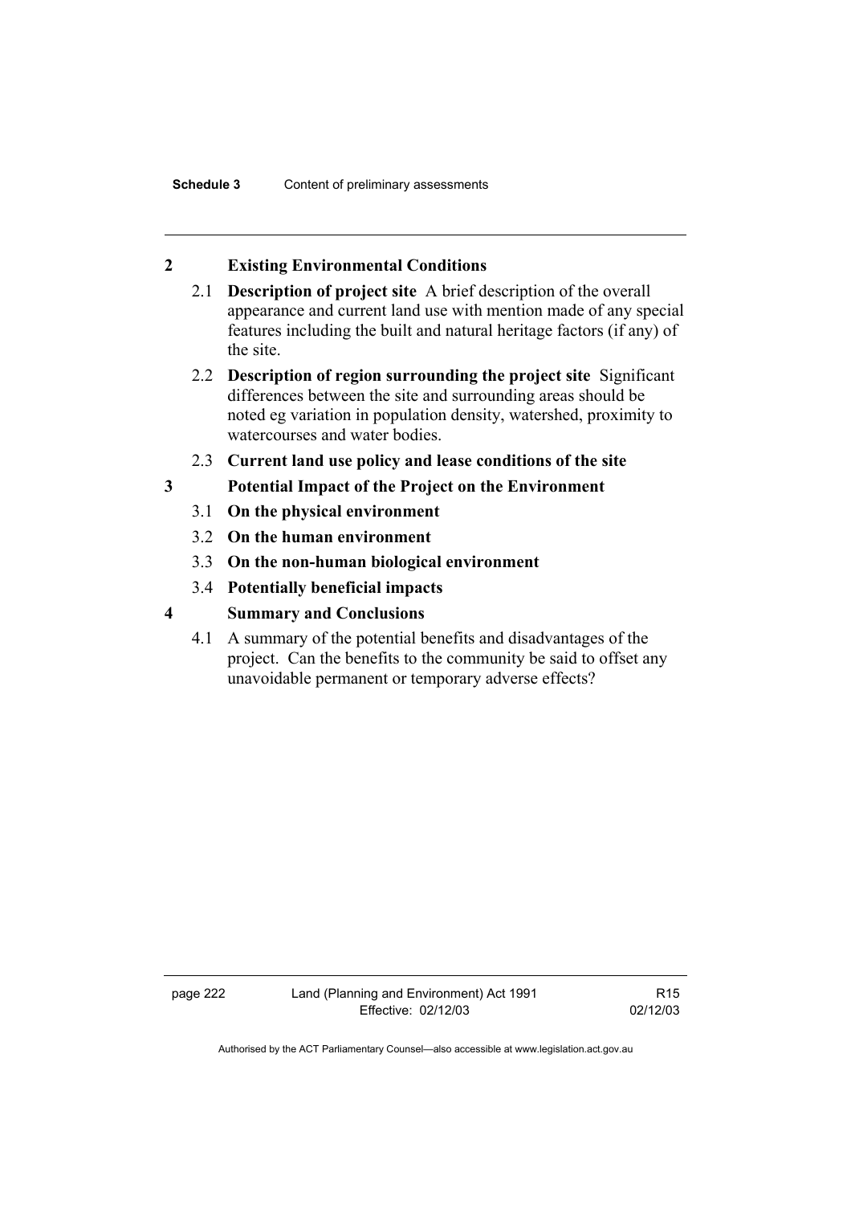## 2 Existing Environmental Conditions

2.1 **Description of project site** A brief description of the overall appearance and current land use with mention made of any special features including the built and natural heritage factors (if any) of the site.

2.2 **Description of region surrounding the project site** Significant differences between the site and surrounding areas should be noted eg variation in population density, watershed, proximity to watercourses and water bodies.

2.3 **Current land use policy and lease conditions of the site**

## 3 Potential Impact of the Project on the Environment

3.1 **On the physical environment**

3.2 **On the human environment**

3.3 **On the non-human biological environment**

3.4 **Potentially beneficial impacts**

## 4 Summary and Conclusions

4.1 A summary of the potential benefits and disadvantages of the project. Can the benefits to the community be said to offset any unavoidable permanent or temporary adverse effects?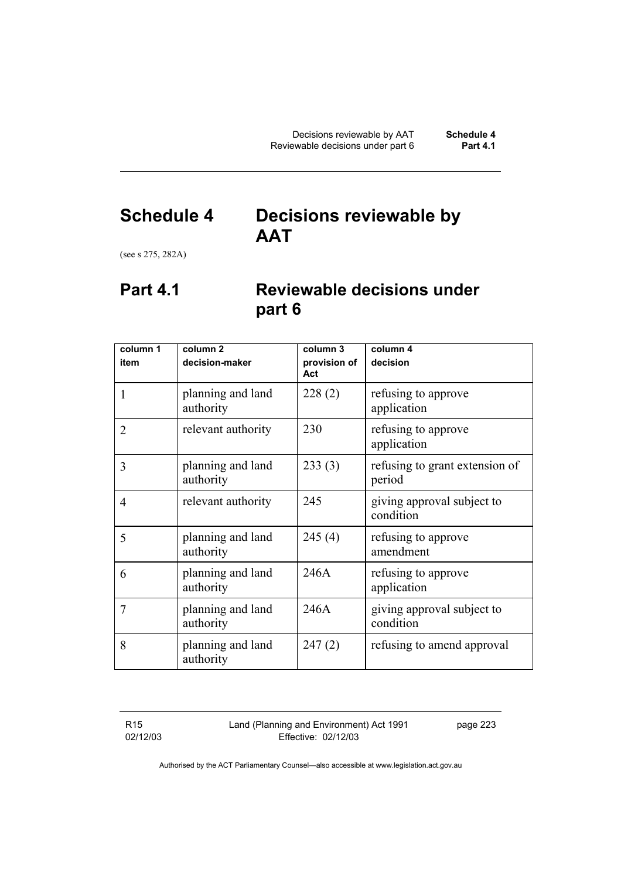# Schedule 4 Decisions reviewable by AAT

(see s 275, 282A)

## Part 4.1 Reviewable decisions under part 6

| column 1 item | column 2 decision-maker | column 3 provision of Act | column 4 decision |
|---|---|---|---|
| 1 | planning and land authority | 228 (2) | refusing to approve application |
| 2 | relevant authority | 230 | refusing to approve application |
| 3 | planning and land authority | 233 (3) | refusing to grant extension of period |
| 4 | relevant authority | 245 | giving approval subject to condition |
| 5 | planning and land authority | 245 (4) | refusing to approve amendment |
| 6 | planning and land authority | 246A | refusing to approve application |
| 7 | planning and land authority | 246A | giving approval subject to condition |
| 8 | planning and land authority | 247 (2) | refusing to amend approval |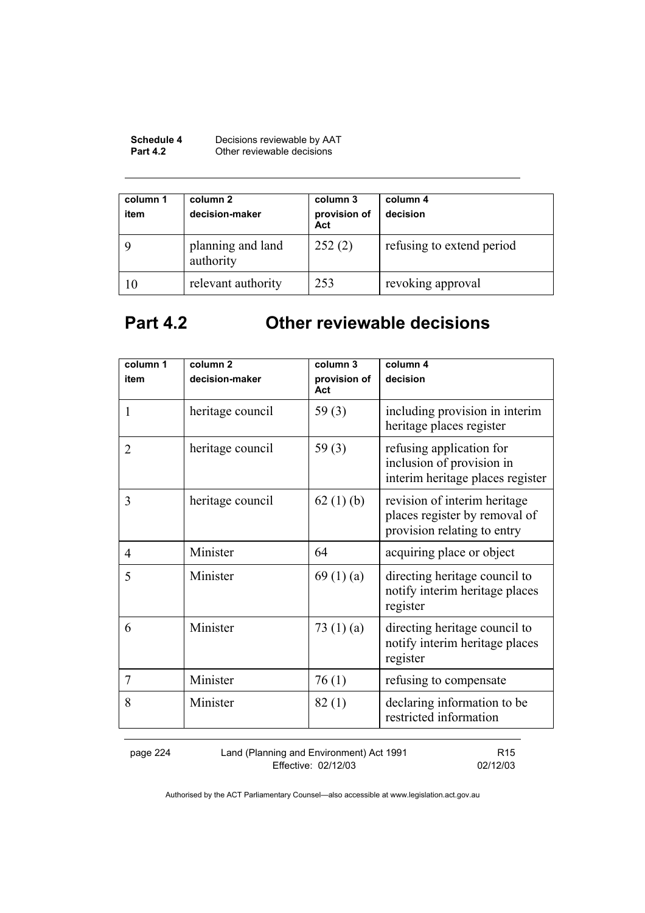| column 1 item | column 2 decision-maker | column 3 provision of Act | column 4 decision |
|---|---|---|---|
| 9 | planning and land authority | 252 (2) | refusing to extend period |
| 10 | relevant authority | 253 | revoking approval |

## Part 4.2 Other reviewable decisions

| column 1 item | column 2 decision-maker | column 3 provision of Act | column 4 decision |
|---|---|---|---|
| 1 | heritage council | 59 (3) | including provision in interim heritage places register |
| 2 | heritage council | 59 (3) | refusing application for inclusion of provision in interim heritage places register |
| 3 | heritage council | 62 (1) (b) | revision of interim heritage places register by removal of provision relating to entry |
| 4 | Minister | 64 | acquiring place or object |
| 5 | Minister | 69 (1) (a) | directing heritage council to notify interim heritage places register |
| 6 | Minister | 73 (1) (a) | directing heritage council to notify interim heritage places register |
| 7 | Minister | 76 (1) | refusing to compensate |
| 8 | Minister | 82 (1) | declaring information to be restricted information |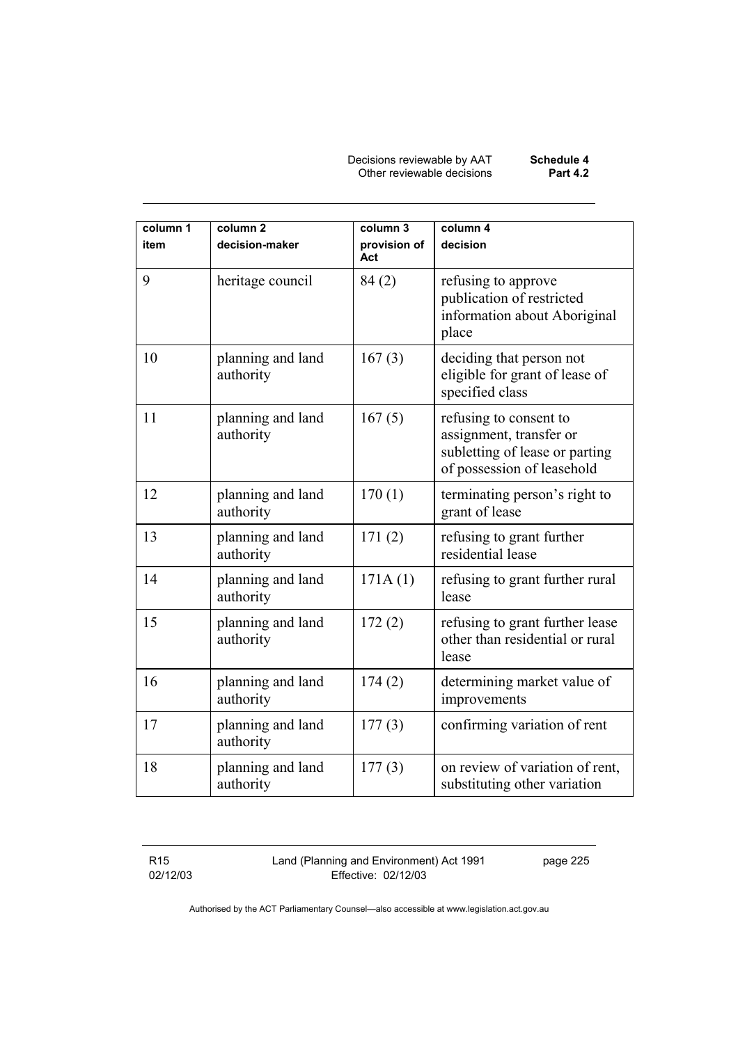| column 1 item | column 2 decision-maker | column 3 provision of Act | column 4 decision |
|---|---|---|---|
| 9 | heritage council | 84 (2) | refusing to approve publication of restricted information about Aboriginal place |
| 10 | planning and land authority | 167 (3) | deciding that person not eligible for grant of lease of specified class |
| 11 | planning and land authority | 167 (5) | refusing to consent to assignment, transfer or subletting of lease or parting of possession of leasehold |
| 12 | planning and land authority | 170 (1) | terminating person's right to grant of lease |
| 13 | planning and land authority | 171 (2) | refusing to grant further residential lease |
| 14 | planning and land authority | 171A (1) | refusing to grant further rural lease |
| 15 | planning and land authority | 172 (2) | refusing to grant further lease other than residential or rural lease |
| 16 | planning and land authority | 174 (2) | determining market value of improvements |
| 17 | planning and land authority | 177 (3) | confirming variation of rent |
| 18 | planning and land authority | 177 (3) | on review of variation of rent, substituting other variation |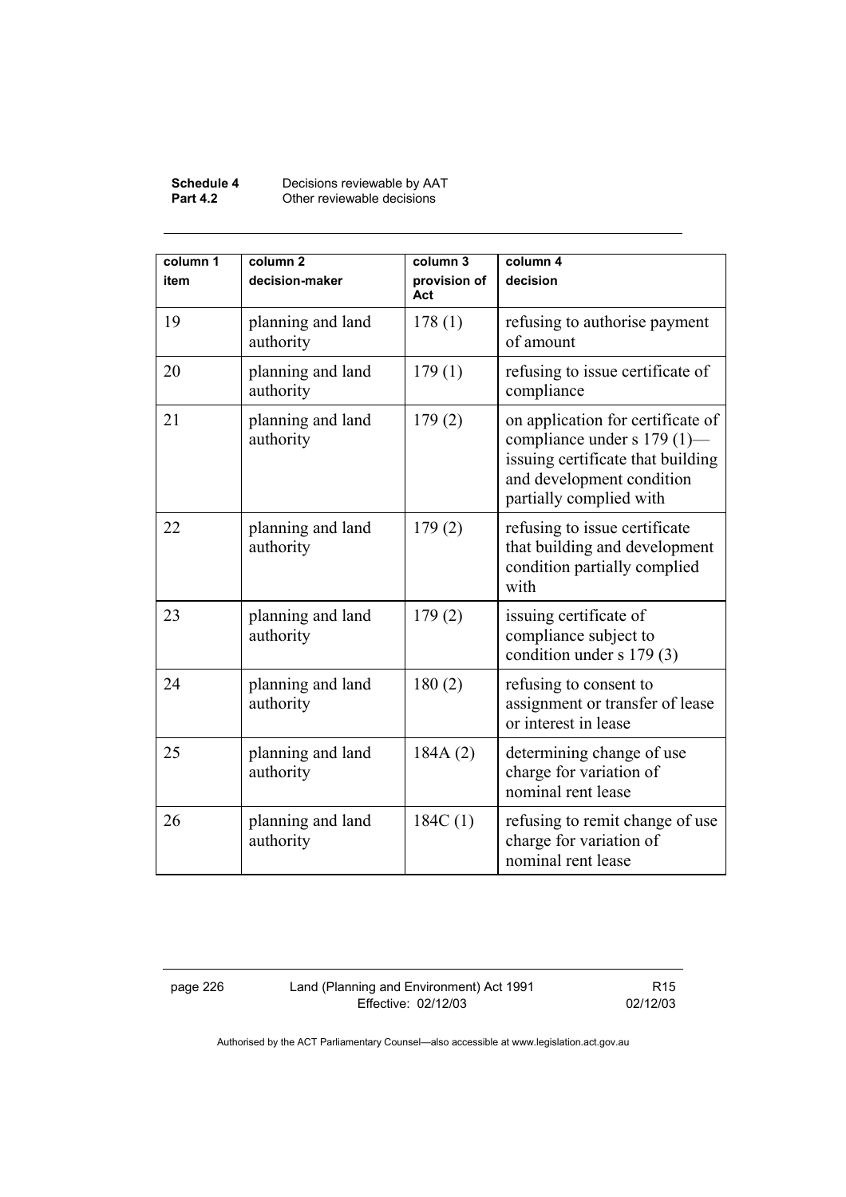| column 1<br>item | column 2<br>decision-maker | column 3<br>provision of Act | column 4<br>decision |
|---|---|---|---|
| 19 | planning and land authority | 178 (1) | refusing to authorise payment of amount |
| 20 | planning and land authority | 179 (1) | refusing to issue certificate of compliance |
| 21 | planning and land authority | 179 (2) | on application for certificate of compliance under s 179 (1)—issuing certificate that building and development condition partially complied with |
| 22 | planning and land authority | 179 (2) | refusing to issue certificate that building and development condition partially complied with |
| 23 | planning and land authority | 179 (2) | issuing certificate of compliance subject to condition under s 179 (3) |
| 24 | planning and land authority | 180 (2) | refusing to consent to assignment or transfer of lease or interest in lease |
| 25 | planning and land authority | 184A (2) | determining change of use charge for variation of nominal rent lease |
| 26 | planning and land authority | 184C (1) | refusing to remit change of use charge for variation of nominal rent lease |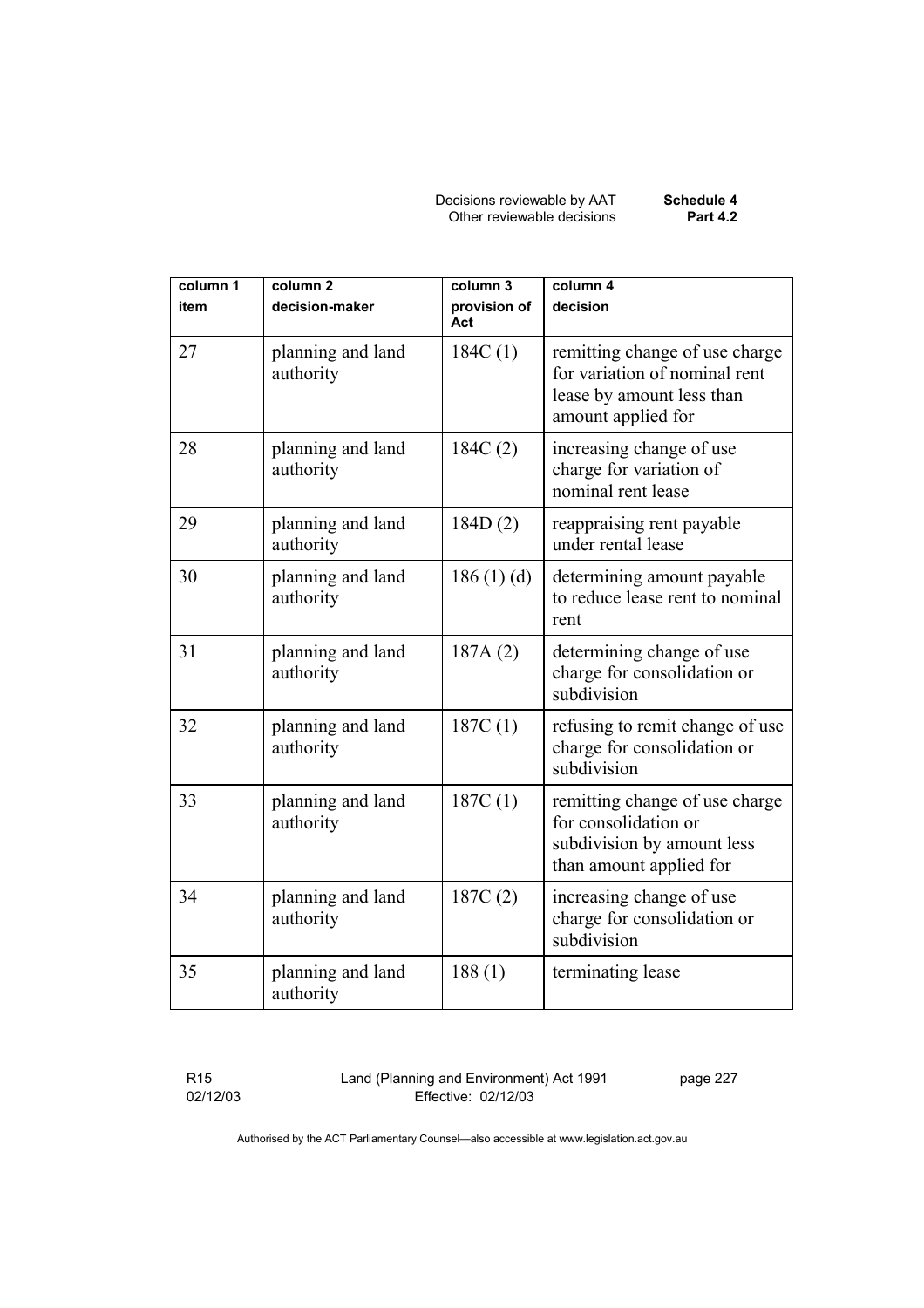| column 1<br>item | column 2<br>decision-maker | column 3<br>provision of Act | column 4<br>decision |
|---|---|---|---|
| 27 | planning and land authority | 184C (1) | remitting change of use charge for variation of nominal rent lease by amount less than amount applied for |
| 28 | planning and land authority | 184C (2) | increasing change of use charge for variation of nominal rent lease |
| 29 | planning and land authority | 184D (2) | reappraising rent payable under rental lease |
| 30 | planning and land authority | 186 (1) (d) | determining amount payable to reduce lease rent to nominal rent |
| 31 | planning and land authority | 187A (2) | determining change of use charge for consolidation or subdivision |
| 32 | planning and land authority | 187C (1) | refusing to remit change of use charge for consolidation or subdivision |
| 33 | planning and land authority | 187C (1) | remitting change of use charge for consolidation or subdivision by amount less than amount applied for |
| 34 | planning and land authority | 187C (2) | increasing change of use charge for consolidation or subdivision |
| 35 | planning and land authority | 188 (1) | terminating lease |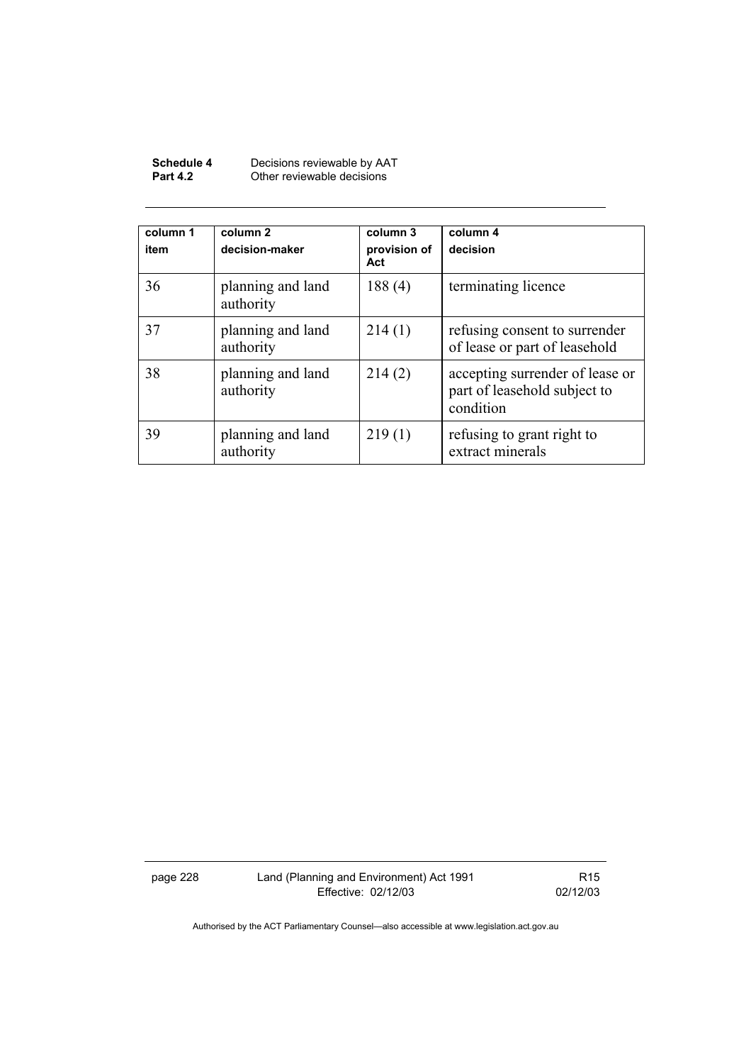| column 1 item | column 2 decision-maker | column 3 provision of Act | column 4 decision |
|---|---|---|---|
| 36 | planning and land authority | 188 (4) | terminating licence |
| 37 | planning and land authority | 214 (1) | refusing consent to surrender of lease or part of leasehold |
| 38 | planning and land authority | 214 (2) | accepting surrender of lease or part of leasehold subject to condition |
| 39 | planning and land authority | 219 (1) | refusing to grant right to extract minerals |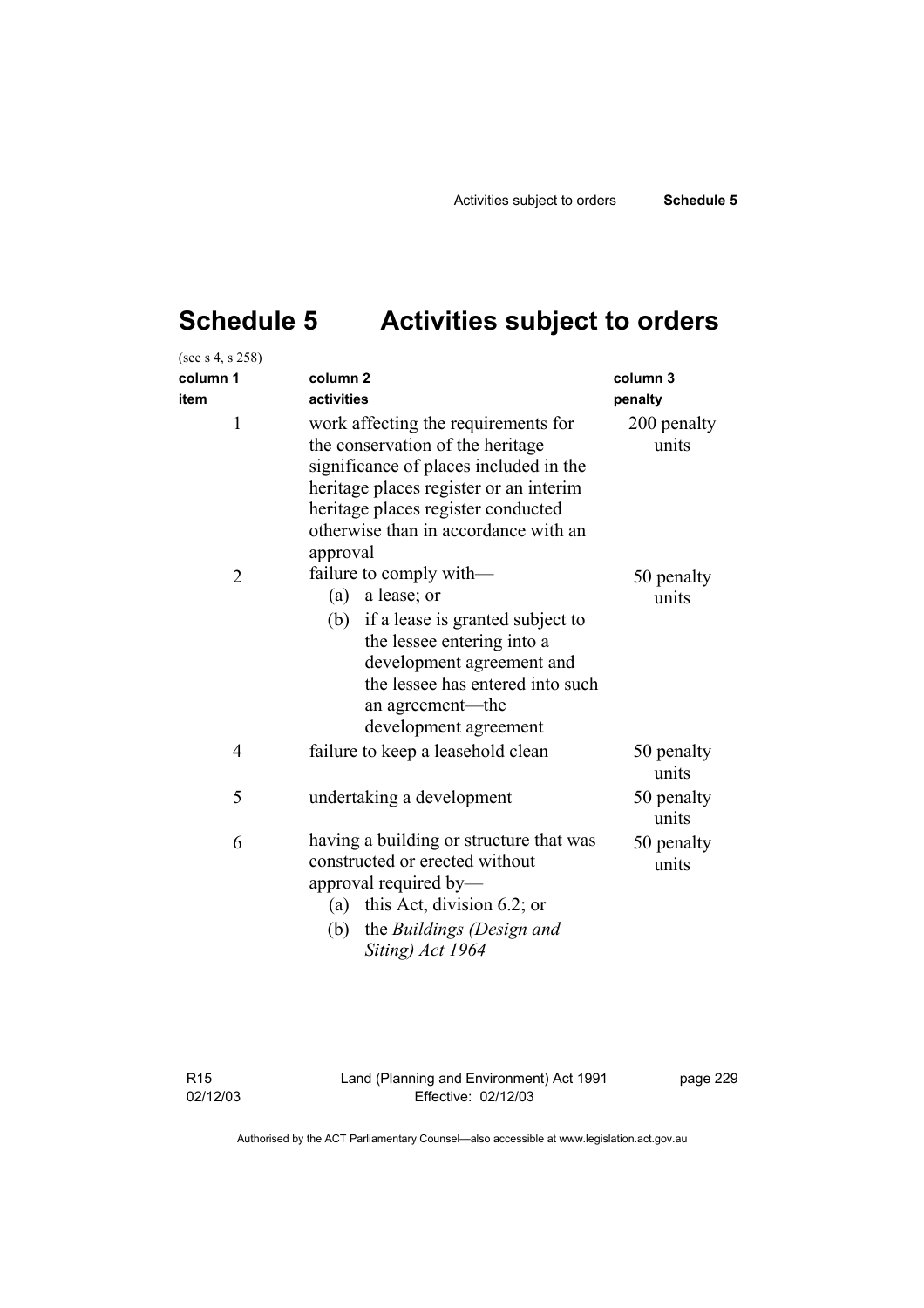# Schedule 5 Activities subject to orders

(see s 4, s 258)

| column 1<br>item | column 2<br>activities | column 3<br>penalty |
|---|---|---|
| 1 | work affecting the requirements for the conservation of the heritage significance of places included in the heritage places register or an interim heritage places register conducted otherwise than in accordance with an approval | 200 penalty units |
| 2 | failure to comply with—<br>(a) a lease; or<br>(b) if a lease is granted subject to the lessee entering into a development agreement and the lessee has entered into such an agreement—the development agreement | 50 penalty units |
| 4 | failure to keep a leasehold clean | 50 penalty units |
| 5 | undertaking a development | 50 penalty units |
| 6 | having a building or structure that was constructed or erected without approval required by—<br>(a) this Act, division 6.2; or<br>(b) the *Buildings (Design and Siting) Act 1964* | 50 penalty units |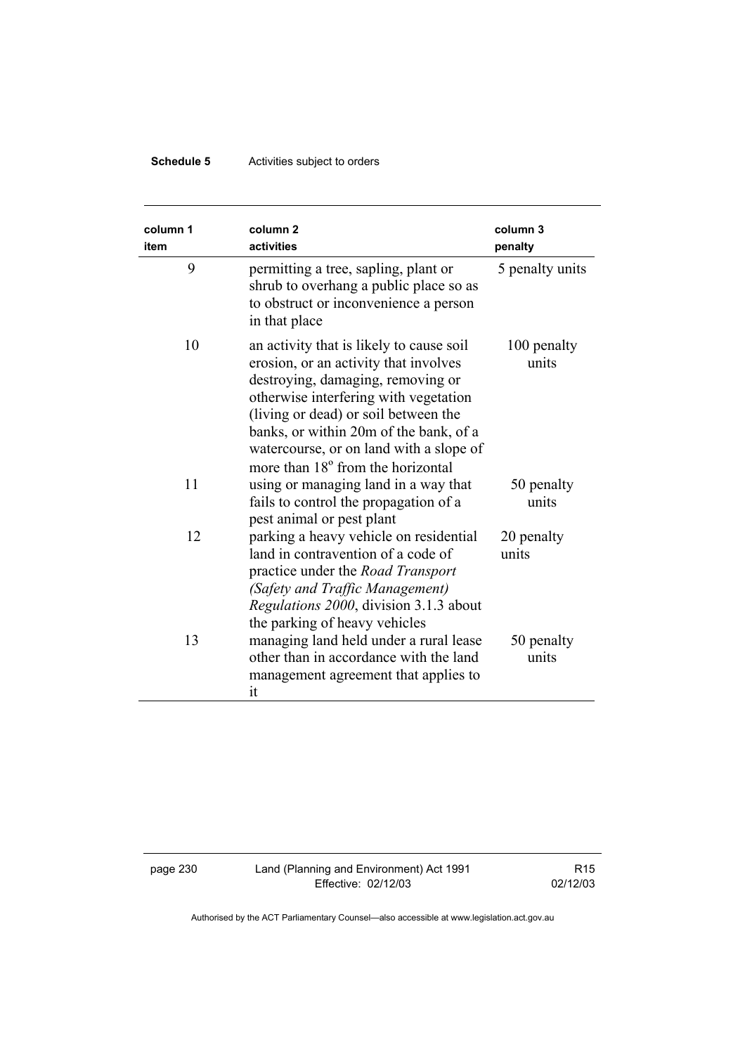| column 1 item | column 2 activities | column 3 penalty |
|---|---|---|
| 9 | permitting a tree, sapling, plant or shrub to overhang a public place so as to obstruct or inconvenience a person in that place | 5 penalty units |
| 10 | an activity that is likely to cause soil erosion, or an activity that involves destroying, damaging, removing or otherwise interfering with vegetation (living or dead) or soil between the banks, or within 20m of the bank, of a watercourse, or on land with a slope of more than $18^{o}$ from the horizontal | 100 penalty units |
| 11 | using or managing land in a way that fails to control the propagation of a pest animal or pest plant | 50 penalty units |
| 12 | parking a heavy vehicle on residential land in contravention of a code of practice under the *Road Transport (Safety and Traffic Management) Regulations 2000*, division 3.1.3 about the parking of heavy vehicles | 20 penalty units |
| 13 | managing land held under a rural lease other than in accordance with the land management agreement that applies to it | 50 penalty units |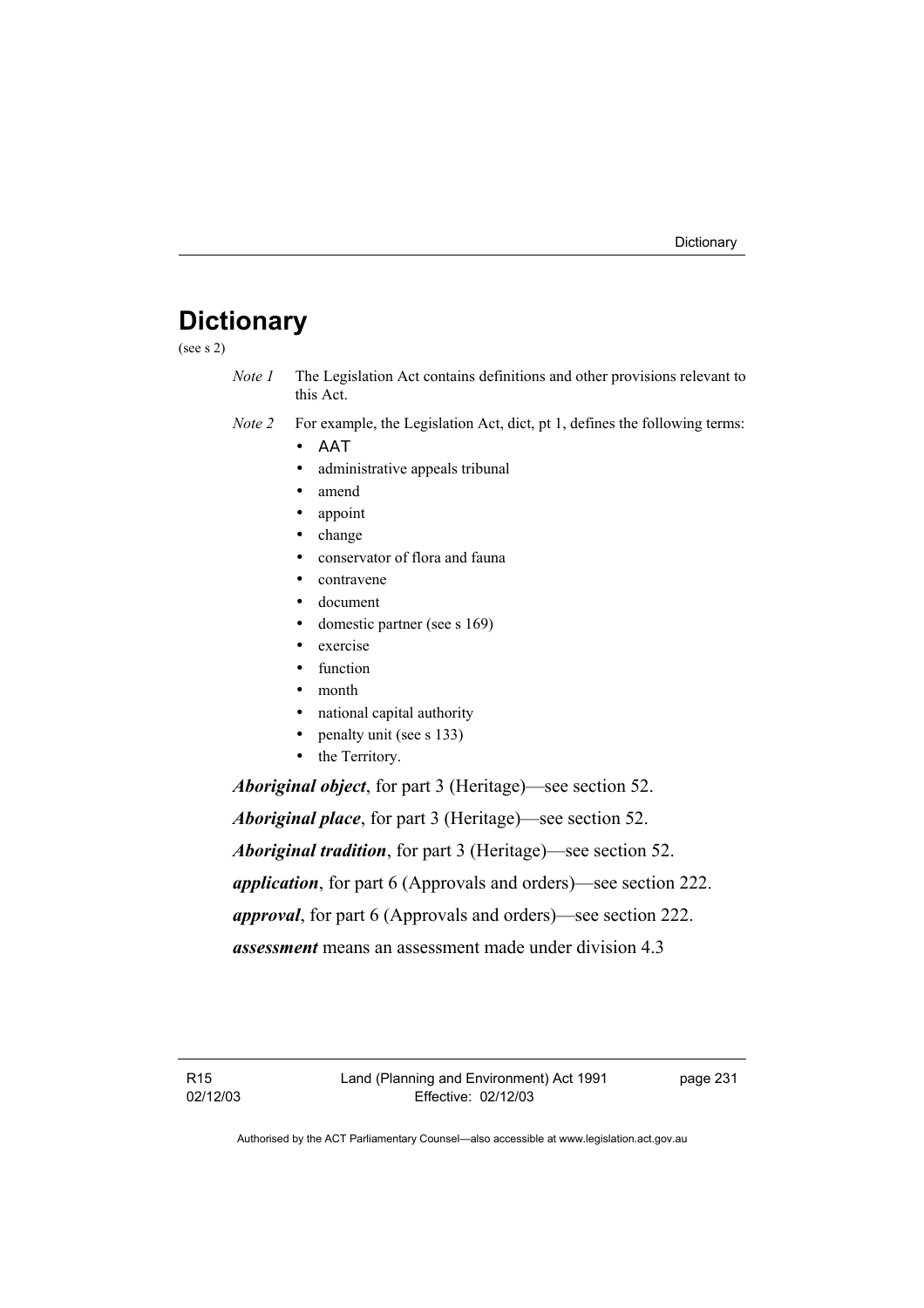# Dictionary

(see s 2)

*Note 1* The Legislation Act contains definitions and other provisions relevant to this Act.

*Note 2* For example, the Legislation Act, dict, pt 1, defines the following terms:

- AAT
- administrative appeals tribunal
- amend
- appoint
- change
- conservator of flora and fauna
- contravene
- document
- domestic partner (see s 169)
- exercise
- function
- month
- national capital authority
- penalty unit (see s 133)
- the Territory.

***Aboriginal object***, for part 3 (Heritage)—see section 52.

***Aboriginal place***, for part 3 (Heritage)—see section 52.

***Aboriginal tradition***, for part 3 (Heritage)—see section 52.

***application***, for part 6 (Approvals and orders)—see section 222.

***approval***, for part 6 (Approvals and orders)—see section 222.

***assessment*** means an assessment made under division 4.3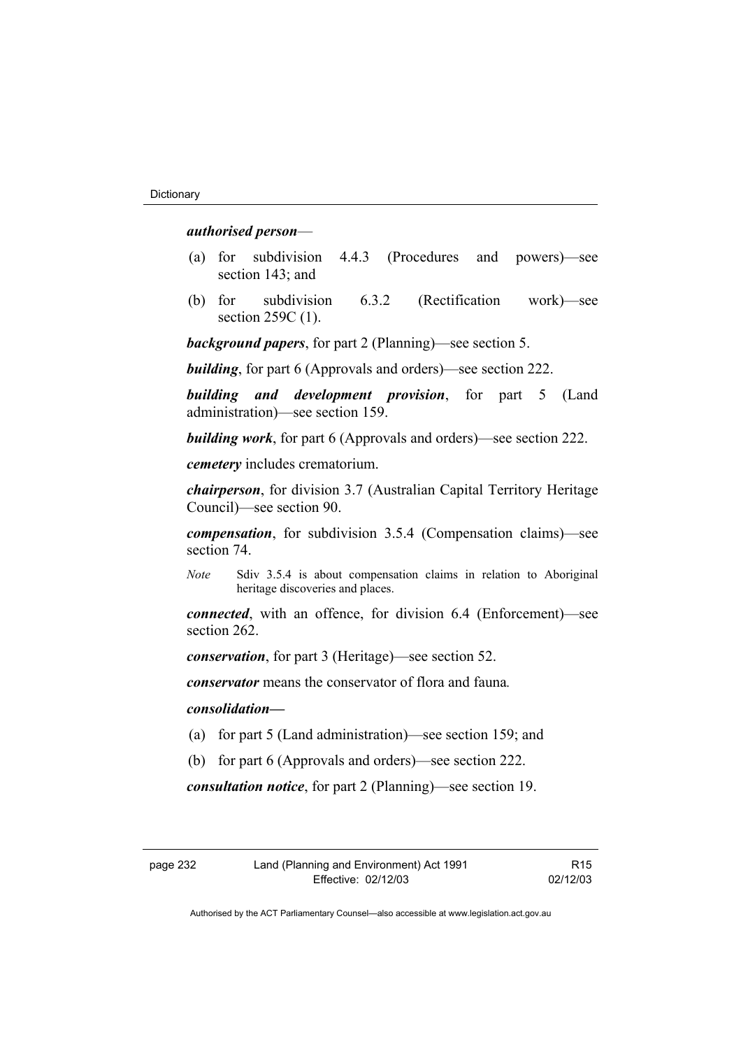***authorised person***—

(a) for subdivision 4.4.3 (Procedures and powers)—see section 143; and

(b) for subdivision 6.3.2 (Rectification work)—see section 259C (1).

***background papers***, for part 2 (Planning)—see section 5.

***building***, for part 6 (Approvals and orders)—see section 222.

***building and development provision***, for part 5 (Land administration)—see section 159.

***building work***, for part 6 (Approvals and orders)—see section 222.

***cemetery*** includes crematorium.

***chairperson***, for division 3.7 (Australian Capital Territory Heritage Council)—see section 90.

***compensation***, for subdivision 3.5.4 (Compensation claims)—see section 74.

*Note* Sdiv 3.5.4 is about compensation claims in relation to Aboriginal heritage discoveries and places.

***connected***, with an offence, for division 6.4 (Enforcement)—see section 262.

***conservation***, for part 3 (Heritage)—see section 52.

***conservator*** means the conservator of flora and fauna*.*

***consolidation—***

(a) for part 5 (Land administration)—see section 159; and

(b) for part 6 (Approvals and orders)—see section 222.

***consultation notice***, for part 2 (Planning)—see section 19.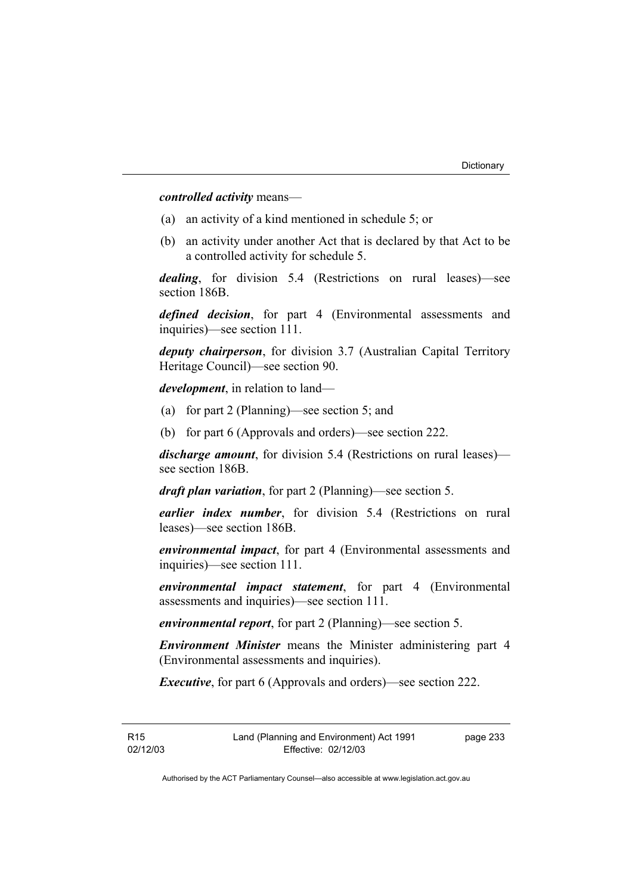***controlled activity*** means—

(a) an activity of a kind mentioned in schedule 5; or

(b) an activity under another Act that is declared by that Act to be a controlled activity for schedule 5.

***dealing***, for division 5.4 (Restrictions on rural leases)—see section 186B.

***defined decision***, for part 4 (Environmental assessments and inquiries)—see section 111.

***deputy chairperson***, for division 3.7 (Australian Capital Territory Heritage Council)—see section 90.

***development***, in relation to land—

(a) for part 2 (Planning)—see section 5; and

(b) for part 6 (Approvals and orders)—see section 222.

***discharge amount***, for division 5.4 (Restrictions on rural leases)—see section 186B.

***draft plan variation***, for part 2 (Planning)—see section 5.

***earlier index number***, for division 5.4 (Restrictions on rural leases)—see section 186B.

***environmental impact***, for part 4 (Environmental assessments and inquiries)—see section 111.

***environmental impact statement***, for part 4 (Environmental assessments and inquiries)—see section 111.

***environmental report***, for part 2 (Planning)—see section 5.

***Environment Minister*** means the Minister administering part 4 (Environmental assessments and inquiries).

***Executive***, for part 6 (Approvals and orders)—see section 222.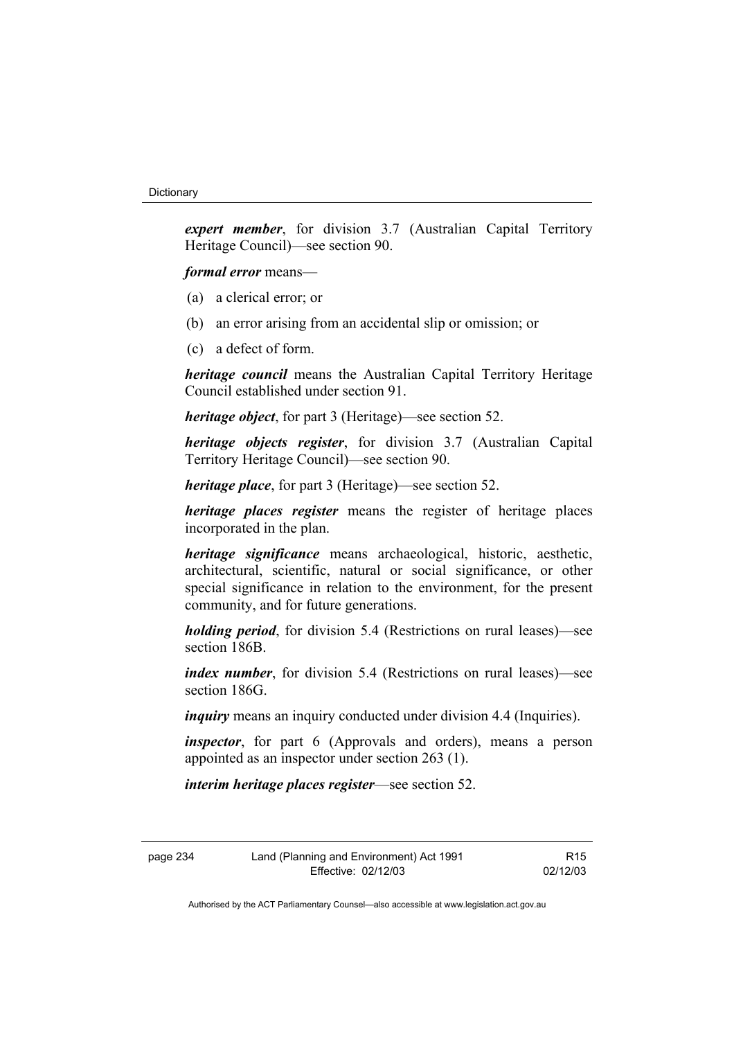***expert member***, for division 3.7 (Australian Capital Territory Heritage Council)—see section 90.

***formal error*** means—

(a) a clerical error; or

(b) an error arising from an accidental slip or omission; or

(c) a defect of form.

***heritage council*** means the Australian Capital Territory Heritage Council established under section 91.

***heritage object***, for part 3 (Heritage)—see section 52.

***heritage objects register***, for division 3.7 (Australian Capital Territory Heritage Council)—see section 90.

***heritage place***, for part 3 (Heritage)—see section 52.

***heritage places register*** means the register of heritage places incorporated in the plan.

***heritage significance*** means archaeological, historic, aesthetic, architectural, scientific, natural or social significance, or other special significance in relation to the environment, for the present community, and for future generations.

***holding period***, for division 5.4 (Restrictions on rural leases)—see section 186B.

***index number***, for division 5.4 (Restrictions on rural leases)—see section 186G.

***inquiry*** means an inquiry conducted under division 4.4 (Inquiries).

***inspector***, for part 6 (Approvals and orders), means a person appointed as an inspector under section 263 (1).

***interim heritage places register***—see section 52.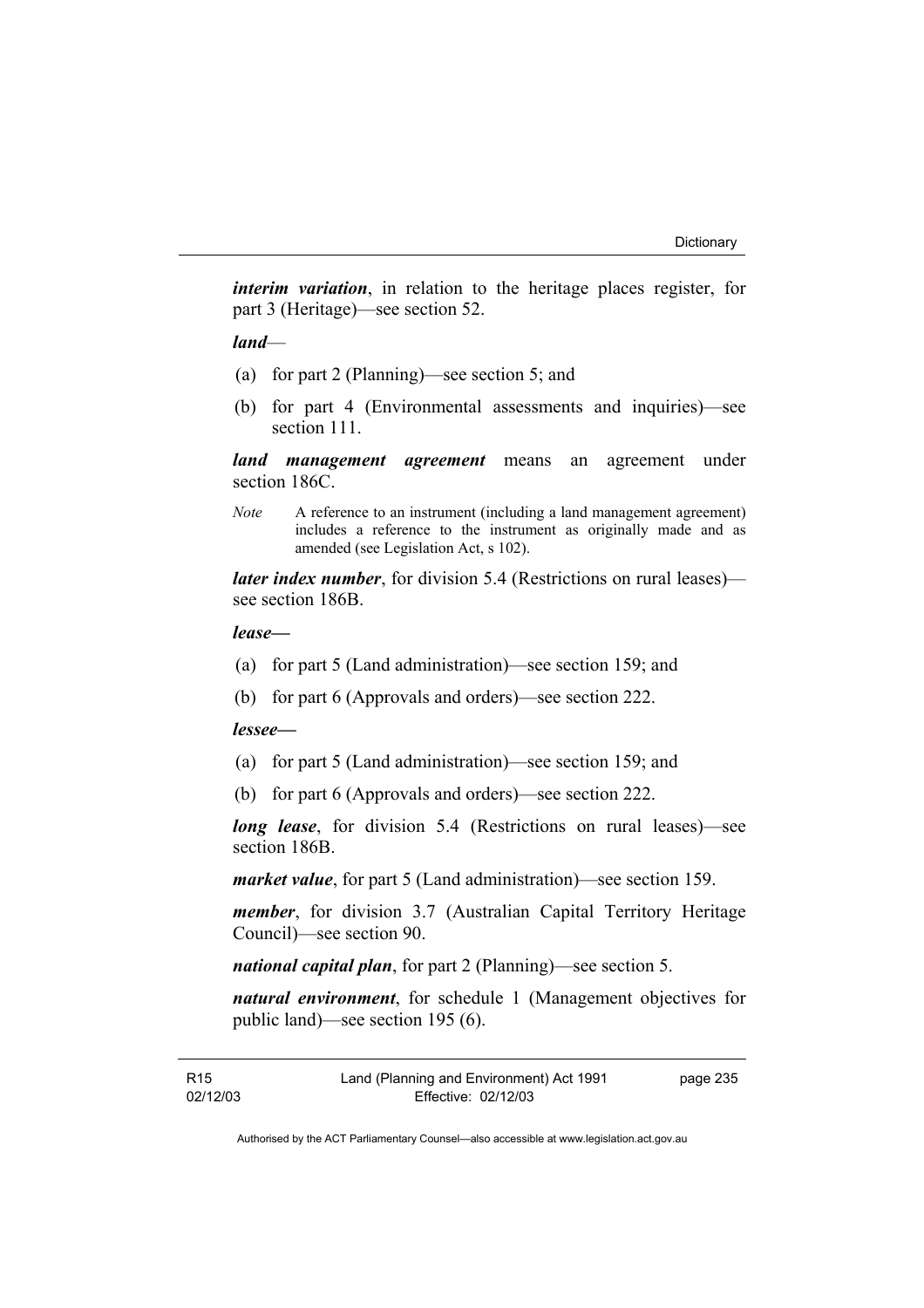***interim variation***, in relation to the heritage places register, for part 3 (Heritage)—see section 52.

***land***—

(a) for part 2 (Planning)—see section 5; and

(b) for part 4 (Environmental assessments and inquiries)—see section 111.

***land management agreement*** means an agreement under section 186C.

*Note* A reference to an instrument (including a land management agreement) includes a reference to the instrument as originally made and as amended (see Legislation Act, s 102).

***later index number***, for division 5.4 (Restrictions on rural leases)—see section 186B.

***lease—***

(a) for part 5 (Land administration)—see section 159; and

(b) for part 6 (Approvals and orders)—see section 222.

***lessee—***

(a) for part 5 (Land administration)—see section 159; and

(b) for part 6 (Approvals and orders)—see section 222.

***long lease***, for division 5.4 (Restrictions on rural leases)—see section 186B.

***market value***, for part 5 (Land administration)—see section 159.

***member***, for division 3.7 (Australian Capital Territory Heritage Council)—see section 90.

***national capital plan***, for part 2 (Planning)—see section 5.

***natural environment***, for schedule 1 (Management objectives for public land)—see section 195 (6).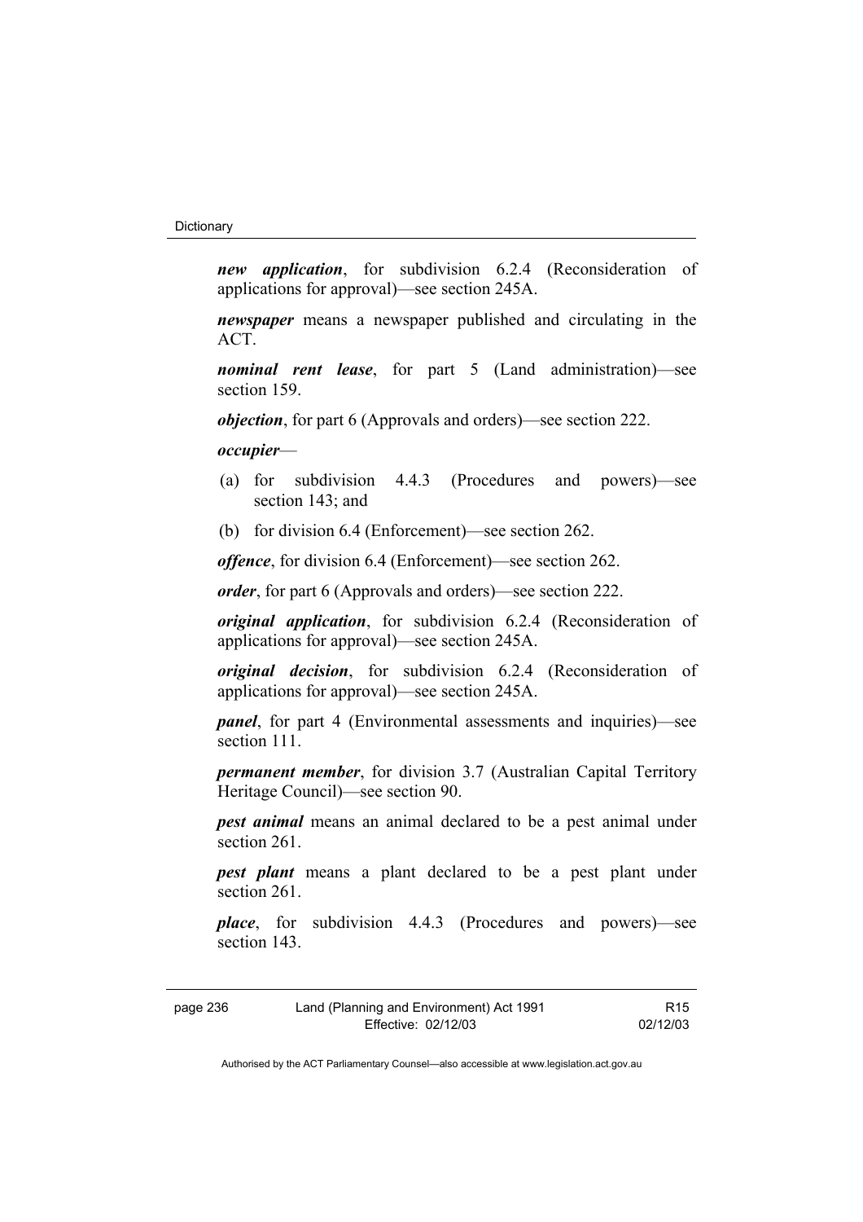***new application***, for subdivision 6.2.4 (Reconsideration of applications for approval)—see section 245A.

***newspaper*** means a newspaper published and circulating in the ACT.

***nominal rent lease***, for part 5 (Land administration)—see section 159.

***objection***, for part 6 (Approvals and orders)—see section 222.

***occupier***—

(a) for subdivision 4.4.3 (Procedures and powers)—see section 143; and

(b) for division 6.4 (Enforcement)—see section 262.

***offence***, for division 6.4 (Enforcement)—see section 262.

***order***, for part 6 (Approvals and orders)—see section 222.

***original application***, for subdivision 6.2.4 (Reconsideration of applications for approval)—see section 245A.

***original decision***, for subdivision 6.2.4 (Reconsideration of applications for approval)—see section 245A.

***panel***, for part 4 (Environmental assessments and inquiries)—see section 111.

***permanent member***, for division 3.7 (Australian Capital Territory Heritage Council)—see section 90.

***pest animal*** means an animal declared to be a pest animal under section 261.

***pest plant*** means a plant declared to be a pest plant under section 261.

***place***, for subdivision 4.4.3 (Procedures and powers)—see section 143.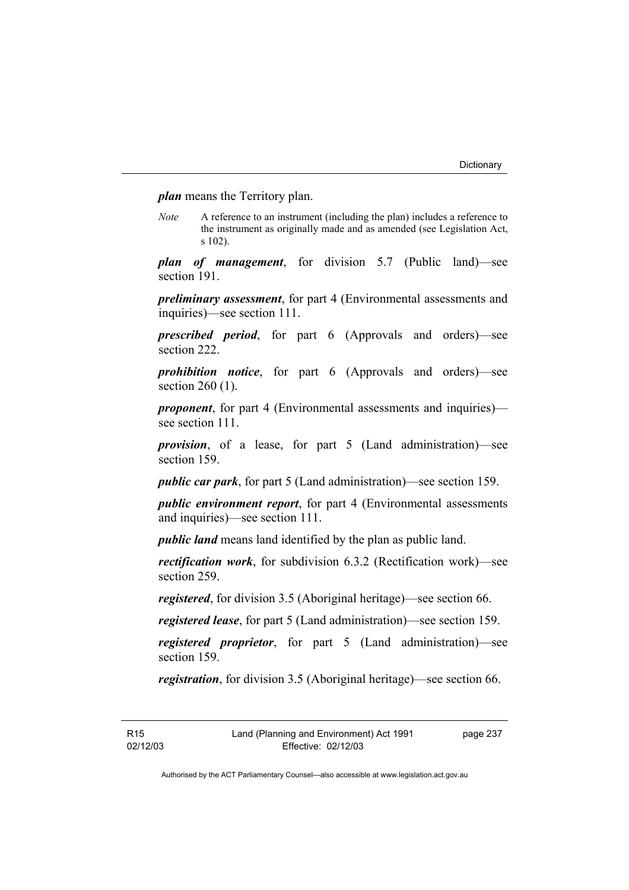***plan*** means the Territory plan.

*Note* A reference to an instrument (including the plan) includes a reference to the instrument as originally made and as amended (see Legislation Act, s 102).

***plan of management***, for division 5.7 (Public land)—see section 191.

***preliminary assessment***, for part 4 (Environmental assessments and inquiries)—see section 111.

***prescribed period***, for part 6 (Approvals and orders)—see section 222.

***prohibition notice***, for part 6 (Approvals and orders)—see section 260 (1).

***proponent***, for part 4 (Environmental assessments and inquiries)—see section 111.

***provision***, of a lease, for part 5 (Land administration)—see section 159.

***public car park***, for part 5 (Land administration)—see section 159.

***public environment report***, for part 4 (Environmental assessments and inquiries)—see section 111.

***public land*** means land identified by the plan as public land.

***rectification work***, for subdivision 6.3.2 (Rectification work)—see section 259.

***registered***, for division 3.5 (Aboriginal heritage)—see section 66.

***registered lease***, for part 5 (Land administration)—see section 159.

***registered proprietor***, for part 5 (Land administration)—see section 159.

***registration***, for division 3.5 (Aboriginal heritage)—see section 66.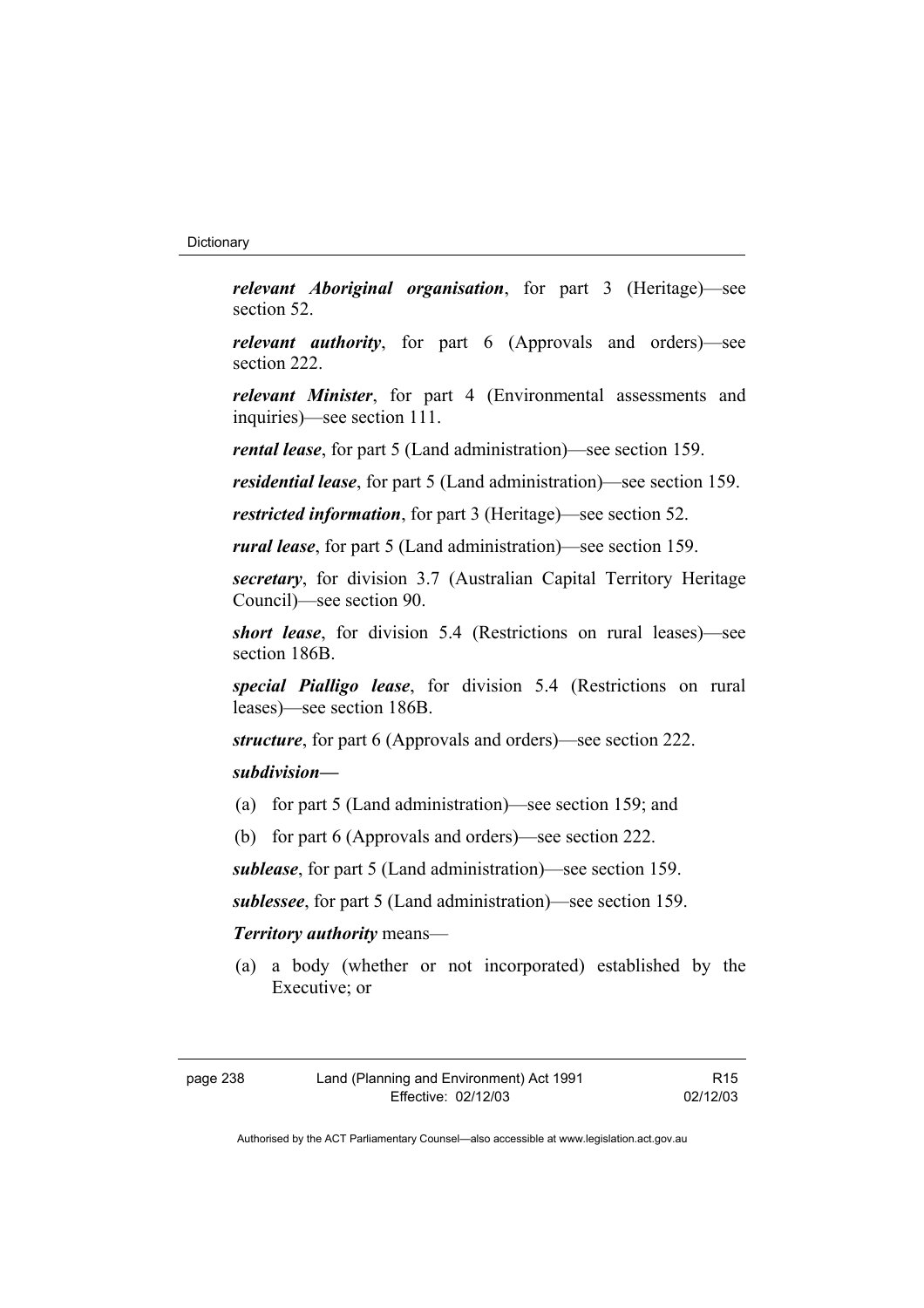***relevant Aboriginal organisation***, for part 3 (Heritage)—see section 52.

***relevant authority***, for part 6 (Approvals and orders)—see section 222.

***relevant Minister***, for part 4 (Environmental assessments and inquiries)—see section 111.

***rental lease***, for part 5 (Land administration)—see section 159.

***residential lease***, for part 5 (Land administration)—see section 159.

***restricted information***, for part 3 (Heritage)—see section 52.

***rural lease***, for part 5 (Land administration)—see section 159.

***secretary***, for division 3.7 (Australian Capital Territory Heritage Council)—see section 90.

***short lease***, for division 5.4 (Restrictions on rural leases)—see section 186B.

***special Pialligo lease***, for division 5.4 (Restrictions on rural leases)—see section 186B.

***structure***, for part 6 (Approvals and orders)—see section 222.

***subdivision—***

(a) for part 5 (Land administration)—see section 159; and

(b) for part 6 (Approvals and orders)—see section 222.

***sublease***, for part 5 (Land administration)—see section 159.

***sublessee***, for part 5 (Land administration)—see section 159.

***Territory authority*** means—

(a) a body (whether or not incorporated) established by the Executive; or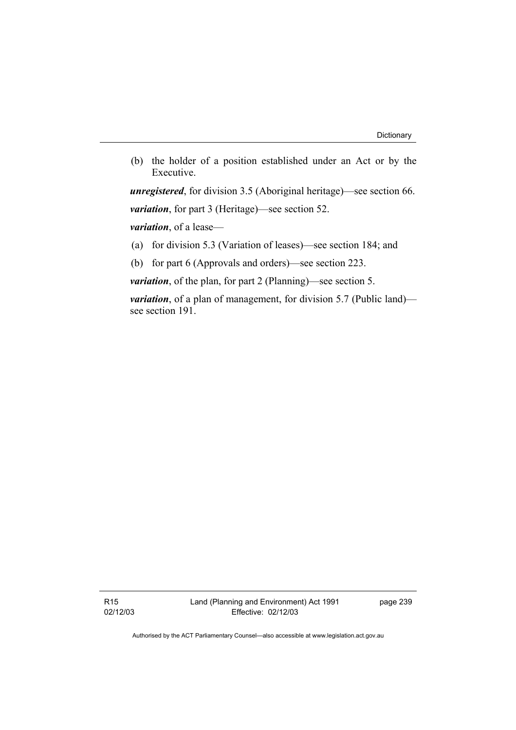(b) the holder of a position established under an Act or by the Executive.

***unregistered***, for division 3.5 (Aboriginal heritage)—see section 66.

***variation***, for part 3 (Heritage)—see section 52.

***variation***, of a lease—

(a) for division 5.3 (Variation of leases)—see section 184; and

(b) for part 6 (Approvals and orders)—see section 223.

***variation***, of the plan, for part 2 (Planning)—see section 5.

***variation***, of a plan of management, for division 5.7 (Public land)—see section 191.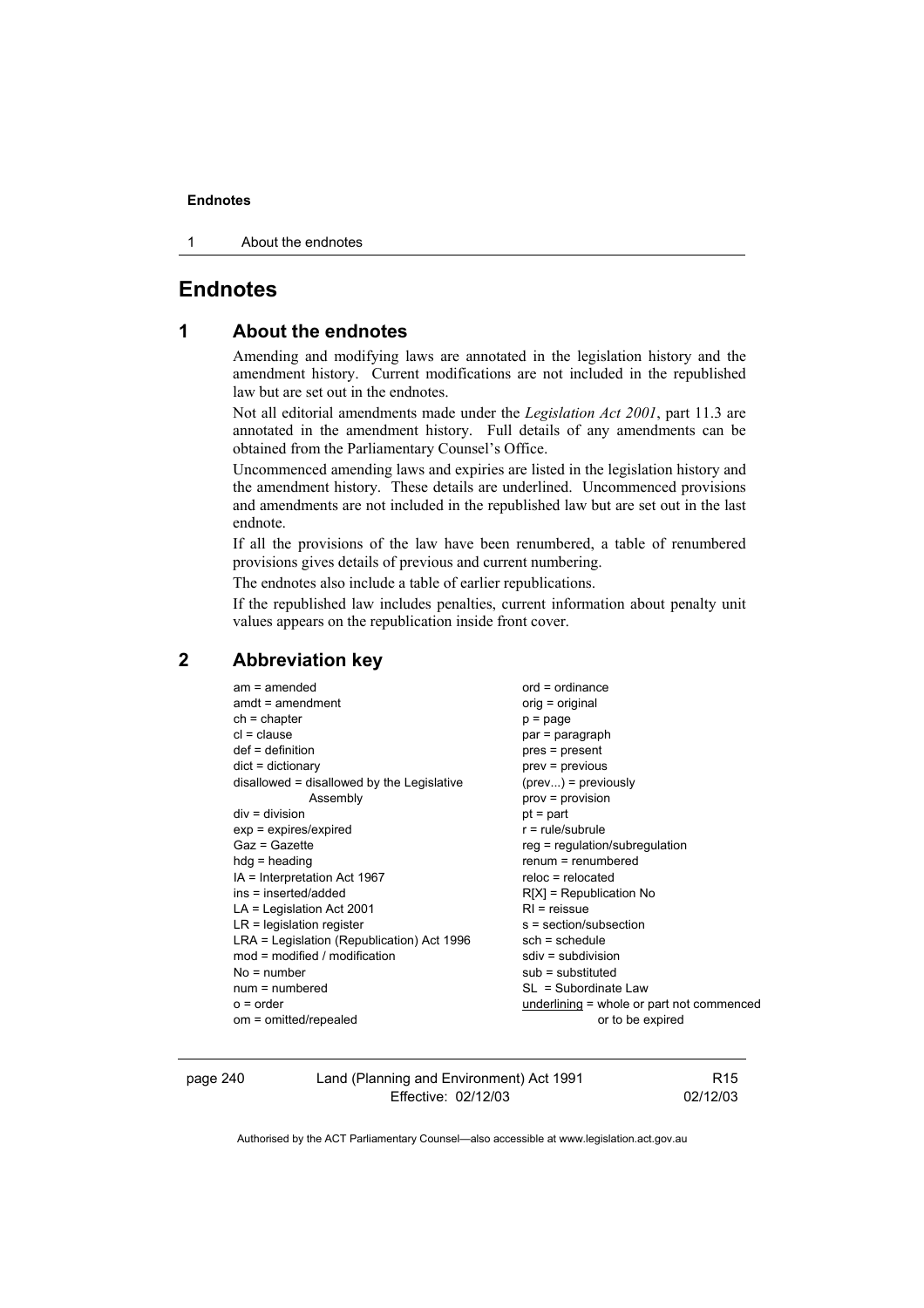# Endnotes

## 1 About the endnotes

Amending and modifying laws are annotated in the legislation history and the amendment history. Current modifications are not included in the republished law but are set out in the endnotes.

Not all editorial amendments made under the *Legislation Act 2001*, part 11.3 are annotated in the amendment history. Full details of any amendments can be obtained from the Parliamentary Counsel's Office.

Uncommenced amending laws and expiries are listed in the legislation history and the amendment history. These details are underlined. Uncommenced provisions and amendments are not included in the republished law but are set out in the last endnote.

If all the provisions of the law have been renumbered, a table of renumbered provisions gives details of previous and current numbering.

The endnotes also include a table of earlier republications.

If the republished law includes penalties, current information about penalty unit values appears on the republication inside front cover.

## 2 Abbreviation key

am = amended
amdt = amendment
ch = chapter
cl = clause
def = definition
dict = dictionary
disallowed = disallowed by the Legislative Assembly
div = division
exp = expires/expired
Gaz = Gazette
hdg = heading
IA = Interpretation Act 1967
ins = inserted/added
LA = Legislation Act 2001
LR = legislation register
LRA = Legislation (Republication) Act 1996
mod = modified / modification
No = number
num = numbered
o = order
om = omitted/repealed
ord = ordinance
orig = original
p = page
par = paragraph
pres = present
prev = previous
(prev...) = previously
prov = provision
pt = part
r = rule/subrule
reg = regulation/subregulation
renum = renumbered
reloc = relocated
R[X] = Republication No
RI = reissue
s = section/subsection
sch = schedule
sdiv = subdivision
sub = substituted
SL = Subordinate Law
underlining = whole or part not commenced or to be expired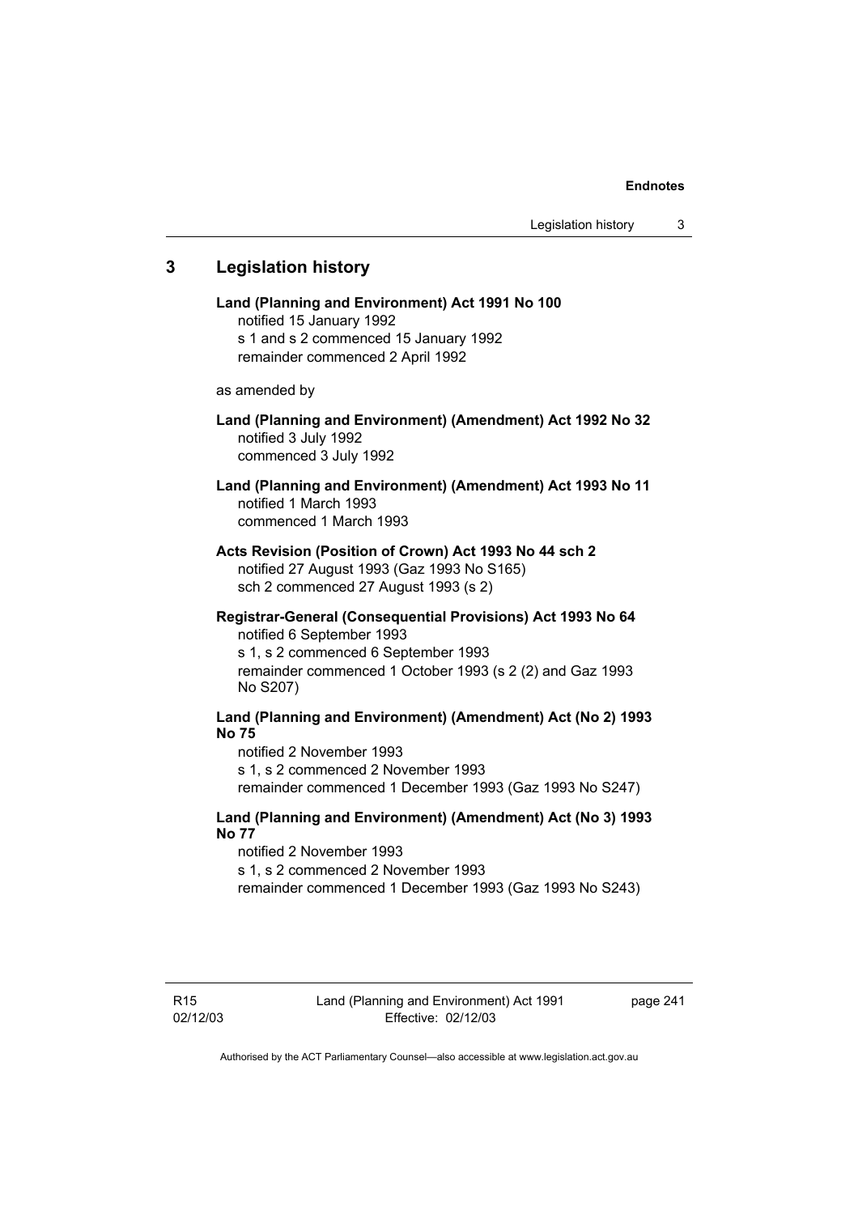## 3 Legislation history

**Land (Planning and Environment) Act 1991 No 100**
notified 15 January 1992
s 1 and s 2 commenced 15 January 1992
remainder commenced 2 April 1992

as amended by

**Land (Planning and Environment) (Amendment) Act 1992 No 32**
notified 3 July 1992
commenced 3 July 1992

**Land (Planning and Environment) (Amendment) Act 1993 No 11**
notified 1 March 1993
commenced 1 March 1993

**Acts Revision (Position of Crown) Act 1993 No 44 sch 2**
notified 27 August 1993 (Gaz 1993 No S165)
sch 2 commenced 27 August 1993 (s 2)

**Registrar-General (Consequential Provisions) Act 1993 No 64**
notified 6 September 1993
s 1, s 2 commenced 6 September 1993
remainder commenced 1 October 1993 (s 2 (2) and Gaz 1993 No S207)

**Land (Planning and Environment) (Amendment) Act (No 2) 1993 No 75**
notified 2 November 1993
s 1, s 2 commenced 2 November 1993
remainder commenced 1 December 1993 (Gaz 1993 No S247)

**Land (Planning and Environment) (Amendment) Act (No 3) 1993 No 77**
notified 2 November 1993
s 1, s 2 commenced 2 November 1993
remainder commenced 1 December 1993 (Gaz 1993 No S243)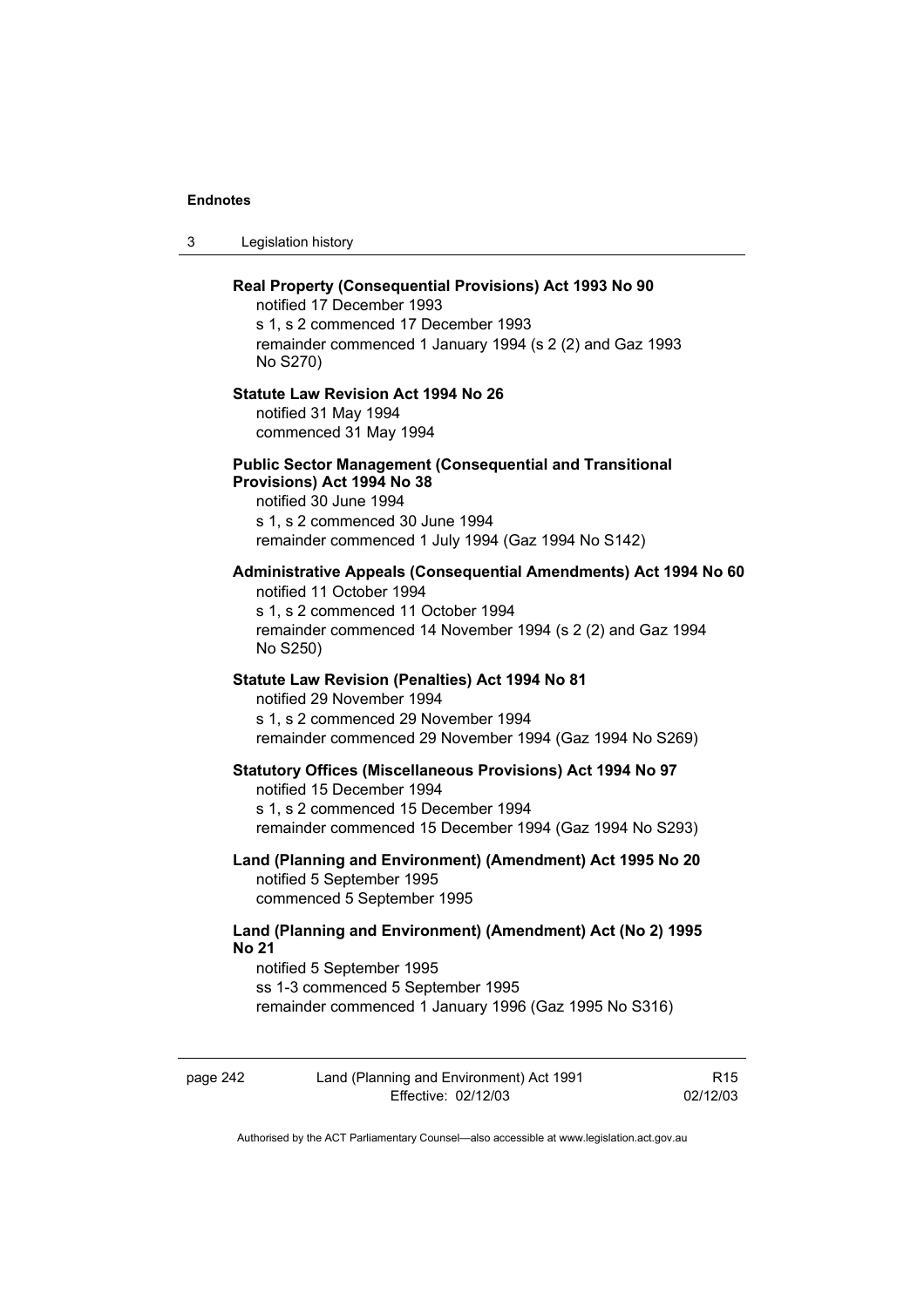**Real Property (Consequential Provisions) Act 1993 No 90**
notified 17 December 1993
s 1, s 2 commenced 17 December 1993
remainder commenced 1 January 1994 (s 2 (2) and Gaz 1993 No S270)

**Statute Law Revision Act 1994 No 26**
notified 31 May 1994
commenced 31 May 1994

**Public Sector Management (Consequential and Transitional Provisions) Act 1994 No 38**
notified 30 June 1994
s 1, s 2 commenced 30 June 1994
remainder commenced 1 July 1994 (Gaz 1994 No S142)

**Administrative Appeals (Consequential Amendments) Act 1994 No 60**
notified 11 October 1994
s 1, s 2 commenced 11 October 1994
remainder commenced 14 November 1994 (s 2 (2) and Gaz 1994 No S250)

**Statute Law Revision (Penalties) Act 1994 No 81**
notified 29 November 1994
s 1, s 2 commenced 29 November 1994
remainder commenced 29 November 1994 (Gaz 1994 No S269)

**Statutory Offices (Miscellaneous Provisions) Act 1994 No 97**
notified 15 December 1994
s 1, s 2 commenced 15 December 1994
remainder commenced 15 December 1994 (Gaz 1994 No S293)

**Land (Planning and Environment) (Amendment) Act 1995 No 20**
notified 5 September 1995
commenced 5 September 1995

**Land (Planning and Environment) (Amendment) Act (No 2) 1995 No 21**
notified 5 September 1995
ss 1-3 commenced 5 September 1995
remainder commenced 1 January 1996 (Gaz 1995 No S316)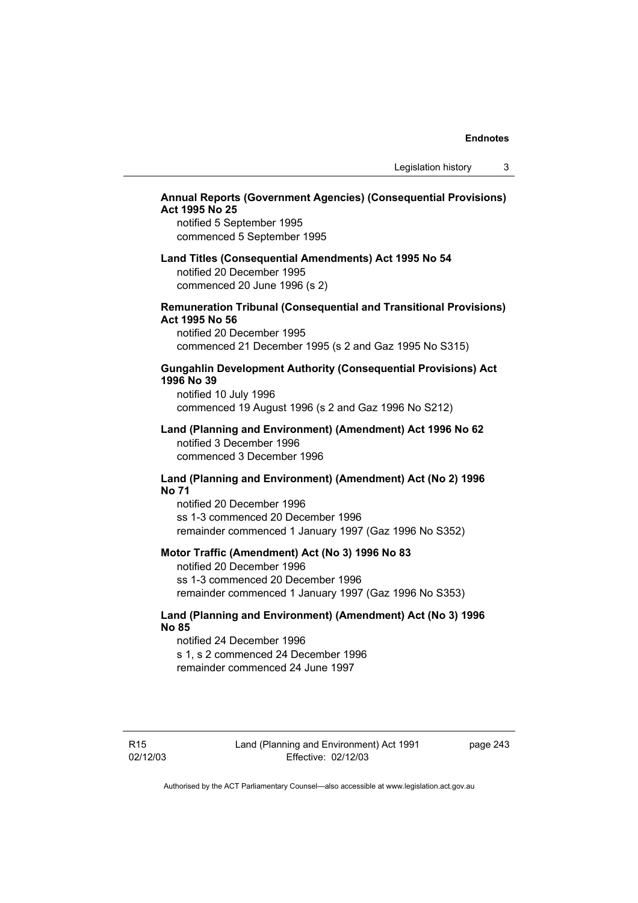**Annual Reports (Government Agencies) (Consequential Provisions) Act 1995 No 25**

notified 5 September 1995
commenced 5 September 1995

**Land Titles (Consequential Amendments) Act 1995 No 54**

notified 20 December 1995
commenced 20 June 1996 (s 2)

**Remuneration Tribunal (Consequential and Transitional Provisions) Act 1995 No 56**

notified 20 December 1995
commenced 21 December 1995 (s 2 and Gaz 1995 No S315)

**Gungahlin Development Authority (Consequential Provisions) Act 1996 No 39**

notified 10 July 1996
commenced 19 August 1996 (s 2 and Gaz 1996 No S212)

**Land (Planning and Environment) (Amendment) Act 1996 No 62**

notified 3 December 1996
commenced 3 December 1996

**Land (Planning and Environment) (Amendment) Act (No 2) 1996 No 71**

notified 20 December 1996
ss 1-3 commenced 20 December 1996
remainder commenced 1 January 1997 (Gaz 1996 No S352)

**Motor Traffic (Amendment) Act (No 3) 1996 No 83**

notified 20 December 1996
ss 1-3 commenced 20 December 1996
remainder commenced 1 January 1997 (Gaz 1996 No S353)

**Land (Planning and Environment) (Amendment) Act (No 3) 1996 No 85**

notified 24 December 1996
s 1, s 2 commenced 24 December 1996
remainder commenced 24 June 1997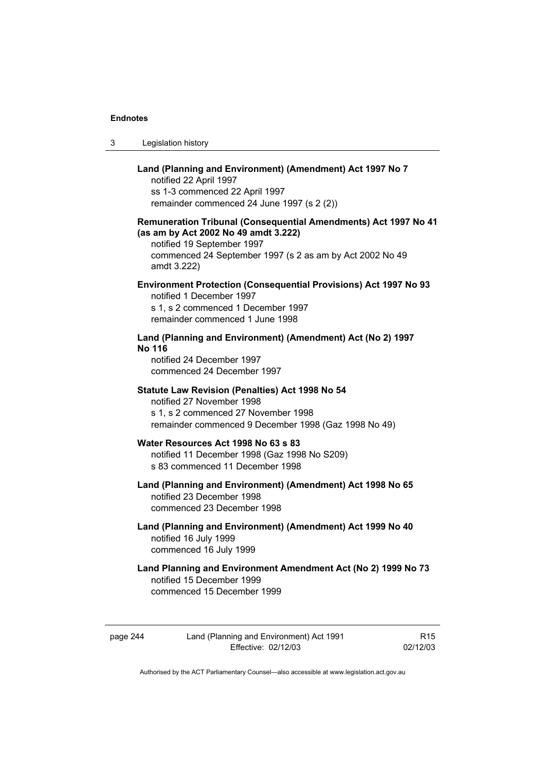**Land (Planning and Environment) (Amendment) Act 1997 No 7**

notified 22 April 1997

ss 1-3 commenced 22 April 1997

remainder commenced 24 June 1997 (s 2 (2))

**Remuneration Tribunal (Consequential Amendments) Act 1997 No 41 (as am by Act 2002 No 49 amdt 3.222)**

notified 19 September 1997

commenced 24 September 1997 (s 2 as am by Act 2002 No 49 amdt 3.222)

**Environment Protection (Consequential Provisions) Act 1997 No 93**

notified 1 December 1997

s 1, s 2 commenced 1 December 1997

remainder commenced 1 June 1998

**Land (Planning and Environment) (Amendment) Act (No 2) 1997 No 116**

notified 24 December 1997

commenced 24 December 1997

**Statute Law Revision (Penalties) Act 1998 No 54**

notified 27 November 1998

s 1, s 2 commenced 27 November 1998

remainder commenced 9 December 1998 (Gaz 1998 No 49)

**Water Resources Act 1998 No 63 s 83**

notified 11 December 1998 (Gaz 1998 No S209)

s 83 commenced 11 December 1998

**Land (Planning and Environment) (Amendment) Act 1998 No 65**

notified 23 December 1998

commenced 23 December 1998

**Land (Planning and Environment) (Amendment) Act 1999 No 40**

notified 16 July 1999

commenced 16 July 1999

**Land Planning and Environment Amendment Act (No 2) 1999 No 73**

notified 15 December 1999

commenced 15 December 1999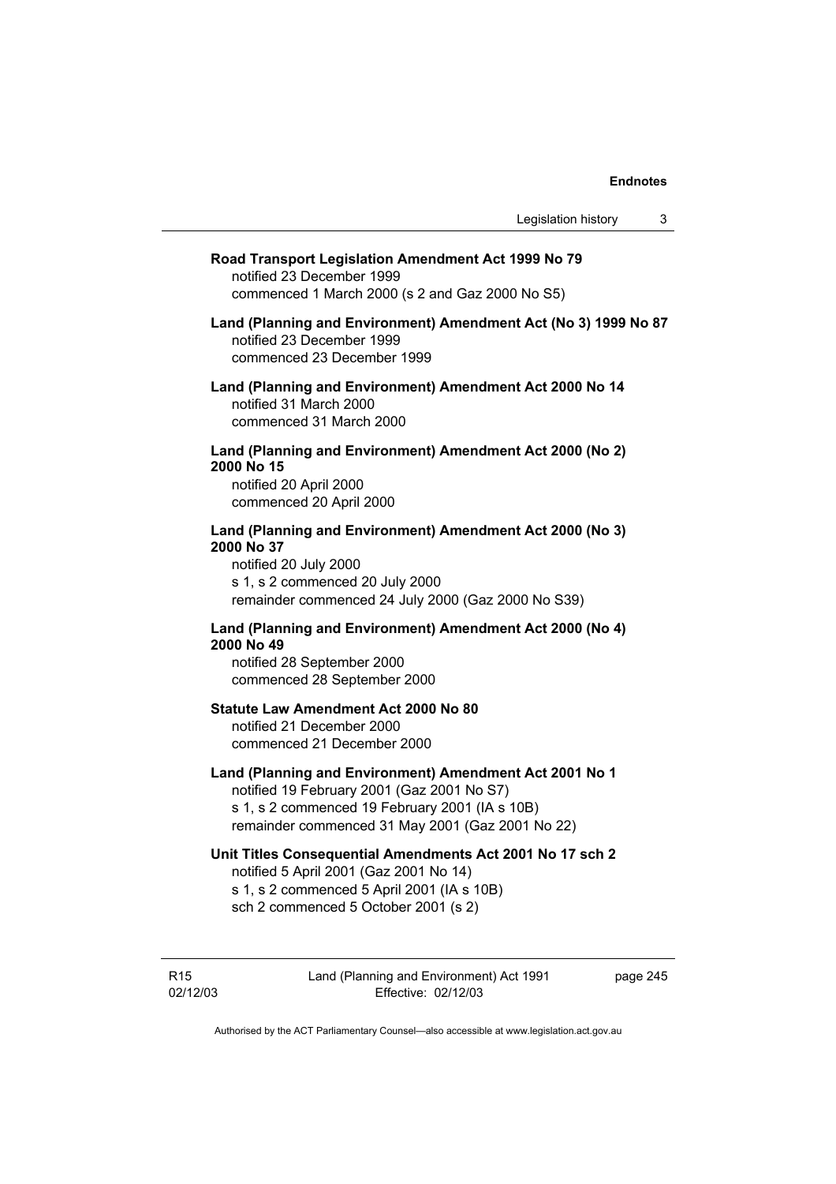**Road Transport Legislation Amendment Act 1999 No 79**
notified 23 December 1999
commenced 1 March 2000 (s 2 and Gaz 2000 No S5)

**Land (Planning and Environment) Amendment Act (No 3) 1999 No 87**
notified 23 December 1999
commenced 23 December 1999

**Land (Planning and Environment) Amendment Act 2000 No 14**
notified 31 March 2000
commenced 31 March 2000

**Land (Planning and Environment) Amendment Act 2000 (No 2) 2000 No 15**
notified 20 April 2000
commenced 20 April 2000

**Land (Planning and Environment) Amendment Act 2000 (No 3) 2000 No 37**
notified 20 July 2000
s 1, s 2 commenced 20 July 2000
remainder commenced 24 July 2000 (Gaz 2000 No S39)

**Land (Planning and Environment) Amendment Act 2000 (No 4) 2000 No 49**
notified 28 September 2000
commenced 28 September 2000

**Statute Law Amendment Act 2000 No 80**
notified 21 December 2000
commenced 21 December 2000

**Land (Planning and Environment) Amendment Act 2001 No 1**
notified 19 February 2001 (Gaz 2001 No S7)
s 1, s 2 commenced 19 February 2001 (IA s 10B)
remainder commenced 31 May 2001 (Gaz 2001 No 22)

**Unit Titles Consequential Amendments Act 2001 No 17 sch 2**
notified 5 April 2001 (Gaz 2001 No 14)
s 1, s 2 commenced 5 April 2001 (IA s 10B)
sch 2 commenced 5 October 2001 (s 2)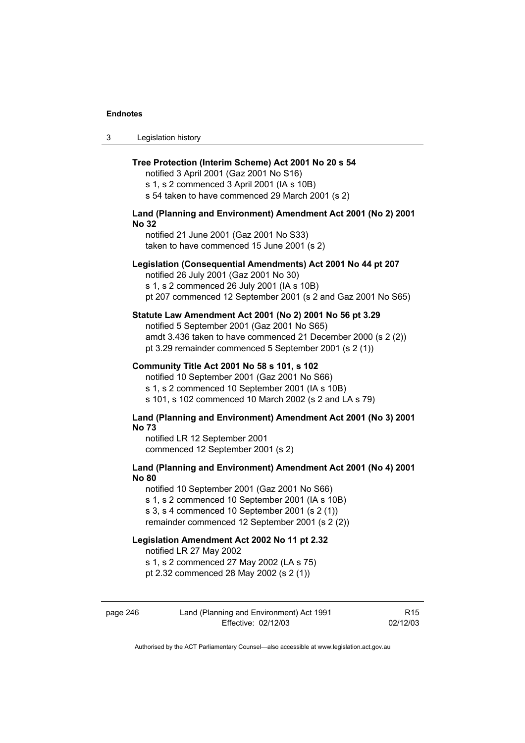**Tree Protection (Interim Scheme) Act 2001 No 20 s 54**
notified 3 April 2001 (Gaz 2001 No S16)
s 1, s 2 commenced 3 April 2001 (IA s 10B)
s 54 taken to have commenced 29 March 2001 (s 2)

**Land (Planning and Environment) Amendment Act 2001 (No 2) 2001 No 32**
notified 21 June 2001 (Gaz 2001 No S33)
taken to have commenced 15 June 2001 (s 2)

**Legislation (Consequential Amendments) Act 2001 No 44 pt 207**
notified 26 July 2001 (Gaz 2001 No 30)
s 1, s 2 commenced 26 July 2001 (IA s 10B)
pt 207 commenced 12 September 2001 (s 2 and Gaz 2001 No S65)

**Statute Law Amendment Act 2001 (No 2) 2001 No 56 pt 3.29**
notified 5 September 2001 (Gaz 2001 No S65)
amdt 3.436 taken to have commenced 21 December 2000 (s 2 (2))
pt 3.29 remainder commenced 5 September 2001 (s 2 (1))

**Community Title Act 2001 No 58 s 101, s 102**
notified 10 September 2001 (Gaz 2001 No S66)
s 1, s 2 commenced 10 September 2001 (IA s 10B)
s 101, s 102 commenced 10 March 2002 (s 2 and LA s 79)

**Land (Planning and Environment) Amendment Act 2001 (No 3) 2001 No 73**
notified LR 12 September 2001
commenced 12 September 2001 (s 2)

**Land (Planning and Environment) Amendment Act 2001 (No 4) 2001 No 80**
notified 10 September 2001 (Gaz 2001 No S66)
s 1, s 2 commenced 10 September 2001 (IA s 10B)
s 3, s 4 commenced 10 September 2001 (s 2 (1))
remainder commenced 12 September 2001 (s 2 (2))

**Legislation Amendment Act 2002 No 11 pt 2.32**
notified LR 27 May 2002
s 1, s 2 commenced 27 May 2002 (LA s 75)
pt 2.32 commenced 28 May 2002 (s 2 (1))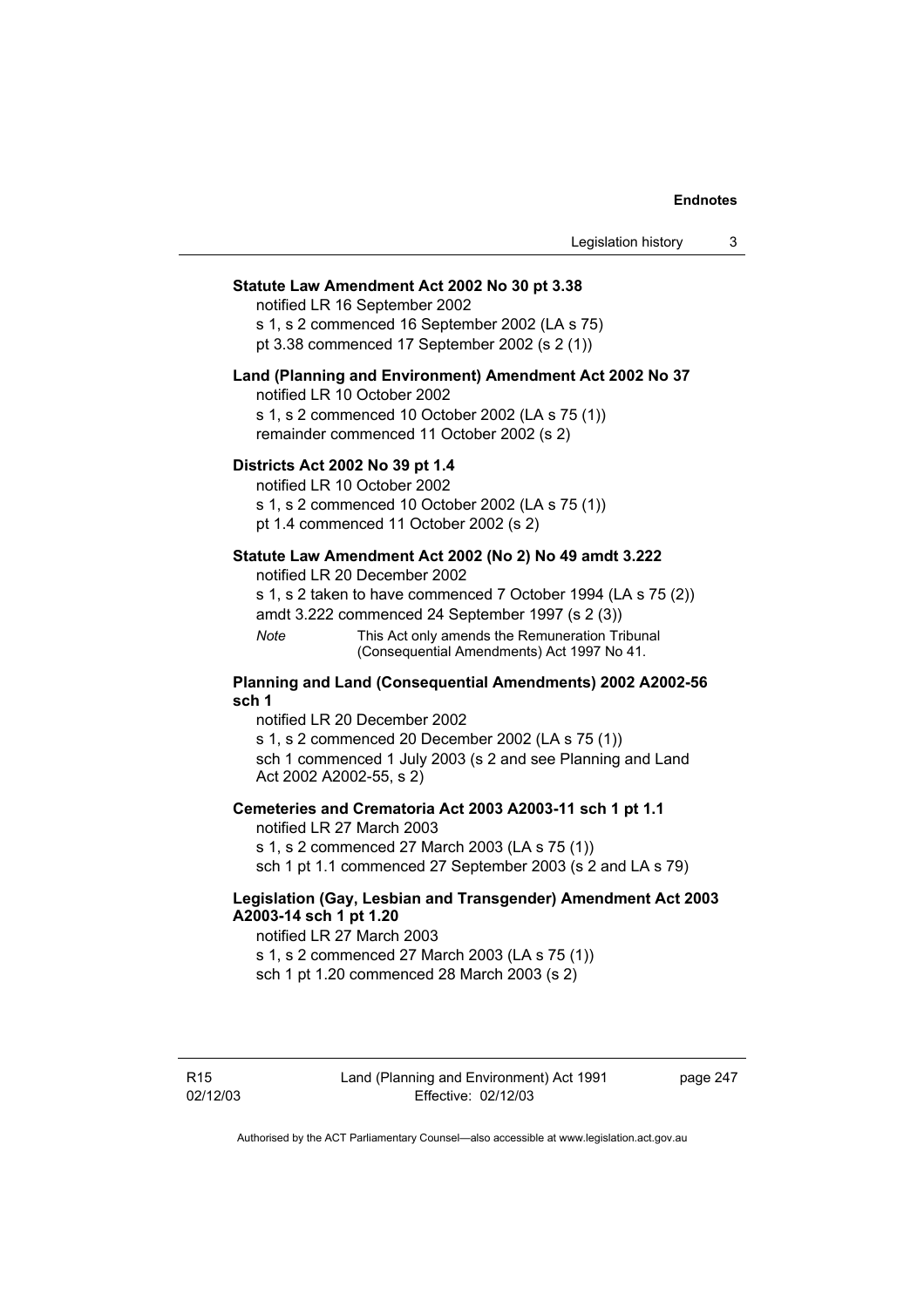**Statute Law Amendment Act 2002 No 30 pt 3.38**

notified LR 16 September 2002

s 1, s 2 commenced 16 September 2002 (LA s 75)

pt 3.38 commenced 17 September 2002 (s 2 (1))

**Land (Planning and Environment) Amendment Act 2002 No 37**

notified LR 10 October 2002

s 1, s 2 commenced 10 October 2002 (LA s 75 (1))

remainder commenced 11 October 2002 (s 2)

**Districts Act 2002 No 39 pt 1.4**

notified LR 10 October 2002

s 1, s 2 commenced 10 October 2002 (LA s 75 (1))

pt 1.4 commenced 11 October 2002 (s 2)

**Statute Law Amendment Act 2002 (No 2) No 49 amdt 3.222**

notified LR 20 December 2002

s 1, s 2 taken to have commenced 7 October 1994 (LA s 75 (2))

amdt 3.222 commenced 24 September 1997 (s 2 (3))

*Note* This Act only amends the Remuneration Tribunal (Consequential Amendments) Act 1997 No 41.

**Planning and Land (Consequential Amendments) 2002 A2002-56 sch 1**

notified LR 20 December 2002

s 1, s 2 commenced 20 December 2002 (LA s 75 (1))

sch 1 commenced 1 July 2003 (s 2 and see Planning and Land Act 2002 A2002-55, s 2)

**Cemeteries and Crematoria Act 2003 A2003-11 sch 1 pt 1.1**

notified LR 27 March 2003

s 1, s 2 commenced 27 March 2003 (LA s 75 (1))

sch 1 pt 1.1 commenced 27 September 2003 (s 2 and LA s 79)

**Legislation (Gay, Lesbian and Transgender) Amendment Act 2003 A2003-14 sch 1 pt 1.20**

notified LR 27 March 2003

s 1, s 2 commenced 27 March 2003 (LA s 75 (1))

sch 1 pt 1.20 commenced 28 March 2003 (s 2)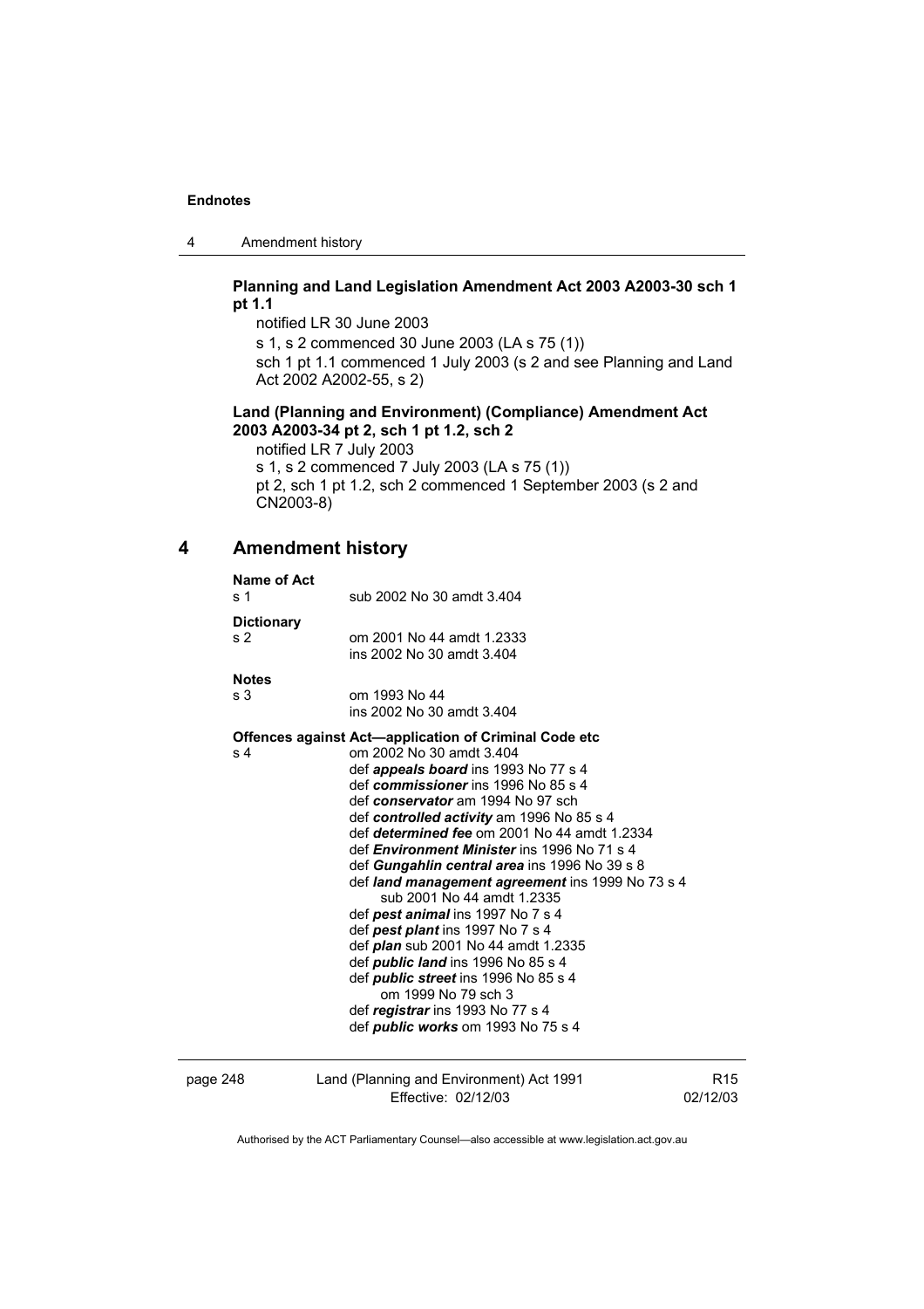**Planning and Land Legislation Amendment Act 2003 A2003-30 sch 1 pt 1.1**

notified LR 30 June 2003

s 1, s 2 commenced 30 June 2003 (LA s 75 (1))

sch 1 pt 1.1 commenced 1 July 2003 (s 2 and see Planning and Land Act 2002 A2002-55, s 2)

**Land (Planning and Environment) (Compliance) Amendment Act 2003 A2003-34 pt 2, sch 1 pt 1.2, sch 2**

notified LR 7 July 2003

s 1, s 2 commenced 7 July 2003 (LA s 75 (1))

pt 2, sch 1 pt 1.2, sch 2 commenced 1 September 2003 (s 2 and CN2003-8)

## 4 Amendment history

**Name of Act**
s 1 sub 2002 No 30 amdt 3.404

**Dictionary**
s 2 om 2001 No 44 amdt 1.2333
ins 2002 No 30 amdt 3.404

**Notes**
s 3 om 1993 No 44
ins 2002 No 30 amdt 3.404

**Offences against Act—application of Criminal Code etc**
s 4 om 2002 No 30 amdt 3.404
def ***appeals board*** ins 1993 No 77 s 4
def ***commissioner*** ins 1996 No 85 s 4
def ***conservator*** am 1994 No 97 sch
def ***controlled activity*** am 1996 No 85 s 4
def ***determined fee*** om 2001 No 44 amdt 1.2334
def ***Environment Minister*** ins 1996 No 71 s 4
def ***Gungahlin central area*** ins 1996 No 39 s 8
def ***land management agreement*** ins 1999 No 73 s 4
sub 2001 No 44 amdt 1.2335
def ***pest animal*** ins 1997 No 7 s 4
def ***pest plant*** ins 1997 No 7 s 4
def ***plan*** sub 2001 No 44 amdt 1.2335
def ***public land*** ins 1996 No 85 s 4
def ***public street*** ins 1996 No 85 s 4
om 1999 No 79 sch 3
def ***registrar*** ins 1993 No 77 s 4
def ***public works*** om 1993 No 75 s 4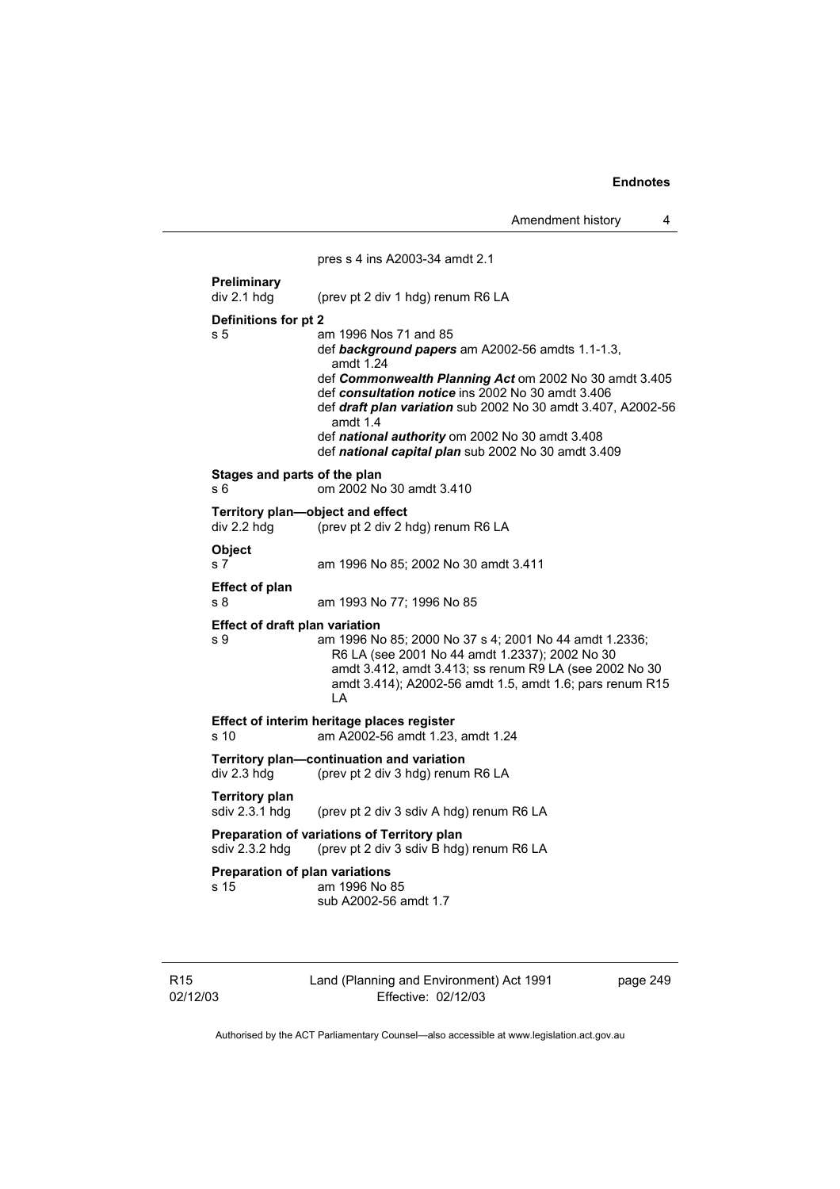pres s 4 ins A2003-34 amdt 2.1

**Preliminary**
div 2.1 hdg (prev pt 2 div 1 hdg) renum R6 LA

**Definitions for pt 2**
s 5 am 1996 Nos 71 and 85
def ***background papers*** am A2002-56 amdts 1.1-1.3, amdt 1.24
def ***Commonwealth Planning Act*** om 2002 No 30 amdt 3.405
def ***consultation notice*** ins 2002 No 30 amdt 3.406
def ***draft plan variation*** sub 2002 No 30 amdt 3.407, A2002-56 amdt 1.4
def ***national authority*** om 2002 No 30 amdt 3.408
def ***national capital plan*** sub 2002 No 30 amdt 3.409

**Stages and parts of the plan**
s 6 om 2002 No 30 amdt 3.410

**Territory plan—object and effect**
div 2.2 hdg (prev pt 2 div 2 hdg) renum R6 LA

**Object**
s 7 am 1996 No 85; 2002 No 30 amdt 3.411

**Effect of plan**
s 8 am 1993 No 77; 1996 No 85

**Effect of draft plan variation**
s 9 am 1996 No 85; 2000 No 37 s 4; 2001 No 44 amdt 1.2336; R6 LA (see 2001 No 44 amdt 1.2337); 2002 No 30 amdt 3.412, amdt 3.413; ss renum R9 LA (see 2002 No 30 amdt 3.414); A2002-56 amdt 1.5, amdt 1.6; pars renum R15 LA

**Effect of interim heritage places register**
s 10 am A2002-56 amdt 1.23, amdt 1.24

**Territory plan—continuation and variation**
div 2.3 hdg (prev pt 2 div 3 hdg) renum R6 LA

**Territory plan**
sdiv 2.3.1 hdg (prev pt 2 div 3 sdiv A hdg) renum R6 LA

**Preparation of variations of Territory plan**
sdiv 2.3.2 hdg (prev pt 2 div 3 sdiv B hdg) renum R6 LA

**Preparation of plan variations**
s 15 am 1996 No 85
sub A2002-56 amdt 1.7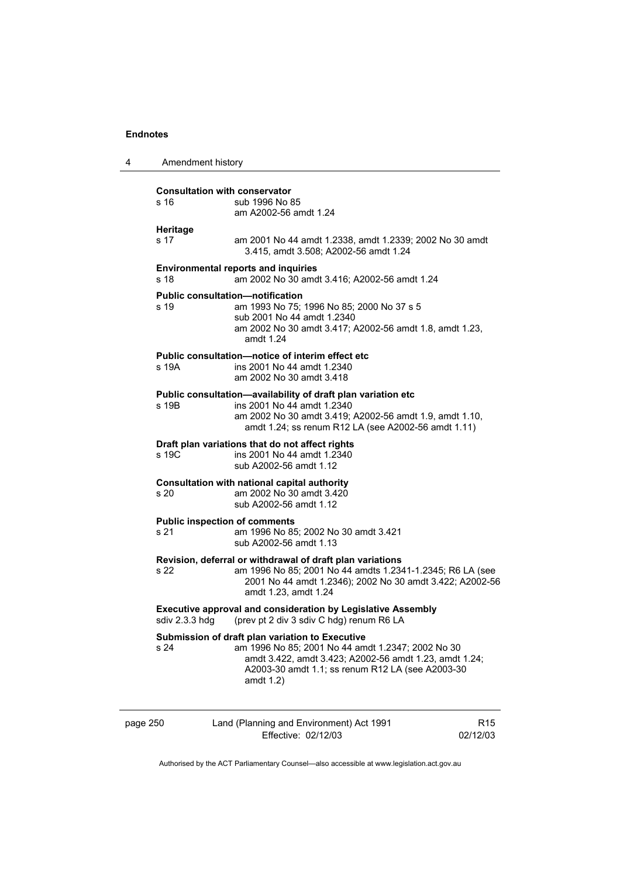**Consultation with conservator**

s 16 — sub 1996 No 85
am A2002-56 amdt 1.24

**Heritage**

s 17 — am 2001 No 44 amdt 1.2338, amdt 1.2339; 2002 No 30 amdt 3.415, amdt 3.508; A2002-56 amdt 1.24

**Environmental reports and inquiries**

s 18 — am 2002 No 30 amdt 3.416; A2002-56 amdt 1.24

**Public consultation—notification**

s 19 — am 1993 No 75; 1996 No 85; 2000 No 37 s 5
sub 2001 No 44 amdt 1.2340
am 2002 No 30 amdt 3.417; A2002-56 amdt 1.8, amdt 1.23, amdt 1.24

**Public consultation—notice of interim effect etc**

s 19A — ins 2001 No 44 amdt 1.2340
am 2002 No 30 amdt 3.418

**Public consultation—availability of draft plan variation etc**

s 19B — ins 2001 No 44 amdt 1.2340
am 2002 No 30 amdt 3.419; A2002-56 amdt 1.9, amdt 1.10, amdt 1.24; ss renum R12 LA (see A2002-56 amdt 1.11)

**Draft plan variations that do not affect rights**

s 19C — ins 2001 No 44 amdt 1.2340
sub A2002-56 amdt 1.12

**Consultation with national capital authority**

s 20 — am 2002 No 30 amdt 3.420
sub A2002-56 amdt 1.12

**Public inspection of comments**

s 21 — am 1996 No 85; 2002 No 30 amdt 3.421
sub A2002-56 amdt 1.13

**Revision, deferral or withdrawal of draft plan variations**

s 22 — am 1996 No 85; 2001 No 44 amdts 1.2341-1.2345; R6 LA (see 2001 No 44 amdt 1.2346); 2002 No 30 amdt 3.422; A2002-56 amdt 1.23, amdt 1.24

**Executive approval and consideration by Legislative Assembly**

sdiv 2.3.3 hdg — (prev pt 2 div 3 sdiv C hdg) renum R6 LA

**Submission of draft plan variation to Executive**

s 24 — am 1996 No 85; 2001 No 44 amdt 1.2347; 2002 No 30 amdt 3.422, amdt 3.423; A2002-56 amdt 1.23, amdt 1.24; A2003-30 amdt 1.1; ss renum R12 LA (see A2003-30 amdt 1.2)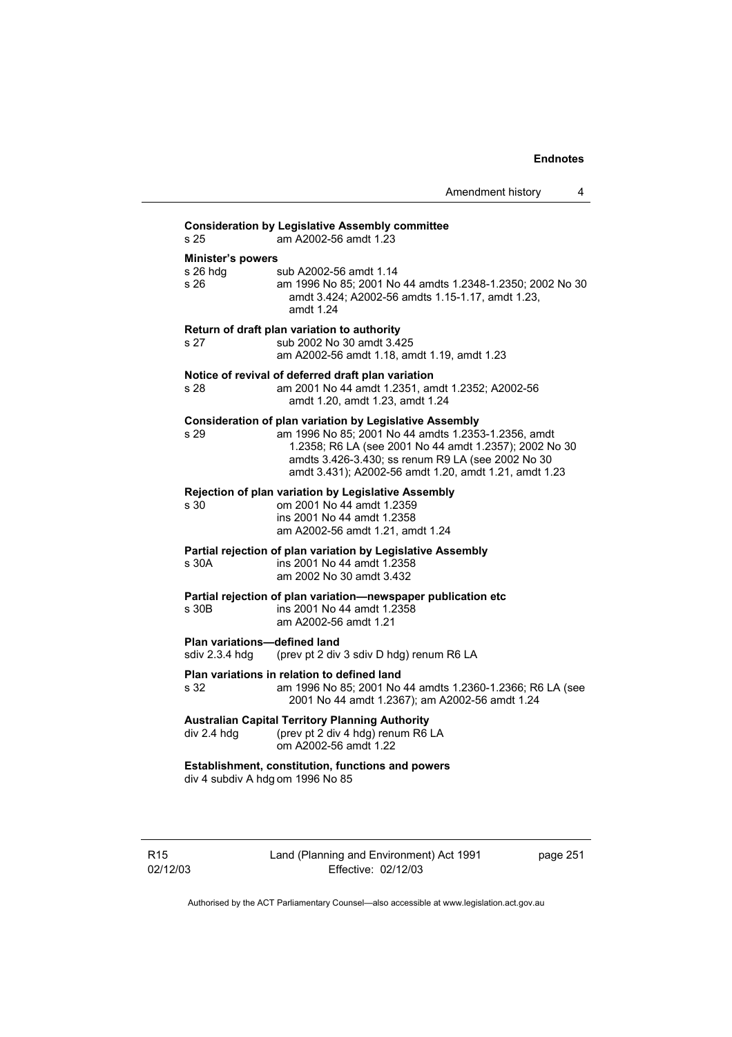**Consideration by Legislative Assembly committee**
s 25 am A2002-56 amdt 1.23

**Minister's powers**
s 26 hdg sub A2002-56 amdt 1.14
s 26 am 1996 No 85; 2001 No 44 amdts 1.2348-1.2350; 2002 No 30 amdt 3.424; A2002-56 amdts 1.15-1.17, amdt 1.23, amdt 1.24

**Return of draft plan variation to authority**
s 27 sub 2002 No 30 amdt 3.425
am A2002-56 amdt 1.18, amdt 1.19, amdt 1.23

**Notice of revival of deferred draft plan variation**
s 28 am 2001 No 44 amdt 1.2351, amdt 1.2352; A2002-56 amdt 1.20, amdt 1.23, amdt 1.24

**Consideration of plan variation by Legislative Assembly**
s 29 am 1996 No 85; 2001 No 44 amdts 1.2353-1.2356, amdt 1.2358; R6 LA (see 2001 No 44 amdt 1.2357); 2002 No 30 amdts 3.426-3.430; ss renum R9 LA (see 2002 No 30 amdt 3.431); A2002-56 amdt 1.20, amdt 1.21, amdt 1.23

**Rejection of plan variation by Legislative Assembly**
s 30 om 2001 No 44 amdt 1.2359
ins 2001 No 44 amdt 1.2358
am A2002-56 amdt 1.21, amdt 1.24

**Partial rejection of plan variation by Legislative Assembly**
s 30A ins 2001 No 44 amdt 1.2358
am 2002 No 30 amdt 3.432

**Partial rejection of plan variation—newspaper publication etc**
s 30B ins 2001 No 44 amdt 1.2358
am A2002-56 amdt 1.21

**Plan variations—defined land**
sdiv 2.3.4 hdg (prev pt 2 div 3 sdiv D hdg) renum R6 LA

**Plan variations in relation to defined land**
s 32 am 1996 No 85; 2001 No 44 amdts 1.2360-1.2366; R6 LA (see 2001 No 44 amdt 1.2367); am A2002-56 amdt 1.24

**Australian Capital Territory Planning Authority**
div 2.4 hdg (prev pt 2 div 4 hdg) renum R6 LA
om A2002-56 amdt 1.22

**Establishment, constitution, functions and powers**
div 4 subdiv A hdg om 1996 No 85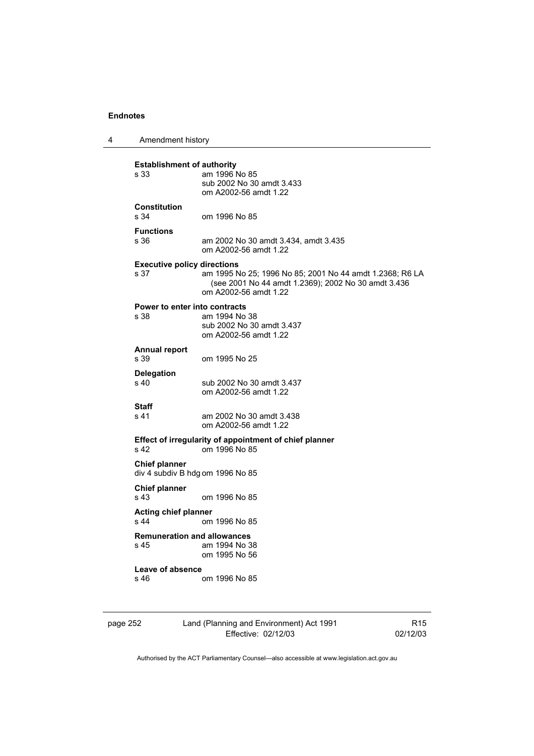**Establishment of authority**
s 33 am 1996 No 85
sub 2002 No 30 amdt 3.433
om A2002-56 amdt 1.22

**Constitution**
s 34 om 1996 No 85

**Functions**
s 36 am 2002 No 30 amdt 3.434, amdt 3.435
om A2002-56 amdt 1.22

**Executive policy directions**
s 37 am 1995 No 25; 1996 No 85; 2001 No 44 amdt 1.2368; R6 LA (see 2001 No 44 amdt 1.2369); 2002 No 30 amdt 3.436
om A2002-56 amdt 1.22

**Power to enter into contracts**
s 38 am 1994 No 38
sub 2002 No 30 amdt 3.437
om A2002-56 amdt 1.22

**Annual report**
s 39 om 1995 No 25

**Delegation**
s 40 sub 2002 No 30 amdt 3.437
om A2002-56 amdt 1.22

**Staff**
s 41 am 2002 No 30 amdt 3.438
om A2002-56 amdt 1.22

**Effect of irregularity of appointment of chief planner**
s 42 om 1996 No 85

**Chief planner**
div 4 subdiv B hdg om 1996 No 85

**Chief planner**
s 43 om 1996 No 85

**Acting chief planner**
s 44 om 1996 No 85

**Remuneration and allowances**
s 45 am 1994 No 38
om 1995 No 56

**Leave of absence**
s 46 om 1996 No 85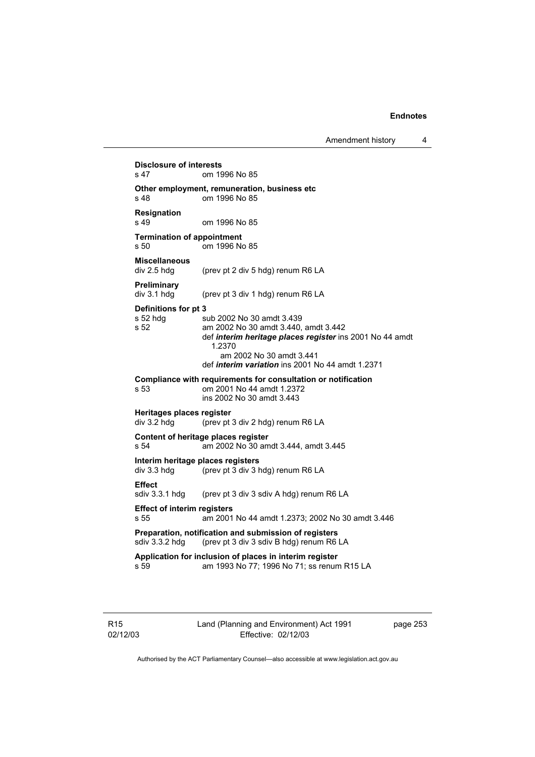**Disclosure of interests**
s 47 om 1996 No 85

**Other employment, remuneration, business etc**
s 48 om 1996 No 85

**Resignation**
s 49 om 1996 No 85

**Termination of appointment**
s 50 om 1996 No 85

**Miscellaneous**
div 2.5 hdg (prev pt 2 div 5 hdg) renum R6 LA

**Preliminary**
div 3.1 hdg (prev pt 3 div 1 hdg) renum R6 LA

**Definitions for pt 3**
s 52 hdg sub 2002 No 30 amdt 3.439
s 52 am 2002 No 30 amdt 3.440, amdt 3.442
def ***interim heritage places register*** ins 2001 No 44 amdt 1.2370
am 2002 No 30 amdt 3.441
def ***interim variation*** ins 2001 No 44 amdt 1.2371

**Compliance with requirements for consultation or notification**
s 53 om 2001 No 44 amdt 1.2372
ins 2002 No 30 amdt 3.443

**Heritages places register**
div 3.2 hdg (prev pt 3 div 2 hdg) renum R6 LA

**Content of heritage places register**
s 54 am 2002 No 30 amdt 3.444, amdt 3.445

**Interim heritage places registers**
div 3.3 hdg (prev pt 3 div 3 hdg) renum R6 LA

**Effect**
sdiv 3.3.1 hdg (prev pt 3 div 3 sdiv A hdg) renum R6 LA

**Effect of interim registers**
s 55 am 2001 No 44 amdt 1.2373; 2002 No 30 amdt 3.446

**Preparation, notification and submission of registers**
sdiv 3.3.2 hdg (prev pt 3 div 3 sdiv B hdg) renum R6 LA

**Application for inclusion of places in interim register**
s 59 am 1993 No 77; 1996 No 71; ss renum R15 LA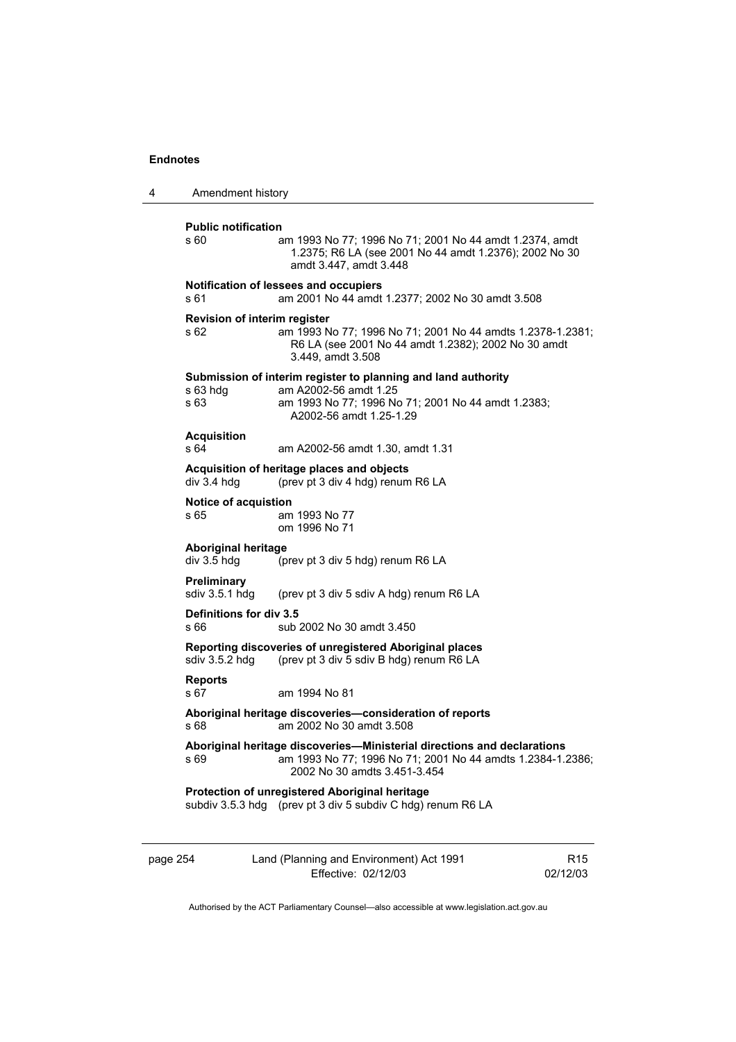**Public notification**

s 60 am 1993 No 77; 1996 No 71; 2001 No 44 amdt 1.2374, amdt 1.2375; R6 LA (see 2001 No 44 amdt 1.2376); 2002 No 30 amdt 3.447, amdt 3.448

**Notification of lessees and occupiers**

s 61 am 2001 No 44 amdt 1.2377; 2002 No 30 amdt 3.508

**Revision of interim register**

s 62 am 1993 No 77; 1996 No 71; 2001 No 44 amdts 1.2378-1.2381; R6 LA (see 2001 No 44 amdt 1.2382); 2002 No 30 amdt 3.449, amdt 3.508

**Submission of interim register to planning and land authority**

s 63 hdg am A2002-56 amdt 1.25

s 63 am 1993 No 77; 1996 No 71; 2001 No 44 amdt 1.2383; A2002-56 amdt 1.25-1.29

**Acquisition**

s 64 am A2002-56 amdt 1.30, amdt 1.31

**Acquisition of heritage places and objects**

div 3.4 hdg (prev pt 3 div 4 hdg) renum R6 LA

**Notice of acquistion**

s 65 am 1993 No 77
om 1996 No 71

**Aboriginal heritage**

div 3.5 hdg (prev pt 3 div 5 hdg) renum R6 LA

**Preliminary**

sdiv 3.5.1 hdg (prev pt 3 div 5 sdiv A hdg) renum R6 LA

**Definitions for div 3.5**

s 66 sub 2002 No 30 amdt 3.450

**Reporting discoveries of unregistered Aboriginal places**

sdiv 3.5.2 hdg (prev pt 3 div 5 sdiv B hdg) renum R6 LA

**Reports**

s 67 am 1994 No 81

**Aboriginal heritage discoveries—consideration of reports**

s 68 am 2002 No 30 amdt 3.508

**Aboriginal heritage discoveries—Ministerial directions and declarations**

s 69 am 1993 No 77; 1996 No 71; 2001 No 44 amdts 1.2384-1.2386; 2002 No 30 amdts 3.451-3.454

**Protection of unregistered Aboriginal heritage**

subdiv 3.5.3 hdg (prev pt 3 div 5 subdiv C hdg) renum R6 LA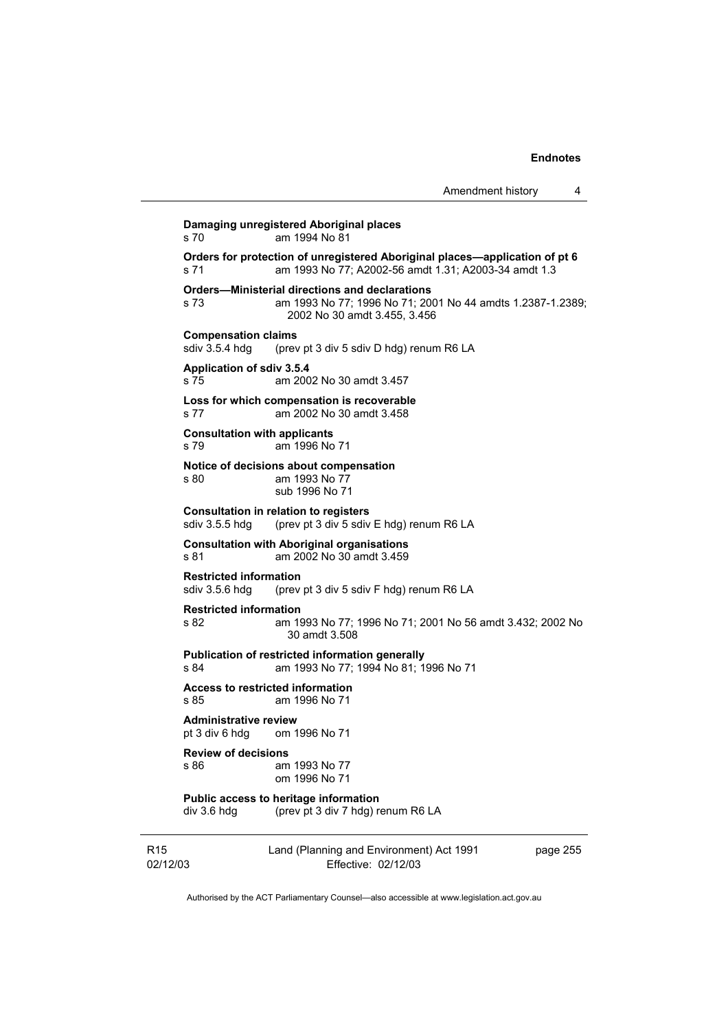**Damaging unregistered Aboriginal places**
s 70 am 1994 No 81

**Orders for protection of unregistered Aboriginal places—application of pt 6**
s 71 am 1993 No 77; A2002-56 amdt 1.31; A2003-34 amdt 1.3

**Orders—Ministerial directions and declarations**
s 73 am 1993 No 77; 1996 No 71; 2001 No 44 amdts 1.2387-1.2389; 2002 No 30 amdt 3.455, 3.456

**Compensation claims**
sdiv 3.5.4 hdg (prev pt 3 div 5 sdiv D hdg) renum R6 LA

**Application of sdiv 3.5.4**
s 75 am 2002 No 30 amdt 3.457

**Loss for which compensation is recoverable**
s 77 am 2002 No 30 amdt 3.458

**Consultation with applicants**
s 79 am 1996 No 71

**Notice of decisions about compensation**
s 80 am 1993 No 77
sub 1996 No 71

**Consultation in relation to registers**
sdiv 3.5.5 hdg (prev pt 3 div 5 sdiv E hdg) renum R6 LA

**Consultation with Aboriginal organisations**
s 81 am 2002 No 30 amdt 3.459

**Restricted information**
sdiv 3.5.6 hdg (prev pt 3 div 5 sdiv F hdg) renum R6 LA

**Restricted information**
s 82 am 1993 No 77; 1996 No 71; 2001 No 56 amdt 3.432; 2002 No 30 amdt 3.508

**Publication of restricted information generally**
s 84 am 1993 No 77; 1994 No 81; 1996 No 71

**Access to restricted information**
s 85 am 1996 No 71

**Administrative review**
pt 3 div 6 hdg om 1996 No 71

**Review of decisions**
s 86 am 1993 No 77
om 1996 No 71

**Public access to heritage information**
div 3.6 hdg (prev pt 3 div 7 hdg) renum R6 LA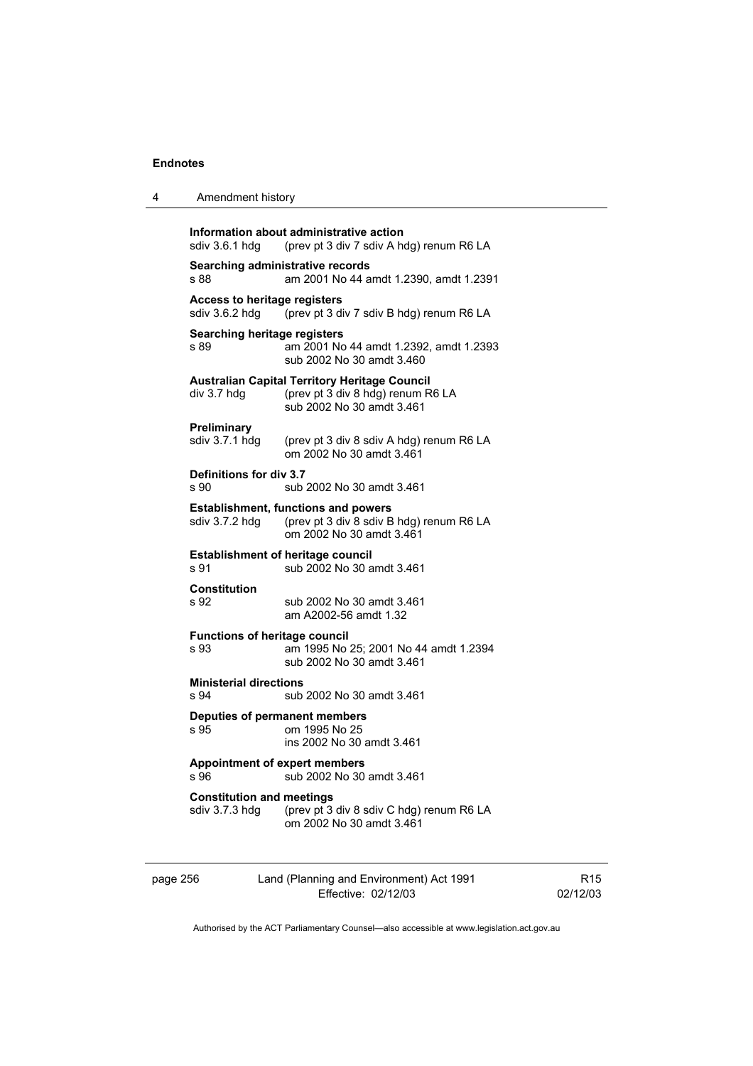**Information about administrative action**
sdiv 3.6.1 hdg (prev pt 3 div 7 sdiv A hdg) renum R6 LA

**Searching administrative records**
s 88 am 2001 No 44 amdt 1.2390, amdt 1.2391

**Access to heritage registers**
sdiv 3.6.2 hdg (prev pt 3 div 7 sdiv B hdg) renum R6 LA

**Searching heritage registers**
s 89 am 2001 No 44 amdt 1.2392, amdt 1.2393
sub 2002 No 30 amdt 3.460

**Australian Capital Territory Heritage Council**
div 3.7 hdg (prev pt 3 div 8 hdg) renum R6 LA
sub 2002 No 30 amdt 3.461

**Preliminary**
sdiv 3.7.1 hdg (prev pt 3 div 8 sdiv A hdg) renum R6 LA
om 2002 No 30 amdt 3.461

**Definitions for div 3.7**
s 90 sub 2002 No 30 amdt 3.461

**Establishment, functions and powers**
sdiv 3.7.2 hdg (prev pt 3 div 8 sdiv B hdg) renum R6 LA
om 2002 No 30 amdt 3.461

**Establishment of heritage council**
s 91 sub 2002 No 30 amdt 3.461

**Constitution**
s 92 sub 2002 No 30 amdt 3.461
am A2002-56 amdt 1.32

**Functions of heritage council**
s 93 am 1995 No 25; 2001 No 44 amdt 1.2394
sub 2002 No 30 amdt 3.461

**Ministerial directions**
s 94 sub 2002 No 30 amdt 3.461

**Deputies of permanent members**
s 95 om 1995 No 25
ins 2002 No 30 amdt 3.461

**Appointment of expert members**
s 96 sub 2002 No 30 amdt 3.461

**Constitution and meetings**
sdiv 3.7.3 hdg (prev pt 3 div 8 sdiv C hdg) renum R6 LA
om 2002 No 30 amdt 3.461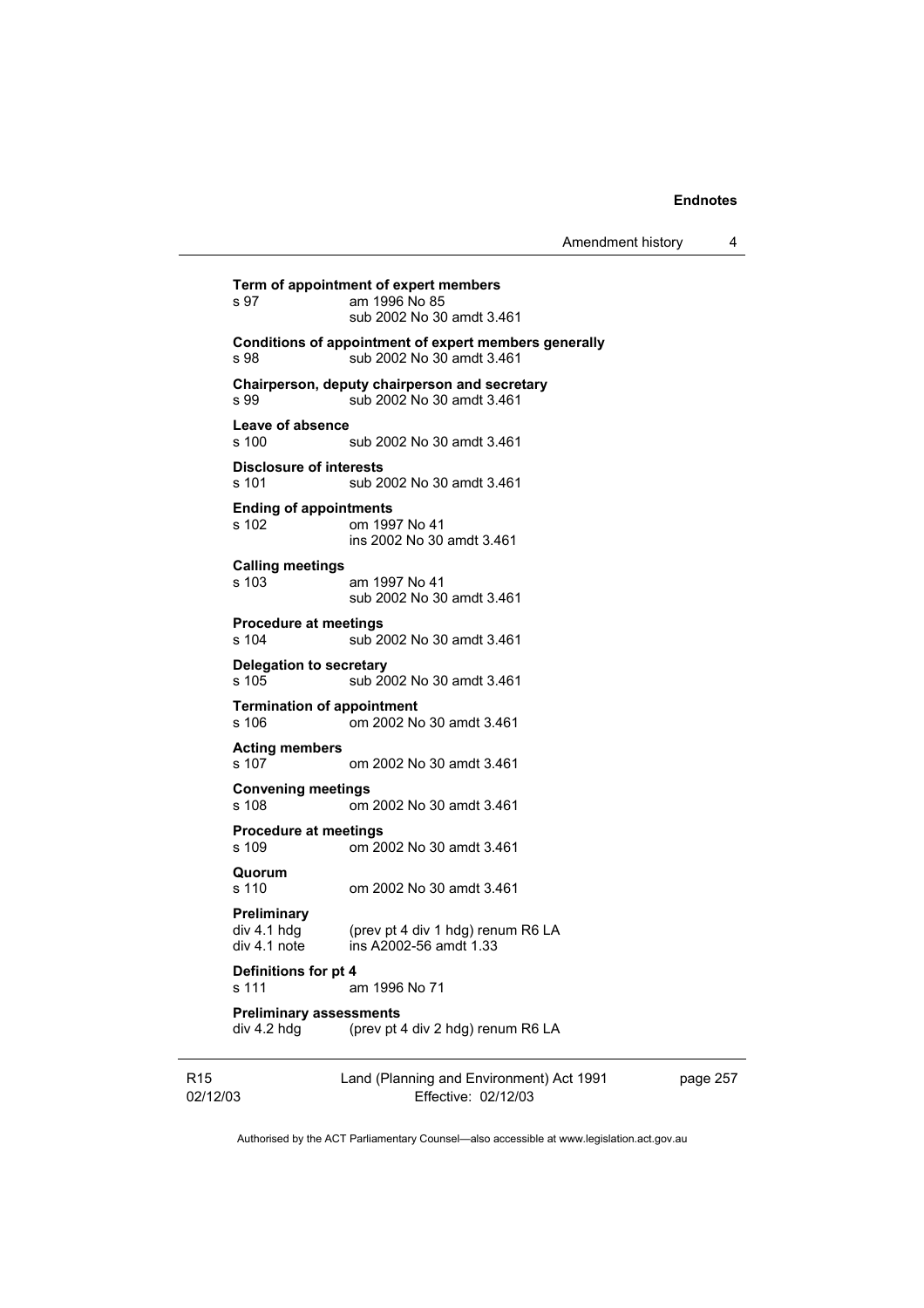**Term of appointment of expert members**
s 97 am 1996 No 85
sub 2002 No 30 amdt 3.461

**Conditions of appointment of expert members generally**
s 98 sub 2002 No 30 amdt 3.461

**Chairperson, deputy chairperson and secretary**
s 99 sub 2002 No 30 amdt 3.461

**Leave of absence**
s 100 sub 2002 No 30 amdt 3.461

**Disclosure of interests**
s 101 sub 2002 No 30 amdt 3.461

**Ending of appointments**
s 102 om 1997 No 41
ins 2002 No 30 amdt 3.461

**Calling meetings**
s 103 am 1997 No 41
sub 2002 No 30 amdt 3.461

**Procedure at meetings**
s 104 sub 2002 No 30 amdt 3.461

**Delegation to secretary**
s 105 sub 2002 No 30 amdt 3.461

**Termination of appointment**
s 106 om 2002 No 30 amdt 3.461

**Acting members**
s 107 om 2002 No 30 amdt 3.461

**Convening meetings**
s 108 om 2002 No 30 amdt 3.461

**Procedure at meetings**
s 109 om 2002 No 30 amdt 3.461

**Quorum**
s 110 om 2002 No 30 amdt 3.461

**Preliminary**
div 4.1 hdg (prev pt 4 div 1 hdg) renum R6 LA
div 4.1 note ins A2002-56 amdt 1.33

**Definitions for pt 4**
s 111 am 1996 No 71

**Preliminary assessments**
div 4.2 hdg (prev pt 4 div 2 hdg) renum R6 LA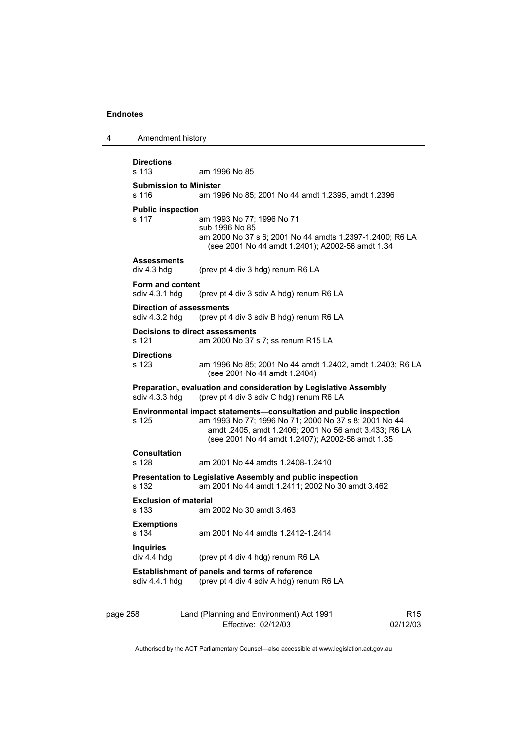**Directions**
s 113 am 1996 No 85

**Submission to Minister**
s 116 am 1996 No 85; 2001 No 44 amdt 1.2395, amdt 1.2396

**Public inspection**
s 117 am 1993 No 77; 1996 No 71
sub 1996 No 85
am 2000 No 37 s 6; 2001 No 44 amdts 1.2397-1.2400; R6 LA (see 2001 No 44 amdt 1.2401); A2002-56 amdt 1.34

**Assessments**
div 4.3 hdg (prev pt 4 div 3 hdg) renum R6 LA

**Form and content**
sdiv 4.3.1 hdg (prev pt 4 div 3 sdiv A hdg) renum R6 LA

**Direction of assessments**
sdiv 4.3.2 hdg (prev pt 4 div 3 sdiv B hdg) renum R6 LA

**Decisions to direct assessments**
s 121 am 2000 No 37 s 7; ss renum R15 LA

**Directions**
s 123 am 1996 No 85; 2001 No 44 amdt 1.2402, amdt 1.2403; R6 LA (see 2001 No 44 amdt 1.2404)

**Preparation, evaluation and consideration by Legislative Assembly**
sdiv 4.3.3 hdg (prev pt 4 div 3 sdiv C hdg) renum R6 LA

**Environmental impact statements—consultation and public inspection**
s 125 am 1993 No 77; 1996 No 71; 2000 No 37 s 8; 2001 No 44 amdt .2405, amdt 1.2406; 2001 No 56 amdt 3.433; R6 LA (see 2001 No 44 amdt 1.2407); A2002-56 amdt 1.35

**Consultation**
s 128 am 2001 No 44 amdts 1.2408-1.2410

**Presentation to Legislative Assembly and public inspection**
s 132 am 2001 No 44 amdt 1.2411; 2002 No 30 amdt 3.462

**Exclusion of material**
s 133 am 2002 No 30 amdt 3.463

**Exemptions**
s 134 am 2001 No 44 amdts 1.2412-1.2414

**Inquiries**
div 4.4 hdg (prev pt 4 div 4 hdg) renum R6 LA

**Establishment of panels and terms of reference**
sdiv 4.4.1 hdg (prev pt 4 div 4 sdiv A hdg) renum R6 LA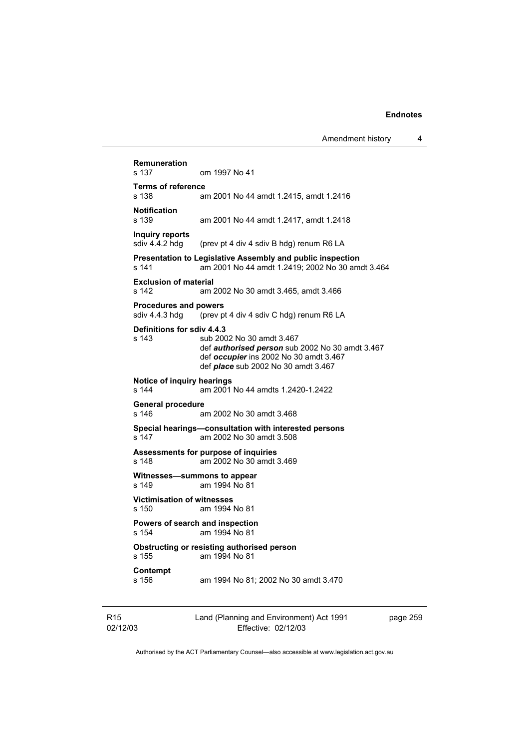**Remuneration**
s 137 om 1997 No 41

**Terms of reference**
s 138 am 2001 No 44 amdt 1.2415, amdt 1.2416

**Notification**
s 139 am 2001 No 44 amdt 1.2417, amdt 1.2418

**Inquiry reports**
sdiv 4.4.2 hdg (prev pt 4 div 4 sdiv B hdg) renum R6 LA

**Presentation to Legislative Assembly and public inspection**
s 141 am 2001 No 44 amdt 1.2419; 2002 No 30 amdt 3.464

**Exclusion of material**
s 142 am 2002 No 30 amdt 3.465, amdt 3.466

**Procedures and powers**
sdiv 4.4.3 hdg (prev pt 4 div 4 sdiv C hdg) renum R6 LA

**Definitions for sdiv 4.4.3**
s 143 sub 2002 No 30 amdt 3.467
def ***authorised person*** sub 2002 No 30 amdt 3.467
def ***occupier*** ins 2002 No 30 amdt 3.467
def ***place*** sub 2002 No 30 amdt 3.467

**Notice of inquiry hearings**
s 144 am 2001 No 44 amdts 1.2420-1.2422

**General procedure**
s 146 am 2002 No 30 amdt 3.468

**Special hearings—consultation with interested persons**
s 147 am 2002 No 30 amdt 3.508

**Assessments for purpose of inquiries**
s 148 am 2002 No 30 amdt 3.469

**Witnesses—summons to appear**
s 149 am 1994 No 81

**Victimisation of witnesses**
s 150 am 1994 No 81

**Powers of search and inspection**
s 154 am 1994 No 81

**Obstructing or resisting authorised person**
s 155 am 1994 No 81

**Contempt**
s 156 am 1994 No 81; 2002 No 30 amdt 3.470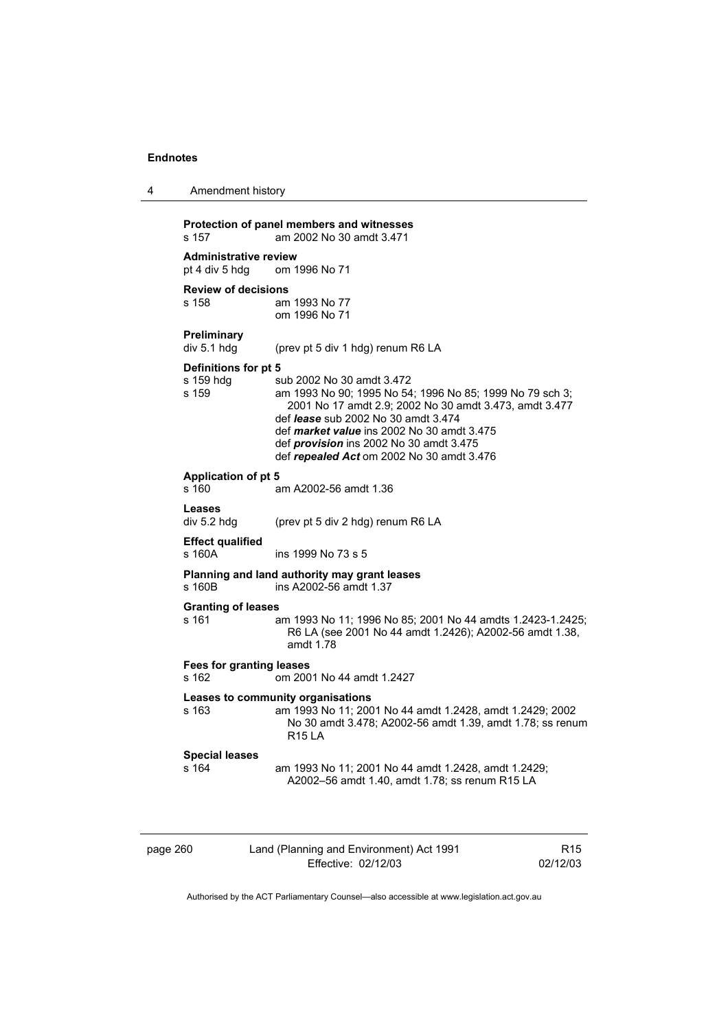**Protection of panel members and witnesses**
s 157 am 2002 No 30 amdt 3.471

**Administrative review**
pt 4 div 5 hdg om 1996 No 71

**Review of decisions**
s 158 am 1993 No 77
om 1996 No 71

**Preliminary**
div 5.1 hdg (prev pt 5 div 1 hdg) renum R6 LA

**Definitions for pt 5**
s 159 hdg sub 2002 No 30 amdt 3.472
s 159 am 1993 No 90; 1995 No 54; 1996 No 85; 1999 No 79 sch 3; 2001 No 17 amdt 2.9; 2002 No 30 amdt 3.473, amdt 3.477
def ***lease*** sub 2002 No 30 amdt 3.474
def ***market value*** ins 2002 No 30 amdt 3.475
def ***provision*** ins 2002 No 30 amdt 3.475
def ***repealed Act*** om 2002 No 30 amdt 3.476

**Application of pt 5**
s 160 am A2002-56 amdt 1.36

**Leases**
div 5.2 hdg (prev pt 5 div 2 hdg) renum R6 LA

**Effect qualified**
s 160A ins 1999 No 73 s 5

**Planning and land authority may grant leases**
s 160B ins A2002-56 amdt 1.37

**Granting of leases**
s 161 am 1993 No 11; 1996 No 85; 2001 No 44 amdts 1.2423-1.2425; R6 LA (see 2001 No 44 amdt 1.2426); A2002-56 amdt 1.38, amdt 1.78

**Fees for granting leases**
s 162 om 2001 No 44 amdt 1.2427

**Leases to community organisations**
s 163 am 1993 No 11; 2001 No 44 amdt 1.2428, amdt 1.2429; 2002 No 30 amdt 3.478; A2002-56 amdt 1.39, amdt 1.78; ss renum R15 LA

**Special leases**
s 164 am 1993 No 11; 2001 No 44 amdt 1.2428, amdt 1.2429; A2002–56 amdt 1.40, amdt 1.78; ss renum R15 LA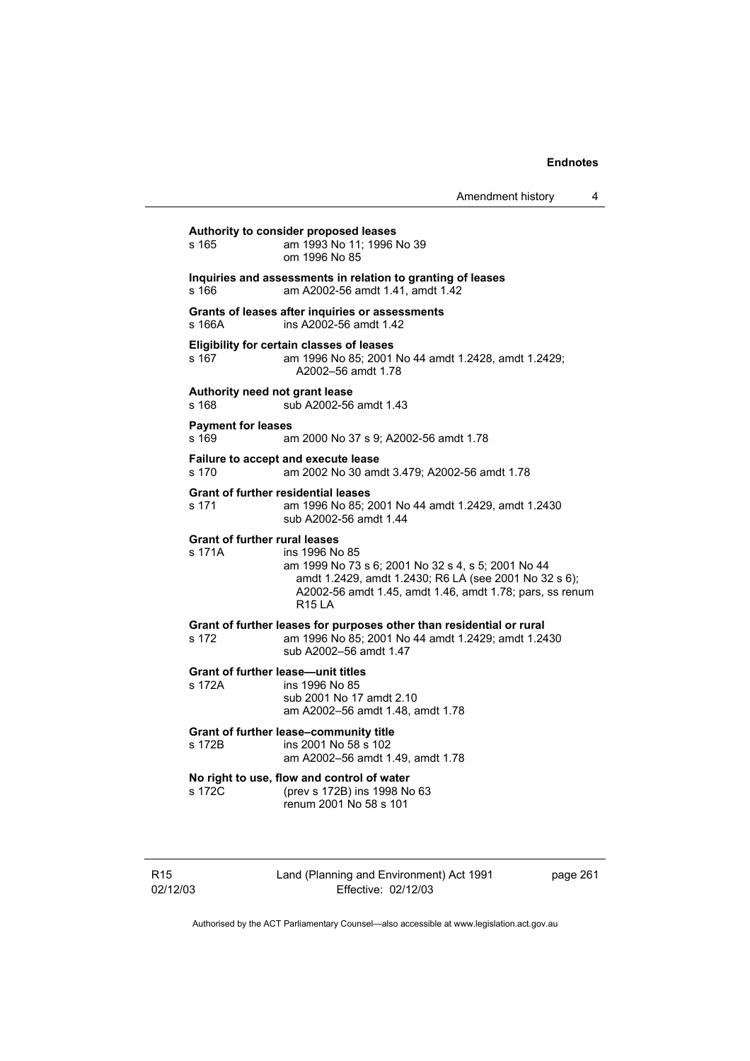**Authority to consider proposed leases**
s 165 am 1993 No 11; 1996 No 39
om 1996 No 85

**Inquiries and assessments in relation to granting of leases**
s 166 am A2002-56 amdt 1.41, amdt 1.42

**Grants of leases after inquiries or assessments**
s 166A ins A2002-56 amdt 1.42

**Eligibility for certain classes of leases**
s 167 am 1996 No 85; 2001 No 44 amdt 1.2428, amdt 1.2429; A2002–56 amdt 1.78

**Authority need not grant lease**
s 168 sub A2002-56 amdt 1.43

**Payment for leases**
s 169 am 2000 No 37 s 9; A2002-56 amdt 1.78

**Failure to accept and execute lease**
s 170 am 2002 No 30 amdt 3.479; A2002-56 amdt 1.78

**Grant of further residential leases**
s 171 am 1996 No 85; 2001 No 44 amdt 1.2429, amdt 1.2430
sub A2002-56 amdt 1.44

**Grant of further rural leases**
s 171A ins 1996 No 85
am 1999 No 73 s 6; 2001 No 32 s 4, s 5; 2001 No 44 amdt 1.2429, amdt 1.2430; R6 LA (see 2001 No 32 s 6); A2002-56 amdt 1.45, amdt 1.46, amdt 1.78; pars, ss renum R15 LA

**Grant of further leases for purposes other than residential or rural**
s 172 am 1996 No 85; 2001 No 44 amdt 1.2429; amdt 1.2430
sub A2002–56 amdt 1.47

**Grant of further lease—unit titles**
s 172A ins 1996 No 85
sub 2001 No 17 amdt 2.10
am A2002–56 amdt 1.48, amdt 1.78

**Grant of further lease–community title**
s 172B ins 2001 No 58 s 102
am A2002–56 amdt 1.49, amdt 1.78

**No right to use, flow and control of water**
s 172C (prev s 172B) ins 1998 No 63
renum 2001 No 58 s 101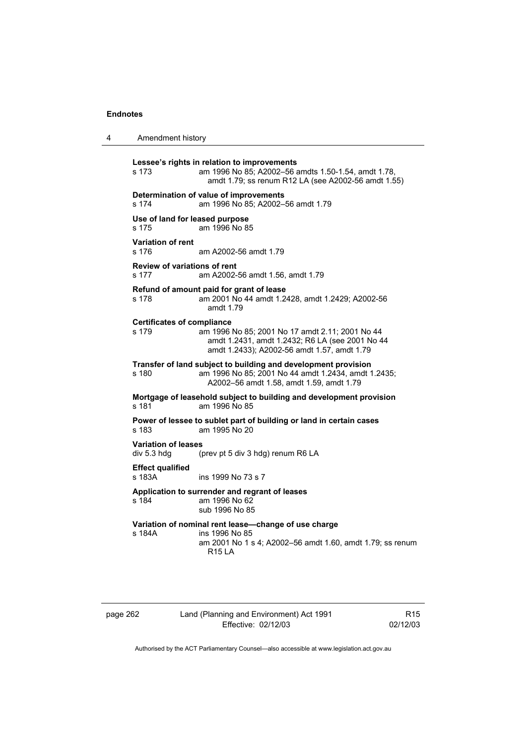**Lessee's rights in relation to improvements**
s 173 am 1996 No 85; A2002–56 amdts 1.50-1.54, amdt 1.78, amdt 1.79; ss renum R12 LA (see A2002-56 amdt 1.55)

**Determination of value of improvements**
s 174 am 1996 No 85; A2002–56 amdt 1.79

**Use of land for leased purpose**
s 175 am 1996 No 85

**Variation of rent**
s 176 am A2002-56 amdt 1.79

**Review of variations of rent**
s 177 am A2002-56 amdt 1.56, amdt 1.79

**Refund of amount paid for grant of lease**
s 178 am 2001 No 44 amdt 1.2428, amdt 1.2429; A2002-56 amdt 1.79

**Certificates of compliance**
s 179 am 1996 No 85; 2001 No 17 amdt 2.11; 2001 No 44 amdt 1.2431, amdt 1.2432; R6 LA (see 2001 No 44 amdt 1.2433); A2002-56 amdt 1.57, amdt 1.79

**Transfer of land subject to building and development provision**
s 180 am 1996 No 85; 2001 No 44 amdt 1.2434, amdt 1.2435; A2002–56 amdt 1.58, amdt 1.59, amdt 1.79

**Mortgage of leasehold subject to building and development provision**
s 181 am 1996 No 85

**Power of lessee to sublet part of building or land in certain cases**
s 183 am 1995 No 20

**Variation of leases**
div 5.3 hdg (prev pt 5 div 3 hdg) renum R6 LA

**Effect qualified**
s 183A ins 1999 No 73 s 7

**Application to surrender and regrant of leases**
s 184 am 1996 No 62
sub 1996 No 85

**Variation of nominal rent lease—change of use charge**
s 184A ins 1996 No 85
am 2001 No 1 s 4; A2002–56 amdt 1.60, amdt 1.79; ss renum R15 LA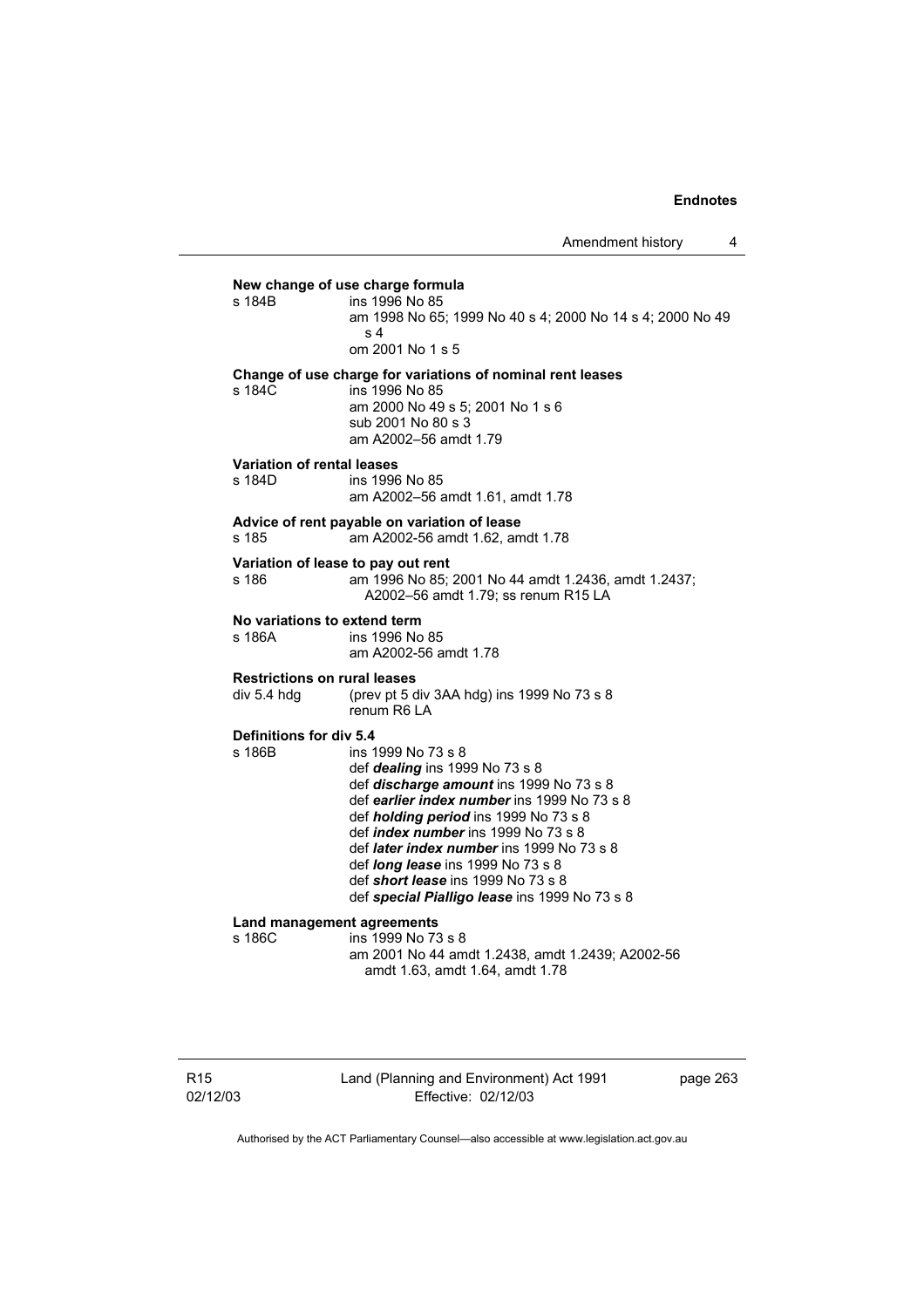**New change of use charge formula**

s 184B ins 1996 No 85
am 1998 No 65; 1999 No 40 s 4; 2000 No 14 s 4; 2000 No 49 s 4
om 2001 No 1 s 5

**Change of use charge for variations of nominal rent leases**

s 184C ins 1996 No 85
am 2000 No 49 s 5; 2001 No 1 s 6
sub 2001 No 80 s 3
am A2002–56 amdt 1.79

**Variation of rental leases**

s 184D ins 1996 No 85
am A2002–56 amdt 1.61, amdt 1.78

**Advice of rent payable on variation of lease**

s 185 am A2002-56 amdt 1.62, amdt 1.78

**Variation of lease to pay out rent**

s 186 am 1996 No 85; 2001 No 44 amdt 1.2436, amdt 1.2437; A2002–56 amdt 1.79; ss renum R15 LA

**No variations to extend term**

s 186A ins 1996 No 85
am A2002-56 amdt 1.78

**Restrictions on rural leases**

div 5.4 hdg (prev pt 5 div 3AA hdg) ins 1999 No 73 s 8
renum R6 LA

**Definitions for div 5.4**

s 186B ins 1999 No 73 s 8
def ***dealing*** ins 1999 No 73 s 8
def ***discharge amount*** ins 1999 No 73 s 8
def ***earlier index number*** ins 1999 No 73 s 8
def ***holding period*** ins 1999 No 73 s 8
def ***index number*** ins 1999 No 73 s 8
def ***later index number*** ins 1999 No 73 s 8
def ***long lease*** ins 1999 No 73 s 8
def ***short lease*** ins 1999 No 73 s 8
def ***special Pialligo lease*** ins 1999 No 73 s 8

**Land management agreements**

s 186C ins 1999 No 73 s 8
am 2001 No 44 amdt 1.2438, amdt 1.2439; A2002-56 amdt 1.63, amdt 1.64, amdt 1.78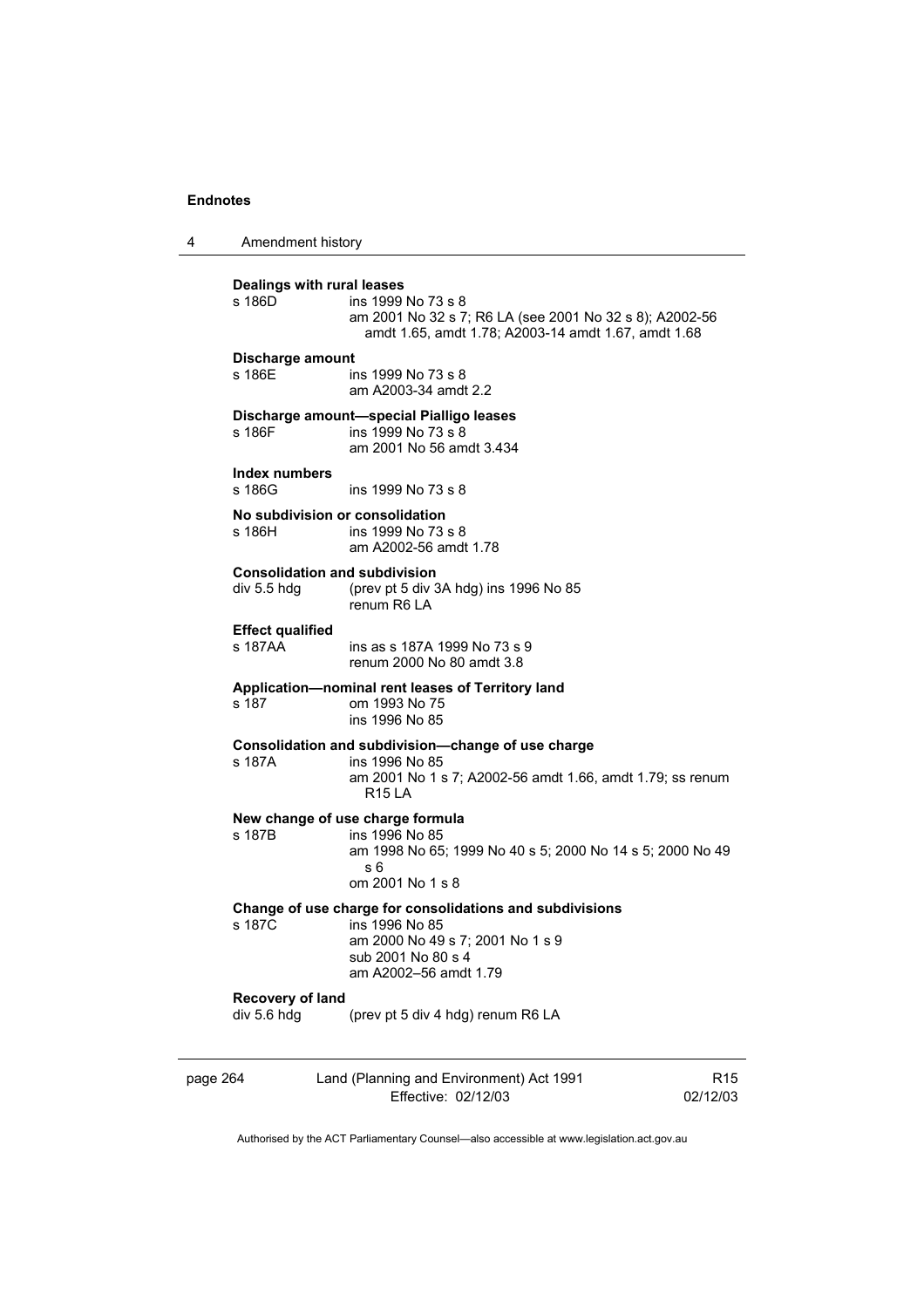**Dealings with rural leases**

s 186D ins 1999 No 73 s 8
am 2001 No 32 s 7; R6 LA (see 2001 No 32 s 8); A2002-56 amdt 1.65, amdt 1.78; A2003-14 amdt 1.67, amdt 1.68

**Discharge amount**

s 186E ins 1999 No 73 s 8
am A2003-34 amdt 2.2

**Discharge amount—special Pialligo leases**

s 186F ins 1999 No 73 s 8
am 2001 No 56 amdt 3.434

**Index numbers**

s 186G ins 1999 No 73 s 8

**No subdivision or consolidation**

s 186H ins 1999 No 73 s 8
am A2002-56 amdt 1.78

**Consolidation and subdivision**

div 5.5 hdg (prev pt 5 div 3A hdg) ins 1996 No 85
renum R6 LA

**Effect qualified**

s 187AA ins as s 187A 1999 No 73 s 9
renum 2000 No 80 amdt 3.8

**Application—nominal rent leases of Territory land**

s 187 om 1993 No 75
ins 1996 No 85

**Consolidation and subdivision—change of use charge**

s 187A ins 1996 No 85
am 2001 No 1 s 7; A2002-56 amdt 1.66, amdt 1.79; ss renum R15 LA

**New change of use charge formula**

s 187B ins 1996 No 85
am 1998 No 65; 1999 No 40 s 5; 2000 No 14 s 5; 2000 No 49 s 6
om 2001 No 1 s 8

**Change of use charge for consolidations and subdivisions**

s 187C ins 1996 No 85
am 2000 No 49 s 7; 2001 No 1 s 9
sub 2001 No 80 s 4
am A2002–56 amdt 1.79

**Recovery of land**

div 5.6 hdg (prev pt 5 div 4 hdg) renum R6 LA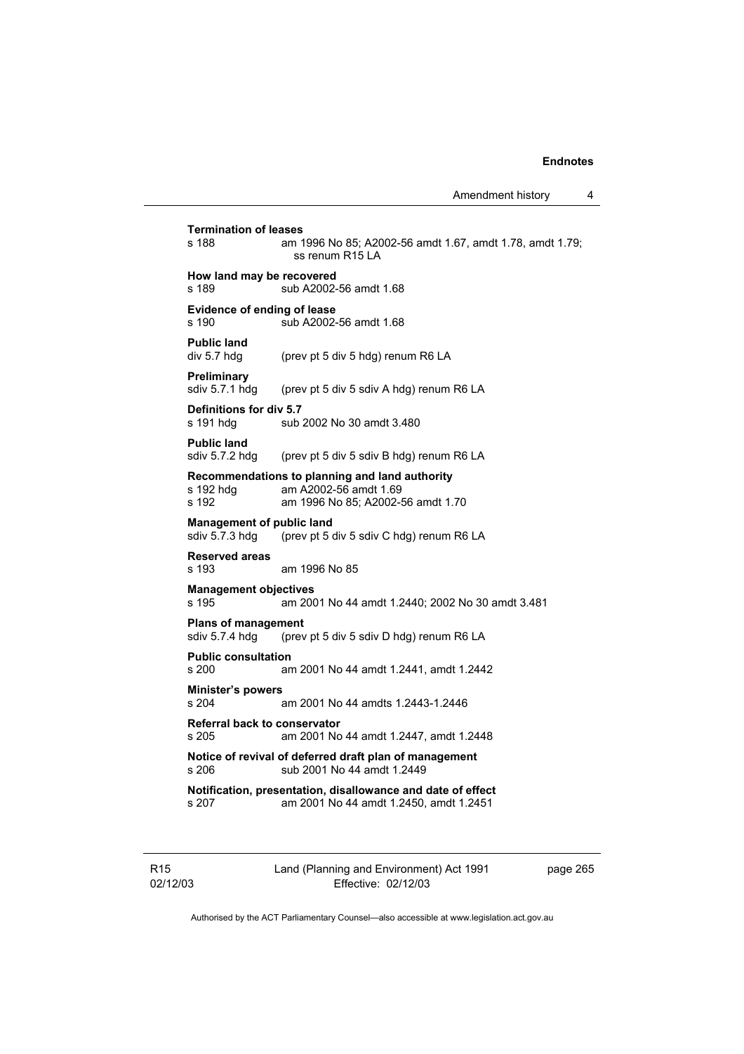**Termination of leases**
s 188 am 1996 No 85; A2002-56 amdt 1.67, amdt 1.78, amdt 1.79; ss renum R15 LA

**How land may be recovered**
s 189 sub A2002-56 amdt 1.68

**Evidence of ending of lease**
s 190 sub A2002-56 amdt 1.68

**Public land**
div 5.7 hdg (prev pt 5 div 5 hdg) renum R6 LA

**Preliminary**
sdiv 5.7.1 hdg (prev pt 5 div 5 sdiv A hdg) renum R6 LA

**Definitions for div 5.7**
s 191 hdg sub 2002 No 30 amdt 3.480

**Public land**
sdiv 5.7.2 hdg (prev pt 5 div 5 sdiv B hdg) renum R6 LA

**Recommendations to planning and land authority**
s 192 hdg am A2002-56 amdt 1.69
s 192 am 1996 No 85; A2002-56 amdt 1.70

**Management of public land**
sdiv 5.7.3 hdg (prev pt 5 div 5 sdiv C hdg) renum R6 LA

**Reserved areas**
s 193 am 1996 No 85

**Management objectives**
s 195 am 2001 No 44 amdt 1.2440; 2002 No 30 amdt 3.481

**Plans of management**
sdiv 5.7.4 hdg (prev pt 5 div 5 sdiv D hdg) renum R6 LA

**Public consultation**
s 200 am 2001 No 44 amdt 1.2441, amdt 1.2442

**Minister's powers**
s 204 am 2001 No 44 amdts 1.2443-1.2446

**Referral back to conservator**
s 205 am 2001 No 44 amdt 1.2447, amdt 1.2448

**Notice of revival of deferred draft plan of management**
s 206 sub 2001 No 44 amdt 1.2449

**Notification, presentation, disallowance and date of effect**
s 207 am 2001 No 44 amdt 1.2450, amdt 1.2451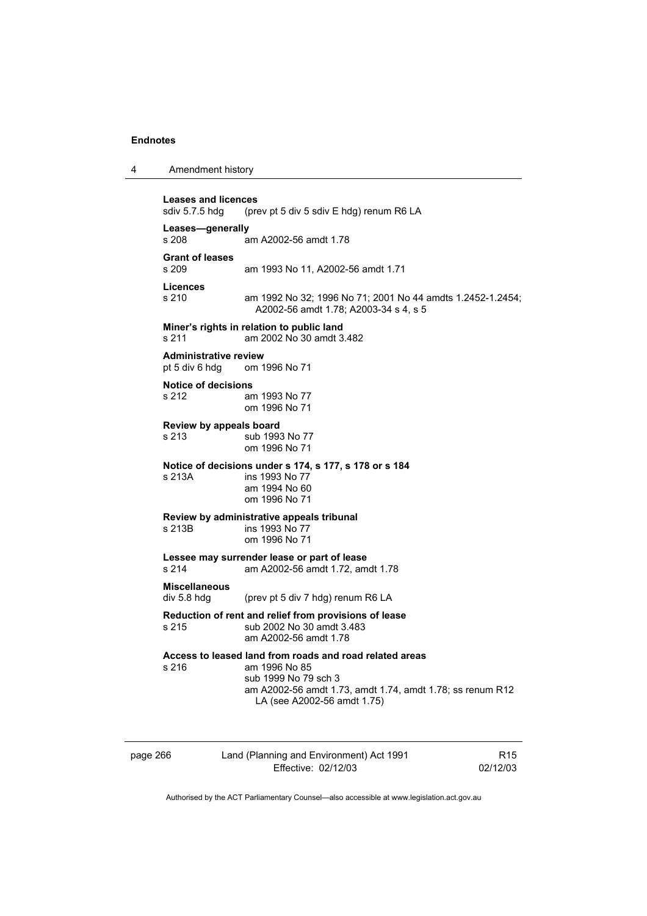**Leases and licences**
sdiv 5.7.5 hdg (prev pt 5 div 5 sdiv E hdg) renum R6 LA

**Leases—generally**
s 208 am A2002-56 amdt 1.78

**Grant of leases**
s 209 am 1993 No 11, A2002-56 amdt 1.71

**Licences**
s 210 am 1992 No 32; 1996 No 71; 2001 No 44 amdts 1.2452-1.2454; A2002-56 amdt 1.78; A2003-34 s 4, s 5

**Miner's rights in relation to public land**
s 211 am 2002 No 30 amdt 3.482

**Administrative review**
pt 5 div 6 hdg om 1996 No 71

**Notice of decisions**
s 212 am 1993 No 77
om 1996 No 71

**Review by appeals board**
s 213 sub 1993 No 77
om 1996 No 71

**Notice of decisions under s 174, s 177, s 178 or s 184**
s 213A ins 1993 No 77
am 1994 No 60
om 1996 No 71

**Review by administrative appeals tribunal**
s 213B ins 1993 No 77
om 1996 No 71

**Lessee may surrender lease or part of lease**
s 214 am A2002-56 amdt 1.72, amdt 1.78

**Miscellaneous**
div 5.8 hdg (prev pt 5 div 7 hdg) renum R6 LA

**Reduction of rent and relief from provisions of lease**
s 215 sub 2002 No 30 amdt 3.483
am A2002-56 amdt 1.78

**Access to leased land from roads and road related areas**
s 216 am 1996 No 85
sub 1999 No 79 sch 3
am A2002-56 amdt 1.73, amdt 1.74, amdt 1.78; ss renum R12 LA (see A2002-56 amdt 1.75)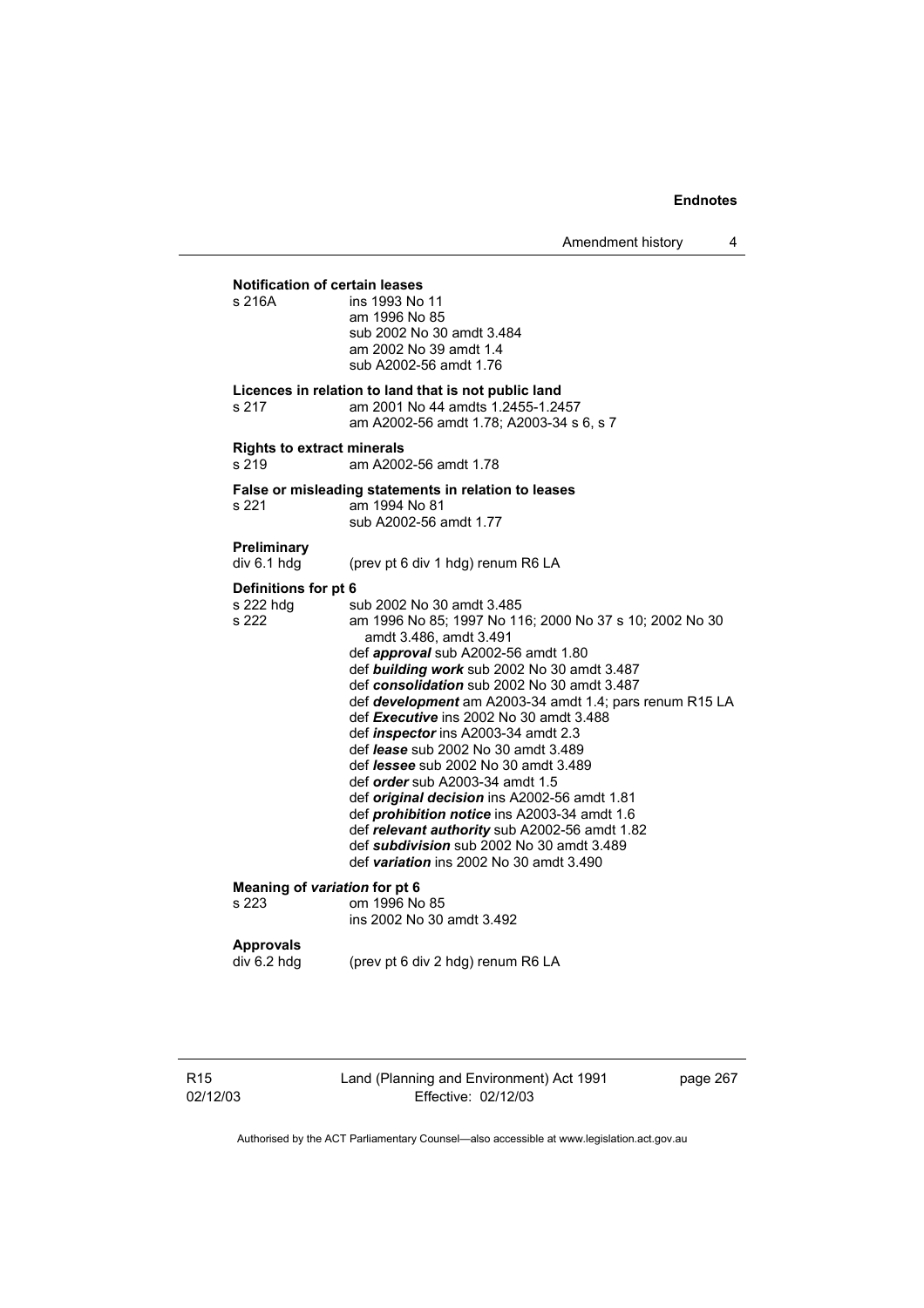**Notification of certain leases**

s 216A ins 1993 No 11
am 1996 No 85
sub 2002 No 30 amdt 3.484
am 2002 No 39 amdt 1.4
sub A2002-56 amdt 1.76

**Licences in relation to land that is not public land**

s 217 am 2001 No 44 amdts 1.2455-1.2457
am A2002-56 amdt 1.78; A2003-34 s 6, s 7

**Rights to extract minerals**

s 219 am A2002-56 amdt 1.78

**False or misleading statements in relation to leases**

s 221 am 1994 No 81
sub A2002-56 amdt 1.77

**Preliminary**

div 6.1 hdg (prev pt 6 div 1 hdg) renum R6 LA

**Definitions for pt 6**

s 222 hdg sub 2002 No 30 amdt 3.485
s 222 am 1996 No 85; 1997 No 116; 2000 No 37 s 10; 2002 No 30 amdt 3.486, amdt 3.491
def ***approval*** sub A2002-56 amdt 1.80
def ***building work*** sub 2002 No 30 amdt 3.487
def ***consolidation*** sub 2002 No 30 amdt 3.487
def ***development*** am A2003-34 amdt 1.4; pars renum R15 LA
def ***Executive*** ins 2002 No 30 amdt 3.488
def ***inspector*** ins A2003-34 amdt 2.3
def ***lease*** sub 2002 No 30 amdt 3.489
def ***lessee*** sub 2002 No 30 amdt 3.489
def ***order*** sub A2003-34 amdt 1.5
def ***original decision*** ins A2002-56 amdt 1.81
def ***prohibition notice*** ins A2003-34 amdt 1.6
def ***relevant authority*** sub A2002-56 amdt 1.82
def ***subdivision*** sub 2002 No 30 amdt 3.489
def ***variation*** ins 2002 No 30 amdt 3.490

**Meaning of *variation* for pt 6**

s 223 om 1996 No 85
ins 2002 No 30 amdt 3.492

**Approvals**

div 6.2 hdg (prev pt 6 div 2 hdg) renum R6 LA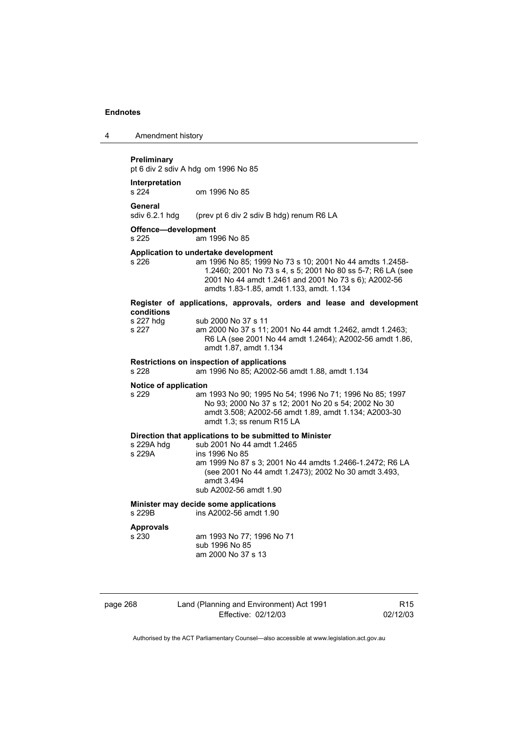**Preliminary**
pt 6 div 2 sdiv A hdg om 1996 No 85

**Interpretation**
s 224 om 1996 No 85

**General**
sdiv 6.2.1 hdg (prev pt 6 div 2 sdiv B hdg) renum R6 LA

**Offence—development**
s 225 am 1996 No 85

**Application to undertake development**
s 226 am 1996 No 85; 1999 No 73 s 10; 2001 No 44 amdts 1.2458-1.2460; 2001 No 73 s 4, s 5; 2001 No 80 ss 5-7; R6 LA (see 2001 No 44 amdt 1.2461 and 2001 No 73 s 6); A2002-56 amdts 1.83-1.85, amdt 1.133, amdt. 1.134

**Register of applications, approvals, orders and lease and development conditions**
s 227 hdg sub 2000 No 37 s 11
s 227 am 2000 No 37 s 11; 2001 No 44 amdt 1.2462, amdt 1.2463; R6 LA (see 2001 No 44 amdt 1.2464); A2002-56 amdt 1.86, amdt 1.87, amdt 1.134

**Restrictions on inspection of applications**
s 228 am 1996 No 85; A2002-56 amdt 1.88, amdt 1.134

**Notice of application**
s 229 am 1993 No 90; 1995 No 54; 1996 No 71; 1996 No 85; 1997 No 93; 2000 No 37 s 12; 2001 No 20 s 54; 2002 No 30 amdt 3.508; A2002-56 amdt 1.89, amdt 1.134; A2003-30 amdt 1.3; ss renum R15 LA

**Direction that applications to be submitted to Minister**
s 229A hdg sub 2001 No 44 amdt 1.2465
s 229A ins 1996 No 85
am 1999 No 87 s 3; 2001 No 44 amdts 1.2466-1.2472; R6 LA (see 2001 No 44 amdt 1.2473); 2002 No 30 amdt 3.493, amdt 3.494
sub A2002-56 amdt 1.90

**Minister may decide some applications**
s 229B ins A2002-56 amdt 1.90

**Approvals**
s 230 am 1993 No 77; 1996 No 71
sub 1996 No 85
am 2000 No 37 s 13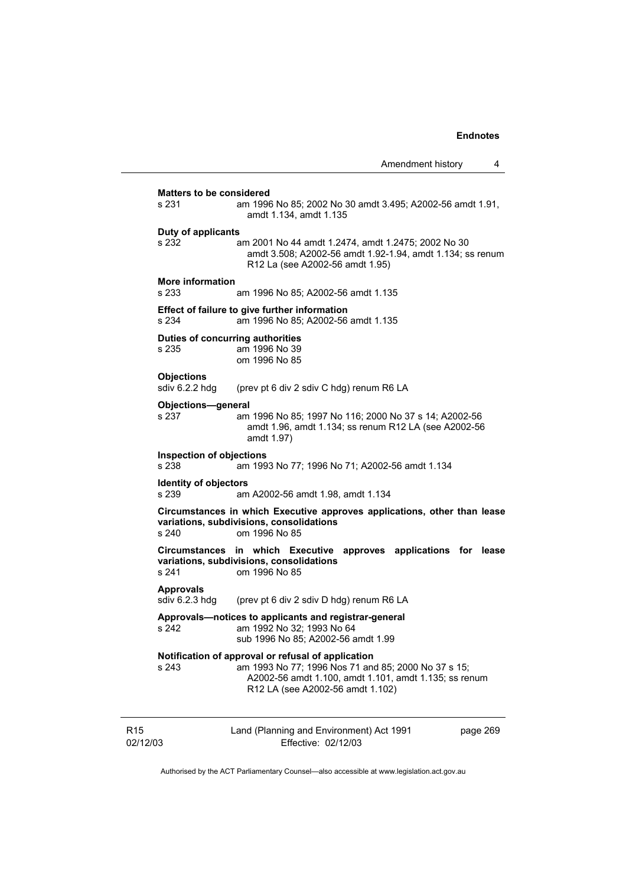**Matters to be considered**
s 231 am 1996 No 85; 2002 No 30 amdt 3.495; A2002-56 amdt 1.91, amdt 1.134, amdt 1.135

**Duty of applicants**
s 232 am 2001 No 44 amdt 1.2474, amdt 1.2475; 2002 No 30 amdt 3.508; A2002-56 amdt 1.92-1.94, amdt 1.134; ss renum R12 La (see A2002-56 amdt 1.95)

**More information**
s 233 am 1996 No 85; A2002-56 amdt 1.135

**Effect of failure to give further information**
s 234 am 1996 No 85; A2002-56 amdt 1.135

**Duties of concurring authorities**
s 235 am 1996 No 39
om 1996 No 85

**Objections**
sdiv 6.2.2 hdg (prev pt 6 div 2 sdiv C hdg) renum R6 LA

**Objections—general**
s 237 am 1996 No 85; 1997 No 116; 2000 No 37 s 14; A2002-56 amdt 1.96, amdt 1.134; ss renum R12 LA (see A2002-56 amdt 1.97)

**Inspection of objections**
s 238 am 1993 No 77; 1996 No 71; A2002-56 amdt 1.134

**Identity of objectors**
s 239 am A2002-56 amdt 1.98, amdt 1.134

**Circumstances in which Executive approves applications, other than lease variations, subdivisions, consolidations**
s 240 om 1996 No 85

**Circumstances in which Executive approves applications for lease variations, subdivisions, consolidations**
s 241 om 1996 No 85

**Approvals**
sdiv 6.2.3 hdg (prev pt 6 div 2 sdiv D hdg) renum R6 LA

**Approvals—notices to applicants and registrar-general**
s 242 am 1992 No 32; 1993 No 64
sub 1996 No 85; A2002-56 amdt 1.99

**Notification of approval or refusal of application**
s 243 am 1993 No 77; 1996 Nos 71 and 85; 2000 No 37 s 15; A2002-56 amdt 1.100, amdt 1.101, amdt 1.135; ss renum R12 LA (see A2002-56 amdt 1.102)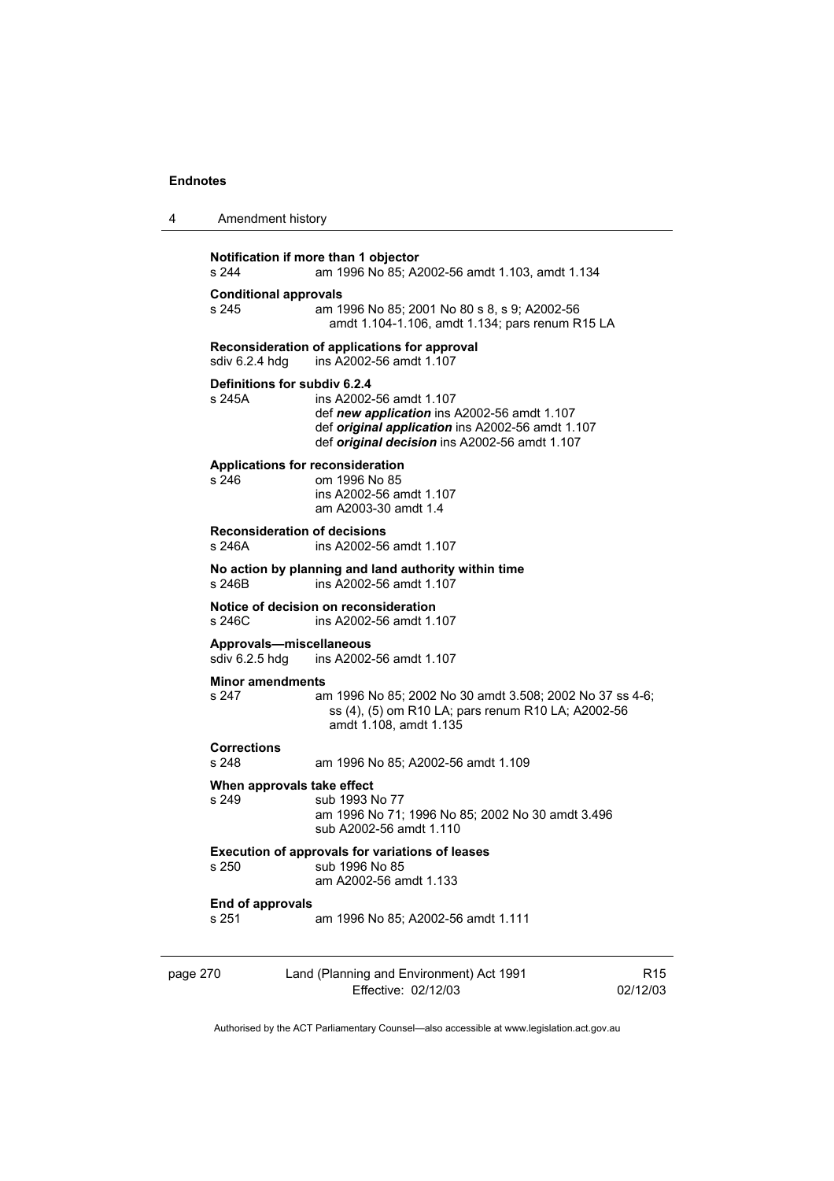**Notification if more than 1 objector**
s 244 am 1996 No 85; A2002-56 amdt 1.103, amdt 1.134

**Conditional approvals**
s 245 am 1996 No 85; 2001 No 80 s 8, s 9; A2002-56 amdt 1.104-1.106, amdt 1.134; pars renum R15 LA

**Reconsideration of applications for approval**
sdiv 6.2.4 hdg ins A2002-56 amdt 1.107

**Definitions for subdiv 6.2.4**
s 245A ins A2002-56 amdt 1.107
def ***new application*** ins A2002-56 amdt 1.107
def ***original application*** ins A2002-56 amdt 1.107
def ***original decision*** ins A2002-56 amdt 1.107

**Applications for reconsideration**
s 246 om 1996 No 85
ins A2002-56 amdt 1.107
am A2003-30 amdt 1.4

**Reconsideration of decisions**
s 246A ins A2002-56 amdt 1.107

**No action by planning and land authority within time**
s 246B ins A2002-56 amdt 1.107

**Notice of decision on reconsideration**
s 246C ins A2002-56 amdt 1.107

**Approvals—miscellaneous**
sdiv 6.2.5 hdg ins A2002-56 amdt 1.107

**Minor amendments**
s 247 am 1996 No 85; 2002 No 30 amdt 3.508; 2002 No 37 ss 4-6; ss (4), (5) om R10 LA; pars renum R10 LA; A2002-56 amdt 1.108, amdt 1.135

**Corrections**
s 248 am 1996 No 85; A2002-56 amdt 1.109

**When approvals take effect**
s 249 sub 1993 No 77
am 1996 No 71; 1996 No 85; 2002 No 30 amdt 3.496
sub A2002-56 amdt 1.110

**Execution of approvals for variations of leases**
s 250 sub 1996 No 85
am A2002-56 amdt 1.133

**End of approvals**
s 251 am 1996 No 85; A2002-56 amdt 1.111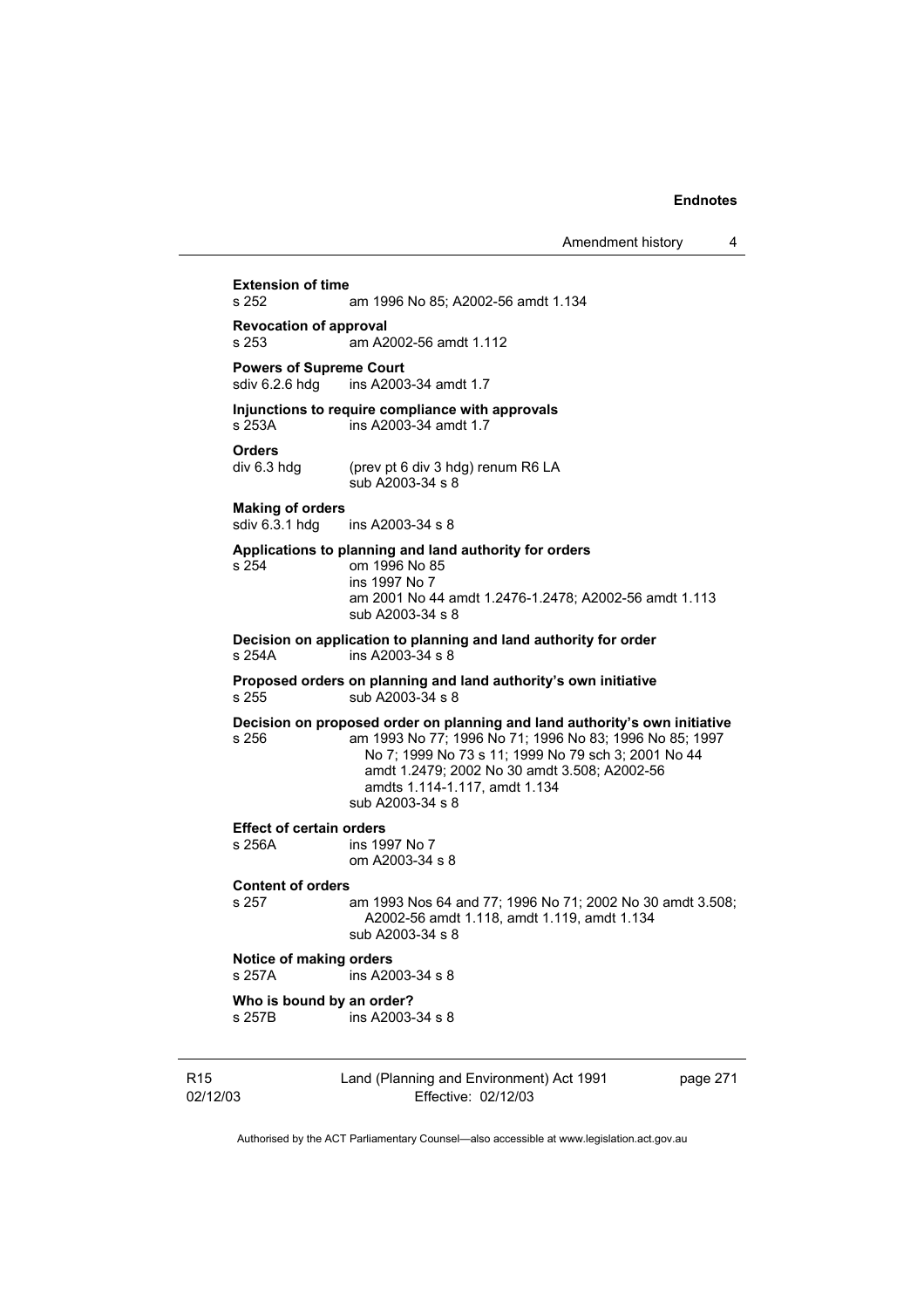**Extension of time**
s 252 am 1996 No 85; A2002-56 amdt 1.134

**Revocation of approval**
s 253 am A2002-56 amdt 1.112

**Powers of Supreme Court**
sdiv 6.2.6 hdg ins A2003-34 amdt 1.7

**Injunctions to require compliance with approvals**
s 253A ins A2003-34 amdt 1.7

**Orders**
div 6.3 hdg (prev pt 6 div 3 hdg) renum R6 LA
sub A2003-34 s 8

**Making of orders**
sdiv 6.3.1 hdg ins A2003-34 s 8

**Applications to planning and land authority for orders**
s 254 om 1996 No 85
ins 1997 No 7
am 2001 No 44 amdt 1.2476-1.2478; A2002-56 amdt 1.113
sub A2003-34 s 8

**Decision on application to planning and land authority for order**
s 254A ins A2003-34 s 8

**Proposed orders on planning and land authority's own initiative**
s 255 sub A2003-34 s 8

**Decision on proposed order on planning and land authority's own initiative**
s 256 am 1993 No 77; 1996 No 71; 1996 No 83; 1996 No 85; 1997 No 7; 1999 No 73 s 11; 1999 No 79 sch 3; 2001 No 44 amdt 1.2479; 2002 No 30 amdt 3.508; A2002-56 amdts 1.114-1.117, amdt 1.134
sub A2003-34 s 8

**Effect of certain orders**
s 256A ins 1997 No 7
om A2003-34 s 8

**Content of orders**
s 257 am 1993 Nos 64 and 77; 1996 No 71; 2002 No 30 amdt 3.508; A2002-56 amdt 1.118, amdt 1.119, amdt 1.134
sub A2003-34 s 8

**Notice of making orders**
s 257A ins A2003-34 s 8

**Who is bound by an order?**
s 257B ins A2003-34 s 8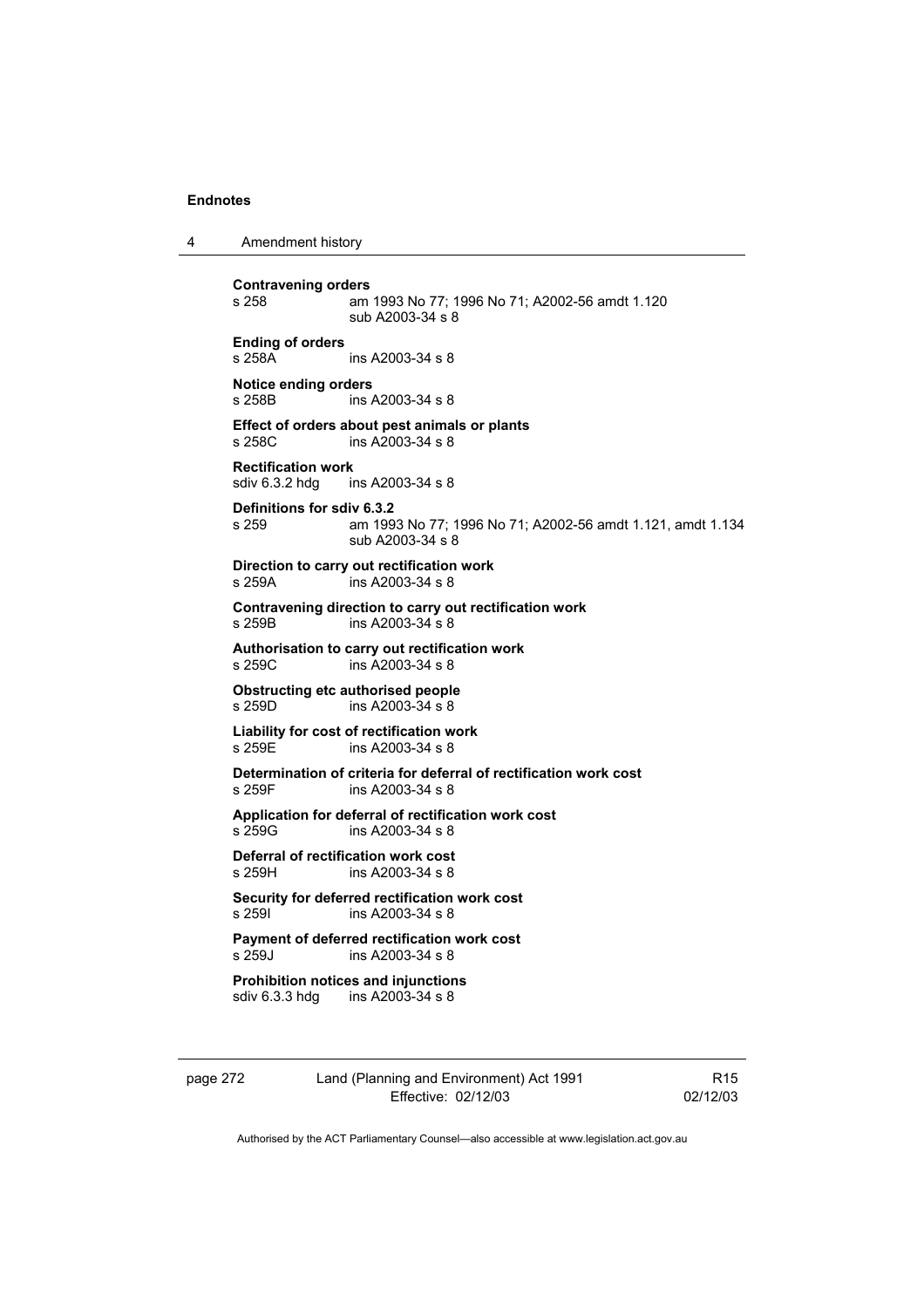**Contravening orders**
s 258 am 1993 No 77; 1996 No 71; A2002-56 amdt 1.120
sub A2003-34 s 8

**Ending of orders**
s 258A ins A2003-34 s 8

**Notice ending orders**
s 258B ins A2003-34 s 8

**Effect of orders about pest animals or plants**
s 258C ins A2003-34 s 8

**Rectification work**
sdiv 6.3.2 hdg ins A2003-34 s 8

**Definitions for sdiv 6.3.2**
s 259 am 1993 No 77; 1996 No 71; A2002-56 amdt 1.121, amdt 1.134
sub A2003-34 s 8

**Direction to carry out rectification work**
s 259A ins A2003-34 s 8

**Contravening direction to carry out rectification work**
s 259B ins A2003-34 s 8

**Authorisation to carry out rectification work**
s 259C ins A2003-34 s 8

**Obstructing etc authorised people**
s 259D ins A2003-34 s 8

**Liability for cost of rectification work**
s 259E ins A2003-34 s 8

**Determination of criteria for deferral of rectification work cost**
s 259F ins A2003-34 s 8

**Application for deferral of rectification work cost**
s 259G ins A2003-34 s 8

**Deferral of rectification work cost**
s 259H ins A2003-34 s 8

**Security for deferred rectification work cost**
s 259I ins A2003-34 s 8

**Payment of deferred rectification work cost**
s 259J ins A2003-34 s 8

**Prohibition notices and injunctions**
sdiv 6.3.3 hdg ins A2003-34 s 8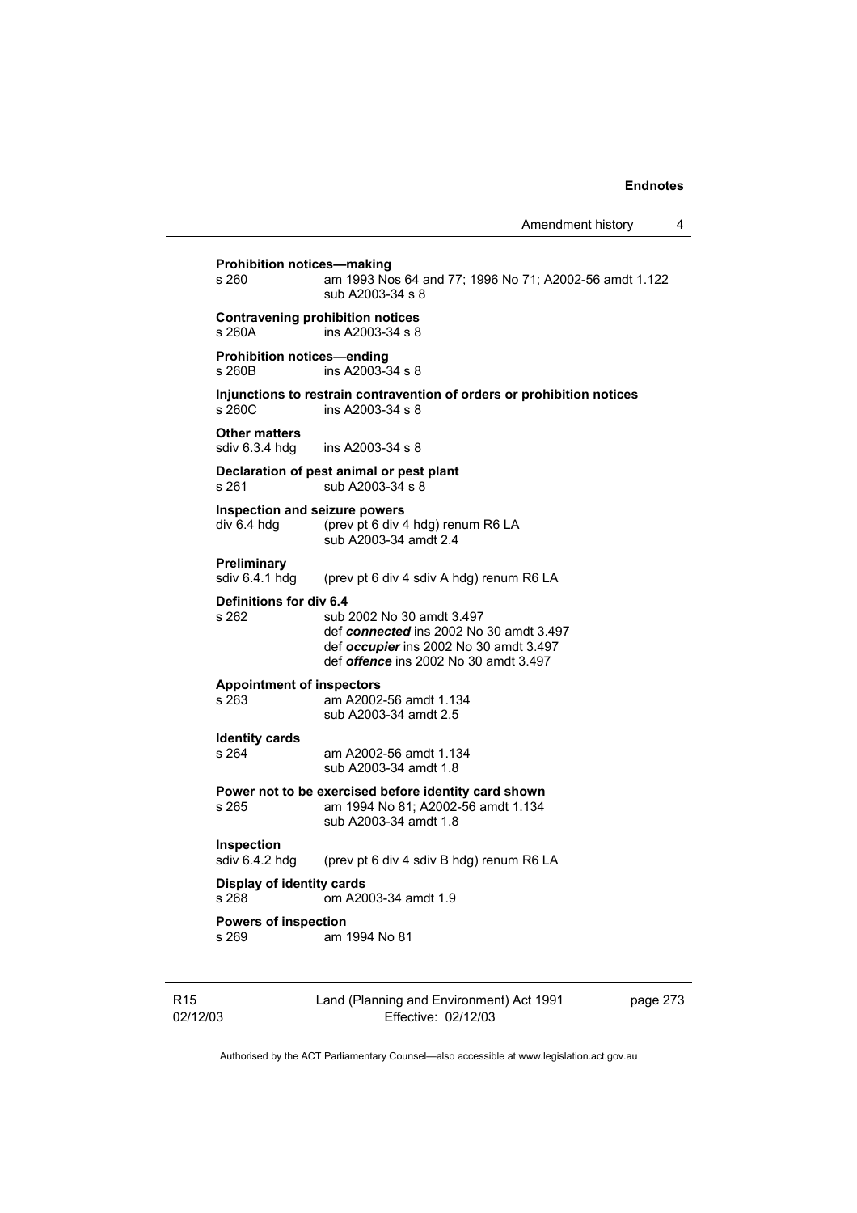**Prohibition notices—making**

s 260 am 1993 Nos 64 and 77; 1996 No 71; A2002-56 amdt 1.122
sub A2003-34 s 8

**Contravening prohibition notices**

s 260A ins A2003-34 s 8

**Prohibition notices—ending**

s 260B ins A2003-34 s 8

**Injunctions to restrain contravention of orders or prohibition notices**

s 260C ins A2003-34 s 8

**Other matters**

sdiv 6.3.4 hdg ins A2003-34 s 8

**Declaration of pest animal or pest plant**

s 261 sub A2003-34 s 8

**Inspection and seizure powers**

div 6.4 hdg (prev pt 6 div 4 hdg) renum R6 LA
sub A2003-34 amdt 2.4

**Preliminary**

sdiv 6.4.1 hdg (prev pt 6 div 4 sdiv A hdg) renum R6 LA

**Definitions for div 6.4**

s 262 sub 2002 No 30 amdt 3.497
def ***connected*** ins 2002 No 30 amdt 3.497
def ***occupier*** ins 2002 No 30 amdt 3.497
def ***offence*** ins 2002 No 30 amdt 3.497

**Appointment of inspectors**

s 263 am A2002-56 amdt 1.134
sub A2003-34 amdt 2.5

**Identity cards**

s 264 am A2002-56 amdt 1.134
sub A2003-34 amdt 1.8

**Power not to be exercised before identity card shown**

s 265 am 1994 No 81; A2002-56 amdt 1.134
sub A2003-34 amdt 1.8

**Inspection**

sdiv 6.4.2 hdg (prev pt 6 div 4 sdiv B hdg) renum R6 LA

**Display of identity cards**

s 268 om A2003-34 amdt 1.9

**Powers of inspection**

s 269 am 1994 No 81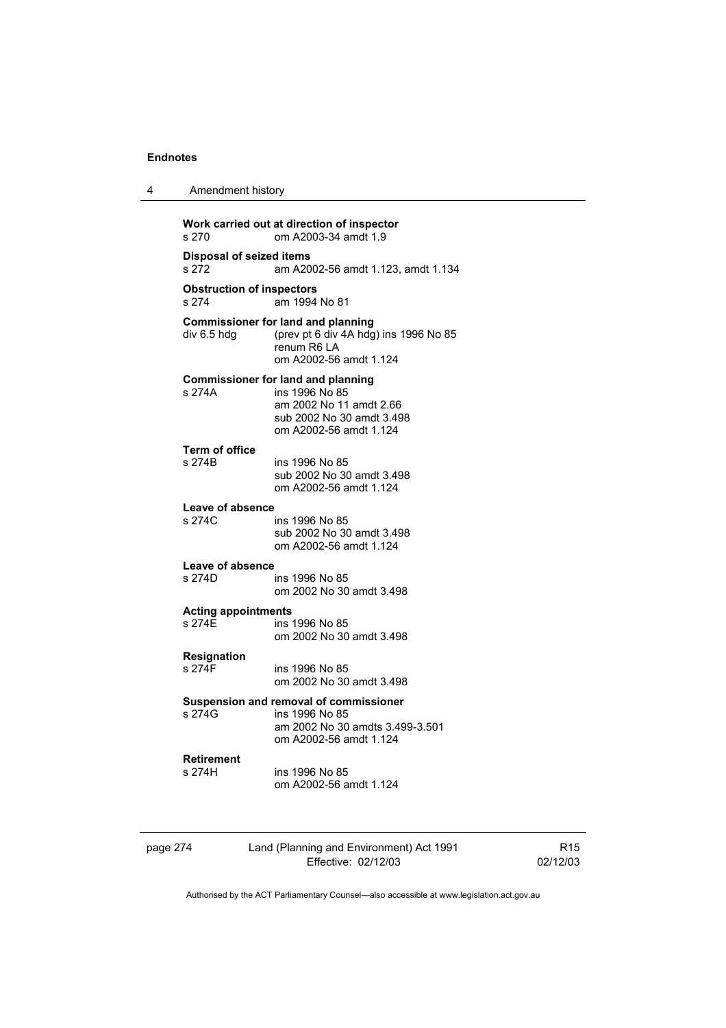**Work carried out at direction of inspector**
s 270 om A2003-34 amdt 1.9

**Disposal of seized items**
s 272 am A2002-56 amdt 1.123, amdt 1.134

**Obstruction of inspectors**
s 274 am 1994 No 81

**Commissioner for land and planning**
div 6.5 hdg (prev pt 6 div 4A hdg) ins 1996 No 85
renum R6 LA
om A2002-56 amdt 1.124

**Commissioner for land and planning**
s 274A ins 1996 No 85
am 2002 No 11 amdt 2.66
sub 2002 No 30 amdt 3.498
om A2002-56 amdt 1.124

**Term of office**
s 274B ins 1996 No 85
sub 2002 No 30 amdt 3.498
om A2002-56 amdt 1.124

**Leave of absence**
s 274C ins 1996 No 85
sub 2002 No 30 amdt 3.498
om A2002-56 amdt 1.124

**Leave of absence**
s 274D ins 1996 No 85
om 2002 No 30 amdt 3.498

**Acting appointments**
s 274E ins 1996 No 85
om 2002 No 30 amdt 3.498

**Resignation**
s 274F ins 1996 No 85
om 2002 No 30 amdt 3.498

**Suspension and removal of commissioner**
s 274G ins 1996 No 85
am 2002 No 30 amdts 3.499-3.501
om A2002-56 amdt 1.124

**Retirement**
s 274H ins 1996 No 85
om A2002-56 amdt 1.124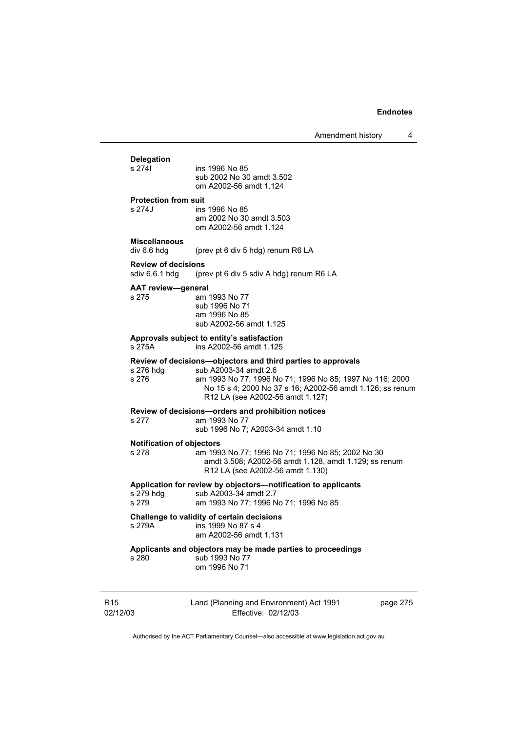**Delegation**

| | |
|---|---|
| s 274I | ins 1996 No 85<br>sub 2002 No 30 amdt 3.502<br>om A2002-56 amdt 1.124 |

**Protection from suit**

| | |
|---|---|
| s 274J | ins 1996 No 85<br>am 2002 No 30 amdt 3.503<br>om A2002-56 amdt 1.124 |

**Miscellaneous**

| | |
|---|---|
| div 6.6 hdg | (prev pt 6 div 5 hdg) renum R6 LA |

**Review of decisions**

| | |
|---|---|
| sdiv 6.6.1 hdg | (prev pt 6 div 5 sdiv A hdg) renum R6 LA |

**AAT review—general**

| | |
|---|---|
| s 275 | am 1993 No 77<br>sub 1996 No 71<br>am 1996 No 85<br>sub A2002-56 amdt 1.125 |

**Approvals subject to entity's satisfaction**

| | |
|---|---|
| s 275A | ins A2002-56 amdt 1.125 |

**Review of decisions—objectors and third parties to approvals**

| | |
|---|---|
| s 276 hdg | sub A2003-34 amdt 2.6 |
| s 276 | am 1993 No 77; 1996 No 71; 1996 No 85; 1997 No 116; 2000 No 15 s 4; 2000 No 37 s 16; A2002-56 amdt 1.126; ss renum R12 LA (see A2002-56 amdt 1.127) |

**Review of decisions—orders and prohibition notices**

| | |
|---|---|
| s 277 | am 1993 No 77<br>sub 1996 No 7; A2003-34 amdt 1.10 |

**Notification of objectors**

| | |
|---|---|
| s 278 | am 1993 No 77; 1996 No 71; 1996 No 85; 2002 No 30 amdt 3.508; A2002-56 amdt 1.128, amdt 1.129; ss renum R12 LA (see A2002-56 amdt 1.130) |

**Application for review by objectors—notification to applicants**

| | |
|---|---|
| s 279 hdg | sub A2003-34 amdt 2.7 |
| s 279 | am 1993 No 77; 1996 No 71; 1996 No 85 |

**Challenge to validity of certain decisions**

| | |
|---|---|
| s 279A | ins 1999 No 87 s 4<br>am A2002-56 amdt 1.131 |

**Applicants and objectors may be made parties to proceedings**

| | |
|---|---|
| s 280 | sub 1993 No 77<br>om 1996 No 71 |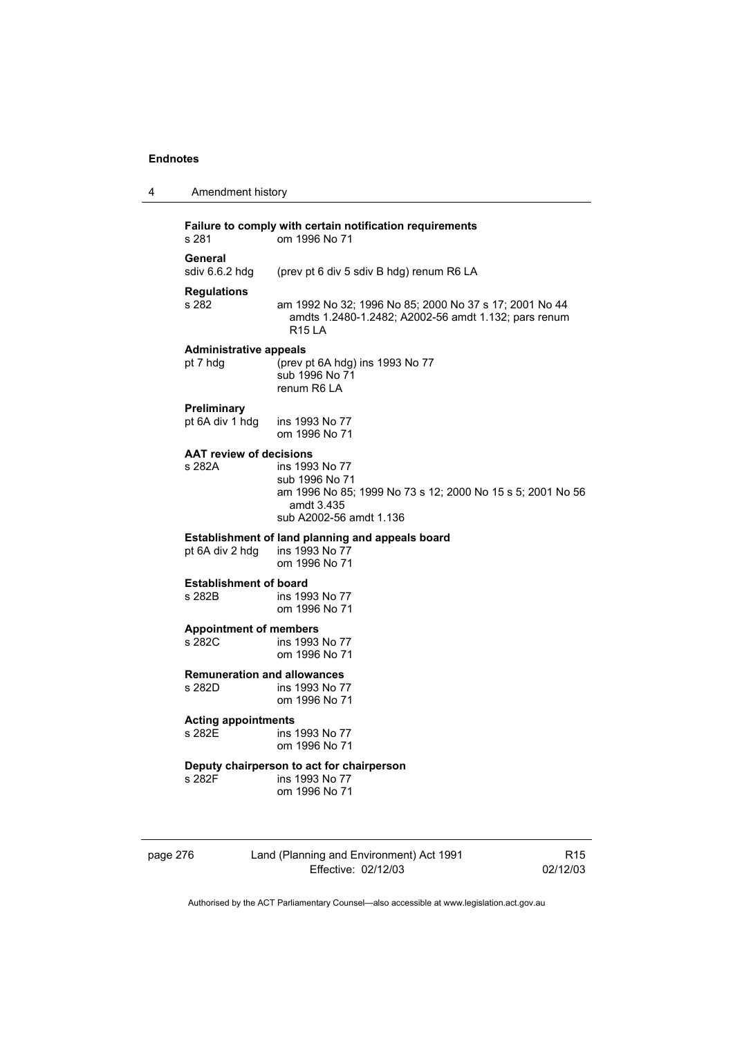**Failure to comply with certain notification requirements**
s 281 om 1996 No 71

**General**
sdiv 6.6.2 hdg (prev pt 6 div 5 sdiv B hdg) renum R6 LA

**Regulations**
s 282 am 1992 No 32; 1996 No 85; 2000 No 37 s 17; 2001 No 44 amdts 1.2480-1.2482; A2002-56 amdt 1.132; pars renum R15 LA

**Administrative appeals**
pt 7 hdg (prev pt 6A hdg) ins 1993 No 77
sub 1996 No 71
renum R6 LA

**Preliminary**
pt 6A div 1 hdg ins 1993 No 77
om 1996 No 71

**AAT review of decisions**
s 282A ins 1993 No 77
sub 1996 No 71
am 1996 No 85; 1999 No 73 s 12; 2000 No 15 s 5; 2001 No 56 amdt 3.435
sub A2002-56 amdt 1.136

**Establishment of land planning and appeals board**
pt 6A div 2 hdg ins 1993 No 77
om 1996 No 71

**Establishment of board**
s 282B ins 1993 No 77
om 1996 No 71

**Appointment of members**
s 282C ins 1993 No 77
om 1996 No 71

**Remuneration and allowances**
s 282D ins 1993 No 77
om 1996 No 71

**Acting appointments**
s 282E ins 1993 No 77
om 1996 No 71

**Deputy chairperson to act for chairperson**
s 282F ins 1993 No 77
om 1996 No 71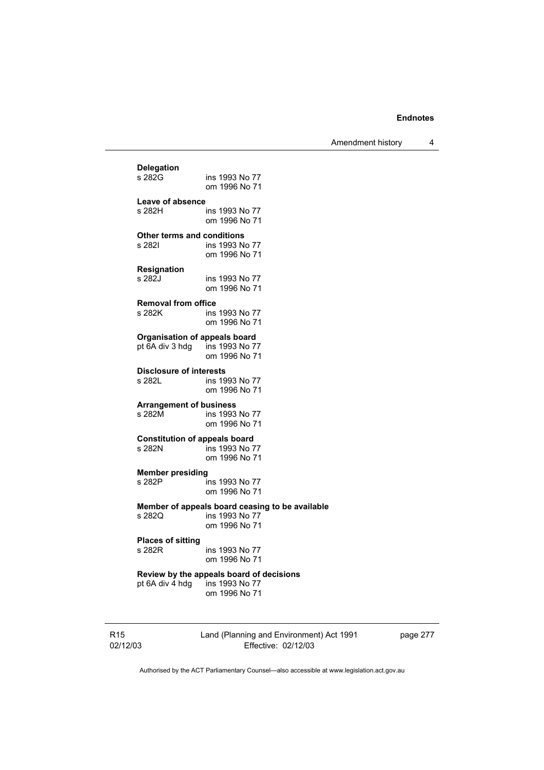**Delegation**
s 282G ins 1993 No 77
om 1996 No 71

**Leave of absence**
s 282H ins 1993 No 77
om 1996 No 71

**Other terms and conditions**
s 282I ins 1993 No 77
om 1996 No 71

**Resignation**
s 282J ins 1993 No 77
om 1996 No 71

**Removal from office**
s 282K ins 1993 No 77
om 1996 No 71

**Organisation of appeals board**
pt 6A div 3 hdg ins 1993 No 77
om 1996 No 71

**Disclosure of interests**
s 282L ins 1993 No 77
om 1996 No 71

**Arrangement of business**
s 282M ins 1993 No 77
om 1996 No 71

**Constitution of appeals board**
s 282N ins 1993 No 77
om 1996 No 71

**Member presiding**
s 282P ins 1993 No 77
om 1996 No 71

**Member of appeals board ceasing to be available**
s 282Q ins 1993 No 77
om 1996 No 71

**Places of sitting**
s 282R ins 1993 No 77
om 1996 No 71

**Review by the appeals board of decisions**
pt 6A div 4 hdg ins 1993 No 77
om 1996 No 71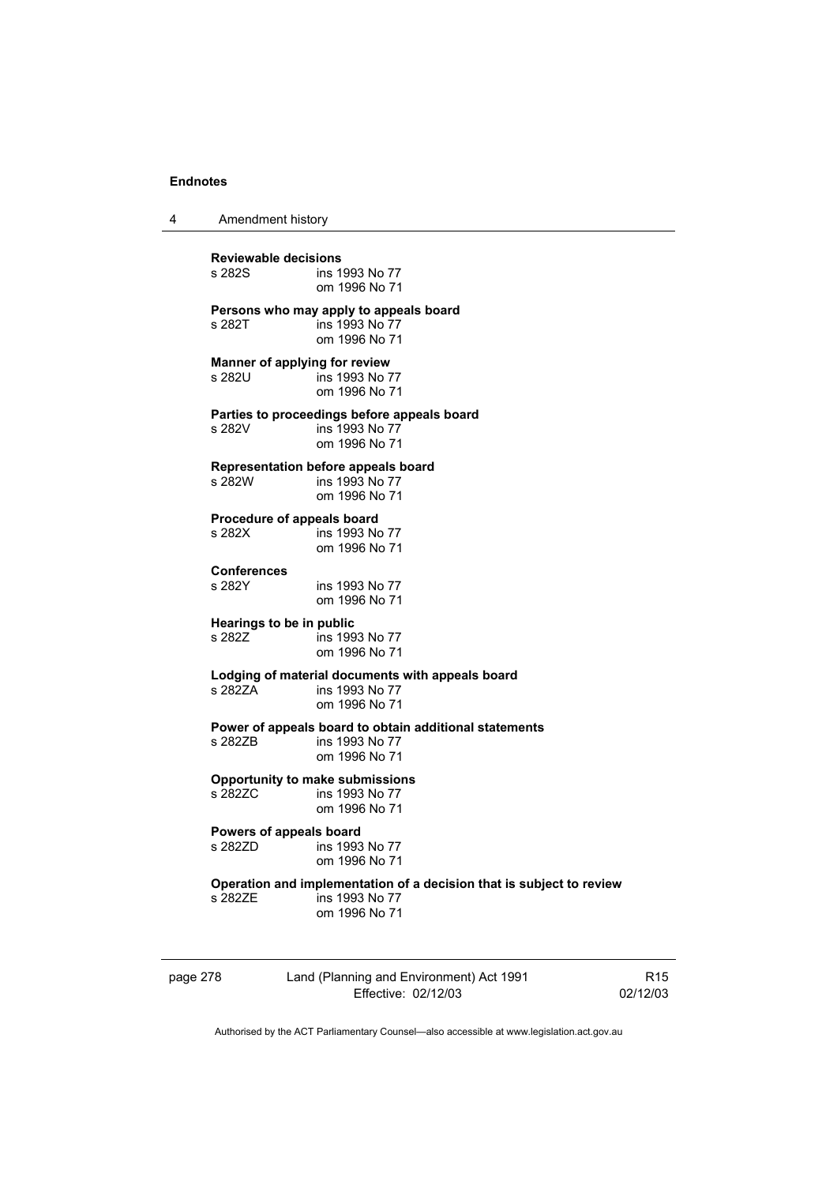**Reviewable decisions**
s 282S ins 1993 No 77
om 1996 No 71

**Persons who may apply to appeals board**
s 282T ins 1993 No 77
om 1996 No 71

**Manner of applying for review**
s 282U ins 1993 No 77
om 1996 No 71

**Parties to proceedings before appeals board**
s 282V ins 1993 No 77
om 1996 No 71

**Representation before appeals board**
s 282W ins 1993 No 77
om 1996 No 71

**Procedure of appeals board**
s 282X ins 1993 No 77
om 1996 No 71

**Conferences**
s 282Y ins 1993 No 77
om 1996 No 71

**Hearings to be in public**
s 282Z ins 1993 No 77
om 1996 No 71

**Lodging of material documents with appeals board**
s 282ZA ins 1993 No 77
om 1996 No 71

**Power of appeals board to obtain additional statements**
s 282ZB ins 1993 No 77
om 1996 No 71

**Opportunity to make submissions**
s 282ZC ins 1993 No 77
om 1996 No 71

**Powers of appeals board**
s 282ZD ins 1993 No 77
om 1996 No 71

**Operation and implementation of a decision that is subject to review**
s 282ZE ins 1993 No 77
om 1996 No 71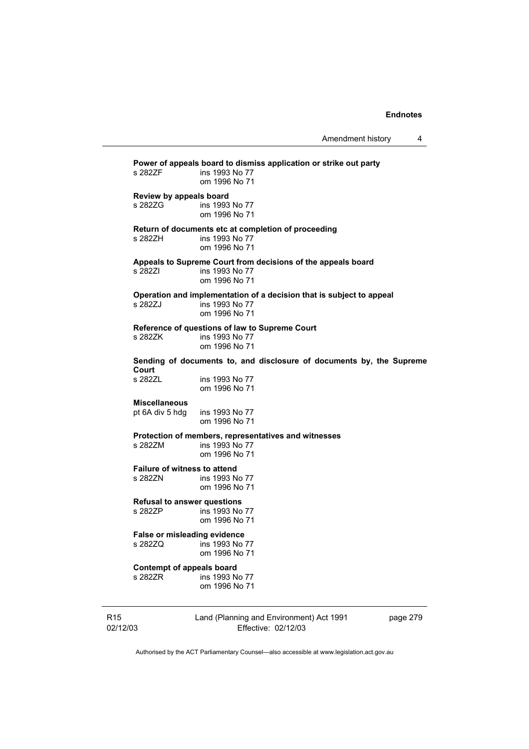**Power of appeals board to dismiss application or strike out party**

s 282ZF ins 1993 No 77
om 1996 No 71

**Review by appeals board**

s 282ZG ins 1993 No 77
om 1996 No 71

**Return of documents etc at completion of proceeding**

s 282ZH ins 1993 No 77
om 1996 No 71

**Appeals to Supreme Court from decisions of the appeals board**

s 282ZI ins 1993 No 77
om 1996 No 71

**Operation and implementation of a decision that is subject to appeal**

s 282ZJ ins 1993 No 77
om 1996 No 71

**Reference of questions of law to Supreme Court**

s 282ZK ins 1993 No 77
om 1996 No 71

**Sending of documents to, and disclosure of documents by, the Supreme Court**

s 282ZL ins 1993 No 77
om 1996 No 71

**Miscellaneous**

pt 6A div 5 hdg ins 1993 No 77
om 1996 No 71

**Protection of members, representatives and witnesses**

s 282ZM ins 1993 No 77
om 1996 No 71

**Failure of witness to attend**

s 282ZN ins 1993 No 77
om 1996 No 71

**Refusal to answer questions**

s 282ZP ins 1993 No 77
om 1996 No 71

**False or misleading evidence**

s 282ZQ ins 1993 No 77
om 1996 No 71

**Contempt of appeals board**

s 282ZR ins 1993 No 77
om 1996 No 71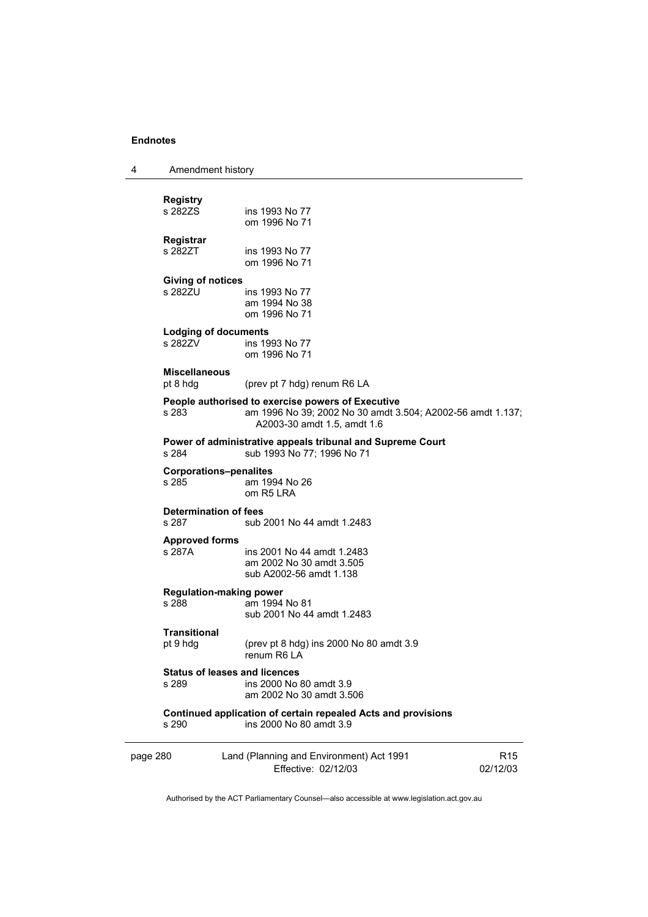**Registry**

s 282ZS ins 1993 No 77
om 1996 No 71

**Registrar**

s 282ZT ins 1993 No 77
om 1996 No 71

**Giving of notices**

s 282ZU ins 1993 No 77
am 1994 No 38
om 1996 No 71

**Lodging of documents**

s 282ZV ins 1993 No 77
om 1996 No 71

**Miscellaneous**

pt 8 hdg (prev pt 7 hdg) renum R6 LA

**People authorised to exercise powers of Executive**

s 283 am 1996 No 39; 2002 No 30 amdt 3.504; A2002-56 amdt 1.137; A2003-30 amdt 1.5, amdt 1.6

**Power of administrative appeals tribunal and Supreme Court**

s 284 sub 1993 No 77; 1996 No 71

**Corporations–penalites**

s 285 am 1994 No 26
om R5 LRA

**Determination of fees**

s 287 sub 2001 No 44 amdt 1.2483

**Approved forms**

s 287A ins 2001 No 44 amdt 1.2483
am 2002 No 30 amdt 3.505
sub A2002-56 amdt 1.138

**Regulation-making power**

s 288 am 1994 No 81
sub 2001 No 44 amdt 1.2483

**Transitional**

pt 9 hdg (prev pt 8 hdg) ins 2000 No 80 amdt 3.9
renum R6 LA

**Status of leases and licences**

s 289 ins 2000 No 80 amdt 3.9
am 2002 No 30 amdt 3.506

**Continued application of certain repealed Acts and provisions**

s 290 ins 2000 No 80 amdt 3.9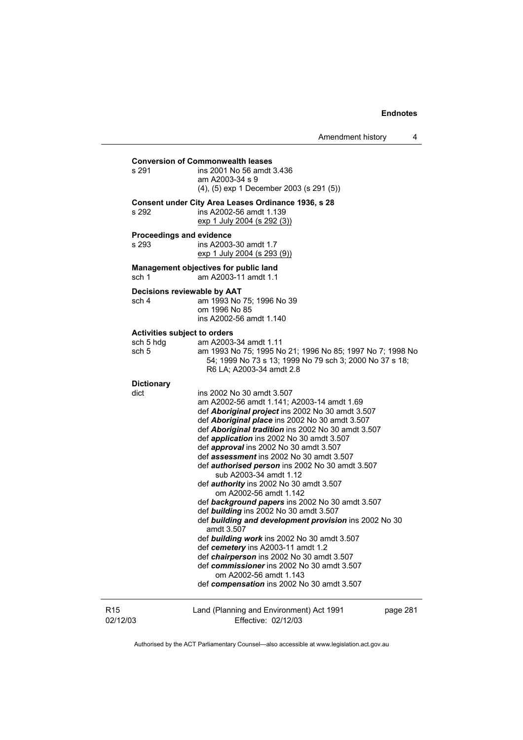**Conversion of Commonwealth leases**

s 291 ins 2001 No 56 amdt 3.436
am A2003-34 s 9
(4), (5) exp 1 December 2003 (s 291 (5))

**Consent under City Area Leases Ordinance 1936, s 28**

s 292 ins A2002-56 amdt 1.139
exp 1 July 2004 (s 292 (3))

**Proceedings and evidence**

s 293 ins A2003-30 amdt 1.7
exp 1 July 2004 (s 293 (9))

**Management objectives for public land**

sch 1 am A2003-11 amdt 1.1

**Decisions reviewable by AAT**

sch 4 am 1993 No 75; 1996 No 39
om 1996 No 85
ins A2002-56 amdt 1.140

**Activities subject to orders**

sch 5 hdg am A2003-34 amdt 1.11
sch 5 am 1993 No 75; 1995 No 21; 1996 No 85; 1997 No 7; 1998 No 54; 1999 No 73 s 13; 1999 No 79 sch 3; 2000 No 37 s 18; R6 LA; A2003-34 amdt 2.8

**Dictionary**

dict ins 2002 No 30 amdt 3.507
am A2002-56 amdt 1.141; A2003-14 amdt 1.69
def ***Aboriginal project*** ins 2002 No 30 amdt 3.507
def ***Aboriginal place*** ins 2002 No 30 amdt 3.507
def ***Aboriginal tradition*** ins 2002 No 30 amdt 3.507
def ***application*** ins 2002 No 30 amdt 3.507
def ***approval*** ins 2002 No 30 amdt 3.507
def ***assessment*** ins 2002 No 30 amdt 3.507
def ***authorised person*** ins 2002 No 30 amdt 3.507
sub A2003-34 amdt 1.12
def ***authority*** ins 2002 No 30 amdt 3.507
om A2002-56 amdt 1.142
def ***background papers*** ins 2002 No 30 amdt 3.507
def ***building*** ins 2002 No 30 amdt 3.507
def ***building and development provision*** ins 2002 No 30 amdt 3.507
def ***building work*** ins 2002 No 30 amdt 3.507
def ***cemetery*** ins A2003-11 amdt 1.2
def ***chairperson*** ins 2002 No 30 amdt 3.507
def ***commissioner*** ins 2002 No 30 amdt 3.507
om A2002-56 amdt 1.143
def ***compensation*** ins 2002 No 30 amdt 3.507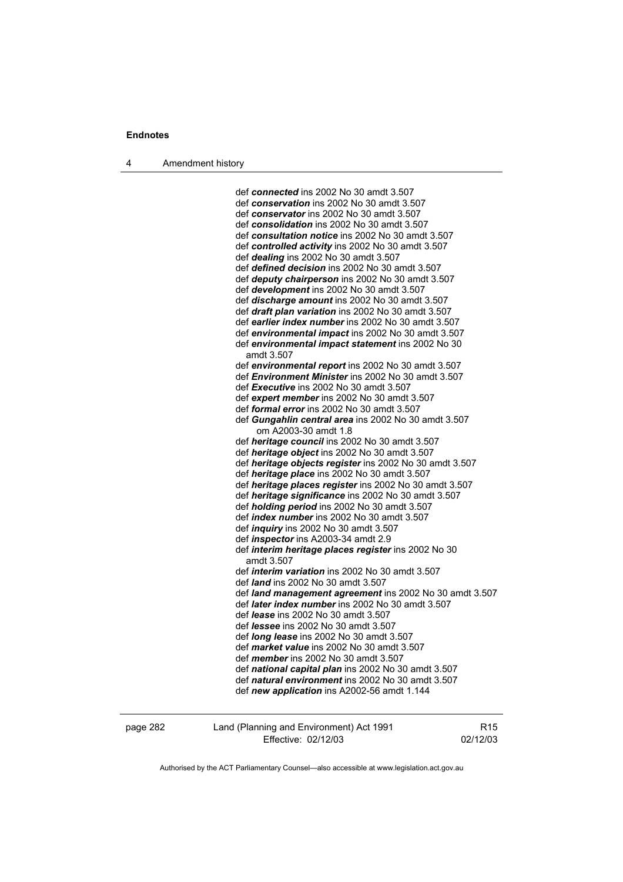def ***connected*** ins 2002 No 30 amdt 3.507
def ***conservation*** ins 2002 No 30 amdt 3.507
def ***conservator*** ins 2002 No 30 amdt 3.507
def ***consolidation*** ins 2002 No 30 amdt 3.507
def ***consultation notice*** ins 2002 No 30 amdt 3.507
def ***controlled activity*** ins 2002 No 30 amdt 3.507
def ***dealing*** ins 2002 No 30 amdt 3.507
def ***defined decision*** ins 2002 No 30 amdt 3.507
def ***deputy chairperson*** ins 2002 No 30 amdt 3.507
def ***development*** ins 2002 No 30 amdt 3.507
def ***discharge amount*** ins 2002 No 30 amdt 3.507
def ***draft plan variation*** ins 2002 No 30 amdt 3.507
def ***earlier index number*** ins 2002 No 30 amdt 3.507
def ***environmental impact*** ins 2002 No 30 amdt 3.507
def ***environmental impact statement*** ins 2002 No 30 amdt 3.507
def ***environmental report*** ins 2002 No 30 amdt 3.507
def ***Environment Minister*** ins 2002 No 30 amdt 3.507
def ***Executive*** ins 2002 No 30 amdt 3.507
def ***expert member*** ins 2002 No 30 amdt 3.507
def ***formal error*** ins 2002 No 30 amdt 3.507
def ***Gungahlin central area*** ins 2002 No 30 amdt 3.507
om A2003-30 amdt 1.8
def ***heritage council*** ins 2002 No 30 amdt 3.507
def ***heritage object*** ins 2002 No 30 amdt 3.507
def ***heritage objects register*** ins 2002 No 30 amdt 3.507
def ***heritage place*** ins 2002 No 30 amdt 3.507
def ***heritage places register*** ins 2002 No 30 amdt 3.507
def ***heritage significance*** ins 2002 No 30 amdt 3.507
def ***holding period*** ins 2002 No 30 amdt 3.507
def ***index number*** ins 2002 No 30 amdt 3.507
def ***inquiry*** ins 2002 No 30 amdt 3.507
def ***inspector*** ins A2003-34 amdt 2.9
def ***interim heritage places register*** ins 2002 No 30 amdt 3.507
def ***interim variation*** ins 2002 No 30 amdt 3.507
def ***land*** ins 2002 No 30 amdt 3.507
def ***land management agreement*** ins 2002 No 30 amdt 3.507
def ***later index number*** ins 2002 No 30 amdt 3.507
def ***lease*** ins 2002 No 30 amdt 3.507
def ***lessee*** ins 2002 No 30 amdt 3.507
def ***long lease*** ins 2002 No 30 amdt 3.507
def ***market value*** ins 2002 No 30 amdt 3.507
def ***member*** ins 2002 No 30 amdt 3.507
def ***national capital plan*** ins 2002 No 30 amdt 3.507
def ***natural environment*** ins 2002 No 30 amdt 3.507
def ***new application*** ins A2002-56 amdt 1.144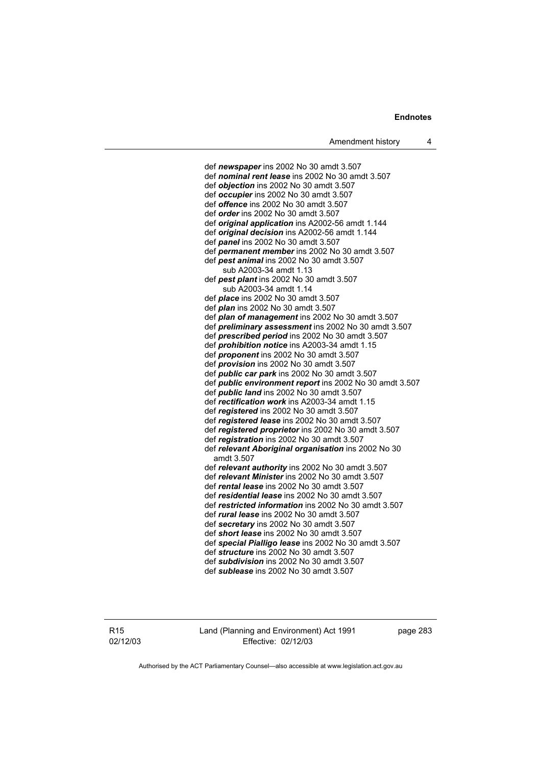def ***newspaper*** ins 2002 No 30 amdt 3.507
def ***nominal rent lease*** ins 2002 No 30 amdt 3.507
def ***objection*** ins 2002 No 30 amdt 3.507
def ***occupier*** ins 2002 No 30 amdt 3.507
def ***offence*** ins 2002 No 30 amdt 3.507
def ***order*** ins 2002 No 30 amdt 3.507
def ***original application*** ins A2002-56 amdt 1.144
def ***original decision*** ins A2002-56 amdt 1.144
def ***panel*** ins 2002 No 30 amdt 3.507
def ***permanent member*** ins 2002 No 30 amdt 3.507
def ***pest animal*** ins 2002 No 30 amdt 3.507
    sub A2003-34 amdt 1.13
def ***pest plant*** ins 2002 No 30 amdt 3.507
    sub A2003-34 amdt 1.14
def ***place*** ins 2002 No 30 amdt 3.507
def ***plan*** ins 2002 No 30 amdt 3.507
def ***plan of management*** ins 2002 No 30 amdt 3.507
def ***preliminary assessment*** ins 2002 No 30 amdt 3.507
def ***prescribed period*** ins 2002 No 30 amdt 3.507
def ***prohibition notice*** ins A2003-34 amdt 1.15
def ***proponent*** ins 2002 No 30 amdt 3.507
def ***provision*** ins 2002 No 30 amdt 3.507
def ***public car park*** ins 2002 No 30 amdt 3.507
def ***public environment report*** ins 2002 No 30 amdt 3.507
def ***public land*** ins 2002 No 30 amdt 3.507
def ***rectification work*** ins A2003-34 amdt 1.15
def ***registered*** ins 2002 No 30 amdt 3.507
def ***registered lease*** ins 2002 No 30 amdt 3.507
def ***registered proprietor*** ins 2002 No 30 amdt 3.507
def ***registration*** ins 2002 No 30 amdt 3.507
def ***relevant Aboriginal organisation*** ins 2002 No 30 amdt 3.507
def ***relevant authority*** ins 2002 No 30 amdt 3.507
def ***relevant Minister*** ins 2002 No 30 amdt 3.507
def ***rental lease*** ins 2002 No 30 amdt 3.507
def ***residential lease*** ins 2002 No 30 amdt 3.507
def ***restricted information*** ins 2002 No 30 amdt 3.507
def ***rural lease*** ins 2002 No 30 amdt 3.507
def ***secretary*** ins 2002 No 30 amdt 3.507
def ***short lease*** ins 2002 No 30 amdt 3.507
def ***special Pialligo lease*** ins 2002 No 30 amdt 3.507
def ***structure*** ins 2002 No 30 amdt 3.507
def ***subdivision*** ins 2002 No 30 amdt 3.507
def ***sublease*** ins 2002 No 30 amdt 3.507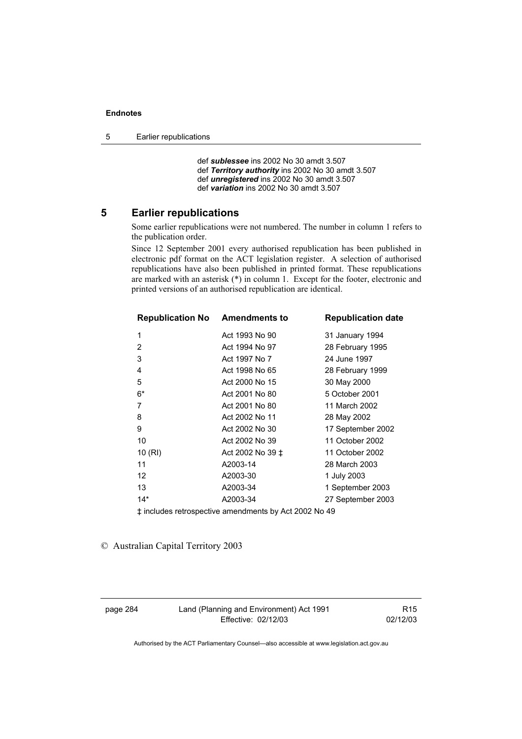def ***sublessee*** ins 2002 No 30 amdt 3.507
def ***Territory authority*** ins 2002 No 30 amdt 3.507
def ***unregistered*** ins 2002 No 30 amdt 3.507
def ***variation*** ins 2002 No 30 amdt 3.507

## 5 Earlier republications

Some earlier republications were not numbered. The number in column 1 refers to the publication order.

Since 12 September 2001 every authorised republication has been published in electronic pdf format on the ACT legislation register. A selection of authorised republications have also been published in printed format. These republications are marked with an asterisk (*) in column 1. Except for the footer, electronic and printed versions of an authorised republication are identical.

| Republication No | Amendments to | Republication date |
|---|---|---|
| 1 | Act 1993 No 90 | 31 January 1994 |
| 2 | Act 1994 No 97 | 28 February 1995 |
| 3 | Act 1997 No 7 | 24 June 1997 |
| 4 | Act 1998 No 65 | 28 February 1999 |
| 5 | Act 2000 No 15 | 30 May 2000 |
| 6* | Act 2001 No 80 | 5 October 2001 |
| 7 | Act 2001 No 80 | 11 March 2002 |
| 8 | Act 2002 No 11 | 28 May 2002 |
| 9 | Act 2002 No 30 | 17 September 2002 |
| 10 | Act 2002 No 39 | 11 October 2002 |
| 10 (RI) | Act 2002 No 39 ‡ | 11 October 2002 |
| 11 | A2003-14 | 28 March 2003 |
| 12 | A2003-30 | 1 July 2003 |
| 13 | A2003-34 | 1 September 2003 |
| 14* | A2003-34 | 27 September 2003 |

‡ includes retrospective amendments by Act 2002 No 49

© Australian Capital Territory 2003